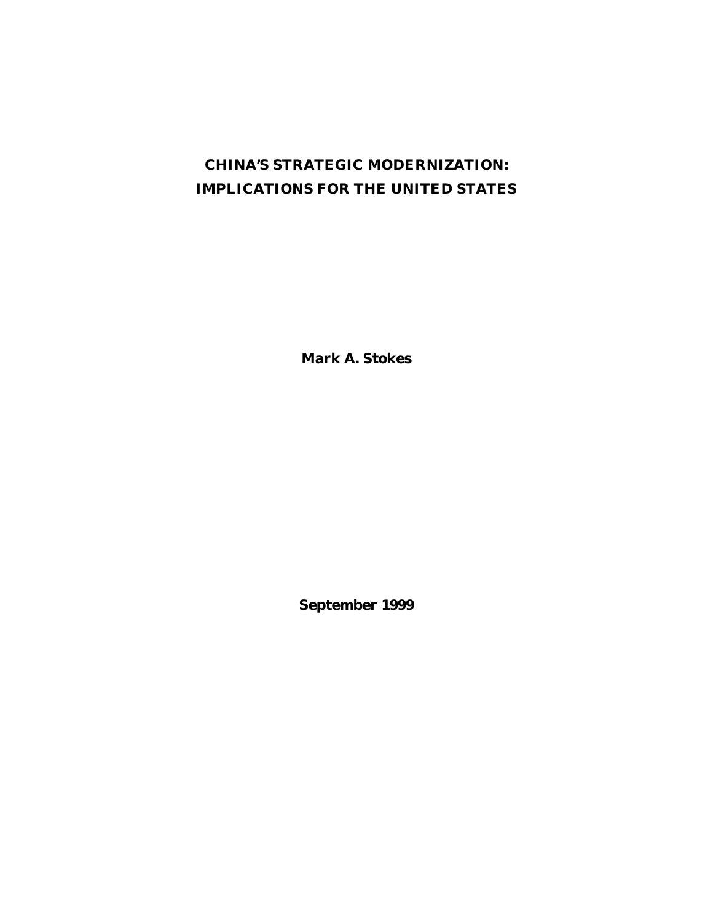# CHINA'S STRATEGIC MODERNIZATION: IMPLICATIONS FOR THE UNITED STATES

**Mark A. Stokes**

**September 1999**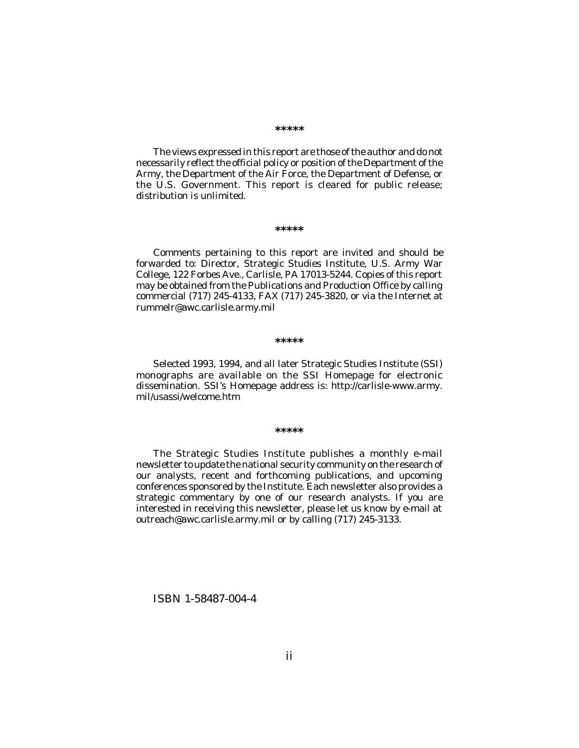*****

The views expressed in this report are those of the author and do not necessarily reflect the official policy or position of the Department of the Army, the Department of the Air Force, the Department of Defense, or the U.S. Government. This report is cleared for public release; distribution is unlimited.

*****

Comments pertaining to this report are invited and should be forwarded to: Director, Strategic Studies Institute, U.S. Army War College, 122 Forbes Ave., Carlisle, PA 17013-5244. Copies of this report may be obtained from the Publications and Production Office by calling commercial (717) 245-4133, FAX (717) 245-3820, or via the Internet at rummelr@awc.carlisle.army.mil

*****

Selected 1993, 1994, and all later Strategic Studies Institute (SSI) monographs are available on the SSI Homepage for electronic dissemination. SSI's Homepage address is: http://carlisle-www.army.mil/usassi/welcome.htm

*****

The Strategic Studies Institute publishes a monthly e-mail newsletter to update the national security community on the research of our analysts, recent and forthcoming publications, and upcoming conferences sponsored by the Institute. Each newsletter also provides a strategic commentary by one of our research analysts. If you are interested in receiving this newsletter, please let us know by e-mail at outreach@awc.carlisle.army.mil or by calling (717) 245-3133.

ISBN 1-58487-004-4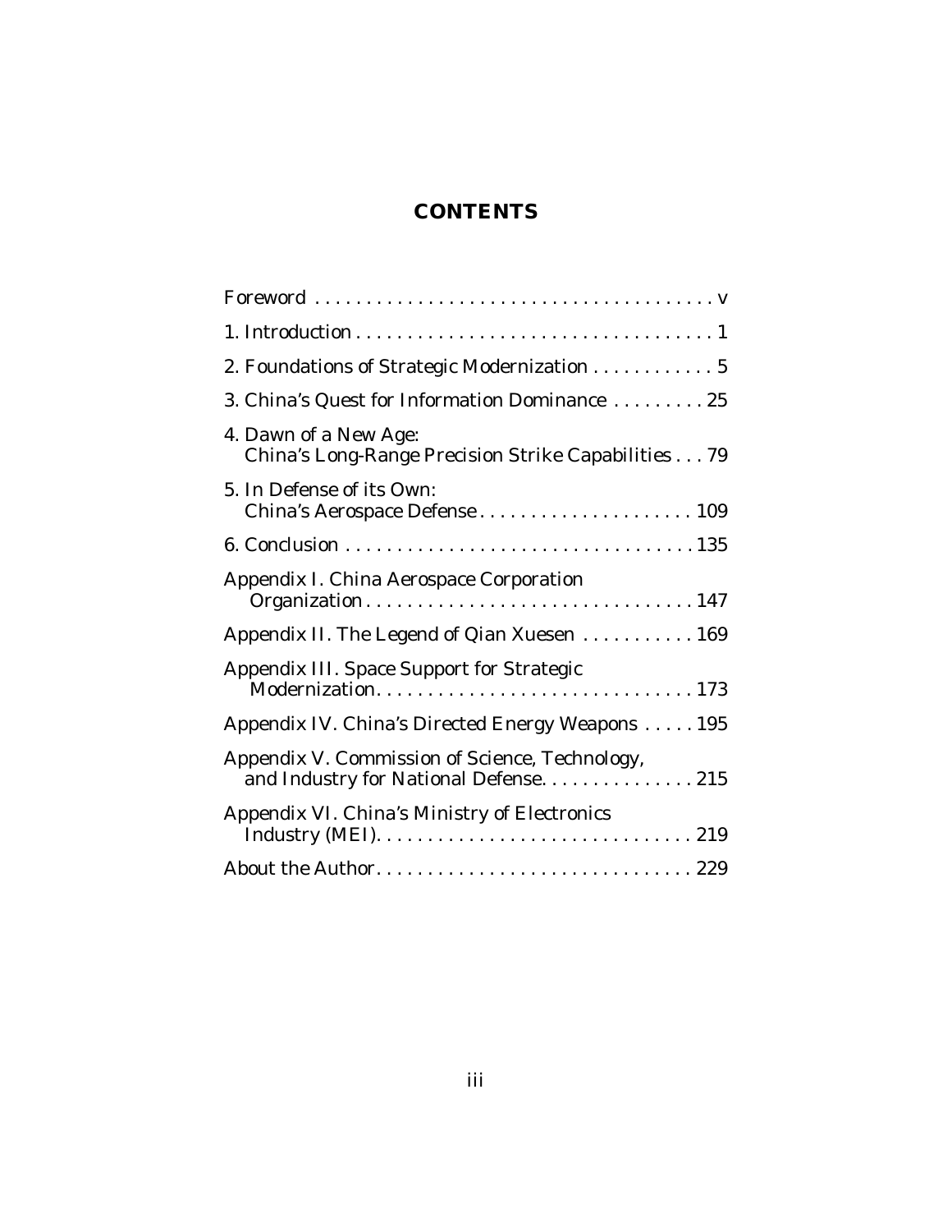# CONTENTS

| | |
|---|---|
| Foreword | v |
| 1. Introduction | 1 |
| 2. Foundations of Strategic Modernization | 5 |
| 3. China's Quest for Information Dominance | 25 |
| 4. Dawn of a New Age: China's Long-Range Precision Strike Capabilities | 79 |
| 5. In Defense of its Own: China's Aerospace Defense | 109 |
| 6. Conclusion | 135 |
| Appendix I. China Aerospace Corporation Organization | 147 |
| Appendix II. The Legend of Qian Xuesen | 169 |
| Appendix III. Space Support for Strategic Modernization | 173 |
| Appendix IV. China's Directed Energy Weapons | 195 |
| Appendix V. Commission of Science, Technology, and Industry for National Defense | 215 |
| Appendix VI. China's Ministry of Electronics Industry (MEI) | 219 |
| About the Author | 229 |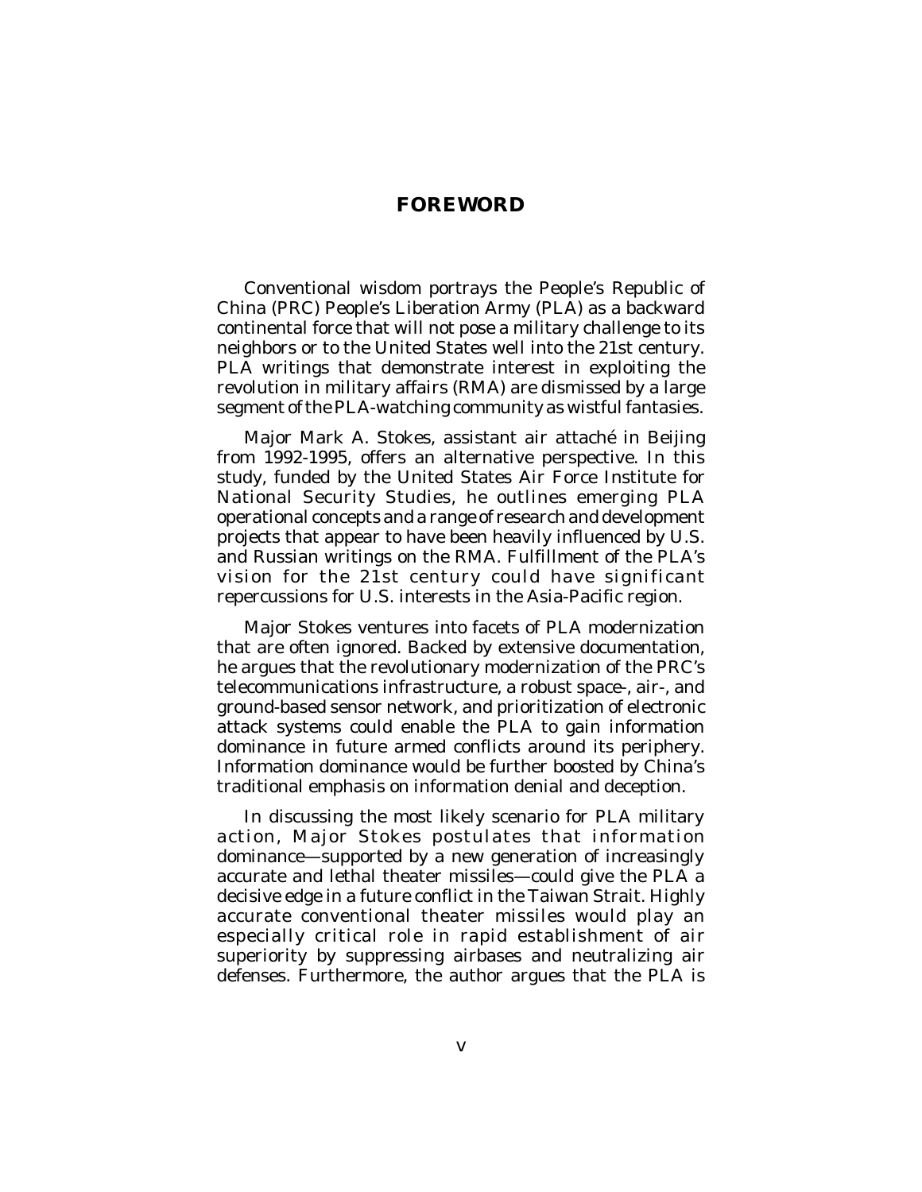## FOREWORD

Conventional wisdom portrays the People's Republic of China (PRC) People's Liberation Army (PLA) as a backward continental force that will not pose a military challenge to its neighbors or to the United States well into the 21st century. PLA writings that demonstrate interest in exploiting the revolution in military affairs (RMA) are dismissed by a large segment of the PLA-watching community as wistful fantasies.

Major Mark A. Stokes, assistant air attaché in Beijing from 1992-1995, offers an alternative perspective. In this study, funded by the United States Air Force Institute for National Security Studies, he outlines emerging PLA operational concepts and a range of research and development projects that appear to have been heavily influenced by U.S. and Russian writings on the RMA. Fulfillment of the PLA's vision for the 21st century could have significant repercussions for U.S. interests in the Asia-Pacific region.

Major Stokes ventures into facets of PLA modernization that are often ignored. Backed by extensive documentation, he argues that the revolutionary modernization of the PRC's telecommunications infrastructure, a robust space-, air-, and ground-based sensor network, and prioritization of electronic attack systems could enable the PLA to gain information dominance in future armed conflicts around its periphery. Information dominance would be further boosted by China's traditional emphasis on information denial and deception.

In discussing the most likely scenario for PLA military action, Major Stokes postulates that information dominance—supported by a new generation of increasingly accurate and lethal theater missiles—could give the PLA a decisive edge in a future conflict in the Taiwan Strait. Highly accurate conventional theater missiles would play an especially critical role in rapid establishment of air superiority by suppressing airbases and neutralizing air defenses. Furthermore, the author argues that the PLA is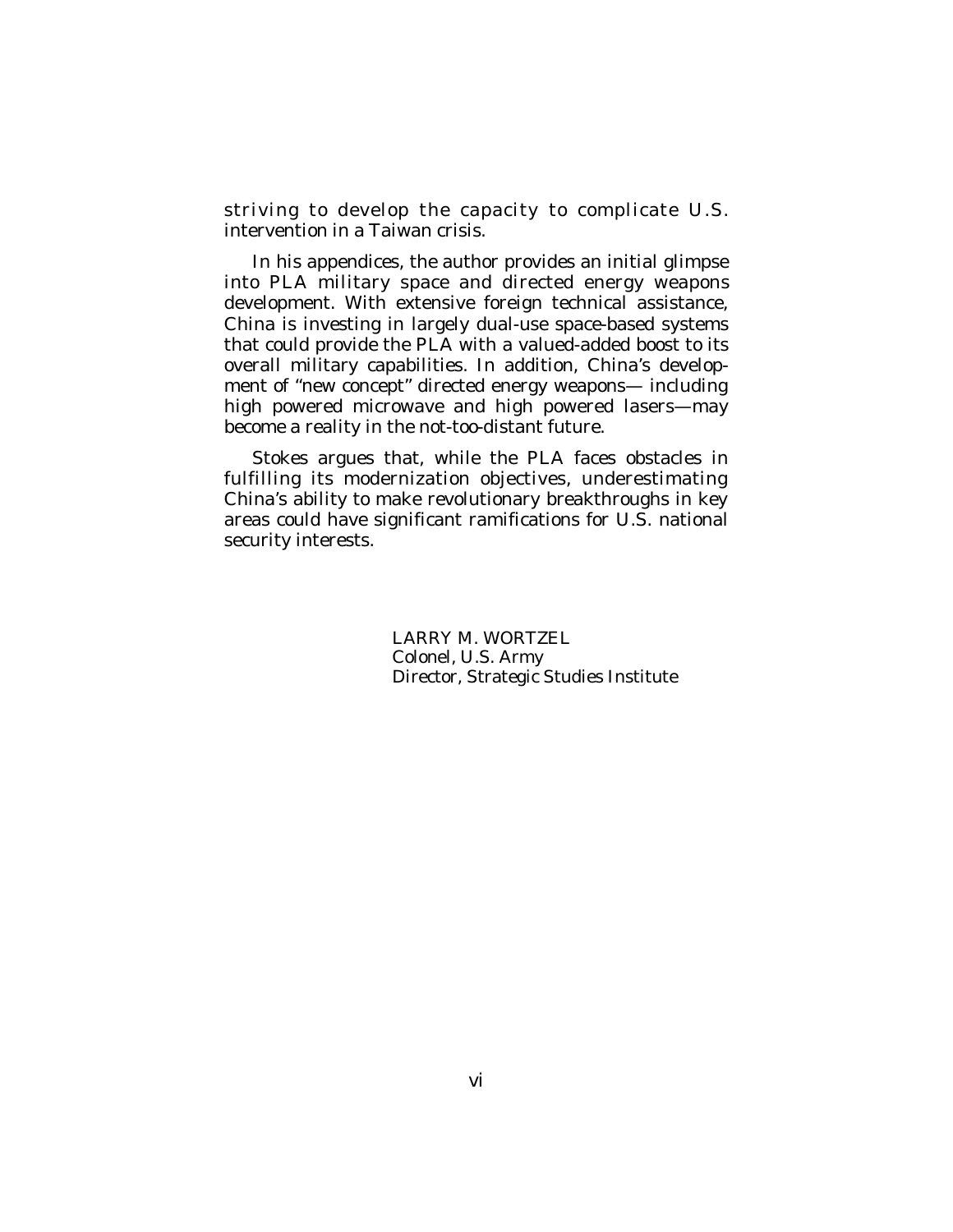striving to develop the capacity to complicate U.S. intervention in a Taiwan crisis.

In his appendices, the author provides an initial glimpse into PLA military space and directed energy weapons development. With extensive foreign technical assistance, China is investing in largely dual-use space-based systems that could provide the PLA with a valued-added boost to its overall military capabilities. In addition, China's development of "new concept" directed energy weapons— including high powered microwave and high powered lasers—may become a reality in the not-too-distant future.

Stokes argues that, while the PLA faces obstacles in fulfilling its modernization objectives, underestimating China's ability to make revolutionary breakthroughs in key areas could have significant ramifications for U.S. national security interests.

LARRY M. WORTZEL  
Colonel, U.S. Army  
Director, Strategic Studies Institute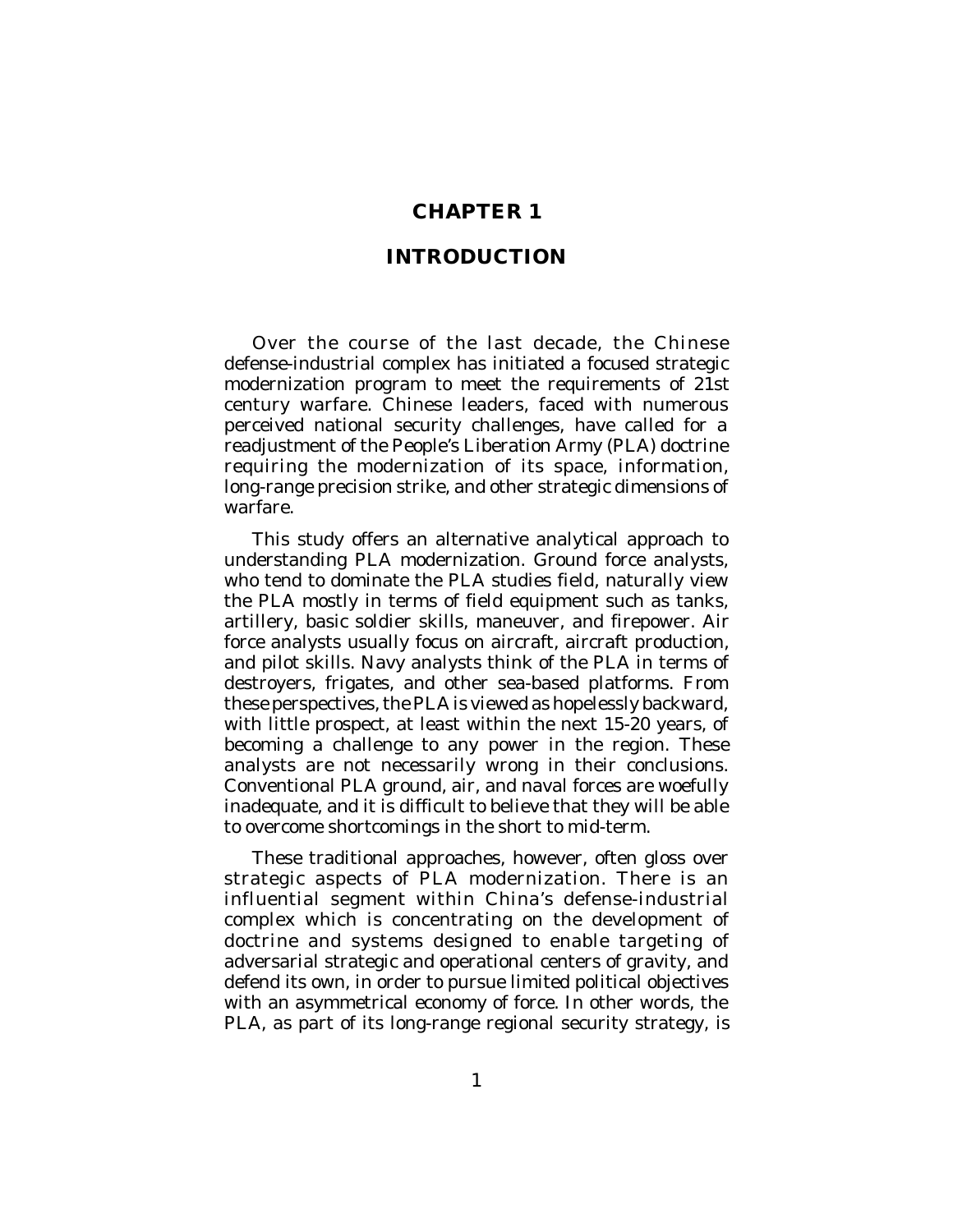# CHAPTER 1

# INTRODUCTION

Over the course of the last decade, the Chinese defense-industrial complex has initiated a focused strategic modernization program to meet the requirements of 21st century warfare. Chinese leaders, faced with numerous perceived national security challenges, have called for a readjustment of the People's Liberation Army (PLA) doctrine requiring the modernization of its space, information, long-range precision strike, and other strategic dimensions of warfare.

This study offers an alternative analytical approach to understanding PLA modernization. Ground force analysts, who tend to dominate the PLA studies field, naturally view the PLA mostly in terms of field equipment such as tanks, artillery, basic soldier skills, maneuver, and firepower. Air force analysts usually focus on aircraft, aircraft production, and pilot skills. Navy analysts think of the PLA in terms of destroyers, frigates, and other sea-based platforms. From these perspectives, the PLA is viewed as hopelessly backward, with little prospect, at least within the next 15-20 years, of becoming a challenge to any power in the region. These analysts are not necessarily wrong in their conclusions. Conventional PLA ground, air, and naval forces are woefully inadequate, and it is difficult to believe that they will be able to overcome shortcomings in the short to mid-term.

These traditional approaches, however, often gloss over strategic aspects of PLA modernization. There is an influential segment within China's defense-industrial complex which is concentrating on the development of doctrine and systems designed to enable targeting of adversarial strategic and operational centers of gravity, and defend its own, in order to pursue limited political objectives with an asymmetrical economy of force. In other words, the PLA, as part of its long-range regional security strategy, is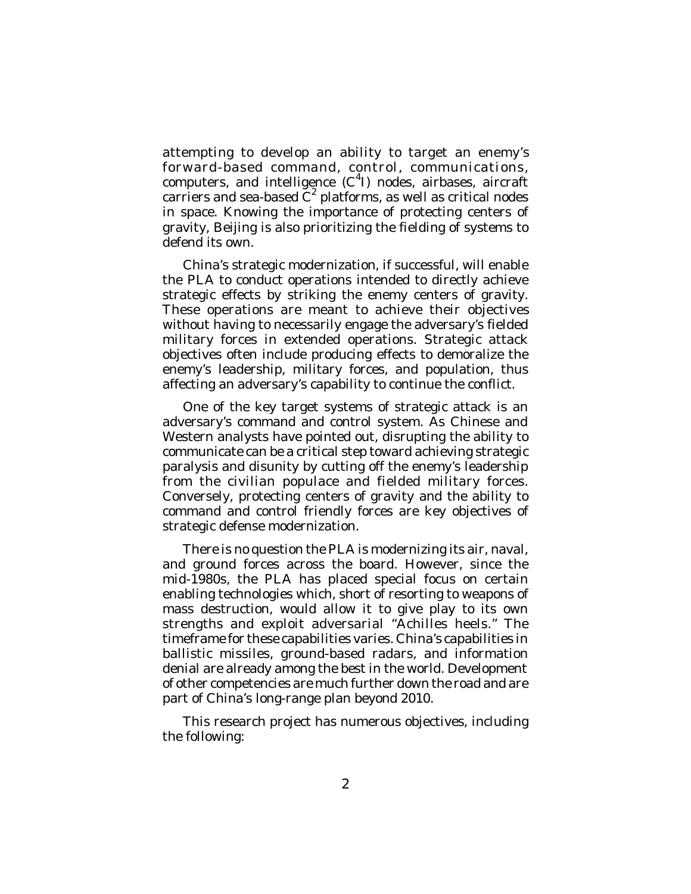attempting to develop an ability to target an enemy's forward-based command, control, communications, computers, and intelligence ($C^4I$) nodes, airbases, aircraft carriers and sea-based $C^2$ platforms, as well as critical nodes in space. Knowing the importance of protecting centers of gravity, Beijing is also prioritizing the fielding of systems to defend its own.

China's strategic modernization, if successful, will enable the PLA to conduct operations intended to directly achieve strategic effects by striking the enemy centers of gravity. These operations are meant to achieve their objectives without having to necessarily engage the adversary's fielded military forces in extended operations. Strategic attack objectives often include producing effects to demoralize the enemy's leadership, military forces, and population, thus affecting an adversary's capability to continue the conflict.

One of the key target systems of strategic attack is an adversary's command and control system. As Chinese and Western analysts have pointed out, disrupting the ability to communicate can be a critical step toward achieving strategic paralysis and disunity by cutting off the enemy's leadership from the civilian populace and fielded military forces. Conversely, protecting centers of gravity and the ability to command and control friendly forces are key objectives of strategic defense modernization.

There is no question the PLA is modernizing its air, naval, and ground forces across the board. However, since the mid-1980s, the PLA has placed special focus on certain enabling technologies which, short of resorting to weapons of mass destruction, would allow it to give play to its own strengths and exploit adversarial "Achilles heels." The timeframe for these capabilities varies. China's capabilities in ballistic missiles, ground-based radars, and information denial are already among the best in the world. Development of other competencies are much further down the road and are part of China's long-range plan beyond 2010.

This research project has numerous objectives, including the following: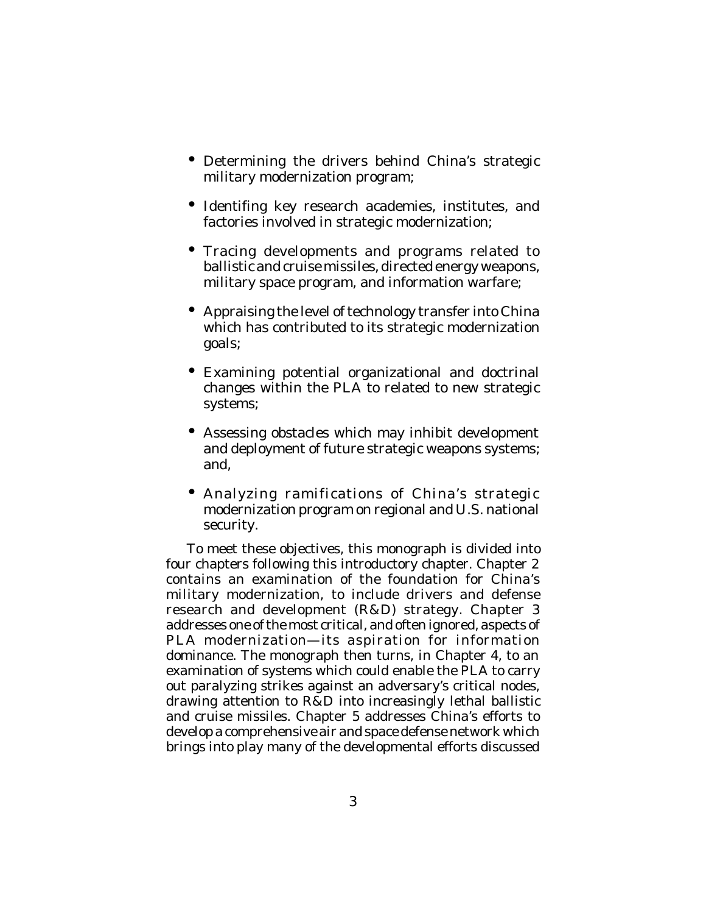- Determining the drivers behind China's strategic military modernization program;
- Identifing key research academies, institutes, and factories involved in strategic modernization;
- Tracing developments and programs related to ballistic and cruise missiles, directed energy weapons, military space program, and information warfare;
- Appraising the level of technology transfer into China which has contributed to its strategic modernization goals;
- Examining potential organizational and doctrinal changes within the PLA to related to new strategic systems;
- Assessing obstacles which may inhibit development and deployment of future strategic weapons systems; and,
- Analyzing ramifications of China's strategic modernization program on regional and U.S. national security.

To meet these objectives, this monograph is divided into four chapters following this introductory chapter. Chapter 2 contains an examination of the foundation for China's military modernization, to include drivers and defense research and development (R&D) strategy. Chapter 3 addresses one of the most critical, and often ignored, aspects of PLA modernization—its aspiration for information dominance. The monograph then turns, in Chapter 4, to an examination of systems which could enable the PLA to carry out paralyzing strikes against an adversary's critical nodes, drawing attention to R&D into increasingly lethal ballistic and cruise missiles. Chapter 5 addresses China's efforts to develop a comprehensive air and space defense network which brings into play many of the developmental efforts discussed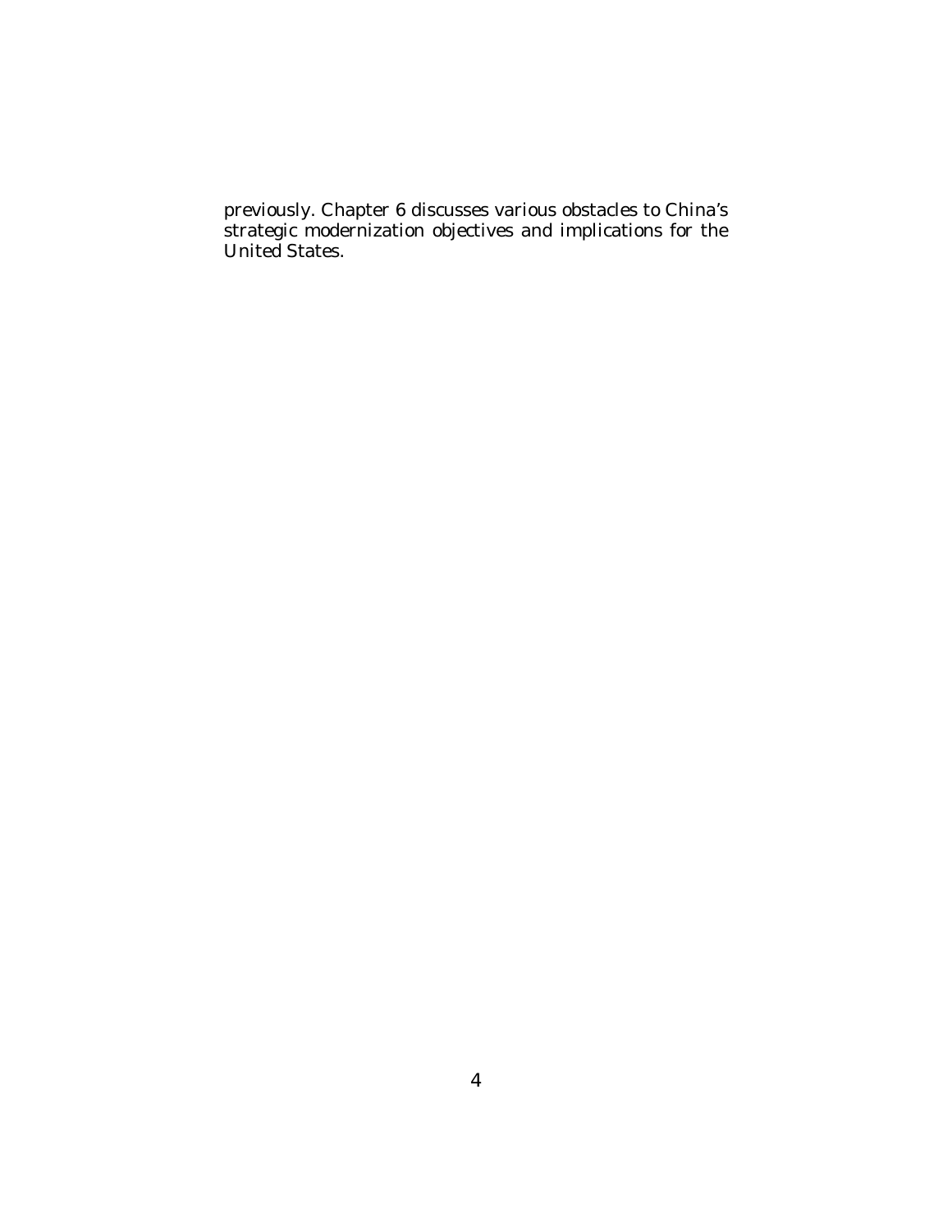previously. Chapter 6 discusses various obstacles to China's strategic modernization objectives and implications for the United States.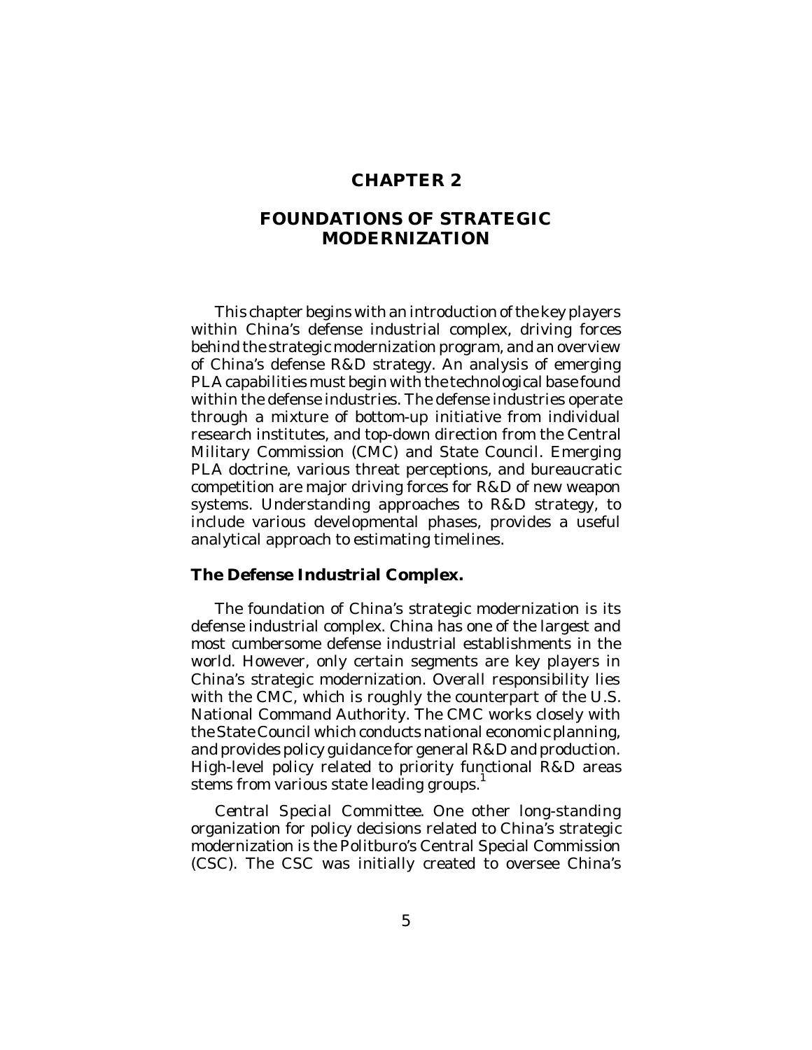# CHAPTER 2

# FOUNDATIONS OF STRATEGIC MODERNIZATION

This chapter begins with an introduction of the key players within China's defense industrial complex, driving forces behind the strategic modernization program, and an overview of China's defense R&D strategy. An analysis of emerging PLA capabilities must begin with the technological base found within the defense industries. The defense industries operate through a mixture of bottom-up initiative from individual research institutes, and top-down direction from the Central Military Commission (CMC) and State Council. Emerging PLA doctrine, various threat perceptions, and bureaucratic competition are major driving forces for R&D of new weapon systems. Understanding approaches to R&D strategy, to include various developmental phases, provides a useful analytical approach to estimating timelines.

## The Defense Industrial Complex.

The foundation of China's strategic modernization is its defense industrial complex. China has one of the largest and most cumbersome defense industrial establishments in the world. However, only certain segments are key players in China's strategic modernization. Overall responsibility lies with the CMC, which is roughly the counterpart of the U.S. National Command Authority. The CMC works closely with the State Council which conducts national economic planning, and provides policy guidance for general R&D and production. High-level policy related to priority functional R&D areas stems from various state leading groups.[1]

*Central Special Committee*. One other long-standing organization for policy decisions related to China's strategic modernization is the Politburo's Central Special Commission (CSC). The CSC was initially created to oversee China's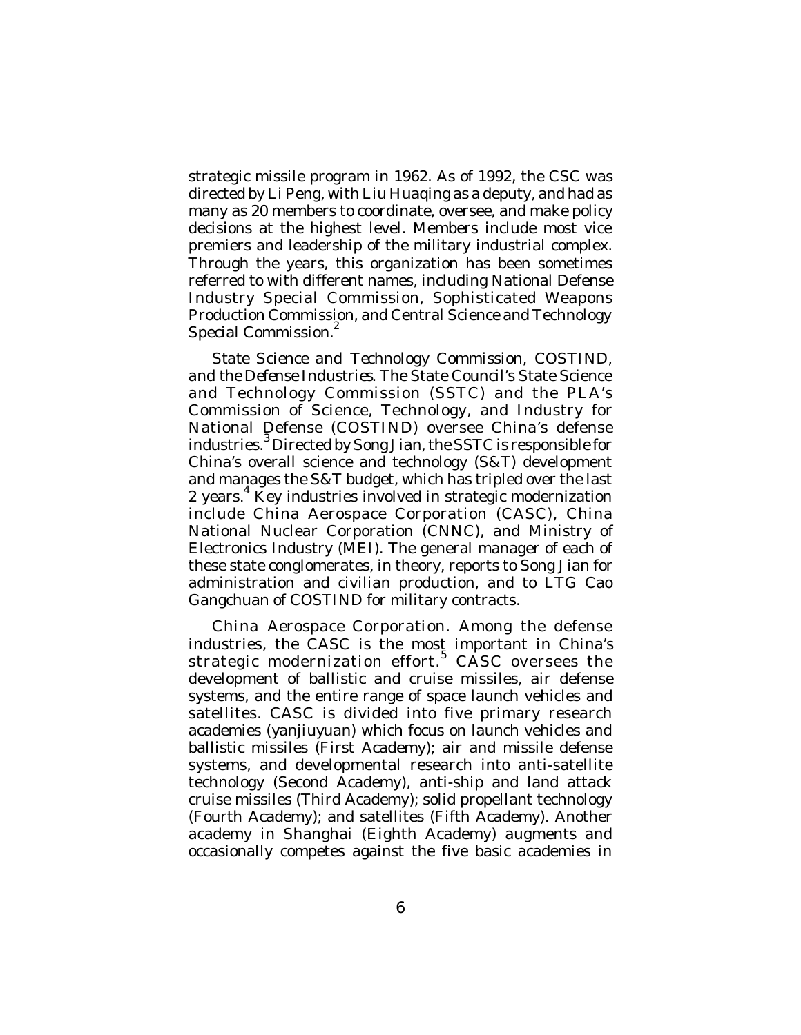strategic missile program in 1962. As of 1992, the CSC was directed by Li Peng, with Liu Huaqing as a deputy, and had as many as 20 members to coordinate, oversee, and make policy decisions at the highest level. Members include most vice premiers and leadership of the military industrial complex. Through the years, this organization has been sometimes referred to with different names, including National Defense Industry Special Commission, Sophisticated Weapons Production Commission, and Central Science and Technology Special Commission.[2]

*State Science and Technology Commission, COSTIND, and the Defense Industries.* The State Council's State Science and Technology Commission (SSTC) and the PLA's Commission of Science, Technology, and Industry for National Defense (COSTIND) oversee China's defense industries.[3] Directed by Song Jian, the SSTC is responsible for China's overall science and technology (S&T) development and manages the S&T budget, which has tripled over the last 2 years.[4] Key industries involved in strategic modernization include China Aerospace Corporation (CASC), China National Nuclear Corporation (CNNC), and Ministry of Electronics Industry (MEI). The general manager of each of these state conglomerates, in theory, reports to Song Jian for administration and civilian production, and to LTG Cao Gangchuan of COSTIND for military contracts.

*China Aerospace Corporation.* Among the defense industries, the CASC is the most important in China's strategic modernization effort.[5] CASC oversees the development of ballistic and cruise missiles, air defense systems, and the entire range of space launch vehicles and satellites. CASC is divided into five primary research academies (*yanjiuyuan*) which focus on launch vehicles and ballistic missiles (First Academy); air and missile defense systems, and developmental research into anti-satellite technology (Second Academy), anti-ship and land attack cruise missiles (Third Academy); solid propellant technology (Fourth Academy); and satellites (Fifth Academy). Another academy in Shanghai (Eighth Academy) augments and occasionally competes against the five basic academies in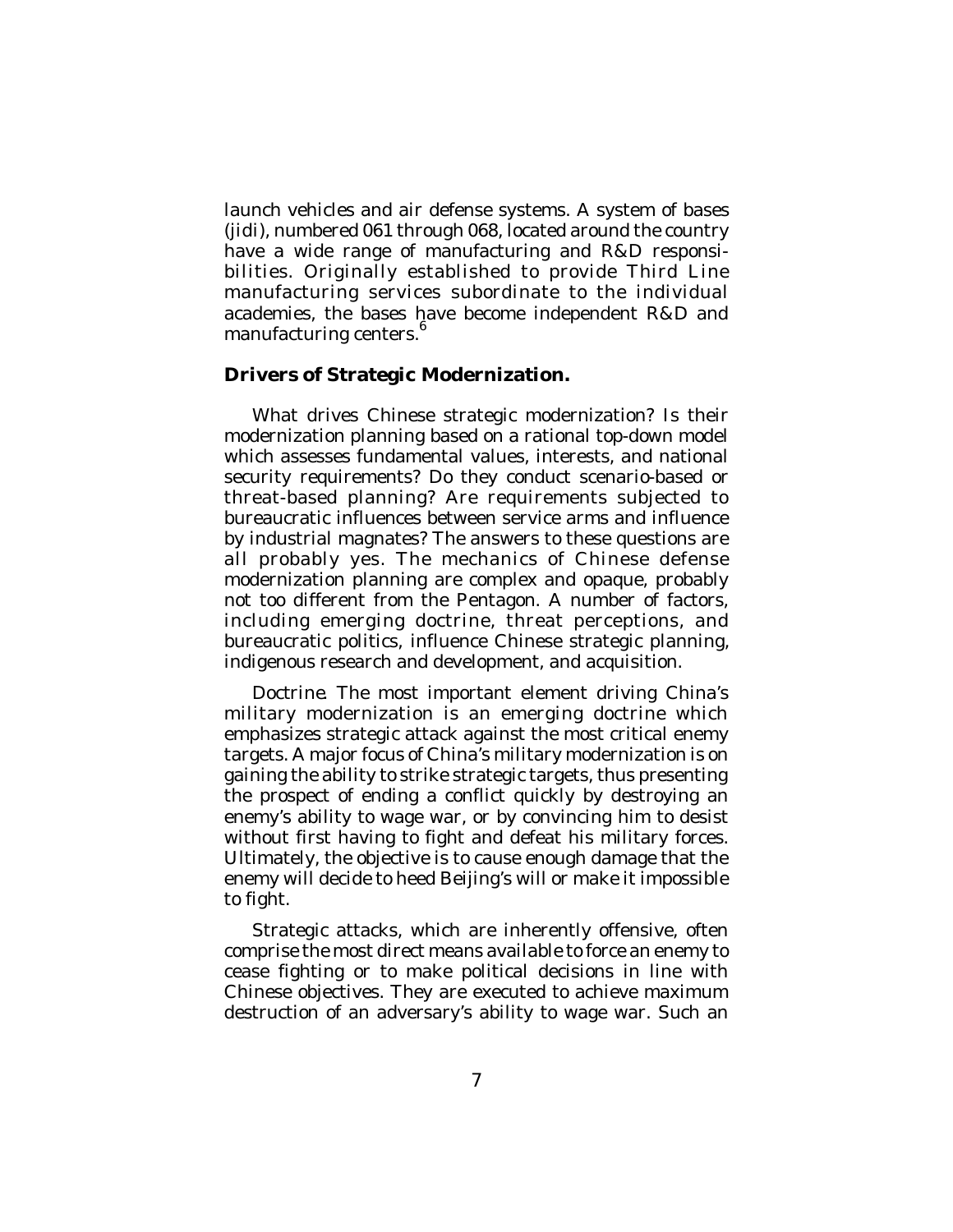launch vehicles and air defense systems. A system of bases (jidi), numbered 061 through 068, located around the country have a wide range of manufacturing and R&D responsibilities. Originally established to provide Third Line manufacturing services subordinate to the individual academies, the bases have become independent R&D and manufacturing centers.[6]

## Drivers of Strategic Modernization.

What drives Chinese strategic modernization? Is their modernization planning based on a rational top-down model which assesses fundamental values, interests, and national security requirements? Do they conduct scenario-based or threat-based planning? Are requirements subjected to bureaucratic influences between service arms and influence by industrial magnates? The answers to these questions are all probably yes. The mechanics of Chinese defense modernization planning are complex and opaque, probably not too different from the Pentagon. A number of factors, including emerging doctrine, threat perceptions, and bureaucratic politics, influence Chinese strategic planning, indigenous research and development, and acquisition.

*Doctrine*. The most important element driving China's military modernization is an emerging doctrine which emphasizes strategic attack against the most critical enemy targets. A major focus of China's military modernization is on gaining the ability to strike strategic targets, thus presenting the prospect of ending a conflict quickly by destroying an enemy's ability to wage war, or by convincing him to desist without first having to fight and defeat his military forces. Ultimately, the objective is to cause enough damage that the enemy will decide to heed Beijing's will or make it impossible to fight.

Strategic attacks, which are inherently offensive, often comprise the most direct means available to force an enemy to cease fighting or to make political decisions in line with Chinese objectives. They are executed to achieve maximum destruction of an adversary's ability to wage war. Such an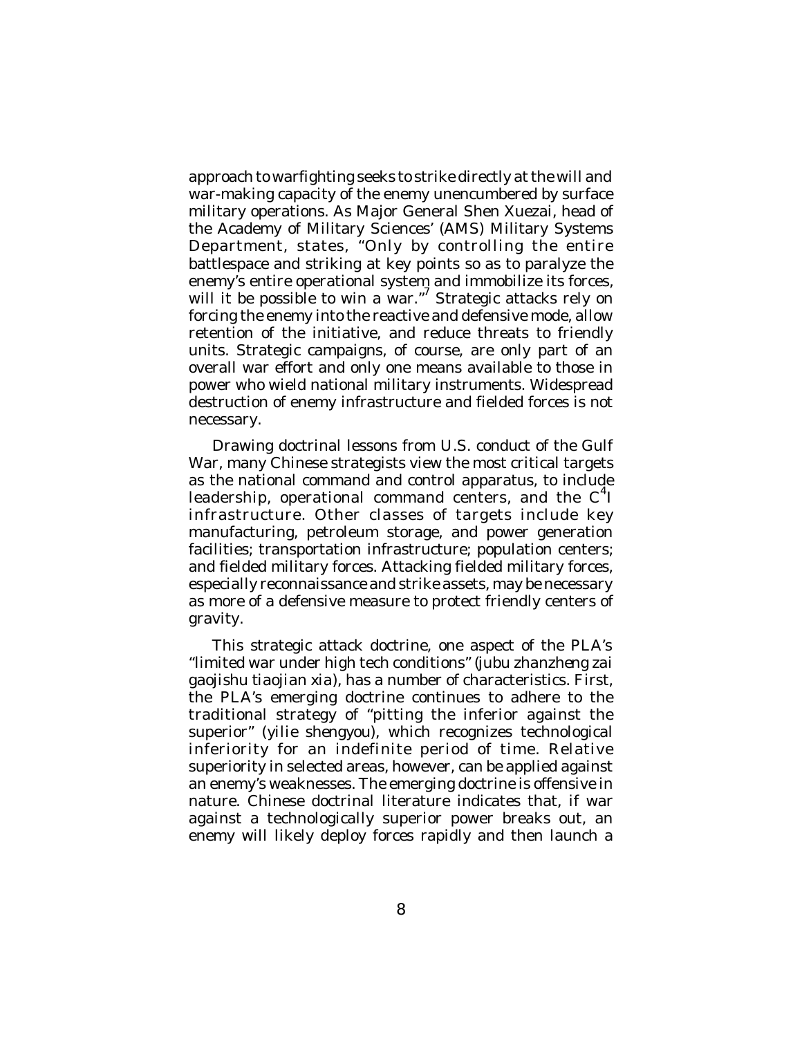approach to warfighting seeks to strike directly at the will and war-making capacity of the enemy unencumbered by surface military operations. As Major General Shen Xuezai, head of the Academy of Military Sciences' (AMS) Military Systems Department, states, "Only by controlling the entire battlespace and striking at key points so as to paralyze the enemy's entire operational system and immobilize its forces, will it be possible to win a war."[7] Strategic attacks rely on forcing the enemy into the reactive and defensive mode, allow retention of the initiative, and reduce threats to friendly units. Strategic campaigns, of course, are only part of an overall war effort and only one means available to those in power who wield national military instruments. Widespread destruction of enemy infrastructure and fielded forces is not necessary.

Drawing doctrinal lessons from U.S. conduct of the Gulf War, many Chinese strategists view the most critical targets as the national command and control apparatus, to include leadership, operational command centers, and the $C^4I$ infrastructure. Other classes of targets include key manufacturing, petroleum storage, and power generation facilities; transportation infrastructure; population centers; and fielded military forces. Attacking fielded military forces, especially reconnaissance and strike assets, may be necessary as more of a defensive measure to protect friendly centers of gravity.

This strategic attack doctrine, one aspect of the PLA's "limited war under high tech conditions" (*jubu zhanzheng zai gaojishu tiaojian xia*), has a number of characteristics. First, the PLA's emerging doctrine continues to adhere to the traditional strategy of "pitting the inferior against the superior" (*yilie shengyou*), which recognizes technological inferiority for an indefinite period of time. Relative superiority in selected areas, however, can be applied against an enemy's weaknesses. The emerging doctrine is offensive in nature. Chinese doctrinal literature indicates that, if war against a technologically superior power breaks out, an enemy will likely deploy forces rapidly and then launch a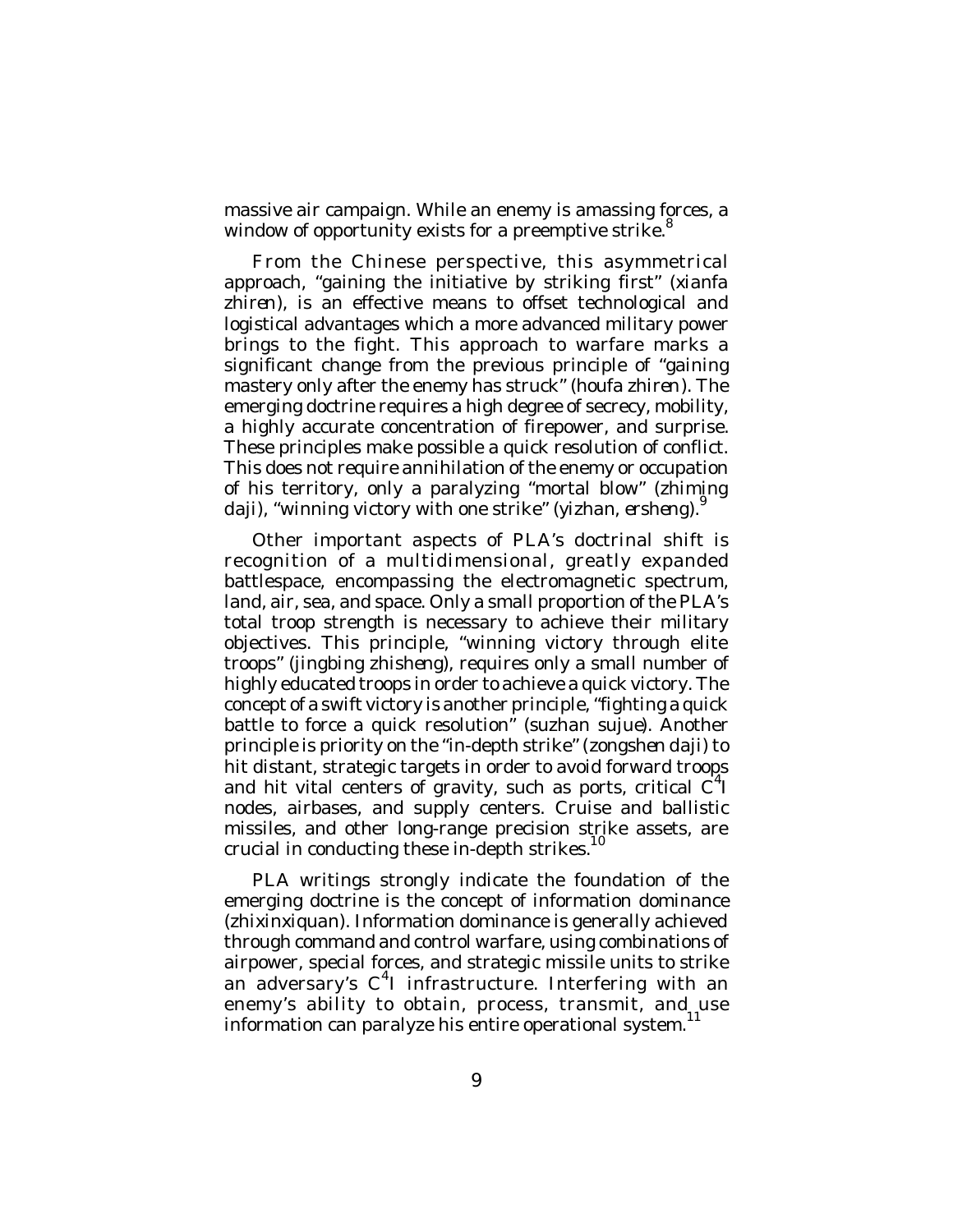massive air campaign. While an enemy is amassing forces, a window of opportunity exists for a preemptive strike.[8]

From the Chinese perspective, this asymmetrical approach, "gaining the initiative by striking first" (*xianfa zhiren*), is an effective means to offset technological and logistical advantages which a more advanced military power brings to the fight. This approach to warfare marks a significant change from the previous principle of "gaining mastery only after the enemy has struck" (*houfa zhiren*). The emerging doctrine requires a high degree of secrecy, mobility, a highly accurate concentration of firepower, and surprise. These principles make possible a quick resolution of conflict. This does not require annihilation of the enemy or occupation of his territory, only a paralyzing "mortal blow" (*zhiming daji*), "winning victory with one strike" (*yizhan, ersheng*).[9]

Other important aspects of PLA's doctrinal shift is recognition of a multidimensional, greatly expanded battlespace, encompassing the electromagnetic spectrum, land, air, sea, and space. Only a small proportion of the PLA's total troop strength is necessary to achieve their military objectives. This principle, "winning victory through elite troops" (*jingbing zhisheng*), requires only a small number of highly educated troops in order to achieve a quick victory. The concept of a swift victory is another principle, "fighting a quick battle to force a quick resolution" (*suzhan sujue*). Another principle is priority on the "in-depth strike" (*zongshen daji*) to hit distant, strategic targets in order to avoid forward troops and hit vital centers of gravity, such as ports, critical $C^4I$ nodes, airbases, and supply centers. Cruise and ballistic missiles, and other long-range precision strike assets, are crucial in conducting these in-depth strikes.[10]

PLA writings strongly indicate the foundation of the emerging doctrine is the concept of information dominance (*zhixinxiquan*). Information dominance is generally achieved through command and control warfare, using combinations of airpower, special forces, and strategic missile units to strike an adversary's $C^4I$ infrastructure. Interfering with an enemy's ability to obtain, process, transmit, and use information can paralyze his entire operational system.[11]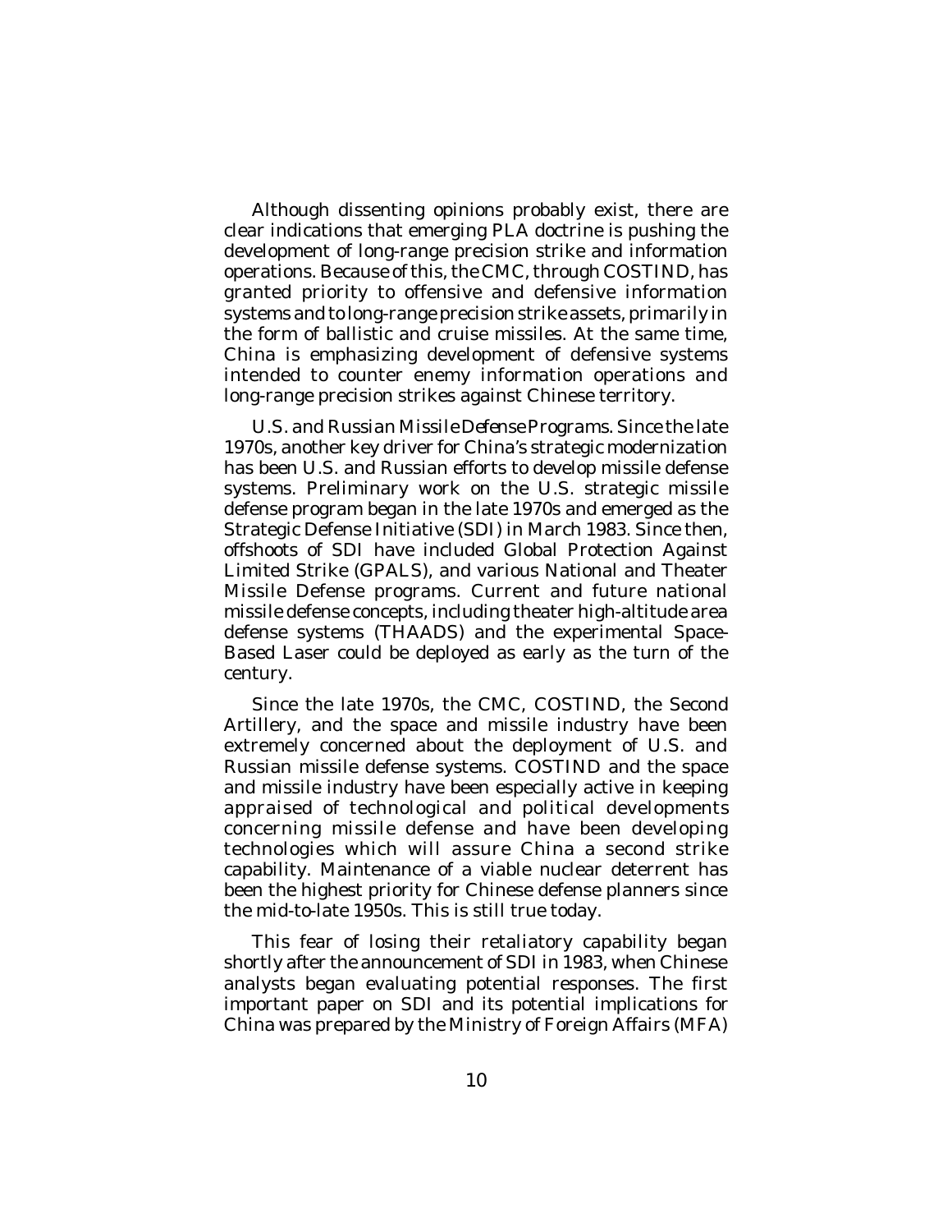Although dissenting opinions probably exist, there are clear indications that emerging PLA doctrine is pushing the development of long-range precision strike and information operations. Because of this, the CMC, through COSTIND, has granted priority to offensive and defensive information systems and to long-range precision strike assets, primarily in the form of ballistic and cruise missiles. At the same time, China is emphasizing development of defensive systems intended to counter enemy information operations and long-range precision strikes against Chinese territory.

*U.S. and Russian Missile Defense Programs.* Since the late 1970s, another key driver for China's strategic modernization has been U.S. and Russian efforts to develop missile defense systems. Preliminary work on the U.S. strategic missile defense program began in the late 1970s and emerged as the Strategic Defense Initiative (SDI) in March 1983. Since then, offshoots of SDI have included Global Protection Against Limited Strike (GPALS), and various National and Theater Missile Defense programs. Current and future national missile defense concepts, including theater high-altitude area defense systems (THAADS) and the experimental Space-Based Laser could be deployed as early as the turn of the century.

Since the late 1970s, the CMC, COSTIND, the Second Artillery, and the space and missile industry have been extremely concerned about the deployment of U.S. and Russian missile defense systems. COSTIND and the space and missile industry have been especially active in keeping appraised of technological and political developments concerning missile defense and have been developing technologies which will assure China a second strike capability. Maintenance of a viable nuclear deterrent has been the highest priority for Chinese defense planners since the mid-to-late 1950s. This is still true today.

This fear of losing their retaliatory capability began shortly after the announcement of SDI in 1983, when Chinese analysts began evaluating potential responses. The first important paper on SDI and its potential implications for China was prepared by the Ministry of Foreign Affairs (MFA)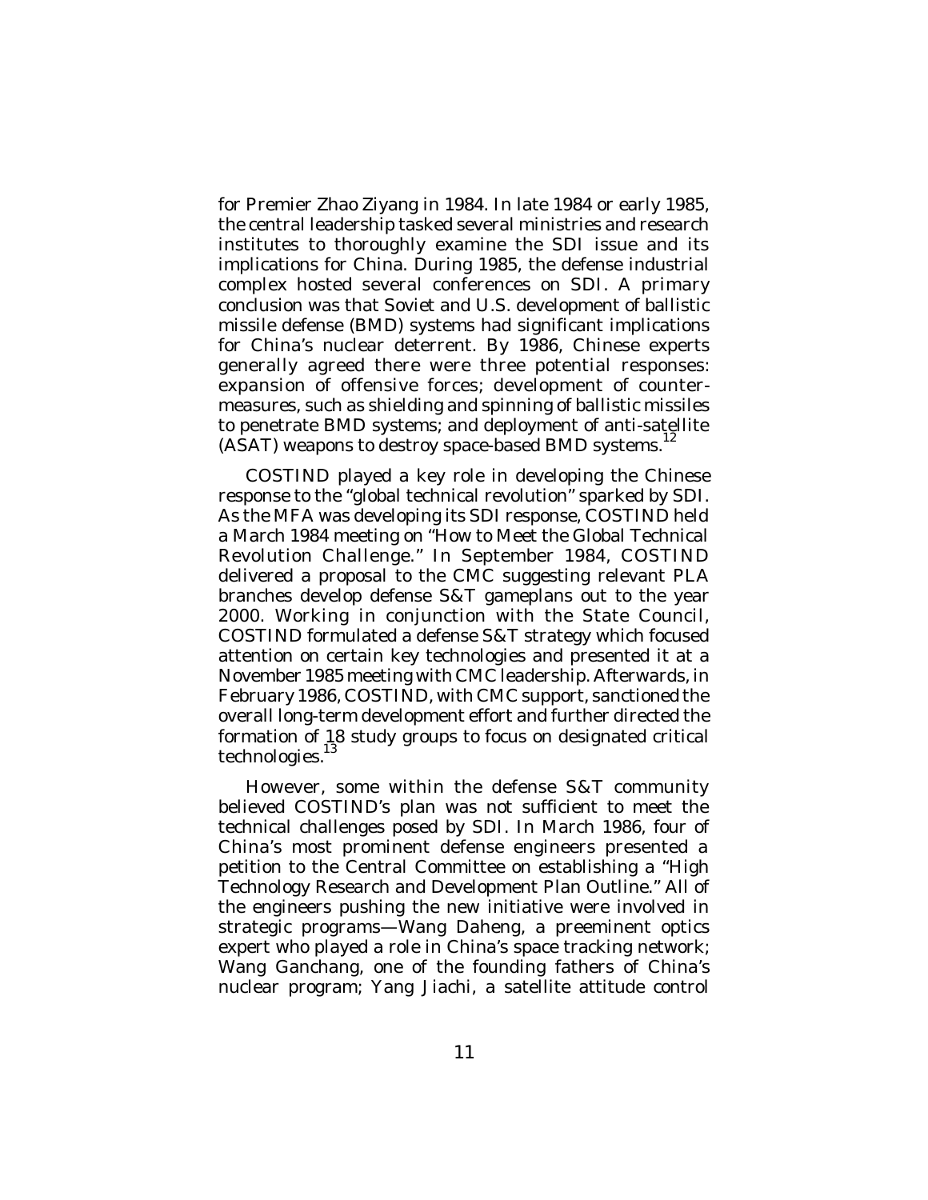for Premier Zhao Ziyang in 1984. In late 1984 or early 1985, the central leadership tasked several ministries and research institutes to thoroughly examine the SDI issue and its implications for China. During 1985, the defense industrial complex hosted several conferences on SDI. A primary conclusion was that Soviet and U.S. development of ballistic missile defense (BMD) systems had significant implications for China's nuclear deterrent. By 1986, Chinese experts generally agreed there were three potential responses: expansion of offensive forces; development of countermeasures, such as shielding and spinning of ballistic missiles to penetrate BMD systems; and deployment of anti-satellite (ASAT) weapons to destroy space-based BMD systems.[12]

COSTIND played a key role in developing the Chinese response to the "global technical revolution" sparked by SDI. As the MFA was developing its SDI response, COSTIND held a March 1984 meeting on "How to Meet the Global Technical Revolution Challenge." In September 1984, COSTIND delivered a proposal to the CMC suggesting relevant PLA branches develop defense S&T gameplans out to the year 2000. Working in conjunction with the State Council, COSTIND formulated a defense S&T strategy which focused attention on certain key technologies and presented it at a November 1985 meeting with CMC leadership. Afterwards, in February 1986, COSTIND, with CMC support, sanctioned the overall long-term development effort and further directed the formation of 18 study groups to focus on designated critical technologies.[13]

However, some within the defense S&T community believed COSTIND's plan was not sufficient to meet the technical challenges posed by SDI. In March 1986, four of China's most prominent defense engineers presented a petition to the Central Committee on establishing a "High Technology Research and Development Plan Outline." All of the engineers pushing the new initiative were involved in strategic programs—Wang Daheng, a preeminent optics expert who played a role in China's space tracking network; Wang Ganchang, one of the founding fathers of China's nuclear program; Yang Jiachi, a satellite attitude control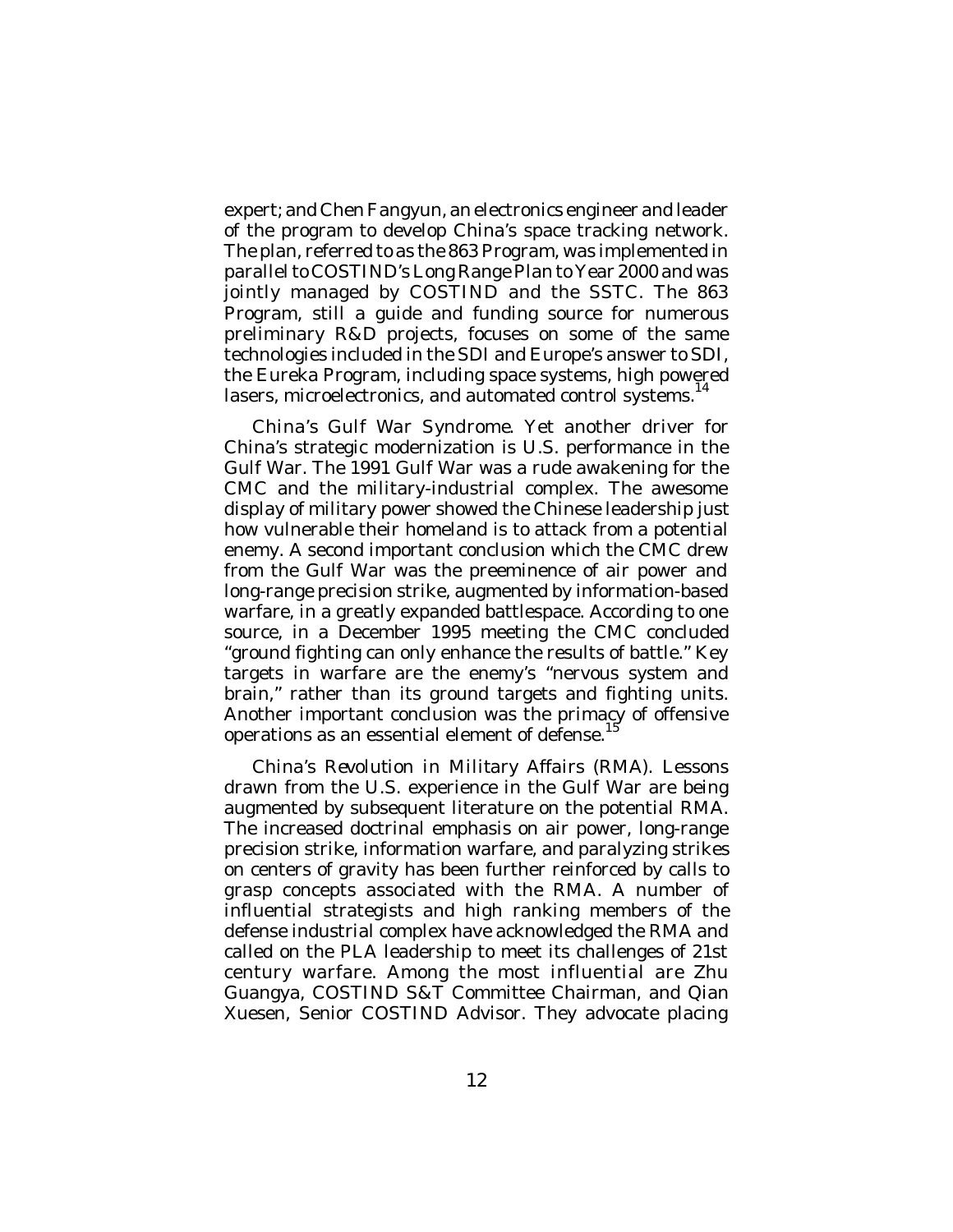expert; and Chen Fangyun, an electronics engineer and leader of the program to develop China's space tracking network. The plan, referred to as the 863 Program, was implemented in parallel to COSTIND's Long Range Plan to Year 2000 and was jointly managed by COSTIND and the SSTC. The 863 Program, still a guide and funding source for numerous preliminary R&D projects, focuses on some of the same technologies included in the SDI and Europe's answer to SDI, the Eureka Program, including space systems, high powered lasers, microelectronics, and automated control systems.[14]

*China's Gulf War Syndrome.* Yet another driver for China's strategic modernization is U.S. performance in the Gulf War. The 1991 Gulf War was a rude awakening for the CMC and the military-industrial complex. The awesome display of military power showed the Chinese leadership just how vulnerable their homeland is to attack from a potential enemy. A second important conclusion which the CMC drew from the Gulf War was the preeminence of air power and long-range precision strike, augmented by information-based warfare, in a greatly expanded battlespace. According to one source, in a December 1995 meeting the CMC concluded "ground fighting can only enhance the results of battle." Key targets in warfare are the enemy's "nervous system and brain," rather than its ground targets and fighting units. Another important conclusion was the primacy of offensive operations as an essential element of defense.[15]

*China's Revolution in Military Affairs (RMA).* Lessons drawn from the U.S. experience in the Gulf War are being augmented by subsequent literature on the potential RMA. The increased doctrinal emphasis on air power, long-range precision strike, information warfare, and paralyzing strikes on centers of gravity has been further reinforced by calls to grasp concepts associated with the RMA. A number of influential strategists and high ranking members of the defense industrial complex have acknowledged the RMA and called on the PLA leadership to meet its challenges of 21st century warfare. Among the most influential are Zhu Guangya, COSTIND S&T Committee Chairman, and Qian Xuesen, Senior COSTIND Advisor. They advocate placing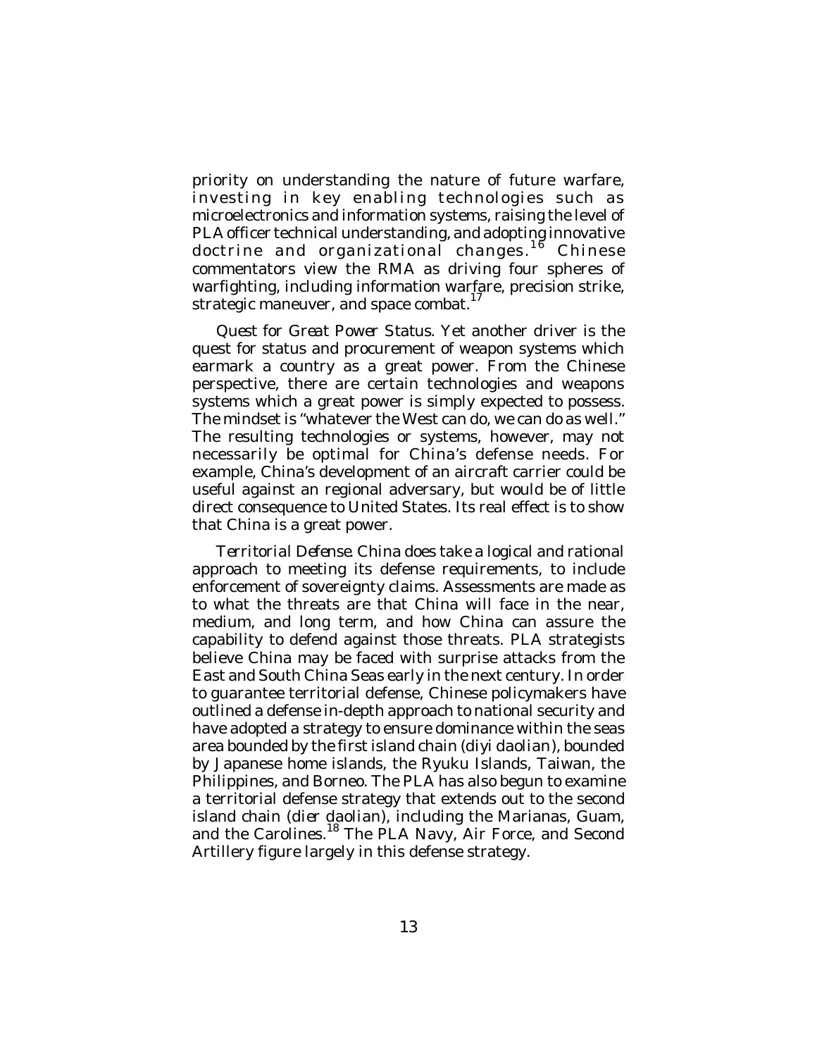priority on understanding the nature of future warfare, investing in key enabling technologies such as microelectronics and information systems, raising the level of PLA officer technical understanding, and adopting innovative doctrine and organizational changes.[16] Chinese commentators view the RMA as driving four spheres of warfighting, including information warfare, precision strike, strategic maneuver, and space combat.[17]

*Quest for Great Power Status*. Yet another driver is the quest for status and procurement of weapon systems which earmark a country as a great power. From the Chinese perspective, there are certain technologies and weapons systems which a great power is simply expected to possess. The mindset is "whatever the West can do, we can do as well." The resulting technologies or systems, however, may not necessarily be optimal for China's defense needs. For example, China's development of an aircraft carrier could be useful against an regional adversary, but would be of little direct consequence to United States. Its real effect is to show that China is a great power.

*Territorial Defense*. China does take a logical and rational approach to meeting its defense requirements, to include enforcement of sovereignty claims. Assessments are made as to what the threats are that China will face in the near, medium, and long term, and how China can assure the capability to defend against those threats. PLA strategists believe China may be faced with surprise attacks from the East and South China Seas early in the next century. In order to guarantee territorial defense, Chinese policymakers have outlined a defense in-depth approach to national security and have adopted a strategy to ensure dominance within the seas area bounded by the first island chain (*diyi daolian*), bounded by Japanese home islands, the Ryuku Islands, Taiwan, the Philippines, and Borneo. The PLA has also begun to examine a territorial defense strategy that extends out to the second island chain (*dier daolian*), including the Marianas, Guam, and the Carolines.[18] The PLA Navy, Air Force, and Second Artillery figure largely in this defense strategy.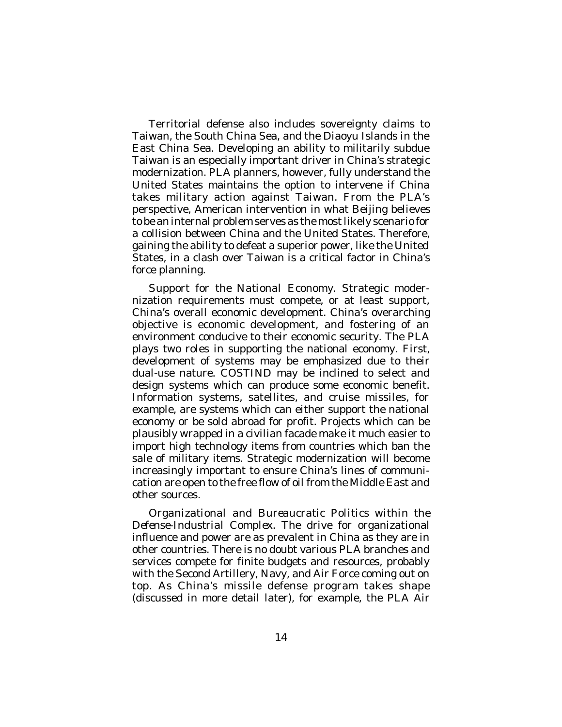Territorial defense also includes sovereignty claims to Taiwan, the South China Sea, and the Diaoyu Islands in the East China Sea. Developing an ability to militarily subdue Taiwan is an especially important driver in China's strategic modernization. PLA planners, however, fully understand the United States maintains the option to intervene if China takes military action against Taiwan. From the PLA's perspective, American intervention in what Beijing believes to be an internal problem serves as the most likely scenario for a collision between China and the United States. Therefore, gaining the ability to defeat a superior power, like the United States, in a clash over Taiwan is a critical factor in China's force planning.

*Support for the National Economy.* Strategic modernization requirements must compete, or at least support, China's overall economic development. China's overarching objective is economic development, and fostering of an environment conducive to their economic security. The PLA plays two roles in supporting the national economy. First, development of systems may be emphasized due to their dual-use nature. COSTIND may be inclined to select and design systems which can produce some economic benefit. Information systems, satellites, and cruise missiles, for example, are systems which can either support the national economy or be sold abroad for profit. Projects which can be plausibly wrapped in a civilian facade make it much easier to import high technology items from countries which ban the sale of military items. Strategic modernization will become increasingly important to ensure China's lines of communication are open to the free flow of oil from the Middle East and other sources.

*Organizational and Bureaucratic Politics within the Defense-Industrial Complex.* The drive for organizational influence and power are as prevalent in China as they are in other countries. There is no doubt various PLA branches and services compete for finite budgets and resources, probably with the Second Artillery, Navy, and Air Force coming out on top. As China's missile defense program takes shape (discussed in more detail later), for example, the PLA Air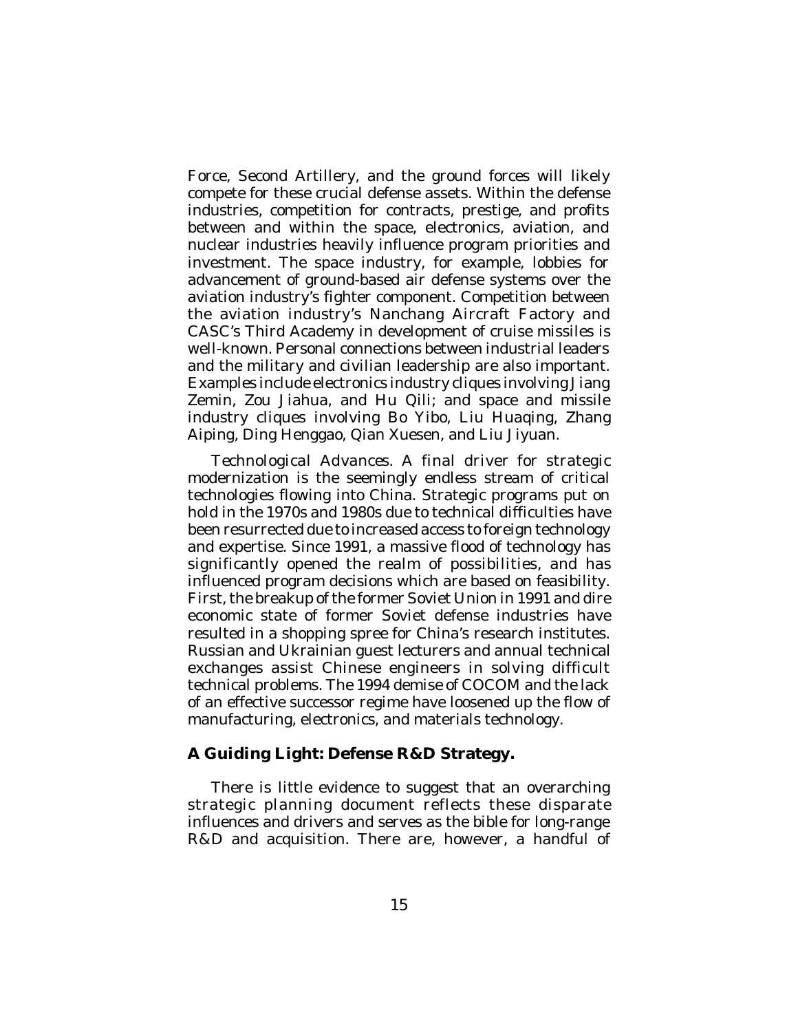Force, Second Artillery, and the ground forces will likely compete for these crucial defense assets. Within the defense industries, competition for contracts, prestige, and profits between and within the space, electronics, aviation, and nuclear industries heavily influence program priorities and investment. The space industry, for example, lobbies for advancement of ground-based air defense systems over the aviation industry's fighter component. Competition between the aviation industry's Nanchang Aircraft Factory and CASC's Third Academy in development of cruise missiles is well-known. Personal connections between industrial leaders and the military and civilian leadership are also important. Examples include electronics industry cliques involving Jiang Zemin, Zou Jiahua, and Hu Qili; and space and missile industry cliques involving Bo Yibo, Liu Huaqing, Zhang Aiping, Ding Henggao, Qian Xuesen, and Liu Jiyuan.

*Technological Advances*. A final driver for strategic modernization is the seemingly endless stream of critical technologies flowing into China. Strategic programs put on hold in the 1970s and 1980s due to technical difficulties have been resurrected due to increased access to foreign technology and expertise. Since 1991, a massive flood of technology has significantly opened the realm of possibilities, and has influenced program decisions which are based on feasibility. First, the breakup of the former Soviet Union in 1991 and dire economic state of former Soviet defense industries have resulted in a shopping spree for China's research institutes. Russian and Ukrainian guest lecturers and annual technical exchanges assist Chinese engineers in solving difficult technical problems. The 1994 demise of COCOM and the lack of an effective successor regime have loosened up the flow of manufacturing, electronics, and materials technology.

## A Guiding Light: Defense R&D Strategy.

There is little evidence to suggest that an overarching strategic planning document reflects these disparate influences and drivers and serves as the bible for long-range R&D and acquisition. There are, however, a handful of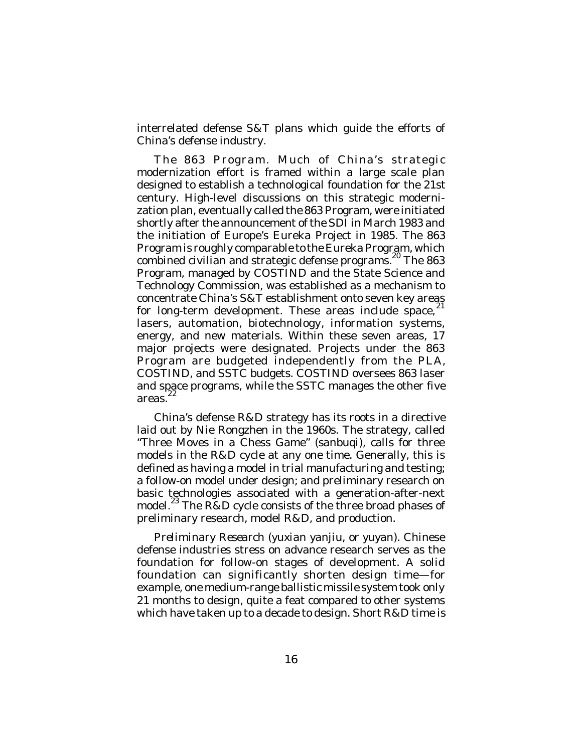interrelated defense S&T plans which guide the efforts of China's defense industry.

The 863 Program. Much of China's strategic modernization effort is framed within a large scale plan designed to establish a technological foundation for the 21st century. High-level discussions on this strategic modernization plan, eventually called the 863 Program, were initiated shortly after the announcement of the SDI in March 1983 and the initiation of Europe's Eureka Project in 1985. The 863 Program is roughly comparable to the Eureka Program, which combined civilian and strategic defense programs.[20] The 863 Program, managed by COSTIND and the State Science and Technology Commission, was established as a mechanism to concentrate China's S&T establishment onto seven key areas for long-term development. These areas include space,[21] lasers, automation, biotechnology, information systems, energy, and new materials. Within these seven areas, 17 major projects were designated. Projects under the 863 Program are budgeted independently from the PLA, COSTIND, and SSTC budgets. COSTIND oversees 863 laser and space programs, while the SSTC manages the other five areas.[22]

China's defense R&D strategy has its roots in a directive laid out by Nie Rongzhen in the 1960s. The strategy, called "Three Moves in a Chess Game" (sanbuqi), calls for three models in the R&D cycle at any one time. Generally, this is defined as having a model in trial manufacturing and testing; a follow-on model under design; and preliminary research on basic technologies associated with a generation-after-next model.[23] The R&D cycle consists of the three broad phases of preliminary research, model R&D, and production.

*Preliminary Research (yuxian yanjiu, or yuyan).* Chinese defense industries stress on advance research serves as the foundation for follow-on stages of development. A solid foundation can significantly shorten design time—for example, one medium-range ballistic missile system took only 21 months to design, quite a feat compared to other systems which have taken up to a decade to design. Short R&D time is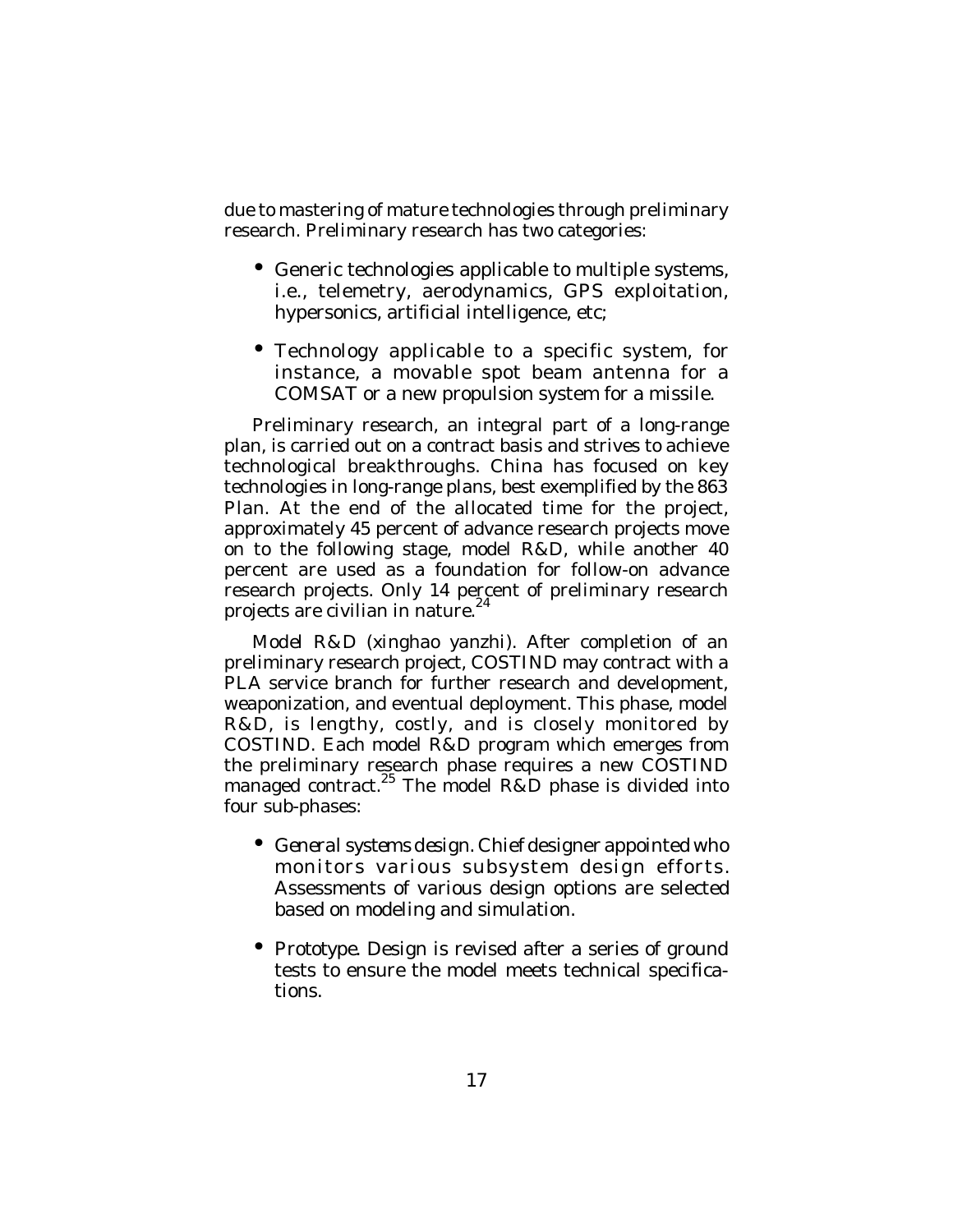due to mastering of mature technologies through preliminary research. Preliminary research has two categories:

- Generic technologies applicable to multiple systems, i.e., telemetry, aerodynamics, GPS exploitation, hypersonics, artificial intelligence, etc;

- Technology applicable to a specific system, for instance, a movable spot beam antenna for a COMSAT or a new propulsion system for a missile.

Preliminary research, an integral part of a long-range plan, is carried out on a contract basis and strives to achieve technological breakthroughs. China has focused on key technologies in long-range plans, best exemplified by the 863 Plan. At the end of the allocated time for the project, approximately 45 percent of advance research projects move on to the following stage, model R&D, while another 40 percent are used as a foundation for follow-on advance research projects. Only 14 percent of preliminary research projects are civilian in nature.[24]

*Model R&D (xinghao yanzhi).* After completion of an preliminary research project, COSTIND may contract with a PLA service branch for further research and development, weaponization, and eventual deployment. This phase, model R&D, is lengthy, costly, and is closely monitored by COSTIND. Each model R&D program which emerges from the preliminary research phase requires a new COSTIND managed contract.[25] The model R&D phase is divided into four sub-phases:

- *General systems design.* Chief designer appointed who monitors various subsystem design efforts. Assessments of various design options are selected based on modeling and simulation.

- *Prototype.* Design is revised after a series of ground tests to ensure the model meets technical specifications.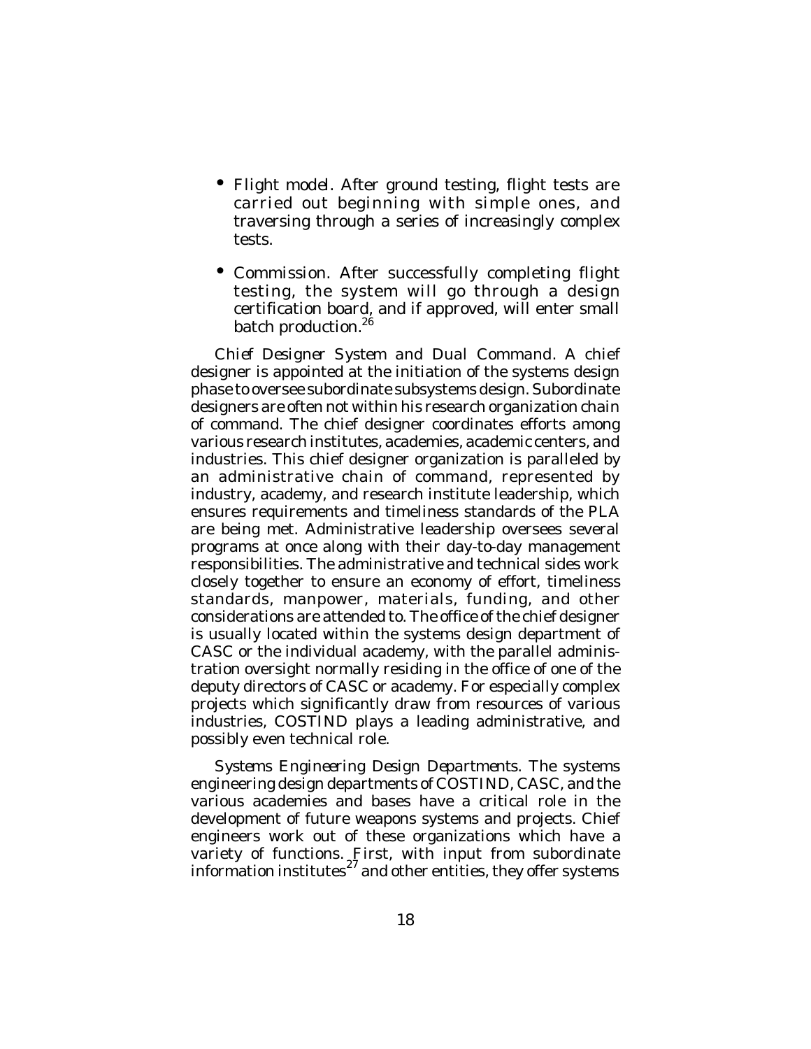- *Flight model*. After ground testing, flight tests are carried out beginning with simple ones, and traversing through a series of increasingly complex tests.

- Commission. After successfully completing flight testing, the system will go through a design certification board, and if approved, will enter small batch production.[26]

*Chief Designer System and Dual Command*. A chief designer is appointed at the initiation of the systems design phase to oversee subordinate subsystems design. Subordinate designers are often not within his research organization chain of command. The chief designer coordinates efforts among various research institutes, academies, academic centers, and industries. This chief designer organization is paralleled by an administrative chain of command, represented by industry, academy, and research institute leadership, which ensures requirements and timeliness standards of the PLA are being met. Administrative leadership oversees several programs at once along with their day-to-day management responsibilities. The administrative and technical sides work closely together to ensure an economy of effort, timeliness standards, manpower, materials, funding, and other considerations are attended to. The office of the chief designer is usually located within the systems design department of CASC or the individual academy, with the parallel administration oversight normally residing in the office of one of the deputy directors of CASC or academy. For especially complex projects which significantly draw from resources of various industries, COSTIND plays a leading administrative, and possibly even technical role.

*Systems Engineering Design Departments*. The systems engineering design departments of COSTIND, CASC, and the various academies and bases have a critical role in the development of future weapons systems and projects. Chief engineers work out of these organizations which have a variety of functions. First, with input from subordinate information institutes[27] and other entities, they offer systems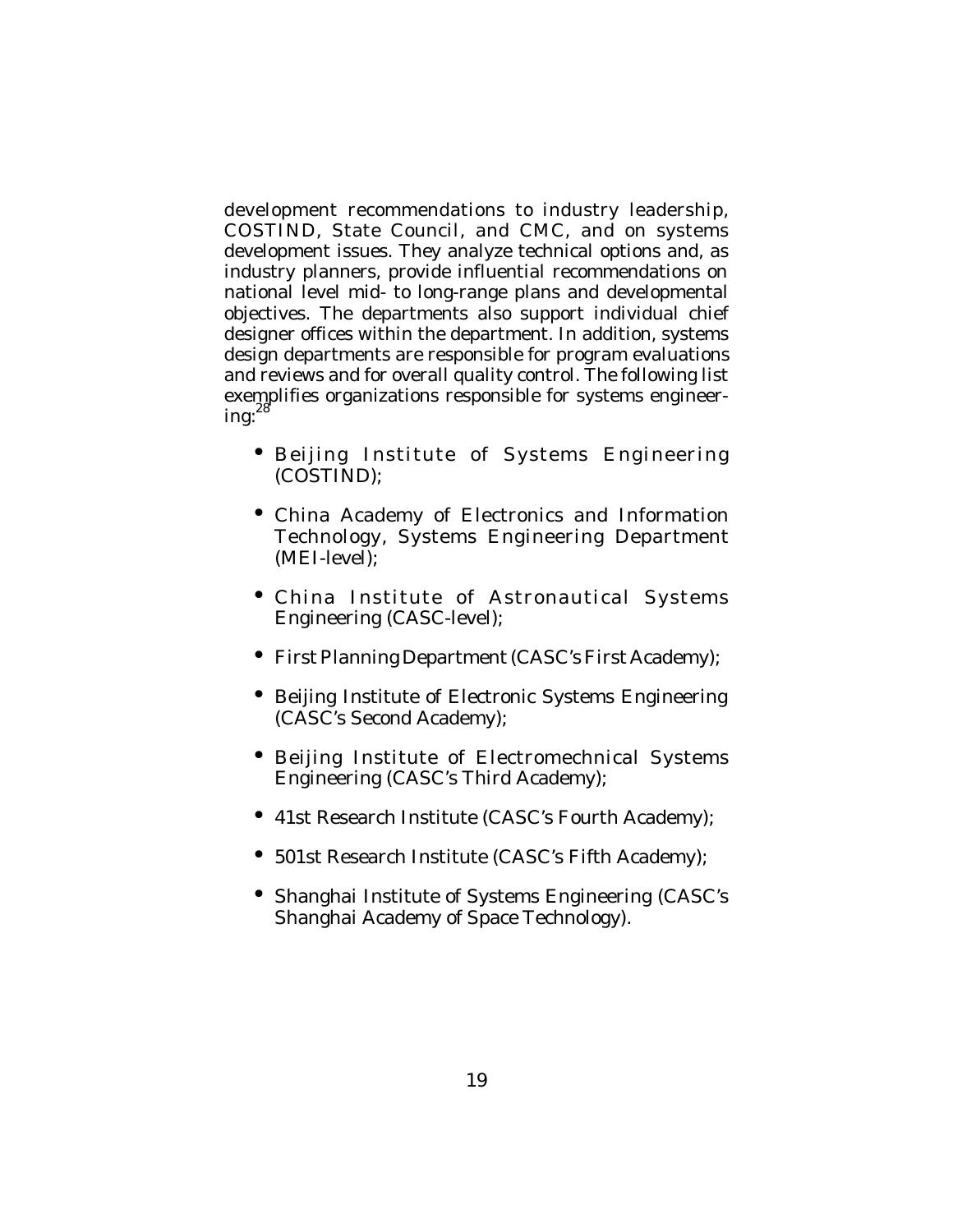development recommendations to industry leadership, COSTIND, State Council, and CMC, and on systems development issues. They analyze technical options and, as industry planners, provide influential recommendations on national level mid- to long-range plans and developmental objectives. The departments also support individual chief designer offices within the department. In addition, systems design departments are responsible for program evaluations and reviews and for overall quality control. The following list exemplifies organizations responsible for systems engineering:[28]

- Beijing Institute of Systems Engineering (COSTIND);
- China Academy of Electronics and Information Technology, Systems Engineering Department (MEI-level);
- China Institute of Astronautical Systems Engineering (CASC-level);
- First Planning Department (CASC's First Academy);
- Beijing Institute of Electronic Systems Engineering (CASC's Second Academy);
- Beijing Institute of Electromechnical Systems Engineering (CASC's Third Academy);
- 41st Research Institute (CASC's Fourth Academy);
- 501st Research Institute (CASC's Fifth Academy);
- Shanghai Institute of Systems Engineering (CASC's Shanghai Academy of Space Technology).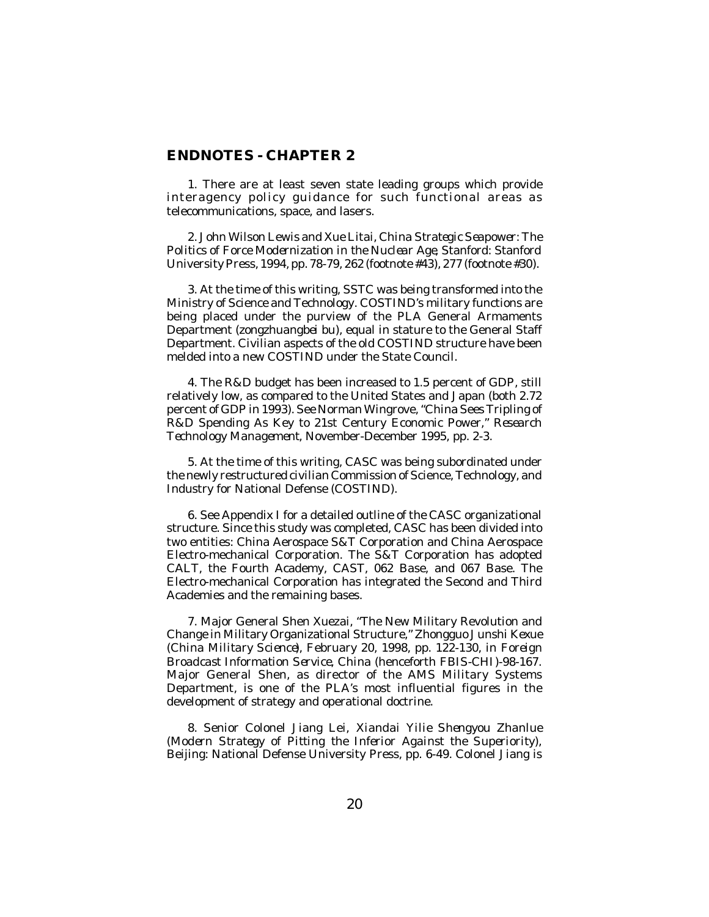## ENDNOTES - CHAPTER 2

1. There are at least seven state leading groups which provide interagency policy guidance for such functional areas as telecommunications, space, and lasers.

2. John Wilson Lewis and Xue Litai, *China Strategic Seapower: The Politics of Force Modernization in the Nuclear Age*, Stanford: Stanford University Press, 1994, pp. 78-79, 262 (footnote #43), 277 (footnote #30).

3. At the time of this writing, SSTC was being transformed into the Ministry of Science and Technology. COSTIND's military functions are being placed under the purview of the PLA General Armaments Department (*zongzhuangbei bu*), equal in stature to the General Staff Department. Civilian aspects of the old COSTIND structure have been melded into a new COSTIND under the State Council.

4. The R&D budget has been increased to 1.5 percent of GDP, still relatively low, as compared to the United States and Japan (both 2.72 percent of GDP in 1993). See Norman Wingrove, "China Sees Tripling of R&D Spending As Key to 21st Century Economic Power," *Research Technology Management*, November-December 1995, pp. 2-3.

5. At the time of this writing, CASC was being subordinated under the newly restructured civilian Commission of Science, Technology, and Industry for National Defense (COSTIND).

6. See Appendix I for a detailed outline of the CASC organizational structure. Since this study was completed, CASC has been divided into two entities: China Aerospace S&T Corporation and China Aerospace Electro-mechanical Corporation. The S&T Corporation has adopted CALT, the Fourth Academy, CAST, 062 Base, and 067 Base. The Electro-mechanical Corporation has integrated the Second and Third Academies and the remaining bases.

7. Major General Shen Xuezai, "The New Military Revolution and Change in Military Organizational Structure," *Zhongguo Junshi Kexue* (*China Military Science*), February 20, 1998, pp. 122-130, in *Foreign Broadcast Information Service, China* (henceforth FBIS-CHI)-98-167. Major General Shen, as director of the AMS Military Systems Department, is one of the PLA's most influential figures in the development of strategy and operational doctrine.

8. Senior Colonel Jiang Lei, *Xiandai Yilie Shengyou Zhanlue* (*Modern Strategy of Pitting the Inferior Against the Superiority*), Beijing: National Defense University Press, pp. 6-49. Colonel Jiang is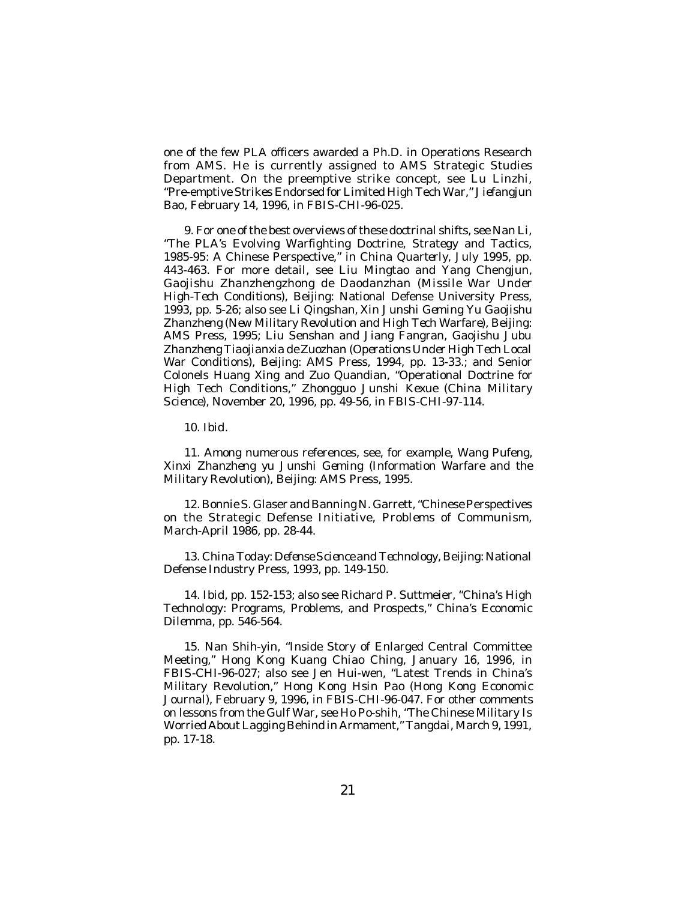one of the few PLA officers awarded a Ph.D. in Operations Research from AMS. He is currently assigned to AMS Strategic Studies Department. On the preemptive strike concept, see Lu Linzhi, "Pre-emptive Strikes Endorsed for Limited High Tech War," *Jiefangjun Bao*, February 14, 1996, in FBIS-CHI-96-025.

9. For one of the best overviews of these doctrinal shifts, see Nan Li, "The PLA's Evolving Warfighting Doctrine, Strategy and Tactics, 1985-95: A Chinese Perspective," in *China Quarterly*, July 1995, pp. 443-463. For more detail, see Liu Mingtao and Yang Chengjun, *Gaojishu Zhanzhengzhong de Daodanzhan* (*Missile War Under High-Tech Conditions*), Beijing: National Defense University Press, 1993, pp. 5-26; also see Li Qingshan, *Xin Junshi Geming Yu Gaojishu Zhanzheng* (*New Military Revolution and High Tech Warfare*), Beijing: AMS Press, 1995; Liu Senshan and Jiang Fangran, *Gaojishu Jubu Zhanzheng Tiaojianxia de Zuozhan* (*Operations Under High Tech Local War Conditions*), Beijing: AMS Press, 1994, pp. 13-33.; and Senior Colonels Huang Xing and Zuo Quandian, "Operational Doctrine for High Tech Conditions," *Zhongguo Junshi Kexue* (*China Military Science*), November 20, 1996, pp. 49-56, in FBIS-CHI-97-114.

10. *Ibid*.

11. Among numerous references, see, for example, Wang Pufeng, *Xinxi Zhanzheng yu Junshi Geming* (*Information Warfare and the Military Revolution*), Beijing: AMS Press, 1995.

12. Bonnie S. Glaser and Banning N. Garrett, "Chinese Perspectives on the Strategic Defense Initiative, *Problems of Communism*, March-April 1986, pp. 28-44.

13. *China Today: Defense Science and Technology*, Beijing: National Defense Industry Press, 1993, pp. 149-150.

14. *Ibid*, pp. 152-153; also see Richard P. Suttmeier, "China's High Technology: Programs, Problems, and Prospects," *China's Economic Dilemma*, pp. 546-564.

15. Nan Shih-yin, "Inside Story of Enlarged Central Committee Meeting," Hong Kong *Kuang Chiao Ching*, January 16, 1996, in FBIS-CHI-96-027; also see Jen Hui-wen, "Latest Trends in China's Military Revolution," Hong Kong *Hsin Pao* (*Hong Kong Economic Journal*), February 9, 1996, in FBIS-CHI-96-047. For other comments on lessons from the Gulf War, see Ho Po-shih, "The Chinese Military Is Worried About Lagging Behind in Armament," *Tangdai*, March 9, 1991, pp. 17-18.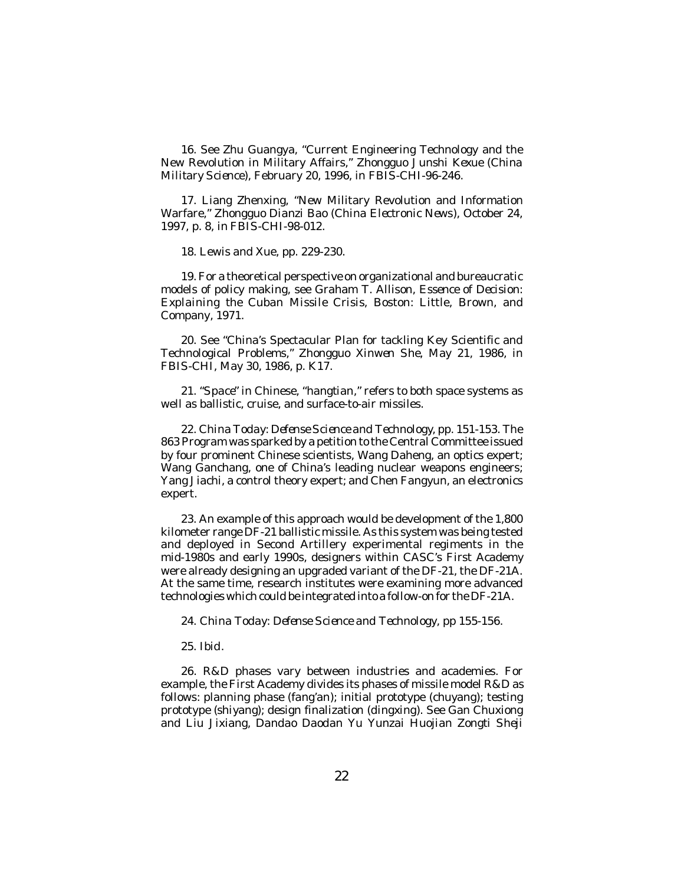16. See Zhu Guangya, "Current Engineering Technology and the New Revolution in Military Affairs," *Zhongguo Junshi Kexue* (*China Military Science*), February 20, 1996, in FBIS-CHI-96-246.

17. Liang Zhenxing, "New Military Revolution and Information Warfare," *Zhongguo Dianzi Bao* (*China Electronic News*), October 24, 1997, p. 8, in FBIS-CHI-98-012.

18. Lewis and Xue, pp. 229-230.

19. For a theoretical perspective on organizational and bureaucratic models of policy making, see Graham T. Allison, *Essence of Decision: Explaining the Cuban Missile Crisis*, Boston: Little, Brown, and Company, 1971.

20. See "China's Spectacular Plan for tackling Key Scientific and Technological Problems," *Zhongguo Xinwen She*, May 21, 1986, in FBIS-CHI, May 30, 1986, p. K17.

21. "Space" in Chinese, "hangtian," refers to both space systems as well as ballistic, cruise, and surface-to-air missiles.

22. *China Today: Defense Science and Technology*, pp. 151-153. The 863 Program was sparked by a petition to the Central Committee issued by four prominent Chinese scientists, Wang Daheng, an optics expert; Wang Ganchang, one of China's leading nuclear weapons engineers; Yang Jiachi, a control theory expert; and Chen Fangyun, an electronics expert.

23. An example of this approach would be development of the 1,800 kilometer range DF-21 ballistic missile. As this system was being tested and deployed in Second Artillery experimental regiments in the mid-1980s and early 1990s, designers within CASC's First Academy were already designing an upgraded variant of the DF-21, the DF-21A. At the same time, research institutes were examining more advanced technologies which could be integrated into a follow-on for the DF-21A.

24. *China Today: Defense Science and Technology*, pp 155-156.

25. *Ibid*.

26. R&D phases vary between industries and academies. For example, the First Academy divides its phases of missile model R&D as follows: planning phase (*fang'an*); initial prototype (*chuyang*); testing prototype (*shiyang*); design finalization (*dingxing*). See Gan Chuxiong and Liu Jixiang, *Dandao Daodan Yu Yunzai Huojian Zongti Sheji*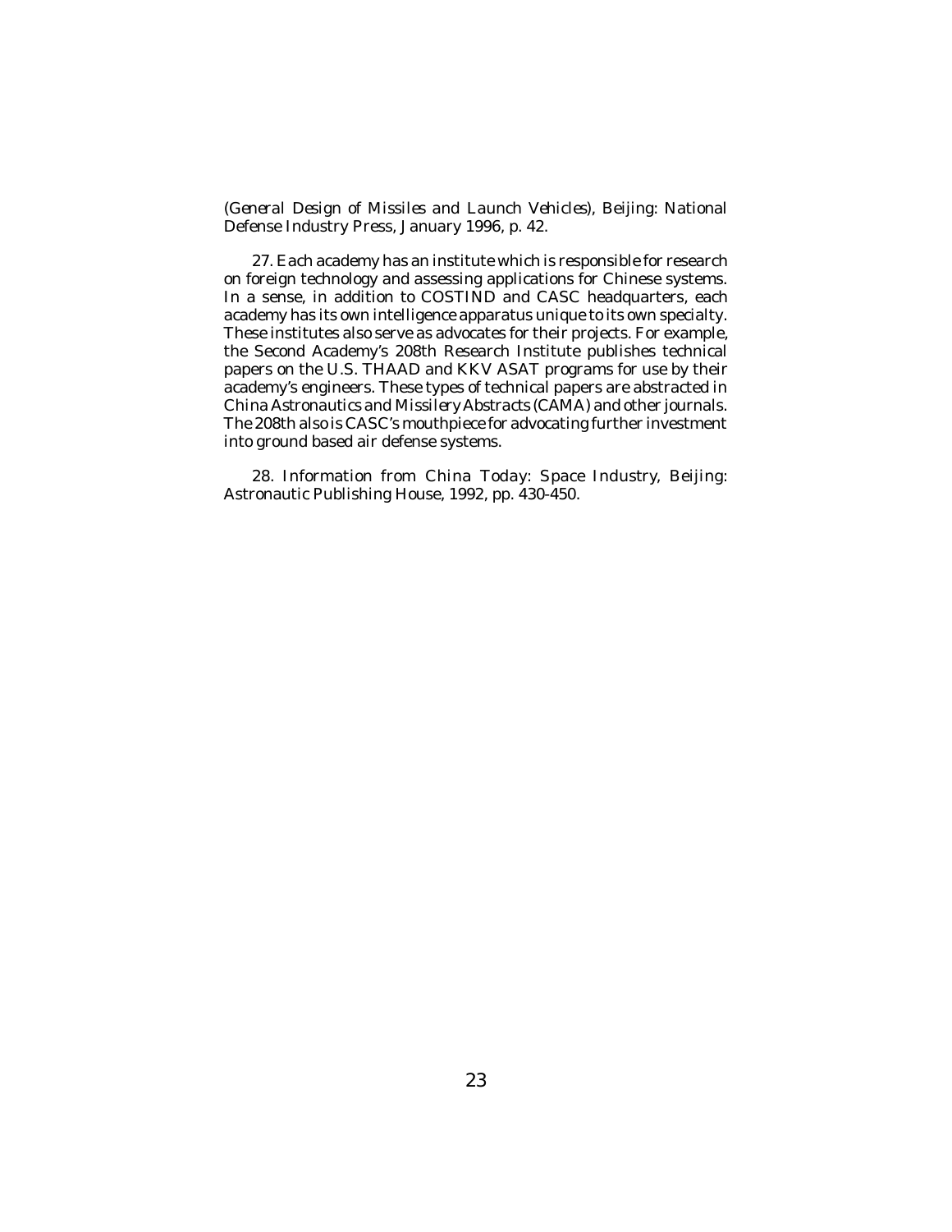(*General Design of Missiles and Launch Vehicles*), Beijing: National Defense Industry Press, January 1996, p. 42.

27. Each academy has an institute which is responsible for research on foreign technology and assessing applications for Chinese systems. In a sense, in addition to COSTIND and CASC headquarters, each academy has its own intelligence apparatus unique to its own specialty. These institutes also serve as advocates for their projects. For example, the Second Academy's 208th Research Institute publishes technical papers on the U.S. THAAD and KKV ASAT programs for use by their academy's engineers. These types of technical papers are abstracted in *China Astronautics and Missilery Abstracts* (CAMA) and other journals. The 208th also is CASC's mouthpiece for advocating further investment into ground based air defense systems.

28. Information from *China Today: Space Industry*, Beijing: Astronautic Publishing House, 1992, pp. 430-450.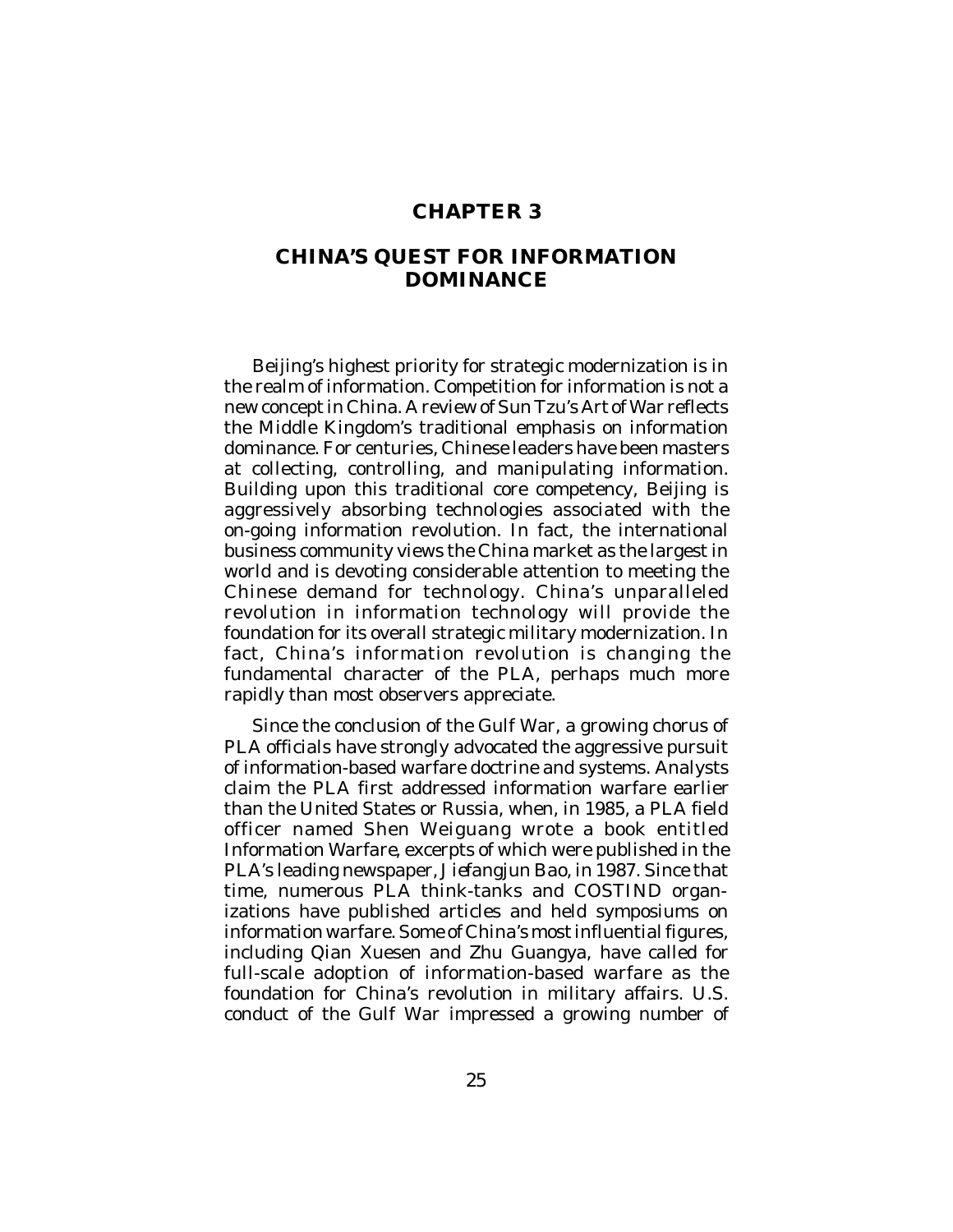# CHAPTER 3

## CHINA'S QUEST FOR INFORMATION DOMINANCE

Beijing's highest priority for strategic modernization is in the realm of information. Competition for information is not a new concept in China. A review of Sun Tzu's *Art of War* reflects the Middle Kingdom's traditional emphasis on information dominance. For centuries, Chinese leaders have been masters at collecting, controlling, and manipulating information. Building upon this traditional core competency, Beijing is aggressively absorbing technologies associated with the on-going information revolution. In fact, the international business community views the China market as the largest in world and is devoting considerable attention to meeting the Chinese demand for technology. China's unparalleled revolution in information technology will provide the foundation for its overall strategic military modernization. In fact, China's information revolution is changing the fundamental character of the PLA, perhaps much more rapidly than most observers appreciate.

Since the conclusion of the Gulf War, a growing chorus of PLA officials have strongly advocated the aggressive pursuit of information-based warfare doctrine and systems. Analysts claim the PLA first addressed information warfare earlier than the United States or Russia, when, in 1985, a PLA field officer named Shen Weiguang wrote a book entitled *Information Warfare*, excerpts of which were published in the PLA's leading newspaper, *Jiefangjun Bao*, in 1987. Since that time, numerous PLA think-tanks and COSTIND organizations have published articles and held symposiums on information warfare. Some of China's most influential figures, including Qian Xuesen and Zhu Guangya, have called for full-scale adoption of information-based warfare as the foundation for China's revolution in military affairs. U.S. conduct of the Gulf War impressed a growing number of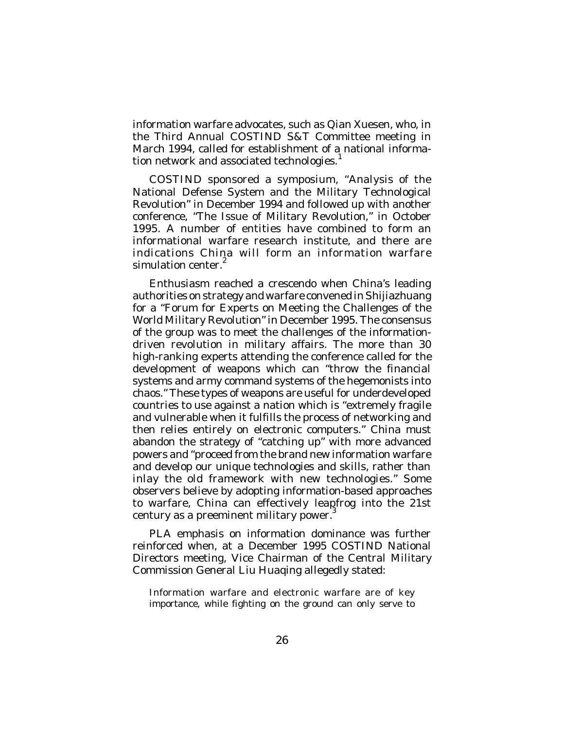information warfare advocates, such as Qian Xuesen, who, in the Third Annual COSTIND S&T Committee meeting in March 1994, called for establishment of a national information network and associated technologies.[1]

COSTIND sponsored a symposium, "Analysis of the National Defense System and the Military Technological Revolution" in December 1994 and followed up with another conference, "The Issue of Military Revolution," in October 1995. A number of entities have combined to form an informational warfare research institute, and there are indications China will form an information warfare simulation center.[2]

Enthusiasm reached a crescendo when China's leading authorities on strategy and warfare convened in Shijiazhuang for a "Forum for Experts on Meeting the Challenges of the World Military Revolution" in December 1995. The consensus of the group was to meet the challenges of the information-driven revolution in military affairs. The more than 30 high-ranking experts attending the conference called for the development of weapons which can "throw the financial systems and army command systems of the hegemonists into chaos." These types of weapons are useful for underdeveloped countries to use against a nation which is "extremely fragile and vulnerable when it fulfills the process of networking and then relies entirely on electronic computers." China must abandon the strategy of "catching up" with more advanced powers and "proceed from the brand new information warfare and develop our unique technologies and skills, rather than inlay the old framework with new technologies." Some observers believe by adopting information-based approaches to warfare, China can effectively leapfrog into the 21st century as a preeminent military power.[3]

PLA emphasis on information dominance was further reinforced when, at a December 1995 COSTIND National Directors meeting, Vice Chairman of the Central Military Commission General Liu Huaqing allegedly stated:

> Information warfare and electronic warfare are of key importance, while fighting on the ground can only serve to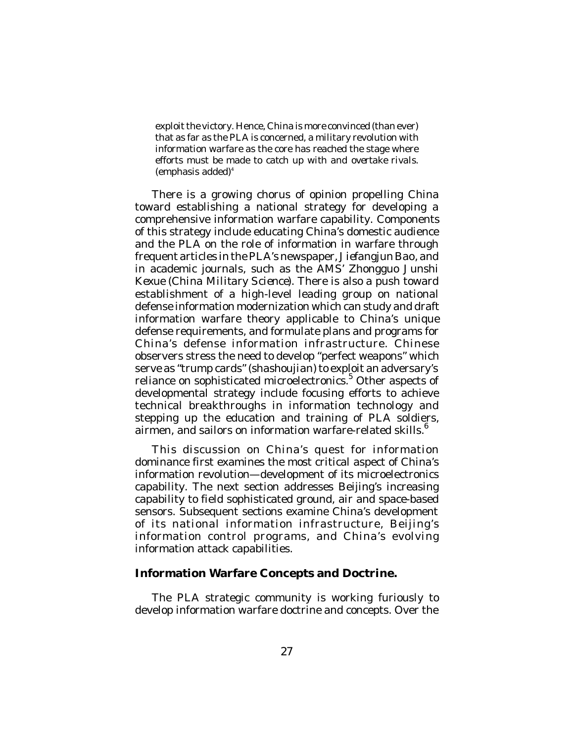> exploit the victory. Hence, China is more convinced (than ever) that as far as the PLA is concerned, a military revolution with information warfare as the core has reached the stage where efforts must be made to catch up with and overtake rivals. (emphasis added)[4]

There is a growing chorus of opinion propelling China toward establishing a national strategy for developing a comprehensive information warfare capability. Components of this strategy include educating China's domestic audience and the PLA on the role of information in warfare through frequent articles in the PLA's newspaper, *Jiefangjun Bao*, and in academic journals, such as the AMS' *Zhongguo Junshi Kexue* (*China Military Science*). There is also a push toward establishment of a high-level leading group on national defense information modernization which can study and draft information warfare theory applicable to China's unique defense requirements, and formulate plans and programs for China's defense information infrastructure. Chinese observers stress the need to develop "perfect weapons" which serve as "trump cards" (*shashoujian*) to exploit an adversary's reliance on sophisticated microelectronics.[5] Other aspects of developmental strategy include focusing efforts to achieve technical breakthroughs in information technology and stepping up the education and training of PLA soldiers, airmen, and sailors on information warfare-related skills.[6]

This discussion on China's quest for information dominance first examines the most critical aspect of China's information revolution—development of its microelectronics capability. The next section addresses Beijing's increasing capability to field sophisticated ground, air and space-based sensors. Subsequent sections examine China's development of its national information infrastructure, Beijing's information control programs, and China's evolving information attack capabilities.

**Information Warfare Concepts and Doctrine.**

The PLA strategic community is working furiously to develop information warfare doctrine and concepts. Over the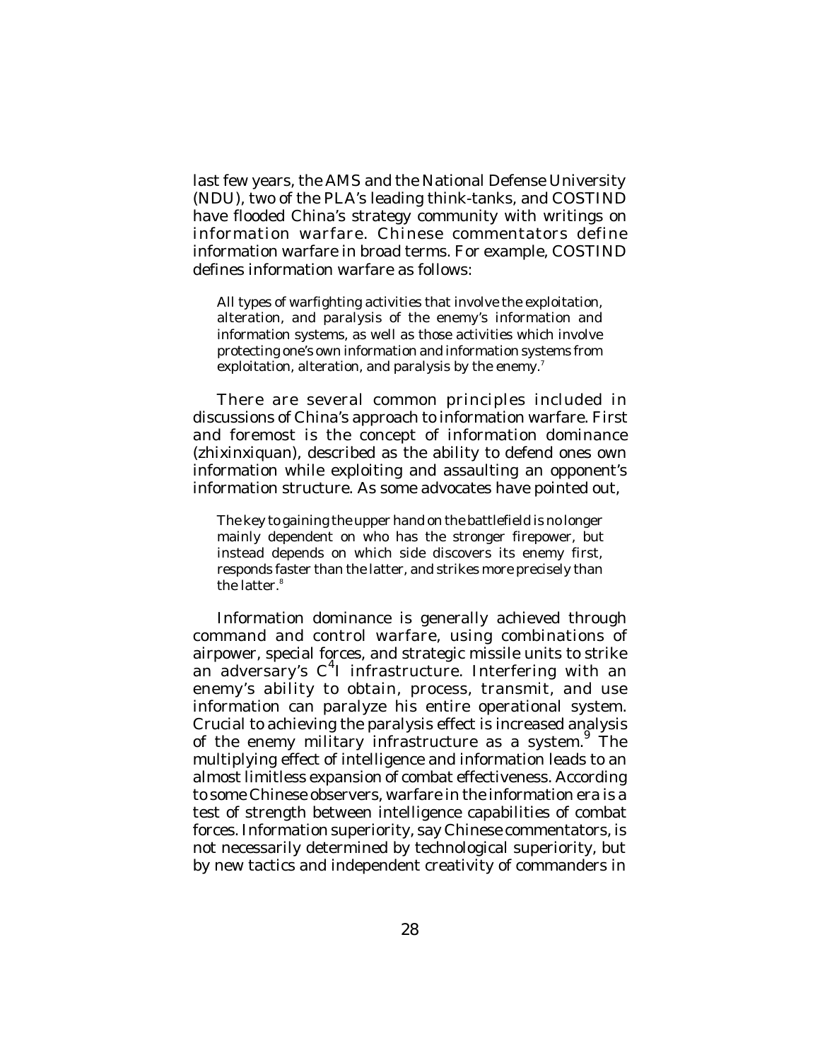last few years, the AMS and the National Defense University (NDU), two of the PLA's leading think-tanks, and COSTIND have flooded China's strategy community with writings on information warfare. Chinese commentators define information warfare in broad terms. For example, COSTIND defines information warfare as follows:

> All types of warfighting activities that involve the exploitation, alteration, and paralysis of the enemy's information and information systems, as well as those activities which involve protecting one's own information and information systems from exploitation, alteration, and paralysis by the enemy.[7]

There are several common principles included in discussions of China's approach to information warfare. First and foremost is the concept of information dominance (zhixinxiquan), described as the ability to defend ones own information while exploiting and assaulting an opponent's information structure. As some advocates have pointed out,

> The key to gaining the upper hand on the battlefield is no longer mainly dependent on who has the stronger firepower, but instead depends on which side discovers its enemy first, responds faster than the latter, and strikes more precisely than the latter.[8]

Information dominance is generally achieved through command and control warfare, using combinations of airpower, special forces, and strategic missile units to strike an adversary's $C^4I$ infrastructure. Interfering with an enemy's ability to obtain, process, transmit, and use information can paralyze his entire operational system. Crucial to achieving the paralysis effect is increased analysis of the enemy military infrastructure as a system.[9] The multiplying effect of intelligence and information leads to an almost limitless expansion of combat effectiveness. According to some Chinese observers, warfare in the information era is a test of strength between intelligence capabilities of combat forces. Information superiority, say Chinese commentators, is not necessarily determined by technological superiority, but by new tactics and independent creativity of commanders in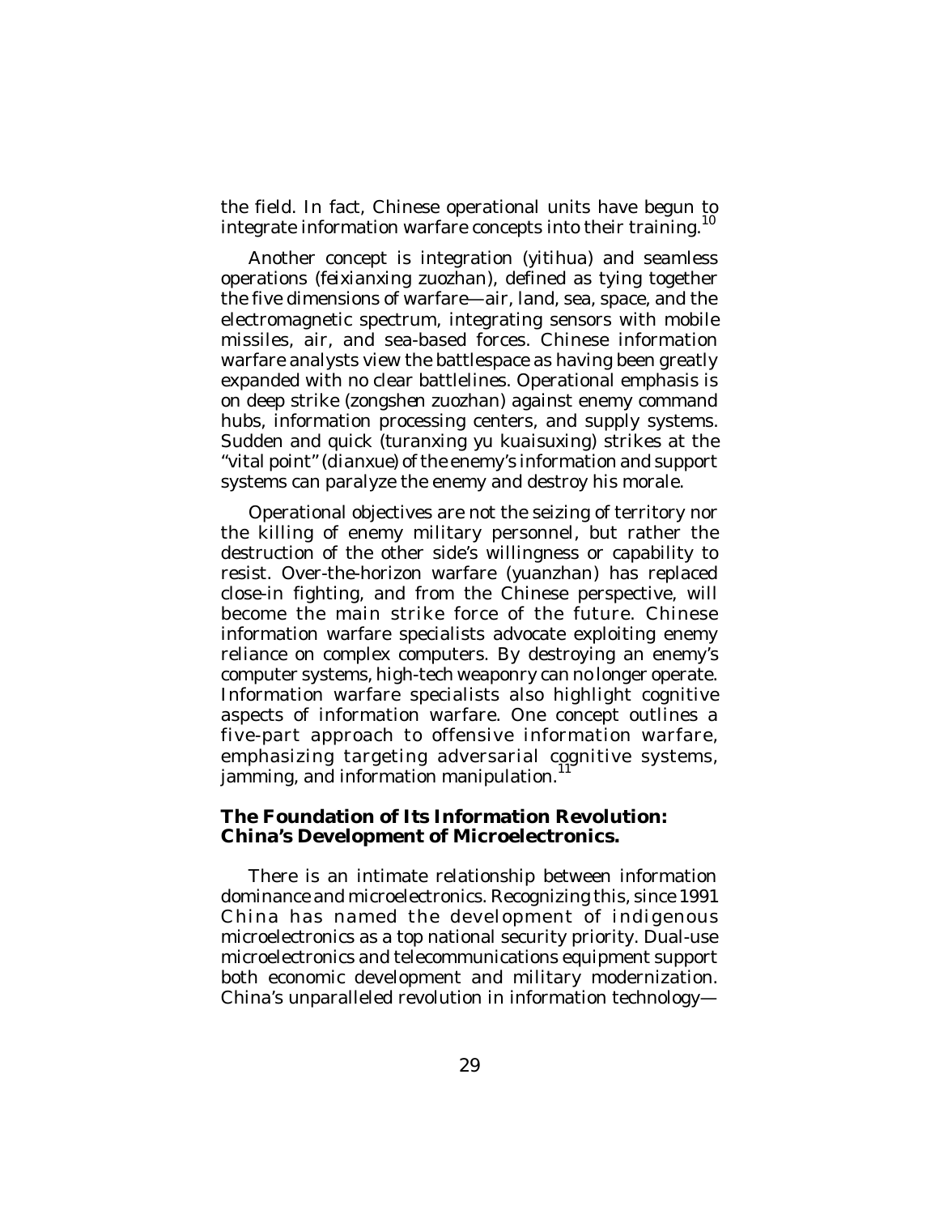the field. In fact, Chinese operational units have begun to integrate information warfare concepts into their training.[10]

Another concept is integration (*yitihua*) and seamless operations (*feixianxing zuozhan*), defined as tying together the five dimensions of warfare—air, land, sea, space, and the electromagnetic spectrum, integrating sensors with mobile missiles, air, and sea-based forces. Chinese information warfare analysts view the battlespace as having been greatly expanded with no clear battlelines. Operational emphasis is on deep strike (*zongshen zuozhan*) against enemy command hubs, information processing centers, and supply systems. Sudden and quick (*turanxing yu kuaisuxing*) strikes at the "vital point" (*dianxue*) of the enemy's information and support systems can paralyze the enemy and destroy his morale.

Operational objectives are not the seizing of territory nor the killing of enemy military personnel, but rather the destruction of the other side's willingness or capability to resist. Over-the-horizon warfare (*yuanzhan*) has replaced close-in fighting, and from the Chinese perspective, will become the main strike force of the future. Chinese information warfare specialists advocate exploiting enemy reliance on complex computers. By destroying an enemy's computer systems, high-tech weaponry can no longer operate. Information warfare specialists also highlight cognitive aspects of information warfare. One concept outlines a five-part approach to offensive information warfare, emphasizing targeting adversarial cognitive systems, jamming, and information manipulation.[11]

**The Foundation of Its Information Revolution: China's Development of Microelectronics.**

There is an intimate relationship between information dominance and microelectronics. Recognizing this, since 1991 China has named the development of indigenous microelectronics as a top national security priority. Dual-use microelectronics and telecommunications equipment support both economic development and military modernization. China's unparalleled revolution in information technology—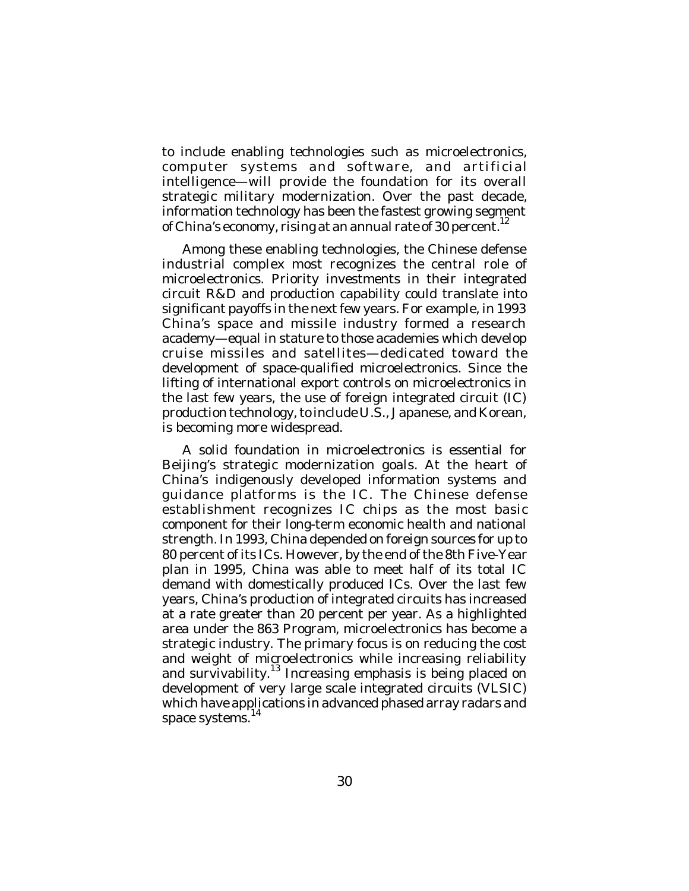to include enabling technologies such as microelectronics, computer systems and software, and artificial intelligence—will provide the foundation for its overall strategic military modernization. Over the past decade, information technology has been the fastest growing segment of China's economy, rising at an annual rate of 30 percent.[12]

Among these enabling technologies, the Chinese defense industrial complex most recognizes the central role of microelectronics. Priority investments in their integrated circuit R&D and production capability could translate into significant payoffs in the next few years. For example, in 1993 China's space and missile industry formed a research academy—equal in stature to those academies which develop cruise missiles and satellites—dedicated toward the development of space-qualified microelectronics. Since the lifting of international export controls on microelectronics in the last few years, the use of foreign integrated circuit (IC) production technology, to include U.S., Japanese, and Korean, is becoming more widespread.

A solid foundation in microelectronics is essential for Beijing's strategic modernization goals. At the heart of China's indigenously developed information systems and guidance platforms is the IC. The Chinese defense establishment recognizes IC chips as the most basic component for their long-term economic health and national strength. In 1993, China depended on foreign sources for up to 80 percent of its ICs. However, by the end of the 8th Five-Year plan in 1995, China was able to meet half of its total IC demand with domestically produced ICs. Over the last few years, China's production of integrated circuits has increased at a rate greater than 20 percent per year. As a highlighted area under the 863 Program, microelectronics has become a strategic industry. The primary focus is on reducing the cost and weight of microelectronics while increasing reliability and survivability.[13] Increasing emphasis is being placed on development of very large scale integrated circuits (VLSIC) which have applications in advanced phased array radars and space systems.[14]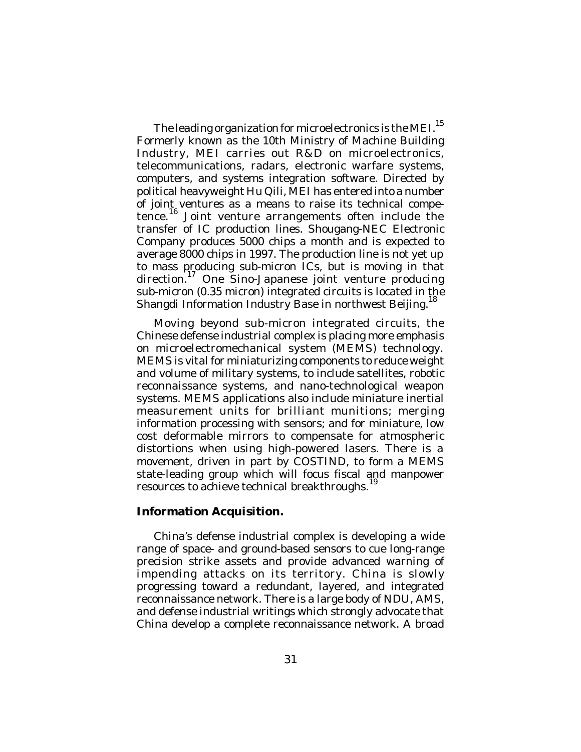The leading organization for microelectronics is the MEI.[15] Formerly known as the 10th Ministry of Machine Building Industry, MEI carries out R&D on microelectronics, telecommunications, radars, electronic warfare systems, computers, and systems integration software. Directed by political heavyweight Hu Qili, MEI has entered into a number of joint ventures as a means to raise its technical competence.[16] Joint venture arrangements often include the transfer of IC production lines. Shougang-NEC Electronic Company produces 5000 chips a month and is expected to average 8000 chips in 1997. The production line is not yet up to mass producing sub-micron ICs, but is moving in that direction.[17] One Sino-Japanese joint venture producing sub-micron (0.35 micron) integrated circuits is located in the Shangdi Information Industry Base in northwest Beijing.[18]

Moving beyond sub-micron integrated circuits, the Chinese defense industrial complex is placing more emphasis on microelectromechanical system (MEMS) technology. MEMS is vital for miniaturizing components to reduce weight and volume of military systems, to include satellites, robotic reconnaissance systems, and nano-technological weapon systems. MEMS applications also include miniature inertial measurement units for brilliant munitions; merging information processing with sensors; and for miniature, low cost deformable mirrors to compensate for atmospheric distortions when using high-powered lasers. There is a movement, driven in part by COSTIND, to form a MEMS state-leading group which will focus fiscal and manpower resources to achieve technical breakthroughs.[19]

**Information Acquisition.**

China's defense industrial complex is developing a wide range of space- and ground-based sensors to cue long-range precision strike assets and provide advanced warning of impending attacks on its territory. China is slowly progressing toward a redundant, layered, and integrated reconnaissance network. There is a large body of NDU, AMS, and defense industrial writings which strongly advocate that China develop a complete reconnaissance network. A broad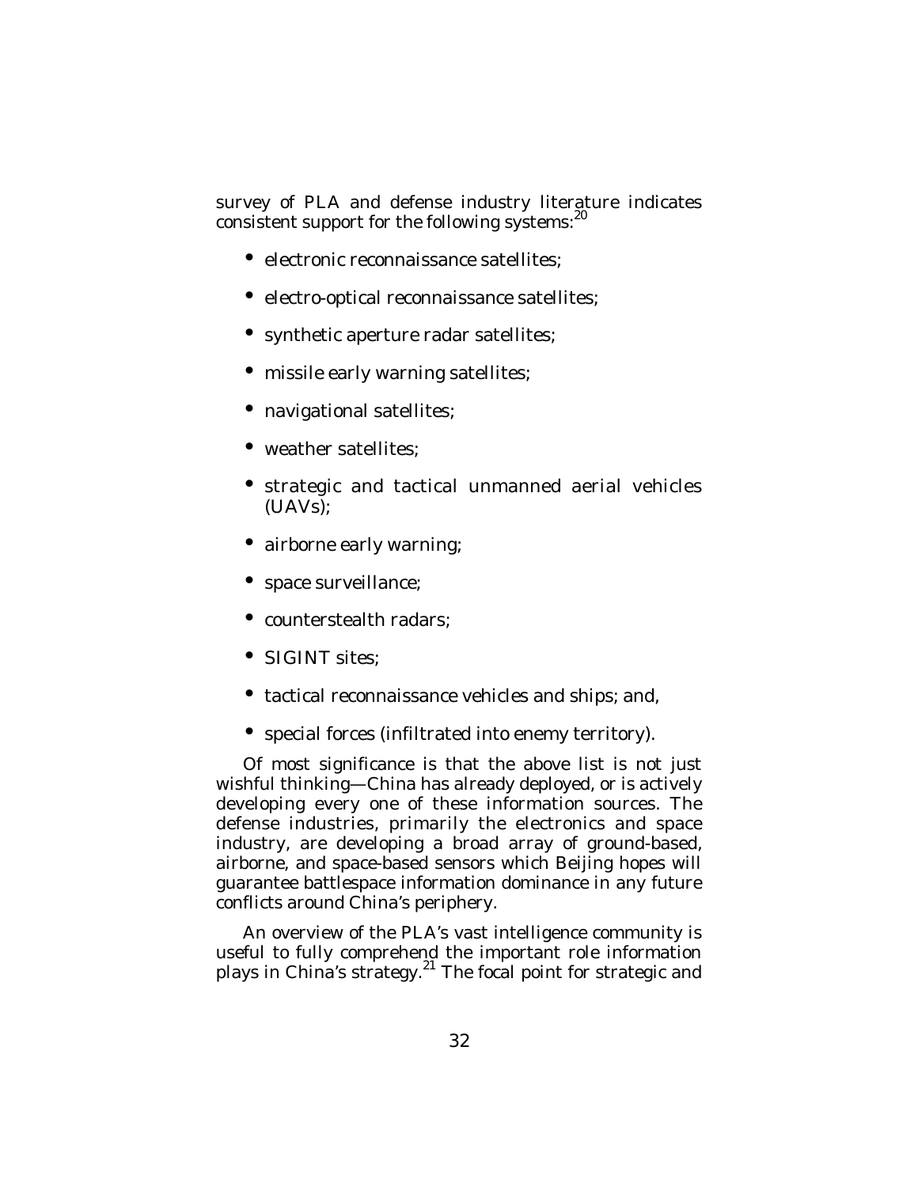survey of PLA and defense industry literature indicates consistent support for the following systems:[20]

- electronic reconnaissance satellites;
- electro-optical reconnaissance satellites;
- synthetic aperture radar satellites;
- missile early warning satellites;
- navigational satellites;
- weather satellites;
- strategic and tactical unmanned aerial vehicles (UAVs);
- airborne early warning;
- space surveillance;
- counterstealth radars;
- SIGINT sites;
- tactical reconnaissance vehicles and ships; and,
- special forces (infiltrated into enemy territory).

Of most significance is that the above list is not just wishful thinking—China has already deployed, or is actively developing every one of these information sources. The defense industries, primarily the electronics and space industry, are developing a broad array of ground-based, airborne, and space-based sensors which Beijing hopes will guarantee battlespace information dominance in any future conflicts around China's periphery.

An overview of the PLA's vast intelligence community is useful to fully comprehend the important role information plays in China's strategy.[21] The focal point for strategic and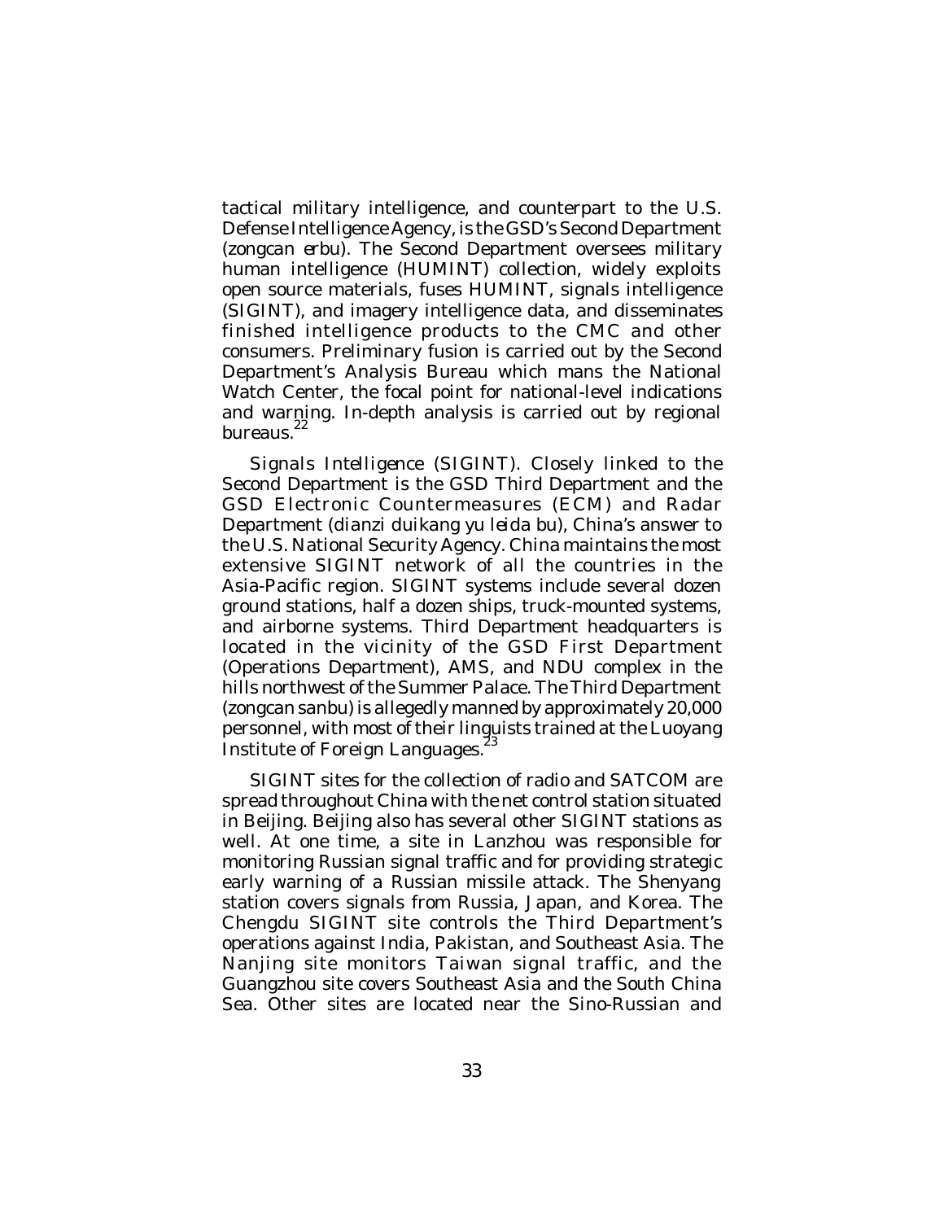tactical military intelligence, and counterpart to the U.S. Defense Intelligence Agency, is the GSD's Second Department (*zongcan erbu*). The Second Department oversees military human intelligence (HUMINT) collection, widely exploits open source materials, fuses HUMINT, signals intelligence (SIGINT), and imagery intelligence data, and disseminates finished intelligence products to the CMC and other consumers. Preliminary fusion is carried out by the Second Department's Analysis Bureau which mans the National Watch Center, the focal point for national-level indications and warning. In-depth analysis is carried out by regional bureaus.[22]

*Signals Intelligence (SIGINT).* Closely linked to the Second Department is the GSD Third Department and the GSD Electronic Countermeasures (ECM) and Radar Department (*dianzi duikang yu leida bu*), China's answer to the U.S. National Security Agency. China maintains the most extensive SIGINT network of all the countries in the Asia-Pacific region. SIGINT systems include several dozen ground stations, half a dozen ships, truck-mounted systems, and airborne systems. Third Department headquarters is located in the vicinity of the GSD First Department (Operations Department), AMS, and NDU complex in the hills northwest of the Summer Palace. The Third Department (*zongcan sanbu*) is allegedly manned by approximately 20,000 personnel, with most of their linguists trained at the Luoyang Institute of Foreign Languages.[23]

SIGINT sites for the collection of radio and SATCOM are spread throughout China with the net control station situated in Beijing. Beijing also has several other SIGINT stations as well. At one time, a site in Lanzhou was responsible for monitoring Russian signal traffic and for providing strategic early warning of a Russian missile attack. The Shenyang station covers signals from Russia, Japan, and Korea. The Chengdu SIGINT site controls the Third Department's operations against India, Pakistan, and Southeast Asia. The Nanjing site monitors Taiwan signal traffic, and the Guangzhou site covers Southeast Asia and the South China Sea. Other sites are located near the Sino-Russian and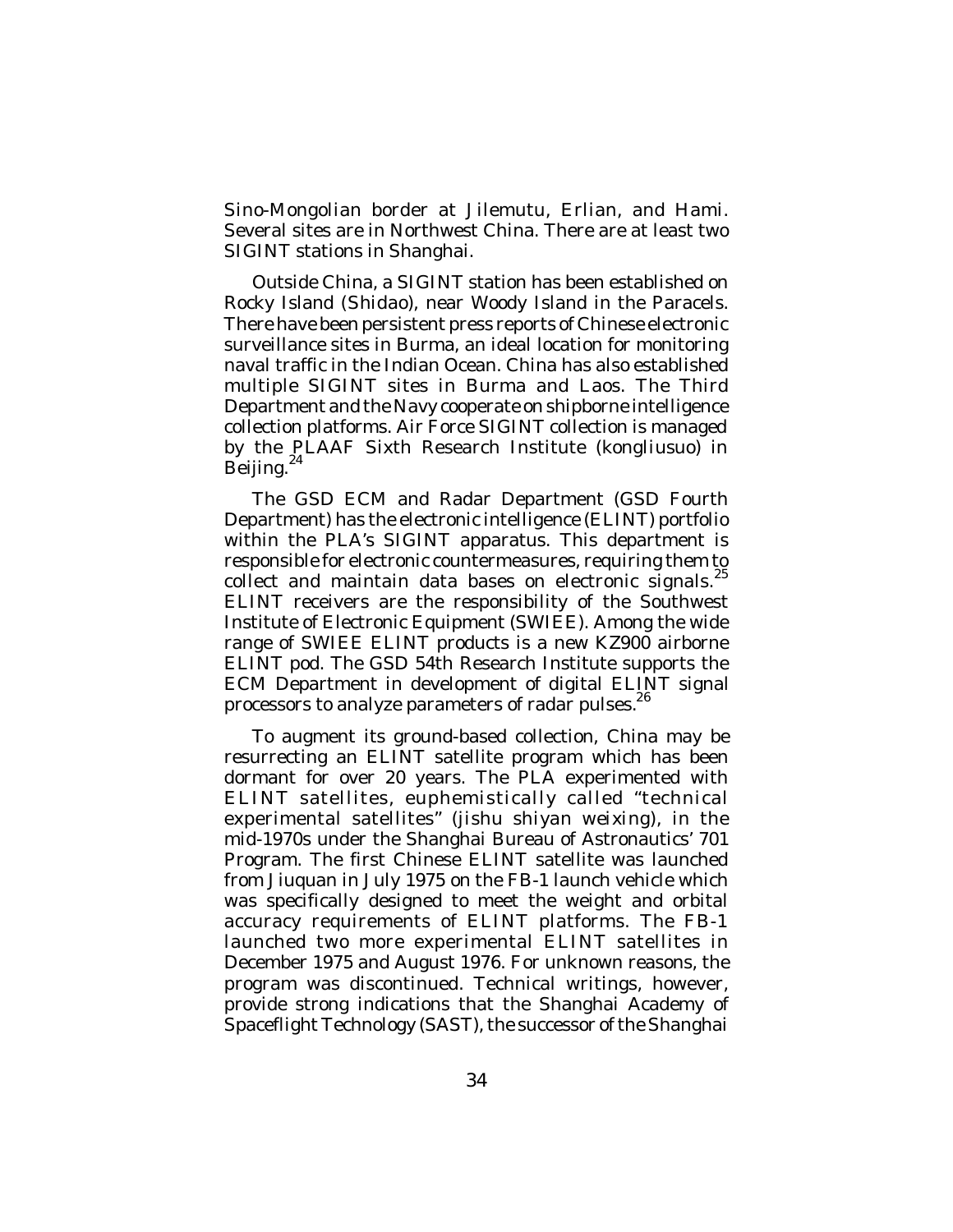Sino-Mongolian border at Jilemutu, Erlian, and Hami. Several sites are in Northwest China. There are at least two SIGINT stations in Shanghai.

Outside China, a SIGINT station has been established on Rocky Island (Shidao), near Woody Island in the Paracels. There have been persistent press reports of Chinese electronic surveillance sites in Burma, an ideal location for monitoring naval traffic in the Indian Ocean. China has also established multiple SIGINT sites in Burma and Laos. The Third Department and the Navy cooperate on shipborne intelligence collection platforms. Air Force SIGINT collection is managed by the PLAAF Sixth Research Institute (kongliusuo) in Beijing.[24]

The GSD ECM and Radar Department (GSD Fourth Department) has the electronic intelligence (ELINT) portfolio within the PLA's SIGINT apparatus. This department is responsible for electronic countermeasures, requiring them to collect and maintain data bases on electronic signals.[25] ELINT receivers are the responsibility of the Southwest Institute of Electronic Equipment (SWIEE). Among the wide range of SWIEE ELINT products is a new KZ900 airborne ELINT pod. The GSD 54th Research Institute supports the ECM Department in development of digital ELINT signal processors to analyze parameters of radar pulses.[26]

To augment its ground-based collection, China may be resurrecting an ELINT satellite program which has been dormant for over 20 years. The PLA experimented with ELINT satellites, euphemistically called "technical experimental satellites" (jishu shiyan weixing), in the mid-1970s under the Shanghai Bureau of Astronautics' 701 Program. The first Chinese ELINT satellite was launched from Jiuquan in July 1975 on the FB-1 launch vehicle which was specifically designed to meet the weight and orbital accuracy requirements of ELINT platforms. The FB-1 launched two more experimental ELINT satellites in December 1975 and August 1976. For unknown reasons, the program was discontinued. Technical writings, however, provide strong indications that the Shanghai Academy of Spaceflight Technology (SAST), the successor of the Shanghai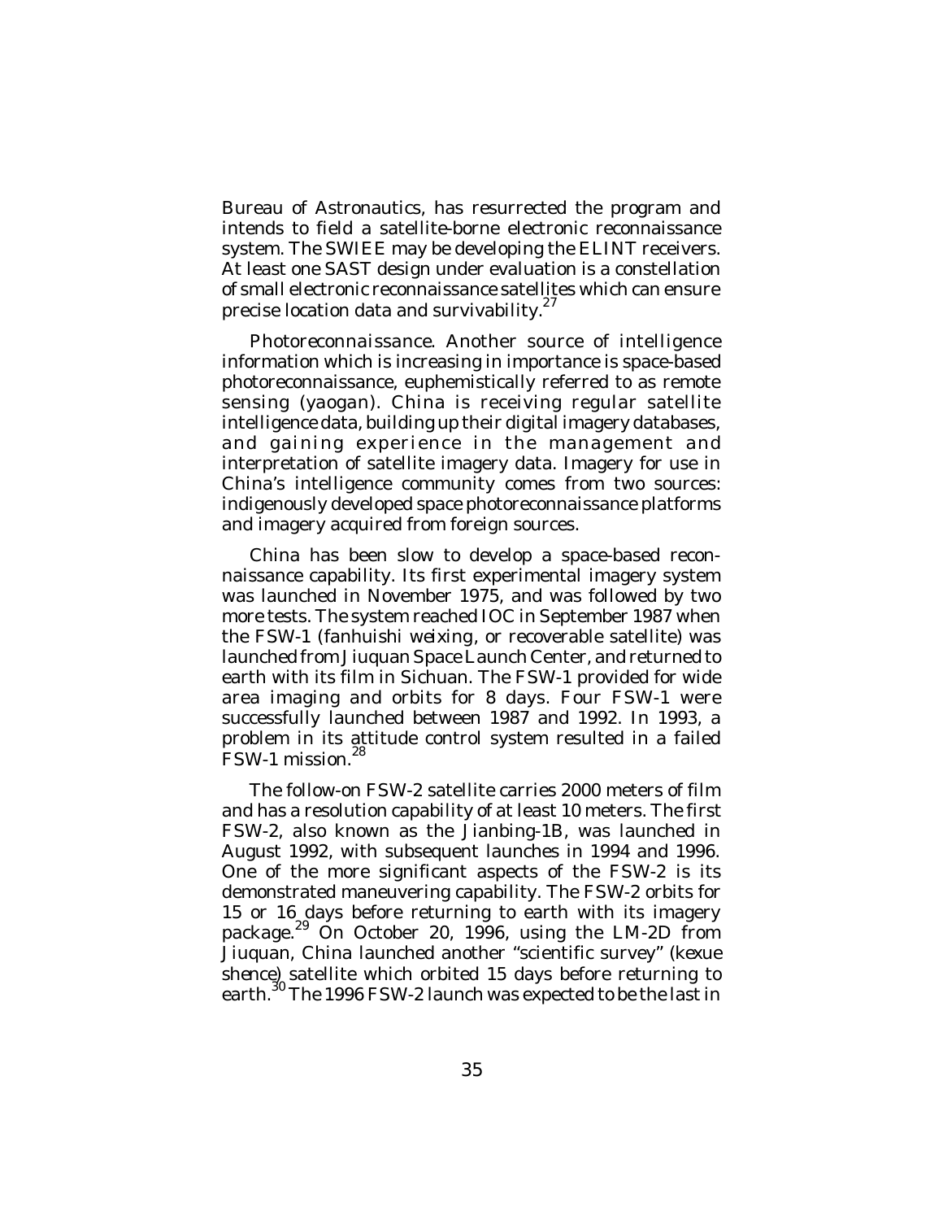Bureau of Astronautics, has resurrected the program and intends to field a satellite-borne electronic reconnaissance system. The SWIEE may be developing the ELINT receivers. At least one SAST design under evaluation is a constellation of small electronic reconnaissance satellites which can ensure precise location data and survivability.[27]

*Photoreconnaissance*. Another source of intelligence information which is increasing in importance is space-based photoreconnaissance, euphemistically referred to as remote sensing (*yaogan*). China is receiving regular satellite intelligence data, building up their digital imagery databases, and gaining experience in the management and interpretation of satellite imagery data. Imagery for use in China's intelligence community comes from two sources: indigenously developed space photoreconnaissance platforms and imagery acquired from foreign sources.

China has been slow to develop a space-based reconnaissance capability. Its first experimental imagery system was launched in November 1975, and was followed by two more tests. The system reached IOC in September 1987 when the FSW-1 (*fanhuishi weixing*, or recoverable satellite) was launched from Jiuquan Space Launch Center, and returned to earth with its film in Sichuan. The FSW-1 provided for wide area imaging and orbits for 8 days. Four FSW-1 were successfully launched between 1987 and 1992. In 1993, a problem in its attitude control system resulted in a failed FSW-1 mission.[28]

The follow-on FSW-2 satellite carries 2000 meters of film and has a resolution capability of at least 10 meters. The first FSW-2, also known as the Jianbing-1B, was launched in August 1992, with subsequent launches in 1994 and 1996. One of the more significant aspects of the FSW-2 is its demonstrated maneuvering capability. The FSW-2 orbits for 15 or 16 days before returning to earth with its imagery package.[29] On October 20, 1996, using the LM-2D from Jiuquan, China launched another "scientific survey" (*kexue shence*) satellite which orbited 15 days before returning to earth.[30] The 1996 FSW-2 launch was expected to be the last in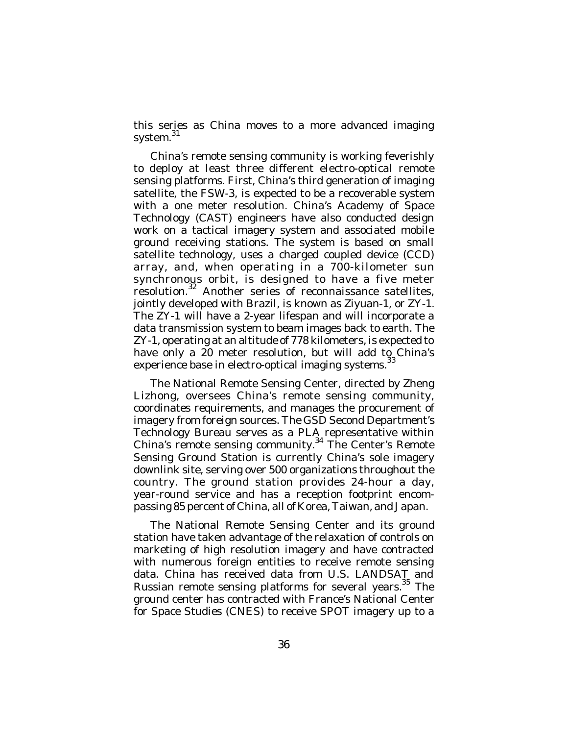this series as China moves to a more advanced imaging system.[31]

China's remote sensing community is working feverishly to deploy at least three different electro-optical remote sensing platforms. First, China's third generation of imaging satellite, the FSW-3, is expected to be a recoverable system with a one meter resolution. China's Academy of Space Technology (CAST) engineers have also conducted design work on a tactical imagery system and associated mobile ground receiving stations. The system is based on small satellite technology, uses a charged coupled device (CCD) array, and, when operating in a 700-kilometer sun synchronous orbit, is designed to have a five meter resolution.[32] Another series of reconnaissance satellites, jointly developed with Brazil, is known as Ziyuan-1, or ZY-1. The ZY-1 will have a 2-year lifespan and will incorporate a data transmission system to beam images back to earth. The ZY-1, operating at an altitude of 778 kilometers, is expected to have only a 20 meter resolution, but will add to China's experience base in electro-optical imaging systems.[33]

The National Remote Sensing Center, directed by Zheng Lizhong, oversees China's remote sensing community, coordinates requirements, and manages the procurement of imagery from foreign sources. The GSD Second Department's Technology Bureau serves as a PLA representative within China's remote sensing community.[34] The Center's Remote Sensing Ground Station is currently China's sole imagery downlink site, serving over 500 organizations throughout the country. The ground station provides 24-hour a day, year-round service and has a reception footprint encompassing 85 percent of China, all of Korea, Taiwan, and Japan.

The National Remote Sensing Center and its ground station have taken advantage of the relaxation of controls on marketing of high resolution imagery and have contracted with numerous foreign entities to receive remote sensing data. China has received data from U.S. LANDSAT and Russian remote sensing platforms for several years.[35] The ground center has contracted with France's National Center for Space Studies (CNES) to receive SPOT imagery up to a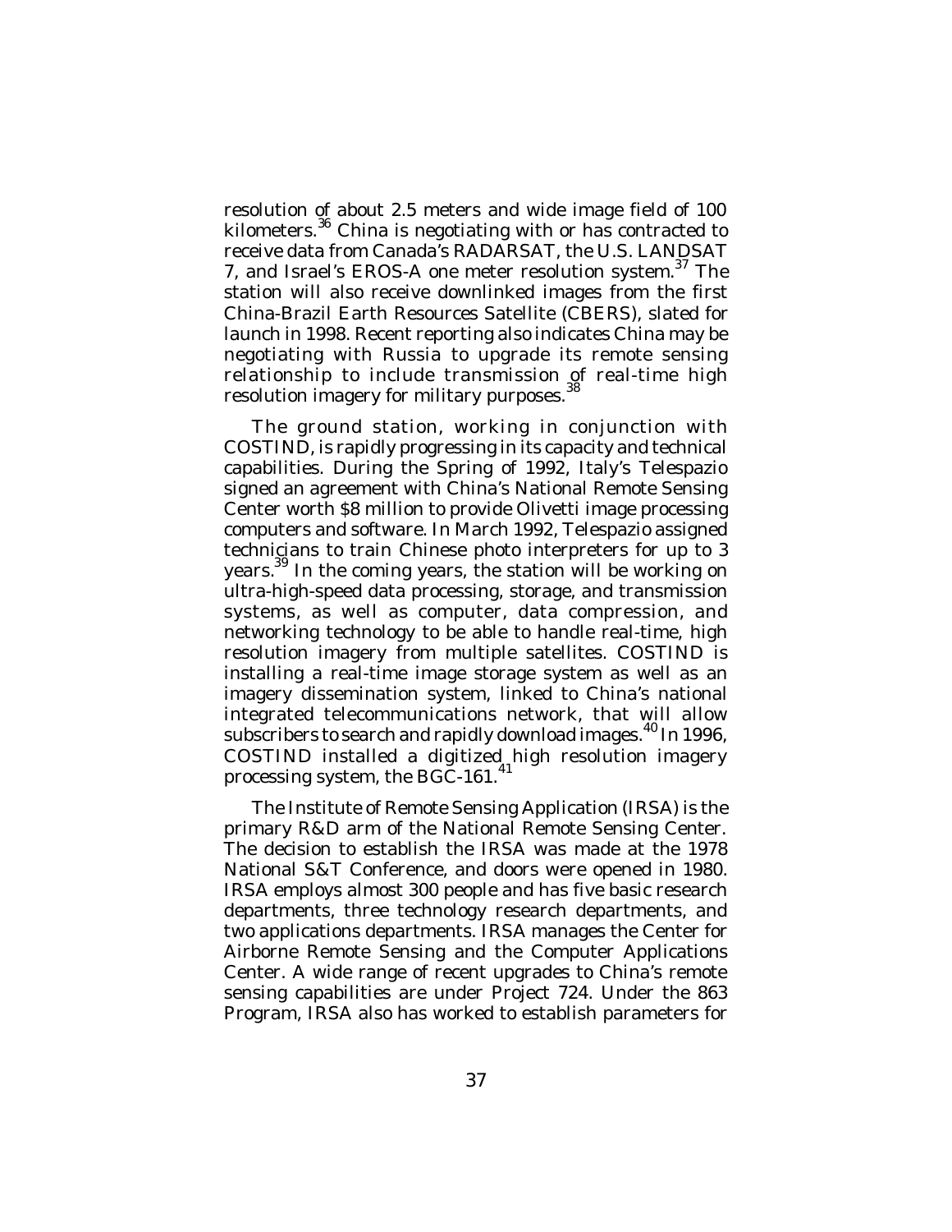resolution of about 2.5 meters and wide image field of 100 kilometers.[36] China is negotiating with or has contracted to receive data from Canada's RADARSAT, the U.S. LANDSAT 7, and Israel's EROS-A one meter resolution system.[37] The station will also receive downlinked images from the first China-Brazil Earth Resources Satellite (CBERS), slated for launch in 1998. Recent reporting also indicates China may be negotiating with Russia to upgrade its remote sensing relationship to include transmission of real-time high resolution imagery for military purposes.[38]

The ground station, working in conjunction with COSTIND, is rapidly progressing in its capacity and technical capabilities. During the Spring of 1992, Italy's Telespazio signed an agreement with China's National Remote Sensing Center worth $8 million to provide Olivetti image processing computers and software. In March 1992, Telespazio assigned technicians to train Chinese photo interpreters for up to 3 years.[39] In the coming years, the station will be working on ultra-high-speed data processing, storage, and transmission systems, as well as computer, data compression, and networking technology to be able to handle real-time, high resolution imagery from multiple satellites. COSTIND is installing a real-time image storage system as well as an imagery dissemination system, linked to China's national integrated telecommunications network, that will allow subscribers to search and rapidly download images.[40] In 1996, COSTIND installed a digitized high resolution imagery processing system, the BGC-161.[41]

The Institute of Remote Sensing Application (IRSA) is the primary R&D arm of the National Remote Sensing Center. The decision to establish the IRSA was made at the 1978 National S&T Conference, and doors were opened in 1980. IRSA employs almost 300 people and has five basic research departments, three technology research departments, and two applications departments. IRSA manages the Center for Airborne Remote Sensing and the Computer Applications Center. A wide range of recent upgrades to China's remote sensing capabilities are under Project 724. Under the 863 Program, IRSA also has worked to establish parameters for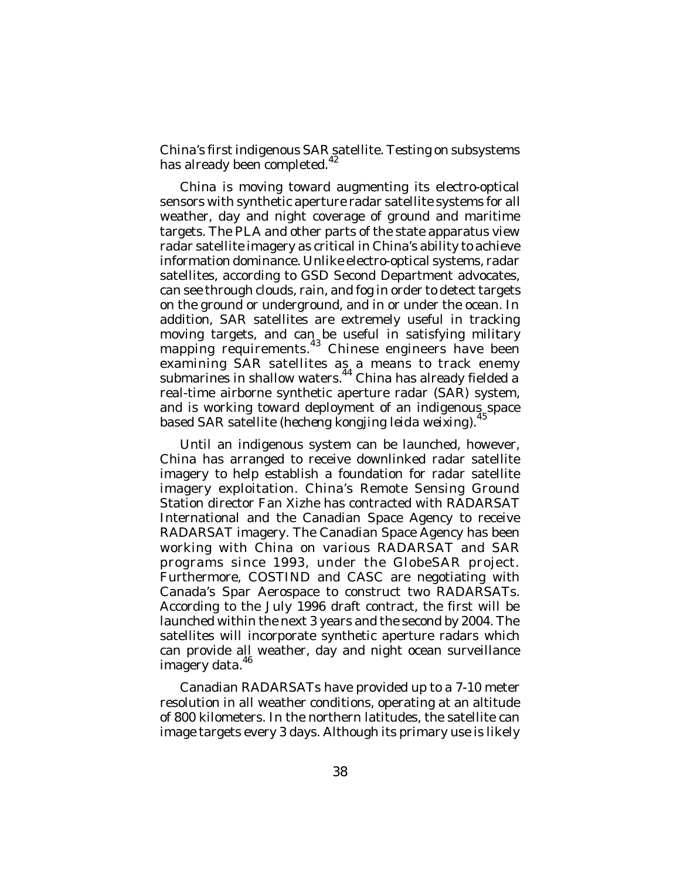China's first indigenous SAR satellite. Testing on subsystems has already been completed.[42]

China is moving toward augmenting its electro-optical sensors with synthetic aperture radar satellite systems for all weather, day and night coverage of ground and maritime targets. The PLA and other parts of the state apparatus view radar satellite imagery as critical in China's ability to achieve information dominance. Unlike electro-optical systems, radar satellites, according to GSD Second Department advocates, can see through clouds, rain, and fog in order to detect targets on the ground or underground, and in or under the ocean. In addition, SAR satellites are extremely useful in tracking moving targets, and can be useful in satisfying military mapping requirements.[43] Chinese engineers have been examining SAR satellites as a means to track enemy submarines in shallow waters.[44] China has already fielded a real-time airborne synthetic aperture radar (SAR) system, and is working toward deployment of an indigenous space based SAR satellite (*hecheng kongjing leida weixing*).[45]

Until an indigenous system can be launched, however, China has arranged to receive downlinked radar satellite imagery to help establish a foundation for radar satellite imagery exploitation. China's Remote Sensing Ground Station director Fan Xizhe has contracted with RADARSAT International and the Canadian Space Agency to receive RADARSAT imagery. The Canadian Space Agency has been working with China on various RADARSAT and SAR programs since 1993, under the GlobeSAR project. Furthermore, COSTIND and CASC are negotiating with Canada's Spar Aerospace to construct two RADARSATs. According to the July 1996 draft contract, the first will be launched within the next 3 years and the second by 2004. The satellites will incorporate synthetic aperture radars which can provide all weather, day and night ocean surveillance imagery data.[46]

Canadian RADARSATs have provided up to a 7-10 meter resolution in all weather conditions, operating at an altitude of 800 kilometers. In the northern latitudes, the satellite can image targets every 3 days. Although its primary use is likely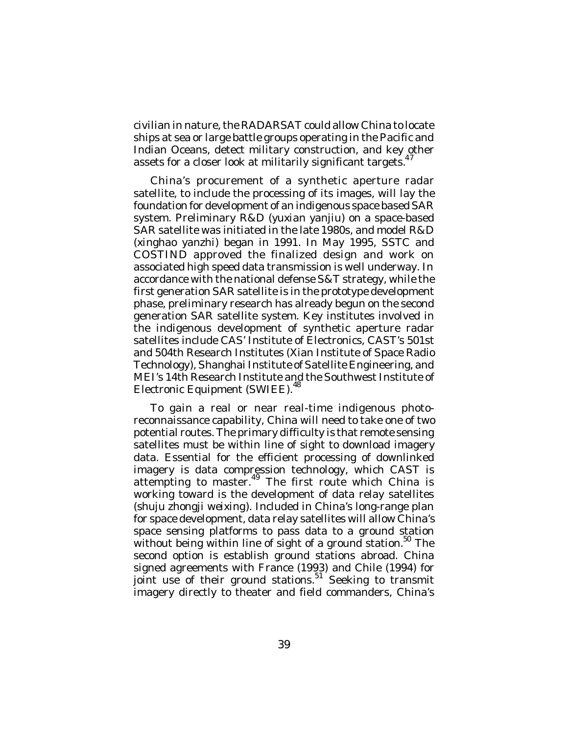civilian in nature, the RADARSAT could allow China to locate ships at sea or large battle groups operating in the Pacific and Indian Oceans, detect military construction, and key other assets for a closer look at militarily significant targets.[47]

China's procurement of a synthetic aperture radar satellite, to include the processing of its images, will lay the foundation for development of an indigenous space based SAR system. Preliminary R&D (*yuxian yanjiu*) on a space-based SAR satellite was initiated in the late 1980s, and model R&D (*xinghao yanzhi*) began in 1991. In May 1995, SSTC and COSTIND approved the finalized design and work on associated high speed data transmission is well underway. In accordance with the national defense S&T strategy, while the first generation SAR satellite is in the prototype development phase, preliminary research has already begun on the second generation SAR satellite system. Key institutes involved in the indigenous development of synthetic aperture radar satellites include CAS' Institute of Electronics, CAST's 501st and 504th Research Institutes (Xian Institute of Space Radio Technology), Shanghai Institute of Satellite Engineering, and MEI's 14th Research Institute and the Southwest Institute of Electronic Equipment (SWIEE).[48]

To gain a real or near real-time indigenous photo-reconnaissance capability, China will need to take one of two potential routes. The primary difficulty is that remote sensing satellites must be within line of sight to download imagery data. Essential for the efficient processing of downlinked imagery is data compression technology, which CAST is attempting to master.[49] The first route which China is working toward is the development of data relay satellites (*shuju zhongji weixing*). Included in China's long-range plan for space development, data relay satellites will allow China's space sensing platforms to pass data to a ground station without being within line of sight of a ground station.[50] The second option is establish ground stations abroad. China signed agreements with France (1993) and Chile (1994) for joint use of their ground stations.[51] Seeking to transmit imagery directly to theater and field commanders, China's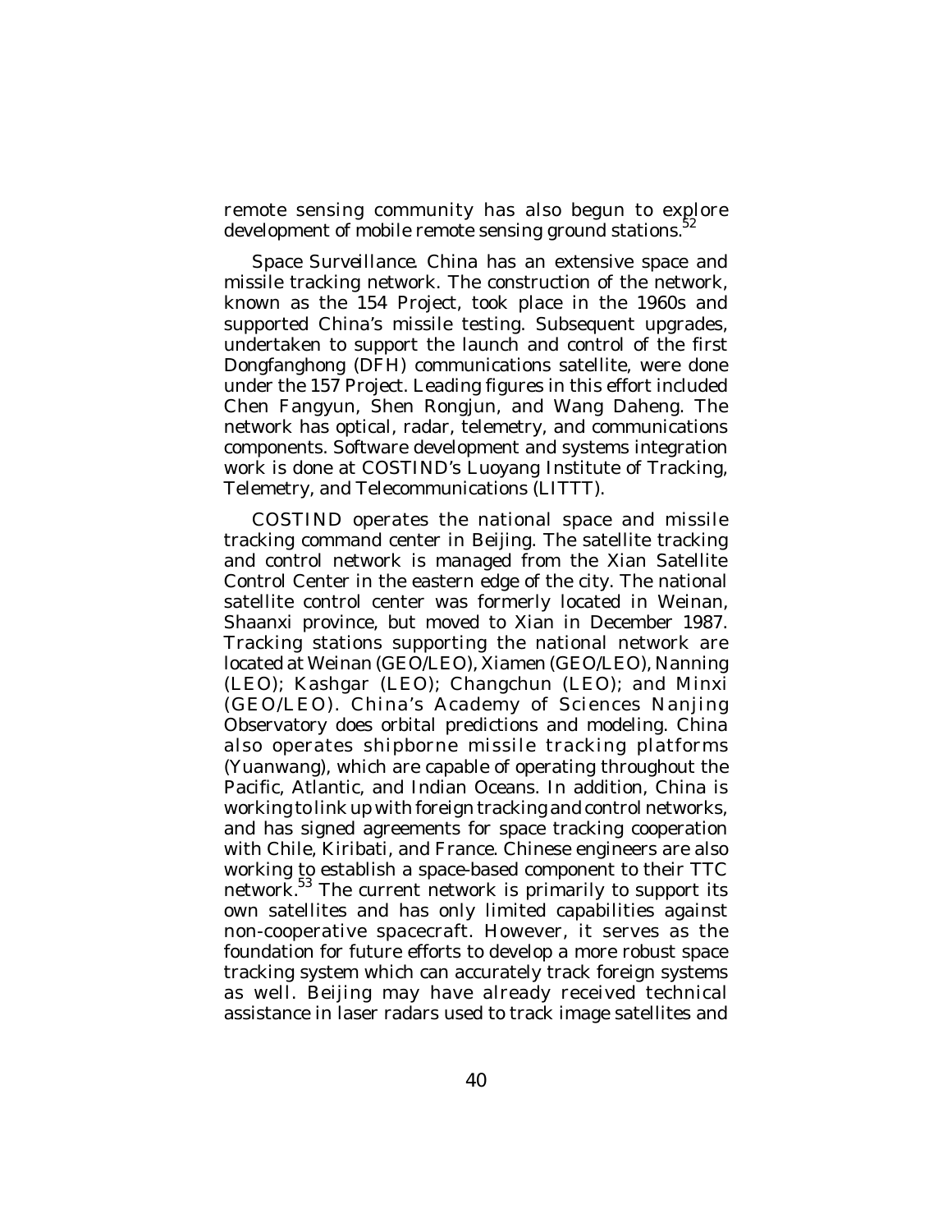remote sensing community has also begun to explore development of mobile remote sensing ground stations.[52]

*Space Surveillance*. China has an extensive space and missile tracking network. The construction of the network, known as the 154 Project, took place in the 1960s and supported China's missile testing. Subsequent upgrades, undertaken to support the launch and control of the first Dongfanghong (DFH) communications satellite, were done under the 157 Project. Leading figures in this effort included Chen Fangyun, Shen Rongjun, and Wang Daheng. The network has optical, radar, telemetry, and communications components. Software development and systems integration work is done at COSTIND's Luoyang Institute of Tracking, Telemetry, and Telecommunications (LITTT).

COSTIND operates the national space and missile tracking command center in Beijing. The satellite tracking and control network is managed from the Xian Satellite Control Center in the eastern edge of the city. The national satellite control center was formerly located in Weinan, Shaanxi province, but moved to Xian in December 1987. Tracking stations supporting the national network are located at Weinan (GEO/LEO), Xiamen (GEO/LEO), Nanning (LEO); Kashgar (LEO); Changchun (LEO); and Minxi (GEO/LEO). China's Academy of Sciences Nanjing Observatory does orbital predictions and modeling. China also operates shipborne missile tracking platforms (Yuanwang), which are capable of operating throughout the Pacific, Atlantic, and Indian Oceans. In addition, China is working to link up with foreign tracking and control networks, and has signed agreements for space tracking cooperation with Chile, Kiribati, and France. Chinese engineers are also working to establish a space-based component to their TTC network.[53] The current network is primarily to support its own satellites and has only limited capabilities against non-cooperative spacecraft. However, it serves as the foundation for future efforts to develop a more robust space tracking system which can accurately track foreign systems as well. Beijing may have already received technical assistance in laser radars used to track image satellites and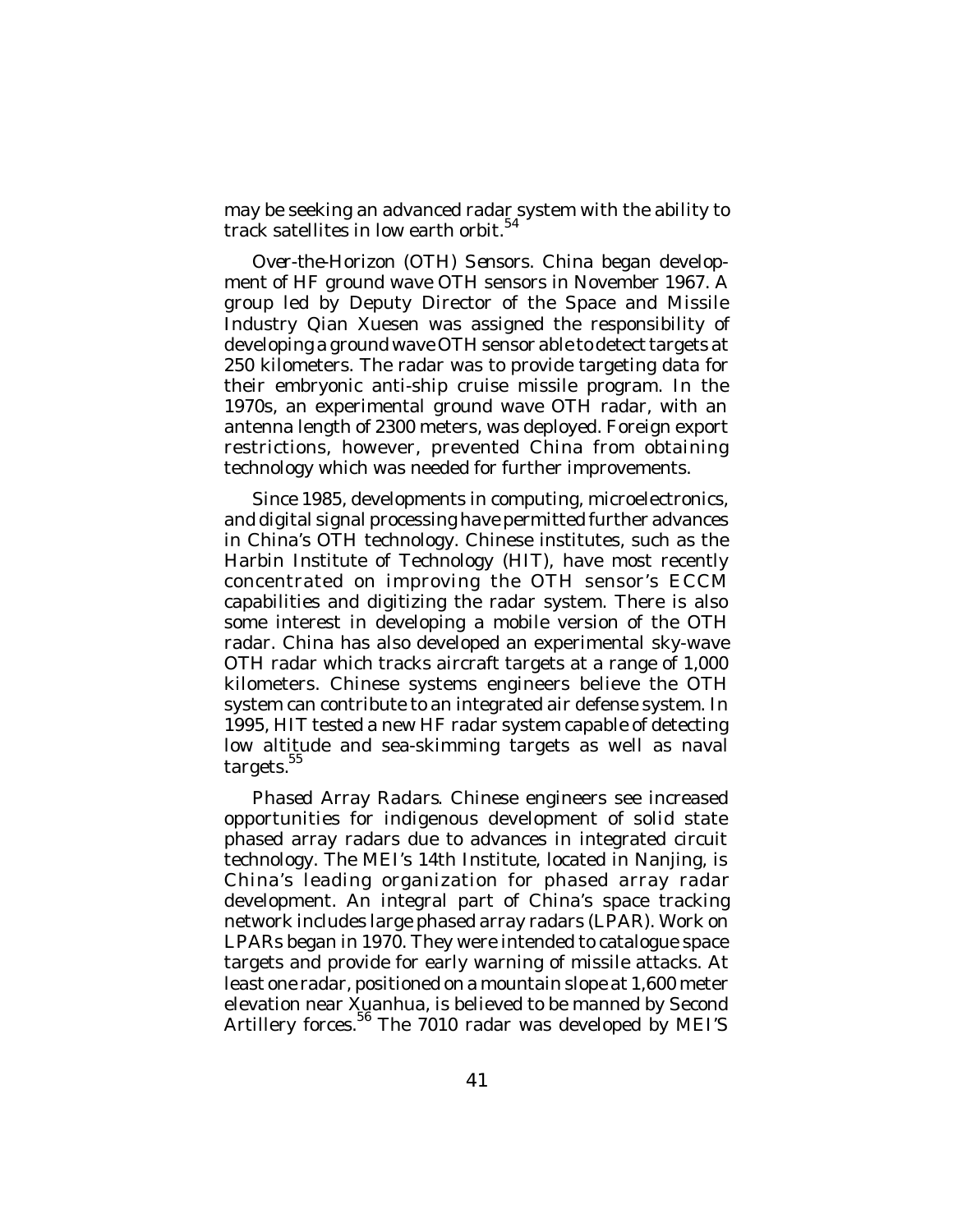may be seeking an advanced radar system with the ability to track satellites in low earth orbit.[54]

*Over-the-Horizon (OTH) Sensors*. China began development of HF ground wave OTH sensors in November 1967. A group led by Deputy Director of the Space and Missile Industry Qian Xuesen was assigned the responsibility of developing a ground wave OTH sensor able to detect targets at 250 kilometers. The radar was to provide targeting data for their embryonic anti-ship cruise missile program. In the 1970s, an experimental ground wave OTH radar, with an antenna length of 2300 meters, was deployed. Foreign export restrictions, however, prevented China from obtaining technology which was needed for further improvements.

Since 1985, developments in computing, microelectronics, and digital signal processing have permitted further advances in China's OTH technology. Chinese institutes, such as the Harbin Institute of Technology (HIT), have most recently concentrated on improving the OTH sensor's ECCM capabilities and digitizing the radar system. There is also some interest in developing a mobile version of the OTH radar. China has also developed an experimental sky-wave OTH radar which tracks aircraft targets at a range of 1,000 kilometers. Chinese systems engineers believe the OTH system can contribute to an integrated air defense system. In 1995, HIT tested a new HF radar system capable of detecting low altitude and sea-skimming targets as well as naval targets.[55]

*Phased Array Radars*. Chinese engineers see increased opportunities for indigenous development of solid state phased array radars due to advances in integrated circuit technology. The MEI's 14th Institute, located in Nanjing, is China's leading organization for phased array radar development. An integral part of China's space tracking network includes large phased array radars (LPAR). Work on LPARs began in 1970. They were intended to catalogue space targets and provide for early warning of missile attacks. At least one radar, positioned on a mountain slope at 1,600 meter elevation near Xuanhua, is believed to be manned by Second Artillery forces.[56] The 7010 radar was developed by MEI'S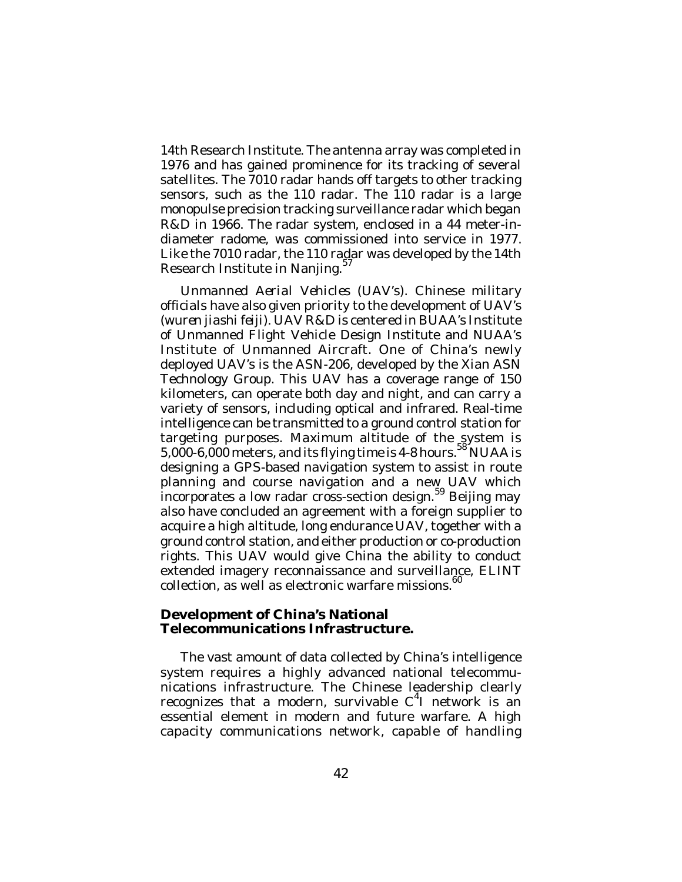14th Research Institute. The antenna array was completed in 1976 and has gained prominence for its tracking of several satellites. The 7010 radar hands off targets to other tracking sensors, such as the 110 radar. The 110 radar is a large monopulse precision tracking surveillance radar which began R&D in 1966. The radar system, enclosed in a 44 meter-in-diameter radome, was commissioned into service in 1977. Like the 7010 radar, the 110 radar was developed by the 14th Research Institute in Nanjing.[57]

*Unmanned Aerial Vehicles (UAV's)*. Chinese military officials have also given priority to the development of UAV's (*wuren jiashi feiji*). UAV R&D is centered in BUAA's Institute of Unmanned Flight Vehicle Design Institute and NUAA's Institute of Unmanned Aircraft. One of China's newly deployed UAV's is the ASN-206, developed by the Xian ASN Technology Group. This UAV has a coverage range of 150 kilometers, can operate both day and night, and can carry a variety of sensors, including optical and infrared. Real-time intelligence can be transmitted to a ground control station for targeting purposes. Maximum altitude of the system is 5,000-6,000 meters, and its flying time is 4-8 hours.[58] NUAA is designing a GPS-based navigation system to assist in route planning and course navigation and a new UAV which incorporates a low radar cross-section design.[59] Beijing may also have concluded an agreement with a foreign supplier to acquire a high altitude, long endurance UAV, together with a ground control station, and either production or co-production rights. This UAV would give China the ability to conduct extended imagery reconnaissance and surveillance, ELINT collection, as well as electronic warfare missions.[60]

**Development of China's National Telecommunications Infrastructure.**

The vast amount of data collected by China's intelligence system requires a highly advanced national telecommunications infrastructure. The Chinese leadership clearly recognizes that a modern, survivable $C^4I$ network is an essential element in modern and future warfare. A high capacity communications network, capable of handling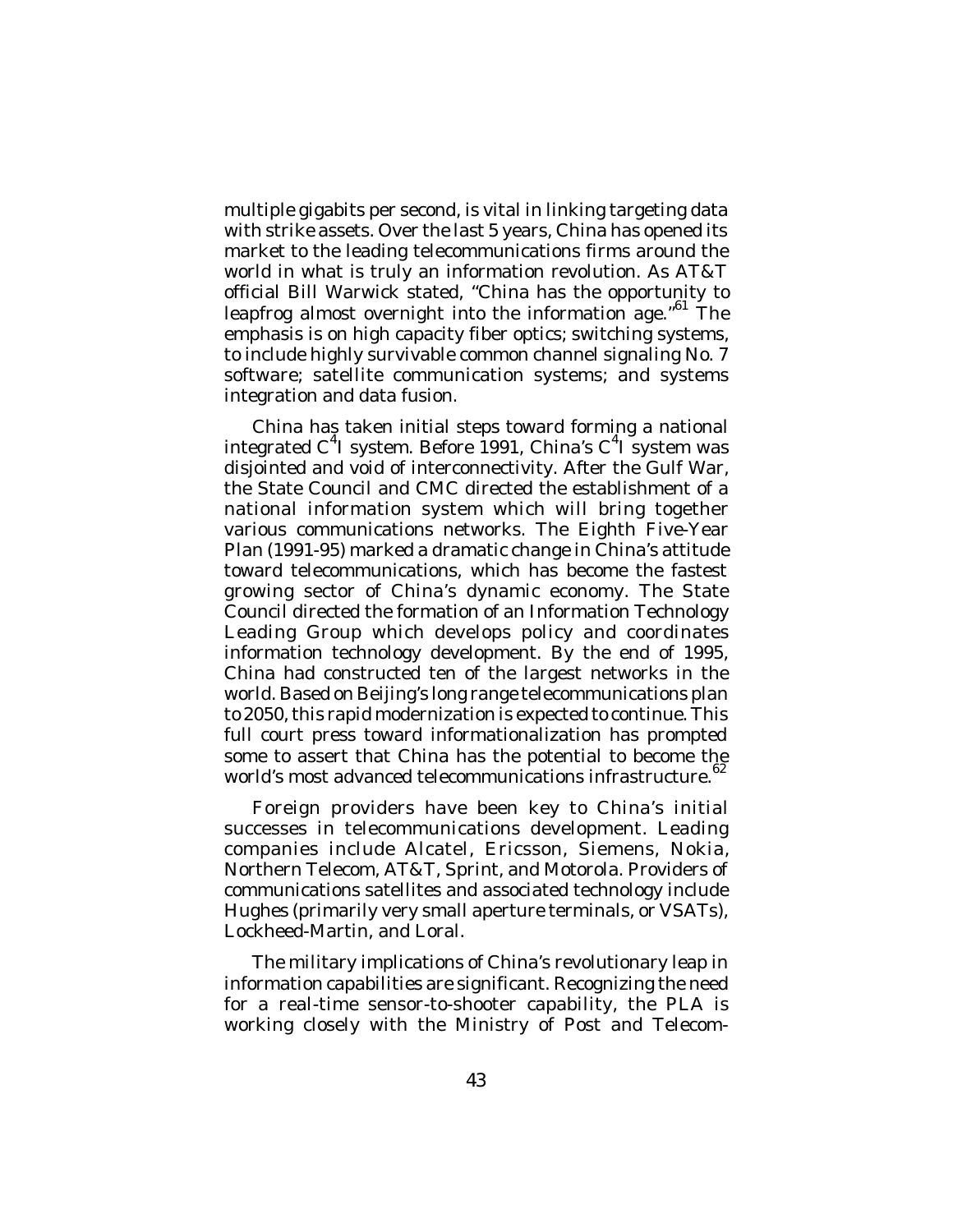multiple gigabits per second, is vital in linking targeting data with strike assets. Over the last 5 years, China has opened its market to the leading telecommunications firms around the world in what is truly an information revolution. As AT&T official Bill Warwick stated, "China has the opportunity to leapfrog almost overnight into the information age."[61] The emphasis is on high capacity fiber optics; switching systems, to include highly survivable common channel signaling No. 7 software; satellite communication systems; and systems integration and data fusion.

China has taken initial steps toward forming a national integrated $C^4I$ system. Before 1991, China's $C^4I$ system was disjointed and void of interconnectivity. After the Gulf War, the State Council and CMC directed the establishment of a national information system which will bring together various communications networks. The Eighth Five-Year Plan (1991-95) marked a dramatic change in China's attitude toward telecommunications, which has become the fastest growing sector of China's dynamic economy. The State Council directed the formation of an Information Technology Leading Group which develops policy and coordinates information technology development. By the end of 1995, China had constructed ten of the largest networks in the world. Based on Beijing's long range telecommunications plan to 2050, this rapid modernization is expected to continue. This full court press toward informationalization has prompted some to assert that China has the potential to become the world's most advanced telecommunications infrastructure.[62]

Foreign providers have been key to China's initial successes in telecommunications development. Leading companies include Alcatel, Ericsson, Siemens, Nokia, Northern Telecom, AT&T, Sprint, and Motorola. Providers of communications satellites and associated technology include Hughes (primarily very small aperture terminals, or VSATs), Lockheed-Martin, and Loral.

The military implications of China's revolutionary leap in information capabilities are significant. Recognizing the need for a real-time sensor-to-shooter capability, the PLA is working closely with the Ministry of Post and Telecom-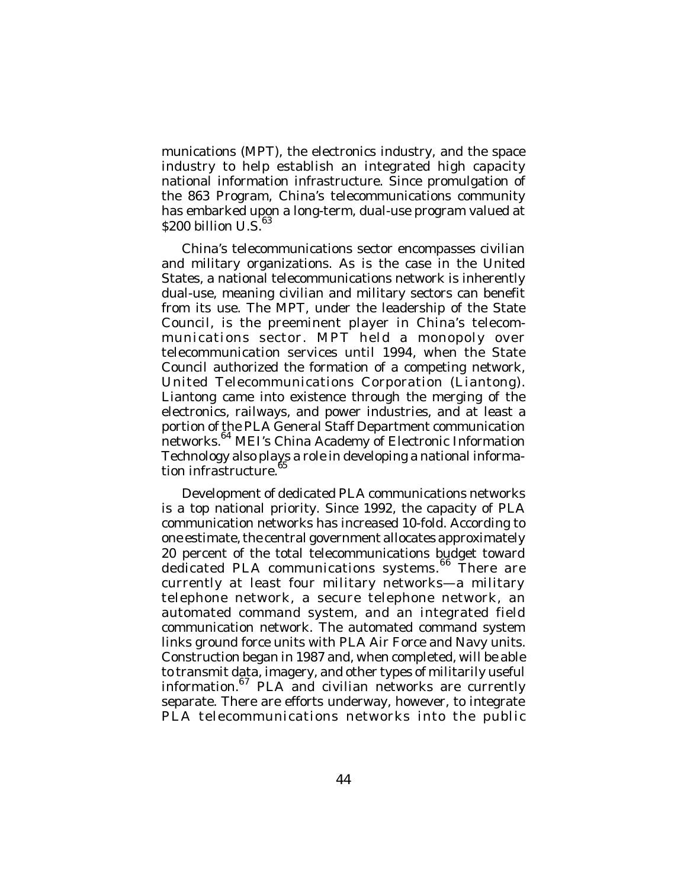munications (MPT), the electronics industry, and the space industry to help establish an integrated high capacity national information infrastructure. Since promulgation of the 863 Program, China's telecommunications community has embarked upon a long-term, dual-use program valued at $200 billion U.S.[63]

China's telecommunications sector encompasses civilian and military organizations. As is the case in the United States, a national telecommunications network is inherently dual-use, meaning civilian and military sectors can benefit from its use. The MPT, under the leadership of the State Council, is the preeminent player in China's telecommunications sector. MPT held a monopoly over telecommunication services until 1994, when the State Council authorized the formation of a competing network, United Telecommunications Corporation (Liantong). Liantong came into existence through the merging of the electronics, railways, and power industries, and at least a portion of the PLA General Staff Department communication networks.[64] MEI's China Academy of Electronic Information Technology also plays a role in developing a national information infrastructure.[65]

Development of dedicated PLA communications networks is a top national priority. Since 1992, the capacity of PLA communication networks has increased 10-fold. According to one estimate, the central government allocates approximately 20 percent of the total telecommunications budget toward dedicated PLA communications systems.[66] There are currently at least four military networks—a military telephone network, a secure telephone network, an automated command system, and an integrated field communication network. The automated command system links ground force units with PLA Air Force and Navy units. Construction began in 1987 and, when completed, will be able to transmit data, imagery, and other types of militarily useful information.[67] PLA and civilian networks are currently separate. There are efforts underway, however, to integrate PLA telecommunications networks into the public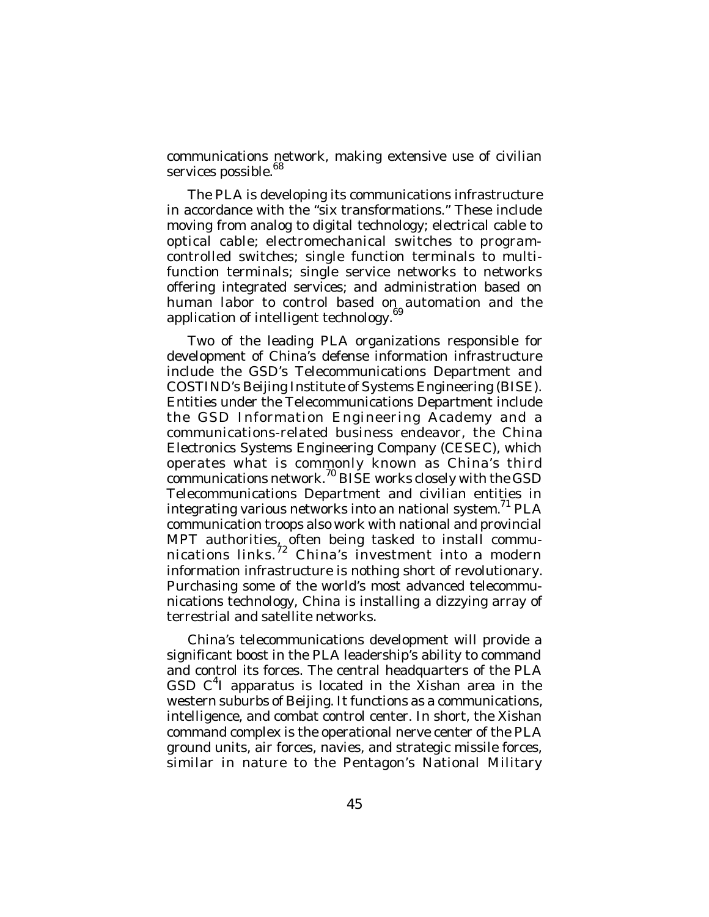communications network, making extensive use of civilian services possible.[68]

The PLA is developing its communications infrastructure in accordance with the "six transformations." These include moving from analog to digital technology; electrical cable to optical cable; electromechanical switches to program-controlled switches; single function terminals to multi-function terminals; single service networks to networks offering integrated services; and administration based on human labor to control based on automation and the application of intelligent technology.[69]

Two of the leading PLA organizations responsible for development of China's defense information infrastructure include the GSD's Telecommunications Department and COSTIND's Beijing Institute of Systems Engineering (BISE). Entities under the Telecommunications Department include the GSD Information Engineering Academy and a communications-related business endeavor, the China Electronics Systems Engineering Company (CESEC), which operates what is commonly known as China's third communications network.[70] BISE works closely with the GSD Telecommunications Department and civilian entities in integrating various networks into an national system.[71] PLA communication troops also work with national and provincial MPT authorities, often being tasked to install communications links.[72] China's investment into a modern information infrastructure is nothing short of revolutionary. Purchasing some of the world's most advanced telecommunications technology, China is installing a dizzying array of terrestrial and satellite networks.

China's telecommunications development will provide a significant boost in the PLA leadership's ability to command and control its forces. The central headquarters of the PLA GSD $C^4I$ apparatus is located in the Xishan area in the western suburbs of Beijing. It functions as a communications, intelligence, and combat control center. In short, the Xishan command complex is the operational nerve center of the PLA ground units, air forces, navies, and strategic missile forces, similar in nature to the Pentagon's National Military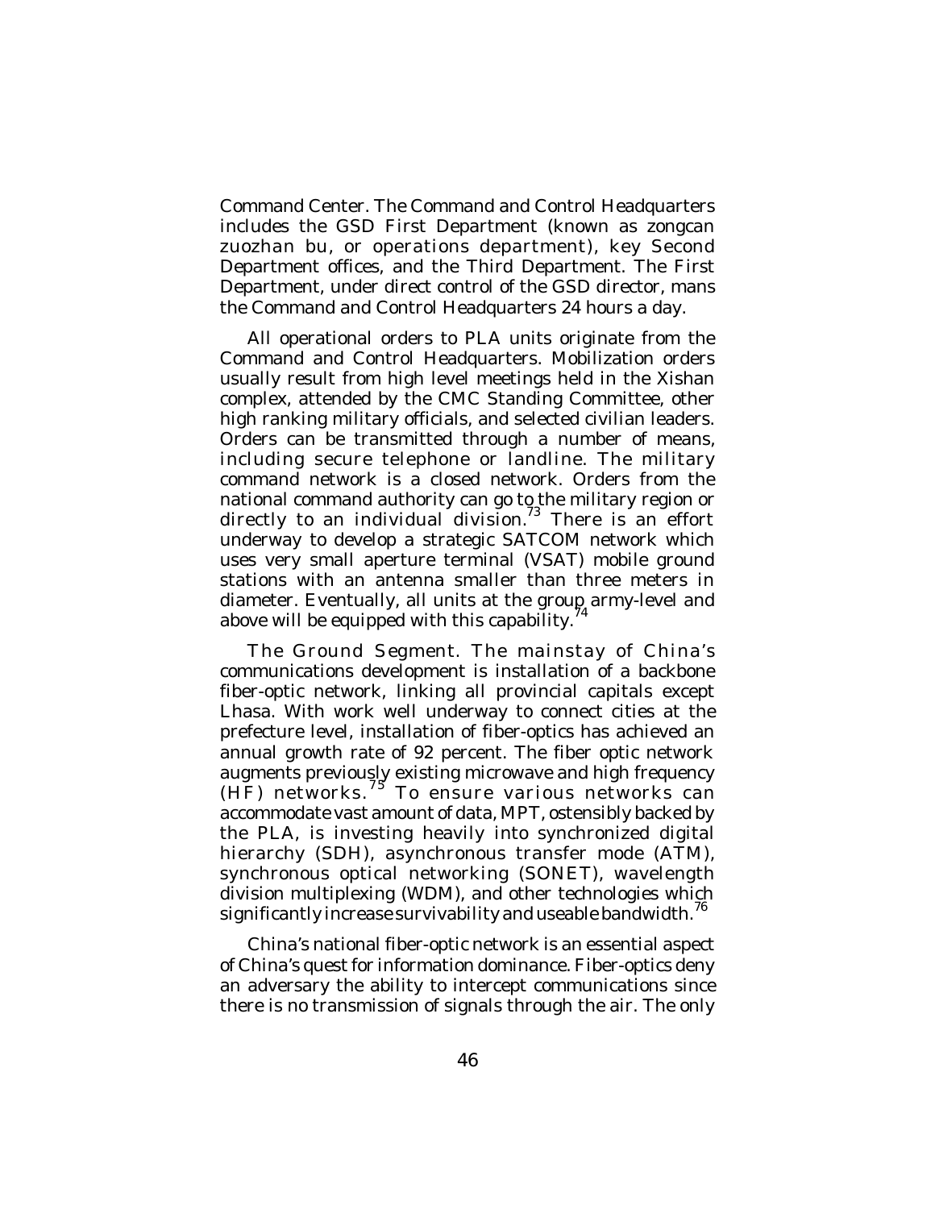Command Center. The Command and Control Headquarters includes the GSD First Department (known as zongcan zuozhan bu, or operations department), key Second Department offices, and the Third Department. The First Department, under direct control of the GSD director, mans the Command and Control Headquarters 24 hours a day.

All operational orders to PLA units originate from the Command and Control Headquarters. Mobilization orders usually result from high level meetings held in the Xishan complex, attended by the CMC Standing Committee, other high ranking military officials, and selected civilian leaders. Orders can be transmitted through a number of means, including secure telephone or landline. The military command network is a closed network. Orders from the national command authority can go to the military region or directly to an individual division.[73] There is an effort underway to develop a strategic SATCOM network which uses very small aperture terminal (VSAT) mobile ground stations with an antenna smaller than three meters in diameter. Eventually, all units at the group army-level and above will be equipped with this capability.[74]

The Ground Segment. The mainstay of China's communications development is installation of a backbone fiber-optic network, linking all provincial capitals except Lhasa. With work well underway to connect cities at the prefecture level, installation of fiber-optics has achieved an annual growth rate of 92 percent. The fiber optic network augments previously existing microwave and high frequency (HF) networks.[75] To ensure various networks can accommodate vast amount of data, MPT, ostensibly backed by the PLA, is investing heavily into synchronized digital hierarchy (SDH), asynchronous transfer mode (ATM), synchronous optical networking (SONET), wavelength division multiplexing (WDM), and other technologies which significantly increase survivability and useable bandwidth.[76]

China's national fiber-optic network is an essential aspect of China's quest for information dominance. Fiber-optics deny an adversary the ability to intercept communications since there is no transmission of signals through the air. The only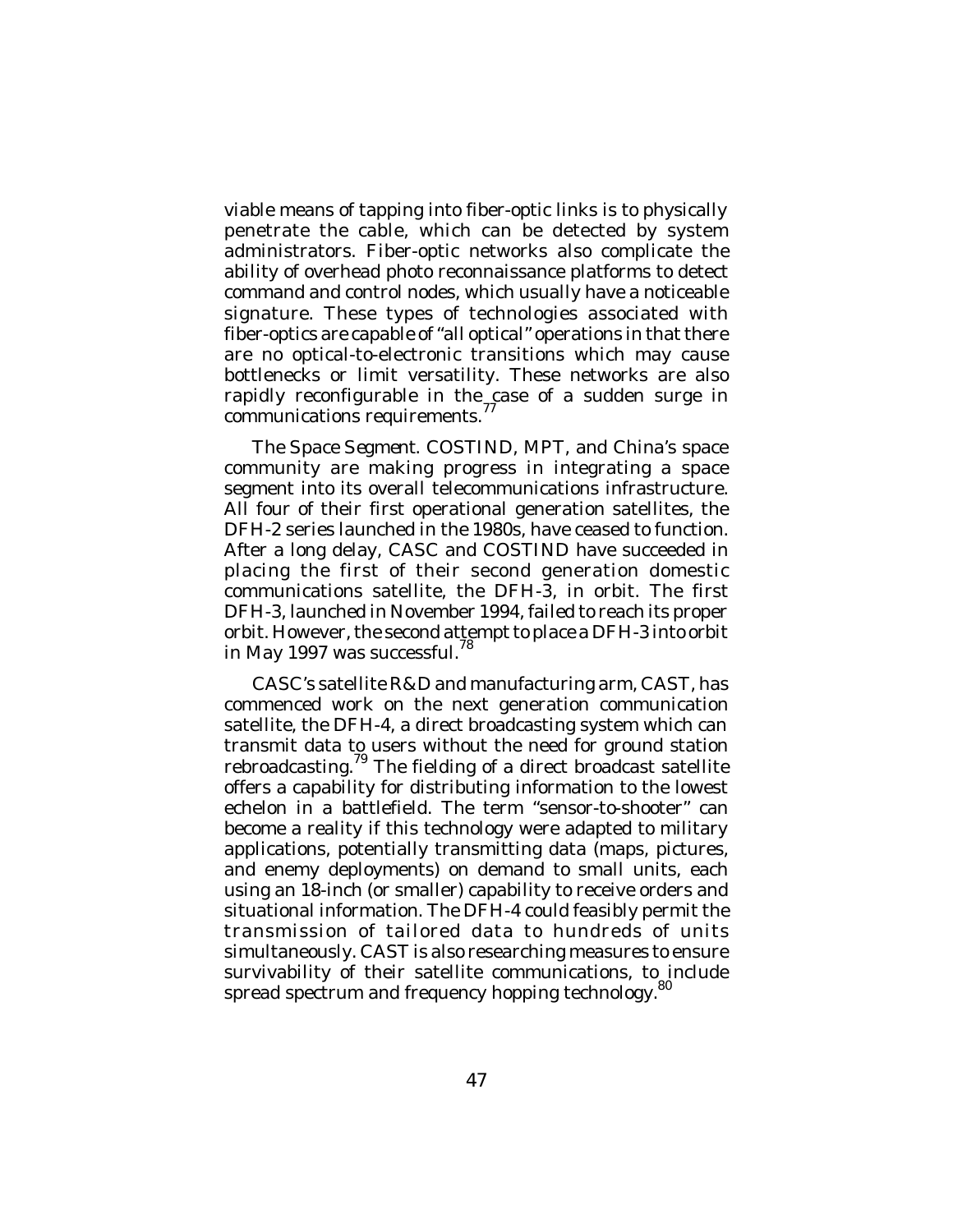viable means of tapping into fiber-optic links is to physically penetrate the cable, which can be detected by system administrators. Fiber-optic networks also complicate the ability of overhead photo reconnaissance platforms to detect command and control nodes, which usually have a noticeable signature. These types of technologies associated with fiber-optics are capable of "all optical" operations in that there are no optical-to-electronic transitions which may cause bottlenecks or limit versatility. These networks are also rapidly reconfigurable in the case of a sudden surge in communications requirements.[77]

*The Space Segment*. COSTIND, MPT, and China's space community are making progress in integrating a space segment into its overall telecommunications infrastructure. All four of their first operational generation satellites, the DFH-2 series launched in the 1980s, have ceased to function. After a long delay, CASC and COSTIND have succeeded in placing the first of their second generation domestic communications satellite, the DFH-3, in orbit. The first DFH-3, launched in November 1994, failed to reach its proper orbit. However, the second attempt to place a DFH-3 into orbit in May 1997 was successful.[78]

CASC's satellite R&D and manufacturing arm, CAST, has commenced work on the next generation communication satellite, the DFH-4, a direct broadcasting system which can transmit data to users without the need for ground station rebroadcasting.[79] The fielding of a direct broadcast satellite offers a capability for distributing information to the lowest echelon in a battlefield. The term "sensor-to-shooter" can become a reality if this technology were adapted to military applications, potentially transmitting data (maps, pictures, and enemy deployments) on demand to small units, each using an 18-inch (or smaller) capability to receive orders and situational information. The DFH-4 could feasibly permit the transmission of tailored data to hundreds of units simultaneously. CAST is also researching measures to ensure survivability of their satellite communications, to include spread spectrum and frequency hopping technology.[80]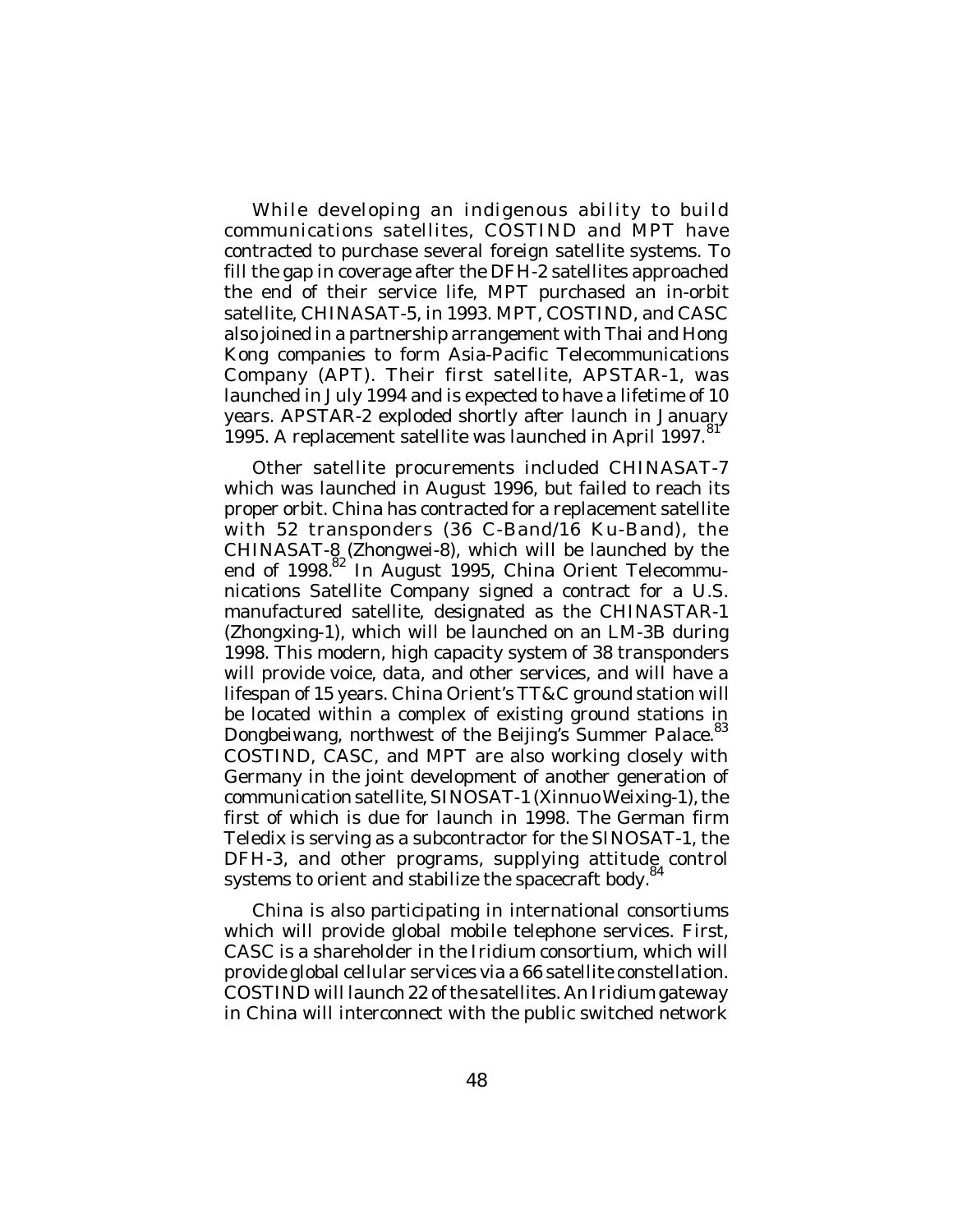While developing an indigenous ability to build communications satellites, COSTIND and MPT have contracted to purchase several foreign satellite systems. To fill the gap in coverage after the DFH-2 satellites approached the end of their service life, MPT purchased an in-orbit satellite, CHINASAT-5, in 1993. MPT, COSTIND, and CASC also joined in a partnership arrangement with Thai and Hong Kong companies to form Asia-Pacific Telecommunications Company (APT). Their first satellite, APSTAR-1, was launched in July 1994 and is expected to have a lifetime of 10 years. APSTAR-2 exploded shortly after launch in January 1995. A replacement satellite was launched in April 1997.[81]

Other satellite procurements included CHINASAT-7 which was launched in August 1996, but failed to reach its proper orbit. China has contracted for a replacement satellite with 52 transponders (36 C-Band/16 Ku-Band), the CHINASAT-8 (Zhongwei-8), which will be launched by the end of 1998.[82] In August 1995, China Orient Telecommunications Satellite Company signed a contract for a U.S. manufactured satellite, designated as the CHINASTAR-1 (Zhongxing-1), which will be launched on an LM-3B during 1998. This modern, high capacity system of 38 transponders will provide voice, data, and other services, and will have a lifespan of 15 years. China Orient's TT&C ground station will be located within a complex of existing ground stations in Dongbeiwang, northwest of the Beijing's Summer Palace.[83] COSTIND, CASC, and MPT are also working closely with Germany in the joint development of another generation of communication satellite, SINOSAT-1 (Xinnuo Weixing-1), the first of which is due for launch in 1998. The German firm Teledix is serving as a subcontractor for the SINOSAT-1, the DFH-3, and other programs, supplying attitude control systems to orient and stabilize the spacecraft body.[84]

China is also participating in international consortiums which will provide global mobile telephone services. First, CASC is a shareholder in the Iridium consortium, which will provide global cellular services via a 66 satellite constellation. COSTIND will launch 22 of the satellites. An Iridium gateway in China will interconnect with the public switched network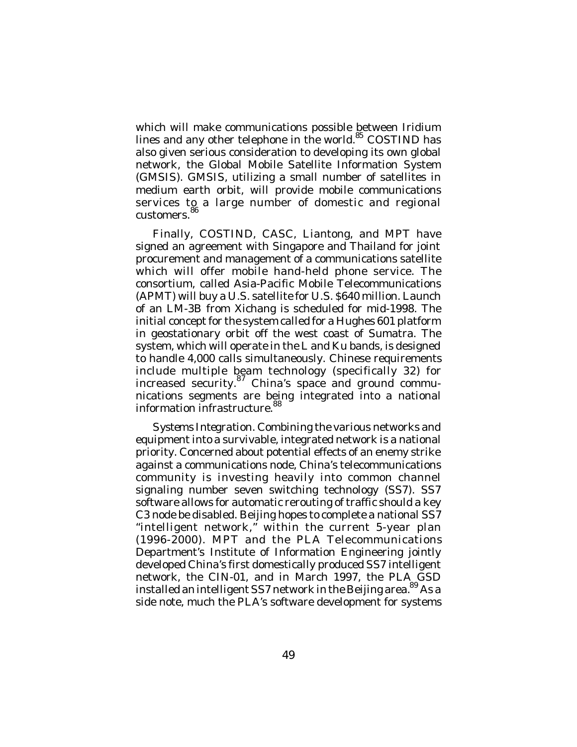which will make communications possible between Iridium lines and any other telephone in the world.[85] COSTIND has also given serious consideration to developing its own global network, the Global Mobile Satellite Information System (GMSIS). GMSIS, utilizing a small number of satellites in medium earth orbit, will provide mobile communications services to a large number of domestic and regional customers.[86]

Finally, COSTIND, CASC, Liantong, and MPT have signed an agreement with Singapore and Thailand for joint procurement and management of a communications satellite which will offer mobile hand-held phone service. The consortium, called Asia-Pacific Mobile Telecommunications (APMT) will buy a U.S. satellite for U.S. $640 million. Launch of an LM-3B from Xichang is scheduled for mid-1998. The initial concept for the system called for a Hughes 601 platform in geostationary orbit off the west coast of Sumatra. The system, which will operate in the L and Ku bands, is designed to handle 4,000 calls simultaneously. Chinese requirements include multiple beam technology (specifically 32) for increased security.[87] China's space and ground communications segments are being integrated into a national information infrastructure.[88]

*Systems Integration*. Combining the various networks and equipment into a survivable, integrated network is a national priority. Concerned about potential effects of an enemy strike against a communications node, China's telecommunications community is investing heavily into common channel signaling number seven switching technology (SS7). SS7 software allows for automatic rerouting of traffic should a key C3 node be disabled. Beijing hopes to complete a national SS7 "intelligent network," within the current 5-year plan (1996-2000). MPT and the PLA Telecommunications Department's Institute of Information Engineering jointly developed China's first domestically produced SS7 intelligent network, the CIN-01, and in March 1997, the PLA GSD installed an intelligent SS7 network in the Beijing area.[89] As a side note, much the PLA's software development for systems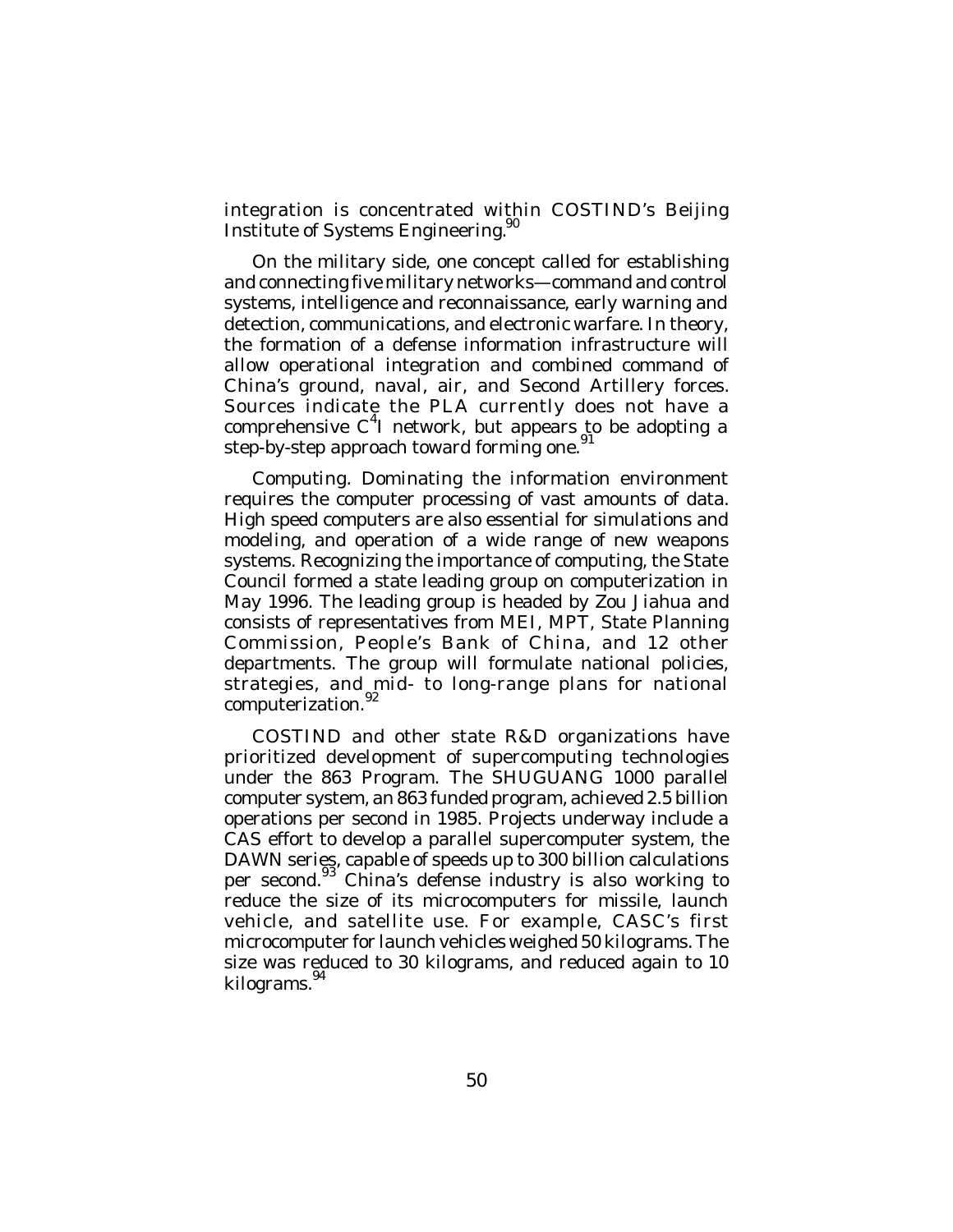integration is concentrated within COSTIND's Beijing Institute of Systems Engineering.[90]

On the military side, one concept called for establishing and connecting five military networks—command and control systems, intelligence and reconnaissance, early warning and detection, communications, and electronic warfare. In theory, the formation of a defense information infrastructure will allow operational integration and combined command of China's ground, naval, air, and Second Artillery forces. Sources indicate the PLA currently does not have a comprehensive $C^4I$ network, but appears to be adopting a step-by-step approach toward forming one.[91]

*Computing.* Dominating the information environment requires the computer processing of vast amounts of data. High speed computers are also essential for simulations and modeling, and operation of a wide range of new weapons systems. Recognizing the importance of computing, the State Council formed a state leading group on computerization in May 1996. The leading group is headed by Zou Jiahua and consists of representatives from MEI, MPT, State Planning Commission, People's Bank of China, and 12 other departments. The group will formulate national policies, strategies, and mid- to long-range plans for national computerization.[92]

COSTIND and other state R&D organizations have prioritized development of supercomputing technologies under the 863 Program. The SHUGUANG 1000 parallel computer system, an 863 funded program, achieved 2.5 billion operations per second in 1985. Projects underway include a CAS effort to develop a parallel supercomputer system, the DAWN series, capable of speeds up to 300 billion calculations per second.[93] China's defense industry is also working to reduce the size of its microcomputers for missile, launch vehicle, and satellite use. For example, CASC's first microcomputer for launch vehicles weighed 50 kilograms. The size was reduced to 30 kilograms, and reduced again to 10 kilograms.[94]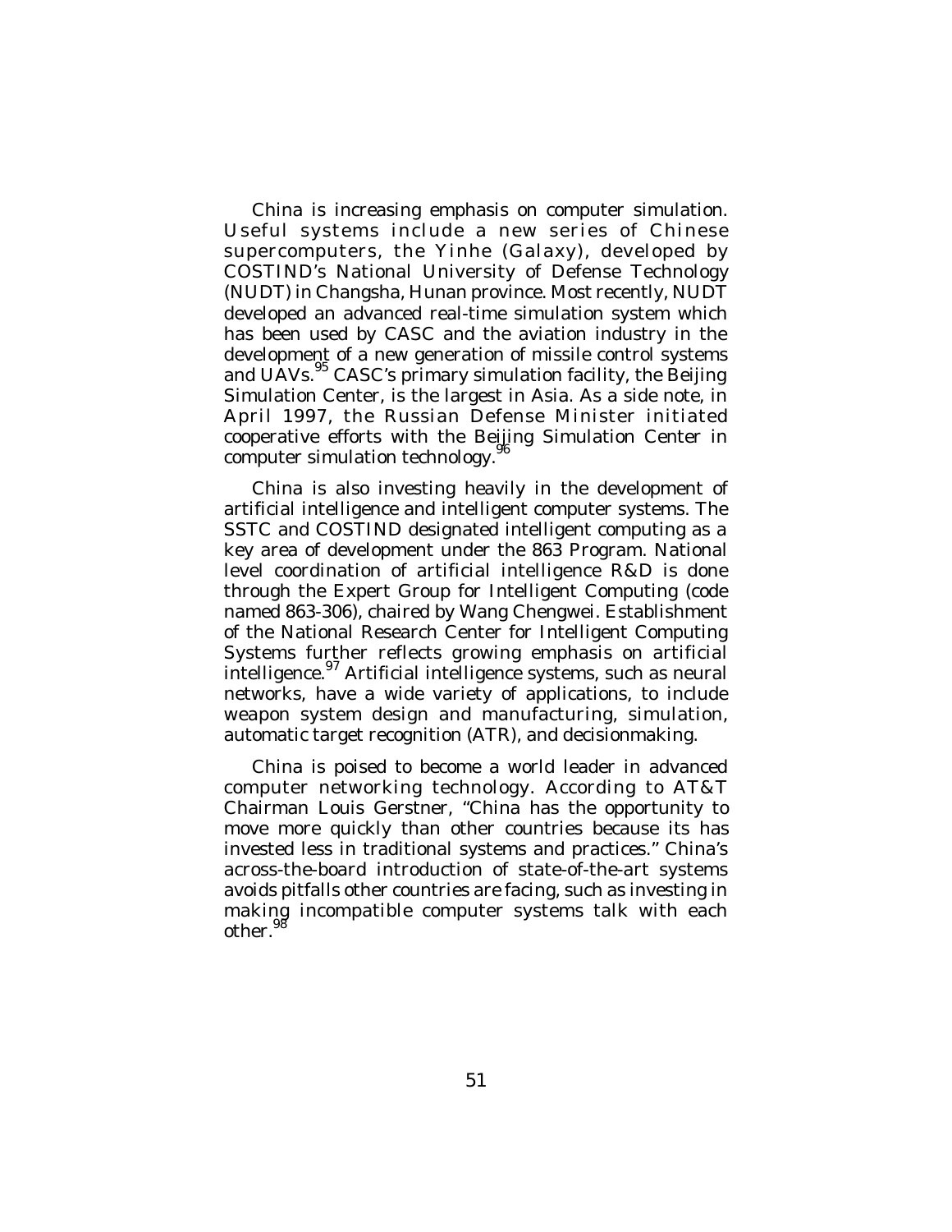China is increasing emphasis on computer simulation. Useful systems include a new series of Chinese supercomputers, the Yinhe (Galaxy), developed by COSTIND's National University of Defense Technology (NUDT) in Changsha, Hunan province. Most recently, NUDT developed an advanced real-time simulation system which has been used by CASC and the aviation industry in the development of a new generation of missile control systems and UAVs.[95] CASC's primary simulation facility, the Beijing Simulation Center, is the largest in Asia. As a side note, in April 1997, the Russian Defense Minister initiated cooperative efforts with the Beijing Simulation Center in computer simulation technology.[96]

China is also investing heavily in the development of artificial intelligence and intelligent computer systems. The SSTC and COSTIND designated intelligent computing as a key area of development under the 863 Program. National level coordination of artificial intelligence R&D is done through the Expert Group for Intelligent Computing (code named 863-306), chaired by Wang Chengwei. Establishment of the National Research Center for Intelligent Computing Systems further reflects growing emphasis on artificial intelligence.[97] Artificial intelligence systems, such as neural networks, have a wide variety of applications, to include weapon system design and manufacturing, simulation, automatic target recognition (ATR), and decisionmaking.

China is poised to become a world leader in advanced computer networking technology. According to AT&T Chairman Louis Gerstner, "China has the opportunity to move more quickly than other countries because its has invested less in traditional systems and practices." China's across-the-board introduction of state-of-the-art systems avoids pitfalls other countries are facing, such as investing in making incompatible computer systems talk with each other.[98]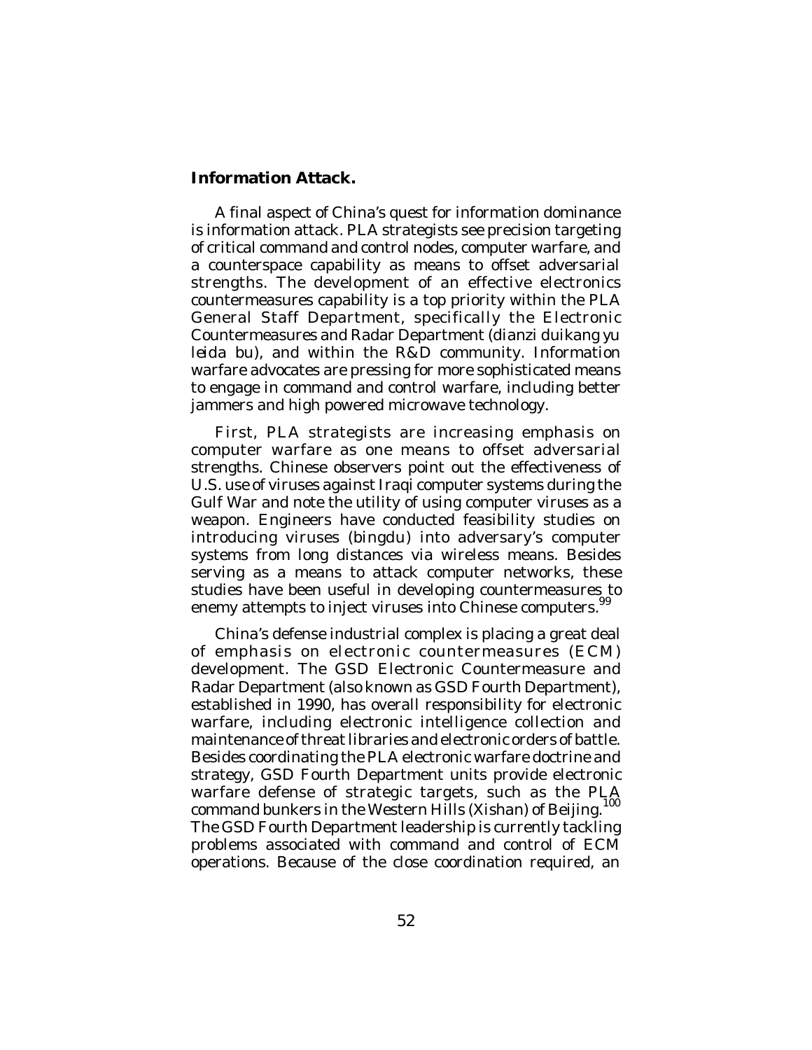**Information Attack.**

A final aspect of China's quest for information dominance is information attack. PLA strategists see precision targeting of critical command and control nodes, computer warfare, and a counterspace capability as means to offset adversarial strengths. The development of an effective electronics countermeasures capability is a top priority within the PLA General Staff Department, specifically the Electronic Countermeasures and Radar Department (*dianzi duikang yu leida bu*), and within the R&D community. Information warfare advocates are pressing for more sophisticated means to engage in command and control warfare, including better jammers and high powered microwave technology.

First, PLA strategists are increasing emphasis on computer warfare as one means to offset adversarial strengths. Chinese observers point out the effectiveness of U.S. use of viruses against Iraqi computer systems during the Gulf War and note the utility of using computer viruses as a weapon. Engineers have conducted feasibility studies on introducing viruses (*bingdu*) into adversary's computer systems from long distances via wireless means. Besides serving as a means to attack computer networks, these studies have been useful in developing countermeasures to enemy attempts to inject viruses into Chinese computers.[99]

China's defense industrial complex is placing a great deal of emphasis on electronic countermeasures (ECM) development. The GSD Electronic Countermeasure and Radar Department (also known as GSD Fourth Department), established in 1990, has overall responsibility for electronic warfare, including electronic intelligence collection and maintenance of threat libraries and electronic orders of battle. Besides coordinating the PLA electronic warfare doctrine and strategy, GSD Fourth Department units provide electronic warfare defense of strategic targets, such as the PLA command bunkers in the Western Hills (Xishan) of Beijing.[100] The GSD Fourth Department leadership is currently tackling problems associated with command and control of ECM operations. Because of the close coordination required, an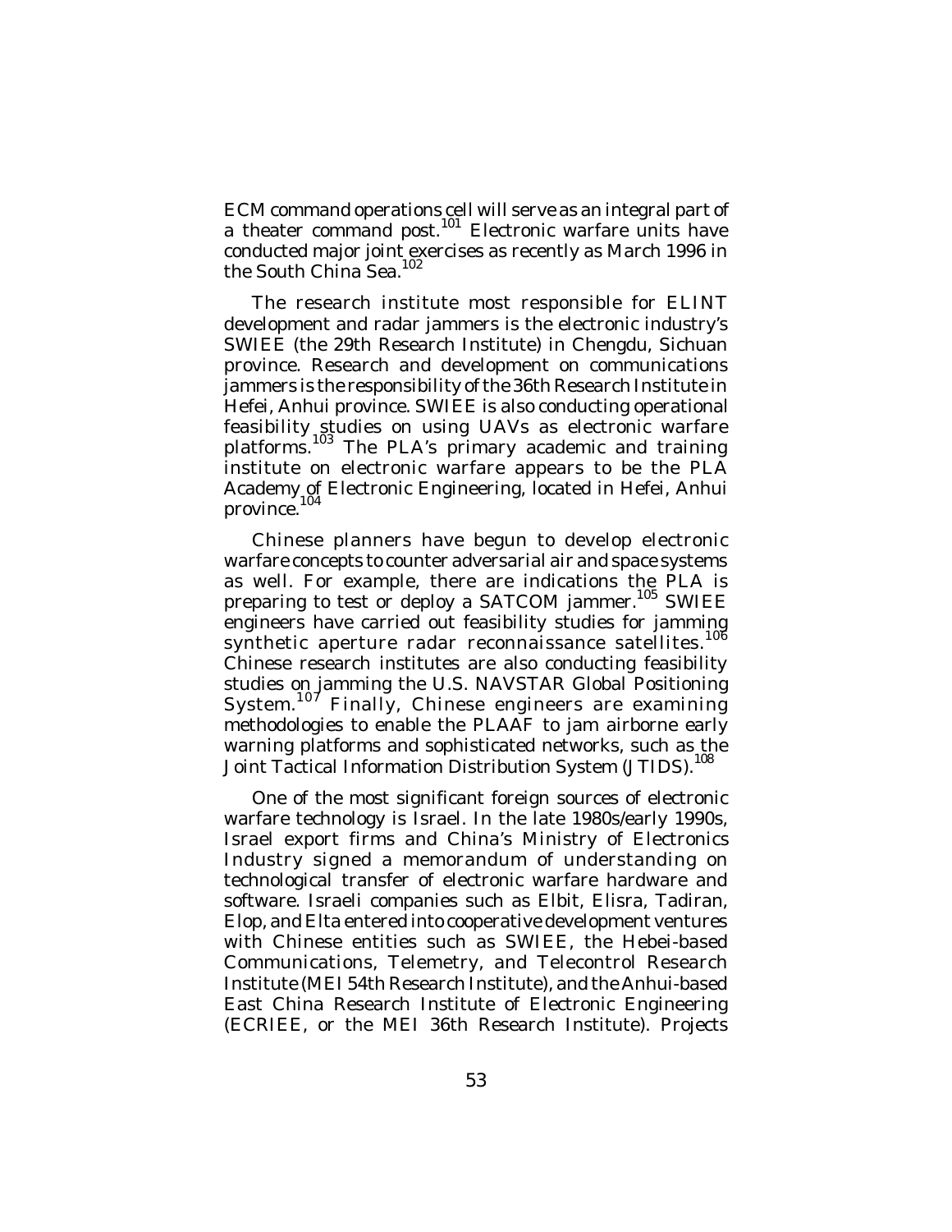ECM command operations cell will serve as an integral part of a theater command post.[101] Electronic warfare units have conducted major joint exercises as recently as March 1996 in the South China Sea.[102]

The research institute most responsible for ELINT development and radar jammers is the electronic industry's SWIEE (the 29th Research Institute) in Chengdu, Sichuan province. Research and development on communications jammers is the responsibility of the 36th Research Institute in Hefei, Anhui province. SWIEE is also conducting operational feasibility studies on using UAVs as electronic warfare platforms.[103] The PLA's primary academic and training institute on electronic warfare appears to be the PLA Academy of Electronic Engineering, located in Hefei, Anhui province.[104]

Chinese planners have begun to develop electronic warfare concepts to counter adversarial air and space systems as well. For example, there are indications the PLA is preparing to test or deploy a SATCOM jammer.[105] SWIEE engineers have carried out feasibility studies for jamming synthetic aperture radar reconnaissance satellites.[106] Chinese research institutes are also conducting feasibility studies on jamming the U.S. NAVSTAR Global Positioning System.[107] Finally, Chinese engineers are examining methodologies to enable the PLAAF to jam airborne early warning platforms and sophisticated networks, such as the Joint Tactical Information Distribution System (JTIDS).[108]

One of the most significant foreign sources of electronic warfare technology is Israel. In the late 1980s/early 1990s, Israel export firms and China's Ministry of Electronics Industry signed a memorandum of understanding on technological transfer of electronic warfare hardware and software. Israeli companies such as Elbit, Elisra, Tadiran, Elop, and Elta entered into cooperative development ventures with Chinese entities such as SWIEE, the Hebei-based Communications, Telemetry, and Telecontrol Research Institute (MEI 54th Research Institute), and the Anhui-based East China Research Institute of Electronic Engineering (ECRIEE, or the MEI 36th Research Institute). Projects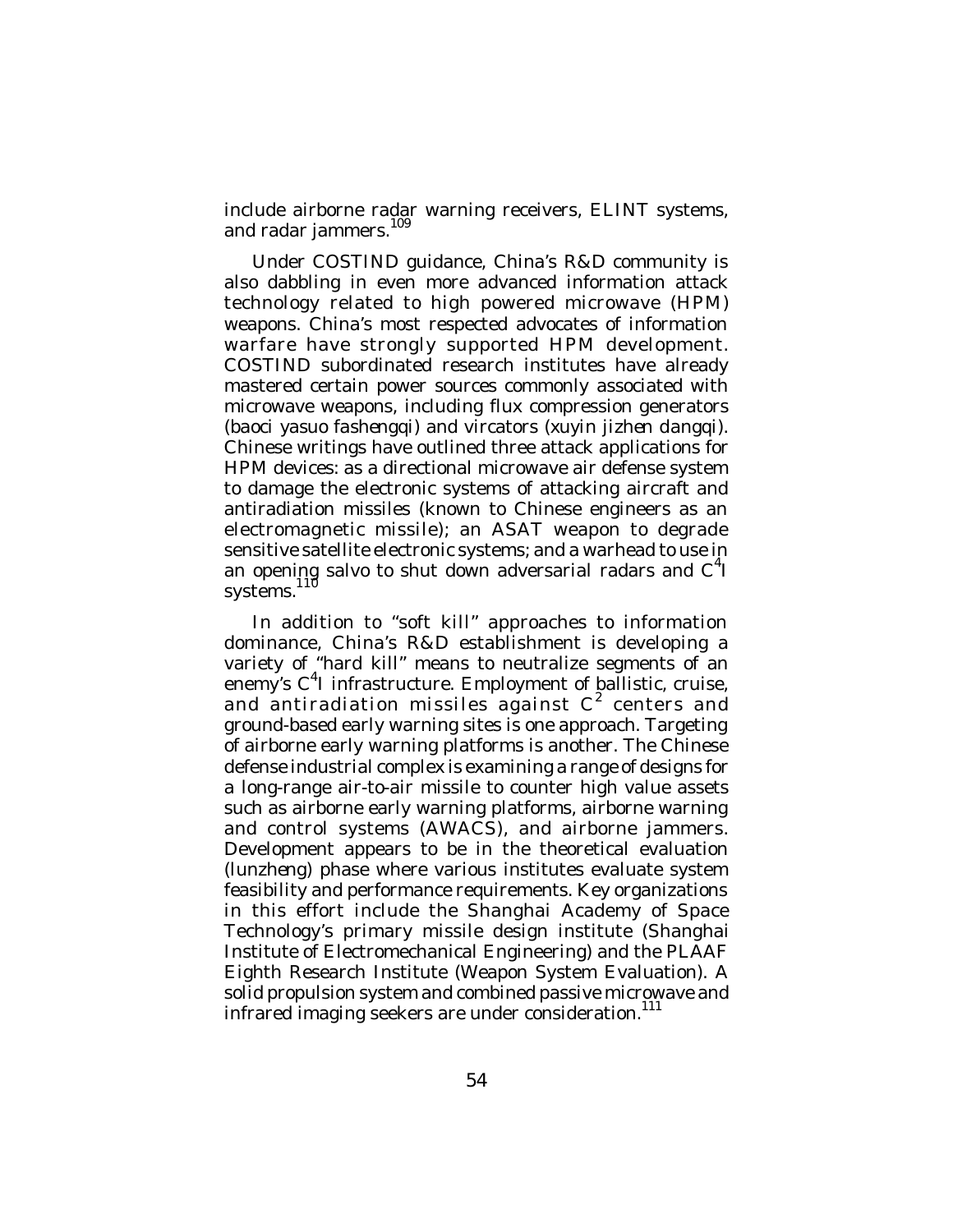include airborne radar warning receivers, ELINT systems, and radar jammers.[109]

Under COSTIND guidance, China's R&D community is also dabbling in even more advanced information attack technology related to high powered microwave (HPM) weapons. China's most respected advocates of information warfare have strongly supported HPM development. COSTIND subordinated research institutes have already mastered certain power sources commonly associated with microwave weapons, including flux compression generators (*baoci yasuo fashengqi*) and vircators (*xuyin jizhen dangqi*). Chinese writings have outlined three attack applications for HPM devices: as a directional microwave air defense system to damage the electronic systems of attacking aircraft and antiradiation missiles (known to Chinese engineers as an electromagnetic missile); an ASAT weapon to degrade sensitive satellite electronic systems; and a warhead to use in an opening salvo to shut down adversarial radars and $C^4I$ systems.[110]

In addition to "soft kill" approaches to information dominance, China's R&D establishment is developing a variety of "hard kill" means to neutralize segments of an enemy's $C^4I$ infrastructure. Employment of ballistic, cruise, and antiradiation missiles against $C^2$ centers and ground-based early warning sites is one approach. Targeting of airborne early warning platforms is another. The Chinese defense industrial complex is examining a range of designs for a long-range air-to-air missile to counter high value assets such as airborne early warning platforms, airborne warning and control systems (AWACS), and airborne jammers. Development appears to be in the theoretical evaluation (*lunzheng*) phase where various institutes evaluate system feasibility and performance requirements. Key organizations in this effort include the Shanghai Academy of Space Technology's primary missile design institute (Shanghai Institute of Electromechanical Engineering) and the PLAAF Eighth Research Institute (Weapon System Evaluation). A solid propulsion system and combined passive microwave and infrared imaging seekers are under consideration.[111]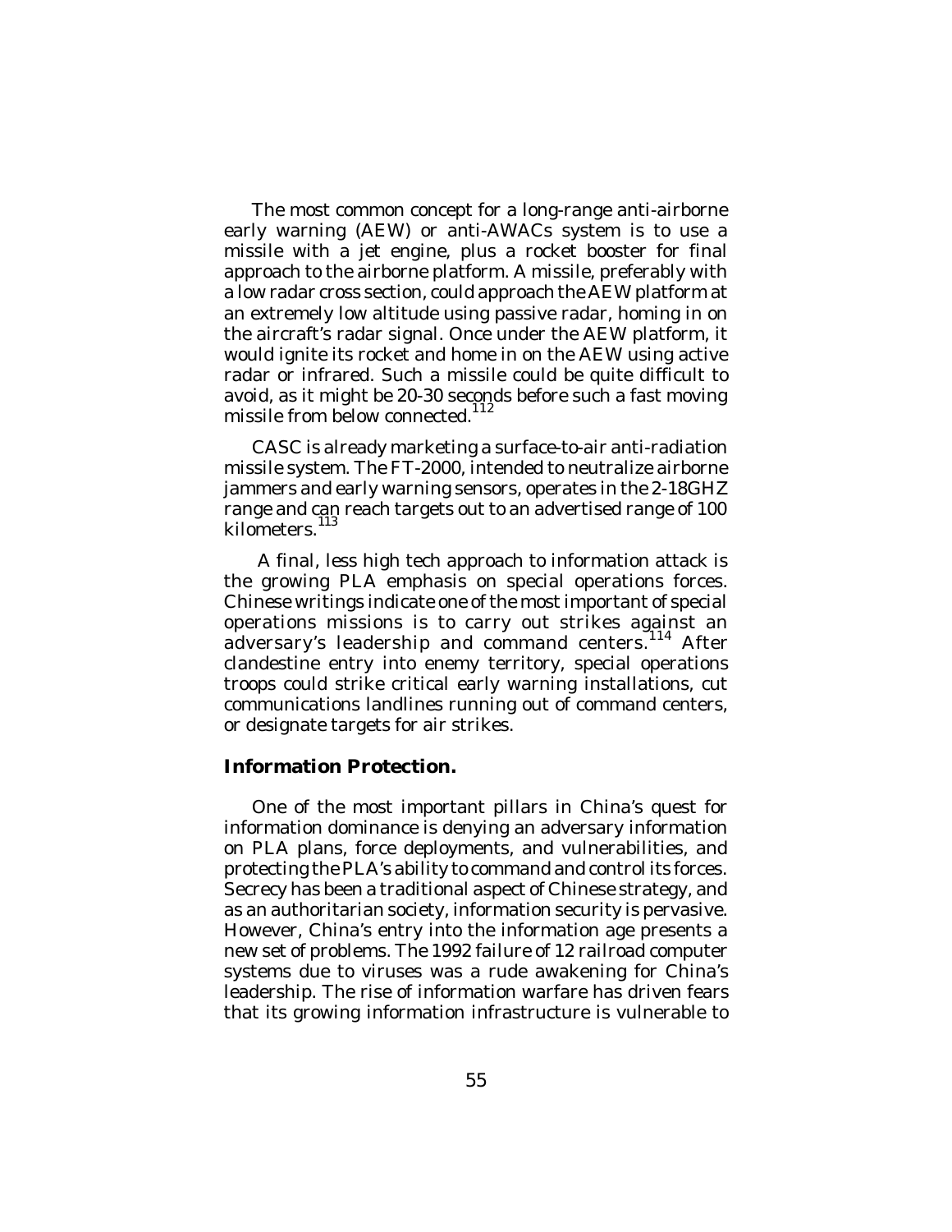The most common concept for a long-range anti-airborne early warning (AEW) or anti-AWACs system is to use a missile with a jet engine, plus a rocket booster for final approach to the airborne platform. A missile, preferably with a low radar cross section, could approach the AEW platform at an extremely low altitude using passive radar, homing in on the aircraft's radar signal. Once under the AEW platform, it would ignite its rocket and home in on the AEW using active radar or infrared. Such a missile could be quite difficult to avoid, as it might be 20-30 seconds before such a fast moving missile from below connected.[112]

CASC is already marketing a surface-to-air anti-radiation missile system. The FT-2000, intended to neutralize airborne jammers and early warning sensors, operates in the 2-18GHZ range and can reach targets out to an advertised range of 100 kilometers.[113]

A final, less high tech approach to information attack is the growing PLA emphasis on special operations forces. Chinese writings indicate one of the most important of special operations missions is to carry out strikes against an adversary's leadership and command centers.[114] After clandestine entry into enemy territory, special operations troops could strike critical early warning installations, cut communications landlines running out of command centers, or designate targets for air strikes.

**Information Protection.**

One of the most important pillars in China's quest for information dominance is denying an adversary information on PLA plans, force deployments, and vulnerabilities, and protecting the PLA's ability to command and control its forces. Secrecy has been a traditional aspect of Chinese strategy, and as an authoritarian society, information security is pervasive. However, China's entry into the information age presents a new set of problems. The 1992 failure of 12 railroad computer systems due to viruses was a rude awakening for China's leadership. The rise of information warfare has driven fears that its growing information infrastructure is vulnerable to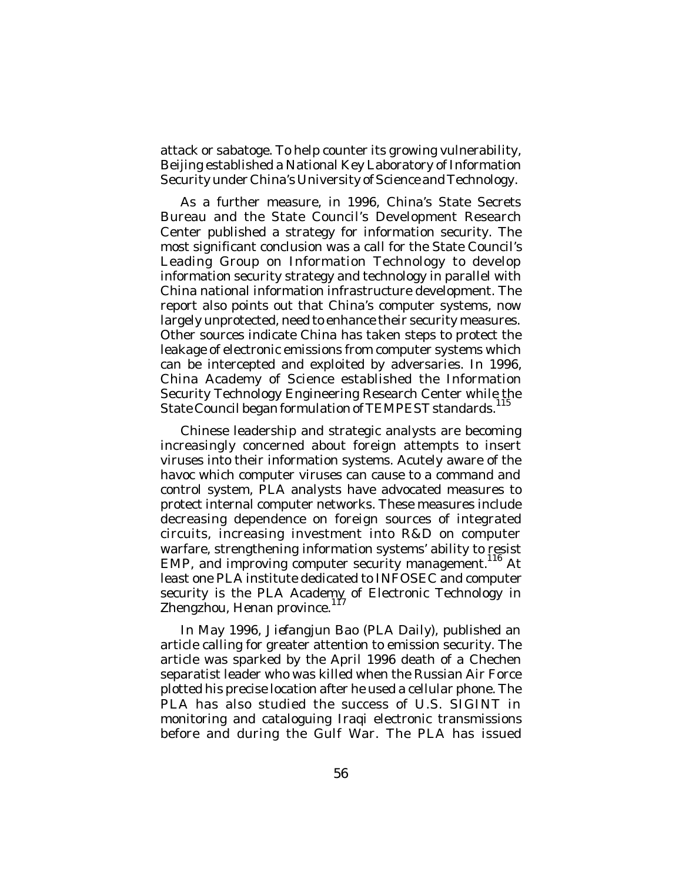attack or sabatoge. To help counter its growing vulnerability, Beijing established a National Key Laboratory of Information Security under China's University of Science and Technology.

As a further measure, in 1996, China's State Secrets Bureau and the State Council's Development Research Center published a strategy for information security. The most significant conclusion was a call for the State Council's Leading Group on Information Technology to develop information security strategy and technology in parallel with China national information infrastructure development. The report also points out that China's computer systems, now largely unprotected, need to enhance their security measures. Other sources indicate China has taken steps to protect the leakage of electronic emissions from computer systems which can be intercepted and exploited by adversaries. In 1996, China Academy of Science established the Information Security Technology Engineering Research Center while the State Council began formulation of TEMPEST standards.[115]

Chinese leadership and strategic analysts are becoming increasingly concerned about foreign attempts to insert viruses into their information systems. Acutely aware of the havoc which computer viruses can cause to a command and control system, PLA analysts have advocated measures to protect internal computer networks. These measures include decreasing dependence on foreign sources of integrated circuits, increasing investment into R&D on computer warfare, strengthening information systems' ability to resist EMP, and improving computer security management.[116] At least one PLA institute dedicated to INFOSEC and computer security is the PLA Academy of Electronic Technology in Zhengzhou, Henan province.[117]

In May 1996, *Jiefangjun Bao* (*PLA Daily*), published an article calling for greater attention to emission security. The article was sparked by the April 1996 death of a Chechen separatist leader who was killed when the Russian Air Force plotted his precise location after he used a cellular phone. The PLA has also studied the success of U.S. SIGINT in monitoring and cataloguing Iraqi electronic transmissions before and during the Gulf War. The PLA has issued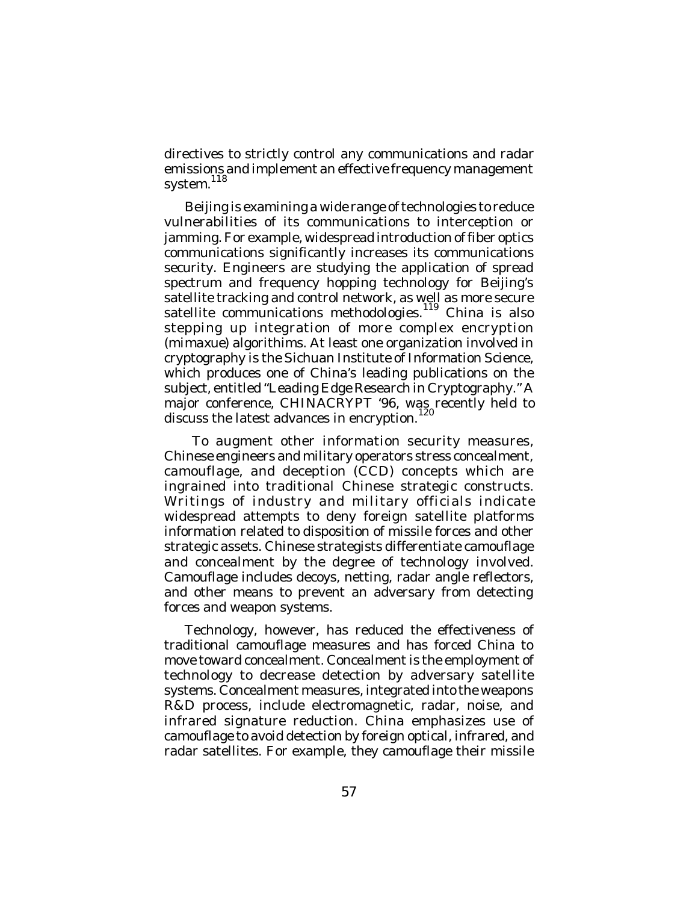directives to strictly control any communications and radar emissions and implement an effective frequency management system.[118]

Beijing is examining a wide range of technologies to reduce vulnerabilities of its communications to interception or jamming. For example, widespread introduction of fiber optics communications significantly increases its communications security. Engineers are studying the application of spread spectrum and frequency hopping technology for Beijing's satellite tracking and control network, as well as more secure satellite communications methodologies.[119] China is also stepping up integration of more complex encryption (mimaxue) algorithims. At least one organization involved in cryptography is the Sichuan Institute of Information Science, which produces one of China's leading publications on the subject, entitled "Leading Edge Research in Cryptography." A major conference, CHINACRYPT '96, was recently held to discuss the latest advances in encryption.[120]

To augment other information security measures, Chinese engineers and military operators stress concealment, camouflage, and deception (CCD) concepts which are ingrained into traditional Chinese strategic constructs. Writings of industry and military officials indicate widespread attempts to deny foreign satellite platforms information related to disposition of missile forces and other strategic assets. Chinese strategists differentiate camouflage and concealment by the degree of technology involved. Camouflage includes decoys, netting, radar angle reflectors, and other means to prevent an adversary from detecting forces and weapon systems.

Technology, however, has reduced the effectiveness of traditional camouflage measures and has forced China to move toward concealment. Concealment is the employment of technology to decrease detection by adversary satellite systems. Concealment measures, integrated into the weapons R&D process, include electromagnetic, radar, noise, and infrared signature reduction. China emphasizes use of camouflage to avoid detection by foreign optical, infrared, and radar satellites. For example, they camouflage their missile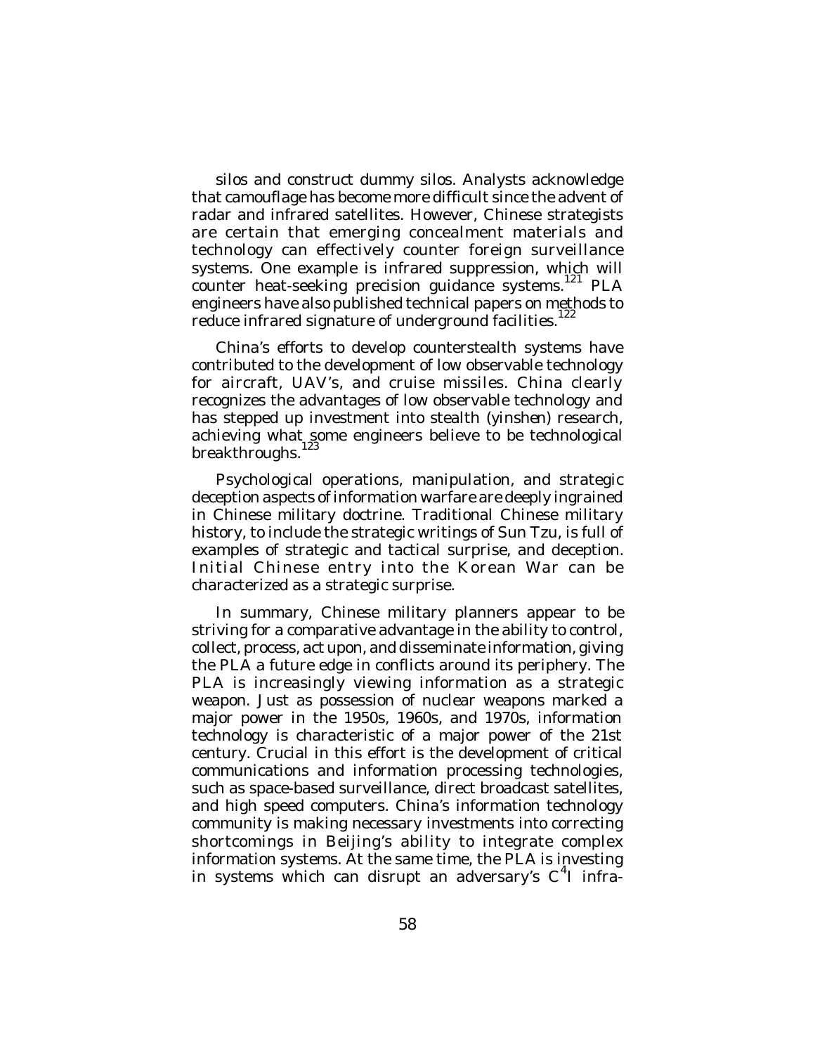silos and construct dummy silos. Analysts acknowledge that camouflage has become more difficult since the advent of radar and infrared satellites. However, Chinese strategists are certain that emerging concealment materials and technology can effectively counter foreign surveillance systems. One example is infrared suppression, which will counter heat-seeking precision guidance systems.[121] PLA engineers have also published technical papers on methods to reduce infrared signature of underground facilities.[122]

China's efforts to develop counterstealth systems have contributed to the development of low observable technology for aircraft, UAV's, and cruise missiles. China clearly recognizes the advantages of low observable technology and has stepped up investment into stealth (*yinshen*) research, achieving what some engineers believe to be technological breakthroughs.[123]

Psychological operations, manipulation, and strategic deception aspects of information warfare are deeply ingrained in Chinese military doctrine. Traditional Chinese military history, to include the strategic writings of Sun Tzu, is full of examples of strategic and tactical surprise, and deception. Initial Chinese entry into the Korean War can be characterized as a strategic surprise.

In summary, Chinese military planners appear to be striving for a comparative advantage in the ability to control, collect, process, act upon, and disseminate information, giving the PLA a future edge in conflicts around its periphery. The PLA is increasingly viewing information as a strategic weapon. Just as possession of nuclear weapons marked a major power in the 1950s, 1960s, and 1970s, information technology is characteristic of a major power of the 21st century. Crucial in this effort is the development of critical communications and information processing technologies, such as space-based surveillance, direct broadcast satellites, and high speed computers. China's information technology community is making necessary investments into correcting shortcomings in Beijing's ability to integrate complex information systems. At the same time, the PLA is investing in systems which can disrupt an adversary's $C^4I$ infra-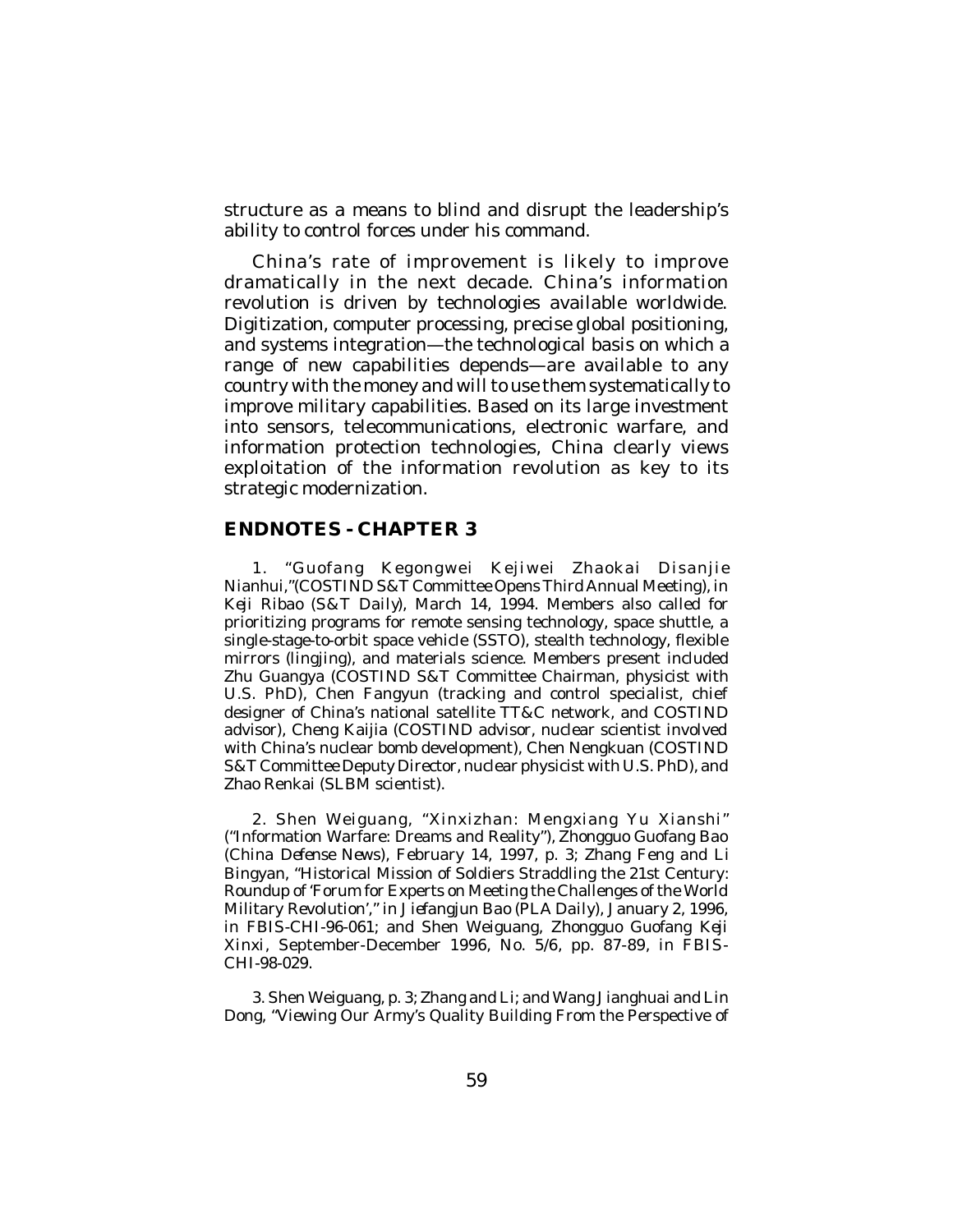structure as a means to blind and disrupt the leadership's ability to control forces under his command.

China's rate of improvement is likely to improve dramatically in the next decade. China's information revolution is driven by technologies available worldwide. Digitization, computer processing, precise global positioning, and systems integration—the technological basis on which a range of new capabilities depends—are available to any country with the money and will to use them systematically to improve military capabilities. Based on its large investment into sensors, telecommunications, electronic warfare, and information protection technologies, China clearly views exploitation of the information revolution as key to its strategic modernization.

## ENDNOTES - CHAPTER 3

1. "Guofang Kegongwei Kejiwei Zhaokai Disanjie Nianhui,"(COSTIND S&T Committee Opens Third Annual Meeting), in *Keji Ribao* (*S&T Daily*), March 14, 1994. Members also called for prioritizing programs for remote sensing technology, space shuttle, a single-stage-to-orbit space vehicle (SSTO), stealth technology, flexible mirrors (lingjing), and materials science. Members present included Zhu Guangya (COSTIND S&T Committee Chairman, physicist with U.S. PhD), Chen Fangyun (tracking and control specialist, chief designer of China's national satellite TT&C network, and COSTIND advisor), Cheng Kaijia (COSTIND advisor, nuclear scientist involved with China's nuclear bomb development), Chen Nengkuan (COSTIND S&T Committee Deputy Director, nuclear physicist with U.S. PhD), and Zhao Renkai (SLBM scientist).

2. Shen Weiguang, "Xinxizhan: Mengxiang Yu Xianshi" ("Information Warfare: Dreams and Reality"), *Zhongguo Guofang Bao* (*China Defense News*), February 14, 1997, p. 3; Zhang Feng and Li Bingyan, "Historical Mission of Soldiers Straddling the 21st Century: Roundup of 'Forum for Experts on Meeting the Challenges of the World Military Revolution'," in *Jiefangjun Bao* (*PLA Daily*), January 2, 1996, in FBIS-CHI-96-061; and Shen Weiguang, *Zhongguo Guofang Keji Xinxi*, September-December 1996, No. 5/6, pp. 87-89, in FBIS-CHI-98-029.

3. Shen Weiguang, p. 3; Zhang and Li; and Wang Jianghuai and Lin Dong, "Viewing Our Army's Quality Building From the Perspective of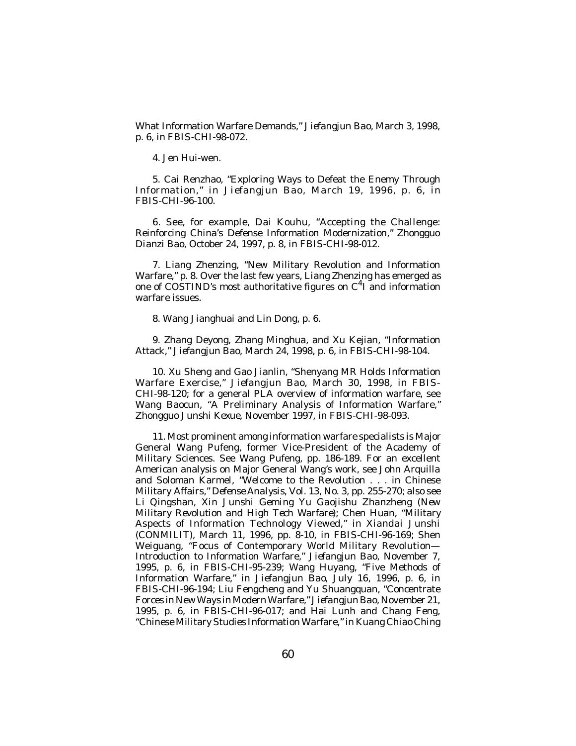What Information Warfare Demands," *Jiefangjun Bao*, March 3, 1998, p. 6, in FBIS-CHI-98-072.

4. Jen Hui-wen.

5. Cai Renzhao, "Exploring Ways to Defeat the Enemy Through Information," in *Jiefangjun Bao*, March 19, 1996, p. 6, in FBIS-CHI-96-100.

6. See, for example, Dai Kouhu, "Accepting the Challenge: Reinforcing China's Defense Information Modernization," *Zhongguo Dianzi Bao*, October 24, 1997, p. 8, in FBIS-CHI-98-012.

7. Liang Zhenzing, "New Military Revolution and Information Warfare," p. 8. Over the last few years, Liang Zhenzing has emerged as one of COSTIND's most authoritative figures on $C^4I$ and information warfare issues.

8. Wang Jianghuai and Lin Dong, p. 6.

9. Zhang Deyong, Zhang Minghua, and Xu Kejian, "Information Attack," *Jiefangjun Bao*, March 24, 1998, p. 6, in FBIS-CHI-98-104.

10. Xu Sheng and Gao Jianlin, "Shenyang MR Holds Information Warfare Exercise," *Jiefangjun Bao*, March 30, 1998, in FBIS-CHI-98-120; for a general PLA overview of information warfare, see Wang Baocun, "A Preliminary Analysis of Information Warfare," *Zhongguo Junshi Kexue*, November 1997, in FBIS-CHI-98-093.

11. Most prominent among information warfare specialists is Major General Wang Pufeng, former Vice-President of the Academy of Military Sciences. See Wang Pufeng, pp. 186-189. For an excellent American analysis on Major General Wang's work, see John Arquilla and Soloman Karmel, "Welcome to the Revolution . . . in Chinese Military Affairs," *Defense Analysis*, Vol. 13, No. 3, pp. 255-270; also see Li Qingshan, *Xin Junshi Geming Yu Gaojishu Zhanzheng* (*New Military Revolution and High Tech Warfare*); Chen Huan, "Military Aspects of Information Technology Viewed," in *Xiandai Junshi* (CONMILIT), March 11, 1996, pp. 8-10, in FBIS-CHI-96-169; Shen Weiguang, "Focus of Contemporary World Military Revolution—Introduction to Information Warfare," *Jiefangjun Bao*, November 7, 1995, p. 6, in FBIS-CHI-95-239; Wang Huyang, "Five Methods of Information Warfare," in *Jiefangjun Bao*, July 16, 1996, p. 6, in FBIS-CHI-96-194; Liu Fengcheng and Yu Shuangquan, "Concentrate Forces in New Ways in Modern Warfare," *Jiefangjun Bao*, November 21, 1995, p. 6, in FBIS-CHI-96-017; and Hai Lunh and Chang Feng, "Chinese Military Studies Information Warfare," in *Kuang Chiao Ching*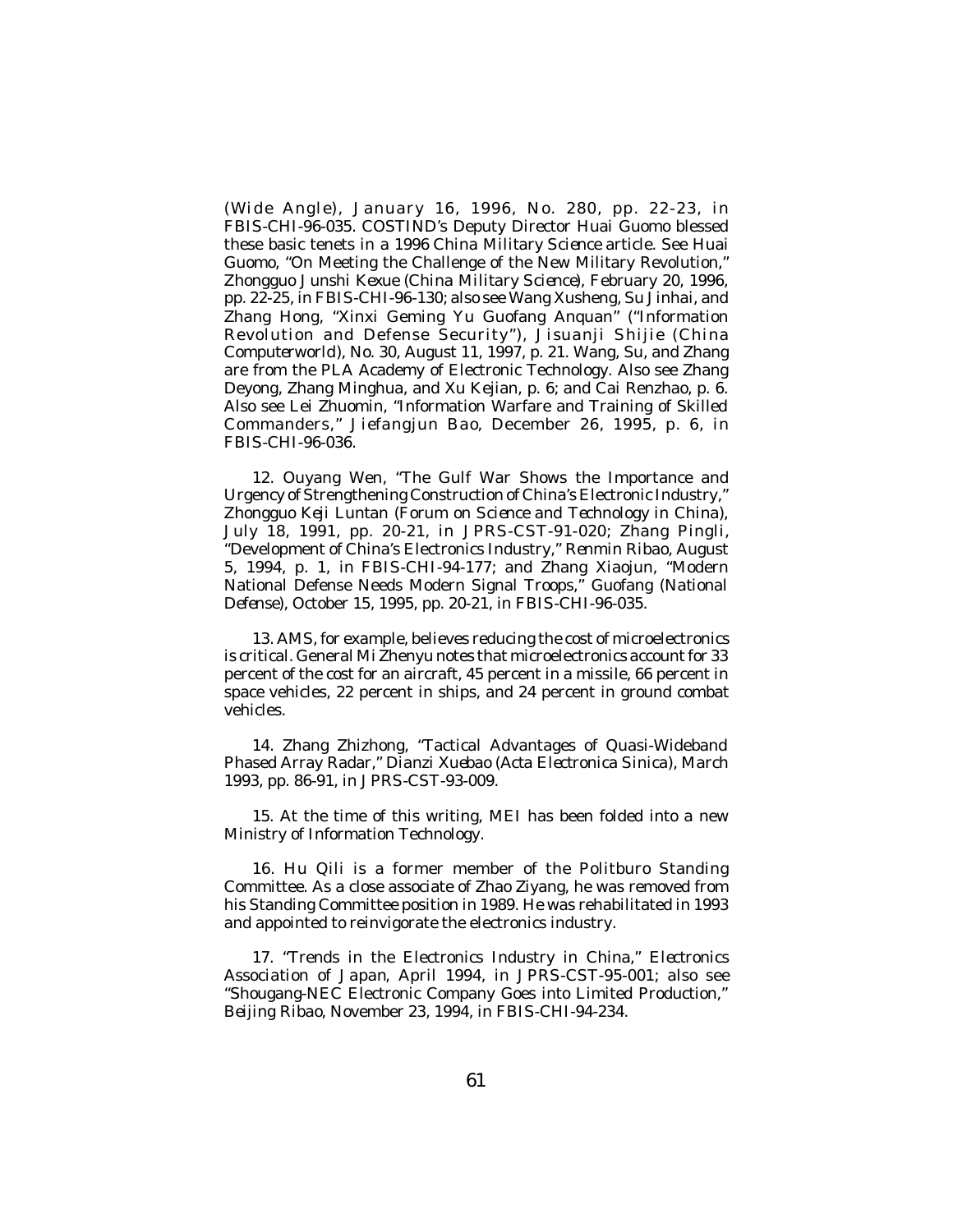(*Wide Angle*), January 16, 1996, No. 280, pp. 22-23, in FBIS-CHI-96-035. COSTIND's Deputy Director Huai Guomo blessed these basic tenets in a 1996 *China Military Science* article. See Huai Guomo, "On Meeting the Challenge of the New Military Revolution," *Zhongguo Junshi Kexue* (*China Military Science*), February 20, 1996, pp. 22-25, in FBIS-CHI-96-130; also see Wang Xusheng, Su Jinhai, and Zhang Hong, "Xinxi Geming Yu Guofang Anquan" ("Information Revolution and Defense Security"), *Jisuanji Shijie* (*China Computerworld*), No. 30, August 11, 1997, p. 21. Wang, Su, and Zhang are from the PLA Academy of Electronic Technology. Also see Zhang Deyong, Zhang Minghua, and Xu Kejian, p. 6; and Cai Renzhao, p. 6. Also see Lei Zhuomin, "Information Warfare and Training of Skilled Commanders," *Jiefangjun Bao*, December 26, 1995, p. 6, in FBIS-CHI-96-036.

12. Ouyang Wen, "The Gulf War Shows the Importance and Urgency of Strengthening Construction of China's Electronic Industry," *Zhongguo Keji Luntan* (*Forum on Science and Technology in China*), July 18, 1991, pp. 20-21, in JPRS-CST-91-020; Zhang Pingli, "Development of China's Electronics Industry," *Renmin Ribao*, August 5, 1994, p. 1, in FBIS-CHI-94-177; and Zhang Xiaojun, "Modern National Defense Needs Modern Signal Troops," *Guofang* (*National Defense*), October 15, 1995, pp. 20-21, in FBIS-CHI-96-035.

13. AMS, for example, believes reducing the cost of microelectronics is critical. General Mi Zhenyu notes that microelectronics account for 33 percent of the cost for an aircraft, 45 percent in a missile, 66 percent in space vehicles, 22 percent in ships, and 24 percent in ground combat vehicles.

14. Zhang Zhizhong, "Tactical Advantages of Quasi-Wideband Phased Array Radar," *Dianzi Xuebao* (*Acta Electronica Sinica*), March 1993, pp. 86-91, in JPRS-CST-93-009.

15. At the time of this writing, MEI has been folded into a new Ministry of Information Technology.

16. Hu Qili is a former member of the Politburo Standing Committee. As a close associate of Zhao Ziyang, he was removed from his Standing Committee position in 1989. He was rehabilitated in 1993 and appointed to reinvigorate the electronics industry.

17. "Trends in the Electronics Industry in China," *Electronics Association of Japan*, April 1994, in JPRS-CST-95-001; also see "Shougang-NEC Electronic Company Goes into Limited Production," *Beijing Ribao*, November 23, 1994, in FBIS-CHI-94-234.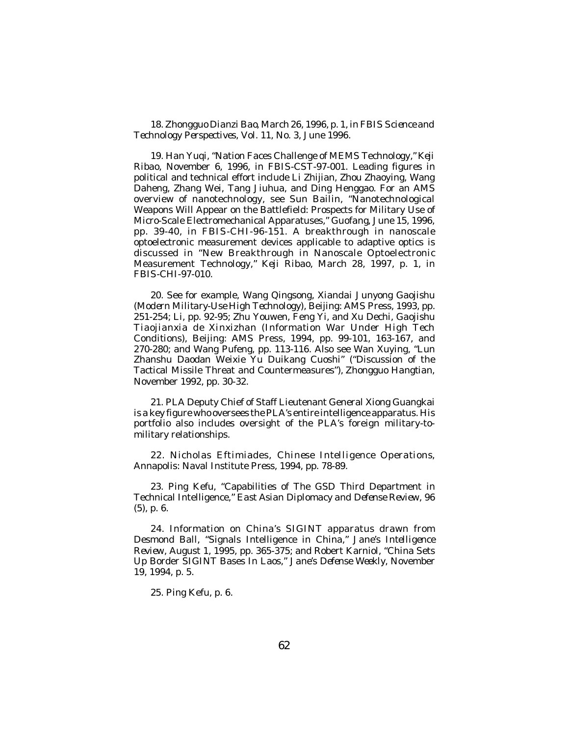18. *Zhongguo Dianzi Bao*, March 26, 1996, p. 1, in FBIS *Science and Technology Perspectives*, Vol. 11, No. 3, June 1996.

19. Han Yuqi, "Nation Faces Challenge of MEMS Technology," *Keji Ribao*, November 6, 1996, in FBIS-CST-97-001. Leading figures in political and technical effort include Li Zhijian, Zhou Zhaoying, Wang Daheng, Zhang Wei, Tang Jiuhua, and Ding Henggao. For an AMS overview of nanotechnology, see Sun Bailin, "Nanotechnological Weapons Will Appear on the Battlefield: Prospects for Military Use of Micro-Scale Electromechanical Apparatuses," *Guofang*, June 15, 1996, pp. 39-40, in FBIS-CHI-96-151. A breakthrough in nanoscale optoelectronic measurement devices applicable to adaptive optics is discussed in "New Breakthrough in Nanoscale Optoelectronic Measurement Technology," *Keji Ribao*, March 28, 1997, p. 1, in FBIS-CHI-97-010.

20. See for example, Wang Qingsong, *Xiandai Junyong Gaojishu* (*Modern Military-Use High Technology*), Beijing: AMS Press, 1993, pp. 251-254; Li, pp. 92-95; Zhu Youwen, Feng Yi, and Xu Dechi, *Gaojishu Tiaojianxia de Xinxizhan* (*Information War Under High Tech Conditions*), Beijing: AMS Press, 1994, pp. 99-101, 163-167, and 270-280; and Wang Pufeng, pp. 113-116. Also see Wan Xuying, "Lun Zhanshu Daodan Weixie Yu Duikang Cuoshi" ("Discussion of the Tactical Missile Threat and Countermeasures"), *Zhongguo Hangtian*, November 1992, pp. 30-32.

21. PLA Deputy Chief of Staff Lieutenant General Xiong Guangkai is a key figure who oversees the PLA's entire intelligence apparatus. His portfolio also includes oversight of the PLA's foreign military-to-military relationships.

22. Nicholas Eftimiades, *Chinese Intelligence Operations*, Annapolis: Naval Institute Press, 1994, pp. 78-89.

23. Ping Kefu, "Capabilities of The GSD Third Department in Technical Intelligence," *East Asian Diplomacy and Defense Review*, 96 (5), p. 6.

24. Information on China's SIGINT apparatus drawn from Desmond Ball, "Signals Intelligence in China," *Jane's Intelligence Review*, August 1, 1995, pp. 365-375; and Robert Karniol, "China Sets Up Border SIGINT Bases In Laos," *Jane's Defense Weekly*, November 19, 1994, p. 5.

25. Ping Kefu, p. 6.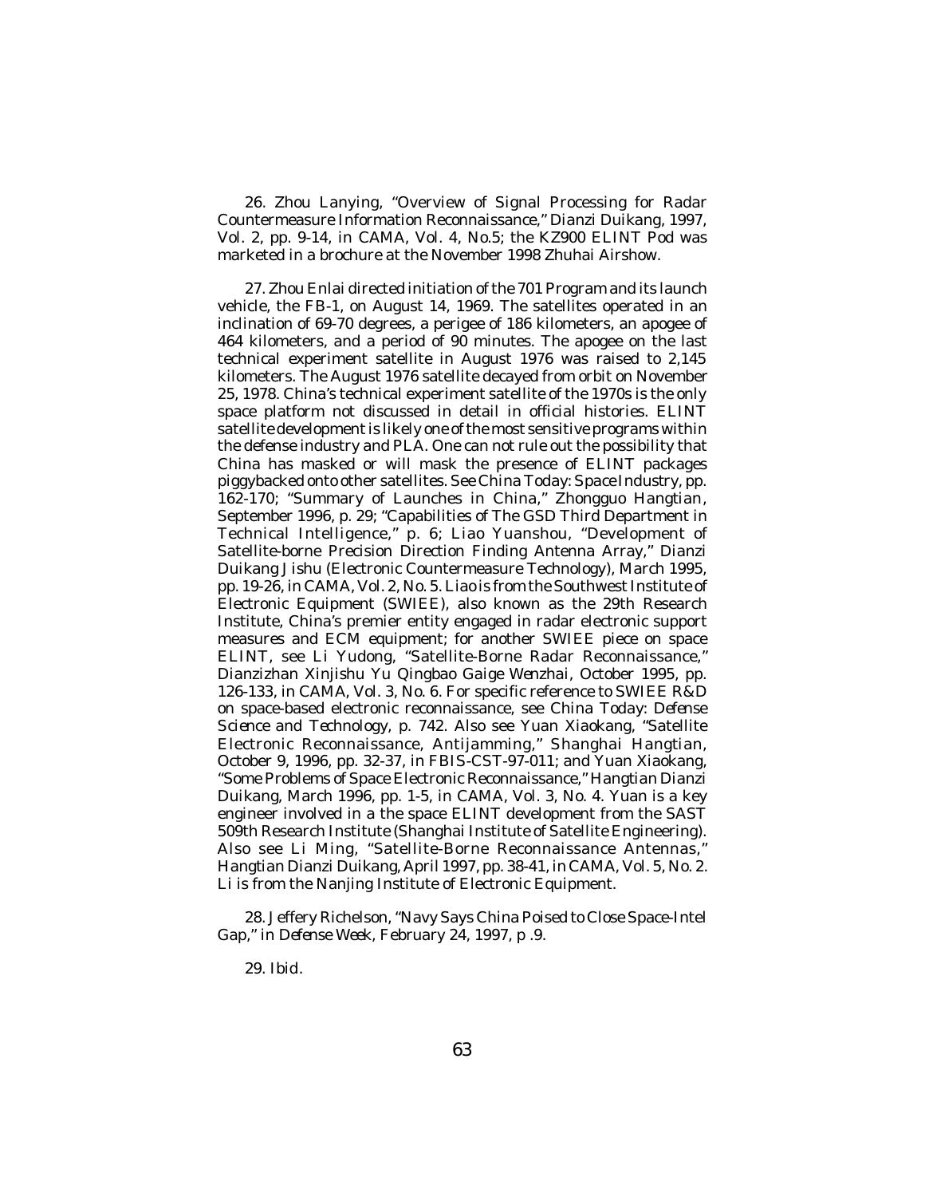26. Zhou Lanying, "Overview of Signal Processing for Radar Countermeasure Information Reconnaissance," *Dianzi Duikang*, 1997, Vol. 2, pp. 9-14, in CAMA, Vol. 4, No.5; the KZ900 ELINT Pod was marketed in a brochure at the November 1998 Zhuhai Airshow.

27. Zhou Enlai directed initiation of the 701 Program and its launch vehicle, the FB-1, on August 14, 1969. The satellites operated in an inclination of 69-70 degrees, a perigee of 186 kilometers, an apogee of 464 kilometers, and a period of 90 minutes. The apogee on the last technical experiment satellite in August 1976 was raised to 2,145 kilometers. The August 1976 satellite decayed from orbit on November 25, 1978. China's technical experiment satellite of the 1970s is the only space platform not discussed in detail in official histories. ELINT satellite development is likely one of the most sensitive programs within the defense industry and PLA. One can not rule out the possibility that China has masked or will mask the presence of ELINT packages piggybacked onto other satellites. See *China Today: Space Industry*, pp. 162-170; "Summary of Launches in China," *Zhongguo Hangtian*, September 1996, p. 29; "Capabilities of The GSD Third Department in Technical Intelligence," p. 6; Liao Yuanshou, "Development of Satellite-borne Precision Direction Finding Antenna Array," *Dianzi Duikang Jishu (Electronic Countermeasure Technology)*, March 1995, pp. 19-26, in CAMA, Vol. 2, No. 5. Liao is from the Southwest Institute of Electronic Equipment (SWIEE), also known as the 29th Research Institute, China's premier entity engaged in radar electronic support measures and ECM equipment; for another SWIEE piece on space ELINT, see Li Yudong, "Satellite-Borne Radar Reconnaissance," *Dianzizhan Xinjishu Yu Qingbao Gaige Wenzhai*, October 1995, pp. 126-133, in CAMA, Vol. 3, No. 6. For specific reference to SWIEE R&D on space-based electronic reconnaissance, see *China Today: Defense Science and Technology*, p. 742. Also see Yuan Xiaokang, "Satellite Electronic Reconnaissance, Antijamming," *Shanghai Hangtian*, October 9, 1996, pp. 32-37, in FBIS-CST-97-011; and Yuan Xiaokang, "Some Problems of Space Electronic Reconnaissance," *Hangtian Dianzi Duikang*, March 1996, pp. 1-5, in CAMA, Vol. 3, No. 4. Yuan is a key engineer involved in a the space ELINT development from the SAST 509th Research Institute (Shanghai Institute of Satellite Engineering). Also see Li Ming, "Satellite-Borne Reconnaissance Antennas," *Hangtian Dianzi Duikang*, April 1997, pp. 38-41, in CAMA, Vol. 5, No. 2. Li is from the Nanjing Institute of Electronic Equipment.

28. Jeffery Richelson, "Navy Says China Poised to Close Space-Intel Gap," in *Defense Week*, February 24, 1997, p .9.

29. Ibid.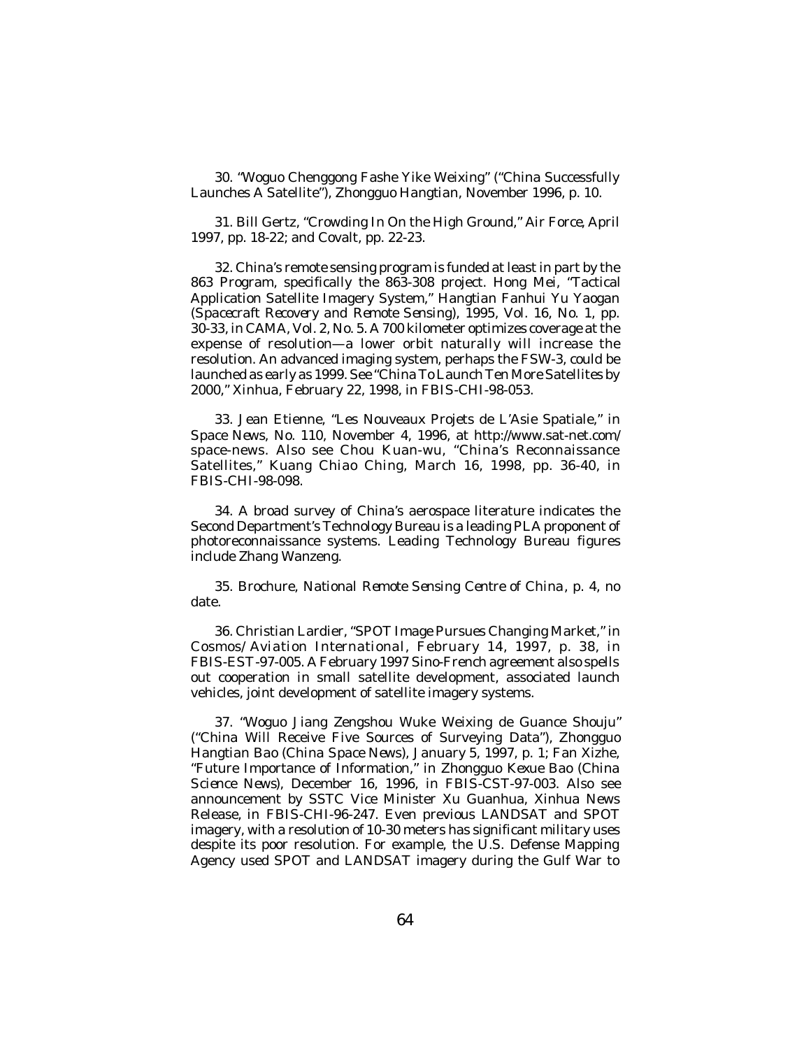30. "Woguo Chenggong Fashe Yike Weixing" ("China Successfully Launches A Satellite"), *Zhongguo Hangtian*, November 1996, p. 10.

31. Bill Gertz, "Crowding In On the High Ground," *Air Force*, April 1997, pp. 18-22; and Covalt, pp. 22-23.

32. China's remote sensing program is funded at least in part by the 863 Program, specifically the 863-308 project. Hong Mei, "Tactical Application Satellite Imagery System," *Hangtian Fanhui Yu Yaogan (Spacecraft Recovery and Remote Sensing)*, 1995, Vol. 16, No. 1, pp. 30-33, in *CAMA*, Vol. 2, No. 5. A 700 kilometer optimizes coverage at the expense of resolution—a lower orbit naturally will increase the resolution. An advanced imaging system, perhaps the FSW-3, could be launched as early as 1999. See "China To Launch Ten More Satellites by 2000," Xinhua, February 22, 1998, in FBIS-CHI-98-053.

33. Jean Etienne, "Les Nouveaux Projets de L'Asie Spatiale," in *Space News*, No. 110, November 4, 1996, at http://www.sat-net.com/space-news. Also see Chou Kuan-wu, "China's Reconnaissance Satellites," *Kuang Chiao Ching*, March 16, 1998, pp. 36-40, in FBIS-CHI-98-098.

34. A broad survey of China's aerospace literature indicates the Second Department's Technology Bureau is a leading PLA proponent of photoreconnaissance systems. Leading Technology Bureau figures include Zhang Wanzeng.

35. Brochure, *National Remote Sensing Centre of China*, p. 4, no date.

36. Christian Lardier, "SPOT Image Pursues Changing Market," in *Cosmos/Aviation International*, February 14, 1997, p. 38, in FBIS-EST-97-005. A February 1997 Sino-French agreement also spells out cooperation in small satellite development, associated launch vehicles, joint development of satellite imagery systems.

37. "Woguo Jiang Zengshou Wuke Weixing de Guance Shouju" ("China Will Receive Five Sources of Surveying Data"), *Zhongguo Hangtian Bao (China Space News)*, January 5, 1997, p. 1; Fan Xizhe, "Future Importance of Information," in *Zhongguo Kexue Bao (China Science News)*, December 16, 1996, in FBIS-CST-97-003. Also see announcement by SSTC Vice Minister Xu Guanhua, Xinhua News Release, in FBIS-CHI-96-247. Even previous LANDSAT and SPOT imagery, with a resolution of 10-30 meters has significant military uses despite its poor resolution. For example, the U.S. Defense Mapping Agency used SPOT and LANDSAT imagery during the Gulf War to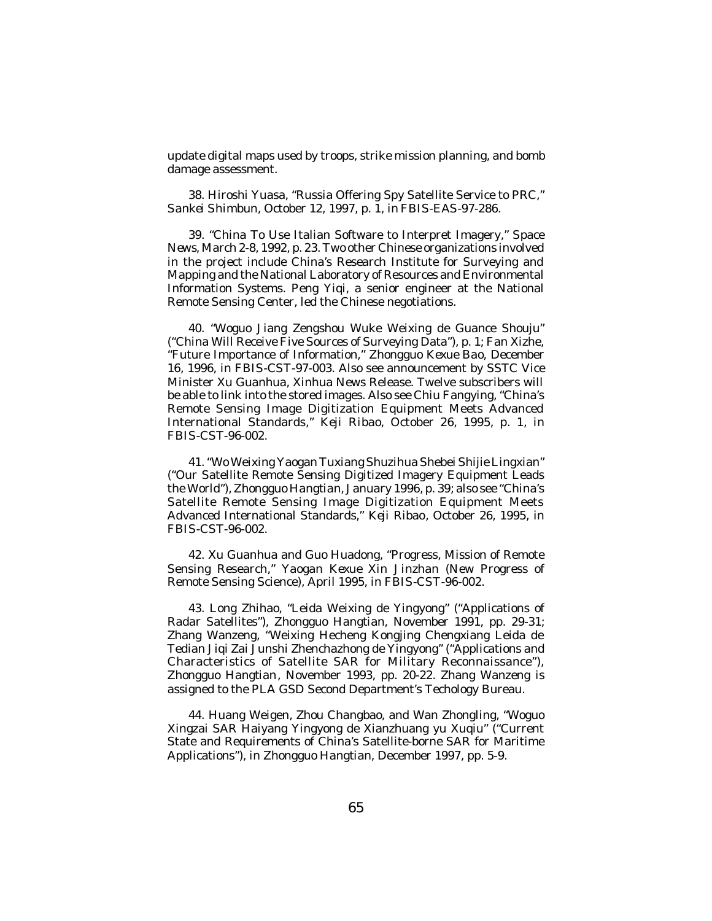update digital maps used by troops, strike mission planning, and bomb damage assessment.

38. Hiroshi Yuasa, "Russia Offering Spy Satellite Service to PRC," *Sankei Shimbun*, October 12, 1997, p. 1, in FBIS-EAS-97-286.

39. "China To Use Italian Software to Interpret Imagery," *Space News*, March 2-8, 1992, p. 23. Two other Chinese organizations involved in the project include China's Research Institute for Surveying and Mapping and the National Laboratory of Resources and Environmental Information Systems. Peng Yiqi, a senior engineer at the National Remote Sensing Center, led the Chinese negotiations.

40. "Woguo Jiang Zengshou Wuke Weixing de Guance Shouju" ("China Will Receive Five Sources of Surveying Data"), p. 1; Fan Xizhe, "Future Importance of Information," *Zhongguo Kexue Bao*, December 16, 1996, in FBIS-CST-97-003. Also see announcement by SSTC Vice Minister Xu Guanhua, Xinhua News Release. Twelve subscribers will be able to link into the stored images. Also see Chiu Fangying, "China's Remote Sensing Image Digitization Equipment Meets Advanced International Standards," *Keji Ribao*, October 26, 1995, p. 1, in FBIS-CST-96-002.

41. "Wo Weixing Yaogan Tuxiang Shuzihua Shebei Shijie Lingxian" ("Our Satellite Remote Sensing Digitized Imagery Equipment Leads the World"), *Zhongguo Hangtian*, January 1996, p. 39; also see "China's Satellite Remote Sensing Image Digitization Equipment Meets Advanced International Standards," *Keji Ribao*, October 26, 1995, in FBIS-CST-96-002.

42. Xu Guanhua and Guo Huadong, "Progress, Mission of Remote Sensing Research," *Yaogan Kexue Xin Jinzhan* (New Progress of Remote Sensing Science), April 1995, in FBIS-CST-96-002.

43. Long Zhihao, "Leida Weixing de Yingyong" ("Applications of Radar Satellites"), *Zhongguo Hangtian*, November 1991, pp. 29-31; Zhang Wanzeng, "Weixing Hecheng Kongjing Chengxiang Leida de Tedian Jiqi Zai Junshi Zhenchazhong de Yingyong" ("Applications and Characteristics of Satellite SAR for Military Reconnaissance"), *Zhongguo Hangtian*, November 1993, pp. 20-22. Zhang Wanzeng is assigned to the PLA GSD Second Department's Techology Bureau.

44. Huang Weigen, Zhou Changbao, and Wan Zhongling, "Woguo Xingzai SAR Haiyang Yingyong de Xianzhuang yu Xuqiu" ("Current State and Requirements of China's Satellite-borne SAR for Maritime Applications"), in *Zhongguo Hangtian*, December 1997, pp. 5-9.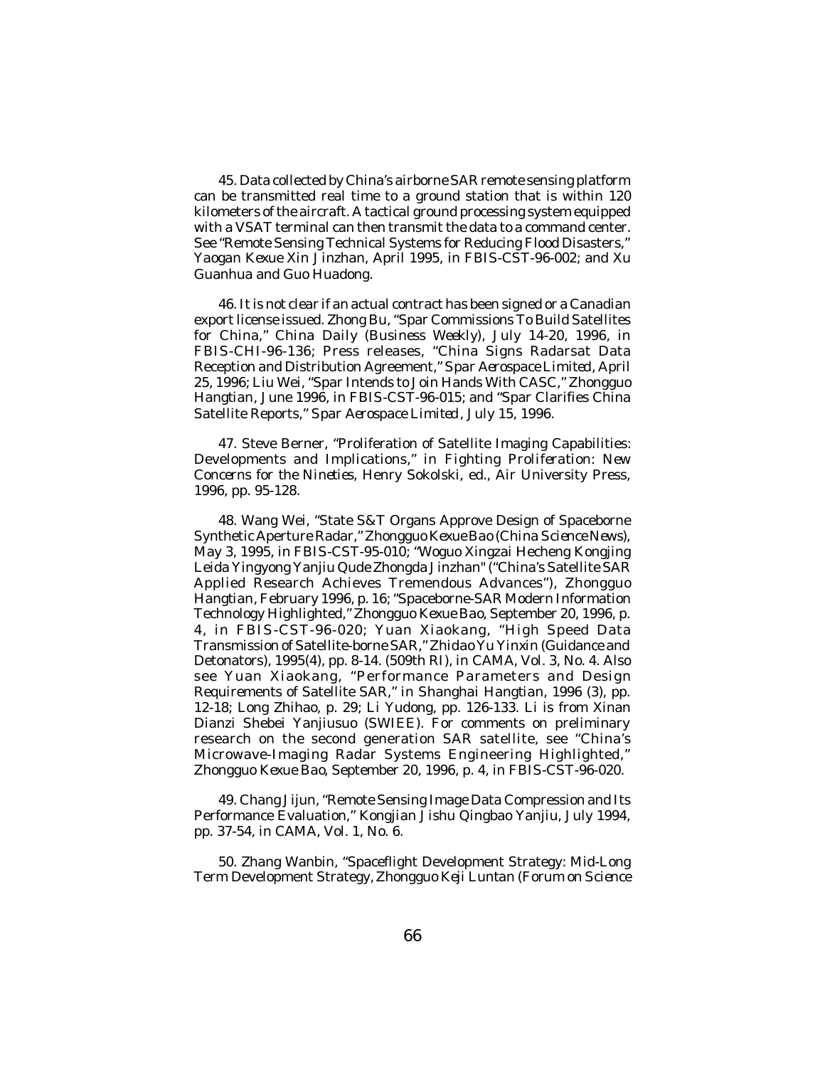45. Data collected by China's airborne SAR remote sensing platform can be transmitted real time to a ground station that is within 120 kilometers of the aircraft. A tactical ground processing system equipped with a VSAT terminal can then transmit the data to a command center. See "Remote Sensing Technical Systems for Reducing Flood Disasters," *Yaogan Kexue Xin Jinzhan*, April 1995, in FBIS-CST-96-002; and Xu Guanhua and Guo Huadong.

46. It is not clear if an actual contract has been signed or a Canadian export license issued. Zhong Bu, "Spar Commissions To Build Satellites for China," *China Daily (Business Weekly)*, July 14-20, 1996, in FBIS-CHI-96-136; Press releases, "China Signs Radarsat Data Reception and Distribution Agreement," *Spar Aerospace Limited*, April 25, 1996; Liu Wei, "Spar Intends to Join Hands With CASC," *Zhongguo Hangtian*, June 1996, in FBIS-CST-96-015; and "Spar Clarifies China Satellite Reports," *Spar Aerospace Limited*, July 15, 1996.

47. Steve Berner, "Proliferation of Satellite Imaging Capabilities: Developments and Implications," in *Fighting Proliferation: New Concerns for the Nineties*, Henry Sokolski, ed., Air University Press, 1996, pp. 95-128.

48. Wang Wei, "State S&T Organs Approve Design of Spaceborne Synthetic Aperture Radar," *Zhongguo Kexue Bao (China Science News)*, May 3, 1995, in FBIS-CST-95-010; "Woguo Xingzai Hecheng Kongjing Leida Yingyong Yanjiu Qude Zhongda Jinzhan" ("China's Satellite SAR Applied Research Achieves Tremendous Advances"), *Zhongguo Hangtian*, February 1996, p. 16; "Spaceborne-SAR Modern Information Technology Highlighted," *Zhongguo Kexue Bao*, September 20, 1996, p. 4, in FBIS-CST-96-020; Yuan Xiaokang, "High Speed Data Transmission of Satellite-borne SAR," *Zhidao Yu Yinxin (Guidance and Detonators)*, 1995(4), pp. 8-14. (509th RI), in CAMA, Vol. 3, No. 4. Also see Yuan Xiaokang, "Performance Parameters and Design Requirements of Satellite SAR," in *Shanghai Hangtian*, 1996 (3), pp. 12-18; Long Zhihao, p. 29; Li Yudong, pp. 126-133. Li is from Xinan Dianzi Shebei Yanjiusuo (SWIEE). For comments on preliminary research on the second generation SAR satellite, see "China's Microwave-Imaging Radar Systems Engineering Highlighted," *Zhongguo Kexue Bao*, September 20, 1996, p. 4, in FBIS-CST-96-020.

49. Chang Jijun, "Remote Sensing Image Data Compression and Its Performance Evaluation," *Kongjian Jishu Qingbao Yanjiu*, July 1994, pp. 37-54, in CAMA, Vol. 1, No. 6.

50. Zhang Wanbin, "Spaceflight Development Strategy: Mid-Long Term Development Strategy, *Zhongguo Keji Luntan (Forum on Science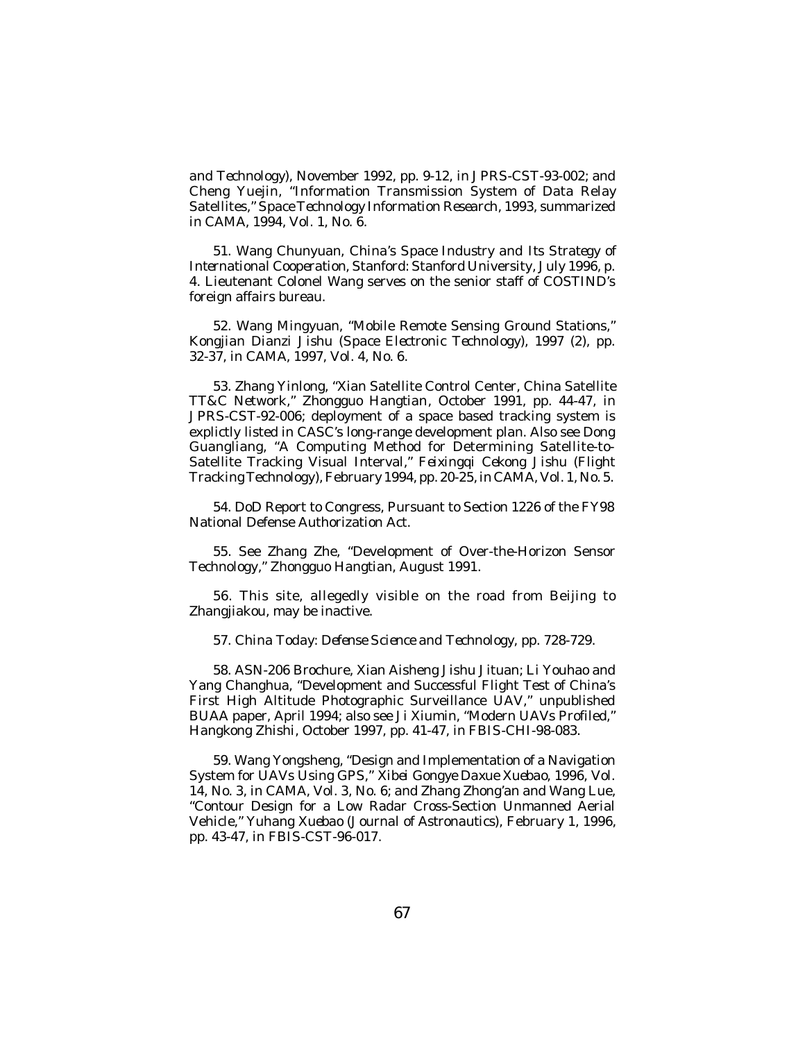and Technology), November 1992, pp. 9-12, in JPRS-CST-93-002; and Cheng Yuejin, "Information Transmission System of Data Relay Satellites," *Space Technology Information Research*, 1993, summarized in CAMA, 1994, Vol. 1, No. 6.

51. Wang Chunyuan, *China's Space Industry and Its Strategy of International Cooperation*, Stanford: Stanford University, July 1996, p. 4. Lieutenant Colonel Wang serves on the senior staff of COSTIND's foreign affairs bureau.

52. Wang Mingyuan, "Mobile Remote Sensing Ground Stations," *Kongjian Dianzi Jishu (Space Electronic Technology)*, 1997 (2), pp. 32-37, in CAMA, 1997, Vol. 4, No. 6.

53. Zhang Yinlong, "Xian Satellite Control Center, China Satellite TT&C Network," *Zhongguo Hangtian*, October 1991, pp. 44-47, in JPRS-CST-92-006; deployment of a space based tracking system is explictly listed in CASC's long-range development plan. Also see Dong Guangliang, "A Computing Method for Determining Satellite-to-Satellite Tracking Visual Interval," *Feixingqi Cekong Jishu (Flight Tracking Technology)*, February 1994, pp. 20-25, in CAMA, Vol. 1, No. 5.

54. DoD Report to Congress, Pursuant to Section 1226 of the FY98 National Defense Authorization Act.

55. See Zhang Zhe, "Development of Over-the-Horizon Sensor Technology," *Zhongguo Hangtian*, August 1991.

56. This site, allegedly visible on the road from Beijing to Zhangjiakou, may be inactive.

57. *China Today: Defense Science and Technology*, pp. 728-729.

58. ASN-206 Brochure, Xian Aisheng Jishu Jituan; Li Youhao and Yang Changhua, "Development and Successful Flight Test of China's First High Altitude Photographic Surveillance UAV," unpublished BUAA paper, April 1994; also see Ji Xiumin, "Modern UAVs Profiled," *Hangkong Zhishi*, October 1997, pp. 41-47, in FBIS-CHI-98-083.

59. Wang Yongsheng, "Design and Implementation of a Navigation System for UAVs Using GPS," *Xibei Gongye Daxue Xuebao*, 1996, Vol. 14, No. 3, in CAMA, Vol. 3, No. 6; and Zhang Zhong'an and Wang Lue, "Contour Design for a Low Radar Cross-Section Unmanned Aerial Vehicle," *Yuhang Xuebao (Journal of Astronautics)*, February 1, 1996, pp. 43-47, in FBIS-CST-96-017.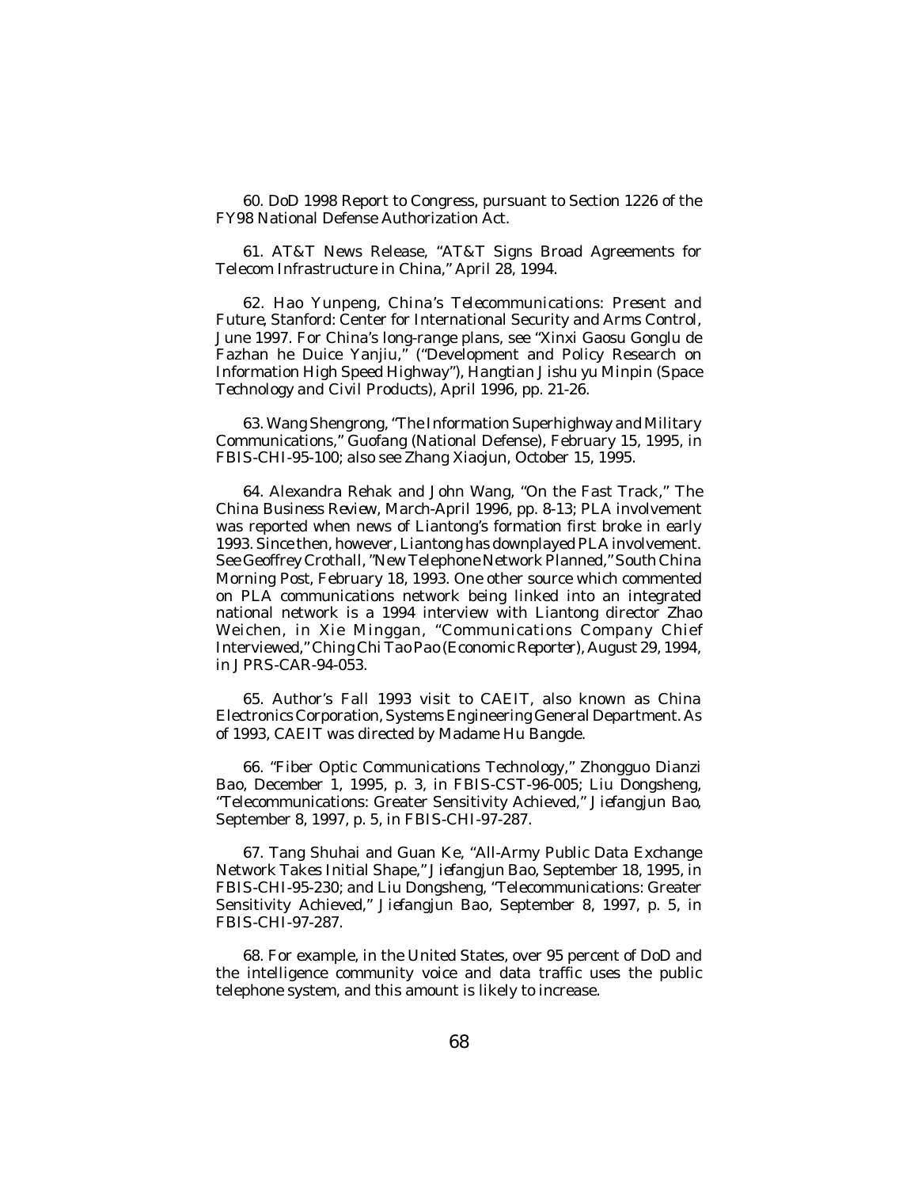60. DoD 1998 Report to Congress, pursuant to Section 1226 of the FY98 National Defense Authorization Act.

61. AT&T News Release, "AT&T Signs Broad Agreements for Telecom Infrastructure in China," April 28, 1994.

62. Hao Yunpeng, *China's Telecommunications: Present and Future*, Stanford: Center for International Security and Arms Control, June 1997. For China's long-range plans, see "Xinxi Gaosu Gonglu de Fazhan he Duice Yanjiu," ("Development and Policy Research on Information High Speed Highway"), *Hangtian Jishu yu Minpin* (*Space Technology and Civil Products*), April 1996, pp. 21-26.

63. Wang Shengrong, "The Information Superhighway and Military Communications," *Guofang* (*National Defense*), February 15, 1995, in FBIS-CHI-95-100; also see Zhang Xiaojun, October 15, 1995.

64. Alexandra Rehak and John Wang, "On the Fast Track," *The China Business Review*, March-April 1996, pp. 8-13; PLA involvement was reported when news of Liantong's formation first broke in early 1993. Since then, however, Liantong has downplayed PLA involvement. See Geoffrey Crothall, "New Telephone Network Planned," *South China Morning Post*, February 18, 1993. One other source which commented on PLA communications network being linked into an integrated national network is a 1994 interview with Liantong director Zhao Weichen, in Xie Minggan, "Communications Company Chief Interviewed," *Ching Chi Tao Pao* (*Economic Reporter*), August 29, 1994, in JPRS-CAR-94-053.

65. Author's Fall 1993 visit to CAEIT, also known as China Electronics Corporation, Systems Engineering General Department. As of 1993, CAEIT was directed by Madame Hu Bangde.

66. "Fiber Optic Communications Technology," *Zhongguo Dianzi Bao*, December 1, 1995, p. 3, in FBIS-CST-96-005; Liu Dongsheng, "Telecommunications: Greater Sensitivity Achieved," *Jiefangjun Bao*, September 8, 1997, p. 5, in FBIS-CHI-97-287.

67. Tang Shuhai and Guan Ke, "All-Army Public Data Exchange Network Takes Initial Shape," *Jiefangjun Bao*, September 18, 1995, in FBIS-CHI-95-230; and Liu Dongsheng, "Telecommunications: Greater Sensitivity Achieved," *Jiefangjun Bao*, September 8, 1997, p. 5, in FBIS-CHI-97-287.

68. For example, in the United States, over 95 percent of DoD and the intelligence community voice and data traffic uses the public telephone system, and this amount is likely to increase.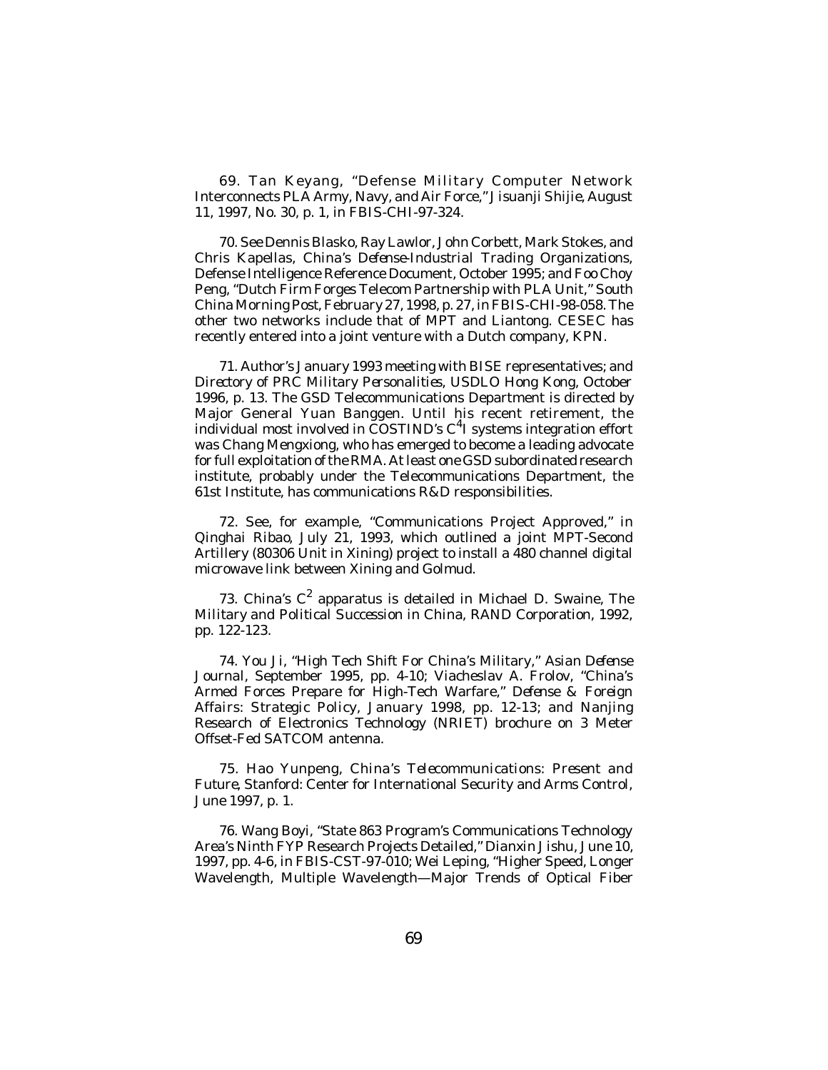69. Tan Keyang, "Defense Military Computer Network Interconnects PLA Army, Navy, and Air Force," *Jisuanji Shijie*, August 11, 1997, No. 30, p. 1, in FBIS-CHI-97-324.

70. See Dennis Blasko, Ray Lawlor, John Corbett, Mark Stokes, and Chris Kapellas, *China's Defense-Industrial Trading Organizations*, Defense Intelligence Reference Document, October 1995; and Foo Choy Peng, "Dutch Firm Forges Telecom Partnership with PLA Unit," *South China Morning Post*, February 27, 1998, p. 27, in FBIS-CHI-98-058. The other two networks include that of MPT and Liantong. CESEC has recently entered into a joint venture with a Dutch company, KPN.

71. Author's January 1993 meeting with BISE representatives; and *Directory of PRC Military Personalities*, USDLO Hong Kong, October 1996, p. 13. The GSD Telecommunications Department is directed by Major General Yuan Banggen. Until his recent retirement, the individual most involved in COSTIND's $C^4$I systems integration effort was Chang Mengxiong, who has emerged to become a leading advocate for full exploitation of the RMA. At least one GSD subordinated research institute, probably under the Telecommunications Department, the 61st Institute, has communications R&D responsibilities.

72. See, for example, "Communications Project Approved," in *Qinghai Ribao*, July 21, 1993, which outlined a joint MPT-Second Artillery (80306 Unit in Xining) project to install a 480 channel digital microwave link between Xining and Golmud.

73. China's $C^2$ apparatus is detailed in Michael D. Swaine, *The Military and Political Succession in China*, RAND Corporation, 1992, pp. 122-123.

74. You Ji, "High Tech Shift For China's Military," *Asian Defense Journal*, September 1995, pp. 4-10; Viacheslav A. Frolov, "China's Armed Forces Prepare for High-Tech Warfare," *Defense & Foreign Affairs: Strategic Policy*, January 1998, pp. 12-13; and Nanjing Research of Electronics Technology (NRIET) brochure on 3 Meter Offset-Fed SATCOM antenna.

75. Hao Yunpeng, *China's Telecommunications: Present and Future*, Stanford: Center for International Security and Arms Control, June 1997, p. 1.

76. Wang Boyi, "State 863 Program's Communications Technology Area's Ninth FYP Research Projects Detailed," *Dianxin Jishu*, June 10, 1997, pp. 4-6, in FBIS-CST-97-010; Wei Leping, "Higher Speed, Longer Wavelength, Multiple Wavelength—Major Trends of Optical Fiber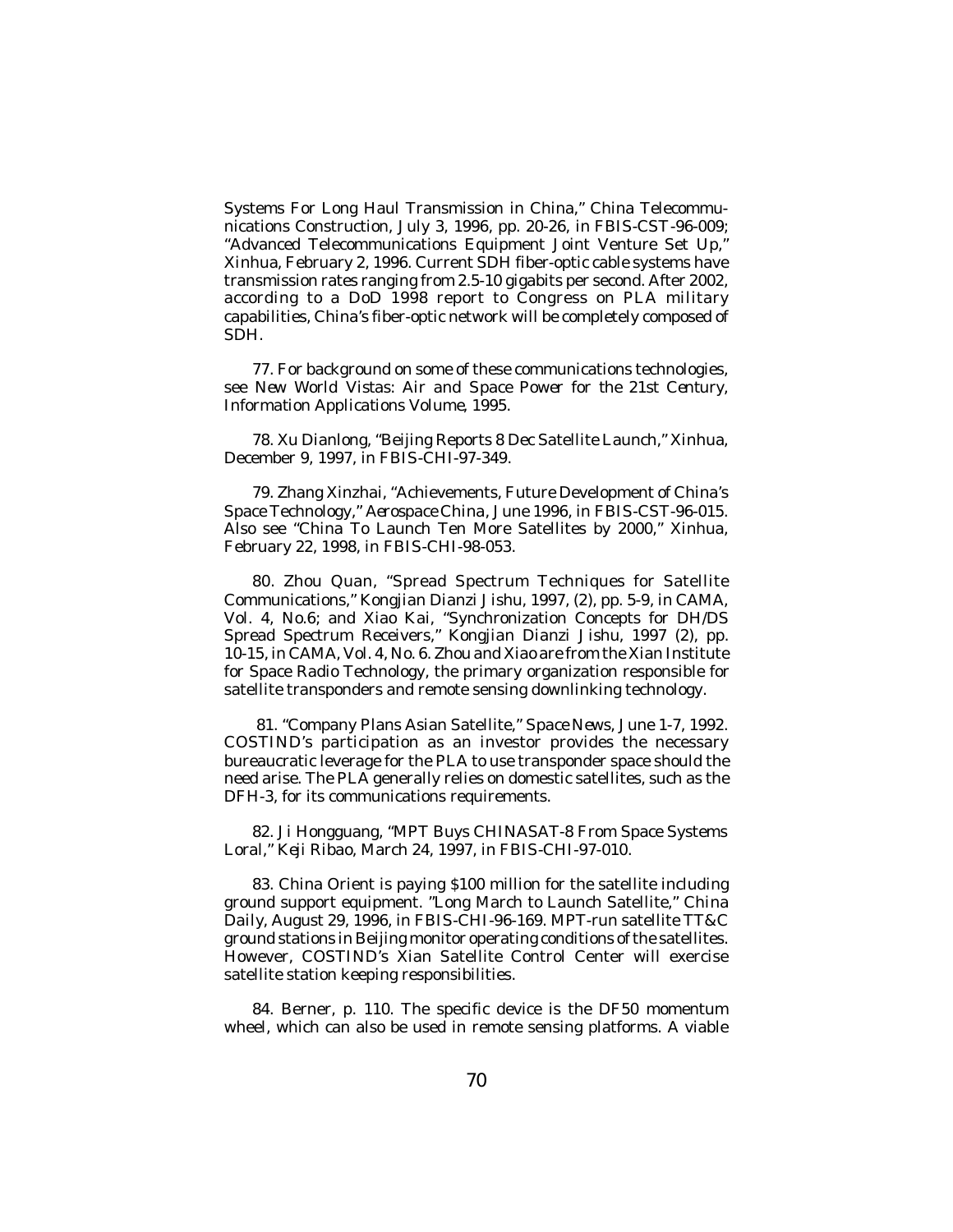Systems For Long Haul Transmission in China," *China Telecommunications Construction*, July 3, 1996, pp. 20-26, in FBIS-CST-96-009; "Advanced Telecommunications Equipment Joint Venture Set Up," Xinhua, February 2, 1996. Current SDH fiber-optic cable systems have transmission rates ranging from 2.5-10 gigabits per second. After 2002, according to a DoD 1998 report to Congress on PLA military capabilities, China's fiber-optic network will be completely composed of SDH.

77. For background on some of these communications technologies, see *New World Vistas: Air and Space Power for the 21st Century, Information Applications Volume*, 1995.

78. Xu Dianlong, "Beijing Reports 8 Dec Satellite Launch," Xinhua, December 9, 1997, in FBIS-CHI-97-349.

79. Zhang Xinzhai, "Achievements, Future Development of China's Space Technology," *Aerospace China*, June 1996, in FBIS-CST-96-015. Also see "China To Launch Ten More Satellites by 2000," Xinhua, February 22, 1998, in FBIS-CHI-98-053.

80. Zhou Quan, "Spread Spectrum Techniques for Satellite Communications," *Kongjian Dianzi Jishu*, 1997, (2), pp. 5-9, in CAMA, Vol. 4, No.6; and Xiao Kai, "Synchronization Concepts for DH/DS Spread Spectrum Receivers," *Kongjian Dianzi Jishu*, 1997 (2), pp. 10-15, in CAMA, Vol. 4, No. 6. Zhou and Xiao are from the Xian Institute for Space Radio Technology, the primary organization responsible for satellite transponders and remote sensing downlinking technology.

81. "Company Plans Asian Satellite," *Space News*, June 1-7, 1992. COSTIND's participation as an investor provides the necessary bureaucratic leverage for the PLA to use transponder space should the need arise. The PLA generally relies on domestic satellites, such as the DFH-3, for its communications requirements.

82. Ji Hongguang, "MPT Buys CHINASAT-8 From Space Systems Loral," *Keji Ribao*, March 24, 1997, in FBIS-CHI-97-010.

83. China Orient is paying $100 million for the satellite including ground support equipment. "Long March to Launch Satellite," *China Daily*, August 29, 1996, in FBIS-CHI-96-169. MPT-run satellite TT&C ground stations in Beijing monitor operating conditions of the satellites. However, COSTIND's Xian Satellite Control Center will exercise satellite station keeping responsibilities.

84. Berner, p. 110. The specific device is the DF50 momentum wheel, which can also be used in remote sensing platforms. A viable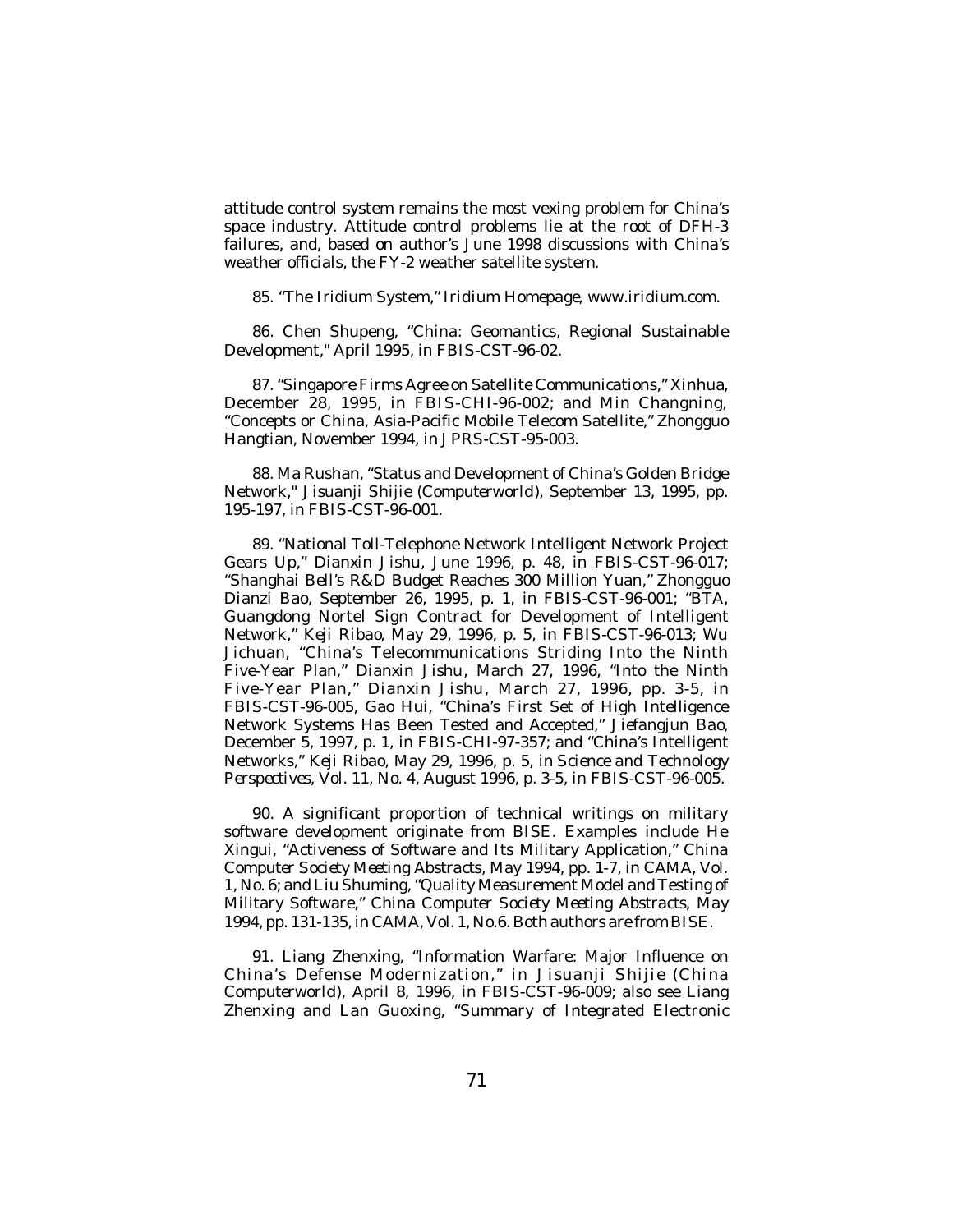attitude control system remains the most vexing problem for China's space industry. Attitude control problems lie at the root of DFH-3 failures, and, based on author's June 1998 discussions with China's weather officials, the FY-2 weather satellite system.

85. "The Iridium System," *Iridium Homepage*, www.iridium.com.

86. Chen Shupeng, "China: Geomantics, Regional Sustainable Development," April 1995, in FBIS-CST-96-02.

87. "Singapore Firms Agree on Satellite Communications," Xinhua, December 28, 1995, in FBIS-CHI-96-002; and Min Changning, "Concepts or China, Asia-Pacific Mobile Telecom Satellite," *Zhongguo Hangtian*, November 1994, in JPRS-CST-95-003.

88. Ma Rushan, "Status and Development of China's Golden Bridge Network," *Jisuanji Shijie (Computerworld)*, September 13, 1995, pp. 195-197, in FBIS-CST-96-001.

89. "National Toll-Telephone Network Intelligent Network Project Gears Up," *Dianxin Jishu*, June 1996, p. 48, in FBIS-CST-96-017; "Shanghai Bell's R&D Budget Reaches 300 Million Yuan," *Zhongguo Dianzi Bao*, September 26, 1995, p. 1, in FBIS-CST-96-001; "BTA, Guangdong Nortel Sign Contract for Development of Intelligent Network," *Keji Ribao*, May 29, 1996, p. 5, in FBIS-CST-96-013; Wu Jichuan, "China's Telecommunications Striding Into the Ninth Five-Year Plan," *Dianxin Jishu*, March 27, 1996, "Into the Ninth Five-Year Plan," *Dianxin Jishu*, March 27, 1996, pp. 3-5, in FBIS-CST-96-005, Gao Hui, "China's First Set of High Intelligence Network Systems Has Been Tested and Accepted," *Jiefangjun Bao*, December 5, 1997, p. 1, in FBIS-CHI-97-357; and "China's Intelligent Networks," *Keji Ribao*, May 29, 1996, p. 5, in *Science and Technology Perspectives*, Vol. 11, No. 4, August 1996, p. 3-5, in FBIS-CST-96-005.

90. A significant proportion of technical writings on military software development originate from BISE. Examples include He Xingui, "Activeness of Software and Its Military Application," *China Computer Society Meeting Abstracts*, May 1994, pp. 1-7, in CAMA, Vol. 1, No. 6; and Liu Shuming, "Quality Measurement Model and Testing of Military Software," *China Computer Society Meeting Abstracts*, May 1994, pp. 131-135, in CAMA, Vol. 1, No.6. Both authors are from BISE.

91. Liang Zhenxing, "Information Warfare: Major Influence on China's Defense Modernization," in *Jisuanji Shijie (China Computerworld)*, April 8, 1996, in FBIS-CST-96-009; also see Liang Zhenxing and Lan Guoxing, "Summary of Integrated Electronic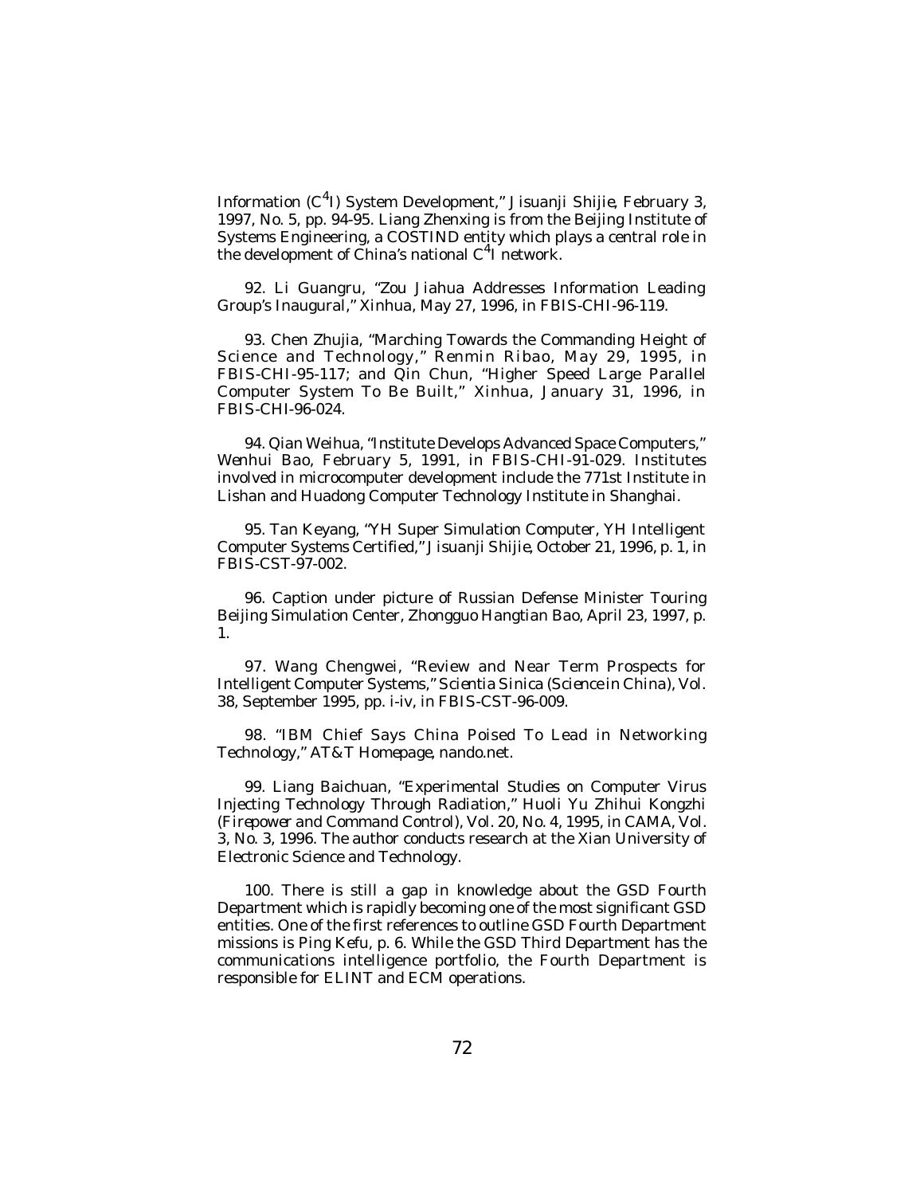Information ($C^4I$) System Development," *Jisuanji Shijie*, February 3, 1997, No. 5, pp. 94-95. Liang Zhenxing is from the Beijing Institute of Systems Engineering, a COSTIND entity which plays a central role in the development of China's national $C^4I$ network.

92. Li Guangru, "Zou Jiahua Addresses Information Leading Group's Inaugural," Xinhua, May 27, 1996, in FBIS-CHI-96-119.

93. Chen Zhujia, "Marching Towards the Commanding Height of Science and Technology," *Renmin Ribao*, May 29, 1995, in FBIS-CHI-95-117; and Qin Chun, "Higher Speed Large Parallel Computer System To Be Built," Xinhua, January 31, 1996, in FBIS-CHI-96-024.

94. Qian Weihua, "Institute Develops Advanced Space Computers," *Wenhui Bao*, February 5, 1991, in FBIS-CHI-91-029. Institutes involved in microcomputer development include the 771st Institute in Lishan and Huadong Computer Technology Institute in Shanghai.

95. Tan Keyang, "YH Super Simulation Computer, YH Intelligent Computer Systems Certified," *Jisuanji Shijie*, October 21, 1996, p. 1, in FBIS-CST-97-002.

96. Caption under picture of Russian Defense Minister Touring Beijing Simulation Center, *Zhongguo Hangtian Bao*, April 23, 1997, p. 1.

97. Wang Chengwei, "Review and Near Term Prospects for Intelligent Computer Systems," *Scientia Sinica (Science in China)*, Vol. 38, September 1995, pp. i-iv, in FBIS-CST-96-009.

98. "IBM Chief Says China Poised To Lead in Networking Technology," *AT&T Homepage*, nando.net.

99. Liang Baichuan, "Experimental Studies on Computer Virus Injecting Technology Through Radiation," *Huoli Yu Zhihui Kongzhi (Firepower and Command Control)*, Vol. 20, No. 4, 1995, in CAMA, Vol. 3, No. 3, 1996. The author conducts research at the Xian University of Electronic Science and Technology.

100. There is still a gap in knowledge about the GSD Fourth Department which is rapidly becoming one of the most significant GSD entities. One of the first references to outline GSD Fourth Department missions is Ping Kefu, p. 6. While the GSD Third Department has the communications intelligence portfolio, the Fourth Department is responsible for ELINT and ECM operations.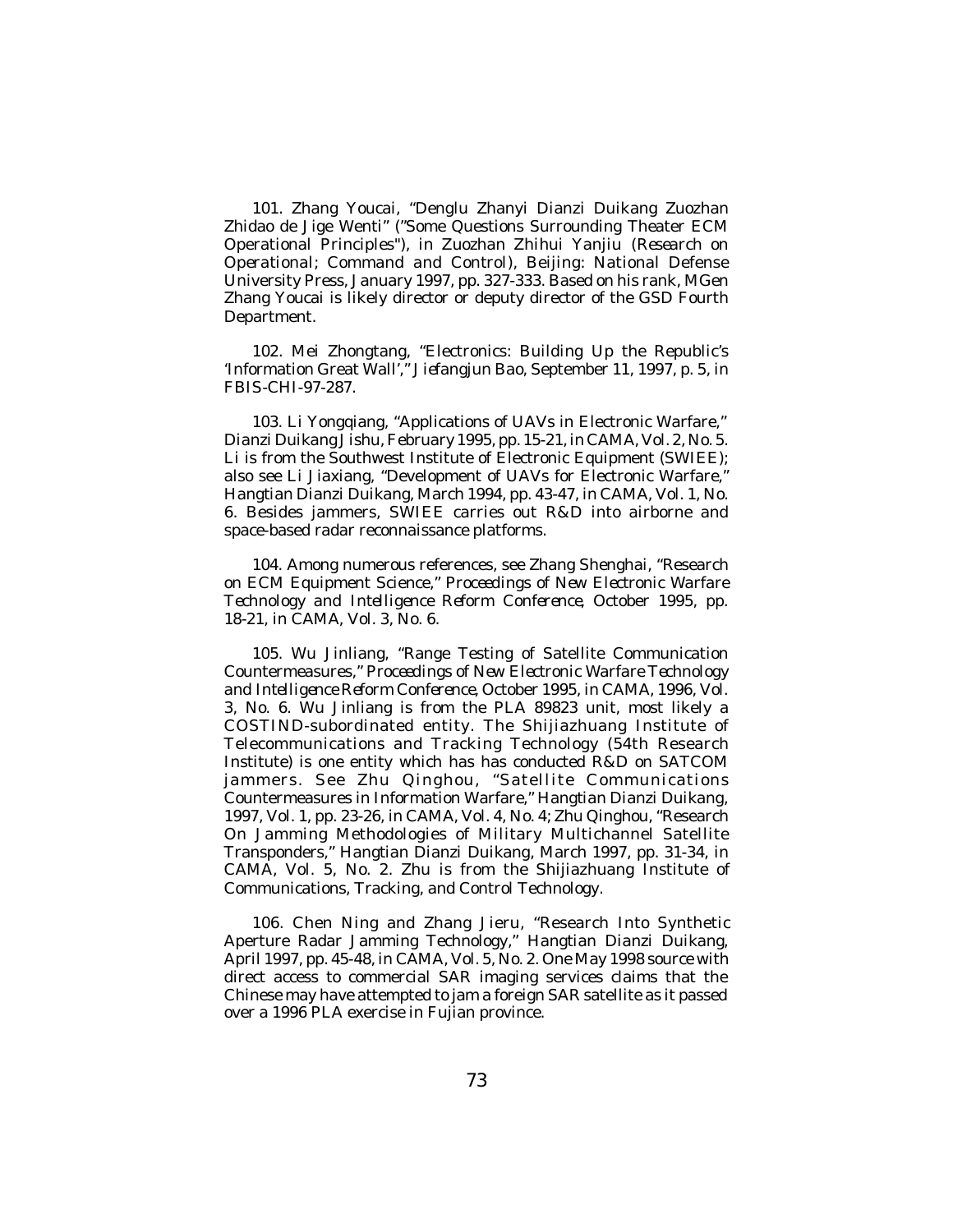101. Zhang Youcai, "Denglu Zhanyi Dianzi Duikang Zuozhan Zhidao de Jige Wenti" ("Some Questions Surrounding Theater ECM Operational Principles"), in *Zuozhan Zhihui Yanjiu* (*Research on Operational; Command and Control*), Beijing: National Defense University Press, January 1997, pp. 327-333. Based on his rank, MGen Zhang Youcai is likely director or deputy director of the GSD Fourth Department.

102. Mei Zhongtang, "Electronics: Building Up the Republic's 'Information Great Wall'," *Jiefangjun Bao*, September 11, 1997, p. 5, in FBIS-CHI-97-287.

103. Li Yongqiang, "Applications of UAVs in Electronic Warfare," *Dianzi Duikang Jishu*, February 1995, pp. 15-21, in CAMA, Vol. 2, No. 5. Li is from the Southwest Institute of Electronic Equipment (SWIEE); also see Li Jiaxiang, "Development of UAVs for Electronic Warfare," *Hangtian Dianzi Duikang*, March 1994, pp. 43-47, in CAMA, Vol. 1, No. 6. Besides jammers, SWIEE carries out R&D into airborne and space-based radar reconnaissance platforms.

104. Among numerous references, see Zhang Shenghai, "Research on ECM Equipment Science," *Proceedings of New Electronic Warfare Technology and Intelligence Reform Conference*, October 1995, pp. 18-21, in CAMA, Vol. 3, No. 6.

105. Wu Jinliang, "Range Testing of Satellite Communication Countermeasures," *Proceedings of New Electronic Warfare Technology and Intelligence Reform Conference*, October 1995, in CAMA, 1996, Vol. 3, No. 6. Wu Jinliang is from the PLA 89823 unit, most likely a COSTIND-subordinated entity. The Shijiazhuang Institute of Telecommunications and Tracking Technology (54th Research Institute) is one entity which has has conducted R&D on SATCOM jammers. See Zhu Qinghou, "Satellite Communications Countermeasures in Information Warfare," *Hangtian Dianzi Duikang*, 1997, Vol. 1, pp. 23-26, in CAMA, Vol. 4, No. 4; Zhu Qinghou, "Research On Jamming Methodologies of Military Multichannel Satellite Transponders," *Hangtian Dianzi Duikang*, March 1997, pp. 31-34, in CAMA, Vol. 5, No. 2. Zhu is from the Shijiazhuang Institute of Communications, Tracking, and Control Technology.

106. Chen Ning and Zhang Jieru, "Research Into Synthetic Aperture Radar Jamming Technology," *Hangtian Dianzi Duikang*, April 1997, pp. 45-48, in CAMA, Vol. 5, No. 2. One May 1998 source with direct access to commercial SAR imaging services claims that the Chinese may have attempted to jam a foreign SAR satellite as it passed over a 1996 PLA exercise in Fujian province.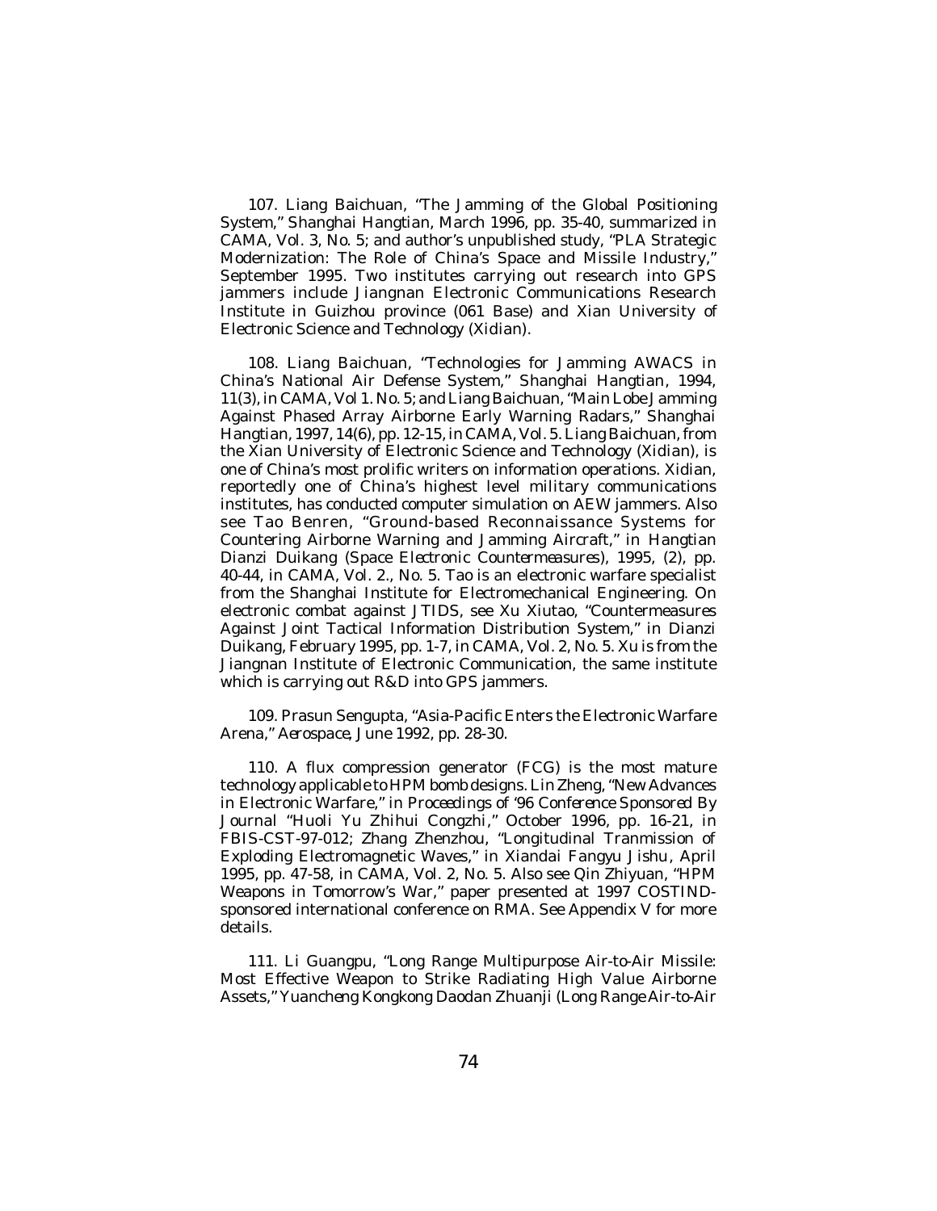107. Liang Baichuan, "The Jamming of the Global Positioning System," Shanghai Hangtian, March 1996, pp. 35-40, summarized in CAMA, Vol. 3, No. 5; and author's unpublished study, "PLA Strategic Modernization: The Role of China's Space and Missile Industry," September 1995. Two institutes carrying out research into GPS jammers include Jiangnan Electronic Communications Research Institute in Guizhou province (061 Base) and Xian University of Electronic Science and Technology (Xidian).

108. Liang Baichuan, "Technologies for Jamming AWACS in China's National Air Defense System," Shanghai Hangtian, 1994, 11(3), in CAMA, Vol 1. No. 5; and Liang Baichuan, "Main Lobe Jamming Against Phased Array Airborne Early Warning Radars," Shanghai Hangtian, 1997, 14(6), pp. 12-15, in CAMA, Vol. 5. Liang Baichuan, from the Xian University of Electronic Science and Technology (Xidian), is one of China's most prolific writers on information operations. Xidian, reportedly one of China's highest level military communications institutes, has conducted computer simulation on AEW jammers. Also see Tao Benren, "Ground-based Reconnaissance Systems for Countering Airborne Warning and Jamming Aircraft," in Hangtian Dianzi Duikang (*Space Electronic Countermeasures*), 1995, (2), pp. 40-44, in CAMA, Vol. 2., No. 5. Tao is an electronic warfare specialist from the Shanghai Institute for Electromechanical Engineering. On electronic combat against JTIDS, see Xu Xiutao, "Countermeasures Against Joint Tactical Information Distribution System," in Dianzi Duikang, February 1995, pp. 1-7, in CAMA, Vol. 2, No. 5. Xu is from the Jiangnan Institute of Electronic Communication, the same institute which is carrying out R&D into GPS jammers.

109. Prasun Sengupta, "Asia-Pacific Enters the Electronic Warfare Arena," *Aerospace*, June 1992, pp. 28-30.

110. A flux compression generator (FCG) is the most mature technology applicable to HPM bomb designs. Lin Zheng, "New Advances in Electronic Warfare," in *Proceedings of '96 Conference Sponsored By Journal* "Huoli Yu Zhihui Congzhi," October 1996, pp. 16-21, in FBIS-CST-97-012; Zhang Zhenzhou, "Longitudinal Tranmission of Exploding Electromagnetic Waves," in Xiandai Fangyu Jishu, April 1995, pp. 47-58, in CAMA, Vol. 2, No. 5. Also see Qin Zhiyuan, "HPM Weapons in Tomorrow's War," paper presented at 1997 COSTIND-sponsored international conference on RMA. See Appendix V for more details.

111. Li Guangpu, "Long Range Multipurpose Air-to-Air Missile: Most Effective Weapon to Strike Radiating High Value Airborne Assets," Yuancheng Kongkong Daodan Zhuanji (Long Range Air-to-Air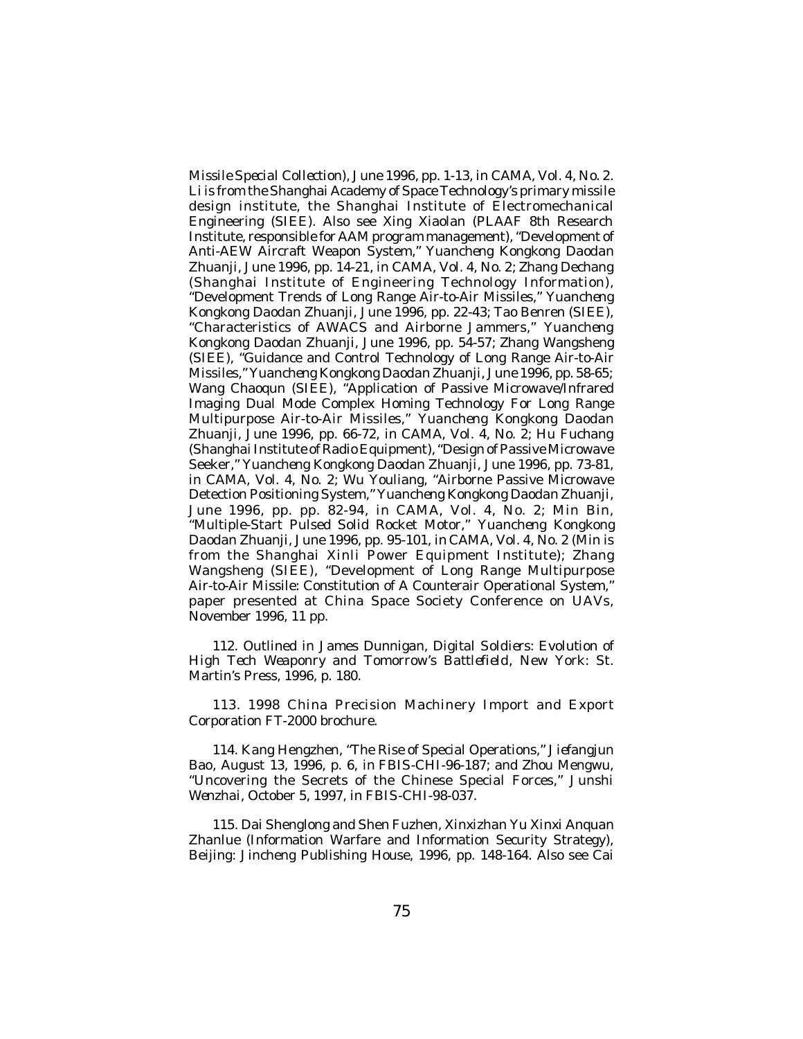*Missile Special Collection*), June 1996, pp. 1-13, in *CAMA*, Vol. 4, No. 2. Li is from the Shanghai Academy of Space Technology's primary missile design institute, the Shanghai Institute of Electromechanical Engineering (SIEE). Also see Xing Xiaolan (PLAAF 8th Research Institute, responsible for AAM program management), "Development of Anti-AEW Aircraft Weapon System," *Yuancheng Kongkong Daodan Zhuanji*, June 1996, pp. 14-21, in *CAMA*, Vol. 4, No. 2; Zhang Dechang (Shanghai Institute of Engineering Technology Information), "Development Trends of Long Range Air-to-Air Missiles," *Yuancheng Kongkong Daodan Zhuanji*, June 1996, pp. 22-43; Tao Benren (SIEE), "Characteristics of AWACS and Airborne Jammers," *Yuancheng Kongkong Daodan Zhuanji*, June 1996, pp. 54-57; Zhang Wangsheng (SIEE), "Guidance and Control Technology of Long Range Air-to-Air Missiles," *Yuancheng Kongkong Daodan Zhuanji*, June 1996, pp. 58-65; Wang Chaoqun (SIEE), "Application of Passive Microwave/Infrared Imaging Dual Mode Complex Homing Technology For Long Range Multipurpose Air-to-Air Missiles," *Yuancheng Kongkong Daodan Zhuanji*, June 1996, pp. 66-72, in *CAMA*, Vol. 4, No. 2; Hu Fuchang (Shanghai Institute of Radio Equipment), "Design of Passive Microwave Seeker," *Yuancheng Kongkong Daodan Zhuanji*, June 1996, pp. 73-81, in *CAMA*, Vol. 4, No. 2; Wu Youliang, "Airborne Passive Microwave Detection Positioning System," *Yuancheng Kongkong Daodan Zhuanji*, June 1996, pp. pp. 82-94, in *CAMA*, Vol. 4, No. 2; Min Bin, "Multiple-Start Pulsed Solid Rocket Motor," *Yuancheng Kongkong Daodan Zhuanji*, June 1996, pp. 95-101, in *CAMA*, Vol. 4, No. 2 (Min is from the Shanghai Xinli Power Equipment Institute); Zhang Wangsheng (SIEE), "Development of Long Range Multipurpose Air-to-Air Missile: Constitution of A Counterair Operational System," paper presented at China Space Society Conference on UAVs, November 1996, 11 pp.

112. Outlined in James Dunnigan, *Digital Soldiers: Evolution of High Tech Weaponry and Tomorrow's Battlefield*, New York: St. Martin's Press, 1996, p. 180.

113. 1998 China Precision Machinery Import and Export Corporation FT-2000 brochure.

114. Kang Hengzhen, "The Rise of Special Operations," *Jiefangjun Bao*, August 13, 1996, p. 6, in FBIS-CHI-96-187; and Zhou Mengwu, "Uncovering the Secrets of the Chinese Special Forces," *Junshi Wenzhai*, October 5, 1997, in FBIS-CHI-98-037.

115. Dai Shenglong and Shen Fuzhen, *Xinxizhan Yu Xinxi Anquan Zhanlue* (*Information Warfare and Information Security Strategy*), Beijing: Jincheng Publishing House, 1996, pp. 148-164. Also see Cai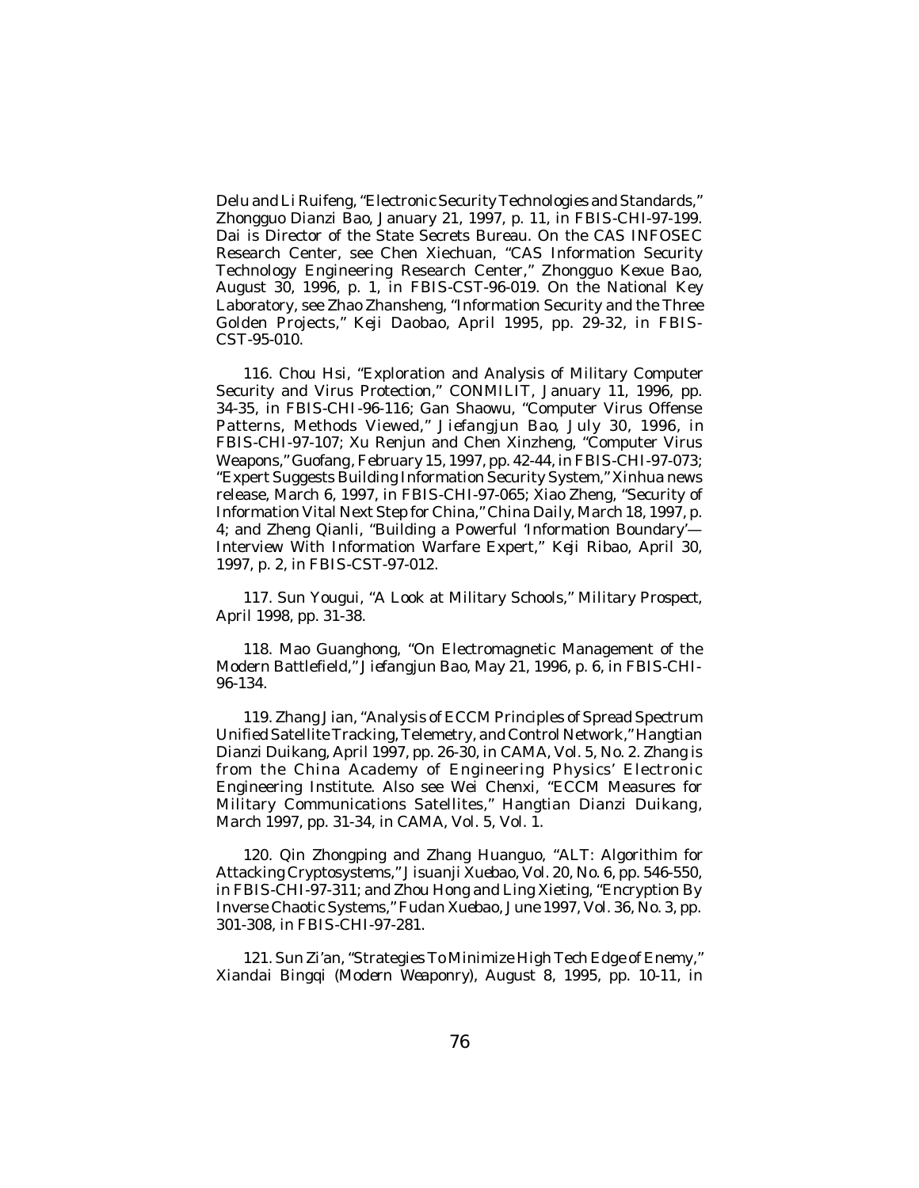Delu and Li Ruifeng, "Electronic Security Technologies and Standards," *Zhongguo Dianzi Bao*, January 21, 1997, p. 11, in FBIS-CHI-97-199. Dai is Director of the State Secrets Bureau. On the CAS INFOSEC Research Center, see Chen Xiechuan, "CAS Information Security Technology Engineering Research Center," *Zhongguo Kexue Bao*, August 30, 1996, p. 1, in FBIS-CST-96-019. On the National Key Laboratory, see Zhao Zhansheng, "Information Security and the Three Golden Projects," *Keji Daobao*, April 1995, pp. 29-32, in FBIS-CST-95-010.

116. Chou Hsi, "Exploration and Analysis of Military Computer Security and Virus Protection," *CONMILIT*, January 11, 1996, pp. 34-35, in FBIS-CHI-96-116; Gan Shaowu, "Computer Virus Offense Patterns, Methods Viewed," *Jiefangjun Bao*, July 30, 1996, in FBIS-CHI-97-107; Xu Renjun and Chen Xinzheng, "Computer Virus Weapons," *Guofang*, February 15, 1997, pp. 42-44, in FBIS-CHI-97-073; "Expert Suggests Building Information Security System," Xinhua news release, March 6, 1997, in FBIS-CHI-97-065; Xiao Zheng, "Security of Information Vital Next Step for China," *China Daily*, March 18, 1997, p. 4; and Zheng Qianli, "Building a Powerful 'Information Boundary'—Interview With Information Warfare Expert," *Keji Ribao*, April 30, 1997, p. 2, in FBIS-CST-97-012.

117. Sun Yougui, "A Look at Military Schools," *Military Prospect*, April 1998, pp. 31-38.

118. Mao Guanghong, "On Electromagnetic Management of the Modern Battlefield," *Jiefangjun Bao*, May 21, 1996, p. 6, in FBIS-CHI-96-134.

119. Zhang Jian, "Analysis of ECCM Principles of Spread Spectrum Unified Satellite Tracking, Telemetry, and Control Network," *Hangtian Dianzi Duikang*, April 1997, pp. 26-30, in CAMA, Vol. 5, No. 2. Zhang is from the China Academy of Engineering Physics' Electronic Engineering Institute. Also see Wei Chenxi, "ECCM Measures for Military Communications Satellites," *Hangtian Dianzi Duikang*, March 1997, pp. 31-34, in CAMA, Vol. 5, Vol. 1.

120. Qin Zhongping and Zhang Huanguo, "ALT: Algorithim for Attacking Cryptosystems," *Jisuanji Xuebao*, Vol. 20, No. 6, pp. 546-550, in FBIS-CHI-97-311; and Zhou Hong and Ling Xieting, "Encryption By Inverse Chaotic Systems," *Fudan Xuebao*, June 1997, Vol. 36, No. 3, pp. 301-308, in FBIS-CHI-97-281.

121. Sun Zi'an, "Strategies To Minimize High Tech Edge of Enemy," *Xiandai Bingqi (Modern Weaponry)*, August 8, 1995, pp. 10-11, in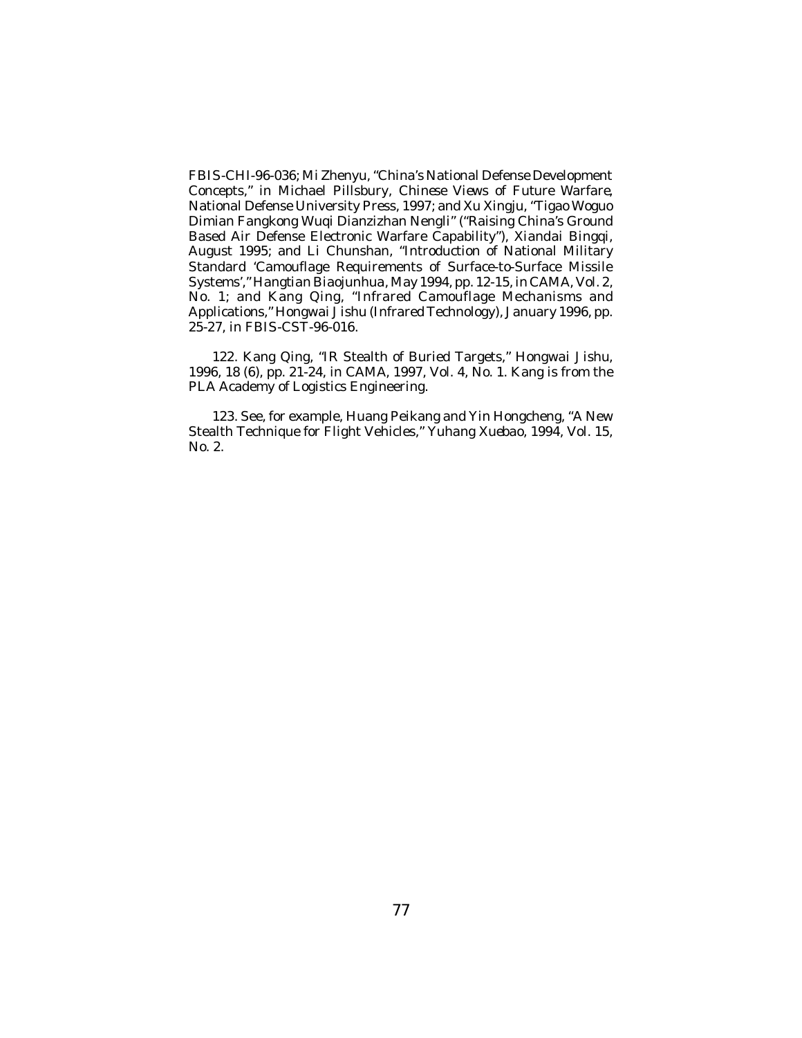FBIS-CHI-96-036; Mi Zhenyu, "China's National Defense Development Concepts," in Michael Pillsbury, *Chinese Views of Future Warfare*, National Defense University Press, 1997; and Xu Xingju, "Tigao Woguo Dimian Fangkong Wuqi Dianzizhan Nengli" ("Raising China's Ground Based Air Defense Electronic Warfare Capability"), *Xiandai Bingqi*, August 1995; and Li Chunshan, "Introduction of National Military Standard 'Camouflage Requirements of Surface-to-Surface Missile Systems'," *Hangtian Biaojunhua*, May 1994, pp. 12-15, in CAMA, Vol. 2, No. 1; and Kang Qing, "Infrared Camouflage Mechanisms and Applications," *Hongwai Jishu* (Infrared Technology), January 1996, pp. 25-27, in FBIS-CST-96-016.

122. Kang Qing, "IR Stealth of Buried Targets," *Hongwai Jishu*, 1996, 18 (6), pp. 21-24, in CAMA, 1997, Vol. 4, No. 1. Kang is from the PLA Academy of Logistics Engineering.

123. See, for example, Huang Peikang and Yin Hongcheng, "A New Stealth Technique for Flight Vehicles," *Yuhang Xuebao*, 1994, Vol. 15, No. 2.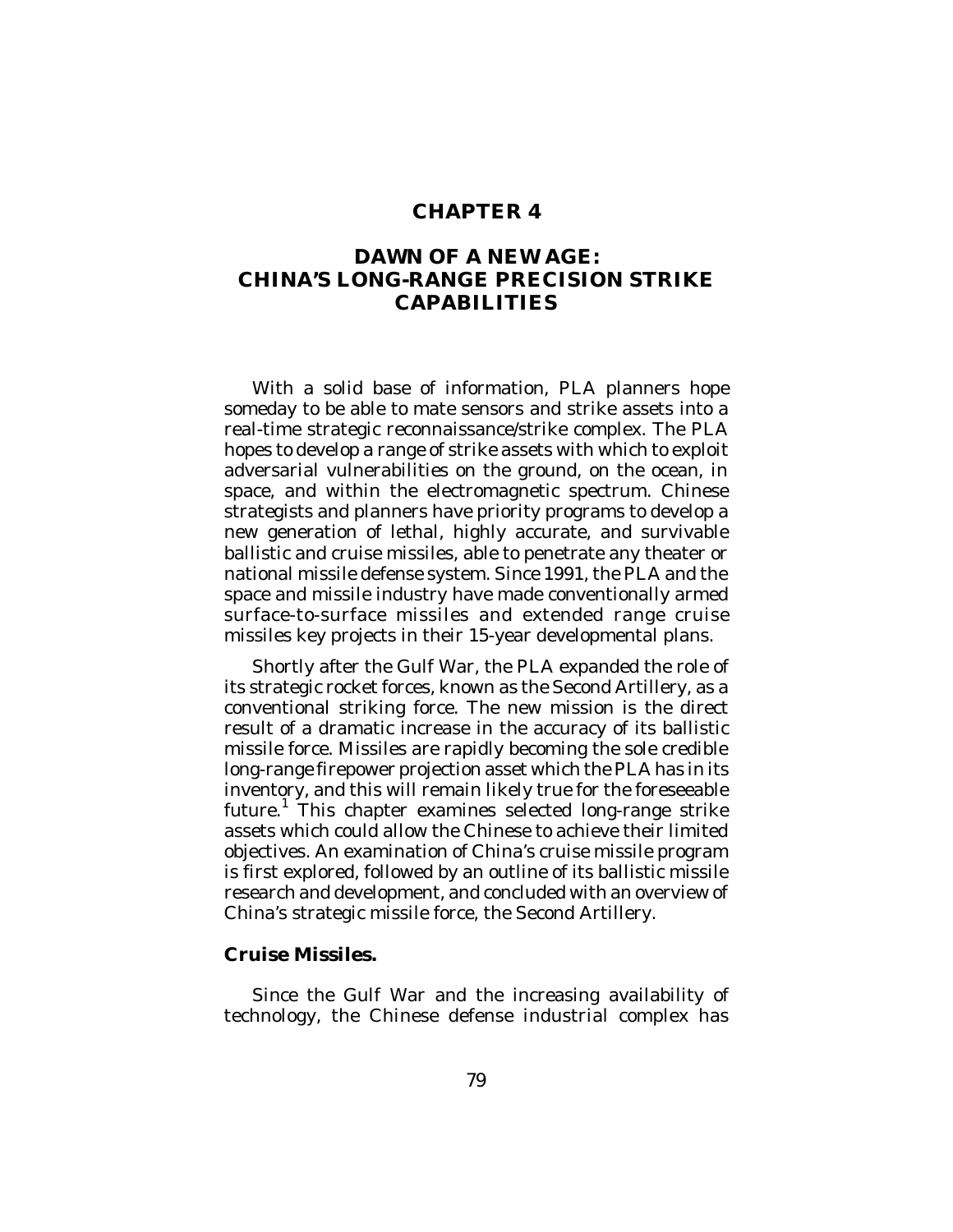# CHAPTER 4

## DAWN OF A NEW AGE: CHINA'S LONG-RANGE PRECISION STRIKE CAPABILITIES

With a solid base of information, PLA planners hope someday to be able to mate sensors and strike assets into a real-time strategic reconnaissance/strike complex. The PLA hopes to develop a range of strike assets with which to exploit adversarial vulnerabilities on the ground, on the ocean, in space, and within the electromagnetic spectrum. Chinese strategists and planners have priority programs to develop a new generation of lethal, highly accurate, and survivable ballistic and cruise missiles, able to penetrate any theater or national missile defense system. Since 1991, the PLA and the space and missile industry have made conventionally armed surface-to-surface missiles and extended range cruise missiles key projects in their 15-year developmental plans.

Shortly after the Gulf War, the PLA expanded the role of its strategic rocket forces, known as the Second Artillery, as a conventional striking force. The new mission is the direct result of a dramatic increase in the accuracy of its ballistic missile force. Missiles are rapidly becoming the sole credible long-range firepower projection asset which the PLA has in its inventory, and this will remain likely true for the foreseeable future.[1] This chapter examines selected long-range strike assets which could allow the Chinese to achieve their limited objectives. An examination of China's cruise missile program is first explored, followed by an outline of its ballistic missile research and development, and concluded with an overview of China's strategic missile force, the Second Artillery.

### Cruise Missiles.

Since the Gulf War and the increasing availability of technology, the Chinese defense industrial complex has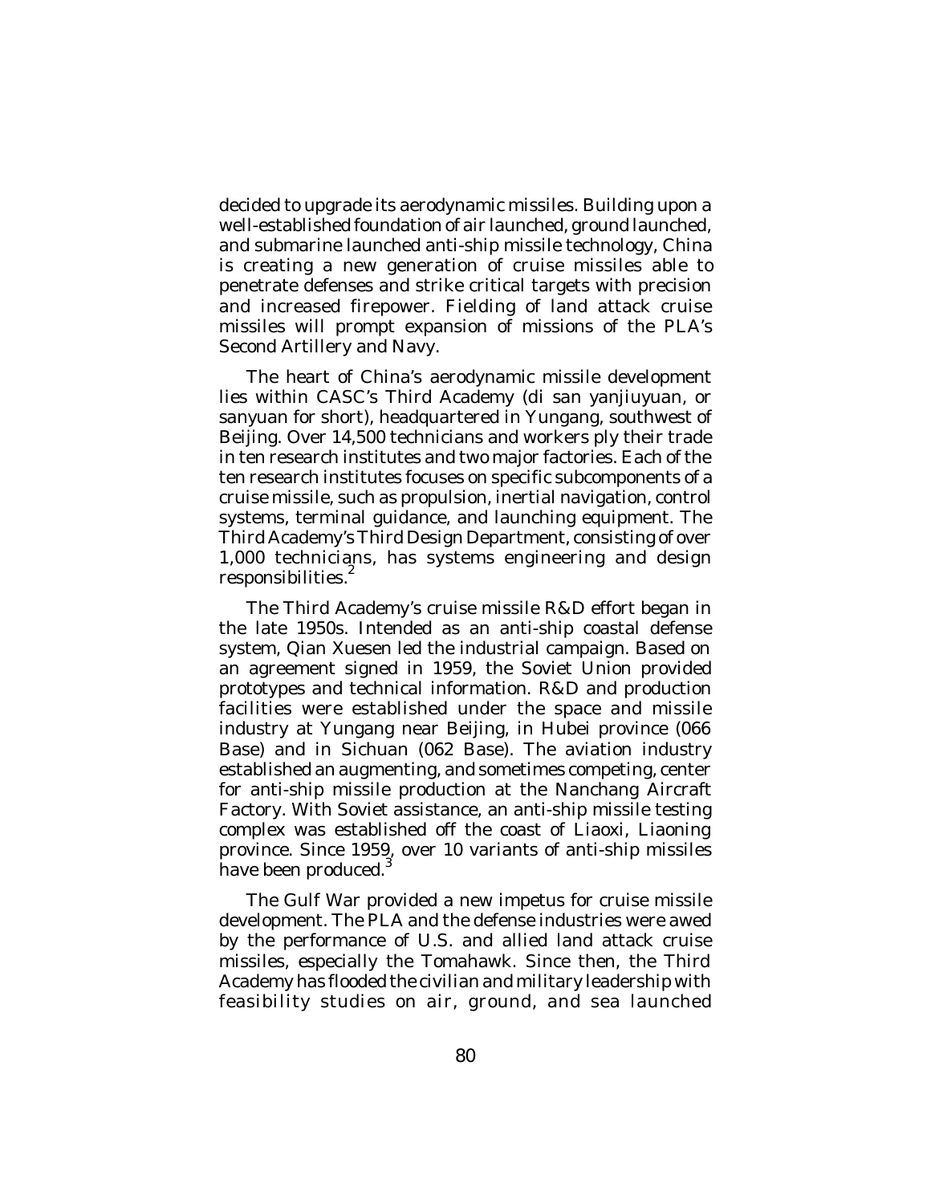decided to upgrade its aerodynamic missiles. Building upon a well-established foundation of air launched, ground launched, and submarine launched anti-ship missile technology, China is creating a new generation of cruise missiles able to penetrate defenses and strike critical targets with precision and increased firepower. Fielding of land attack cruise missiles will prompt expansion of missions of the PLA's Second Artillery and Navy.

The heart of China's aerodynamic missile development lies within CASC's Third Academy (di san yanjiuyuan, or sanyuan for short), headquartered in Yungang, southwest of Beijing. Over 14,500 technicians and workers ply their trade in ten research institutes and two major factories. Each of the ten research institutes focuses on specific subcomponents of a cruise missile, such as propulsion, inertial navigation, control systems, terminal guidance, and launching equipment. The Third Academy's Third Design Department, consisting of over 1,000 technicians, has systems engineering and design responsibilities.[2]

The Third Academy's cruise missile R&D effort began in the late 1950s. Intended as an anti-ship coastal defense system, Qian Xuesen led the industrial campaign. Based on an agreement signed in 1959, the Soviet Union provided prototypes and technical information. R&D and production facilities were established under the space and missile industry at Yungang near Beijing, in Hubei province (066 Base) and in Sichuan (062 Base). The aviation industry established an augmenting, and sometimes competing, center for anti-ship missile production at the Nanchang Aircraft Factory. With Soviet assistance, an anti-ship missile testing complex was established off the coast of Liaoxi, Liaoning province. Since 1959, over 10 variants of anti-ship missiles have been produced.[3]

The Gulf War provided a new impetus for cruise missile development. The PLA and the defense industries were awed by the performance of U.S. and allied land attack cruise missiles, especially the Tomahawk. Since then, the Third Academy has flooded the civilian and military leadership with feasibility studies on air, ground, and sea launched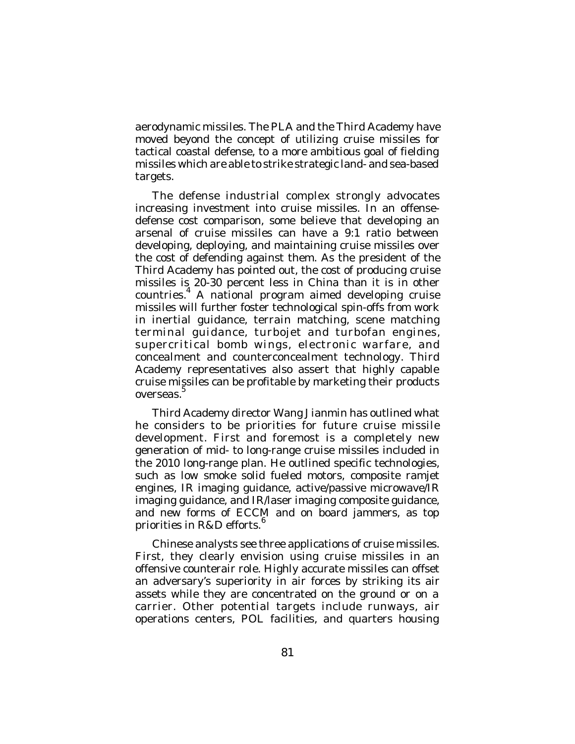aerodynamic missiles. The PLA and the Third Academy have moved beyond the concept of utilizing cruise missiles for tactical coastal defense, to a more ambitious goal of fielding missiles which are able to strike strategic land- and sea-based targets.

The defense industrial complex strongly advocates increasing investment into cruise missiles. In an offense-defense cost comparison, some believe that developing an arsenal of cruise missiles can have a 9:1 ratio between developing, deploying, and maintaining cruise missiles over the cost of defending against them. As the president of the Third Academy has pointed out, the cost of producing cruise missiles is 20-30 percent less in China than it is in other countries.[4] A national program aimed developing cruise missiles will further foster technological spin-offs from work in inertial guidance, terrain matching, scene matching terminal guidance, turbojet and turbofan engines, supercritical bomb wings, electronic warfare, and concealment and counterconcealment technology. Third Academy representatives also assert that highly capable cruise missiles can be profitable by marketing their products overseas.[5]

Third Academy director Wang Jianmin has outlined what he considers to be priorities for future cruise missile development. First and foremost is a completely new generation of mid- to long-range cruise missiles included in the 2010 long-range plan. He outlined specific technologies, such as low smoke solid fueled motors, composite ramjet engines, IR imaging guidance, active/passive microwave/IR imaging guidance, and IR/laser imaging composite guidance, and new forms of ECCM and on board jammers, as top priorities in R&D efforts.[6]

Chinese analysts see three applications of cruise missiles. First, they clearly envision using cruise missiles in an offensive counterair role. Highly accurate missiles can offset an adversary's superiority in air forces by striking its air assets while they are concentrated on the ground or on a carrier. Other potential targets include runways, air operations centers, POL facilities, and quarters housing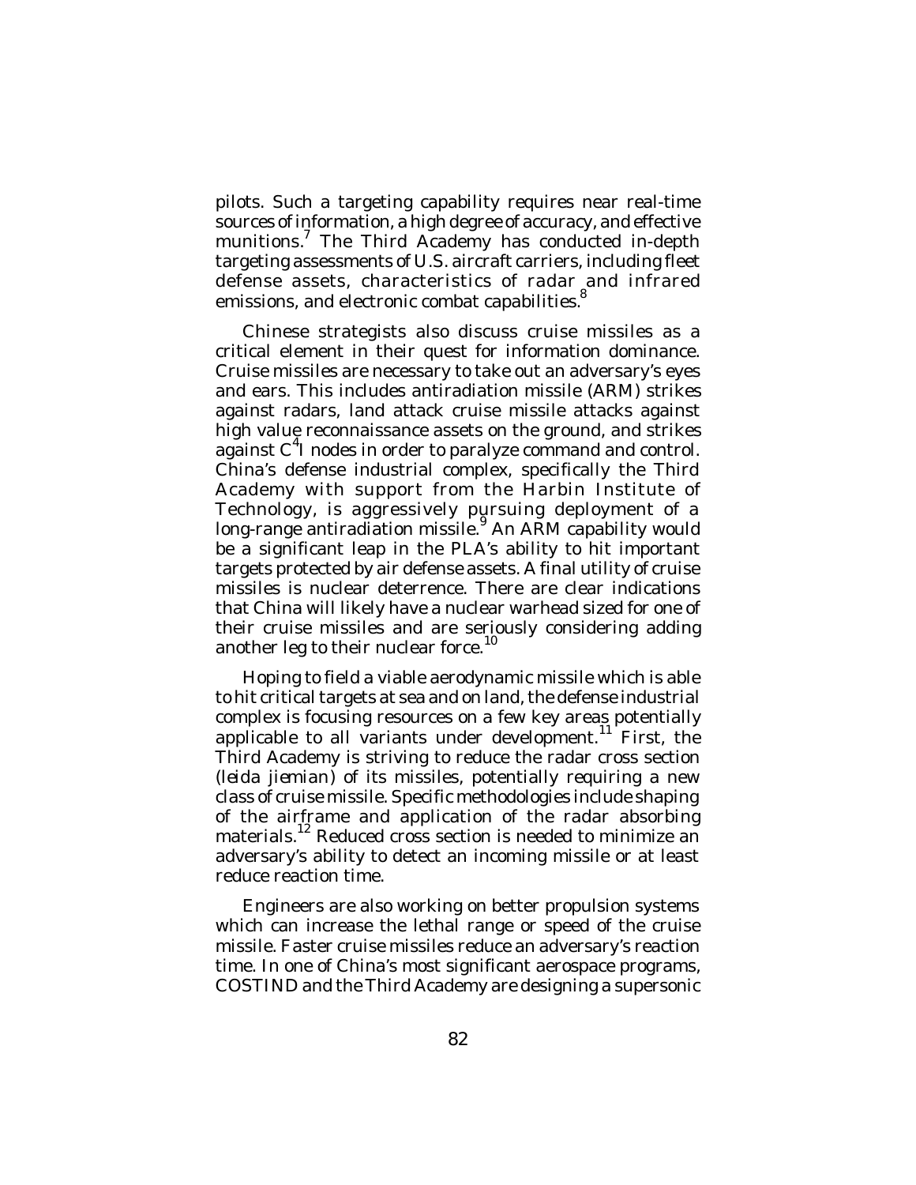pilots. Such a targeting capability requires near real-time sources of information, a high degree of accuracy, and effective munitions.[7] The Third Academy has conducted in-depth targeting assessments of U.S. aircraft carriers, including fleet defense assets, characteristics of radar and infrared emissions, and electronic combat capabilities.[8]

Chinese strategists also discuss cruise missiles as a critical element in their quest for information dominance. Cruise missiles are necessary to take out an adversary's eyes and ears. This includes antiradiation missile (ARM) strikes against radars, land attack cruise missile attacks against high value reconnaissance assets on the ground, and strikes against $C^4I$ nodes in order to paralyze command and control. China's defense industrial complex, specifically the Third Academy with support from the Harbin Institute of Technology, is aggressively pursuing deployment of a long-range antiradiation missile.[9] An ARM capability would be a significant leap in the PLA's ability to hit important targets protected by air defense assets. A final utility of cruise missiles is nuclear deterrence. There are clear indications that China will likely have a nuclear warhead sized for one of their cruise missiles and are seriously considering adding another leg to their nuclear force.[10]

Hoping to field a viable aerodynamic missile which is able to hit critical targets at sea and on land, the defense industrial complex is focusing resources on a few key areas potentially applicable to all variants under development.[11] First, the Third Academy is striving to reduce the radar cross section (*leida jiemian*) of its missiles, potentially requiring a new class of cruise missile. Specific methodologies include shaping of the airframe and application of the radar absorbing materials.[12] Reduced cross section is needed to minimize an adversary's ability to detect an incoming missile or at least reduce reaction time.

Engineers are also working on better propulsion systems which can increase the lethal range or speed of the cruise missile. Faster cruise missiles reduce an adversary's reaction time. In one of China's most significant aerospace programs, COSTIND and the Third Academy are designing a supersonic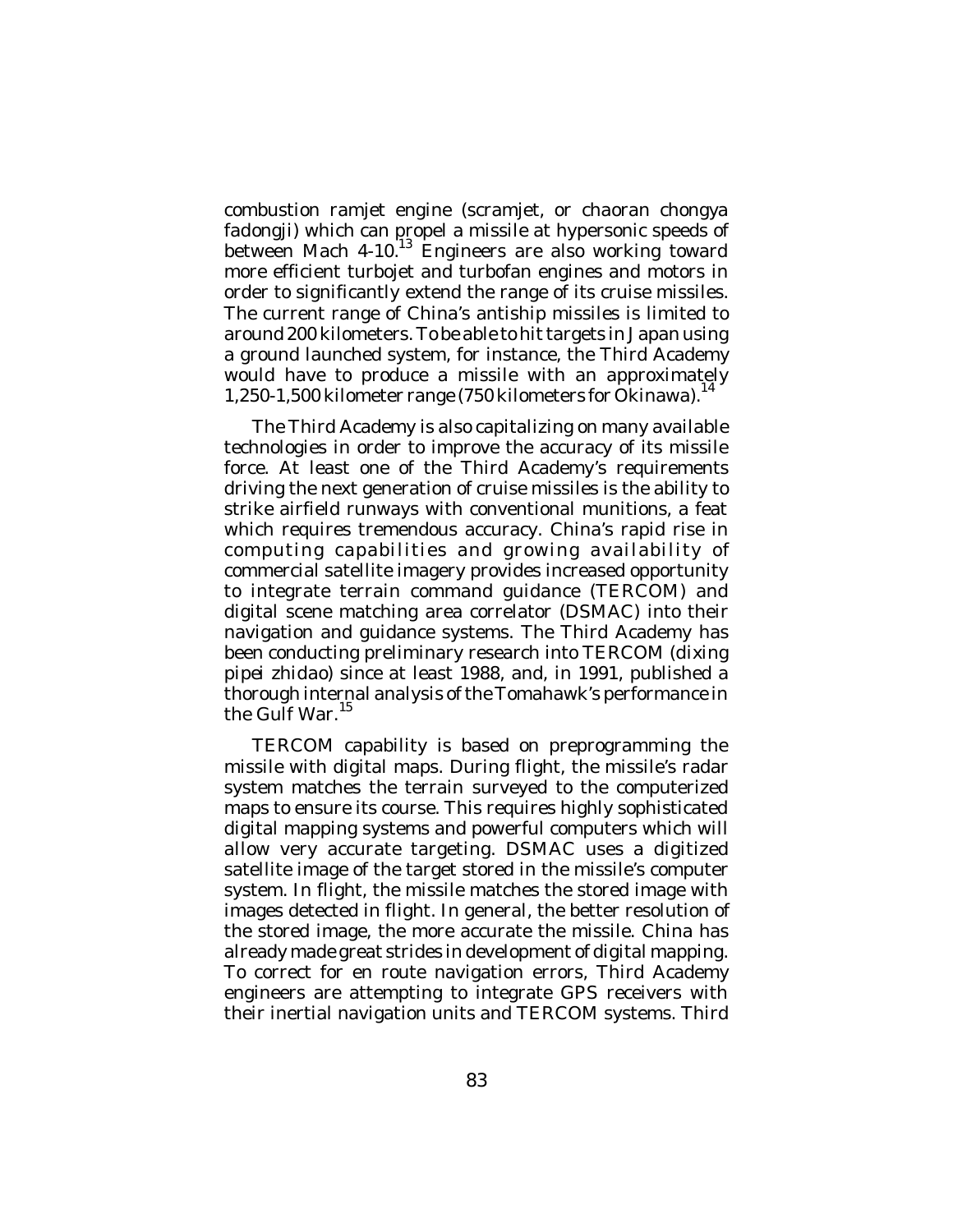combustion ramjet engine (scramjet, or *chaoran chongya fadongji*) which can propel a missile at hypersonic speeds of between Mach 4-10.[13] Engineers are also working toward more efficient turbojet and turbofan engines and motors in order to significantly extend the range of its cruise missiles. The current range of China's antiship missiles is limited to around 200 kilometers. To be able to hit targets in Japan using a ground launched system, for instance, the Third Academy would have to produce a missile with an approximately 1,250-1,500 kilometer range (750 kilometers for Okinawa).[14]

The Third Academy is also capitalizing on many available technologies in order to improve the accuracy of its missile force. At least one of the Third Academy's requirements driving the next generation of cruise missiles is the ability to strike airfield runways with conventional munitions, a feat which requires tremendous accuracy. China's rapid rise in computing capabilities and growing availability of commercial satellite imagery provides increased opportunity to integrate terrain command guidance (TERCOM) and digital scene matching area correlator (DSMAC) into their navigation and guidance systems. The Third Academy has been conducting preliminary research into TERCOM (*dixing pipei zhidao*) since at least 1988, and, in 1991, published a thorough internal analysis of the Tomahawk's performance in the Gulf War.[15]

TERCOM capability is based on preprogramming the missile with digital maps. During flight, the missile's radar system matches the terrain surveyed to the computerized maps to ensure its course. This requires highly sophisticated digital mapping systems and powerful computers which will allow very accurate targeting. DSMAC uses a digitized satellite image of the target stored in the missile's computer system. In flight, the missile matches the stored image with images detected in flight. In general, the better resolution of the stored image, the more accurate the missile. China has already made great strides in development of digital mapping. To correct for en route navigation errors, Third Academy engineers are attempting to integrate GPS receivers with their inertial navigation units and TERCOM systems. Third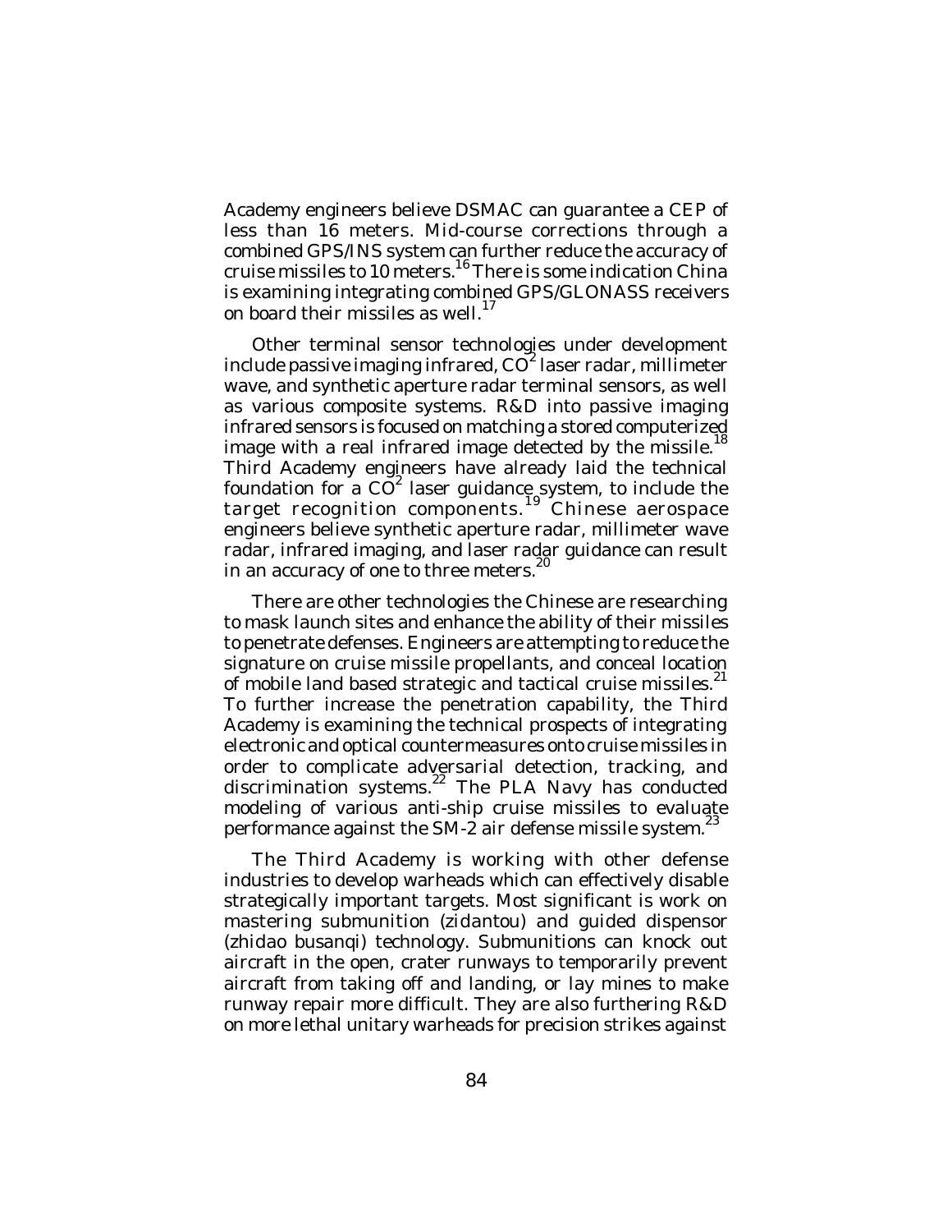Academy engineers believe DSMAC can guarantee a CEP of less than 16 meters. Mid-course corrections through a combined GPS/INS system can further reduce the accuracy of cruise missiles to 10 meters.[16] There is some indication China is examining integrating combined GPS/GLONASS receivers on board their missiles as well.[17]

Other terminal sensor technologies under development include passive imaging infrared, $CO^2$ laser radar, millimeter wave, and synthetic aperture radar terminal sensors, as well as various composite systems. R&D into passive imaging infrared sensors is focused on matching a stored computerized image with a real infrared image detected by the missile.[18] Third Academy engineers have already laid the technical foundation for a $CO^2$ laser guidance system, to include the target recognition components.[19] Chinese aerospace engineers believe synthetic aperture radar, millimeter wave radar, infrared imaging, and laser radar guidance can result in an accuracy of one to three meters.[20]

There are other technologies the Chinese are researching to mask launch sites and enhance the ability of their missiles to penetrate defenses. Engineers are attempting to reduce the signature on cruise missile propellants, and conceal location of mobile land based strategic and tactical cruise missiles.[21] To further increase the penetration capability, the Third Academy is examining the technical prospects of integrating electronic and optical countermeasures onto cruise missiles in order to complicate adversarial detection, tracking, and discrimination systems.[22] The PLA Navy has conducted modeling of various anti-ship cruise missiles to evaluate performance against the SM-2 air defense missile system.[23]

The Third Academy is working with other defense industries to develop warheads which can effectively disable strategically important targets. Most significant is work on mastering submunition (*zidantou*) and guided dispensor (*zhidao busanqi*) technology. Submunitions can knock out aircraft in the open, crater runways to temporarily prevent aircraft from taking off and landing, or lay mines to make runway repair more difficult. They are also furthering R&D on more lethal unitary warheads for precision strikes against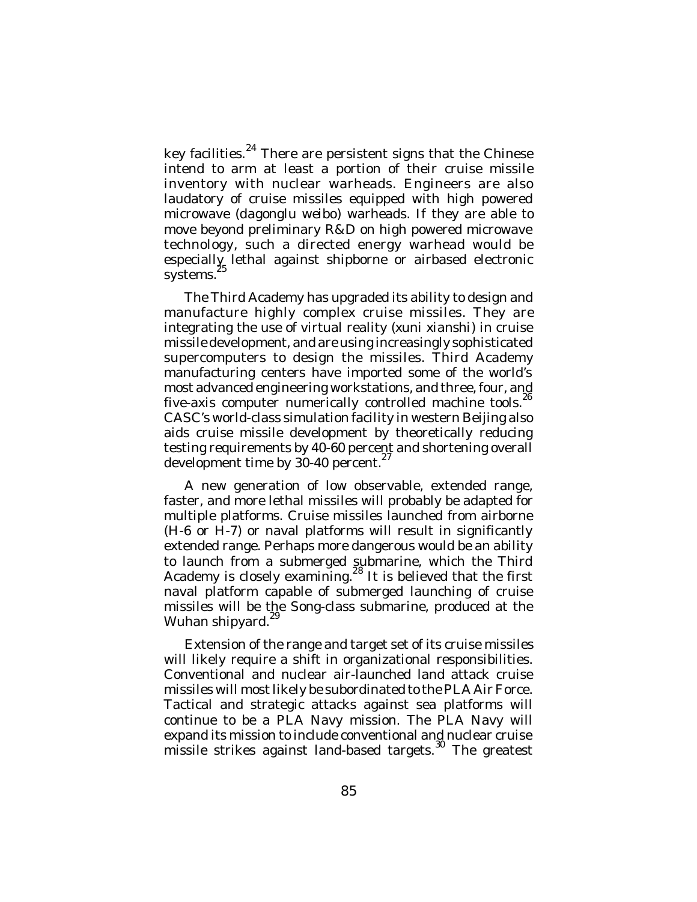key facilities.[24] There are persistent signs that the Chinese intend to arm at least a portion of their cruise missile inventory with nuclear warheads. Engineers are also laudatory of cruise missiles equipped with high powered microwave (*dagonglu weibo*) warheads. If they are able to move beyond preliminary R&D on high powered microwave technology, such a directed energy warhead would be especially lethal against shipborne or airbased electronic systems.[25]

The Third Academy has upgraded its ability to design and manufacture highly complex cruise missiles. They are integrating the use of virtual reality (*xuni xianshi*) in cruise missile development, and are using increasingly sophisticated supercomputers to design the missiles. Third Academy manufacturing centers have imported some of the world's most advanced engineering workstations, and three, four, and five-axis computer numerically controlled machine tools.[26] CASC's world-class simulation facility in western Beijing also aids cruise missile development by theoretically reducing testing requirements by 40-60 percent and shortening overall development time by 30-40 percent.[27]

A new generation of low observable, extended range, faster, and more lethal missiles will probably be adapted for multiple platforms. Cruise missiles launched from airborne (H-6 or H-7) or naval platforms will result in significantly extended range. Perhaps more dangerous would be an ability to launch from a submerged submarine, which the Third Academy is closely examining.[28] It is believed that the first naval platform capable of submerged launching of cruise missiles will be the Song-class submarine, produced at the Wuhan shipyard.[29]

Extension of the range and target set of its cruise missiles will likely require a shift in organizational responsibilities. Conventional and nuclear air-launched land attack cruise missiles will most likely be subordinated to the PLA Air Force. Tactical and strategic attacks against sea platforms will continue to be a PLA Navy mission. The PLA Navy will expand its mission to include conventional and nuclear cruise missile strikes against land-based targets.[30] The greatest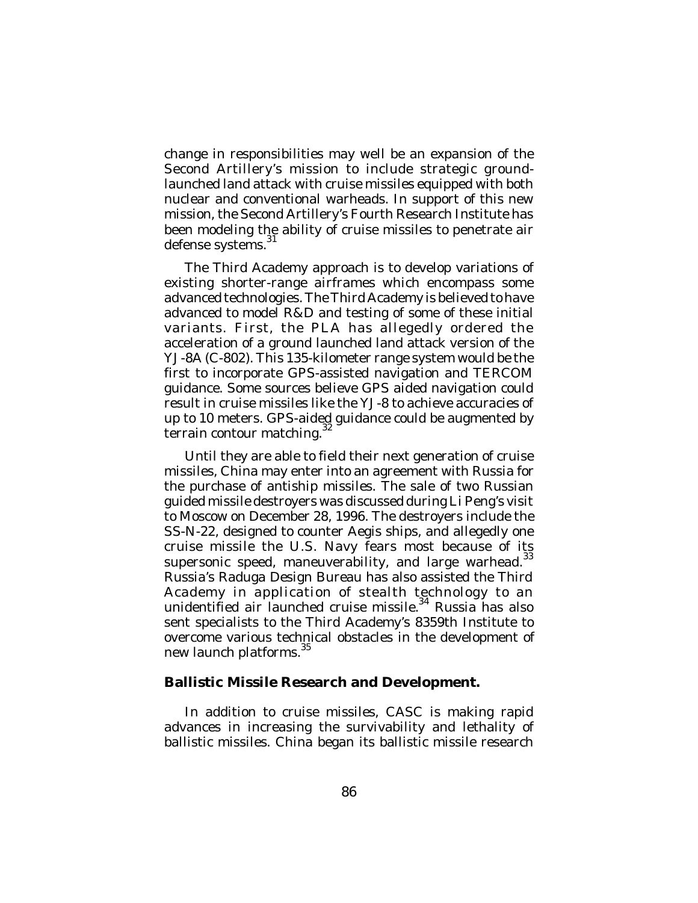change in responsibilities may well be an expansion of the Second Artillery's mission to include strategic ground-launched land attack with cruise missiles equipped with both nuclear and conventional warheads. In support of this new mission, the Second Artillery's Fourth Research Institute has been modeling the ability of cruise missiles to penetrate air defense systems.[31]

The Third Academy approach is to develop variations of existing shorter-range airframes which encompass some advanced technologies. The Third Academy is believed to have advanced to model R&D and testing of some of these initial variants. First, the PLA has allegedly ordered the acceleration of a ground launched land attack version of the YJ-8A (C-802). This 135-kilometer range system would be the first to incorporate GPS-assisted navigation and TERCOM guidance. Some sources believe GPS aided navigation could result in cruise missiles like the YJ-8 to achieve accuracies of up to 10 meters. GPS-aided guidance could be augmented by terrain contour matching.[32]

Until they are able to field their next generation of cruise missiles, China may enter into an agreement with Russia for the purchase of antiship missiles. The sale of two Russian guided missile destroyers was discussed during Li Peng's visit to Moscow on December 28, 1996. The destroyers include the SS-N-22, designed to counter Aegis ships, and allegedly one cruise missile the U.S. Navy fears most because of its supersonic speed, maneuverability, and large warhead.[33] Russia's Raduga Design Bureau has also assisted the Third Academy in application of stealth technology to an unidentified air launched cruise missile.[34] Russia has also sent specialists to the Third Academy's 8359th Institute to overcome various technical obstacles in the development of new launch platforms.[35]

**Ballistic Missile Research and Development.**

In addition to cruise missiles, CASC is making rapid advances in increasing the survivability and lethality of ballistic missiles. China began its ballistic missile research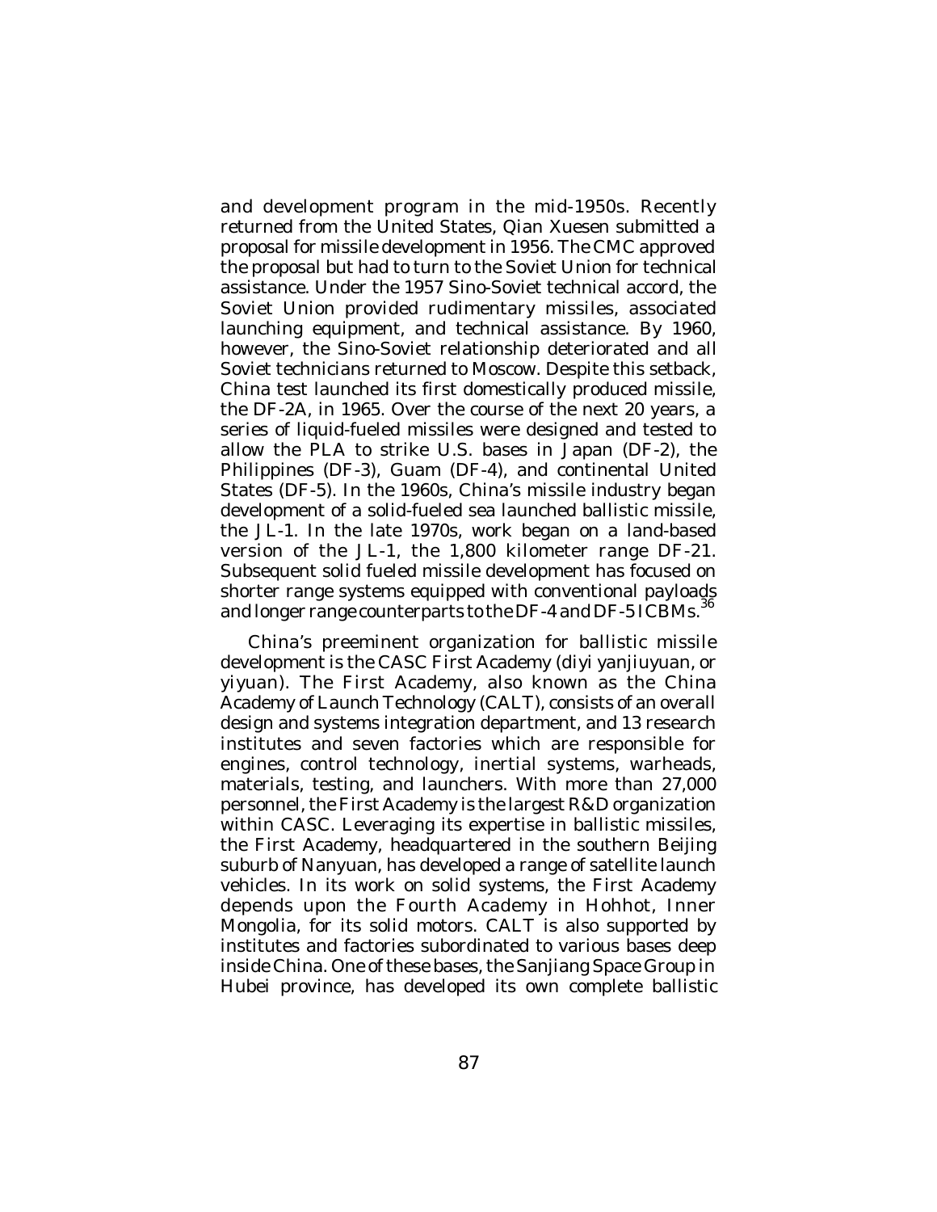and development program in the mid-1950s. Recently returned from the United States, Qian Xuesen submitted a proposal for missile development in 1956. The CMC approved the proposal but had to turn to the Soviet Union for technical assistance. Under the 1957 Sino-Soviet technical accord, the Soviet Union provided rudimentary missiles, associated launching equipment, and technical assistance. By 1960, however, the Sino-Soviet relationship deteriorated and all Soviet technicians returned to Moscow. Despite this setback, China test launched its first domestically produced missile, the DF-2A, in 1965. Over the course of the next 20 years, a series of liquid-fueled missiles were designed and tested to allow the PLA to strike U.S. bases in Japan (DF-2), the Philippines (DF-3), Guam (DF-4), and continental United States (DF-5). In the 1960s, China's missile industry began development of a solid-fueled sea launched ballistic missile, the JL-1. In the late 1970s, work began on a land-based version of the JL-1, the 1,800 kilometer range DF-21. Subsequent solid fueled missile development has focused on shorter range systems equipped with conventional payloads and longer range counterparts to the DF-4 and DF-5 ICBMs.[36]

China's preeminent organization for ballistic missile development is the CASC First Academy (*diyi yanjiuyuan*, or *yiyuan*). The First Academy, also known as the China Academy of Launch Technology (CALT), consists of an overall design and systems integration department, and 13 research institutes and seven factories which are responsible for engines, control technology, inertial systems, warheads, materials, testing, and launchers. With more than 27,000 personnel, the First Academy is the largest R&D organization within CASC. Leveraging its expertise in ballistic missiles, the First Academy, headquartered in the southern Beijing suburb of Nanyuan, has developed a range of satellite launch vehicles. In its work on solid systems, the First Academy depends upon the Fourth Academy in Hohhot, Inner Mongolia, for its solid motors. CALT is also supported by institutes and factories subordinated to various bases deep inside China. One of these bases, the Sanjiang Space Group in Hubei province, has developed its own complete ballistic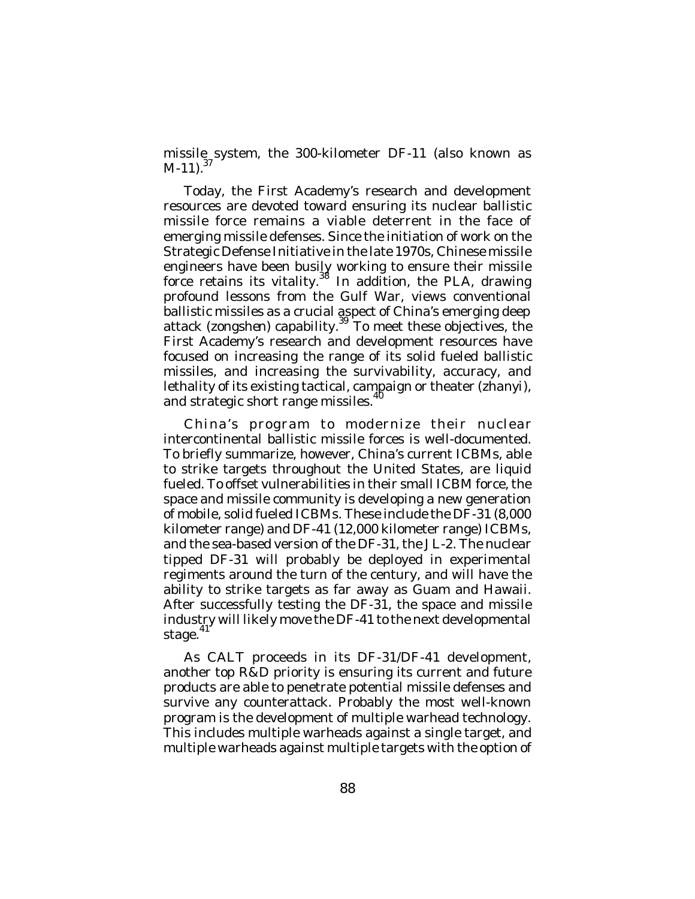missile system, the 300-kilometer DF-11 (also known as M-11).[37]

Today, the First Academy's research and development resources are devoted toward ensuring its nuclear ballistic missile force remains a viable deterrent in the face of emerging missile defenses. Since the initiation of work on the Strategic Defense Initiative in the late 1970s, Chinese missile engineers have been busily working to ensure their missile force retains its vitality.[38] In addition, the PLA, drawing profound lessons from the Gulf War, views conventional ballistic missiles as a crucial aspect of China's emerging deep attack (*zongshen*) capability.[39] To meet these objectives, the First Academy's research and development resources have focused on increasing the range of its solid fueled ballistic missiles, and increasing the survivability, accuracy, and lethality of its existing tactical, campaign or theater (*zhanyi*), and strategic short range missiles.[40]

China's program to modernize their nuclear intercontinental ballistic missile forces is well-documented. To briefly summarize, however, China's current ICBMs, able to strike targets throughout the United States, are liquid fueled. To offset vulnerabilities in their small ICBM force, the space and missile community is developing a new generation of mobile, solid fueled ICBMs. These include the DF-31 (8,000 kilometer range) and DF-41 (12,000 kilometer range) ICBMs, and the sea-based version of the DF-31, the JL-2. The nuclear tipped DF-31 will probably be deployed in experimental regiments around the turn of the century, and will have the ability to strike targets as far away as Guam and Hawaii. After successfully testing the DF-31, the space and missile industry will likely move the DF-41 to the next developmental stage.[41]

As CALT proceeds in its DF-31/DF-41 development, another top R&D priority is ensuring its current and future products are able to penetrate potential missile defenses and survive any counterattack. Probably the most well-known program is the development of multiple warhead technology. This includes multiple warheads against a single target, and multiple warheads against multiple targets with the option of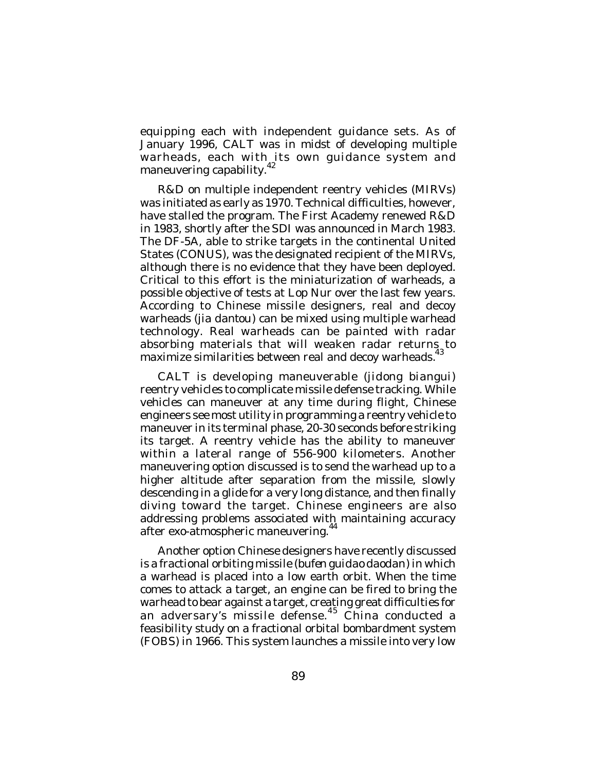equipping each with independent guidance sets. As of January 1996, CALT was in midst of developing multiple warheads, each with its own guidance system and maneuvering capability.[42]

R&D on multiple independent reentry vehicles (MIRVs) was initiated as early as 1970. Technical difficulties, however, have stalled the program. The First Academy renewed R&D in 1983, shortly after the SDI was announced in March 1983. The DF-5A, able to strike targets in the continental United States (CONUS), was the designated recipient of the MIRVs, although there is no evidence that they have been deployed. Critical to this effort is the miniaturization of warheads, a possible objective of tests at Lop Nur over the last few years. According to Chinese missile designers, real and decoy warheads (*jia dantou*) can be mixed using multiple warhead technology. Real warheads can be painted with radar absorbing materials that will weaken radar returns to maximize similarities between real and decoy warheads.[43]

CALT is developing maneuverable (*jidong biangui*) reentry vehicles to complicate missile defense tracking. While vehicles can maneuver at any time during flight, Chinese engineers see most utility in programming a reentry vehicle to maneuver in its terminal phase, 20-30 seconds before striking its target. A reentry vehicle has the ability to maneuver within a lateral range of 556-900 kilometers. Another maneuvering option discussed is to send the warhead up to a higher altitude after separation from the missile, slowly descending in a glide for a very long distance, and then finally diving toward the target. Chinese engineers are also addressing problems associated with maintaining accuracy after exo-atmospheric maneuvering.[44]

Another option Chinese designers have recently discussed is a fractional orbiting missile (*bufen guidao daodan*) in which a warhead is placed into a low earth orbit. When the time comes to attack a target, an engine can be fired to bring the warhead to bear against a target, creating great difficulties for an adversary's missile defense.[45] China conducted a feasibility study on a fractional orbital bombardment system (FOBS) in 1966. This system launches a missile into very low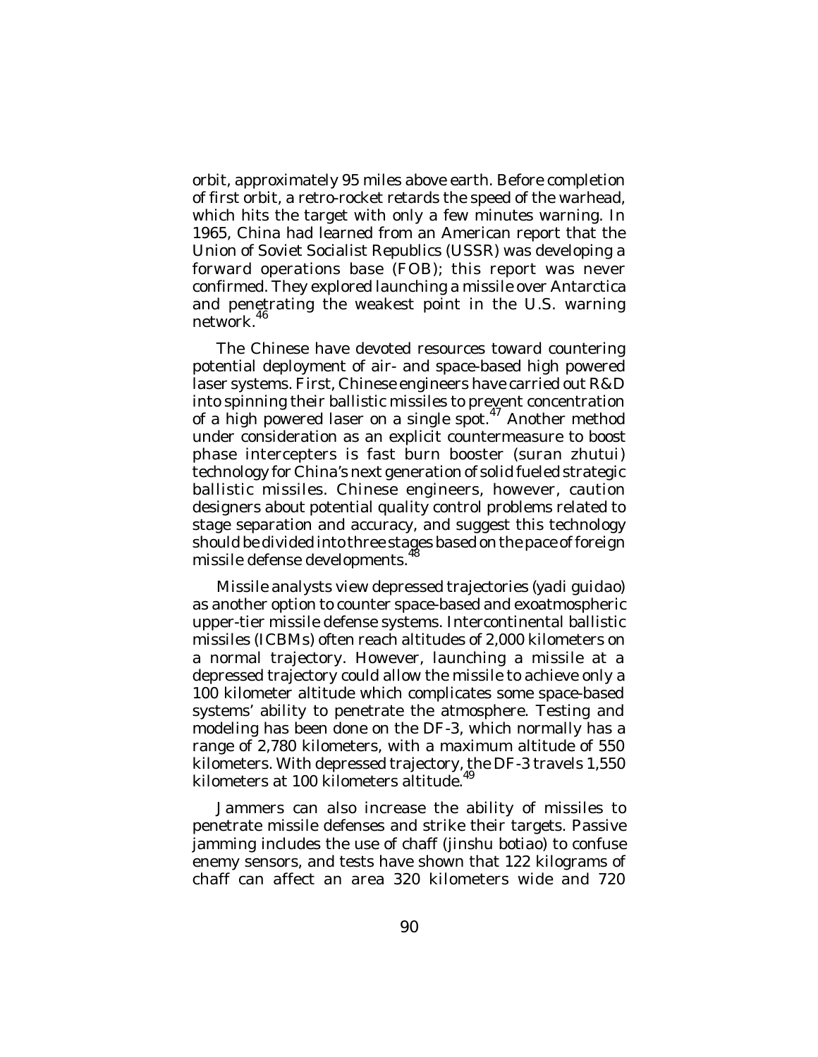orbit, approximately 95 miles above earth. Before completion of first orbit, a retro-rocket retards the speed of the warhead, which hits the target with only a few minutes warning. In 1965, China had learned from an American report that the Union of Soviet Socialist Republics (USSR) was developing a forward operations base (FOB); this report was never confirmed. They explored launching a missile over Antarctica and penetrating the weakest point in the U.S. warning network.[46]

The Chinese have devoted resources toward countering potential deployment of air- and space-based high powered laser systems. First, Chinese engineers have carried out R&D into spinning their ballistic missiles to prevent concentration of a high powered laser on a single spot.[47] Another method under consideration as an explicit countermeasure to boost phase intercepters is fast burn booster (*suran zhutui*) technology for China's next generation of solid fueled strategic ballistic missiles. Chinese engineers, however, caution designers about potential quality control problems related to stage separation and accuracy, and suggest this technology should be divided into three stages based on the pace of foreign missile defense developments.[48]

Missile analysts view depressed trajectories (*yadi guidao*) as another option to counter space-based and exoatmospheric upper-tier missile defense systems. Intercontinental ballistic missiles (ICBMs) often reach altitudes of 2,000 kilometers on a normal trajectory. However, launching a missile at a depressed trajectory could allow the missile to achieve only a 100 kilometer altitude which complicates some space-based systems' ability to penetrate the atmosphere. Testing and modeling has been done on the DF-3, which normally has a range of 2,780 kilometers, with a maximum altitude of 550 kilometers. With depressed trajectory, the DF-3 travels 1,550 kilometers at 100 kilometers altitude.[49]

Jammers can also increase the ability of missiles to penetrate missile defenses and strike their targets. Passive jamming includes the use of chaff (*jinshu botiao*) to confuse enemy sensors, and tests have shown that 122 kilograms of chaff can affect an area 320 kilometers wide and 720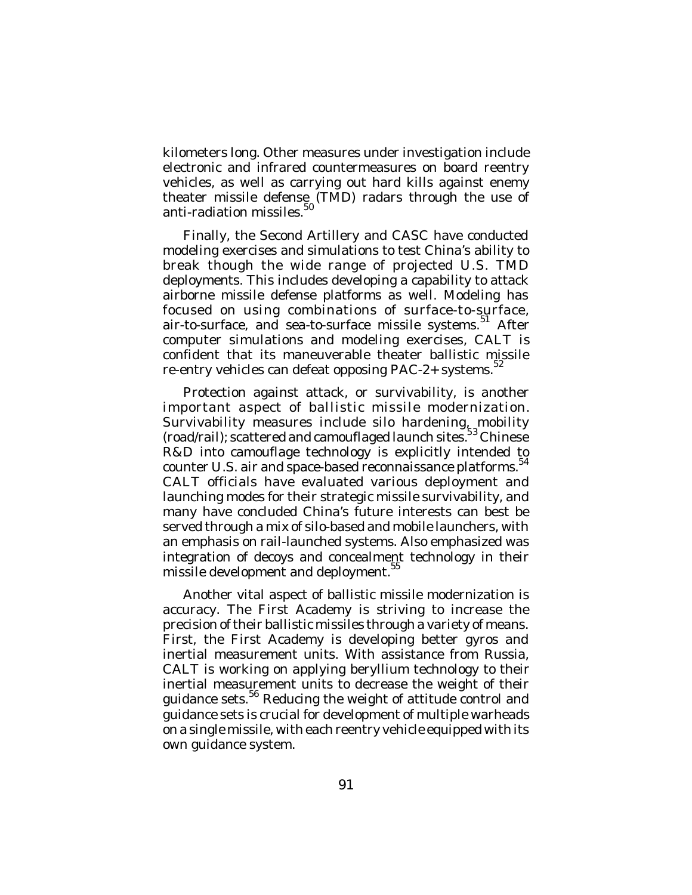kilometers long. Other measures under investigation include electronic and infrared countermeasures on board reentry vehicles, as well as carrying out hard kills against enemy theater missile defense (TMD) radars through the use of anti-radiation missiles.[50]

Finally, the Second Artillery and CASC have conducted modeling exercises and simulations to test China's ability to break though the wide range of projected U.S. TMD deployments. This includes developing a capability to attack airborne missile defense platforms as well. Modeling has focused on using combinations of surface-to-surface, air-to-surface, and sea-to-surface missile systems.[51] After computer simulations and modeling exercises, CALT is confident that its maneuverable theater ballistic missile re-entry vehicles can defeat opposing PAC-2+ systems.[52]

Protection against attack, or survivability, is another important aspect of ballistic missile modernization. Survivability measures include silo hardening, mobility (road/rail); scattered and camouflaged launch sites.[53] Chinese R&D into camouflage technology is explicitly intended to counter U.S. air and space-based reconnaissance platforms.[54] CALT officials have evaluated various deployment and launching modes for their strategic missile survivability, and many have concluded China's future interests can best be served through a mix of silo-based and mobile launchers, with an emphasis on rail-launched systems. Also emphasized was integration of decoys and concealment technology in their missile development and deployment.[55]

Another vital aspect of ballistic missile modernization is accuracy. The First Academy is striving to increase the precision of their ballistic missiles through a variety of means. First, the First Academy is developing better gyros and inertial measurement units. With assistance from Russia, CALT is working on applying beryllium technology to their inertial measurement units to decrease the weight of their guidance sets.[56] Reducing the weight of attitude control and guidance sets is crucial for development of multiple warheads on a single missile, with each reentry vehicle equipped with its own guidance system.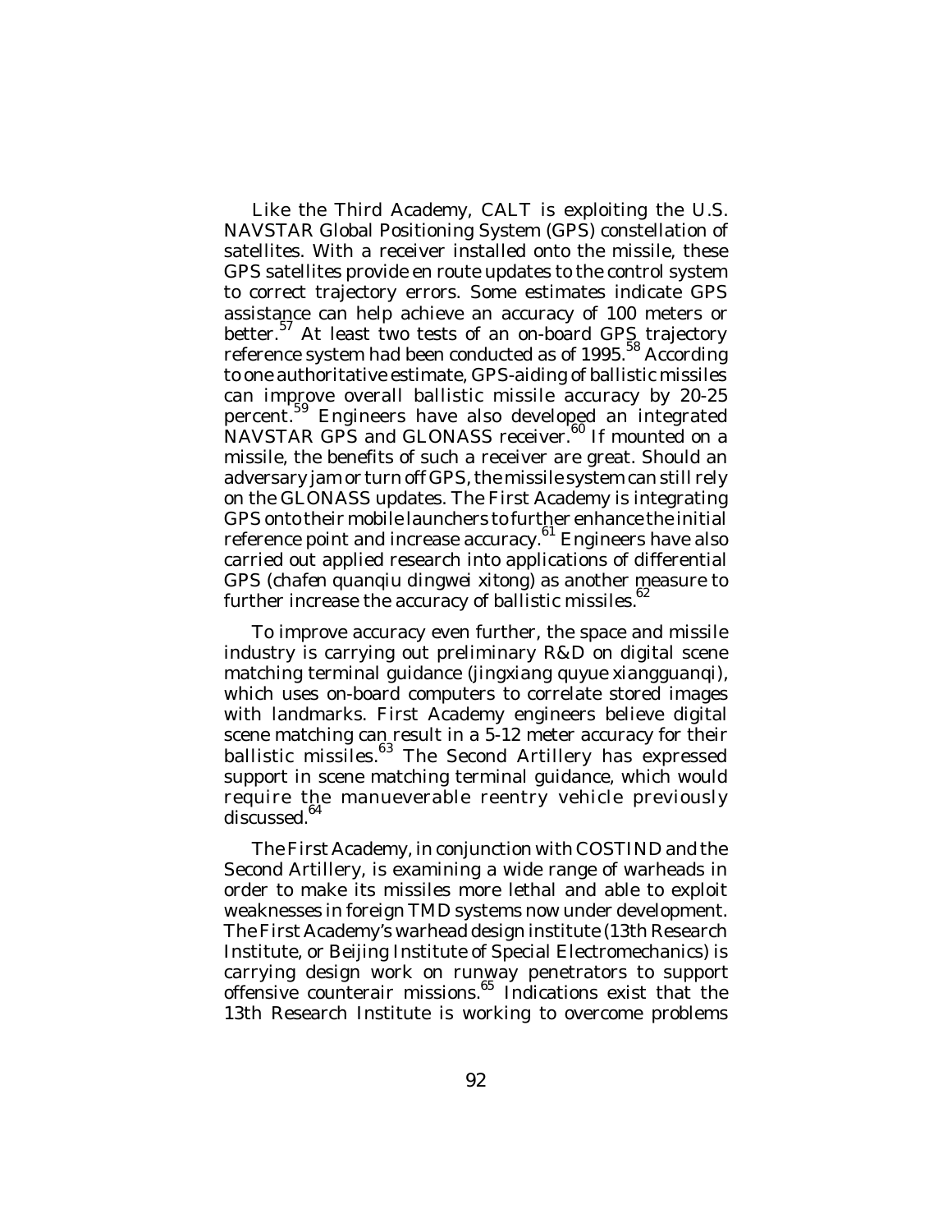Like the Third Academy, CALT is exploiting the U.S. NAVSTAR Global Positioning System (GPS) constellation of satellites. With a receiver installed onto the missile, these GPS satellites provide en route updates to the control system to correct trajectory errors. Some estimates indicate GPS assistance can help achieve an accuracy of 100 meters or better.[57] At least two tests of an on-board GPS trajectory reference system had been conducted as of 1995.[58] According to one authoritative estimate, GPS-aiding of ballistic missiles can improve overall ballistic missile accuracy by 20-25 percent.[59] Engineers have also developed an integrated NAVSTAR GPS and GLONASS receiver.[60] If mounted on a missile, the benefits of such a receiver are great. Should an adversary jam or turn off GPS, the missile system can still rely on the GLONASS updates. The First Academy is integrating GPS onto their mobile launchers to further enhance the initial reference point and increase accuracy.[61] Engineers have also carried out applied research into applications of differential GPS (*chafen quanqiu dingwei xitong*) as another measure to further increase the accuracy of ballistic missiles.[62]

To improve accuracy even further, the space and missile industry is carrying out preliminary R&D on digital scene matching terminal guidance (*jingxiang quyue xiangguanqi*), which uses on-board computers to correlate stored images with landmarks. First Academy engineers believe digital scene matching can result in a 5-12 meter accuracy for their ballistic missiles.[63] The Second Artillery has expressed support in scene matching terminal guidance, which would require the manueverable reentry vehicle previously discussed.[64]

The First Academy, in conjunction with COSTIND and the Second Artillery, is examining a wide range of warheads in order to make its missiles more lethal and able to exploit weaknesses in foreign TMD systems now under development. The First Academy's warhead design institute (13th Research Institute, or Beijing Institute of Special Electromechanics) is carrying design work on runway penetrators to support offensive counterair missions.[65] Indications exist that the 13th Research Institute is working to overcome problems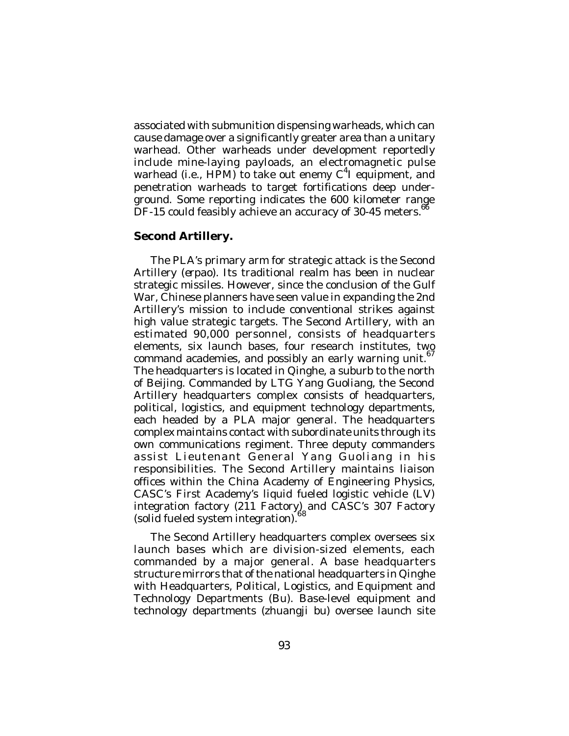associated with submunition dispensing warheads, which can cause damage over a significantly greater area than a unitary warhead. Other warheads under development reportedly include mine-laying payloads, an electromagnetic pulse warhead (i.e., HPM) to take out enemy $C^4I$ equipment, and penetration warheads to target fortifications deep underground. Some reporting indicates the 600 kilometer range DF-15 could feasibly achieve an accuracy of 30-45 meters.[66]

**Second Artillery.**

The PLA's primary arm for strategic attack is the Second Artillery (*erpao*). Its traditional realm has been in nuclear strategic missiles. However, since the conclusion of the Gulf War, Chinese planners have seen value in expanding the 2nd Artillery's mission to include conventional strikes against high value strategic targets. The Second Artillery, with an estimated 90,000 personnel, consists of headquarters elements, six launch bases, four research institutes, two command academies, and possibly an early warning unit.[67] The headquarters is located in Qinghe, a suburb to the north of Beijing. Commanded by LTG Yang Guoliang, the Second Artillery headquarters complex consists of headquarters, political, logistics, and equipment technology departments, each headed by a PLA major general. The headquarters complex maintains contact with subordinate units through its own communications regiment. Three deputy commanders assist Lieutenant General Yang Guoliang in his responsibilities. The Second Artillery maintains liaison offices within the China Academy of Engineering Physics, CASC's First Academy's liquid fueled logistic vehicle (LV) integration factory (211 Factory) and CASC's 307 Factory (solid fueled system integration).[68]

The Second Artillery headquarters complex oversees six launch bases which are division-sized elements, each commanded by a major general. A base headquarters structure mirrors that of the national headquarters in Qinghe with Headquarters, Political, Logistics, and Equipment and Technology Departments (Bu). Base-level equipment and technology departments (*zhuangji bu*) oversee launch site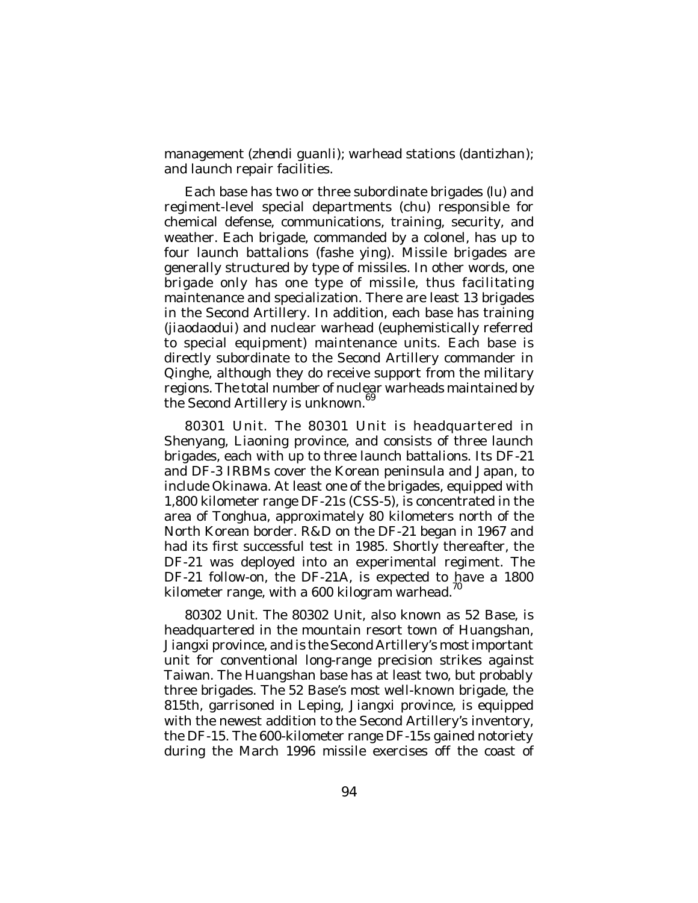management (*zhendi guanli*); warhead stations (*dantizhan*); and launch repair facilities.

Each base has two or three subordinate brigades (*lu*) and regiment-level special departments (*chu*) responsible for chemical defense, communications, training, security, and weather. Each brigade, commanded by a colonel, has up to four launch battalions (*fashe ying*). Missile brigades are generally structured by type of missiles. In other words, one brigade only has one type of missile, thus facilitating maintenance and specialization. There are least 13 brigades in the Second Artillery. In addition, each base has training (*jiaodaodui*) and nuclear warhead (euphemistically referred to special equipment) maintenance units. Each base is directly subordinate to the Second Artillery commander in Qinghe, although they do receive support from the military regions. The total number of nuclear warheads maintained by the Second Artillery is unknown.[69]

80301 Unit. The 80301 Unit is headquartered in Shenyang, Liaoning province, and consists of three launch brigades, each with up to three launch battalions. Its DF-21 and DF-3 IRBMs cover the Korean peninsula and Japan, to include Okinawa. At least one of the brigades, equipped with 1,800 kilometer range DF-21s (CSS-5), is concentrated in the area of Tonghua, approximately 80 kilometers north of the North Korean border. R&D on the DF-21 began in 1967 and had its first successful test in 1985. Shortly thereafter, the DF-21 was deployed into an experimental regiment. The DF-21 follow-on, the DF-21A, is expected to have a 1800 kilometer range, with a 600 kilogram warhead.[70]

80302 Unit. The 80302 Unit, also known as 52 Base, is headquartered in the mountain resort town of Huangshan, Jiangxi province, and is the Second Artillery's most important unit for conventional long-range precision strikes against Taiwan. The Huangshan base has at least two, but probably three brigades. The 52 Base's most well-known brigade, the 815th, garrisoned in Leping, Jiangxi province, is equipped with the newest addition to the Second Artillery's inventory, the DF-15. The 600-kilometer range DF-15s gained notoriety during the March 1996 missile exercises off the coast of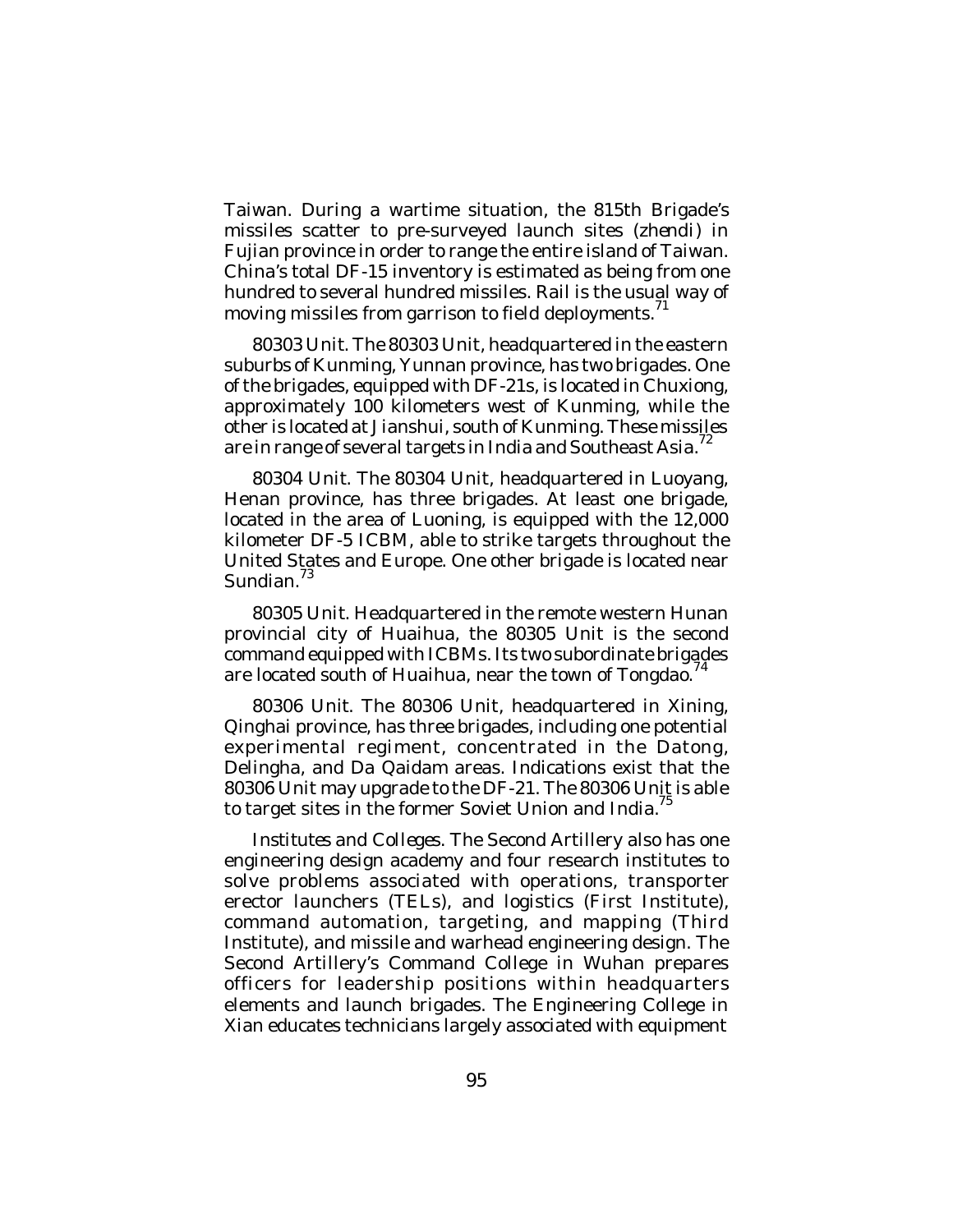Taiwan. During a wartime situation, the 815th Brigade's missiles scatter to pre-surveyed launch sites (*zhendi*) in Fujian province in order to range the entire island of Taiwan. China's total DF-15 inventory is estimated as being from one hundred to several hundred missiles. Rail is the usual way of moving missiles from garrison to field deployments.[71]

*80303 Unit.* The 80303 Unit, headquartered in the eastern suburbs of Kunming, Yunnan province, has two brigades. One of the brigades, equipped with DF-21s, is located in Chuxiong, approximately 100 kilometers west of Kunming, while the other is located at Jianshui, south of Kunming. These missiles are in range of several targets in India and Southeast Asia.[72]

*80304 Unit.* The 80304 Unit, headquartered in Luoyang, Henan province, has three brigades. At least one brigade, located in the area of Luoning, is equipped with the 12,000 kilometer DF-5 ICBM, able to strike targets throughout the United States and Europe. One other brigade is located near Sundian.[73]

*80305 Unit.* Headquartered in the remote western Hunan provincial city of Huaihua, the 80305 Unit is the second command equipped with ICBMs. Its two subordinate brigades are located south of Huaihua, near the town of Tongdao.[74]

*80306 Unit.* The 80306 Unit, headquartered in Xining, Qinghai province, has three brigades, including one potential experimental regiment, concentrated in the Datong, Delingha, and Da Qaidam areas. Indications exist that the 80306 Unit may upgrade to the DF-21. The 80306 Unit is able to target sites in the former Soviet Union and India.[75]

*Institutes and Colleges.* The Second Artillery also has one engineering design academy and four research institutes to solve problems associated with operations, transporter erector launchers (TELs), and logistics (First Institute), command automation, targeting, and mapping (Third Institute), and missile and warhead engineering design. The Second Artillery's Command College in Wuhan prepares officers for leadership positions within headquarters elements and launch brigades. The Engineering College in Xian educates technicians largely associated with equipment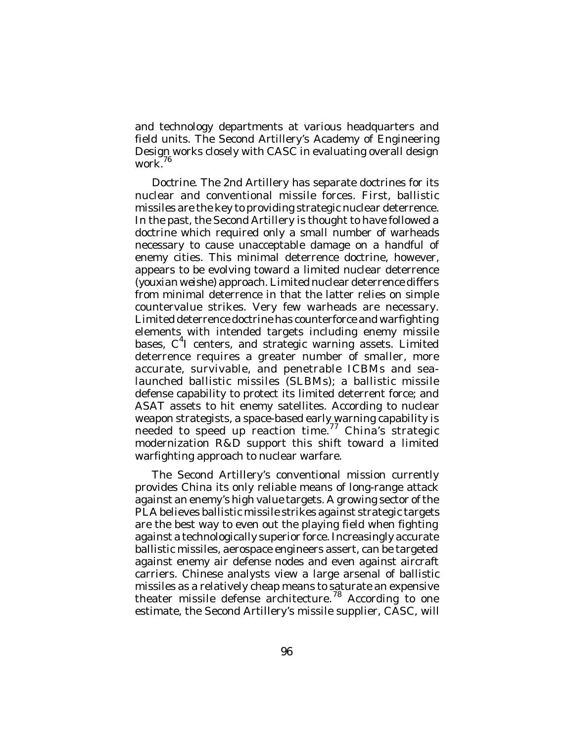and technology departments at various headquarters and field units. The Second Artillery's Academy of Engineering Design works closely with CASC in evaluating overall design work.[76]

*Doctrine*. The 2nd Artillery has separate doctrines for its nuclear and conventional missile forces. First, ballistic missiles are the key to providing strategic nuclear deterrence. In the past, the Second Artillery is thought to have followed a doctrine which required only a small number of warheads necessary to cause unacceptable damage on a handful of enemy cities. This minimal deterrence doctrine, however, appears to be evolving toward a limited nuclear deterrence (*youxian weishe*) approach. Limited nuclear deterrence differs from minimal deterrence in that the latter relies on simple countervalue strikes. Very few warheads are necessary. Limited deterrence doctrine has counterforce and warfighting elements with intended targets including enemy missile bases, $C^4I$ centers, and strategic warning assets. Limited deterrence requires a greater number of smaller, more accurate, survivable, and penetrable ICBMs and sea-launched ballistic missiles (SLBMs); a ballistic missile defense capability to protect its limited deterrent force; and ASAT assets to hit enemy satellites. According to nuclear weapon strategists, a space-based early warning capability is needed to speed up reaction time.[77] China's strategic modernization R&D support this shift toward a limited warfighting approach to nuclear warfare.

The Second Artillery's conventional mission currently provides China its only reliable means of long-range attack against an enemy's high value targets. A growing sector of the PLA believes ballistic missile strikes against strategic targets are the best way to even out the playing field when fighting against a technologically superior force. Increasingly accurate ballistic missiles, aerospace engineers assert, can be targeted against enemy air defense nodes and even against aircraft carriers. Chinese analysts view a large arsenal of ballistic missiles as a relatively cheap means to saturate an expensive theater missile defense architecture.[78] According to one estimate, the Second Artillery's missile supplier, CASC, will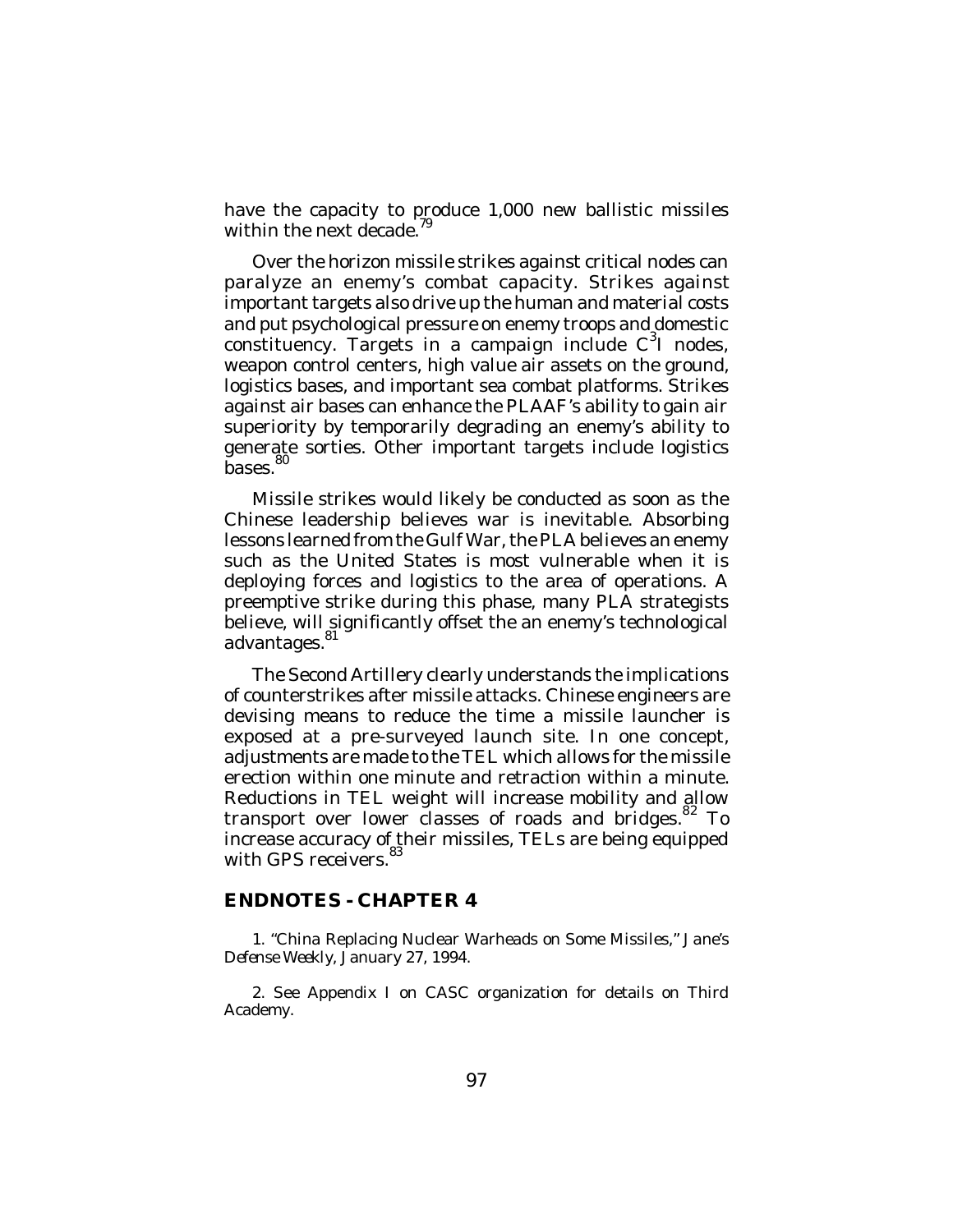have the capacity to produce 1,000 new ballistic missiles within the next decade.[79]

Over the horizon missile strikes against critical nodes can paralyze an enemy's combat capacity. Strikes against important targets also drive up the human and material costs and put psychological pressure on enemy troops and domestic constituency. Targets in a campaign include $C^3I$ nodes, weapon control centers, high value air assets on the ground, logistics bases, and important sea combat platforms. Strikes against air bases can enhance the PLAAF's ability to gain air superiority by temporarily degrading an enemy's ability to generate sorties. Other important targets include logistics bases.[80]

Missile strikes would likely be conducted as soon as the Chinese leadership believes war is inevitable. Absorbing lessons learned from the Gulf War, the PLA believes an enemy such as the United States is most vulnerable when it is deploying forces and logistics to the area of operations. A preemptive strike during this phase, many PLA strategists believe, will significantly offset the an enemy's technological advantages.[81]

The Second Artillery clearly understands the implications of counterstrikes after missile attacks. Chinese engineers are devising means to reduce the time a missile launcher is exposed at a pre-surveyed launch site. In one concept, adjustments are made to the TEL which allows for the missile erection within one minute and retraction within a minute. Reductions in TEL weight will increase mobility and allow transport over lower classes of roads and bridges.[82] To increase accuracy of their missiles, TELs are being equipped with GPS receivers.[83]

## ENDNOTES - CHAPTER 4

1. "China Replacing Nuclear Warheads on Some Missiles," *Jane's Defense Weekly*, January 27, 1994.

2. See Appendix I on CASC organization for details on Third Academy.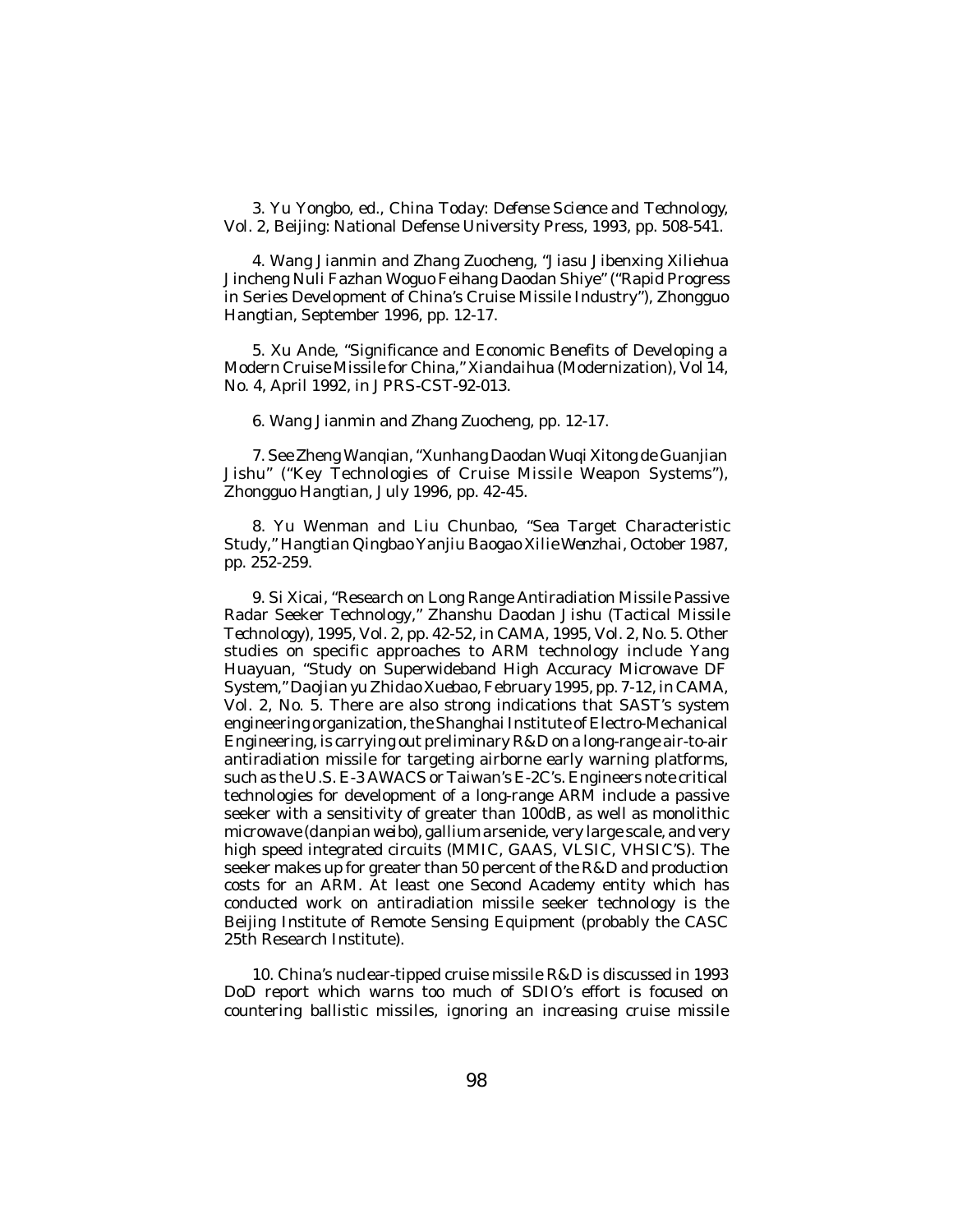3. Yu Yongbo, ed., *China Today: Defense Science and Technology*, Vol. 2, Beijing: National Defense University Press, 1993, pp. 508-541.

4. Wang Jianmin and Zhang Zuocheng, "Jiasu Jibenxing Xiliehua Jincheng Nuli Fazhan Woguo Feihang Daodan Shiye" ("Rapid Progress in Series Development of China's Cruise Missile Industry"), *Zhongguo Hangtian*, September 1996, pp. 12-17.

5. Xu Ande, "Significance and Economic Benefits of Developing a Modern Cruise Missile for China," *Xiandaihua* (Modernization), Vol 14, No. 4, April 1992, in JPRS-CST-92-013.

6. Wang Jianmin and Zhang Zuocheng, pp. 12-17.

7. See Zheng Wanqian, "Xunhang Daodan Wuqi Xitong de Guanjian Jishu" ("Key Technologies of Cruise Missile Weapon Systems"), *Zhongguo Hangtian*, July 1996, pp. 42-45.

8. Yu Wenman and Liu Chunbao, "Sea Target Characteristic Study," *Hangtian Qingbao Yanjiu Baogao Xilie Wenzhai*, October 1987, pp. 252-259.

9. Si Xicai, "Research on Long Range Antiradiation Missile Passive Radar Seeker Technology," *Zhanshu Daodan Jishu* (Tactical Missile Technology), 1995, Vol. 2, pp. 42-52, in CAMA, 1995, Vol. 2, No. 5. Other studies on specific approaches to ARM technology include Yang Huayuan, "Study on Superwideband High Accuracy Microwave DF System," *Daojian yu Zhidao Xuebao*, February 1995, pp. 7-12, in CAMA, Vol. 2, No. 5. There are also strong indications that SAST's system engineering organization, the Shanghai Institute of Electro-Mechanical Engineering, is carrying out preliminary R&D on a long-range air-to-air antiradiation missile for targeting airborne early warning platforms, such as the U.S. E-3 AWACS or Taiwan's E-2C's. Engineers note critical technologies for development of a long-range ARM include a passive seeker with a sensitivity of greater than 100dB, as well as monolithic microwave (*danpian weibo*), gallium arsenide, very large scale, and very high speed integrated circuits (MMIC, GAAS, VLSIC, VHSIC'S). The seeker makes up for greater than 50 percent of the R&D and production costs for an ARM. At least one Second Academy entity which has conducted work on antiradiation missile seeker technology is the Beijing Institute of Remote Sensing Equipment (probably the CASC 25th Research Institute).

10. China's nuclear-tipped cruise missile R&D is discussed in 1993 DoD report which warns too much of SDIO's effort is focused on countering ballistic missiles, ignoring an increasing cruise missile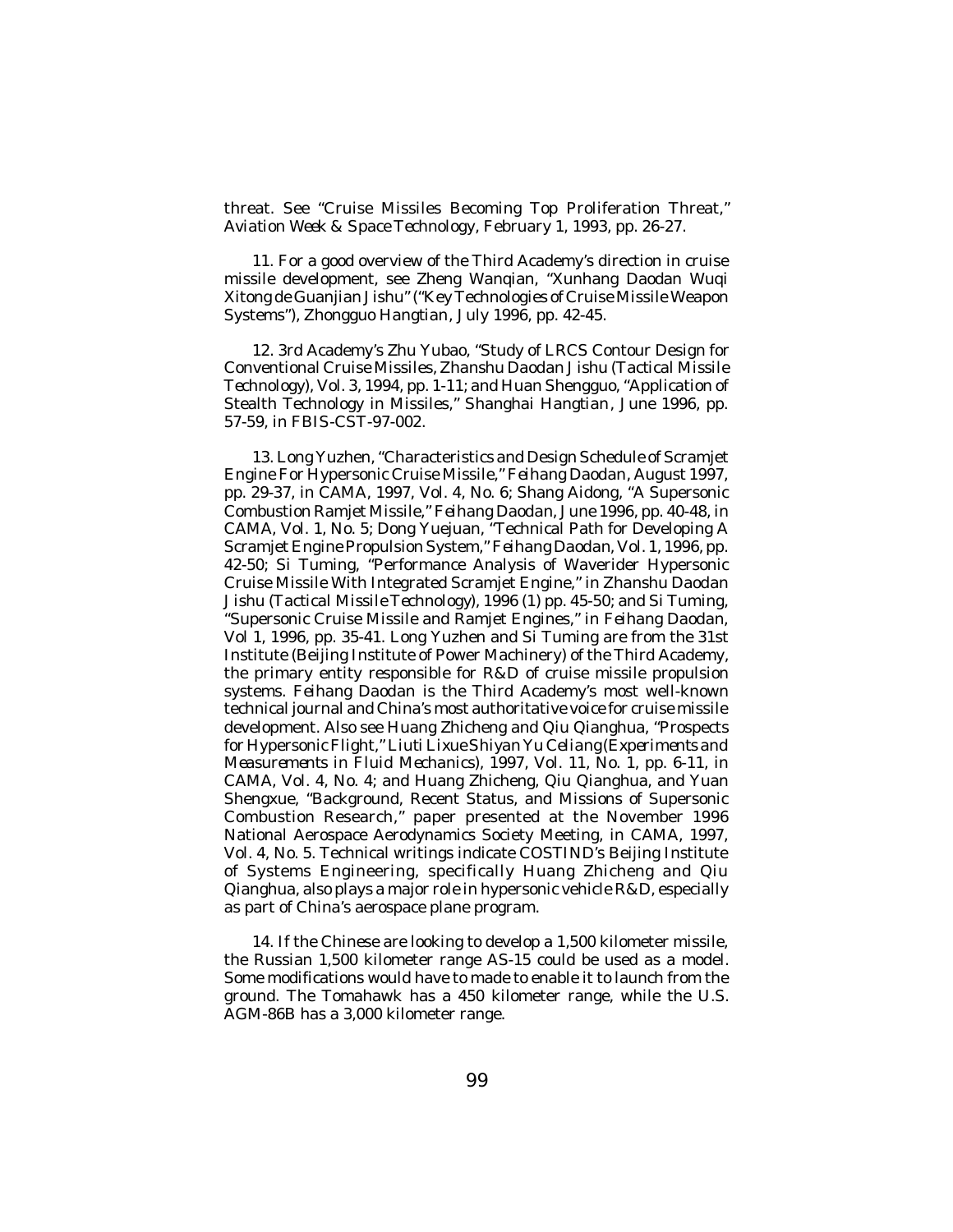threat. See "Cruise Missiles Becoming Top Proliferation Threat," *Aviation Week & Space Technology*, February 1, 1993, pp. 26-27.

11. For a good overview of the Third Academy's direction in cruise missile development, see Zheng Wanqian, "Xunhang Daodan Wuqi Xitong de Guanjian Jishu" ("Key Technologies of Cruise Missile Weapon Systems"), *Zhongguo Hangtian*, July 1996, pp. 42-45.

12. 3rd Academy's Zhu Yubao, "Study of LRCS Contour Design for Conventional Cruise Missiles, *Zhanshu Daodan Jishu* (*Tactical Missile Technology*), Vol. 3, 1994, pp. 1-11; and Huan Shengguo, "Application of Stealth Technology in Missiles," *Shanghai Hangtian*, June 1996, pp. 57-59, in FBIS-CST-97-002.

13. Long Yuzhen, "Characteristics and Design Schedule of Scramjet Engine For Hypersonic Cruise Missile," *Feihang Daodan*, August 1997, pp. 29-37, in CAMA, 1997, Vol. 4, No. 6; Shang Aidong, "A Supersonic Combustion Ramjet Missile," *Feihang Daodan*, June 1996, pp. 40-48, in CAMA, Vol. 1, No. 5; Dong Yuejuan, "Technical Path for Developing A Scramjet Engine Propulsion System," *Feihang Daodan*, Vol. 1, 1996, pp. 42-50; Si Tuming, "Performance Analysis of Waverider Hypersonic Cruise Missile With Integrated Scramjet Engine," in *Zhanshu Daodan Jishu* (*Tactical Missile Technology*), 1996 (1) pp. 45-50; and Si Tuming, "Supersonic Cruise Missile and Ramjet Engines," in *Feihang Daodan*, Vol 1, 1996, pp. 35-41. Long Yuzhen and Si Tuming are from the 31st Institute (Beijing Institute of Power Machinery) of the Third Academy, the primary entity responsible for R&D of cruise missile propulsion systems. *Feihang Daodan* is the Third Academy's most well-known technical journal and China's most authoritative voice for cruise missile development. Also see Huang Zhicheng and Qiu Qianghua, "Prospects for Hypersonic Flight," *Liuti Lixue Shiyan Yu Celiang* (*Experiments and Measurements in Fluid Mechanics*), 1997, Vol. 11, No. 1, pp. 6-11, in CAMA, Vol. 4, No. 4; and Huang Zhicheng, Qiu Qianghua, and Yuan Shengxue, "Background, Recent Status, and Missions of Supersonic Combustion Research," paper presented at the November 1996 National Aerospace Aerodynamics Society Meeting, in CAMA, 1997, Vol. 4, No. 5. Technical writings indicate COSTIND's Beijing Institute of Systems Engineering, specifically Huang Zhicheng and Qiu Qianghua, also plays a major role in hypersonic vehicle R&D, especially as part of China's aerospace plane program.

14. If the Chinese are looking to develop a 1,500 kilometer missile, the Russian 1,500 kilometer range AS-15 could be used as a model. Some modifications would have to made to enable it to launch from the ground. The Tomahawk has a 450 kilometer range, while the U.S. AGM-86B has a 3,000 kilometer range.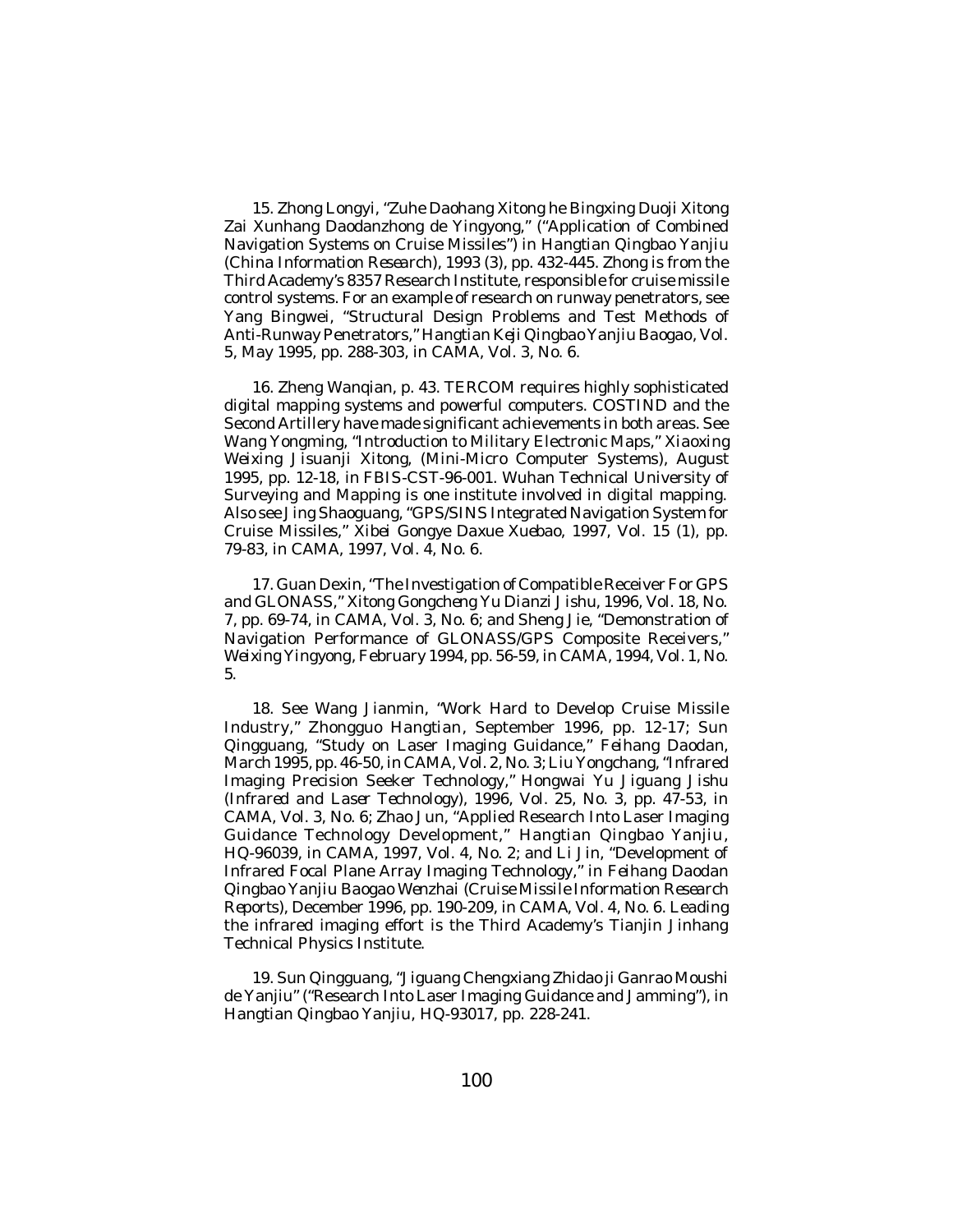15. Zhong Longyi, "Zuhe Daohang Xitong he Bingxing Duoji Xitong Zai Xunhang Daodanzhong de Yingyong," ("Application of Combined Navigation Systems on Cruise Missiles") in *Hangtian Qingbao Yanjiu* (*China Information Research*), 1993 (3), pp. 432-445. Zhong is from the Third Academy's 8357 Research Institute, responsible for cruise missile control systems. For an example of research on runway penetrators, see Yang Bingwei, "Structural Design Problems and Test Methods of Anti-Runway Penetrators," *Hangtian Keji Qingbao Yanjiu Baogao*, Vol. 5, May 1995, pp. 288-303, in CAMA, Vol. 3, No. 6.

16. Zheng Wanqian, p. 43. TERCOM requires highly sophisticated digital mapping systems and powerful computers. COSTIND and the Second Artillery have made significant achievements in both areas. See Wang Yongming, "Introduction to Military Electronic Maps," *Xiaoxing Weixing Jisuanji Xitong*, (*Mini-Micro Computer Systems*), August 1995, pp. 12-18, in FBIS-CST-96-001. Wuhan Technical University of Surveying and Mapping is one institute involved in digital mapping. Also see Jing Shaoguang, "GPS/SINS Integrated Navigation System for Cruise Missiles," *Xibei Gongye Daxue Xuebao*, 1997, Vol. 15 (1), pp. 79-83, in CAMA, 1997, Vol. 4, No. 6.

17. Guan Dexin, "The Investigation of Compatible Receiver For GPS and GLONASS," *Xitong Gongcheng Yu Dianzi Jishu*, 1996, Vol. 18, No. 7, pp. 69-74, in CAMA, Vol. 3, No. 6; and Sheng Jie, "Demonstration of Navigation Performance of GLONASS/GPS Composite Receivers," *Weixing Yingyong*, February 1994, pp. 56-59, in CAMA, 1994, Vol. 1, No. 5.

18. See Wang Jianmin, "Work Hard to Develop Cruise Missile Industry," *Zhongguo Hangtian*, September 1996, pp. 12-17; Sun Qingguang, "Study on Laser Imaging Guidance," *Feihang Daodan*, March 1995, pp. 46-50, in CAMA, Vol. 2, No. 3; Liu Yongchang, "Infrared Imaging Precision Seeker Technology," *Hongwai Yu Jiguang Jishu* (*Infrared and Laser Technology*), 1996, Vol. 25, No. 3, pp. 47-53, in CAMA, Vol. 3, No. 6; Zhao Jun, "Applied Research Into Laser Imaging Guidance Technology Development," *Hangtian Qingbao Yanjiu*, HQ-96039, in CAMA, 1997, Vol. 4, No. 2; and Li Jin, "Development of Infrared Focal Plane Array Imaging Technology," in *Feihang Daodan Qingbao Yanjiu Baogao Wenzhai* (*Cruise Missile Information Research Reports*), December 1996, pp. 190-209, in CAMA, Vol. 4, No. 6. Leading the infrared imaging effort is the Third Academy's Tianjin Jinhang Technical Physics Institute.

19. Sun Qingguang, "Jiguang Chengxiang Zhidao ji Ganrao Moushi de Yanjiu" ("Research Into Laser Imaging Guidance and Jamming"), in *Hangtian Qingbao Yanjiu*, HQ-93017, pp. 228-241.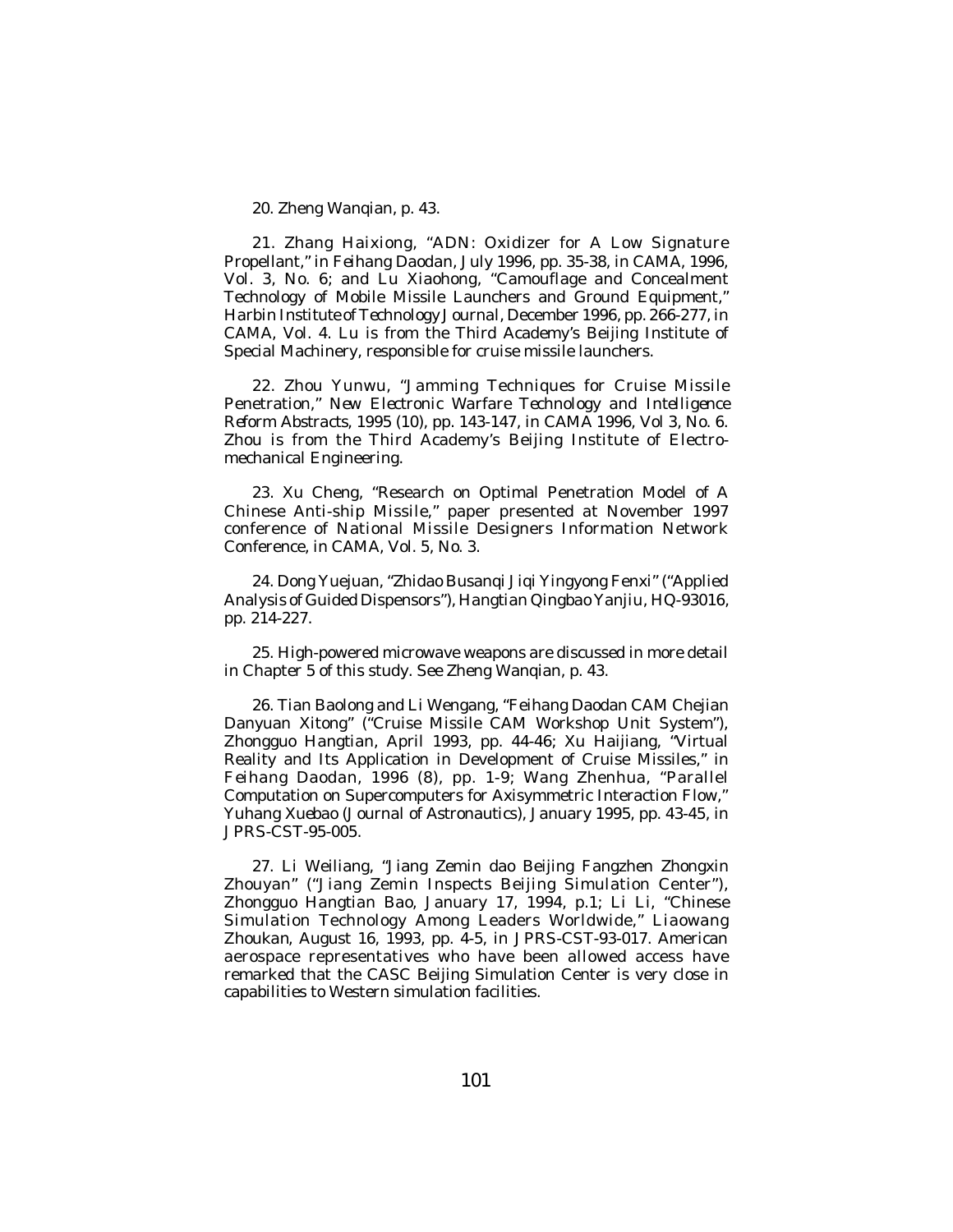20. Zheng Wanqian, p. 43.

21. Zhang Haixiong, "ADN: Oxidizer for A Low Signature Propellant," in *Feihang Daodan*, July 1996, pp. 35-38, in CAMA, 1996, Vol. 3, No. 6; and Lu Xiaohong, "Camouflage and Concealment Technology of Mobile Missile Launchers and Ground Equipment," *Harbin Institute of Technology Journal*, December 1996, pp. 266-277, in CAMA, Vol. 4. Lu is from the Third Academy's Beijing Institute of Special Machinery, responsible for cruise missile launchers.

22. Zhou Yunwu, "Jamming Techniques for Cruise Missile Penetration," *New Electronic Warfare Technology and Intelligence Reform Abstracts*, 1995 (10), pp. 143-147, in CAMA 1996, Vol 3, No. 6. Zhou is from the Third Academy's Beijing Institute of Electro-mechanical Engineering.

23. Xu Cheng, "Research on Optimal Penetration Model of A Chinese Anti-ship Missile," paper presented at November 1997 conference of National Missile Designers Information Network Conference, in CAMA, Vol. 5, No. 3.

24. Dong Yuejuan, "Zhidao Busanqi Jiqi Yingyong Fenxi" ("Applied Analysis of Guided Dispensors"), *Hangtian Qingbao Yanjiu*, HQ-93016, pp. 214-227.

25. High-powered microwave weapons are discussed in more detail in Chapter 5 of this study. See Zheng Wanqian, p. 43.

26. Tian Baolong and Li Wengang, "Feihang Daodan CAM Chejian Danyuan Xitong" ("Cruise Missile CAM Workshop Unit System"), *Zhongguo Hangtian*, April 1993, pp. 44-46; Xu Haijiang, "Virtual Reality and Its Application in Development of Cruise Missiles," in *Feihang Daodan*, 1996 (8), pp. 1-9; Wang Zhenhua, "Parallel Computation on Supercomputers for Axisymmetric Interaction Flow," *Yuhang Xuebao* (*Journal of Astronautics*), January 1995, pp. 43-45, in JPRS-CST-95-005.

27. Li Weiliang, "Jiang Zemin dao Beijing Fangzhen Zhongxin Zhouyan" ("Jiang Zemin Inspects Beijing Simulation Center"), *Zhongguo Hangtian Bao*, January 17, 1994, p.1; Li Li, "Chinese Simulation Technology Among Leaders Worldwide," *Liaowang Zhoukan*, August 16, 1993, pp. 4-5, in JPRS-CST-93-017. American aerospace representatives who have been allowed access have remarked that the CASC Beijing Simulation Center is very close in capabilities to Western simulation facilities.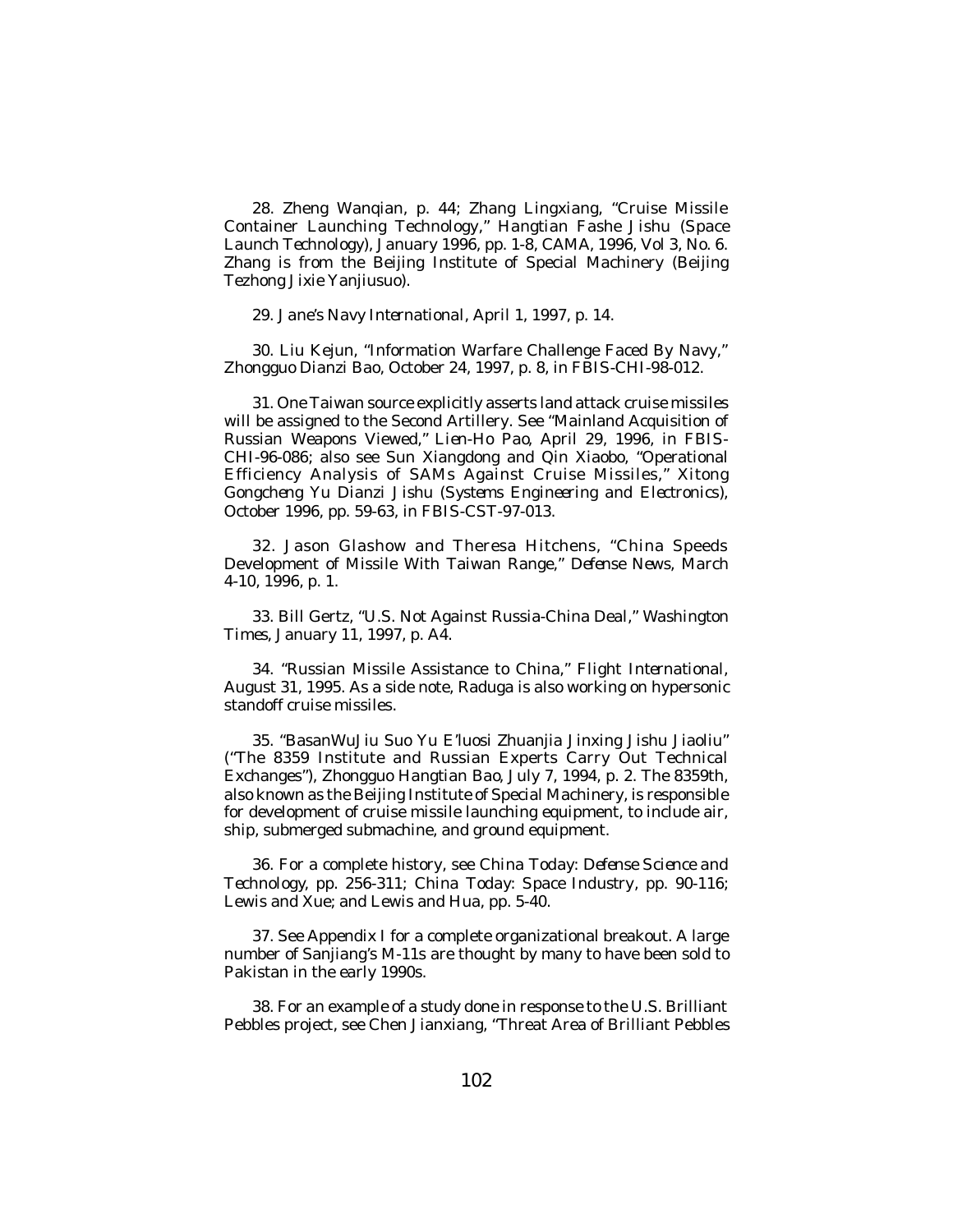28. Zheng Wanqian, p. 44; Zhang Lingxiang, "Cruise Missile Container Launching Technology," *Hangtian Fashe Jishu* (*Space Launch Technology*), January 1996, pp. 1-8, CAMA, 1996, Vol 3, No. 6. Zhang is from the Beijing Institute of Special Machinery (Beijing Tezhong Jixie Yanjiusuo).

29. *Jane's Navy International*, April 1, 1997, p. 14.

30. Liu Kejun, "Information Warfare Challenge Faced By Navy," *Zhongguo Dianzi Bao*, October 24, 1997, p. 8, in FBIS-CHI-98-012.

31. One Taiwan source explicitly asserts land attack cruise missiles will be assigned to the Second Artillery. See "Mainland Acquisition of Russian Weapons Viewed," *Lien-Ho Pao*, April 29, 1996, in FBIS-CHI-96-086; also see Sun Xiangdong and Qin Xiaobo, "Operational Efficiency Analysis of SAMs Against Cruise Missiles," *Xitong Gongcheng Yu Dianzi Jishu* (*Systems Engineering and Electronics*), October 1996, pp. 59-63, in FBIS-CST-97-013.

32. Jason Glashow and Theresa Hitchens, "China Speeds Development of Missile With Taiwan Range," *Defense News*, March 4-10, 1996, p. 1.

33. Bill Gertz, "U.S. Not Against Russia-China Deal," *Washington Times*, January 11, 1997, p. A4.

34. "Russian Missile Assistance to China," *Flight International*, August 31, 1995. As a side note, Raduga is also working on hypersonic standoff cruise missiles.

35. "BasanWuJiu Suo Yu E'luosi Zhuanjia Jinxing Jishu Jiaoliu" ("The 8359 Institute and Russian Experts Carry Out Technical Exchanges"), *Zhongguo Hangtian Bao*, July 7, 1994, p. 2. The 8359th, also known as the Beijing Institute of Special Machinery, is responsible for development of cruise missile launching equipment, to include air, ship, submerged submachine, and ground equipment.

36. For a complete history, see *China Today: Defense Science and Technology*, pp. 256-311; *China Today: Space Industry*, pp. 90-116; Lewis and Xue; and Lewis and Hua, pp. 5-40.

37. See Appendix I for a complete organizational breakout. A large number of Sanjiang's M-11s are thought by many to have been sold to Pakistan in the early 1990s.

38. For an example of a study done in response to the U.S. Brilliant Pebbles project, see Chen Jianxiang, "Threat Area of Brilliant Pebbles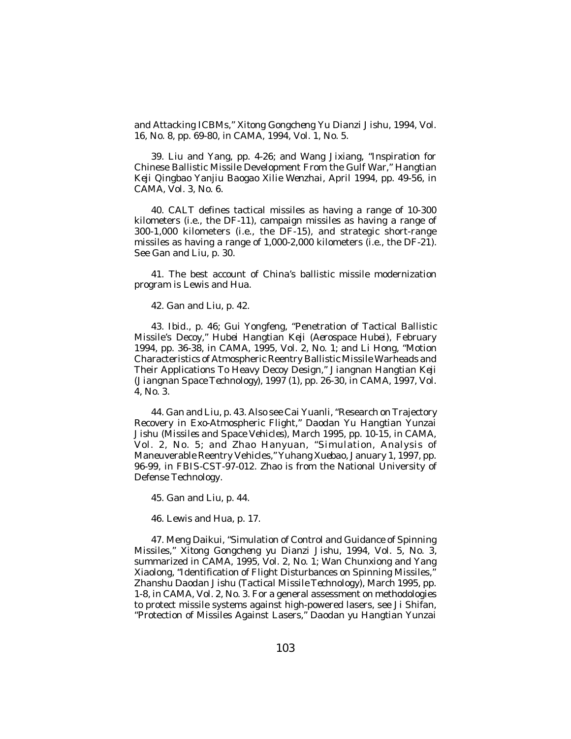and Attacking ICBMs," *Xitong Gongcheng Yu Dianzi Jishu*, 1994, Vol. 16, No. 8, pp. 69-80, in CAMA, 1994, Vol. 1, No. 5.

39. Liu and Yang, pp. 4-26; and Wang Jixiang, "Inspiration for Chinese Ballistic Missile Development From the Gulf War," *Hangtian Keji Qingbao Yanjiu Baogao Xilie Wenzhai*, April 1994, pp. 49-56, in CAMA, Vol. 3, No. 6.

40. CALT defines tactical missiles as having a range of 10-300 kilometers (i.e., the DF-11), campaign missiles as having a range of 300-1,000 kilometers (i.e., the DF-15), and strategic short-range missiles as having a range of 1,000-2,000 kilometers (i.e., the DF-21). See Gan and Liu, p. 30.

41. The best account of China's ballistic missile modernization program is Lewis and Hua.

42. Gan and Liu, p. 42.

43. *Ibid.*, p. 46; Gui Yongfeng, "Penetration of Tactical Ballistic Missile's Decoy," *Hubei Hangtian Keji (Aerospace Hubei)*, February 1994, pp. 36-38, in CAMA, 1995, Vol. 2, No. 1; and Li Hong, "Motion Characteristics of Atmospheric Reentry Ballistic Missile Warheads and Their Applications To Heavy Decoy Design," *Jiangnan Hangtian Keji (Jiangnan Space Technology)*, 1997 (1), pp. 26-30, in CAMA, 1997, Vol. 4, No. 3.

44. Gan and Liu, p. 43. Also see Cai Yuanli, "Research on Trajectory Recovery in Exo-Atmospheric Flight," *Daodan Yu Hangtian Yunzai Jishu (Missiles and Space Vehicles)*, March 1995, pp. 10-15, in CAMA, Vol. 2, No. 5; and Zhao Hanyuan, "Simulation, Analysis of Maneuverable Reentry Vehicles," *Yuhang Xuebao*, January 1, 1997, pp. 96-99, in FBIS-CST-97-012. Zhao is from the National University of Defense Technology.

45. Gan and Liu, p. 44.

46. Lewis and Hua, p. 17.

47. Meng Daikui, "Simulation of Control and Guidance of Spinning Missiles," *Xitong Gongcheng yu Dianzi Jishu*, 1994, Vol. 5, No. 3, summarized in CAMA, 1995, Vol. 2, No. 1; Wan Chunxiong and Yang Xiaolong, "Identification of Flight Disturbances on Spinning Missiles," *Zhanshu Daodan Jishu (Tactical Missile Technology)*, March 1995, pp. 1-8, in CAMA, Vol. 2, No. 3. For a general assessment on methodologies to protect missile systems against high-powered lasers, see Ji Shifan, "Protection of Missiles Against Lasers," *Daodan yu Hangtian Yunzai*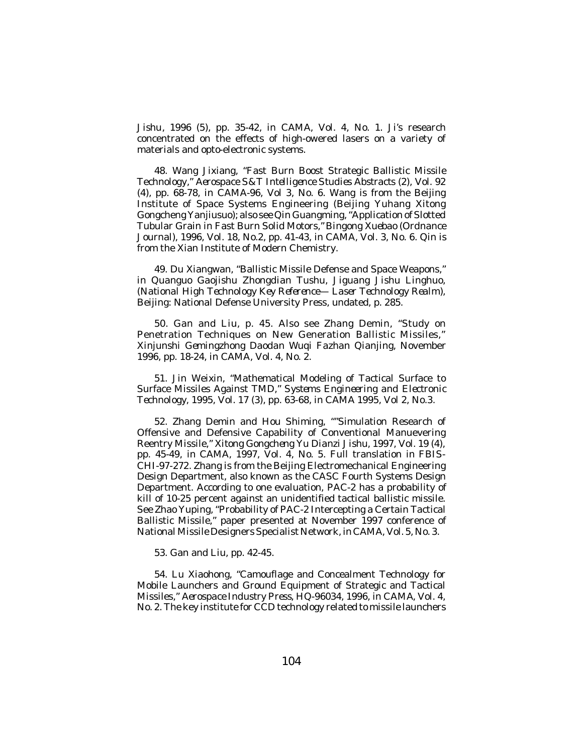*Jishu*, 1996 (5), pp. 35-42, in CAMA, Vol. 4, No. 1. Ji's research concentrated on the effects of high-owered lasers on a variety of materials and opto-electronic systems.

48. Wang Jixiang, "Fast Burn Boost Strategic Ballistic Missile Technology," *Aerospace S&T Intelligence Studies Abstracts* (2), Vol. 92 (4), pp. 68-78, in CAMA-96, Vol 3, No. 6. Wang is from the Beijing Institute of Space Systems Engineering (Beijing Yuhang Xitong Gongcheng Yanjiusuo); also see Qin Guangming, "Application of Slotted Tubular Grain in Fast Burn Solid Motors," *Bingong Xuebao* (*Ordnance Journal*), 1996, Vol. 18, No.2, pp. 41-43, in CAMA, Vol. 3, No. 6. Qin is from the Xian Institute of Modern Chemistry.

49. Du Xiangwan, "Ballistic Missile Defense and Space Weapons," in *Quanguo Gaojishu Zhongdian Tushu, Jiguang Jishu Linghuo*, (*National High Technology Key Reference— Laser Technology Realm*), Beijing: National Defense University Press, undated, p. 285.

50. Gan and Liu, p. 45. Also see Zhang Demin, "Study on Penetration Techniques on New Generation Ballistic Missiles," *Xinjunshi Gemingzhong Daodan Wuqi Fazhan Qianjing*, November 1996, pp. 18-24, in CAMA, Vol. 4, No. 2.

51. Jin Weixin, "Mathematical Modeling of Tactical Surface to Surface Missiles Against TMD," *Systems Engineering and Electronic Technology*, 1995, Vol. 17 (3), pp. 63-68, in CAMA 1995, Vol 2, No.3.

52. Zhang Demin and Hou Shiming, ""Simulation Research of Offensive and Defensive Capability of Conventional Manuevering Reentry Missile," *Xitong Gongcheng Yu Dianzi Jishu*, 1997, Vol. 19 (4), pp. 45-49, in CAMA, 1997, Vol. 4, No. 5. Full translation in FBIS-CHI-97-272. Zhang is from the Beijing Electromechanical Engineering Design Department, also known as the CASC Fourth Systems Design Department. According to one evaluation, PAC-2 has a probability of kill of 10-25 percent against an unidentified tactical ballistic missile. See Zhao Yuping, "Probability of PAC-2 Intercepting a Certain Tactical Ballistic Missile," paper presented at November 1997 conference of National Missile Designers Specialist Network, in CAMA, Vol. 5, No. 3.

53. Gan and Liu, pp. 42-45.

54. Lu Xiaohong, "Camouflage and Concealment Technology for Mobile Launchers and Ground Equipment of Strategic and Tactical Missiles," *Aerospace Industry Press*, HQ-96034, 1996, in CAMA, Vol. 4, No. 2. The key institute for CCD technology related to missile launchers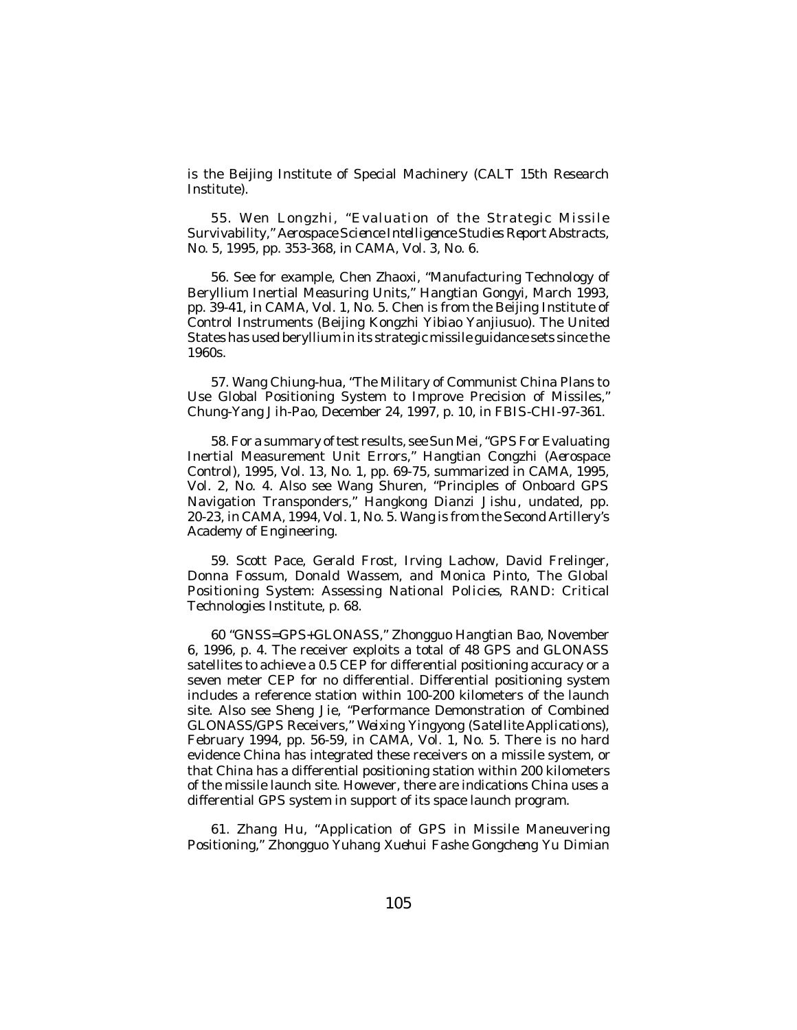is the Beijing Institute of Special Machinery (CALT 15th Research Institute).

55. Wen Longzhi, "Evaluation of the Strategic Missile Survivability," *Aerospace Science Intelligence Studies Report Abstracts*, No. 5, 1995, pp. 353-368, in CAMA, Vol. 3, No. 6.

56. See for example, Chen Zhaoxi, "Manufacturing Technology of Beryllium Inertial Measuring Units," *Hangtian Gongyi*, March 1993, pp. 39-41, in CAMA, Vol. 1, No. 5. Chen is from the Beijing Institute of Control Instruments (Beijing Kongzhi Yibiao Yanjiusuo). The United States has used beryllium in its strategic missile guidance sets since the 1960s.

57. Wang Chiung-hua, "The Military of Communist China Plans to Use Global Positioning System to Improve Precision of Missiles," *Chung-Yang Jih-Pao*, December 24, 1997, p. 10, in FBIS-CHI-97-361.

58. For a summary of test results, see Sun Mei, "GPS For Evaluating Inertial Measurement Unit Errors," *Hangtian Congzhi (Aerospace Control)*, 1995, Vol. 13, No. 1, pp. 69-75, summarized in CAMA, 1995, Vol. 2, No. 4. Also see Wang Shuren, "Principles of Onboard GPS Navigation Transponders," *Hangkong Dianzi Jishu*, undated, pp. 20-23, in CAMA, 1994, Vol. 1, No. 5. Wang is from the Second Artillery's Academy of Engineering.

59. Scott Pace, Gerald Frost, Irving Lachow, David Frelinger, Donna Fossum, Donald Wassem, and Monica Pinto, *The Global Positioning System: Assessing National Policies*, RAND: Critical Technologies Institute, p. 68.

60 "GNSS=GPS+GLONASS," *Zhongguo Hangtian Bao*, November 6, 1996, p. 4. The receiver exploits a total of 48 GPS and GLONASS satellites to achieve a 0.5 CEP for differential positioning accuracy or a seven meter CEP for no differential. Differential positioning system includes a reference station within 100-200 kilometers of the launch site. Also see Sheng Jie, "Performance Demonstration of Combined GLONASS/GPS Receivers," *Weixing Yingyong (Satellite Applications)*, February 1994, pp. 56-59, in CAMA, Vol. 1, No. 5. There is no hard evidence China has integrated these receivers on a missile system, or that China has a differential positioning station within 200 kilometers of the missile launch site. However, there are indications China uses a differential GPS system in support of its space launch program.

61. Zhang Hu, "Application of GPS in Missile Maneuvering Positioning," *Zhongguo Yuhang Xuehui Fashe Gongcheng Yu Dimian*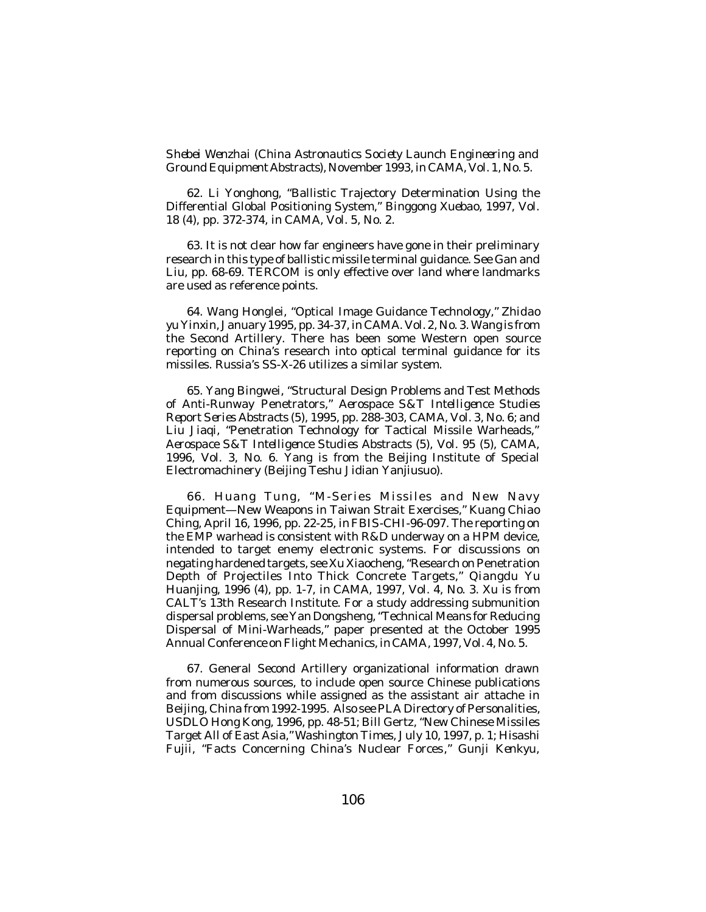*Shebei Wenzhai* (*China Astronautics Society Launch Engineering and Ground Equipment Abstracts*), November 1993, in CAMA, Vol. 1, No. 5.

62. Li Yonghong, "Ballistic Trajectory Determination Using the Differential Global Positioning System," *Binggong Xuebao*, 1997, Vol. 18 (4), pp. 372-374, in CAMA, Vol. 5, No. 2.

63. It is not clear how far engineers have gone in their preliminary research in this type of ballistic missile terminal guidance. See Gan and Liu, pp. 68-69. TERCOM is only effective over land where landmarks are used as reference points.

64. Wang Honglei, "Optical Image Guidance Technology," *Zhidao yu Yinxin*, January 1995, pp. 34-37, in CAMA. Vol. 2, No. 3. Wang is from the Second Artillery. There has been some Western open source reporting on China's research into optical terminal guidance for its missiles. Russia's SS-X-26 utilizes a similar system.

65. Yang Bingwei, "Structural Design Problems and Test Methods of Anti-Runway Penetrators," *Aerospace S&T Intelligence Studies Report Series Abstracts* (5), 1995, pp. 288-303, CAMA, Vol. 3, No. 6; and Liu Jiaqi, "Penetration Technology for Tactical Missile Warheads," *Aerospace S&T Intelligence Studies Abstracts* (5), Vol. 95 (5), CAMA, 1996, Vol. 3, No. 6. Yang is from the Beijing Institute of Special Electromachinery (Beijing Teshu Jidian Yanjiusuo).

66. Huang Tung, "M-Series Missiles and New Navy Equipment—New Weapons in Taiwan Strait Exercises," *Kuang Chiao Ching*, April 16, 1996, pp. 22-25, in FBIS-CHI-96-097. The reporting on the EMP warhead is consistent with R&D underway on a HPM device, intended to target enemy electronic systems. For discussions on negating hardened targets, see Xu Xiaocheng, "Research on Penetration Depth of Projectiles Into Thick Concrete Targets," *Qiangdu Yu Huanjing*, 1996 (4), pp. 1-7, in CAMA, 1997, Vol. 4, No. 3. Xu is from CALT's 13th Research Institute. For a study addressing submunition dispersal problems, see Yan Dongsheng, "Technical Means for Reducing Dispersal of Mini-Warheads," paper presented at the October 1995 Annual Conference on Flight Mechanics, in CAMA, 1997, Vol. 4, No. 5.

67. General Second Artillery organizational information drawn from numerous sources, to include open source Chinese publications and from discussions while assigned as the assistant air attache in Beijing, China from 1992-1995. Also see *PLA Directory of Personalities*, USDLO Hong Kong, 1996, pp. 48-51; Bill Gertz, "New Chinese Missiles Target All of East Asia," *Washington Times*, July 10, 1997, p. 1; Hisashi Fujii, "Facts Concerning China's Nuclear Forces," *Gunji Kenkyu*,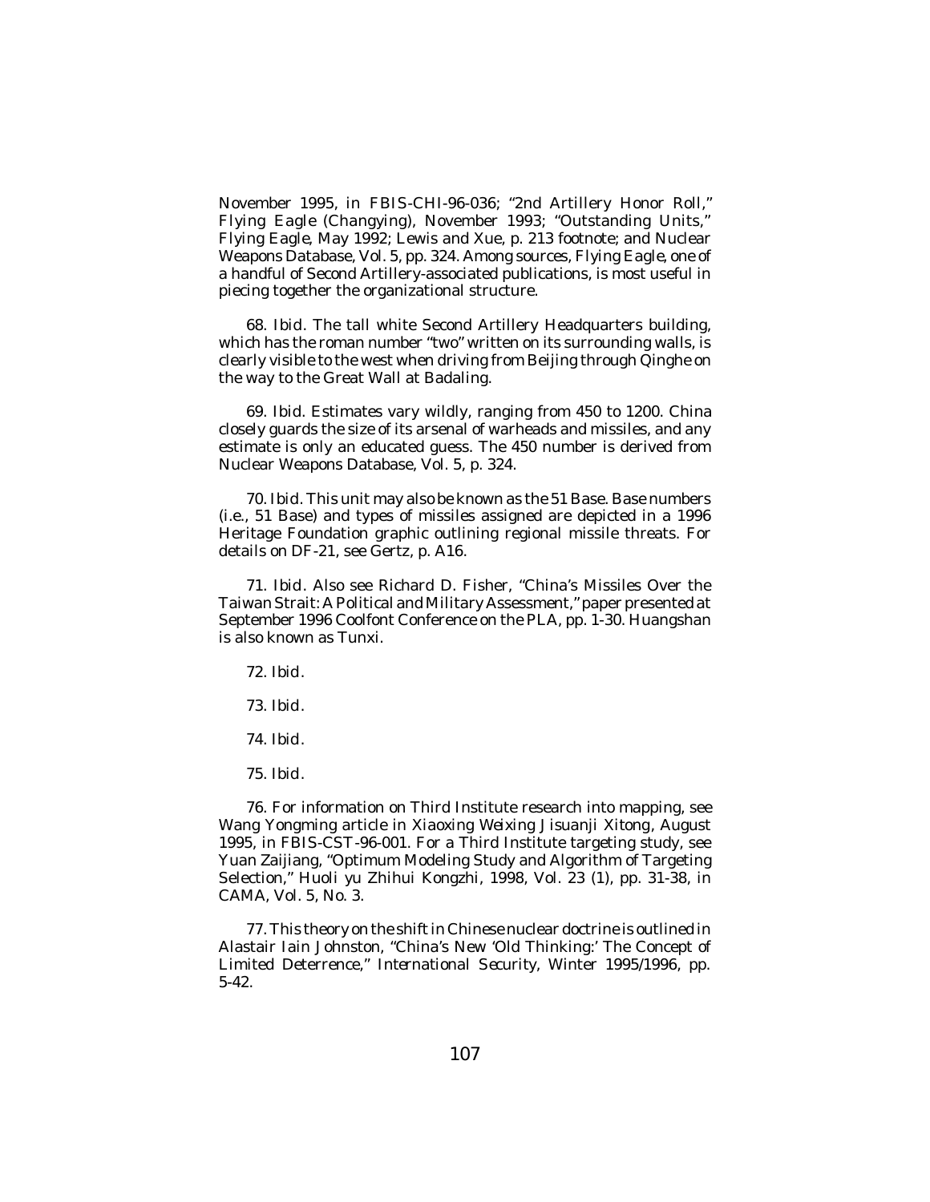November 1995, in FBIS-CHI-96-036; "2nd Artillery Honor Roll," *Flying Eagle (Changying)*, November 1993; "Outstanding Units," *Flying Eagle*, May 1992; Lewis and Xue, p. 213 footnote; and *Nuclear Weapons Database*, Vol. 5, pp. 324. Among sources, *Flying Eagle*, one of a handful of Second Artillery-associated publications, is most useful in piecing together the organizational structure.

68. *Ibid*. The tall white Second Artillery Headquarters building, which has the roman number "two" written on its surrounding walls, is clearly visible to the west when driving from Beijing through Qinghe on the way to the Great Wall at Badaling.

69. *Ibid*. Estimates vary wildly, ranging from 450 to 1200. China closely guards the size of its arsenal of warheads and missiles, and any estimate is only an educated guess. The 450 number is derived from *Nuclear Weapons Database*, Vol. 5, p. 324.

70. *Ibid*. This unit may also be known as the 51 Base. Base numbers (i.e., 51 Base) and types of missiles assigned are depicted in a 1996 Heritage Foundation graphic outlining regional missile threats. For details on DF-21, see Gertz, p. A16.

71. *Ibid*. Also see Richard D. Fisher, "China's Missiles Over the Taiwan Strait: A Political and Military Assessment," paper presented at September 1996 Coolfont Conference on the PLA, pp. 1-30. Huangshan is also known as Tunxi.

72. *Ibid*.

73. *Ibid*.

74. *Ibid*.

75. *Ibid*.

76. For information on Third Institute research into mapping, see Wang Yongming article in *Xiaoxing Weixing Jisuanji Xitong*, August 1995, in FBIS-CST-96-001. For a Third Institute targeting study, see Yuan Zaijiang, "Optimum Modeling Study and Algorithm of Targeting Selection," *Huoli yu Zhihui Kongzhi*, 1998, Vol. 23 (1), pp. 31-38, in *CAMA*, Vol. 5, No. 3.

77. This theory on the shift in Chinese nuclear doctrine is outlined in Alastair Iain Johnston, "China's New 'Old Thinking:' The Concept of Limited Deterrence," *International Security*, Winter 1995/1996, pp. 5-42.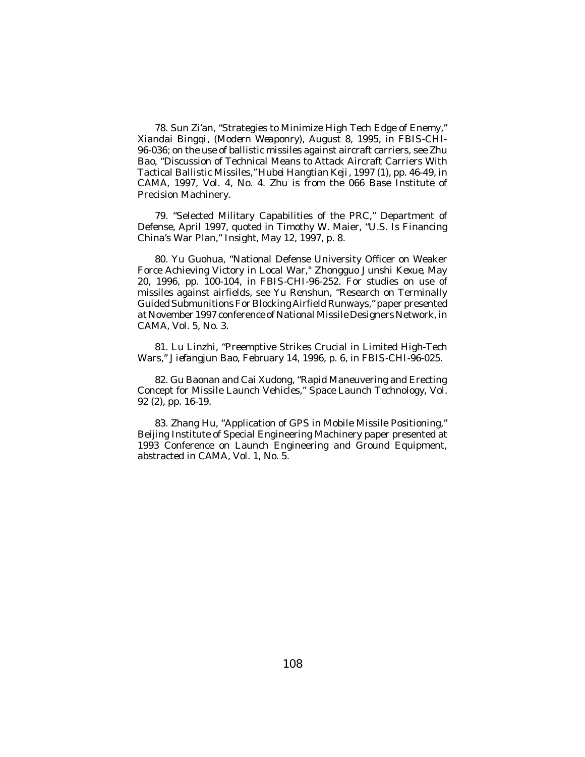78. Sun Zi'an, "Strategies to Minimize High Tech Edge of Enemy," *Xiandai Bingqi*, (*Modern Weaponry*), August 8, 1995, in FBIS-CHI-96-036; on the use of ballistic missiles against aircraft carriers, see Zhu Bao, "Discussion of Technical Means to Attack Aircraft Carriers With Tactical Ballistic Missiles," *Hubei Hangtian Keji*, 1997 (1), pp. 46-49, in CAMA, 1997, Vol. 4, No. 4. Zhu is from the 066 Base Institute of Precision Machinery.

79. "Selected Military Capabilities of the PRC," Department of Defense, April 1997, quoted in Timothy W. Maier, "U.S. Is Financing China's War Plan," *Insight*, May 12, 1997, p. 8.

80. Yu Guohua, "National Defense University Officer on Weaker Force Achieving Victory in Local War," *Zhongguo Junshi Kexue*, May 20, 1996, pp. 100-104, in FBIS-CHI-96-252. For studies on use of missiles against airfields, see Yu Renshun, "Research on Terminally Guided Submunitions For Blocking Airfield Runways," paper presented at November 1997 conference of National Missile Designers Network, in CAMA, Vol. 5, No. 3.

81. Lu Linzhi, "Preemptive Strikes Crucial in Limited High-Tech Wars," *Jiefangjun Bao*, February 14, 1996, p. 6, in FBIS-CHI-96-025.

82. Gu Baonan and Cai Xudong, "Rapid Maneuvering and Erecting Concept for Missile Launch Vehicles," *Space Launch Technology*, Vol. 92 (2), pp. 16-19.

83. Zhang Hu, "Application of GPS in Mobile Missile Positioning," Beijing Institute of Special Engineering Machinery paper presented at 1993 Conference on Launch Engineering and Ground Equipment, abstracted in CAMA, Vol. 1, No. 5.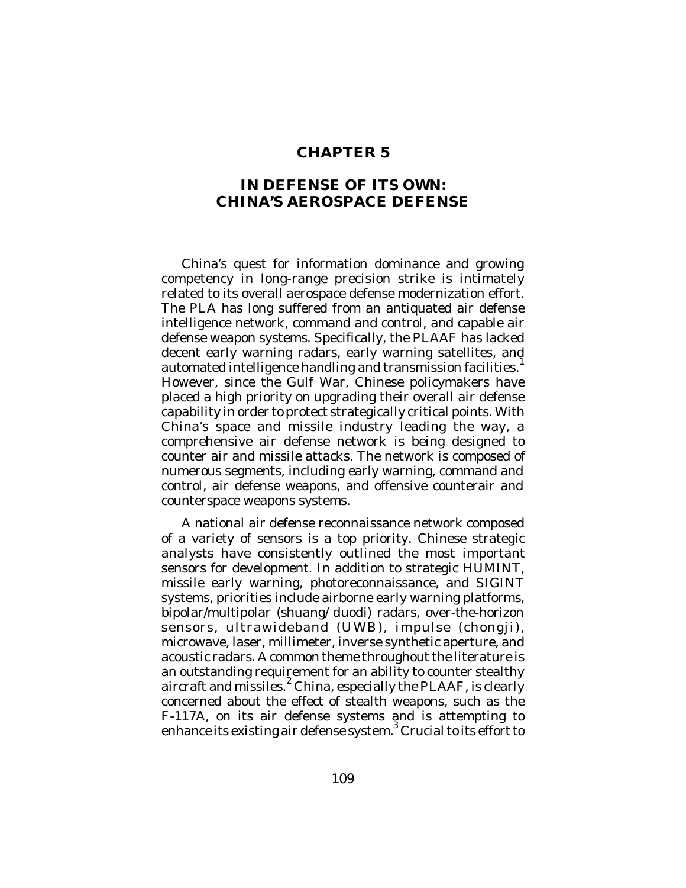# CHAPTER 5

## IN DEFENSE OF ITS OWN: CHINA'S AEROSPACE DEFENSE

China's quest for information dominance and growing competency in long-range precision strike is intimately related to its overall aerospace defense modernization effort. The PLA has long suffered from an antiquated air defense intelligence network, command and control, and capable air defense weapon systems. Specifically, the PLAAF has lacked decent early warning radars, early warning satellites, and automated intelligence handling and transmission facilities.[1] However, since the Gulf War, Chinese policymakers have placed a high priority on upgrading their overall air defense capability in order to protect strategically critical points. With China's space and missile industry leading the way, a comprehensive air defense network is being designed to counter air and missile attacks. The network is composed of numerous segments, including early warning, command and control, air defense weapons, and offensive counterair and counterspace weapons systems.

A national air defense reconnaissance network composed of a variety of sensors is a top priority. Chinese strategic analysts have consistently outlined the most important sensors for development. In addition to strategic HUMINT, missile early warning, photoreconnaissance, and SIGINT systems, priorities include airborne early warning platforms, bipolar/multipolar (shuang/duodi) radars, over-the-horizon sensors, ultrawideband (UWB), impulse (chongji), microwave, laser, millimeter, inverse synthetic aperture, and acoustic radars. A common theme throughout the literature is an outstanding requirement for an ability to counter stealthy aircraft and missiles.[2] China, especially the PLAAF, is clearly concerned about the effect of stealth weapons, such as the F-117A, on its air defense systems and is attempting to enhance its existing air defense system.[3] Crucial to its effort to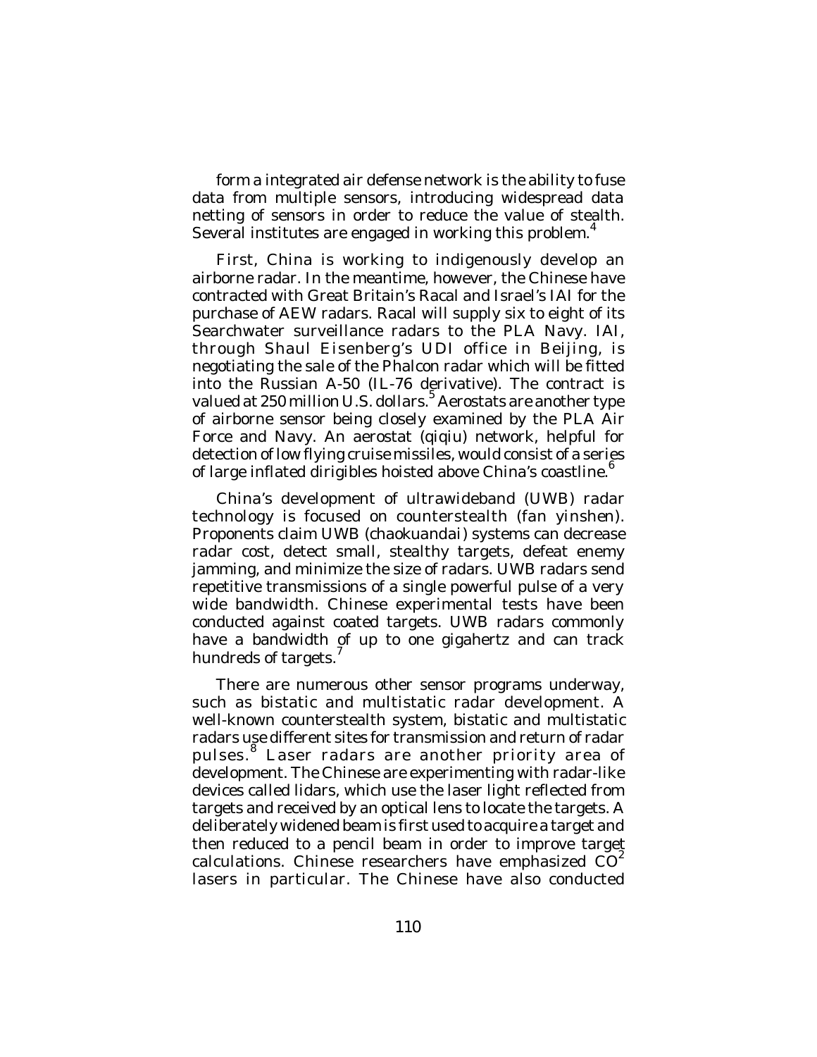form a integrated air defense network is the ability to fuse data from multiple sensors, introducing widespread data netting of sensors in order to reduce the value of stealth. Several institutes are engaged in working this problem.[4]

First, China is working to indigenously develop an airborne radar. In the meantime, however, the Chinese have contracted with Great Britain's Racal and Israel's IAI for the purchase of AEW radars. Racal will supply six to eight of its Searchwater surveillance radars to the PLA Navy. IAI, through Shaul Eisenberg's UDI office in Beijing, is negotiating the sale of the Phalcon radar which will be fitted into the Russian A-50 (IL-76 derivative). The contract is valued at 250 million U.S. dollars.[5] Aerostats are another type of airborne sensor being closely examined by the PLA Air Force and Navy. An aerostat (*qiqiu*) network, helpful for detection of low flying cruise missiles, would consist of a series of large inflated dirigibles hoisted above China's coastline.[6]

China's development of ultrawideband (UWB) radar technology is focused on counterstealth (*fan yinshen*). Proponents claim UWB (*chaokuandai*) systems can decrease radar cost, detect small, stealthy targets, defeat enemy jamming, and minimize the size of radars. UWB radars send repetitive transmissions of a single powerful pulse of a very wide bandwidth. Chinese experimental tests have been conducted against coated targets. UWB radars commonly have a bandwidth of up to one gigahertz and can track hundreds of targets.[7]

There are numerous other sensor programs underway, such as bistatic and multistatic radar development. A well-known counterstealth system, bistatic and multistatic radars use different sites for transmission and return of radar pulses.[8] Laser radars are another priority area of development. The Chinese are experimenting with radar-like devices called lidars, which use the laser light reflected from targets and received by an optical lens to locate the targets. A deliberately widened beam is first used to acquire a target and then reduced to a pencil beam in order to improve target calculations. Chinese researchers have emphasized $CO^2$ lasers in particular. The Chinese have also conducted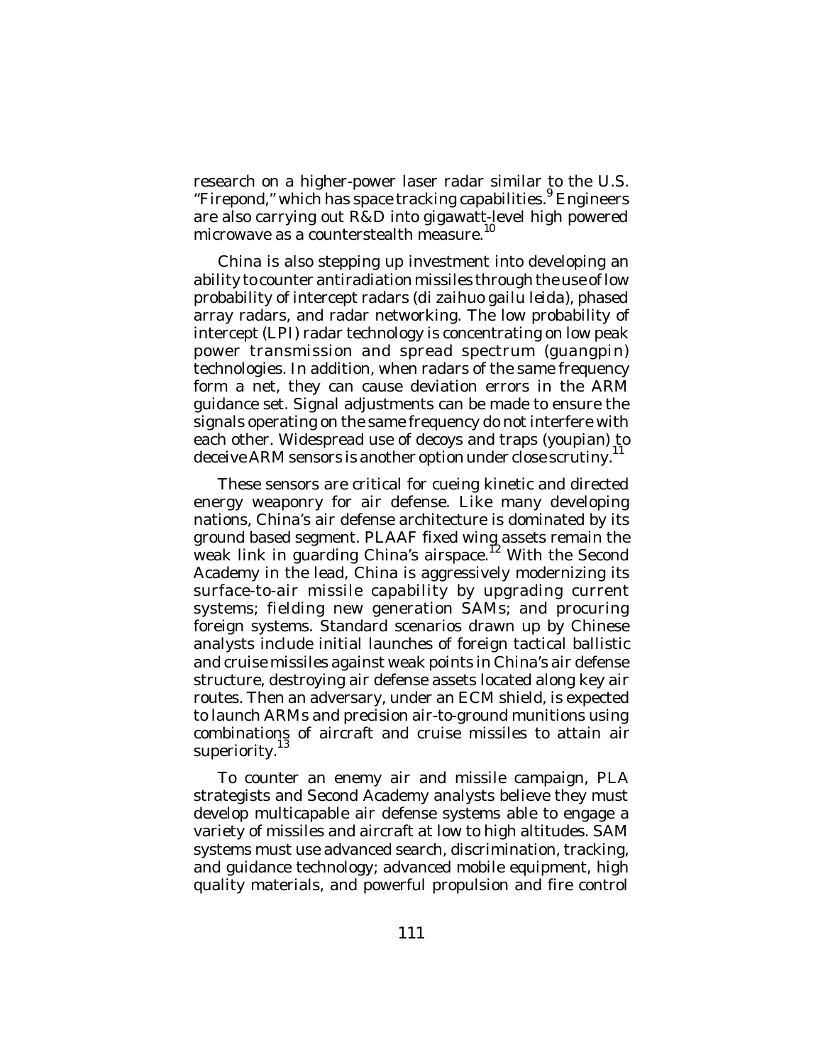research on a higher-power laser radar similar to the U.S. "Firepond," which has space tracking capabilities.[9] Engineers are also carrying out R&D into gigawatt-level high powered microwave as a counterstealth measure.[10]

China is also stepping up investment into developing an ability to counter antiradiation missiles through the use of low probability of intercept radars (*di zaihuo gailu leida*), phased array radars, and radar networking. The low probability of intercept (LPI) radar technology is concentrating on low peak power transmission and spread spectrum (*guangpin*) technologies. In addition, when radars of the same frequency form a net, they can cause deviation errors in the ARM guidance set. Signal adjustments can be made to ensure the signals operating on the same frequency do not interfere with each other. Widespread use of decoys and traps (*youpian*) to deceive ARM sensors is another option under close scrutiny.[11]

These sensors are critical for cueing kinetic and directed energy weaponry for air defense. Like many developing nations, China's air defense architecture is dominated by its ground based segment. PLAAF fixed wing assets remain the weak link in guarding China's airspace.[12] With the Second Academy in the lead, China is aggressively modernizing its surface-to-air missile capability by upgrading current systems; fielding new generation SAMs; and procuring foreign systems. Standard scenarios drawn up by Chinese analysts include initial launches of foreign tactical ballistic and cruise missiles against weak points in China's air defense structure, destroying air defense assets located along key air routes. Then an adversary, under an ECM shield, is expected to launch ARMs and precision air-to-ground munitions using combinations of aircraft and cruise missiles to attain air superiority.[13]

To counter an enemy air and missile campaign, PLA strategists and Second Academy analysts believe they must develop multicapable air defense systems able to engage a variety of missiles and aircraft at low to high altitudes. SAM systems must use advanced search, discrimination, tracking, and guidance technology; advanced mobile equipment, high quality materials, and powerful propulsion and fire control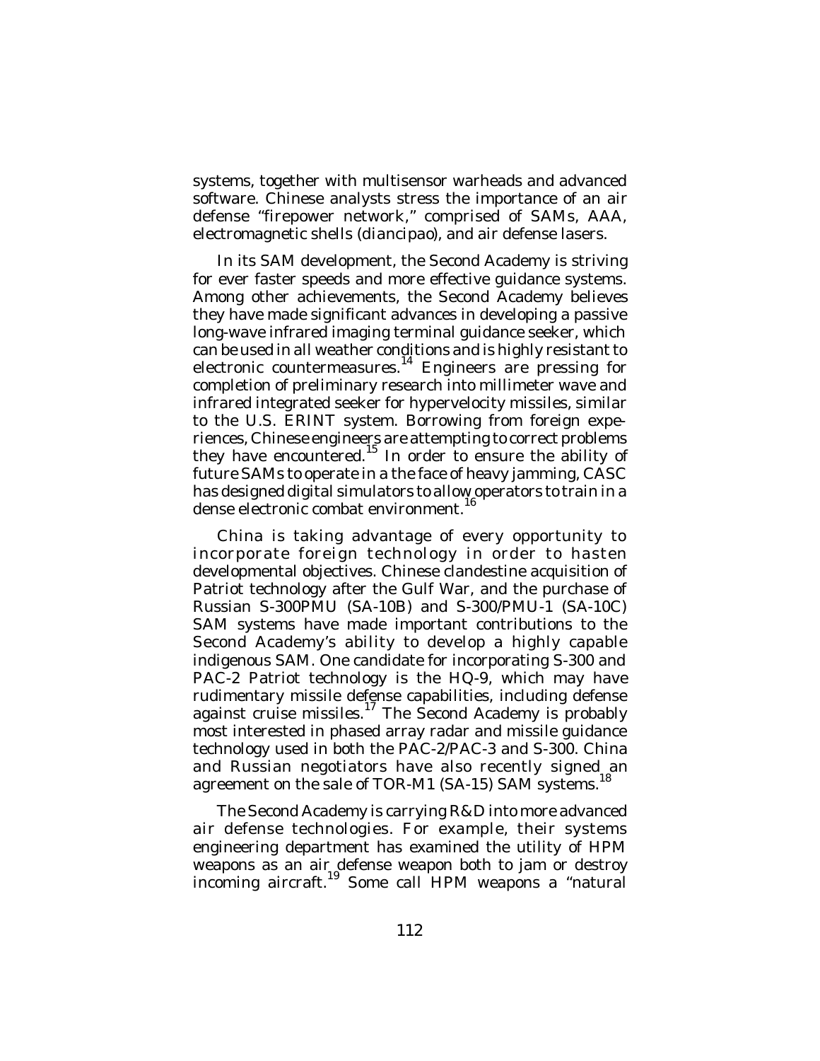systems, together with multisensor warheads and advanced software. Chinese analysts stress the importance of an air defense "firepower network," comprised of SAMs, AAA, electromagnetic shells (*diancipao*), and air defense lasers.

In its SAM development, the Second Academy is striving for ever faster speeds and more effective guidance systems. Among other achievements, the Second Academy believes they have made significant advances in developing a passive long-wave infrared imaging terminal guidance seeker, which can be used in all weather conditions and is highly resistant to electronic countermeasures.[14] Engineers are pressing for completion of preliminary research into millimeter wave and infrared integrated seeker for hypervelocity missiles, similar to the U.S. ERINT system. Borrowing from foreign experiences, Chinese engineers are attempting to correct problems they have encountered.[15] In order to ensure the ability of future SAMs to operate in a the face of heavy jamming, CASC has designed digital simulators to allow operators to train in a dense electronic combat environment.[16]

China is taking advantage of every opportunity to incorporate foreign technology in order to hasten developmental objectives. Chinese clandestine acquisition of Patriot technology after the Gulf War, and the purchase of Russian S-300PMU (SA-10B) and S-300/PMU-1 (SA-10C) SAM systems have made important contributions to the Second Academy's ability to develop a highly capable indigenous SAM. One candidate for incorporating S-300 and PAC-2 Patriot technology is the HQ-9, which may have rudimentary missile defense capabilities, including defense against cruise missiles.[17] The Second Academy is probably most interested in phased array radar and missile guidance technology used in both the PAC-2/PAC-3 and S-300. China and Russian negotiators have also recently signed an agreement on the sale of TOR-M1 (SA-15) SAM systems.[18]

The Second Academy is carrying R&D into more advanced air defense technologies. For example, their systems engineering department has examined the utility of HPM weapons as an air defense weapon both to jam or destroy incoming aircraft.[19] Some call HPM weapons a "natural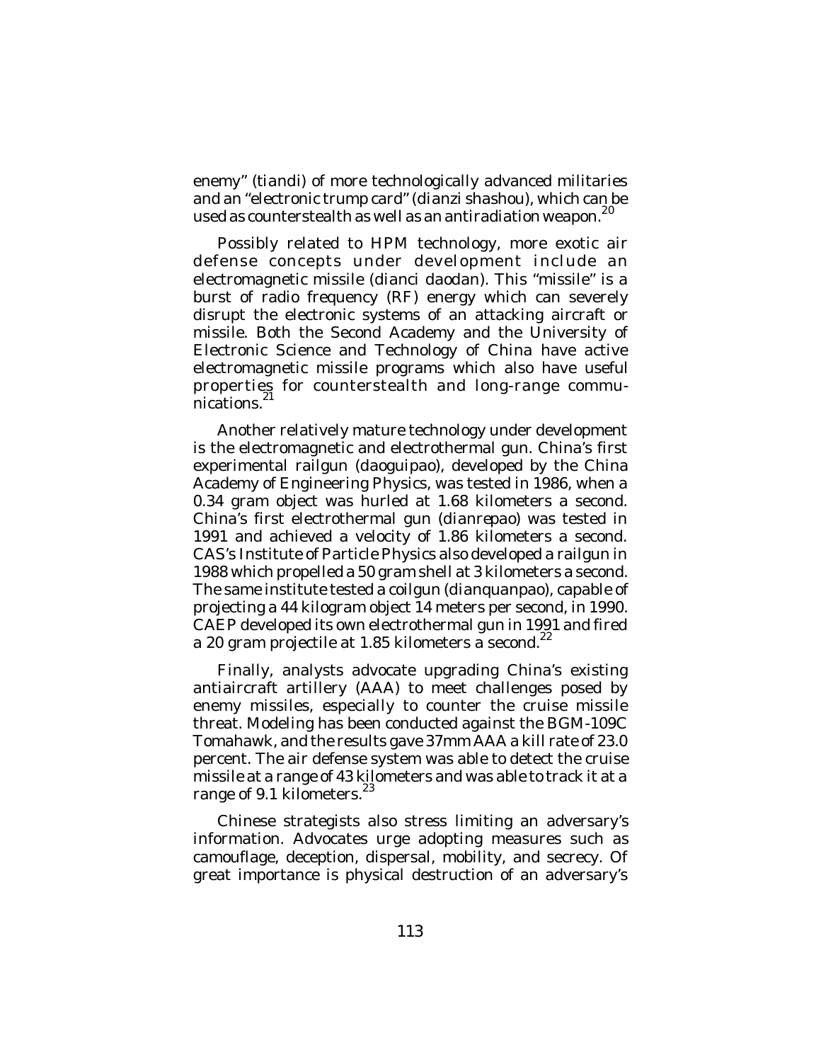enemy" (*tiandi*) of more technologically advanced militaries and an "electronic trump card" (*dianzi shashou*), which can be used as counterstealth as well as an antiradiation weapon.[20]

Possibly related to HPM technology, more exotic air defense concepts under development include an electromagnetic missile (*dianci daodan*). This "missile" is a burst of radio frequency (RF) energy which can severely disrupt the electronic systems of an attacking aircraft or missile. Both the Second Academy and the University of Electronic Science and Technology of China have active electromagnetic missile programs which also have useful properties for counterstealth and long-range communications.[21]

Another relatively mature technology under development is the electromagnetic and electrothermal gun. China's first experimental railgun (*daoguipao*), developed by the China Academy of Engineering Physics, was tested in 1986, when a 0.34 gram object was hurled at 1.68 kilometers a second. China's first electrothermal gun (*dianrepao*) was tested in 1991 and achieved a velocity of 1.86 kilometers a second. CAS's Institute of Particle Physics also developed a railgun in 1988 which propelled a 50 gram shell at 3 kilometers a second. The same institute tested a coilgun (*dianquanpao*), capable of projecting a 44 kilogram object 14 meters per second, in 1990. CAEP developed its own electrothermal gun in 1991 and fired a 20 gram projectile at 1.85 kilometers a second.[22]

Finally, analysts advocate upgrading China's existing antiaircraft artillery (AAA) to meet challenges posed by enemy missiles, especially to counter the cruise missile threat. Modeling has been conducted against the BGM-109C Tomahawk, and the results gave 37mm AAA a kill rate of 23.0 percent. The air defense system was able to detect the cruise missile at a range of 43 kilometers and was able to track it at a range of 9.1 kilometers.[23]

Chinese strategists also stress limiting an adversary's information. Advocates urge adopting measures such as camouflage, deception, dispersal, mobility, and secrecy. Of great importance is physical destruction of an adversary's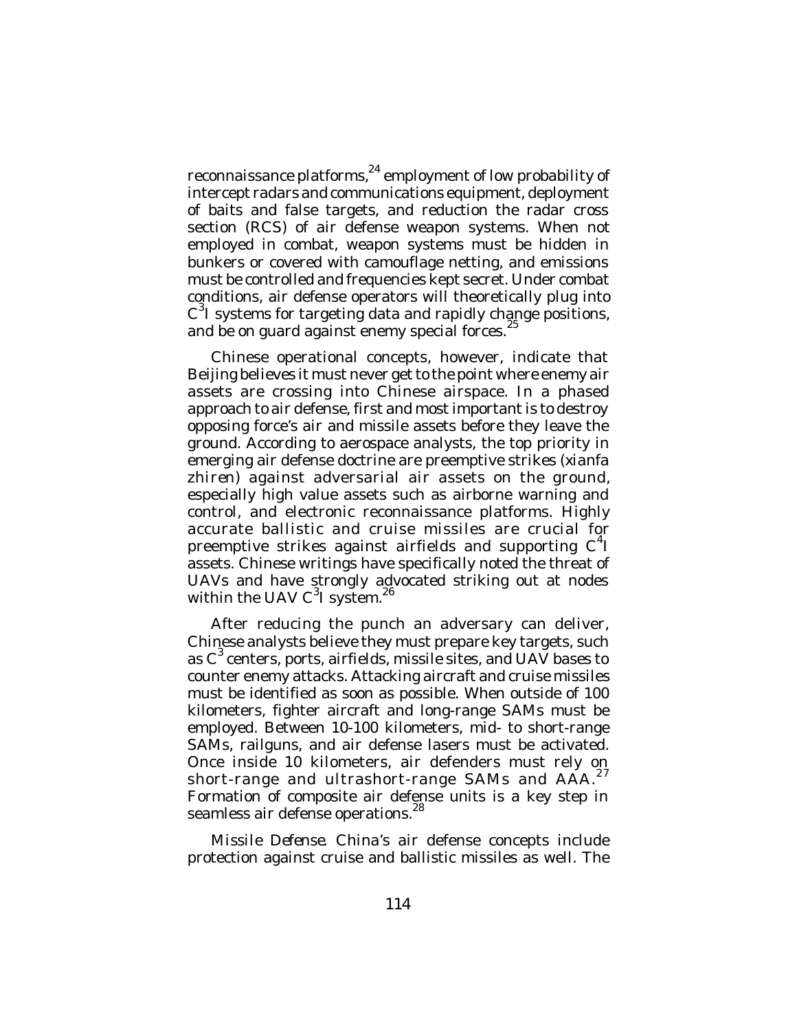reconnaissance platforms,[24] employment of low probability of intercept radars and communications equipment, deployment of baits and false targets, and reduction the radar cross section (RCS) of air defense weapon systems. When not employed in combat, weapon systems must be hidden in bunkers or covered with camouflage netting, and emissions must be controlled and frequencies kept secret. Under combat conditions, air defense operators will theoretically plug into $C^3I$ systems for targeting data and rapidly change positions, and be on guard against enemy special forces.[25]

Chinese operational concepts, however, indicate that Beijing believes it must never get to the point where enemy air assets are crossing into Chinese airspace. In a phased approach to air defense, first and most important is to destroy opposing force's air and missile assets before they leave the ground. According to aerospace analysts, the top priority in emerging air defense doctrine are preemptive strikes (*xianfa zhiren*) against adversarial air assets on the ground, especially high value assets such as airborne warning and control, and electronic reconnaissance platforms. Highly accurate ballistic and cruise missiles are crucial for preemptive strikes against airfields and supporting $C^4I$ assets. Chinese writings have specifically noted the threat of UAVs and have strongly advocated striking out at nodes within the UAV $C^3I$ system.[26]

After reducing the punch an adversary can deliver, Chinese analysts believe they must prepare key targets, such as $C^3$ centers, ports, airfields, missile sites, and UAV bases to counter enemy attacks. Attacking aircraft and cruise missiles must be identified as soon as possible. When outside of 100 kilometers, fighter aircraft and long-range SAMs must be employed. Between 10-100 kilometers, mid- to short-range SAMs, railguns, and air defense lasers must be activated. Once inside 10 kilometers, air defenders must rely on short-range and ultrashort-range SAMs and AAA.[27] Formation of composite air defense units is a key step in seamless air defense operations.[28]

*Missile Defense.* China's air defense concepts include protection against cruise and ballistic missiles as well. The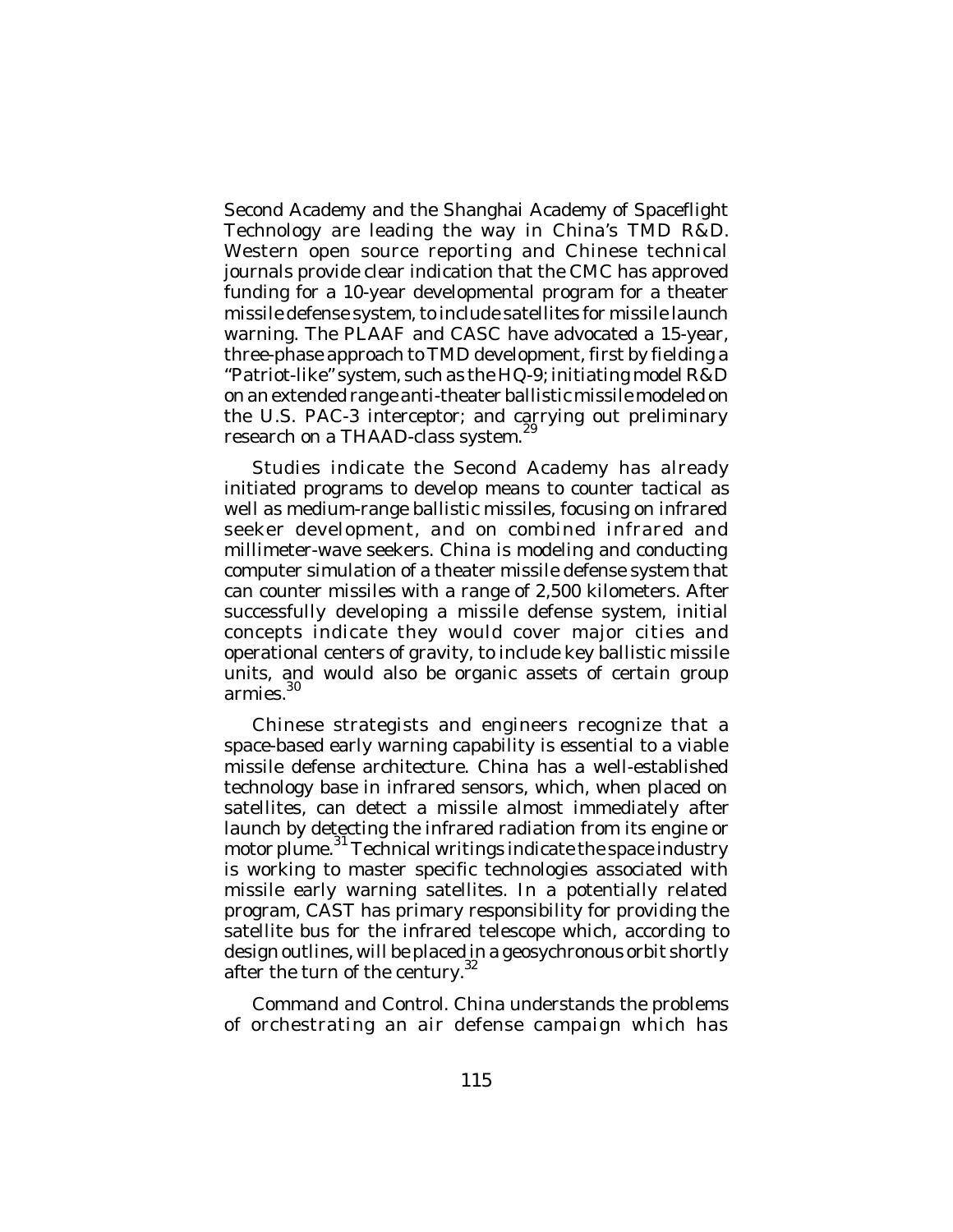Second Academy and the Shanghai Academy of Spaceflight Technology are leading the way in China's TMD R&D. Western open source reporting and Chinese technical journals provide clear indication that the CMC has approved funding for a 10-year developmental program for a theater missile defense system, to include satellites for missile launch warning. The PLAAF and CASC have advocated a 15-year, three-phase approach to TMD development, first by fielding a "Patriot-like" system, such as the HQ-9; initiating model R&D on an extended range anti-theater ballistic missile modeled on the U.S. PAC-3 interceptor; and carrying out preliminary research on a THAAD-class system.[29]

Studies indicate the Second Academy has already initiated programs to develop means to counter tactical as well as medium-range ballistic missiles, focusing on infrared seeker development, and on combined infrared and millimeter-wave seekers. China is modeling and conducting computer simulation of a theater missile defense system that can counter missiles with a range of 2,500 kilometers. After successfully developing a missile defense system, initial concepts indicate they would cover major cities and operational centers of gravity, to include key ballistic missile units, and would also be organic assets of certain group armies.[30]

Chinese strategists and engineers recognize that a space-based early warning capability is essential to a viable missile defense architecture. China has a well-established technology base in infrared sensors, which, when placed on satellites, can detect a missile almost immediately after launch by detecting the infrared radiation from its engine or motor plume.[31] Technical writings indicate the space industry is working to master specific technologies associated with missile early warning satellites. In a potentially related program, CAST has primary responsibility for providing the satellite bus for the infrared telescope which, according to design outlines, will be placed in a geosychronous orbit shortly after the turn of the century.[32]

*Command and Control*. China understands the problems of orchestrating an air defense campaign which has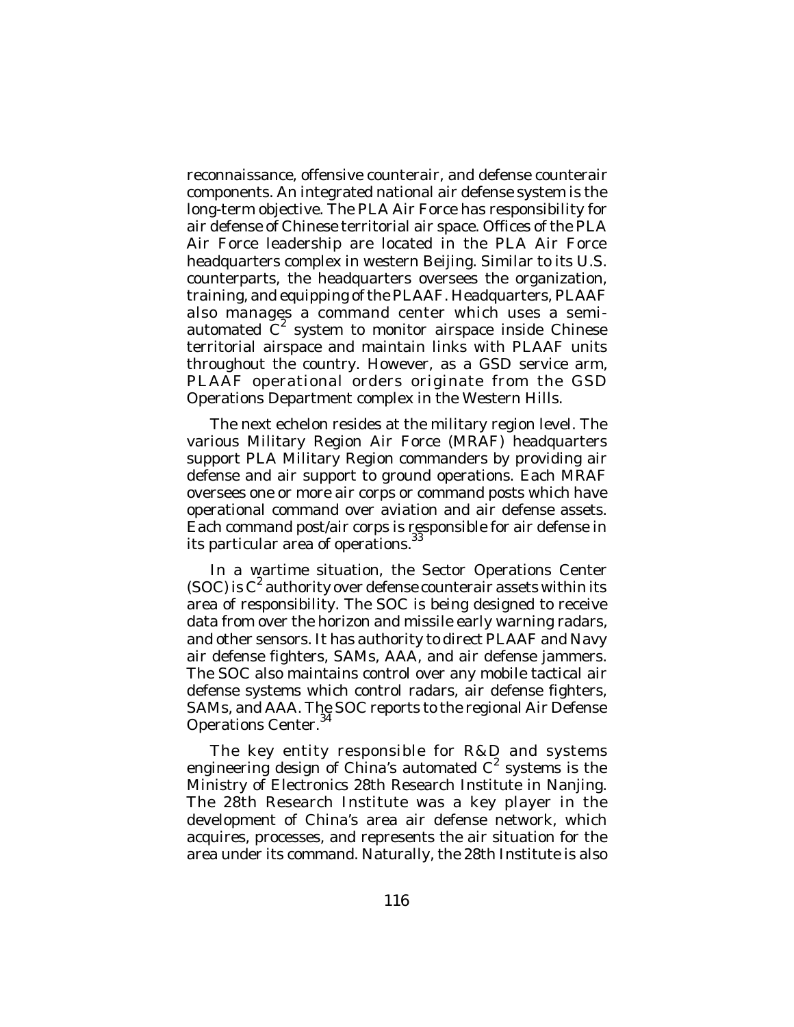reconnaissance, offensive counterair, and defense counterair components. An integrated national air defense system is the long-term objective. The PLA Air Force has responsibility for air defense of Chinese territorial air space. Offices of the PLA Air Force leadership are located in the PLA Air Force headquarters complex in western Beijing. Similar to its U.S. counterparts, the headquarters oversees the organization, training, and equipping of the PLAAF. Headquarters, PLAAF also manages a command center which uses a semi-automated $C^2$ system to monitor airspace inside Chinese territorial airspace and maintain links with PLAAF units throughout the country. However, as a GSD service arm, PLAAF operational orders originate from the GSD Operations Department complex in the Western Hills.

The next echelon resides at the military region level. The various Military Region Air Force (MRAF) headquarters support PLA Military Region commanders by providing air defense and air support to ground operations. Each MRAF oversees one or more air corps or command posts which have operational command over aviation and air defense assets. Each command post/air corps is responsible for air defense in its particular area of operations.[33]

In a wartime situation, the Sector Operations Center (SOC) is $C^2$ authority over defense counterair assets within its area of responsibility. The SOC is being designed to receive data from over the horizon and missile early warning radars, and other sensors. It has authority to direct PLAAF and Navy air defense fighters, SAMs, AAA, and air defense jammers. The SOC also maintains control over any mobile tactical air defense systems which control radars, air defense fighters, SAMs, and AAA. The SOC reports to the regional Air Defense Operations Center.[34]

The key entity responsible for R&D and systems engineering design of China's automated $C^2$ systems is the Ministry of Electronics 28th Research Institute in Nanjing. The 28th Research Institute was a key player in the development of China's area air defense network, which acquires, processes, and represents the air situation for the area under its command. Naturally, the 28th Institute is also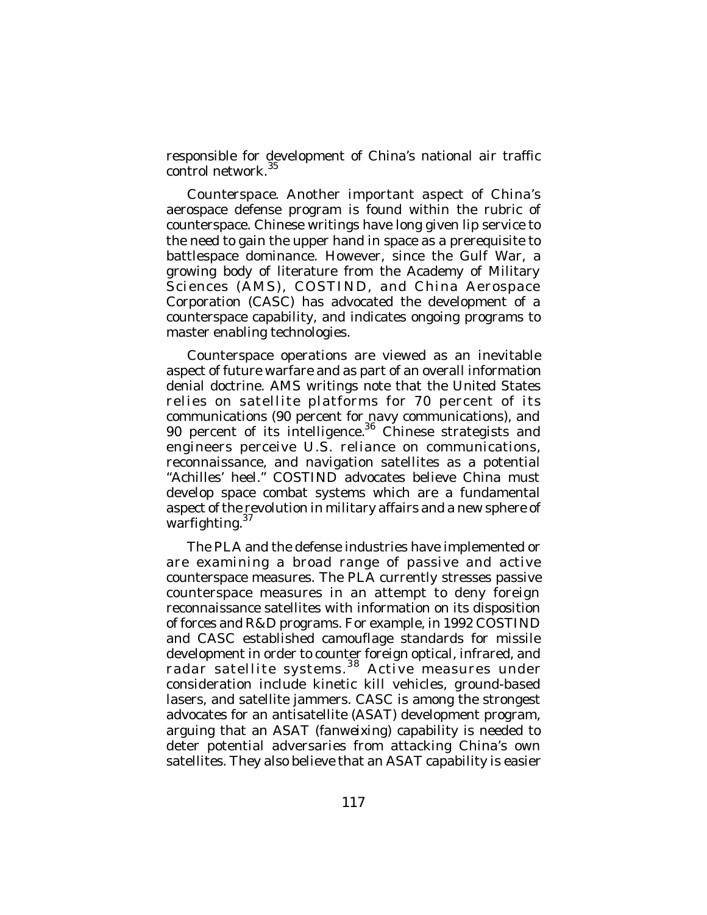responsible for development of China's national air traffic control network.[35]

*Counterspace.* Another important aspect of China's aerospace defense program is found within the rubric of counterspace. Chinese writings have long given lip service to the need to gain the upper hand in space as a prerequisite to battlespace dominance. However, since the Gulf War, a growing body of literature from the Academy of Military Sciences (AMS), COSTIND, and China Aerospace Corporation (CASC) has advocated the development of a counterspace capability, and indicates ongoing programs to master enabling technologies.

Counterspace operations are viewed as an inevitable aspect of future warfare and as part of an overall information denial doctrine. AMS writings note that the United States relies on satellite platforms for 70 percent of its communications (90 percent for navy communications), and 90 percent of its intelligence.[36] Chinese strategists and engineers perceive U.S. reliance on communications, reconnaissance, and navigation satellites as a potential "Achilles' heel." COSTIND advocates believe China must develop space combat systems which are a fundamental aspect of the revolution in military affairs and a new sphere of warfighting.[37]

The PLA and the defense industries have implemented or are examining a broad range of passive and active counterspace measures. The PLA currently stresses passive counterspace measures in an attempt to deny foreign reconnaissance satellites with information on its disposition of forces and R&D programs. For example, in 1992 COSTIND and CASC established camouflage standards for missile development in order to counter foreign optical, infrared, and radar satellite systems.[38] Active measures under consideration include kinetic kill vehicles, ground-based lasers, and satellite jammers. CASC is among the strongest advocates for an antisatellite (ASAT) development program, arguing that an ASAT (*fanweixing*) capability is needed to deter potential adversaries from attacking China's own satellites. They also believe that an ASAT capability is easier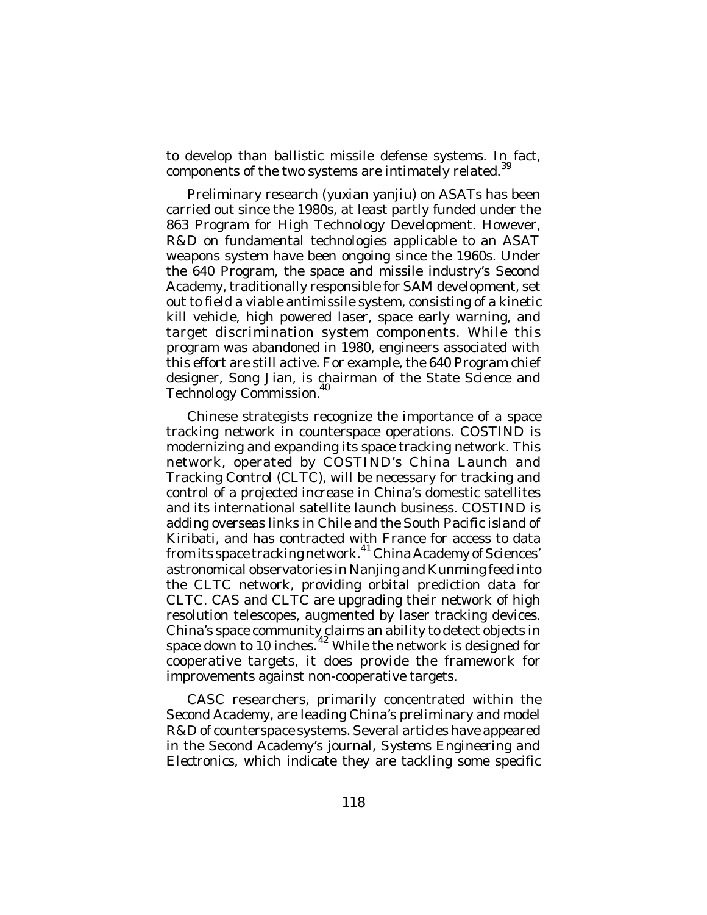to develop than ballistic missile defense systems. In fact, components of the two systems are intimately related.[39]

Preliminary research (yuxian yanjiu) on ASATs has been carried out since the 1980s, at least partly funded under the 863 Program for High Technology Development. However, R&D on fundamental technologies applicable to an ASAT weapons system have been ongoing since the 1960s. Under the 640 Program, the space and missile industry's Second Academy, traditionally responsible for SAM development, set out to field a viable antimissile system, consisting of a kinetic kill vehicle, high powered laser, space early warning, and target discrimination system components. While this program was abandoned in 1980, engineers associated with this effort are still active. For example, the 640 Program chief designer, Song Jian, is chairman of the State Science and Technology Commission.[40]

Chinese strategists recognize the importance of a space tracking network in counterspace operations. COSTIND is modernizing and expanding its space tracking network. This network, operated by COSTIND's China Launch and Tracking Control (CLTC), will be necessary for tracking and control of a projected increase in China's domestic satellites and its international satellite launch business. COSTIND is adding overseas links in Chile and the South Pacific island of Kiribati, and has contracted with France for access to data from its space tracking network.[41] China Academy of Sciences' astronomical observatories in Nanjing and Kunming feed into the CLTC network, providing orbital prediction data for CLTC. CAS and CLTC are upgrading their network of high resolution telescopes, augmented by laser tracking devices. China's space community claims an ability to detect objects in space down to 10 inches.[42] While the network is designed for cooperative targets, it does provide the framework for improvements against non-cooperative targets.

CASC researchers, primarily concentrated within the Second Academy, are leading China's preliminary and model R&D of counterspace systems. Several articles have appeared in the Second Academy's journal, *Systems Engineering and Electronics*, which indicate they are tackling some specific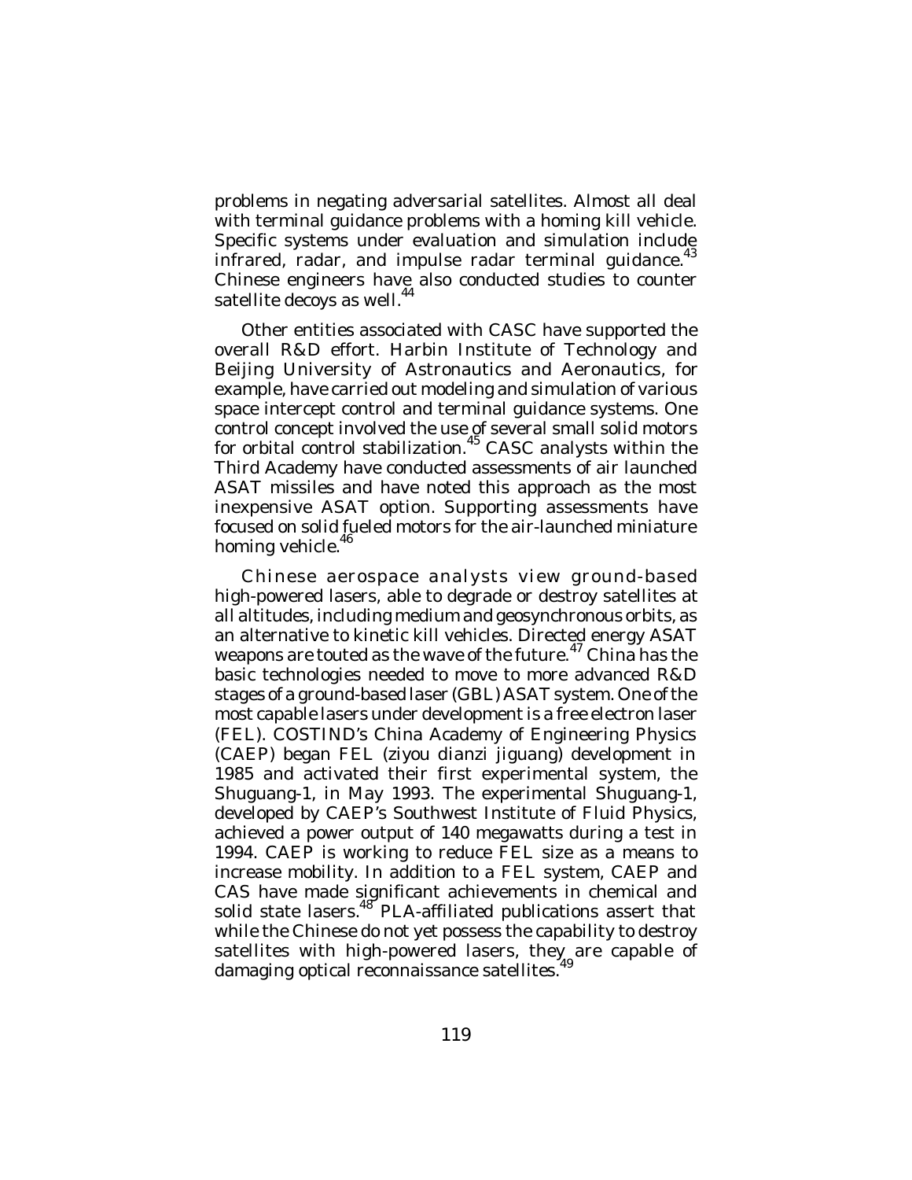problems in negating adversarial satellites. Almost all deal with terminal guidance problems with a homing kill vehicle. Specific systems under evaluation and simulation include infrared, radar, and impulse radar terminal guidance.[43] Chinese engineers have also conducted studies to counter satellite decoys as well.[44]

Other entities associated with CASC have supported the overall R&D effort. Harbin Institute of Technology and Beijing University of Astronautics and Aeronautics, for example, have carried out modeling and simulation of various space intercept control and terminal guidance systems. One control concept involved the use of several small solid motors for orbital control stabilization.[45] CASC analysts within the Third Academy have conducted assessments of air launched ASAT missiles and have noted this approach as the most inexpensive ASAT option. Supporting assessments have focused on solid fueled motors for the air-launched miniature homing vehicle.[46]

Chinese aerospace analysts view ground-based high-powered lasers, able to degrade or destroy satellites at all altitudes, including medium and geosynchronous orbits, as an alternative to kinetic kill vehicles. Directed energy ASAT weapons are touted as the wave of the future.[47] China has the basic technologies needed to move to more advanced R&D stages of a ground-based laser (GBL) ASAT system. One of the most capable lasers under development is a free electron laser (FEL). COSTIND's China Academy of Engineering Physics (CAEP) began FEL (*ziyou dianzi jiguang*) development in 1985 and activated their first experimental system, the Shuguang-1, in May 1993. The experimental Shuguang-1, developed by CAEP's Southwest Institute of Fluid Physics, achieved a power output of 140 megawatts during a test in 1994. CAEP is working to reduce FEL size as a means to increase mobility. In addition to a FEL system, CAEP and CAS have made significant achievements in chemical and solid state lasers.[48] PLA-affiliated publications assert that while the Chinese do not yet possess the capability to destroy satellites with high-powered lasers, they are capable of damaging optical reconnaissance satellites.[49]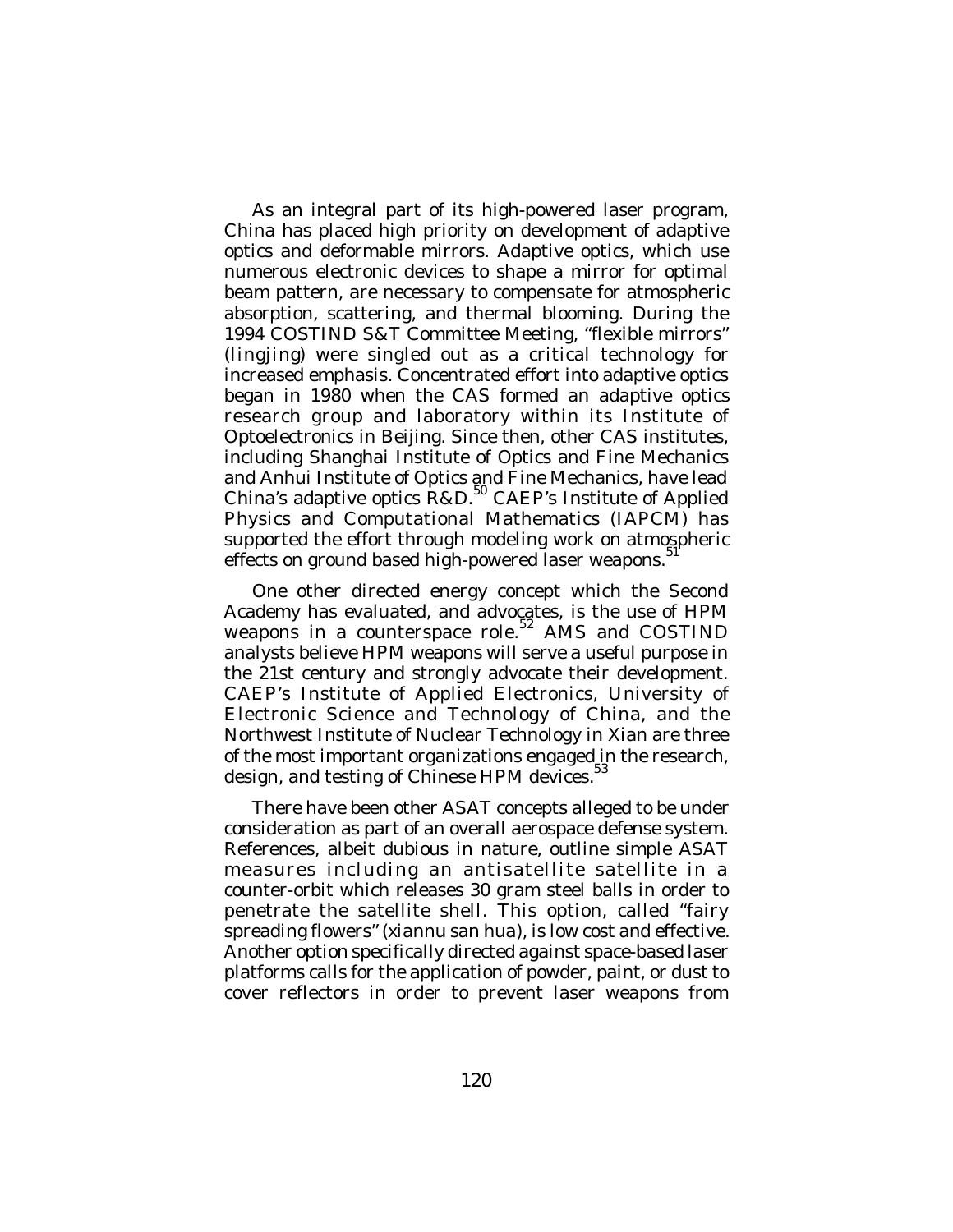As an integral part of its high-powered laser program, China has placed high priority on development of adaptive optics and deformable mirrors. Adaptive optics, which use numerous electronic devices to shape a mirror for optimal beam pattern, are necessary to compensate for atmospheric absorption, scattering, and thermal blooming. During the 1994 COSTIND S&T Committee Meeting, "flexible mirrors" (lingjing) were singled out as a critical technology for increased emphasis. Concentrated effort into adaptive optics began in 1980 when the CAS formed an adaptive optics research group and laboratory within its Institute of Optoelectronics in Beijing. Since then, other CAS institutes, including Shanghai Institute of Optics and Fine Mechanics and Anhui Institute of Optics and Fine Mechanics, have lead China's adaptive optics R&D.[50] CAEP's Institute of Applied Physics and Computational Mathematics (IAPCM) has supported the effort through modeling work on atmospheric effects on ground based high-powered laser weapons.[51]

One other directed energy concept which the Second Academy has evaluated, and advocates, is the use of HPM weapons in a counterspace role.[52] AMS and COSTIND analysts believe HPM weapons will serve a useful purpose in the 21st century and strongly advocate their development. CAEP's Institute of Applied Electronics, University of Electronic Science and Technology of China, and the Northwest Institute of Nuclear Technology in Xian are three of the most important organizations engaged in the research, design, and testing of Chinese HPM devices.[53]

There have been other ASAT concepts alleged to be under consideration as part of an overall aerospace defense system. References, albeit dubious in nature, outline simple ASAT measures including an antisatellite satellite in a counter-orbit which releases 30 gram steel balls in order to penetrate the satellite shell. This option, called "fairy spreading flowers" (xiannu san hua), is low cost and effective. Another option specifically directed against space-based laser platforms calls for the application of powder, paint, or dust to cover reflectors in order to prevent laser weapons from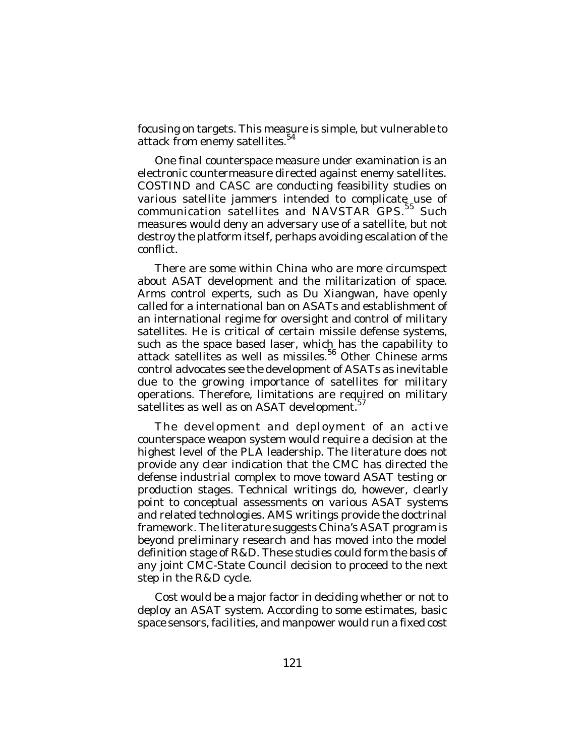focusing on targets. This measure is simple, but vulnerable to attack from enemy satellites.[54]

One final counterspace measure under examination is an electronic countermeasure directed against enemy satellites. COSTIND and CASC are conducting feasibility studies on various satellite jammers intended to complicate use of communication satellites and NAVSTAR GPS.[55] Such measures would deny an adversary use of a satellite, but not destroy the platform itself, perhaps avoiding escalation of the conflict.

There are some within China who are more circumspect about ASAT development and the militarization of space. Arms control experts, such as Du Xiangwan, have openly called for a international ban on ASATs and establishment of an international regime for oversight and control of military satellites. He is critical of certain missile defense systems, such as the space based laser, which has the capability to attack satellites as well as missiles.[56] Other Chinese arms control advocates see the development of ASATs as inevitable due to the growing importance of satellites for military operations. Therefore, limitations are required on military satellites as well as on ASAT development.[57]

The development and deployment of an active counterspace weapon system would require a decision at the highest level of the PLA leadership. The literature does not provide any clear indication that the CMC has directed the defense industrial complex to move toward ASAT testing or production stages. Technical writings do, however, clearly point to conceptual assessments on various ASAT systems and related technologies. AMS writings provide the doctrinal framework. The literature suggests China's ASAT program is beyond preliminary research and has moved into the model definition stage of R&D. These studies could form the basis of any joint CMC-State Council decision to proceed to the next step in the R&D cycle.

Cost would be a major factor in deciding whether or not to deploy an ASAT system. According to some estimates, basic space sensors, facilities, and manpower would run a fixed cost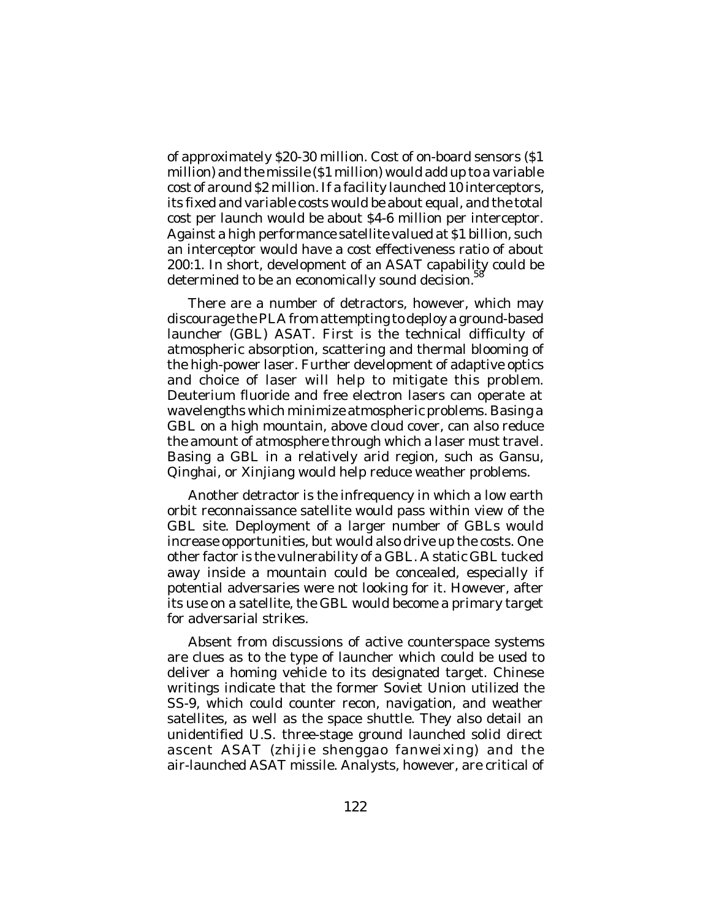of approximately $20-30 million. Cost of on-board sensors ($1 million) and the missile ($1 million) would add up to a variable cost of around $2 million. If a facility launched 10 interceptors, its fixed and variable costs would be about equal, and the total cost per launch would be about $4-6 million per interceptor. Against a high performance satellite valued at $1 billion, such an interceptor would have a cost effectiveness ratio of about 200:1. In short, development of an ASAT capability could be determined to be an economically sound decision.[58]

There are a number of detractors, however, which may discourage the PLA from attempting to deploy a ground-based launcher (GBL) ASAT. First is the technical difficulty of atmospheric absorption, scattering and thermal blooming of the high-power laser. Further development of adaptive optics and choice of laser will help to mitigate this problem. Deuterium fluoride and free electron lasers can operate at wavelengths which minimize atmospheric problems. Basing a GBL on a high mountain, above cloud cover, can also reduce the amount of atmosphere through which a laser must travel. Basing a GBL in a relatively arid region, such as Gansu, Qinghai, or Xinjiang would help reduce weather problems.

Another detractor is the infrequency in which a low earth orbit reconnaissance satellite would pass within view of the GBL site. Deployment of a larger number of GBLs would increase opportunities, but would also drive up the costs. One other factor is the vulnerability of a GBL. A static GBL tucked away inside a mountain could be concealed, especially if potential adversaries were not looking for it. However, after its use on a satellite, the GBL would become a primary target for adversarial strikes.

Absent from discussions of active counterspace systems are clues as to the type of launcher which could be used to deliver a homing vehicle to its designated target. Chinese writings indicate that the former Soviet Union utilized the SS-9, which could counter recon, navigation, and weather satellites, as well as the space shuttle. They also detail an unidentified U.S. three-stage ground launched solid direct ascent ASAT (*zhijie shenggao fanweixing*) and the air-launched ASAT missile. Analysts, however, are critical of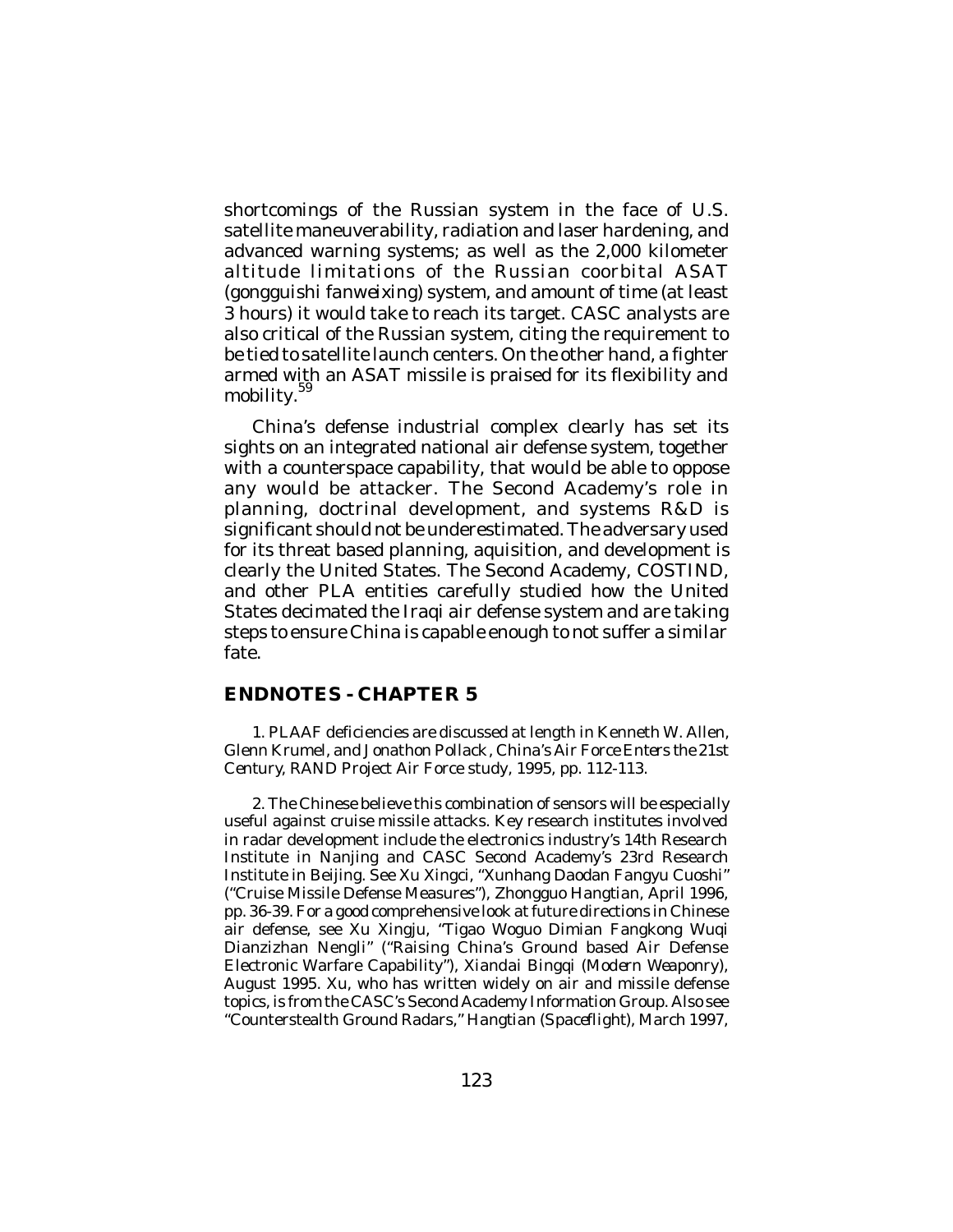shortcomings of the Russian system in the face of U.S. satellite maneuverability, radiation and laser hardening, and advanced warning systems; as well as the 2,000 kilometer altitude limitations of the Russian coorbital ASAT (*gongguishi fanweixing*) system, and amount of time (at least 3 hours) it would take to reach its target. CASC analysts are also critical of the Russian system, citing the requirement to be tied to satellite launch centers. On the other hand, a fighter armed with an ASAT missile is praised for its flexibility and mobility.[59]

China's defense industrial complex clearly has set its sights on an integrated national air defense system, together with a counterspace capability, that would be able to oppose any would be attacker. The Second Academy's role in planning, doctrinal development, and systems R&D is significant should not be underestimated. The adversary used for its threat based planning, aquisition, and development is clearly the United States. The Second Academy, COSTIND, and other PLA entities carefully studied how the United States decimated the Iraqi air defense system and are taking steps to ensure China is capable enough to not suffer a similar fate.

## ENDNOTES - CHAPTER 5

1. PLAAF deficiencies are discussed at length in Kenneth W. Allen, Glenn Krumel, and Jonathon Pollack, *China's Air Force Enters the 21st Century*, RAND Project Air Force study, 1995, pp. 112-113.

2. The Chinese believe this combination of sensors will be especially useful against cruise missile attacks. Key research institutes involved in radar development include the electronics industry's 14th Research Institute in Nanjing and CASC Second Academy's 23rd Research Institute in Beijing. See Xu Xingci, "Xunhang Daodan Fangyu Cuoshi" ("Cruise Missile Defense Measures"), *Zhongguo Hangtian*, April 1996, pp. 36-39. For a good comprehensive look at future directions in Chinese air defense, see Xu Xingju, "Tigao Woguo Dimian Fangkong Wuqi Dianzizhan Nengli" ("Raising China's Ground based Air Defense Electronic Warfare Capability"), *Xiandai Bingqi* (*Modern Weaponry*), August 1995. Xu, who has written widely on air and missile defense topics, is from the CASC's Second Academy Information Group. Also see "Counterstealth Ground Radars," *Hangtian* (*Spaceflight*), March 1997,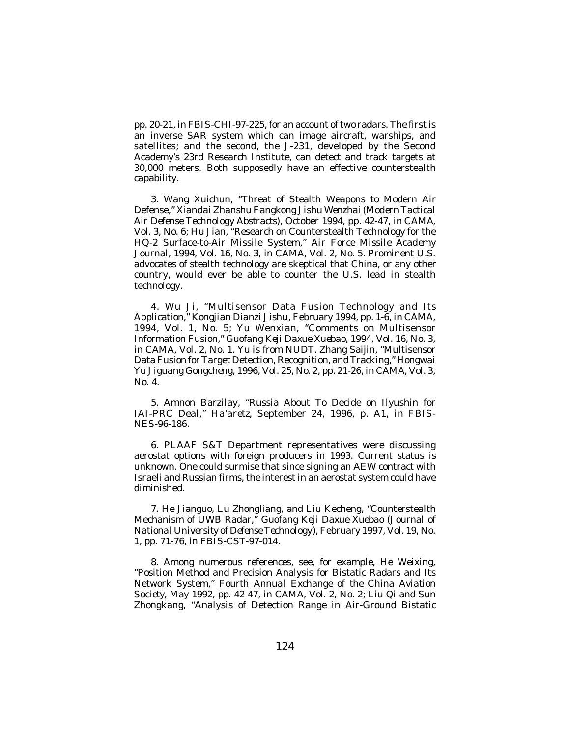pp. 20-21, in FBIS-CHI-97-225, for an account of two radars. The first is an inverse SAR system which can image aircraft, warships, and satellites; and the second, the J-231, developed by the Second Academy's 23rd Research Institute, can detect and track targets at 30,000 meters. Both supposedly have an effective counterstealth capability.

3. Wang Xuichun, "Threat of Stealth Weapons to Modern Air Defense," *Xiandai Zhanshu Fangkong Jishu Wenzhai* (*Modern Tactical Air Defense Technology Abstracts*), October 1994, pp. 42-47, in CAMA, Vol. 3, No. 6; Hu Jian, "Research on Counterstealth Technology for the HQ-2 Surface-to-Air Missile System," *Air Force Missile Academy Journal*, 1994, Vol. 16, No. 3, in CAMA, Vol. 2, No. 5. Prominent U.S. advocates of stealth technology are skeptical that China, or any other country, would ever be able to counter the U.S. lead in stealth technology.

4. Wu Ji, "Multisensor Data Fusion Technology and Its Application," *Kongjian Dianzi Jishu*, February 1994, pp. 1-6, in CAMA, 1994, Vol. 1, No. 5; Yu Wenxian, "Comments on Multisensor Information Fusion," *Guofang Keji Daxue Xuebao*, 1994, Vol. 16, No. 3, in CAMA, Vol. 2, No. 1. Yu is from NUDT. Zhang Saijin, "Multisensor Data Fusion for Target Detection, Recognition, and Tracking," *Hongwai Yu Jiguang Gongcheng*, 1996, Vol. 25, No. 2, pp. 21-26, in CAMA, Vol. 3, No. 4.

5. Amnon Barzilay, "Russia About To Decide on Ilyushin for IAI-PRC Deal," *Ha'aretz*, September 24, 1996, p. A1, in FBIS-NES-96-186.

6. PLAAF S&T Department representatives were discussing aerostat options with foreign producers in 1993. Current status is unknown. One could surmise that since signing an AEW contract with Israeli and Russian firms, the interest in an aerostat system could have diminished.

7. He Jianguo, Lu Zhongliang, and Liu Kecheng, "Counterstealth Mechanism of UWB Radar," *Guofang Keji Daxue Xuebao* (*Journal of National University of Defense Technology*), February 1997, Vol. 19, No. 1, pp. 71-76, in FBIS-CST-97-014.

8. Among numerous references, see, for example, He Weixing, "Position Method and Precision Analysis for Bistatic Radars and Its Network System," *Fourth Annual Exchange of the China Aviation Society*, May 1992, pp. 42-47, in CAMA, Vol. 2, No. 2; Liu Qi and Sun Zhongkang, "Analysis of Detection Range in Air-Ground Bistatic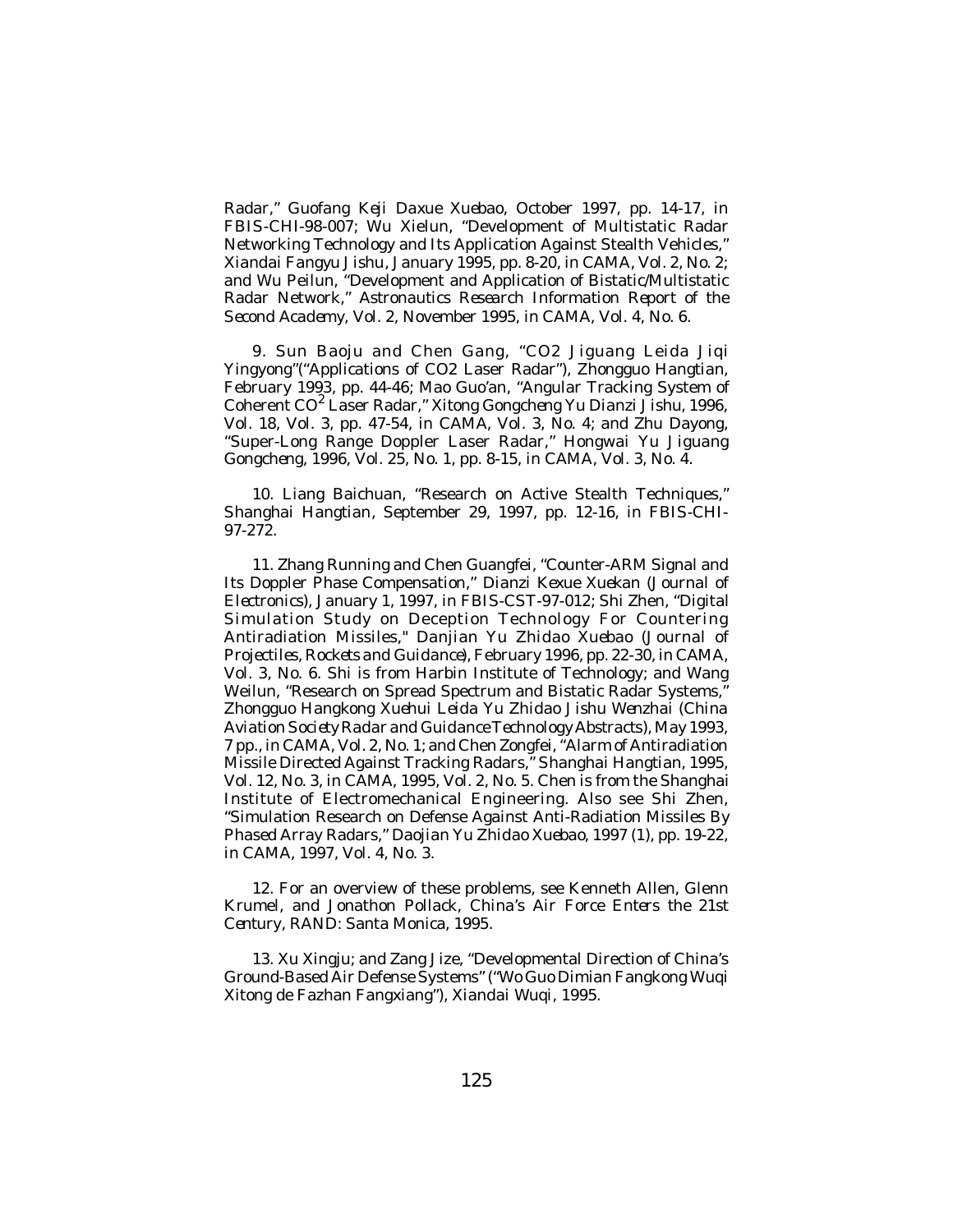Radar," *Guofang Keji Daxue Xuebao*, October 1997, pp. 14-17, in FBIS-CHI-98-007; Wu Xielun, "Development of Multistatic Radar Networking Technology and Its Application Against Stealth Vehicles," *Xiandai Fangyu Jishu*, January 1995, pp. 8-20, in CAMA, Vol. 2, No. 2; and Wu Peilun, "Development and Application of Bistatic/Multistatic Radar Network," *Astronautics Research Information Report of the Second Academy*, Vol. 2, November 1995, in CAMA, Vol. 4, No. 6.

9. Sun Baoju and Chen Gang, "CO2 Jiguang Leida Jiqi Yingyong"("Applications of CO2 Laser Radar"), *Zhongguo Hangtian*, February 1993, pp. 44-46; Mao Guo'an, "Angular Tracking System of Coherent $CO^2$ Laser Radar," *Xitong Gongcheng Yu Dianzi Jishu*, 1996, Vol. 18, Vol. 3, pp. 47-54, in CAMA, Vol. 3, No. 4; and Zhu Dayong, "Super-Long Range Doppler Laser Radar," *Hongwai Yu Jiguang Gongcheng*, 1996, Vol. 25, No. 1, pp. 8-15, in CAMA, Vol. 3, No. 4.

10. Liang Baichuan, "Research on Active Stealth Techniques," *Shanghai Hangtian*, September 29, 1997, pp. 12-16, in FBIS-CHI-97-272.

11. Zhang Running and Chen Guangfei, "Counter-ARM Signal and Its Doppler Phase Compensation," *Dianzi Kexue Xuekan (Journal of Electronics)*, January 1, 1997, in FBIS-CST-97-012; Shi Zhen, "Digital Simulation Study on Deception Technology For Countering Antiradiation Missiles," *Danjian Yu Zhidao Xuebao (Journal of Projectiles, Rockets and Guidance)*, February 1996, pp. 22-30, in CAMA, Vol. 3, No. 6. Shi is from Harbin Institute of Technology; and Wang Weilun, "Research on Spread Spectrum and Bistatic Radar Systems," *Zhongguo Hangkong Xuehui Leida Yu Zhidao Jishu Wenzhai (China Aviation Society Radar and Guidance Technology Abstracts)*, May 1993, 7 pp., in CAMA, Vol. 2, No. 1; and Chen Zongfei, "Alarm of Antiradiation Missile Directed Against Tracking Radars," *Shanghai Hangtian*, 1995, Vol. 12, No. 3, in CAMA, 1995, Vol. 2, No. 5. Chen is from the Shanghai Institute of Electromechanical Engineering. Also see Shi Zhen, "Simulation Research on Defense Against Anti-Radiation Missiles By Phased Array Radars," *Daojian Yu Zhidao Xuebao*, 1997 (1), pp. 19-22, in CAMA, 1997, Vol. 4, No. 3.

12. For an overview of these problems, see Kenneth Allen, Glenn Krumel, and Jonathon Pollack, *China's Air Force Enters the 21st Century*, RAND: Santa Monica, 1995.

13. Xu Xingju; and Zang Jize, "Developmental Direction of China's Ground-Based Air Defense Systems" ("Wo Guo Dimian Fangkong Wuqi Xitong de Fazhan Fangxiang"), *Xiandai Wuqi*, 1995.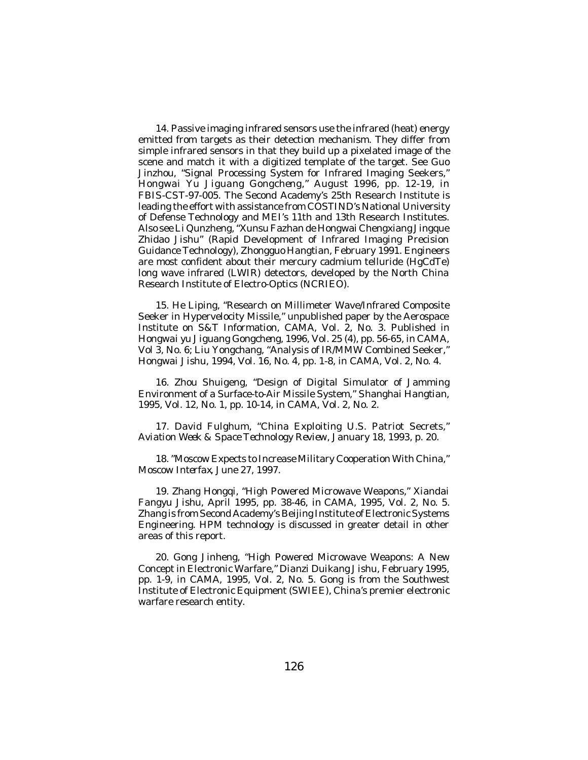14. Passive imaging infrared sensors use the infrared (heat) energy emitted from targets as their detection mechanism. They differ from simple infrared sensors in that they build up a pixelated image of the scene and match it with a digitized template of the target. See Guo Jinzhou, "Signal Processing System for Infrared Imaging Seekers," *Hongwai Yu Jiguang Gongcheng*," August 1996, pp. 12-19, in FBIS-CST-97-005. The Second Academy's 25th Research Institute is leading the effort with assistance from COSTIND's National University of Defense Technology and MEI's 11th and 13th Research Institutes. Also see Li Qunzheng, "Xunsu Fazhan de Hongwai Chengxiang Jingque Zhidao Jishu" (Rapid Development of Infrared Imaging Precision Guidance Technology), *Zhongguo Hangtian*, February 1991. Engineers are most confident about their mercury cadmium telluride (HgCdTe) long wave infrared (LWIR) detectors, developed by the North China Research Institute of Electro-Optics (NCRIEO).

15. He Liping, "Research on Millimeter Wave/Infrared Composite Seeker in Hypervelocity Missile," unpublished paper by the Aerospace Institute on S&T Information, CAMA, Vol. 2, No. 3. Published in *Hongwai yu Jiguang Gongcheng*, 1996, Vol. 25 (4), pp. 56-65, in CAMA, Vol 3, No. 6; Liu Yongchang, "Analysis of IR/MMW Combined Seeker," *Hongwai Jishu*, 1994, Vol. 16, No. 4, pp. 1-8, in CAMA, Vol. 2, No. 4.

16. Zhou Shuigeng, "Design of Digital Simulator of Jamming Environment of a Surface-to-Air Missile System," *Shanghai Hangtian*, 1995, Vol. 12, No. 1, pp. 10-14, in CAMA, Vol. 2, No. 2.

17. David Fulghum, "China Exploiting U.S. Patriot Secrets," *Aviation Week & Space Technology Review*, January 18, 1993, p. 20.

18. "Moscow Expects to Increase Military Cooperation With China," *Moscow Interfax*, June 27, 1997.

19. Zhang Hongqi, "High Powered Microwave Weapons," *Xiandai Fangyu Jishu*, April 1995, pp. 38-46, in CAMA, 1995, Vol. 2, No. 5. Zhang is from Second Academy's Beijing Institute of Electronic Systems Engineering. HPM technology is discussed in greater detail in other areas of this report.

20. Gong Jinheng, "High Powered Microwave Weapons: A New Concept in Electronic Warfare," *Dianzi Duikang Jishu*, February 1995, pp. 1-9, in CAMA, 1995, Vol. 2, No. 5. Gong is from the Southwest Institute of Electronic Equipment (SWIEE), China's premier electronic warfare research entity.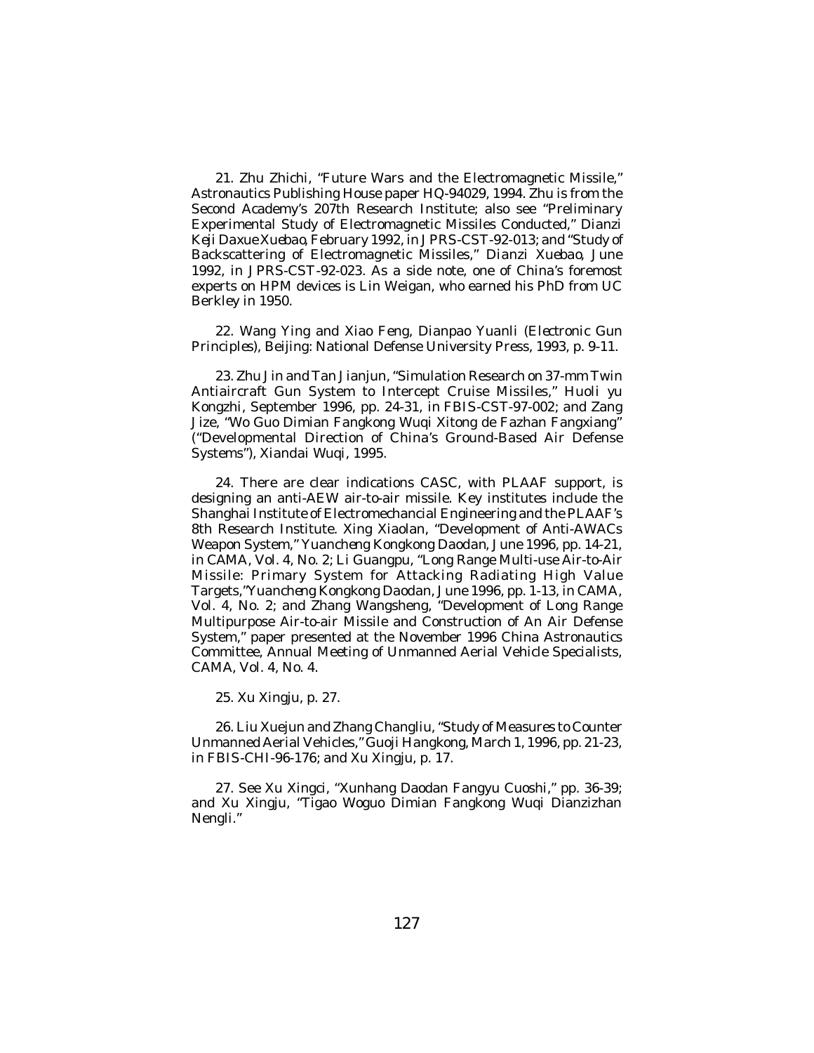21. Zhu Zhichi, "Future Wars and the Electromagnetic Missile," Astronautics Publishing House paper HQ-94029, 1994. Zhu is from the Second Academy's 207th Research Institute; also see "Preliminary Experimental Study of Electromagnetic Missiles Conducted," *Dianzi Keji Daxue Xuebao*, February 1992, in JPRS-CST-92-013; and "Study of Backscattering of Electromagnetic Missiles," *Dianzi Xuebao*, June 1992, in JPRS-CST-92-023. As a side note, one of China's foremost experts on HPM devices is Lin Weigan, who earned his PhD from UC Berkley in 1950.

22. Wang Ying and Xiao Feng, *Dianpao Yuanli (Electronic Gun Principles)*, Beijing: National Defense University Press, 1993, p. 9-11.

23. Zhu Jin and Tan Jianjun, "Simulation Research on 37-mm Twin Antiaircraft Gun System to Intercept Cruise Missiles," *Huoli yu Kongzhi*, September 1996, pp. 24-31, in FBIS-CST-97-002; and Zang Jize, "Wo Guo Dimian Fangkong Wuqi Xitong de Fazhan Fangxiang" ("Developmental Direction of China's Ground-Based Air Defense Systems"), *Xiandai Wuqi*, 1995.

24. There are clear indications CASC, with PLAAF support, is designing an anti-AEW air-to-air missile. Key institutes include the Shanghai Institute of Electromechancial Engineering and the PLAAF's 8th Research Institute. Xing Xiaolan, "Development of Anti-AWACs Weapon System," *Yuancheng Kongkong Daodan*, June 1996, pp. 14-21, in CAMA, Vol. 4, No. 2; Li Guangpu, "Long Range Multi-use Air-to-Air Missile: Primary System for Attacking Radiating High Value Targets,"*Yuancheng Kongkong Daodan*, June 1996, pp. 1-13, in CAMA, Vol. 4, No. 2; and Zhang Wangsheng, "Development of Long Range Multipurpose Air-to-air Missile and Construction of An Air Defense System," paper presented at the November 1996 China Astronautics Committee, Annual Meeting of Unmanned Aerial Vehicle Specialists, CAMA, Vol. 4, No. 4.

25. Xu Xingju, p. 27.

26. Liu Xuejun and Zhang Changliu, "Study of Measures to Counter Unmanned Aerial Vehicles," *Guoji Hangkong*, March 1, 1996, pp. 21-23, in FBIS-CHI-96-176; and Xu Xingju, p. 17.

27. See Xu Xingci, "Xunhang Daodan Fangyu Cuoshi," pp. 36-39; and Xu Xingju, "Tigao Woguo Dimian Fangkong Wuqi Dianzizhan Nengli."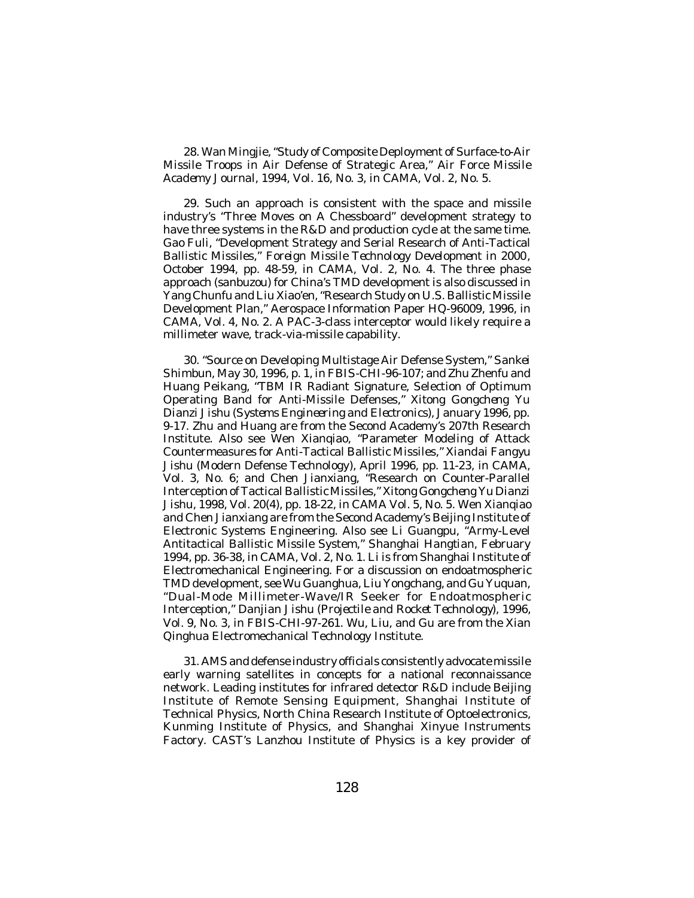28. Wan Mingjie, "Study of Composite Deployment of Surface-to-Air Missile Troops in Air Defense of Strategic Area," *Air Force Missile Academy Journal*, 1994, Vol. 16, No. 3, in CAMA, Vol. 2, No. 5.

29. Such an approach is consistent with the space and missile industry's "Three Moves on A Chessboard" development strategy to have three systems in the R&D and production cycle at the same time. Gao Fuli, "Development Strategy and Serial Research of Anti-Tactical Ballistic Missiles," *Foreign Missile Technology Development in 2000*, October 1994, pp. 48-59, in CAMA, Vol. 2, No. 4. The three phase approach (*sanbuzou*) for China's TMD development is also discussed in Yang Chunfu and Liu Xiao'en, "Research Study on U.S. Ballistic Missile Development Plan," Aerospace Information Paper HQ-96009, 1996, in CAMA, Vol. 4, No. 2. A PAC-3-class interceptor would likely require a millimeter wave, track-via-missile capability.

30. "Source on Developing Multistage Air Defense System," *Sankei Shimbun*, May 30, 1996, p. 1, in FBIS-CHI-96-107; and Zhu Zhenfu and Huang Peikang, "TBM IR Radiant Signature, Selection of Optimum Operating Band for Anti-Missile Defenses," *Xitong Gongcheng Yu Dianzi Jishu (Systems Engineering and Electronics)*, January 1996, pp. 9-17. Zhu and Huang are from the Second Academy's 207th Research Institute. Also see Wen Xianqiao, "Parameter Modeling of Attack Countermeasures for Anti-Tactical Ballistic Missiles," *Xiandai Fangyu Jishu (Modern Defense Technology)*, April 1996, pp. 11-23, in CAMA, Vol. 3, No. 6; and Chen Jianxiang, "Research on Counter-Parallel Interception of Tactical Ballistic Missiles," *Xitong Gongcheng Yu Dianzi Jishu*, 1998, Vol. 20(4), pp. 18-22, in CAMA Vol. 5, No. 5. Wen Xianqiao and Chen Jianxiang are from the Second Academy's Beijing Institute of Electronic Systems Engineering. Also see Li Guangpu, "Army-Level Antitactical Ballistic Missile System," *Shanghai Hangtian*, February 1994, pp. 36-38, in CAMA, Vol. 2, No. 1. Li is from Shanghai Institute of Electromechanical Engineering. For a discussion on endoatmospheric TMD development, see Wu Guanghua, Liu Yongchang, and Gu Yuquan, "Dual-Mode Millimeter-Wave/IR Seeker for Endoatmospheric Interception," *Danjian Jishu (Projectile and Rocket Technology)*, 1996, Vol. 9, No. 3, in FBIS-CHI-97-261. Wu, Liu, and Gu are from the Xian Qinghua Electromechanical Technology Institute.

31. AMS and defense industry officials consistently advocate missile early warning satellites in concepts for a national reconnaissance network. Leading institutes for infrared detector R&D include Beijing Institute of Remote Sensing Equipment, Shanghai Institute of Technical Physics, North China Research Institute of Optoelectronics, Kunming Institute of Physics, and Shanghai Xinyue Instruments Factory. CAST's Lanzhou Institute of Physics is a key provider of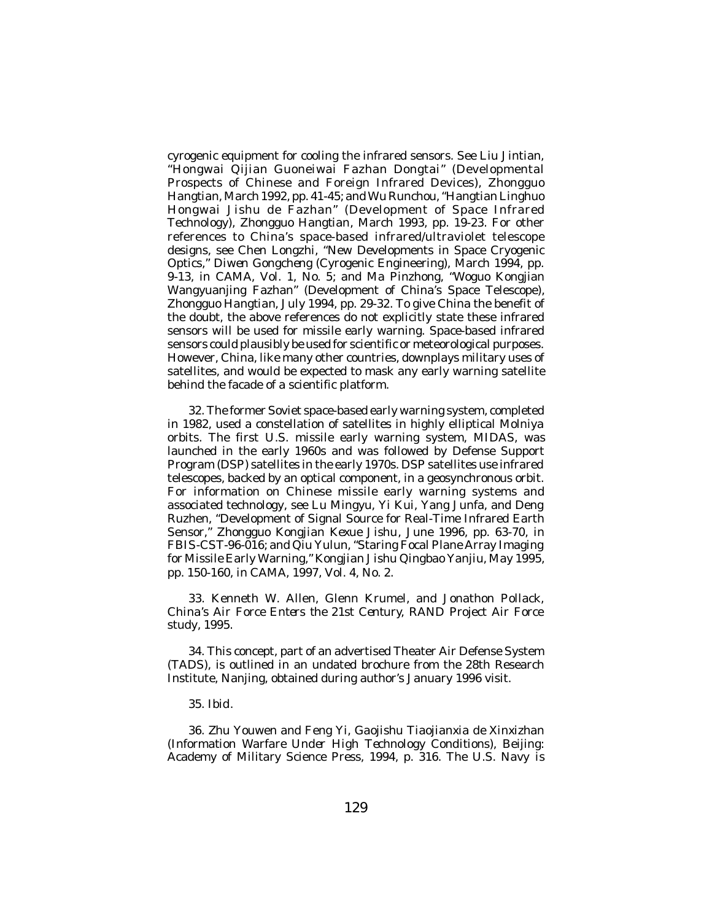cyrogenic equipment for cooling the infrared sensors. See Liu Jintian, "Hongwai Qijian Guoneiwai Fazhan Dongtai" (Developmental Prospects of Chinese and Foreign Infrared Devices), *Zhongguo Hangtian*, March 1992, pp. 41-45; and Wu Runchou, "Hangtian Linghuo Hongwai Jishu de Fazhan" (Development of Space Infrared Technology), *Zhongguo Hangtian*, March 1993, pp. 19-23. For other references to China's space-based infrared/ultraviolet telescope designs, see Chen Longzhi, "New Developments in Space Cryogenic Optics," *Diwen Gongcheng* (Cyrogenic Engineering), March 1994, pp. 9-13, in CAMA, Vol. 1, No. 5; and Ma Pinzhong, "Woguo Kongjian Wangyuanjing Fazhan" (Development of China's Space Telescope), *Zhongguo Hangtian*, July 1994, pp. 29-32. To give China the benefit of the doubt, the above references do not explicitly state these infrared sensors will be used for missile early warning. Space-based infrared sensors could plausibly be used for scientific or meteorological purposes. However, China, like many other countries, downplays military uses of satellites, and would be expected to mask any early warning satellite behind the facade of a scientific platform.

32. The former Soviet space-based early warning system, completed in 1982, used a constellation of satellites in highly elliptical Molniya orbits. The first U.S. missile early warning system, MIDAS, was launched in the early 1960s and was followed by Defense Support Program (DSP) satellites in the early 1970s. DSP satellites use infrared telescopes, backed by an optical component, in a geosynchronous orbit. For information on Chinese missile early warning systems and associated technology, see Lu Mingyu, Yi Kui, Yang Junfa, and Deng Ruzhen, "Development of Signal Source for Real-Time Infrared Earth Sensor," *Zhongguo Kongjian Kexue Jishu*, June 1996, pp. 63-70, in FBIS-CST-96-016; and Qiu Yulun, "Staring Focal Plane Array Imaging for Missile Early Warning," *Kongjian Jishu Qingbao Yanjiu*, May 1995, pp. 150-160, in CAMA, 1997, Vol. 4, No. 2.

33. Kenneth W. Allen, Glenn Krumel, and Jonathon Pollack, *China's Air Force Enters the 21st Century*, RAND Project Air Force study, 1995.

34. This concept, part of an advertised Theater Air Defense System (TADS), is outlined in an undated brochure from the 28th Research Institute, Nanjing, obtained during author's January 1996 visit.

35. *Ibid*.

36. Zhu Youwen and Feng Yi, *Gaojishu Tiaojianxia de Xinxizhan* (Information Warfare Under High Technology Conditions), Beijing: Academy of Military Science Press, 1994, p. 316. The U.S. Navy is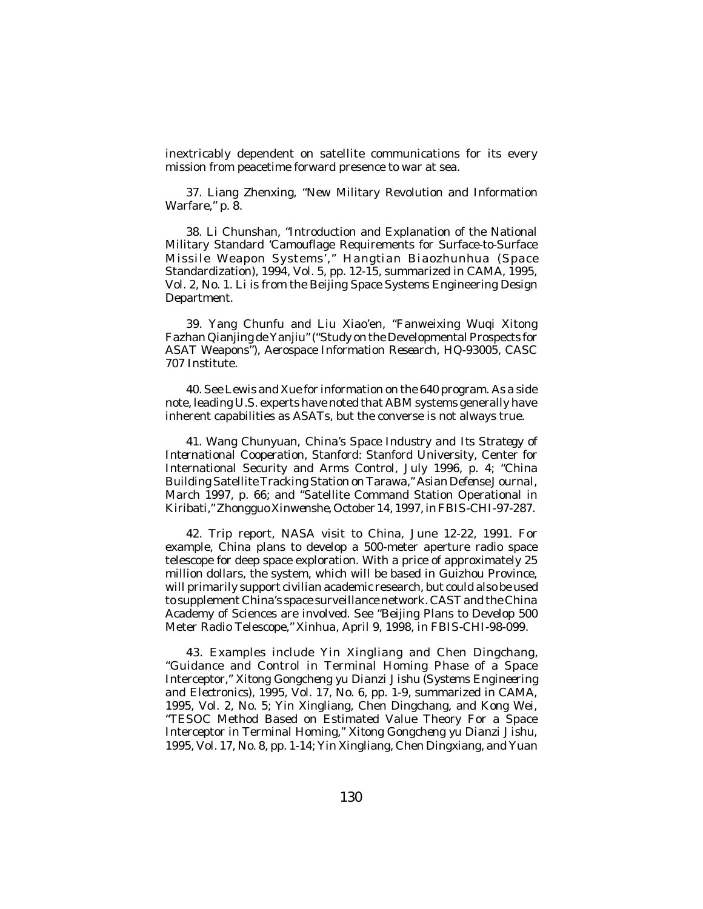inextricably dependent on satellite communications for its every mission from peacetime forward presence to war at sea.

37. Liang Zhenxing, "New Military Revolution and Information Warfare," p. 8.

38. Li Chunshan, "Introduction and Explanation of the National Military Standard 'Camouflage Requirements for Surface-to-Surface Missile Weapon Systems'," *Hangtian Biaozhunhua* (*Space Standardization*), 1994, Vol. 5, pp. 12-15, summarized in CAMA, 1995, Vol. 2, No. 1. Li is from the Beijing Space Systems Engineering Design Department.

39. Yang Chunfu and Liu Xiao'en, "Fanweixing Wuqi Xitong Fazhan Qianjing de Yanjiu" ("Study on the Developmental Prospects for ASAT Weapons"), *Aerospace Information Research*, HQ-93005, CASC 707 Institute.

40. See Lewis and Xue for information on the 640 program. As a side note, leading U.S. experts have noted that ABM systems generally have inherent capabilities as ASATs, but the converse is not always true.

41. Wang Chunyuan, *China's Space Industry and Its Strategy of International Cooperation*, Stanford: Stanford University, Center for International Security and Arms Control, July 1996, p. 4; "China Building Satellite Tracking Station on Tarawa," *Asian Defense Journal*, March 1997, p. 66; and "Satellite Command Station Operational in Kiribati," *Zhongguo Xinwenshe*, October 14, 1997, in FBIS-CHI-97-287.

42. Trip report, NASA visit to China, June 12-22, 1991. For example, China plans to develop a 500-meter aperture radio space telescope for deep space exploration. With a price of approximately 25 million dollars, the system, which will be based in Guizhou Province, will primarily support civilian academic research, but could also be used to supplement China's space surveillance network. CAST and the China Academy of Sciences are involved. See "Beijing Plans to Develop 500 Meter Radio Telescope," *Xinhua*, April 9, 1998, in FBIS-CHI-98-099.

43. Examples include Yin Xingliang and Chen Dingchang, "Guidance and Control in Terminal Homing Phase of a Space Interceptor," *Xitong Gongcheng yu Dianzi Jishu* (*Systems Engineering and Electronics*), 1995, Vol. 17, No. 6, pp. 1-9, summarized in CAMA, 1995, Vol. 2, No. 5; Yin Xingliang, Chen Dingchang, and Kong Wei, "TESOC Method Based on Estimated Value Theory For a Space Interceptor in Terminal Homing," *Xitong Gongcheng yu Dianzi Jishu*, 1995, Vol. 17, No. 8, pp. 1-14; Yin Xingliang, Chen Dingxiang, and Yuan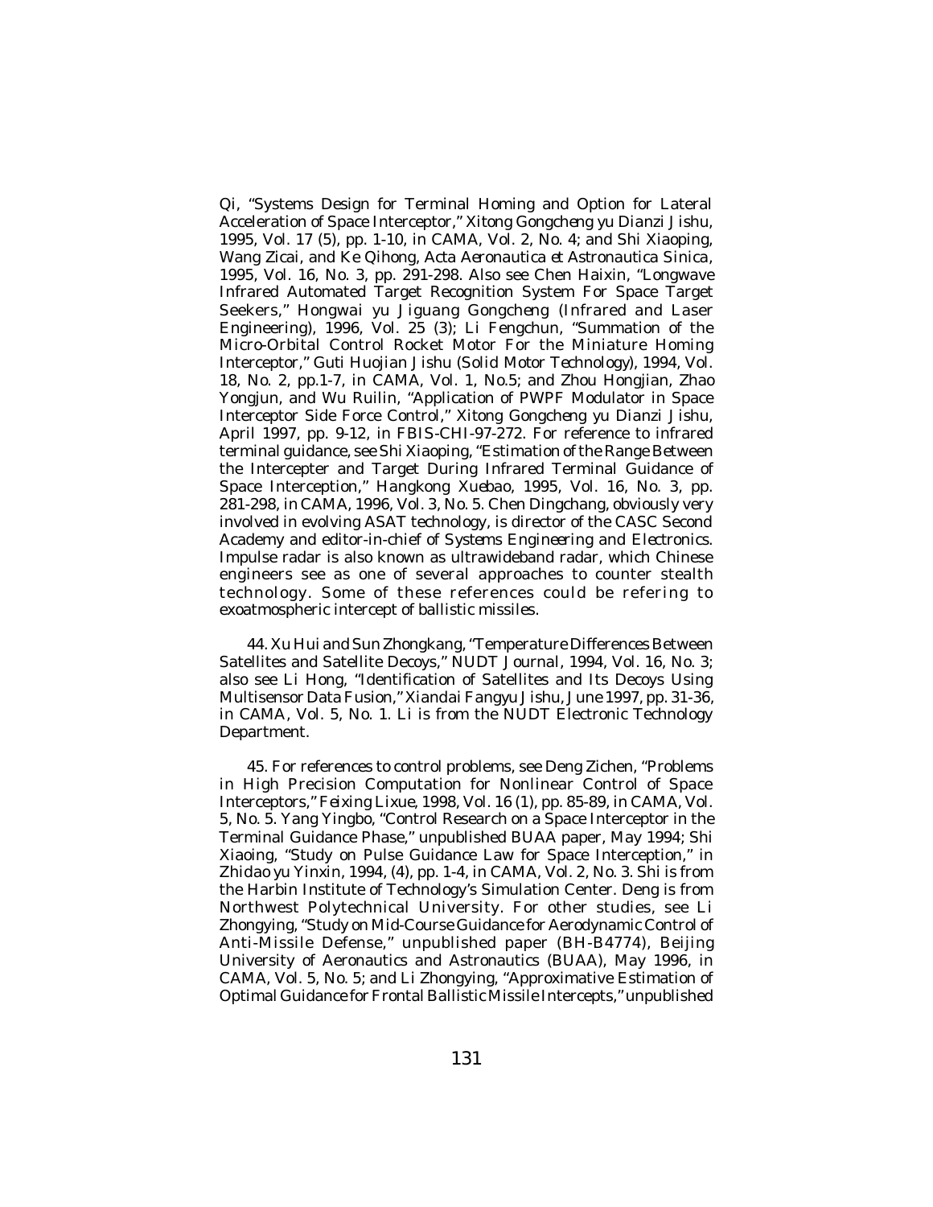Qi, "Systems Design for Terminal Homing and Option for Lateral Acceleration of Space Interceptor," *Xitong Gongcheng yu Dianzi Jishu*, 1995, Vol. 17 (5), pp. 1-10, in CAMA, Vol. 2, No. 4; and Shi Xiaoping, Wang Zicai, and Ke Qihong, *Acta Aeronautica et Astronautica Sinica*, 1995, Vol. 16, No. 3, pp. 291-298. Also see Chen Haixin, "Longwave Infrared Automated Target Recognition System For Space Target Seekers," *Hongwai yu Jiguang Gongcheng (Infrared and Laser Engineering)*, 1996, Vol. 25 (3); Li Fengchun, "Summation of the Micro-Orbital Control Rocket Motor For the Miniature Homing Interceptor," *Guti Huojian Jishu (Solid Motor Technology)*, 1994, Vol. 18, No. 2, pp.1-7, in CAMA, Vol. 1, No.5; and Zhou Hongjian, Zhao Yongjun, and Wu Ruilin, "Application of PWPF Modulator in Space Interceptor Side Force Control," *Xitong Gongcheng yu Dianzi Jishu*, April 1997, pp. 9-12, in FBIS-CHI-97-272. For reference to infrared terminal guidance, see Shi Xiaoping, "Estimation of the Range Between the Intercepter and Target During Infrared Terminal Guidance of Space Interception," *Hangkong Xuebao*, 1995, Vol. 16, No. 3, pp. 281-298, in CAMA, 1996, Vol. 3, No. 5. Chen Dingchang, obviously very involved in evolving ASAT technology, is director of the CASC Second Academy and editor-in-chief of *Systems Engineering and Electronics*. Impulse radar is also known as ultrawideband radar, which Chinese engineers see as one of several approaches to counter stealth technology. Some of these references could be refering to exoatmospheric intercept of ballistic missiles.

44. Xu Hui and Sun Zhongkang, "Temperature Differences Between Satellites and Satellite Decoys," *NUDT Journal*, 1994, Vol. 16, No. 3; also see Li Hong, "Identification of Satellites and Its Decoys Using Multisensor Data Fusion," *Xiandai Fangyu Jishu*, June 1997, pp. 31-36, in CAMA, Vol. 5, No. 1. Li is from the NUDT Electronic Technology Department.

45. For references to control problems, see Deng Zichen, "Problems in High Precision Computation for Nonlinear Control of Space Interceptors," *Feixing Lixue*, 1998, Vol. 16 (1), pp. 85-89, in CAMA, Vol. 5, No. 5. Yang Yingbo, "Control Research on a Space Interceptor in the Terminal Guidance Phase," unpublished BUAA paper, May 1994; Shi Xiaoing, "Study on Pulse Guidance Law for Space Interception," in *Zhidao yu Yinxin*, 1994, (4), pp. 1-4, in CAMA, Vol. 2, No. 3. Shi is from the Harbin Institute of Technology's Simulation Center. Deng is from Northwest Polytechnical University. For other studies, see Li Zhongying, "Study on Mid-Course Guidance for Aerodynamic Control of Anti-Missile Defense," unpublished paper (BH-B4774), Beijing University of Aeronautics and Astronautics (BUAA), May 1996, in CAMA, Vol. 5, No. 5; and Li Zhongying, "Approximative Estimation of Optimal Guidance for Frontal Ballistic Missile Intercepts," unpublished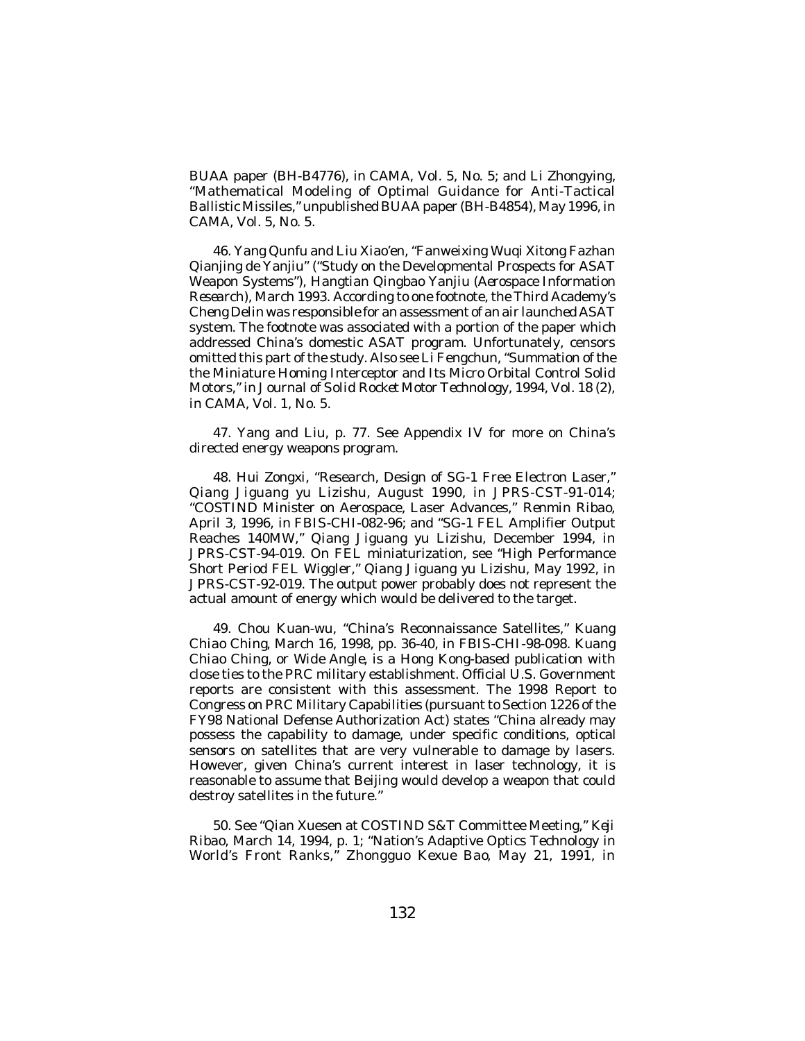BUAA paper (BH-B4776), in CAMA, Vol. 5, No. 5; and Li Zhongying, "Mathematical Modeling of Optimal Guidance for Anti-Tactical Ballistic Missiles," unpublished BUAA paper (BH-B4854), May 1996, in CAMA, Vol. 5, No. 5.

46. Yang Qunfu and Liu Xiao'en, "Fanweixing Wuqi Xitong Fazhan Qianjing de Yanjiu" ("Study on the Developmental Prospects for ASAT Weapon Systems"), *Hangtian Qingbao Yanjiu (Aerospace Information Research)*, March 1993. According to one footnote, the Third Academy's Cheng Delin was responsible for an assessment of an air launched ASAT system. The footnote was associated with a portion of the paper which addressed China's domestic ASAT program. Unfortunately, censors omitted this part of the study. Also see Li Fengchun, "Summation of the the Miniature Homing Interceptor and Its Micro Orbital Control Solid Motors," in *Journal of Solid Rocket Motor Technology*, 1994, Vol. 18 (2), in CAMA, Vol. 1, No. 5.

47. Yang and Liu, p. 77. See Appendix IV for more on China's directed energy weapons program.

48. Hui Zongxi, "Research, Design of SG-1 Free Electron Laser," *Qiang Jiguang yu Lizishu*, August 1990, in JPRS-CST-91-014; "COSTIND Minister on Aerospace, Laser Advances," *Renmin Ribao*, April 3, 1996, in FBIS-CHI-082-96; and "SG-1 FEL Amplifier Output Reaches 140MW," *Qiang Jiguang yu Lizishu*, December 1994, in JPRS-CST-94-019. On FEL miniaturization, see "High Performance Short Period FEL Wiggler," *Qiang Jiguang yu Lizishu*, May 1992, in JPRS-CST-92-019. The output power probably does not represent the actual amount of energy which would be delivered to the target.

49. Chou Kuan-wu, "China's Reconnaissance Satellites," *Kuang Chiao Ching*, March 16, 1998, pp. 36-40, in FBIS-CHI-98-098. *Kuang Chiao Ching*, or *Wide Angle*, is a Hong Kong-based publication with close ties to the PRC military establishment. Official U.S. Government reports are consistent with this assessment. The 1998 Report to Congress on PRC Military Capabilities (pursuant to Section 1226 of the FY98 National Defense Authorization Act) states "China already may possess the capability to damage, under specific conditions, optical sensors on satellites that are very vulnerable to damage by lasers. However, given China's current interest in laser technology, it is reasonable to assume that Beijing would develop a weapon that could destroy satellites in the future."

50. See "Qian Xuesen at COSTIND S&T Committee Meeting," *Keji Ribao*, March 14, 1994, p. 1; "Nation's Adaptive Optics Technology in World's Front Ranks," *Zhongguo Kexue Bao*, May 21, 1991, in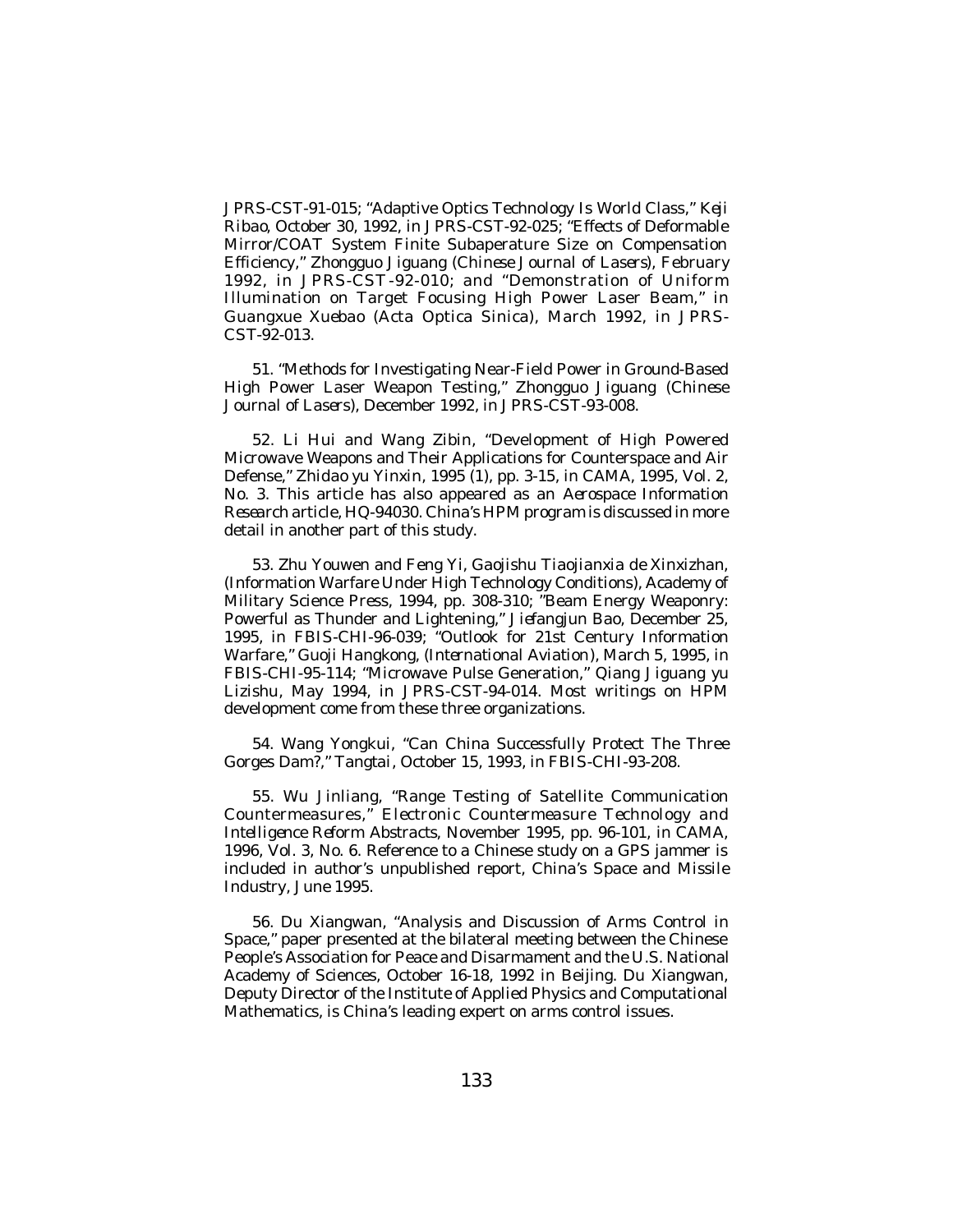JPRS-CST-91-015; "Adaptive Optics Technology Is World Class," *Keji Ribao*, October 30, 1992, in JPRS-CST-92-025; "Effects of Deformable Mirror/COAT System Finite Subaperature Size on Compensation Efficiency," *Zhongguo Jiguang* (*Chinese Journal of Lasers*), February 1992, in JPRS-CST-92-010; and "Demonstration of Uniform Illumination on Target Focusing High Power Laser Beam," in *Guangxue Xuebao* (*Acta Optica Sinica*), March 1992, in JPRS-CST-92-013.

51. "Methods for Investigating Near-Field Power in Ground-Based High Power Laser Weapon Testing," *Zhongguo Jiguang* (*Chinese Journal of Lasers*), December 1992, in JPRS-CST-93-008.

52. Li Hui and Wang Zibin, "Development of High Powered Microwave Weapons and Their Applications for Counterspace and Air Defense," *Zhidao yu Yinxin*, 1995 (1), pp. 3-15, in CAMA, 1995, Vol. 2, No. 3. This article has also appeared as an *Aerospace Information Research* article, HQ-94030. China's HPM program is discussed in more detail in another part of this study.

53. Zhu Youwen and Feng Yi, *Gaojishu Tiaojianxia de Xinxizhan*, (*Information Warfare Under High Technology Conditions*), Academy of Military Science Press, 1994, pp. 308-310; "Beam Energy Weaponry: Powerful as Thunder and Lightening," *Jiefangjun Bao*, December 25, 1995, in FBIS-CHI-96-039; "Outlook for 21st Century Information Warfare," *Guoji Hangkong*, (*International Aviation*), March 5, 1995, in FBIS-CHI-95-114; "Microwave Pulse Generation," *Qiang Jiguang yu Lizishu*, May 1994, in JPRS-CST-94-014. Most writings on HPM development come from these three organizations.

54. Wang Yongkui, "Can China Successfully Protect The Three Gorges Dam?," *Tangtai*, October 15, 1993, in FBIS-CHI-93-208.

55. Wu Jinliang, "Range Testing of Satellite Communication Countermeasures," *Electronic Countermeasure Technology and Intelligence Reform Abstracts*, November 1995, pp. 96-101, in CAMA, 1996, Vol. 3, No. 6. Reference to a Chinese study on a GPS jammer is included in author's unpublished report, *China's Space and Missile Industry*, June 1995.

56. Du Xiangwan, "Analysis and Discussion of Arms Control in Space," paper presented at the bilateral meeting between the Chinese People's Association for Peace and Disarmament and the U.S. National Academy of Sciences, October 16-18, 1992 in Beijing. Du Xiangwan, Deputy Director of the Institute of Applied Physics and Computational Mathematics, is China's leading expert on arms control issues.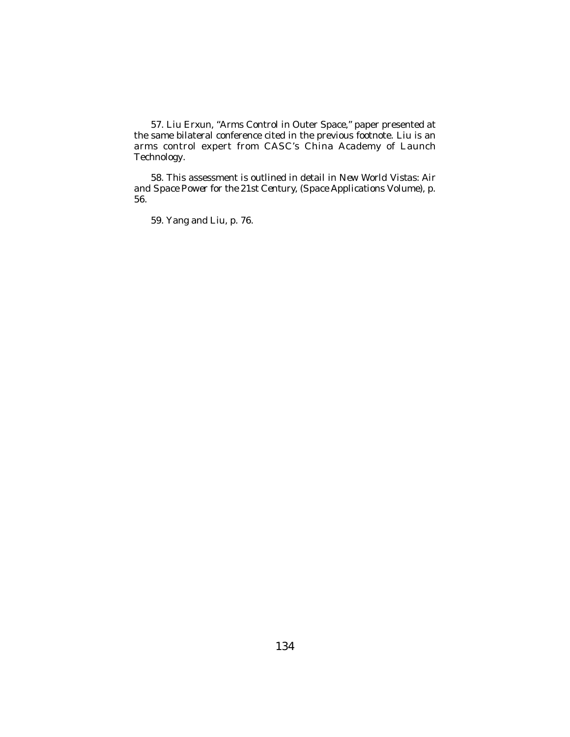57. Liu Erxun, "Arms Control in Outer Space," paper presented at the same bilateral conference cited in the previous footnote. Liu is an arms control expert from CASC's China Academy of Launch Technology.

58. This assessment is outlined in detail in *New World Vistas: Air and Space Power for the 21st Century*, (Space Applications Volume), p. 56.

59. Yang and Liu, p. 76.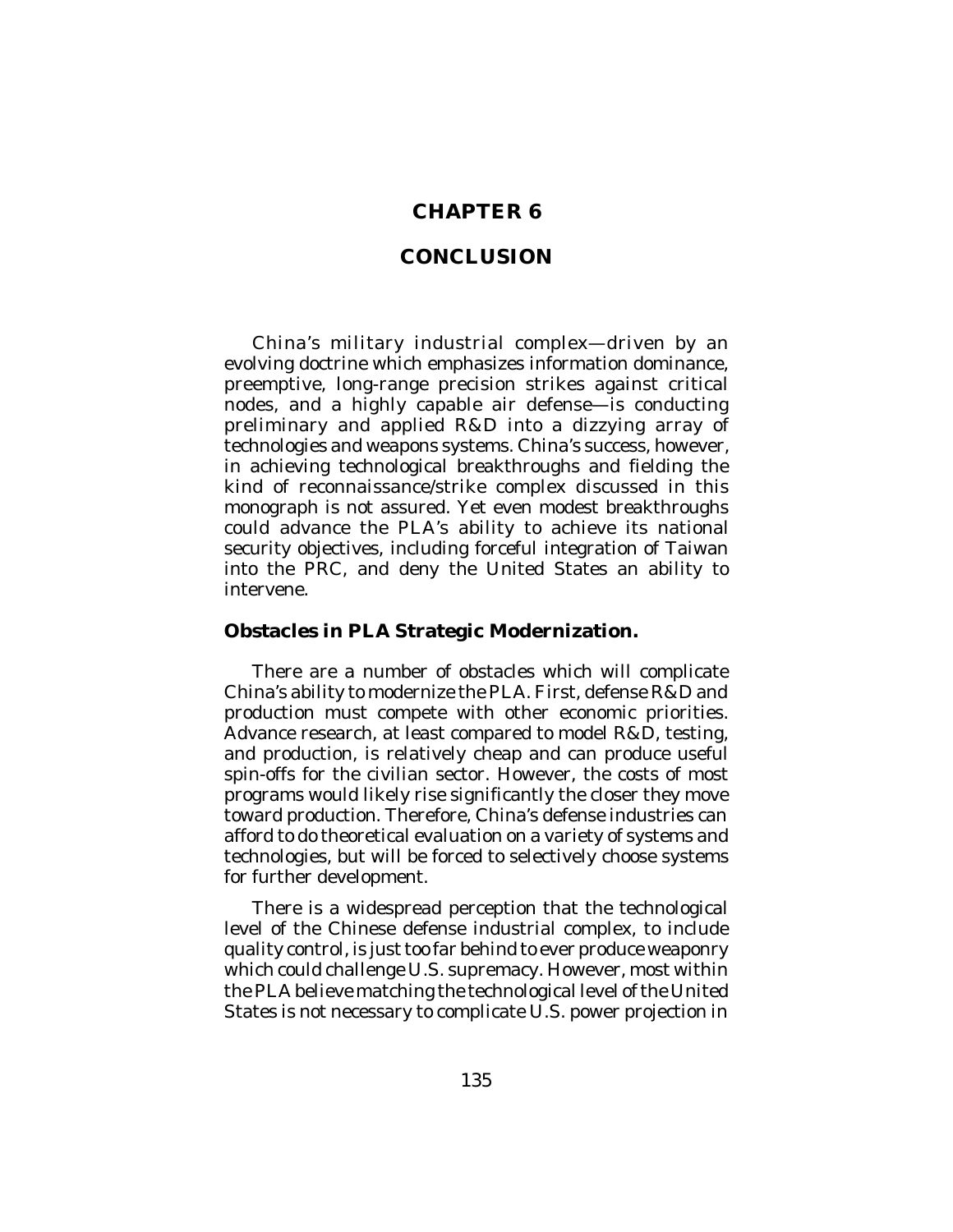# CHAPTER 6

# CONCLUSION

China's military industrial complex—driven by an evolving doctrine which emphasizes information dominance, preemptive, long-range precision strikes against critical nodes, and a highly capable air defense—is conducting preliminary and applied R&D into a dizzying array of technologies and weapons systems. China's success, however, in achieving technological breakthroughs and fielding the kind of reconnaissance/strike complex discussed in this monograph is not assured. Yet even modest breakthroughs could advance the PLA's ability to achieve its national security objectives, including forceful integration of Taiwan into the PRC, and deny the United States an ability to intervene.

### Obstacles in PLA Strategic Modernization.

There are a number of obstacles which will complicate China's ability to modernize the PLA. First, defense R&D and production must compete with other economic priorities. Advance research, at least compared to model R&D, testing, and production, is relatively cheap and can produce useful spin-offs for the civilian sector. However, the costs of most programs would likely rise significantly the closer they move toward production. Therefore, China's defense industries can afford to do theoretical evaluation on a variety of systems and technologies, but will be forced to selectively choose systems for further development.

There is a widespread perception that the technological level of the Chinese defense industrial complex, to include quality control, is just too far behind to ever produce weaponry which could challenge U.S. supremacy. However, most within the PLA believe matching the technological level of the United States is not necessary to complicate U.S. power projection in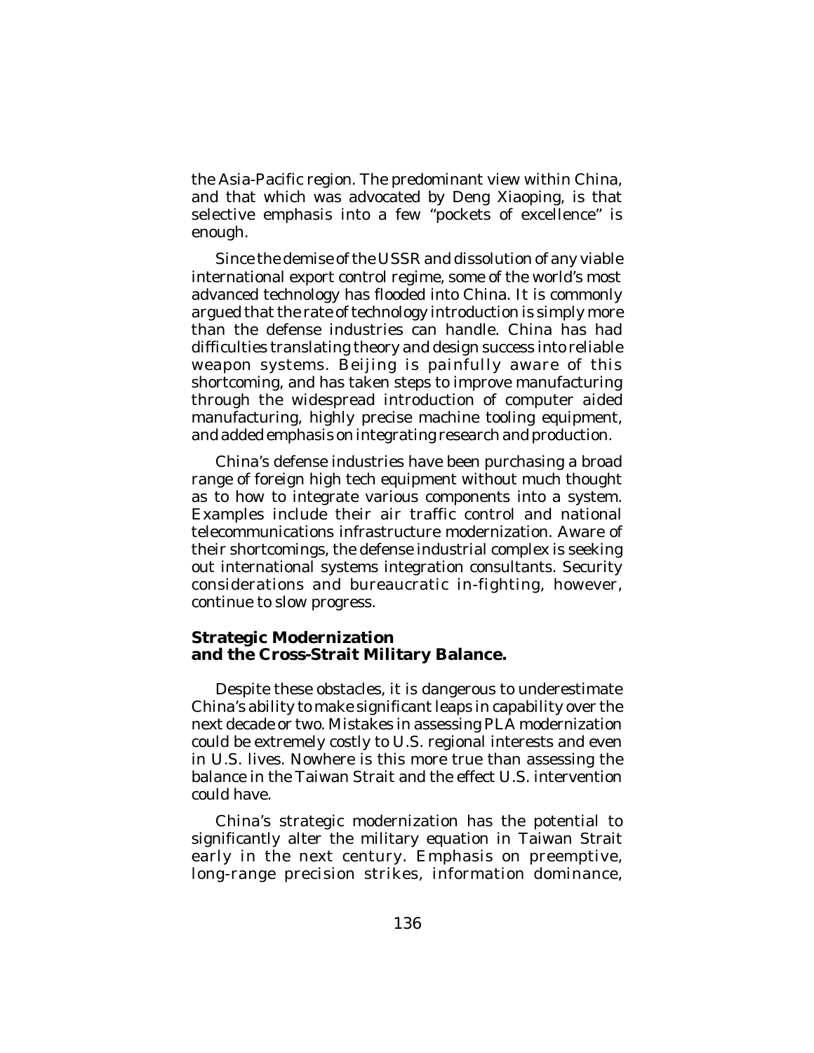the Asia-Pacific region. The predominant view within China, and that which was advocated by Deng Xiaoping, is that selective emphasis into a few “pockets of excellence” is enough.

Since the demise of the USSR and dissolution of any viable international export control regime, some of the world’s most advanced technology has flooded into China. It is commonly argued that the rate of technology introduction is simply more than the defense industries can handle. China has had difficulties translating theory and design success into reliable weapon systems. Beijing is painfully aware of this shortcoming, and has taken steps to improve manufacturing through the widespread introduction of computer aided manufacturing, highly precise machine tooling equipment, and added emphasis on integrating research and production.

China’s defense industries have been purchasing a broad range of foreign high tech equipment without much thought as to how to integrate various components into a system. Examples include their air traffic control and national telecommunications infrastructure modernization. Aware of their shortcomings, the defense industrial complex is seeking out international systems integration consultants. Security considerations and bureaucratic in-fighting, however, continue to slow progress.

### Strategic Modernization and the Cross-Strait Military Balance.

Despite these obstacles, it is dangerous to underestimate China’s ability to make significant leaps in capability over the next decade or two. Mistakes in assessing PLA modernization could be extremely costly to U.S. regional interests and even in U.S. lives. Nowhere is this more true than assessing the balance in the Taiwan Strait and the effect U.S. intervention could have.

China’s strategic modernization has the potential to significantly alter the military equation in Taiwan Strait early in the next century. Emphasis on preemptive, long-range precision strikes, information dominance,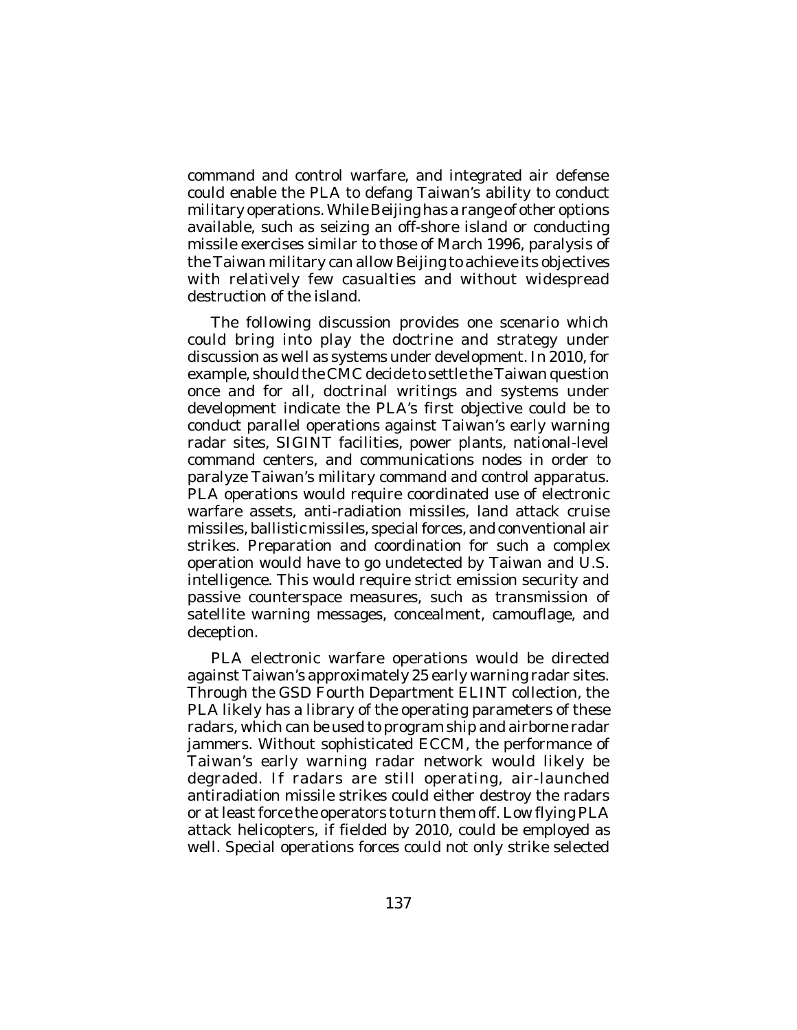command and control warfare, and integrated air defense could enable the PLA to defang Taiwan's ability to conduct military operations. While Beijing has a range of other options available, such as seizing an off-shore island or conducting missile exercises similar to those of March 1996, paralysis of the Taiwan military can allow Beijing to achieve its objectives with relatively few casualties and without widespread destruction of the island.

The following discussion provides one scenario which could bring into play the doctrine and strategy under discussion as well as systems under development. In 2010, for example, should the CMC decide to settle the Taiwan question once and for all, doctrinal writings and systems under development indicate the PLA's first objective could be to conduct parallel operations against Taiwan's early warning radar sites, SIGINT facilities, power plants, national-level command centers, and communications nodes in order to paralyze Taiwan's military command and control apparatus. PLA operations would require coordinated use of electronic warfare assets, anti-radiation missiles, land attack cruise missiles, ballistic missiles, special forces, and conventional air strikes. Preparation and coordination for such a complex operation would have to go undetected by Taiwan and U.S. intelligence. This would require strict emission security and passive counterspace measures, such as transmission of satellite warning messages, concealment, camouflage, and deception.

PLA electronic warfare operations would be directed against Taiwan's approximately 25 early warning radar sites. Through the GSD Fourth Department ELINT collection, the PLA likely has a library of the operating parameters of these radars, which can be used to program ship and airborne radar jammers. Without sophisticated ECCM, the performance of Taiwan's early warning radar network would likely be degraded. If radars are still operating, air-launched antiradiation missile strikes could either destroy the radars or at least force the operators to turn them off. Low flying PLA attack helicopters, if fielded by 2010, could be employed as well. Special operations forces could not only strike selected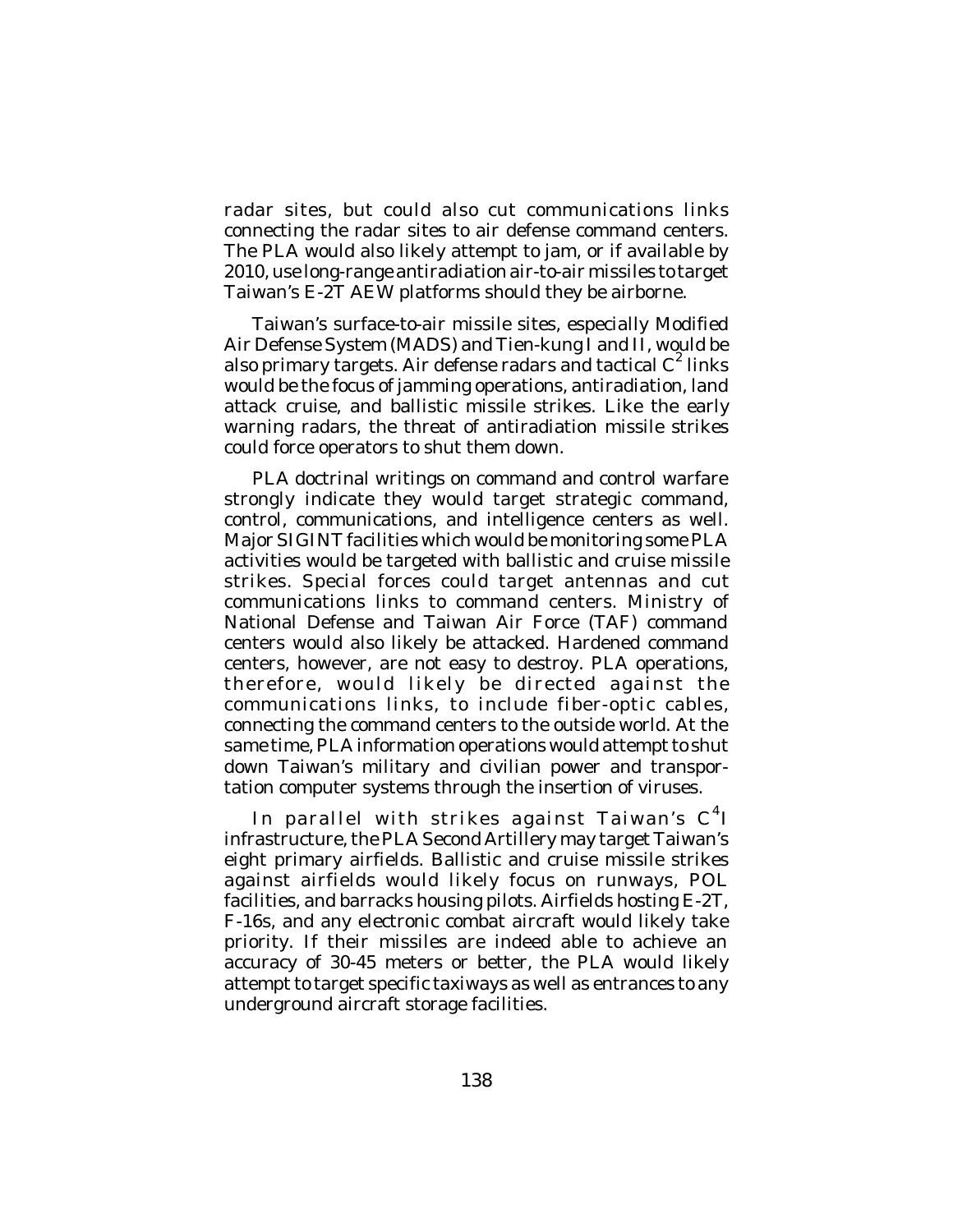radar sites, but could also cut communications links connecting the radar sites to air defense command centers. The PLA would also likely attempt to jam, or if available by 2010, use long-range antiradiation air-to-air missiles to target Taiwan's E-2T AEW platforms should they be airborne.

Taiwan's surface-to-air missile sites, especially Modified Air Defense System (MADS) and Tien-kung I and II, would be also primary targets. Air defense radars and tactical $C^2$ links would be the focus of jamming operations, antiradiation, land attack cruise, and ballistic missile strikes. Like the early warning radars, the threat of antiradiation missile strikes could force operators to shut them down.

PLA doctrinal writings on command and control warfare strongly indicate they would target strategic command, control, communications, and intelligence centers as well. Major SIGINT facilities which would be monitoring some PLA activities would be targeted with ballistic and cruise missile strikes. Special forces could target antennas and cut communications links to command centers. Ministry of National Defense and Taiwan Air Force (TAF) command centers would also likely be attacked. Hardened command centers, however, are not easy to destroy. PLA operations, therefore, would likely be directed against the communications links, to include fiber-optic cables, connecting the command centers to the outside world. At the same time, PLA information operations would attempt to shut down Taiwan's military and civilian power and transportation computer systems through the insertion of viruses.

In parallel with strikes against Taiwan's $C^4I$ infrastructure, the PLA Second Artillery may target Taiwan's eight primary airfields. Ballistic and cruise missile strikes against airfields would likely focus on runways, POL facilities, and barracks housing pilots. Airfields hosting E-2T, F-16s, and any electronic combat aircraft would likely take priority. If their missiles are indeed able to achieve an accuracy of 30-45 meters or better, the PLA would likely attempt to target specific taxiways as well as entrances to any underground aircraft storage facilities.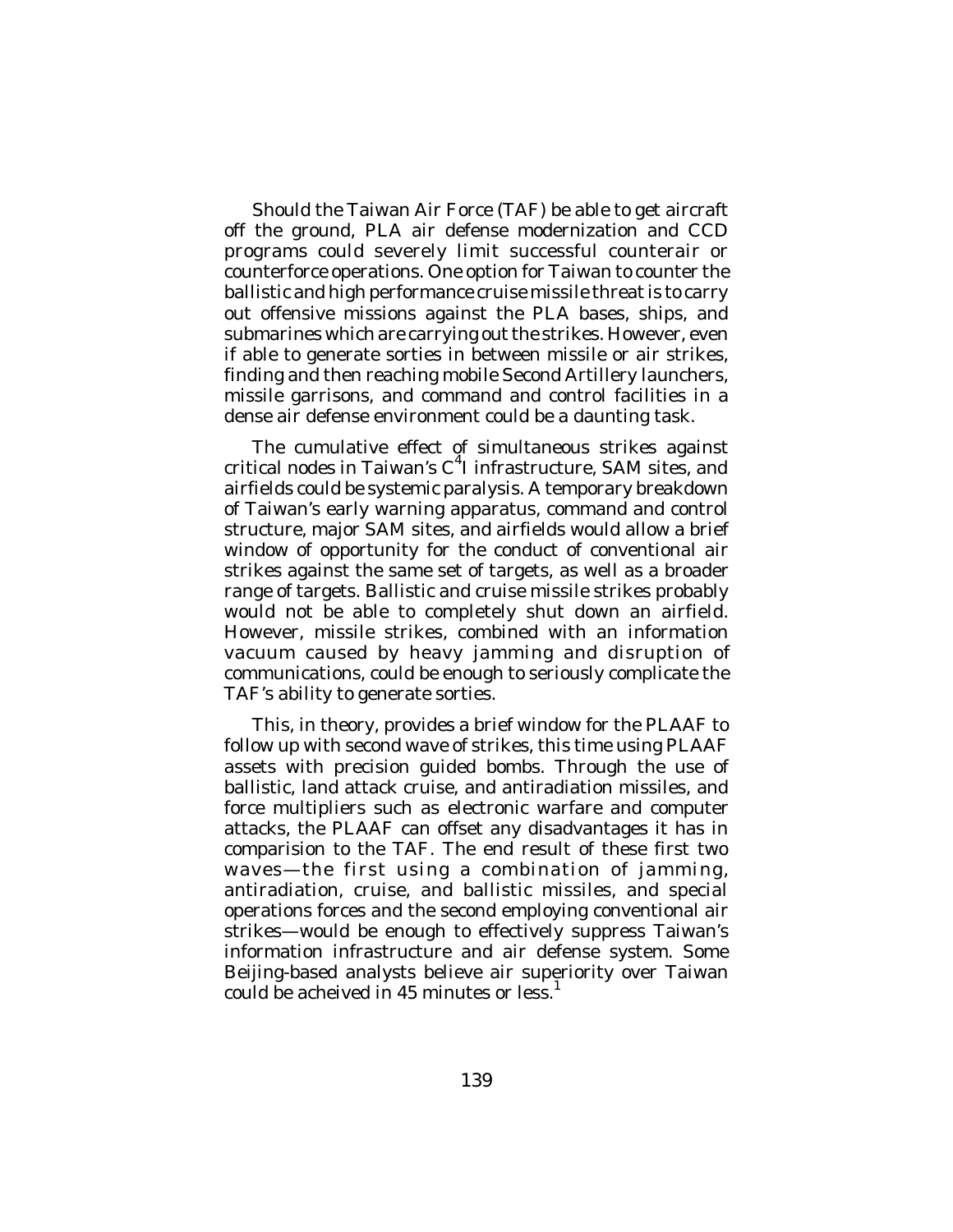Should the Taiwan Air Force (TAF) be able to get aircraft off the ground, PLA air defense modernization and CCD programs could severely limit successful counterair or counterforce operations. One option for Taiwan to counter the ballistic and high performance cruise missile threat is to carry out offensive missions against the PLA bases, ships, and submarines which are carrying out the strikes. However, even if able to generate sorties in between missile or air strikes, finding and then reaching mobile Second Artillery launchers, missile garrisons, and command and control facilities in a dense air defense environment could be a daunting task.

The cumulative effect of simultaneous strikes against critical nodes in Taiwan's $C^4I$ infrastructure, SAM sites, and airfields could be systemic paralysis. A temporary breakdown of Taiwan's early warning apparatus, command and control structure, major SAM sites, and airfields would allow a brief window of opportunity for the conduct of conventional air strikes against the same set of targets, as well as a broader range of targets. Ballistic and cruise missile strikes probably would not be able to completely shut down an airfield. However, missile strikes, combined with an information vacuum caused by heavy jamming and disruption of communications, could be enough to seriously complicate the TAF's ability to generate sorties.

This, in theory, provides a brief window for the PLAAF to follow up with second wave of strikes, this time using PLAAF assets with precision guided bombs. Through the use of ballistic, land attack cruise, and antiradiation missiles, and force multipliers such as electronic warfare and computer attacks, the PLAAF can offset any disadvantages it has in comparision to the TAF. The end result of these first two waves—the first using a combination of jamming, antiradiation, cruise, and ballistic missiles, and special operations forces and the second employing conventional air strikes—would be enough to effectively suppress Taiwan's information infrastructure and air defense system. Some Beijing-based analysts believe air superiority over Taiwan could be acheived in 45 minutes or less.[1]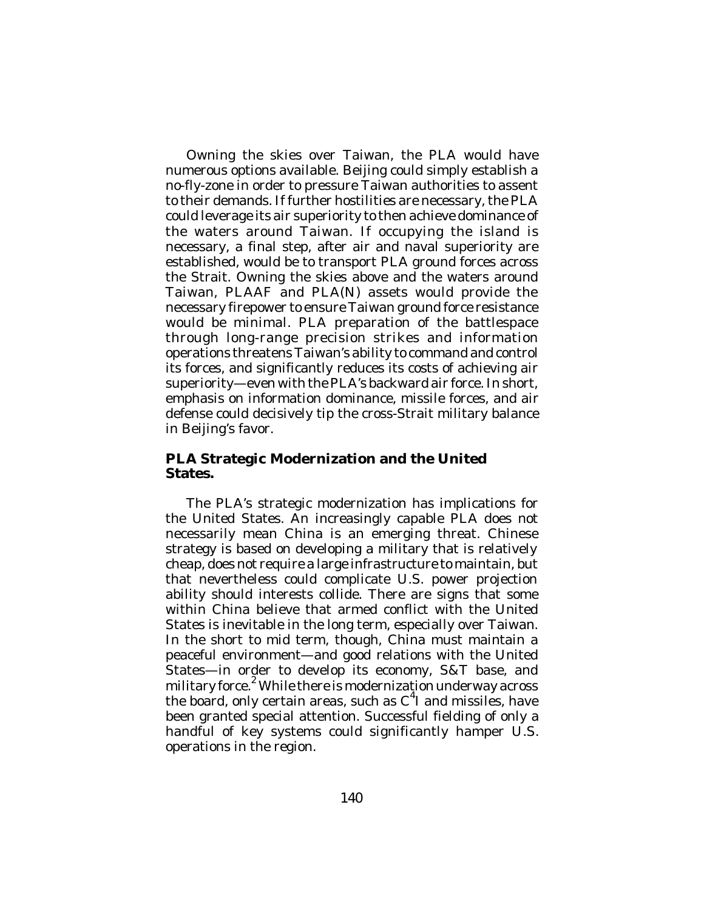Owning the skies over Taiwan, the PLA would have numerous options available. Beijing could simply establish a no-fly-zone in order to pressure Taiwan authorities to assent to their demands. If further hostilities are necessary, the PLA could leverage its air superiority to then achieve dominance of the waters around Taiwan. If occupying the island is necessary, a final step, after air and naval superiority are established, would be to transport PLA ground forces across the Strait. Owning the skies above and the waters around Taiwan, PLAAF and PLA(N) assets would provide the necessary firepower to ensure Taiwan ground force resistance would be minimal. PLA preparation of the battlespace through long-range precision strikes and information operations threatens Taiwan's ability to command and control its forces, and significantly reduces its costs of achieving air superiority—even with the PLA's backward air force. In short, emphasis on information dominance, missile forces, and air defense could decisively tip the cross-Strait military balance in Beijing's favor.

## PLA Strategic Modernization and the United States.

The PLA's strategic modernization has implications for the United States. An increasingly capable PLA does not necessarily mean China is an emerging threat. Chinese strategy is based on developing a military that is relatively cheap, does not require a large infrastructure to maintain, but that nevertheless could complicate U.S. power projection ability should interests collide. There are signs that some within China believe that armed conflict with the United States is inevitable in the long term, especially over Taiwan. In the short to mid term, though, China must maintain a peaceful environment—and good relations with the United States—in order to develop its economy, S&T base, and military force.[2] While there is modernization underway across the board, only certain areas, such as $C^4I$ and missiles, have been granted special attention. Successful fielding of only a handful of key systems could significantly hamper U.S. operations in the region.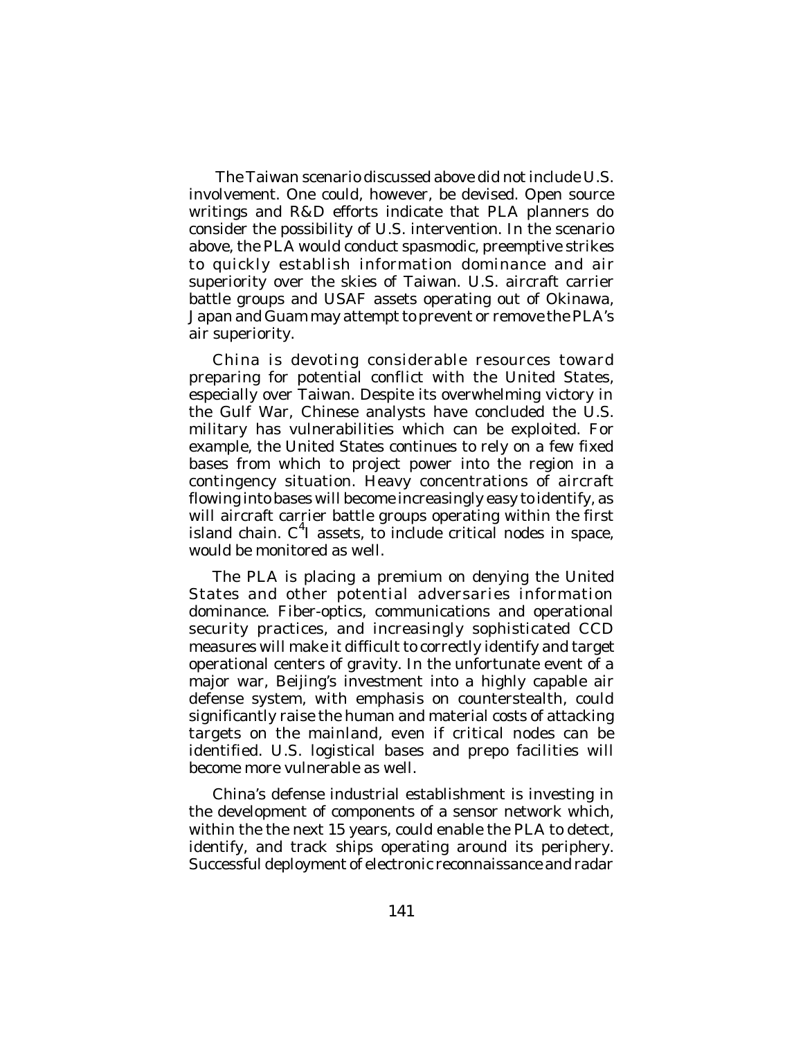The Taiwan scenario discussed above did not include U.S. involvement. One could, however, be devised. Open source writings and R&D efforts indicate that PLA planners do consider the possibility of U.S. intervention. In the scenario above, the PLA would conduct spasmodic, preemptive strikes to quickly establish information dominance and air superiority over the skies of Taiwan. U.S. aircraft carrier battle groups and USAF assets operating out of Okinawa, Japan and Guam may attempt to prevent or remove the PLA's air superiority.

China is devoting considerable resources toward preparing for potential conflict with the United States, especially over Taiwan. Despite its overwhelming victory in the Gulf War, Chinese analysts have concluded the U.S. military has vulnerabilities which can be exploited. For example, the United States continues to rely on a few fixed bases from which to project power into the region in a contingency situation. Heavy concentrations of aircraft flowing into bases will become increasingly easy to identify, as will aircraft carrier battle groups operating within the first island chain. $C^4I$ assets, to include critical nodes in space, would be monitored as well.

The PLA is placing a premium on denying the United States and other potential adversaries information dominance. Fiber-optics, communications and operational security practices, and increasingly sophisticated CCD measures will make it difficult to correctly identify and target operational centers of gravity. In the unfortunate event of a major war, Beijing's investment into a highly capable air defense system, with emphasis on counterstealth, could significantly raise the human and material costs of attacking targets on the mainland, even if critical nodes can be identified. U.S. logistical bases and prepo facilities will become more vulnerable as well.

China's defense industrial establishment is investing in the development of components of a sensor network which, within the the next 15 years, could enable the PLA to detect, identify, and track ships operating around its periphery. Successful deployment of electronic reconnaissance and radar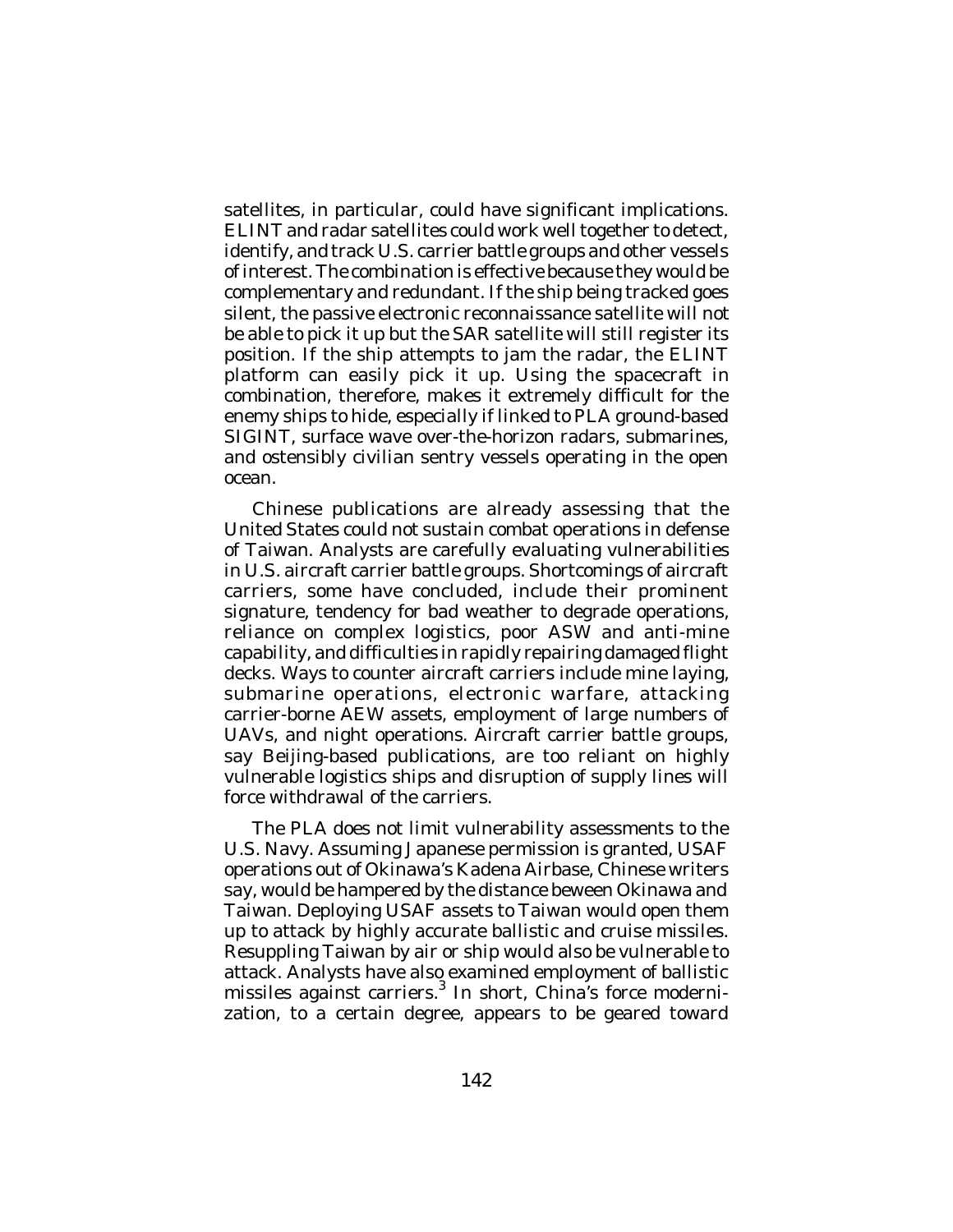satellites, in particular, could have significant implications. ELINT and radar satellites could work well together to detect, identify, and track U.S. carrier battle groups and other vessels of interest. The combination is effective because they would be complementary and redundant. If the ship being tracked goes silent, the passive electronic reconnaissance satellite will not be able to pick it up but the SAR satellite will still register its position. If the ship attempts to jam the radar, the ELINT platform can easily pick it up. Using the spacecraft in combination, therefore, makes it extremely difficult for the enemy ships to hide, especially if linked to PLA ground-based SIGINT, surface wave over-the-horizon radars, submarines, and ostensibly civilian sentry vessels operating in the open ocean.

Chinese publications are already assessing that the United States could not sustain combat operations in defense of Taiwan. Analysts are carefully evaluating vulnerabilities in U.S. aircraft carrier battle groups. Shortcomings of aircraft carriers, some have concluded, include their prominent signature, tendency for bad weather to degrade operations, reliance on complex logistics, poor ASW and anti-mine capability, and difficulties in rapidly repairing damaged flight decks. Ways to counter aircraft carriers include mine laying, submarine operations, electronic warfare, attacking carrier-borne AEW assets, employment of large numbers of UAVs, and night operations. Aircraft carrier battle groups, say Beijing-based publications, are too reliant on highly vulnerable logistics ships and disruption of supply lines will force withdrawal of the carriers.

The PLA does not limit vulnerability assessments to the U.S. Navy. Assuming Japanese permission is granted, USAF operations out of Okinawa's Kadena Airbase, Chinese writers say, would be hampered by the distance beween Okinawa and Taiwan. Deploying USAF assets to Taiwan would open them up to attack by highly accurate ballistic and cruise missiles. Resuppling Taiwan by air or ship would also be vulnerable to attack. Analysts have also examined employment of ballistic missiles against carriers.[3] In short, China's force modernization, to a certain degree, appears to be geared toward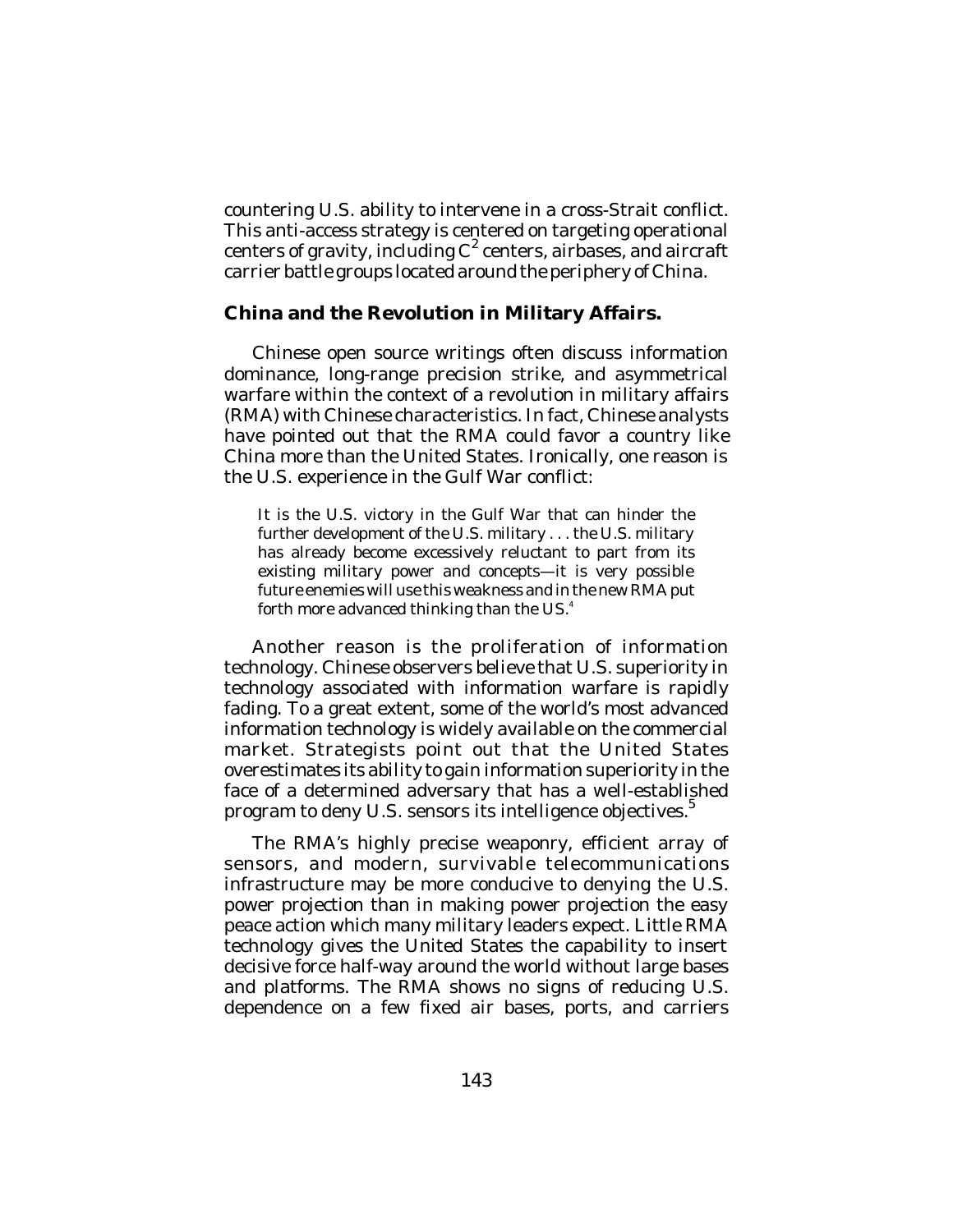countering U.S. ability to intervene in a cross-Strait conflict. This anti-access strategy is centered on targeting operational centers of gravity, including $C^2$ centers, airbases, and aircraft carrier battle groups located around the periphery of China.

### China and the Revolution in Military Affairs.

Chinese open source writings often discuss information dominance, long-range precision strike, and asymmetrical warfare within the context of a revolution in military affairs (RMA) with Chinese characteristics. In fact, Chinese analysts have pointed out that the RMA could favor a country like China more than the United States. Ironically, one reason is the U.S. experience in the Gulf War conflict:

> It is the U.S. victory in the Gulf War that can hinder the further development of the U.S. military . . . the U.S. military has already become excessively reluctant to part from its existing military power and concepts—it is very possible future enemies will use this weakness and in the new RMA put forth more advanced thinking than the US.[4]

Another reason is the proliferation of information technology. Chinese observers believe that U.S. superiority in technology associated with information warfare is rapidly fading. To a great extent, some of the world's most advanced information technology is widely available on the commercial market. Strategists point out that the United States overestimates its ability to gain information superiority in the face of a determined adversary that has a well-established program to deny U.S. sensors its intelligence objectives.[5]

The RMA's highly precise weaponry, efficient array of sensors, and modern, survivable telecommunications infrastructure may be more conducive to denying the U.S. power projection than in making power projection the easy peace action which many military leaders expect. Little RMA technology gives the United States the capability to insert decisive force half-way around the world without large bases and platforms. The RMA shows no signs of reducing U.S. dependence on a few fixed air bases, ports, and carriers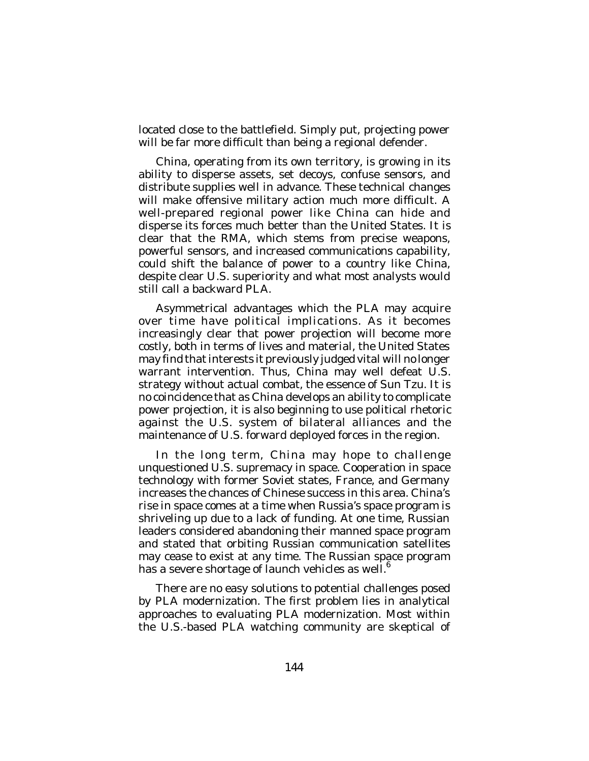located close to the battlefield. Simply put, projecting power will be far more difficult than being a regional defender.

China, operating from its own territory, is growing in its ability to disperse assets, set decoys, confuse sensors, and distribute supplies well in advance. These technical changes will make offensive military action much more difficult. A well-prepared regional power like China can hide and disperse its forces much better than the United States. It is clear that the RMA, which stems from precise weapons, powerful sensors, and increased communications capability, could shift the balance of power to a country like China, despite clear U.S. superiority and what most analysts would still call a backward PLA.

Asymmetrical advantages which the PLA may acquire over time have political implications. As it becomes increasingly clear that power projection will become more costly, both in terms of lives and material, the United States may find that interests it previously judged vital will no longer warrant intervention. Thus, China may well defeat U.S. strategy without actual combat, the essence of Sun Tzu. It is no coincidence that as China develops an ability to complicate power projection, it is also beginning to use political rhetoric against the U.S. system of bilateral alliances and the maintenance of U.S. forward deployed forces in the region.

In the long term, China may hope to challenge unquestioned U.S. supremacy in space. Cooperation in space technology with former Soviet states, France, and Germany increases the chances of Chinese success in this area. China's rise in space comes at a time when Russia's space program is shriveling up due to a lack of funding. At one time, Russian leaders considered abandoning their manned space program and stated that orbiting Russian communication satellites may cease to exist at any time. The Russian space program has a severe shortage of launch vehicles as well.[6]

There are no easy solutions to potential challenges posed by PLA modernization. The first problem lies in analytical approaches to evaluating PLA modernization. Most within the U.S.-based PLA watching community are skeptical of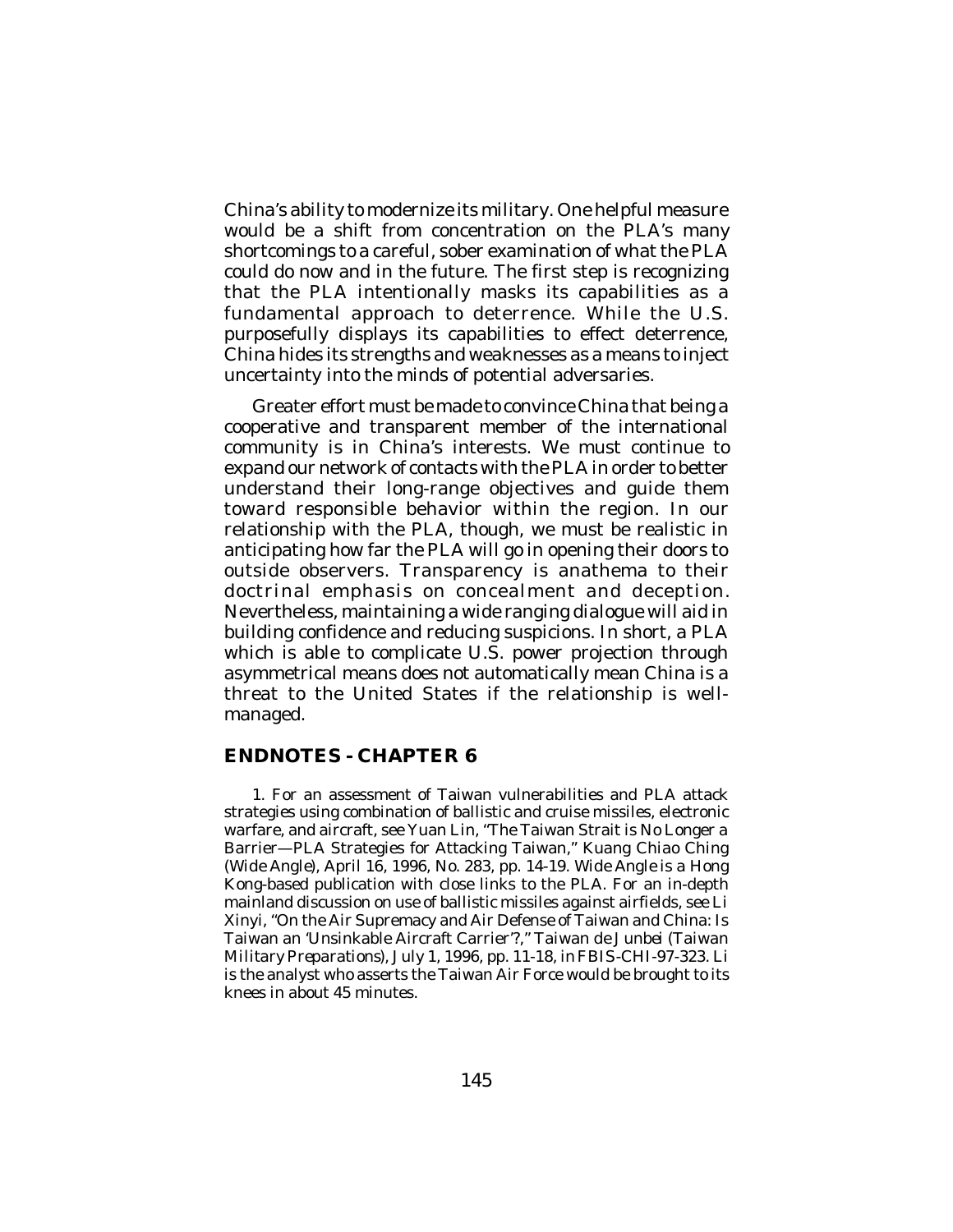China's ability to modernize its military. One helpful measure would be a shift from concentration on the PLA's many shortcomings to a careful, sober examination of what the PLA could do now and in the future. The first step is recognizing that the PLA intentionally masks its capabilities as a fundamental approach to deterrence. While the U.S. purposefully displays its capabilities to effect deterrence, China hides its strengths and weaknesses as a means to inject uncertainty into the minds of potential adversaries.

Greater effort must be made to convince China that being a cooperative and transparent member of the international community is in China's interests. We must continue to expand our network of contacts with the PLA in order to better understand their long-range objectives and guide them toward responsible behavior within the region. In our relationship with the PLA, though, we must be realistic in anticipating how far the PLA will go in opening their doors to outside observers. Transparency is anathema to their doctrinal emphasis on concealment and deception. Nevertheless, maintaining a wide ranging dialogue will aid in building confidence and reducing suspicions. In short, a PLA which is able to complicate U.S. power projection through asymmetrical means does not automatically mean China is a threat to the United States if the relationship is well-managed.

## ENDNOTES - CHAPTER 6

1. For an assessment of Taiwan vulnerabilities and PLA attack strategies using combination of ballistic and cruise missiles, electronic warfare, and aircraft, see Yuan Lin, "The Taiwan Strait is No Longer a Barrier—PLA Strategies for Attacking Taiwan," *Kuang Chiao Ching* (*Wide Angle*), April 16, 1996, No. 283, pp. 14-19. *Wide Angle* is a Hong Kong-based publication with close links to the PLA. For an in-depth mainland discussion on use of ballistic missiles against airfields, see Li Xinyi, "On the Air Supremacy and Air Defense of Taiwan and China: Is Taiwan an 'Unsinkable Aircraft Carrier'?," *Taiwan de Junbei* (*Taiwan Military Preparations*), July 1, 1996, pp. 11-18, in FBIS-CHI-97-323. Li is the analyst who asserts the Taiwan Air Force would be brought to its knees in about 45 minutes.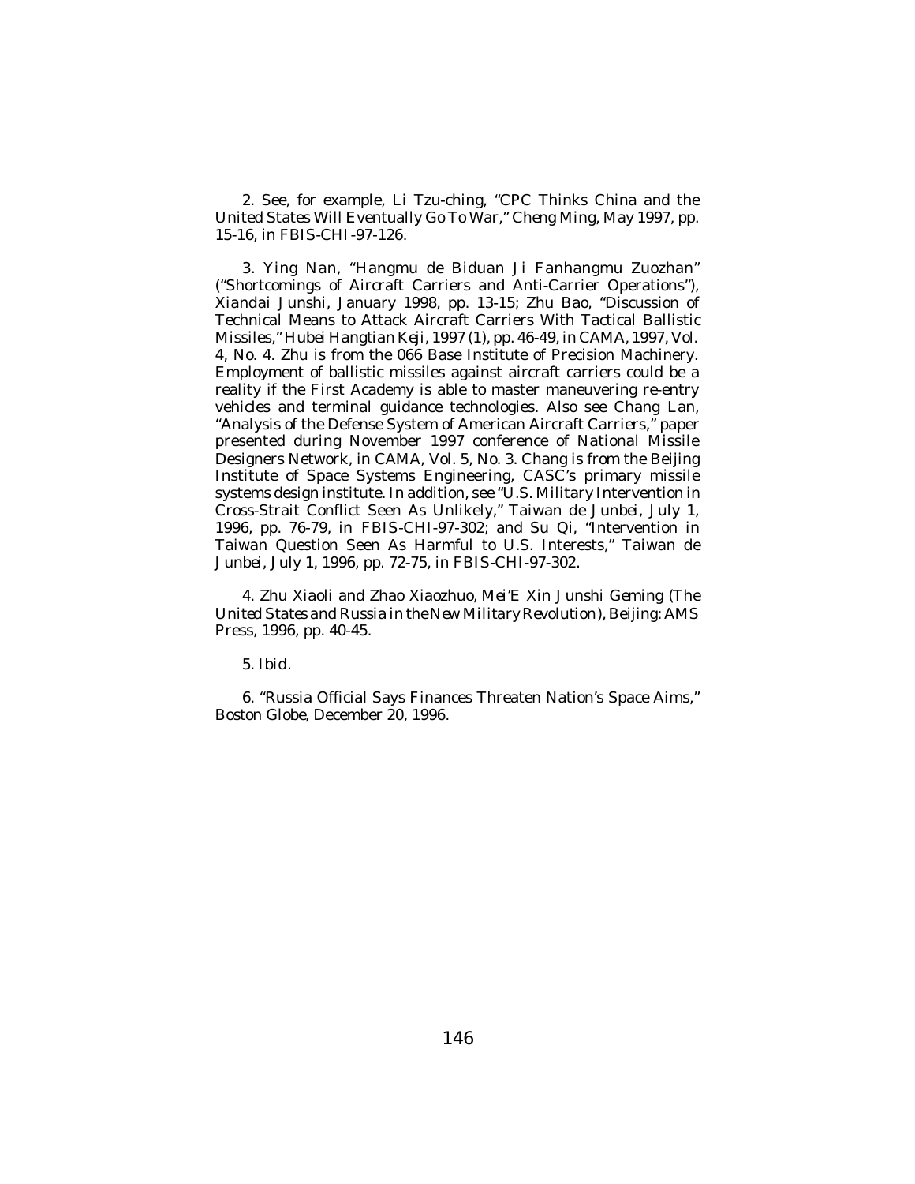2. See, for example, Li Tzu-ching, "CPC Thinks China and the United States Will Eventually Go To War," *Cheng Ming*, May 1997, pp. 15-16, in FBIS-CHI-97-126.

3. Ying Nan, "Hangmu de Biduan Ji Fanhangmu Zuozhan" ("Shortcomings of Aircraft Carriers and Anti-Carrier Operations"), *Xiandai Junshi*, January 1998, pp. 13-15; Zhu Bao, "Discussion of Technical Means to Attack Aircraft Carriers With Tactical Ballistic Missiles," *Hubei Hangtian Keji*, 1997 (1), pp. 46-49, in CAMA, 1997, Vol. 4, No. 4. Zhu is from the 066 Base Institute of Precision Machinery. Employment of ballistic missiles against aircraft carriers could be a reality if the First Academy is able to master maneuvering re-entry vehicles and terminal guidance technologies. Also see Chang Lan, "Analysis of the Defense System of American Aircraft Carriers," paper presented during November 1997 conference of National Missile Designers Network, in CAMA, Vol. 5, No. 3. Chang is from the Beijing Institute of Space Systems Engineering, CASC's primary missile systems design institute. In addition, see "U.S. Military Intervention in Cross-Strait Conflict Seen As Unlikely," *Taiwan de Junbei*, July 1, 1996, pp. 76-79, in FBIS-CHI-97-302; and Su Qi, "Intervention in Taiwan Question Seen As Harmful to U.S. Interests," *Taiwan de Junbei*, July 1, 1996, pp. 72-75, in FBIS-CHI-97-302.

4. Zhu Xiaoli and Zhao Xiaozhuo, *Mei'E Xin Junshi Geming* (*The United States and Russia in the New Military Revolution*), Beijing: AMS Press, 1996, pp. 40-45.

5. *Ibid*.

6. "Russia Official Says Finances Threaten Nation's Space Aims," *Boston Globe*, December 20, 1996.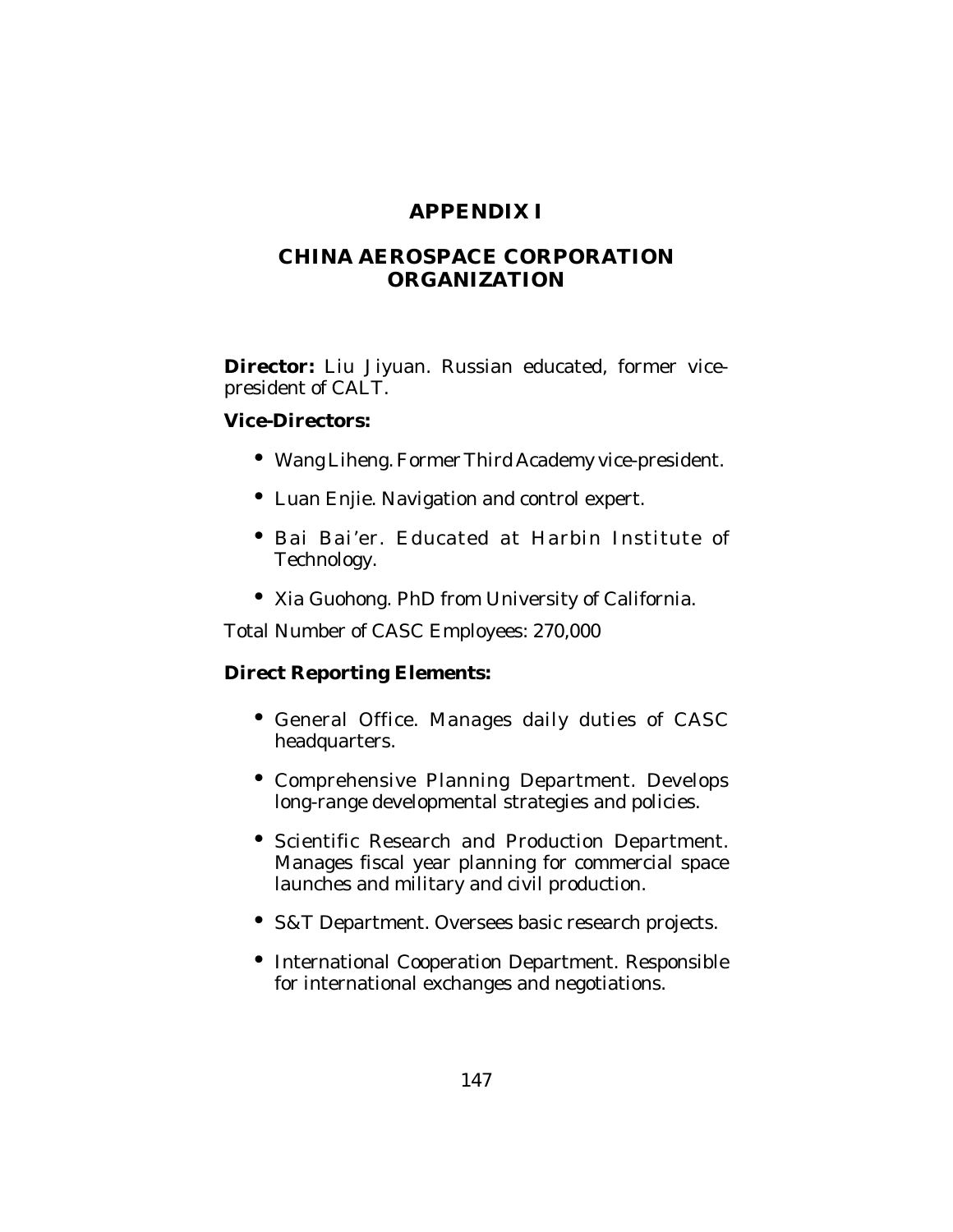# APPENDIX I

# CHINA AEROSPACE CORPORATION ORGANIZATION

**Director:** Liu Jiyuan. Russian educated, former vice-president of CALT.

**Vice-Directors:**

- Wang Liheng. Former Third Academy vice-president.
- Luan Enjie. Navigation and control expert.
- Bai Bai'er. Educated at Harbin Institute of Technology.
- Xia Guohong. PhD from University of California.

Total Number of CASC Employees: 270,000

**Direct Reporting Elements:**

- General Office. Manages daily duties of CASC headquarters.
- Comprehensive Planning Department. Develops long-range developmental strategies and policies.
- Scientific Research and Production Department. Manages fiscal year planning for commercial space launches and military and civil production.
- S&T Department. Oversees basic research projects.
- International Cooperation Department. Responsible for international exchanges and negotiations.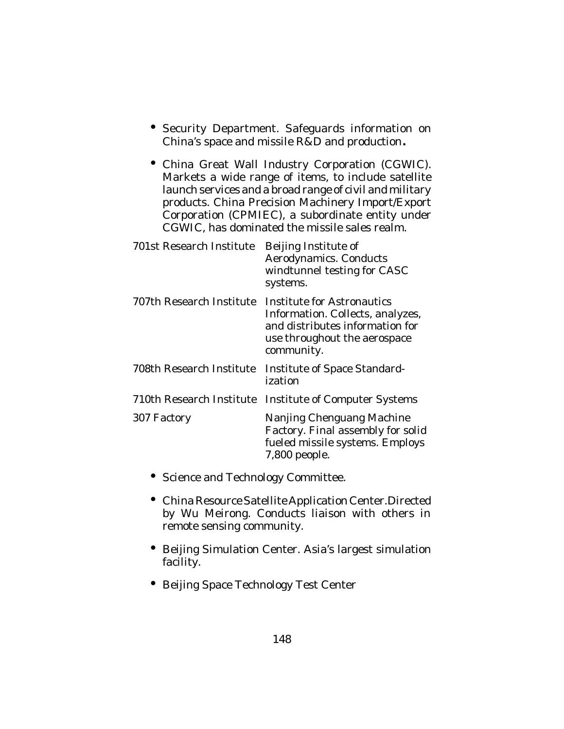- Security Department. Safeguards information on China's space and missile R&D and production.

- China Great Wall Industry Corporation (CGWIC). Markets a wide range of items, to include satellite launch services and a broad range of civil and military products. China Precision Machinery Import/Export Corporation (CPMIEC), a subordinate entity under CGWIC, has dominated the missile sales realm.

| | |
|---|---|
| 701st Research Institute | Beijing Institute of Aerodynamics. Conducts windtunnel testing for CASC systems. |
| 707th Research Institute | Institute for Astronautics Information. Collects, analyzes, and distributes information for use throughout the aerospace community. |
| 708th Research Institute | Institute of Space Standardization |
| 710th Research Institute | Institute of Computer Systems |
| 307 Factory | Nanjing Chenguang Machine Factory. Final assembly for solid fueled missile systems. Employs 7,800 people. |

- Science and Technology Committee.

- China Resource Satellite Application Center. Directed by Wu Meirong. Conducts liaison with others in remote sensing community.

- Beijing Simulation Center. Asia's largest simulation facility.

- Beijing Space Technology Test Center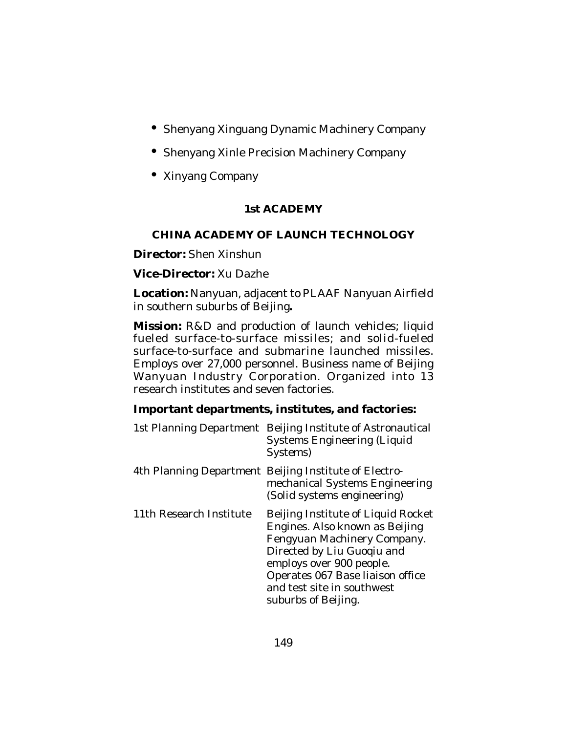- Shenyang Xinguang Dynamic Machinery Company
- Shenyang Xinle Precision Machinery Company
- Xinyang Company

## 1st ACADEMY

## CHINA ACADEMY OF LAUNCH TECHNOLOGY

**Director:** Shen Xinshun

**Vice-Director:** Xu Dazhe

**Location:** Nanyuan, adjacent to PLAAF Nanyuan Airfield in southern suburbs of Beijing**.**

**Mission:** R&D and production of launch vehicles; liquid fueled surface-to-surface missiles; and solid-fueled surface-to-surface and submarine launched missiles. Employs over 27,000 personnel. Business name of Beijing Wanyuan Industry Corporation. Organized into 13 research institutes and seven factories.

**Important departments, institutes, and factories:**

| | |
|---|---|
| 1st Planning Department | Beijing Institute of Astronautical Systems Engineering (Liquid Systems) |
| 4th Planning Department | Beijing Institute of Electro-mechanical Systems Engineering (Solid systems engineering) |
| 11th Research Institute | Beijing Institute of Liquid Rocket Engines. Also known as Beijing Fengyuan Machinery Company. Directed by Liu Guoqiu and employs over 900 people. Operates 067 Base liaison office and test site in southwest suburbs of Beijing. |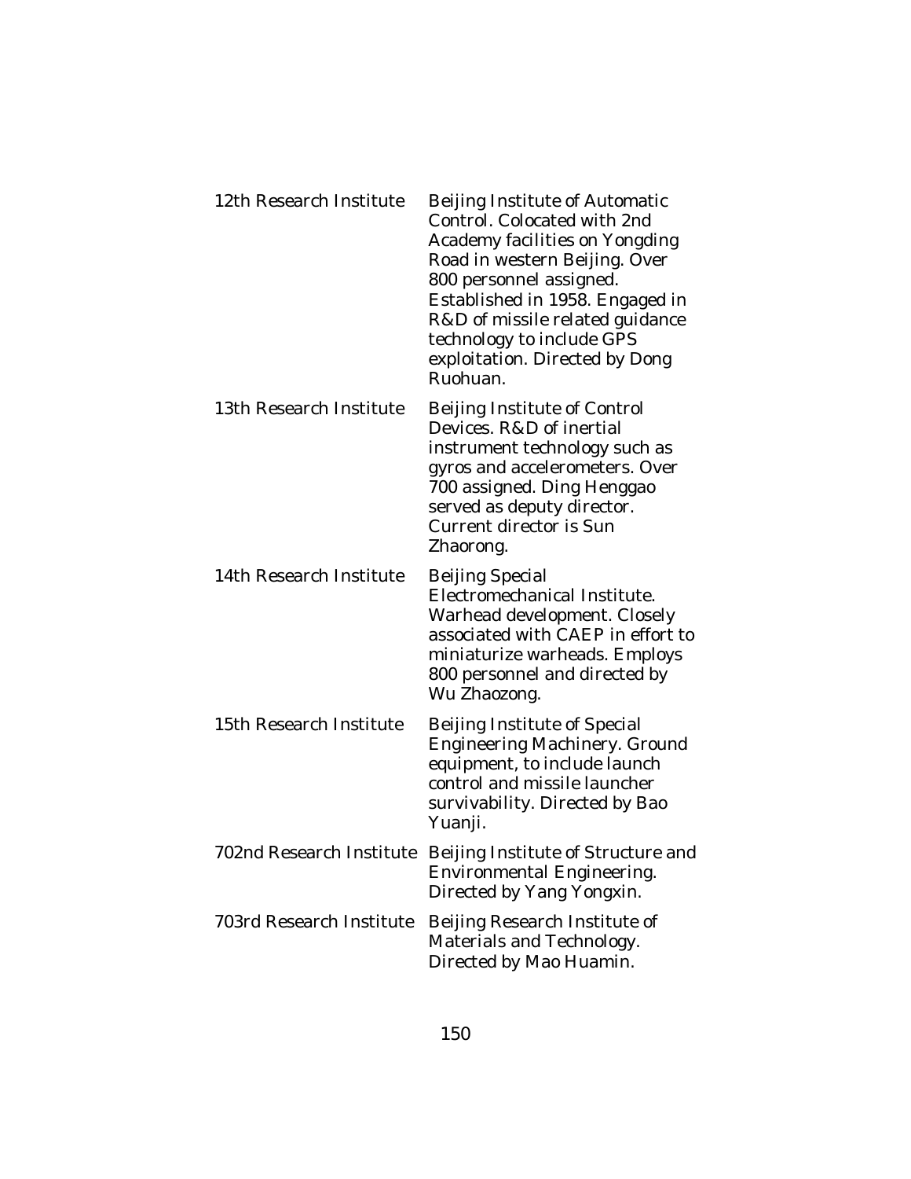| | |
|---|---|
| 12th Research Institute | Beijing Institute of Automatic Control. Colocated with 2nd Academy facilities on Yongding Road in western Beijing. Over 800 personnel assigned. Established in 1958. Engaged in R&D of missile related guidance technology to include GPS exploitation. Directed by Dong Ruohuan. |
| 13th Research Institute | Beijing Institute of Control Devices. R&D of inertial instrument technology such as gyros and accelerometers. Over 700 assigned. Ding Henggao served as deputy director. Current director is Sun Zhaorong. |
| 14th Research Institute | Beijing Special Electromechanical Institute. Warhead development. Closely associated with CAEP in effort to miniaturize warheads. Employs 800 personnel and directed by Wu Zhaozong. |
| 15th Research Institute | Beijing Institute of Special Engineering Machinery. Ground equipment, to include launch control and missile launcher survivability. Directed by Bao Yuanji. |
| 702nd Research Institute | Beijing Institute of Structure and Environmental Engineering. Directed by Yang Yongxin. |
| 703rd Research Institute | Beijing Research Institute of Materials and Technology. Directed by Mao Huamin. |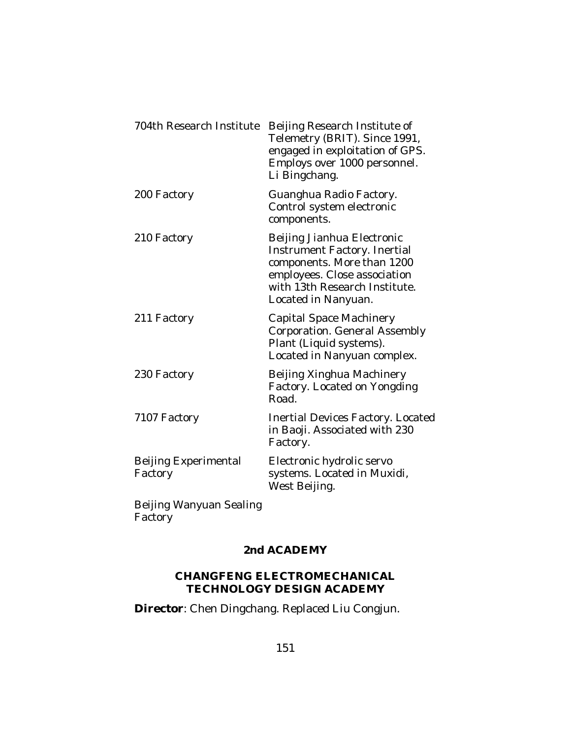| | |
|---|---|
| 704th Research Institute | Beijing Research Institute of Telemetry (BRIT). Since 1991, engaged in exploitation of GPS. Employs over 1000 personnel. Li Bingchang. |
| 200 Factory | Guanghua Radio Factory. Control system electronic components. |
| 210 Factory | Beijing Jianhua Electronic Instrument Factory. Inertial components. More than 1200 employees. Close association with 13th Research Institute. Located in Nanyuan. |
| 211 Factory | Capital Space Machinery Corporation. General Assembly Plant (Liquid systems). Located in Nanyuan complex. |
| 230 Factory | Beijing Xinghua Machinery Factory. Located on Yongding Road. |
| 7107 Factory | Inertial Devices Factory. Located in Baoji. Associated with 230 Factory. |
| Beijing Experimental Factory | Electronic hydrolic servo systems. Located in Muxidi, West Beijing. |
| Beijing Wanyuan Sealing Factory | |

## 2nd ACADEMY

### CHANGFENG ELECTROMECHANICAL TECHNOLOGY DESIGN ACADEMY

**Director**: Chen Dingchang. Replaced Liu Congjun.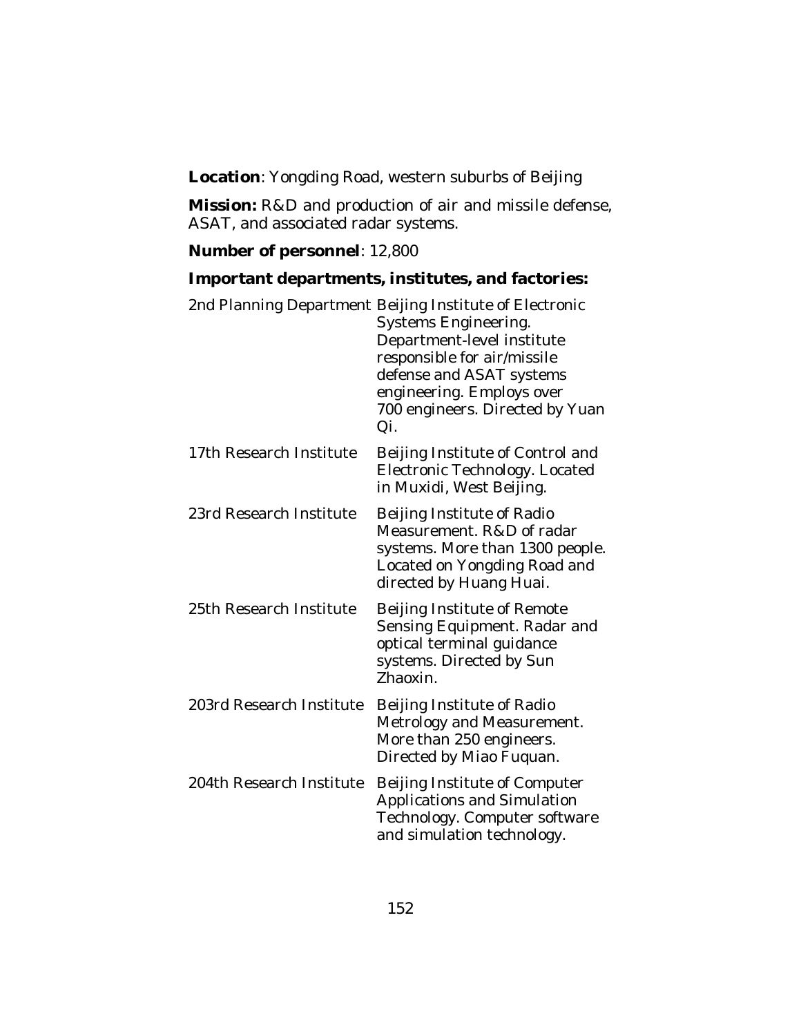**Location**: Yongding Road, western suburbs of Beijing

**Mission:** R&D and production of air and missile defense, ASAT, and associated radar systems.

**Number of personnel**: 12,800

**Important departments, institutes, and factories:**

| | |
|---|---|
| 2nd Planning Department | Beijing Institute of Electronic Systems Engineering. Department-level institute responsible for air/missile defense and ASAT systems engineering. Employs over 700 engineers. Directed by Yuan Qi. |
| 17th Research Institute | Beijing Institute of Control and Electronic Technology. Located in Muxidi, West Beijing. |
| 23rd Research Institute | Beijing Institute of Radio Measurement. R&D of radar systems. More than 1300 people. Located on Yongding Road and directed by Huang Huai. |
| 25th Research Institute | Beijing Institute of Remote Sensing Equipment. Radar and optical terminal guidance systems. Directed by Sun Zhaoxin. |
| 203rd Research Institute | Beijing Institute of Radio Metrology and Measurement. More than 250 engineers. Directed by Miao Fuquan. |
| 204th Research Institute | Beijing Institute of Computer Applications and Simulation Technology. Computer software and simulation technology. |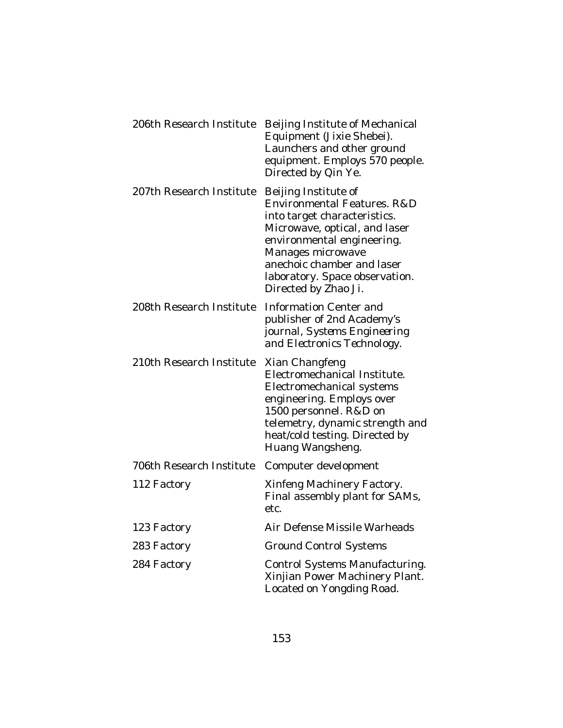| | |
|---|---|
| 206th Research Institute | Beijing Institute of Mechanical Equipment (Jixie Shebei). Launchers and other ground equipment. Employs 570 people. Directed by Qin Ye. |
| 207th Research Institute | Beijing Institute of Environmental Features. R&D into target characteristics. Microwave, optical, and laser environmental engineering. Manages microwave anechoic chamber and laser laboratory. Space observation. Directed by Zhao Ji. |
| 208th Research Institute | Information Center and publisher of 2nd Academy's journal, *Systems Engineering and Electronics Technology*. |
| 210th Research Institute | Xian Changfeng Electromechanical Institute. Electromechanical systems engineering. Employs over 1500 personnel. R&D on telemetry, dynamic strength and heat/cold testing. Directed by Huang Wangsheng. |
| 706th Research Institute | Computer development |
| 112 Factory | Xinfeng Machinery Factory. Final assembly plant for SAMs, etc. |
| 123 Factory | Air Defense Missile Warheads |
| 283 Factory | Ground Control Systems |
| 284 Factory | Control Systems Manufacturing. Xinjian Power Machinery Plant. Located on Yongding Road. |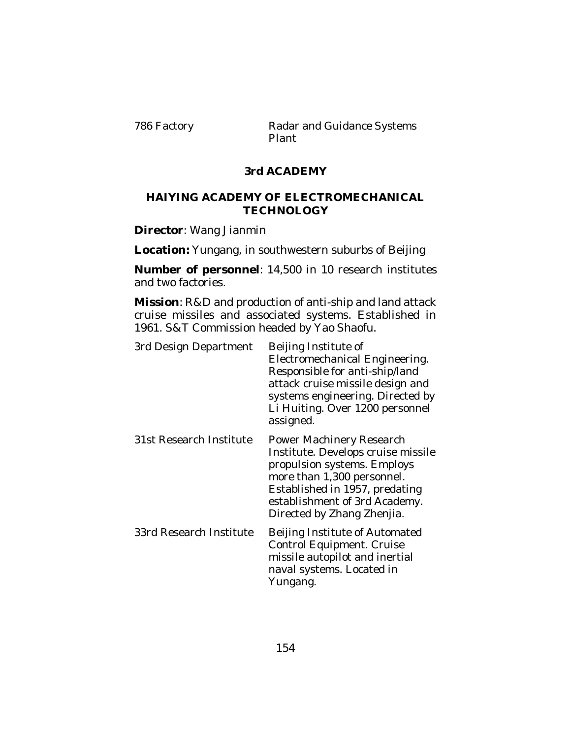| | |
|---|---|
| 786 Factory | Radar and Guidance Systems Plant |

## 3rd ACADEMY

## HAIYING ACADEMY OF ELECTROMECHANICAL TECHNOLOGY

**Director**: Wang Jianmin

**Location:** Yungang, in southwestern suburbs of Beijing

**Number of personnel**: 14,500 in 10 research institutes and two factories.

**Mission**: R&D and production of anti-ship and land attack cruise missiles and associated systems. Established in 1961. S&T Commission headed by Yao Shaofu.

| | |
|---|---|
| 3rd Design Department | Beijing Institute of Electromechanical Engineering. Responsible for anti-ship/land attack cruise missile design and systems engineering. Directed by Li Huiting. Over 1200 personnel assigned. |
| 31st Research Institute | Power Machinery Research Institute. Develops cruise missile propulsion systems. Employs more than 1,300 personnel. Established in 1957, predating establishment of 3rd Academy. Directed by Zhang Zhenjia. |
| 33rd Research Institute | Beijing Institute of Automated Control Equipment. Cruise missile autopilot and inertial naval systems. Located in Yungang. |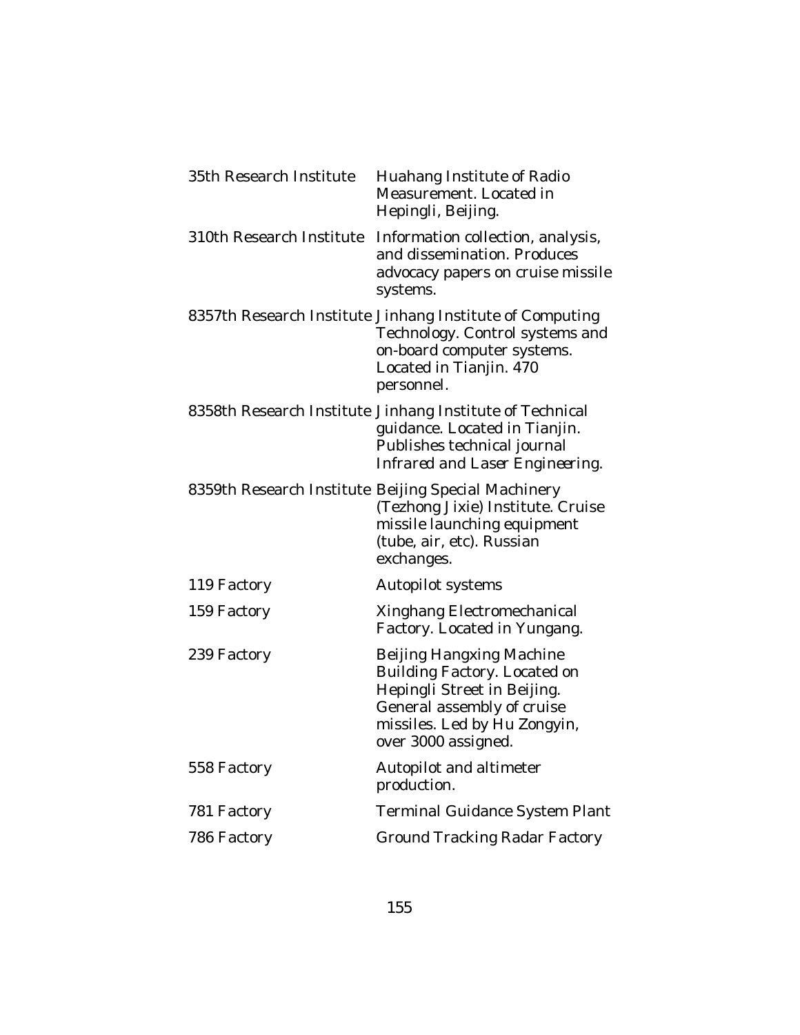| | |
|---|---|
| 35th Research Institute | Huahang Institute of Radio Measurement. Located in Hepingli, Beijing. |
| 310th Research Institute | Information collection, analysis, and dissemination. Produces advocacy papers on cruise missile systems. |
| 8357th Research Institute | Jinhang Institute of Computing Technology. Control systems and on-board computer systems. Located in Tianjin. 470 personnel. |
| 8358th Research Institute | Jinhang Institute of Technical guidance. Located in Tianjin. Publishes technical journal *Infrared and Laser Engineering*. |
| 8359th Research Institute | Beijing Special Machinery (Tezhong Jixie) Institute. Cruise missile launching equipment (tube, air, etc). Russian exchanges. |
| 119 Factory | Autopilot systems |
| 159 Factory | Xinghang Electromechanical Factory. Located in Yungang. |
| 239 Factory | Beijing Hangxing Machine Building Factory. Located on Hepingli Street in Beijing. General assembly of cruise missiles. Led by Hu Zongyin, over 3000 assigned. |
| 558 Factory | Autopilot and altimeter production. |
| 781 Factory | Terminal Guidance System Plant |
| 786 Factory | Ground Tracking Radar Factory |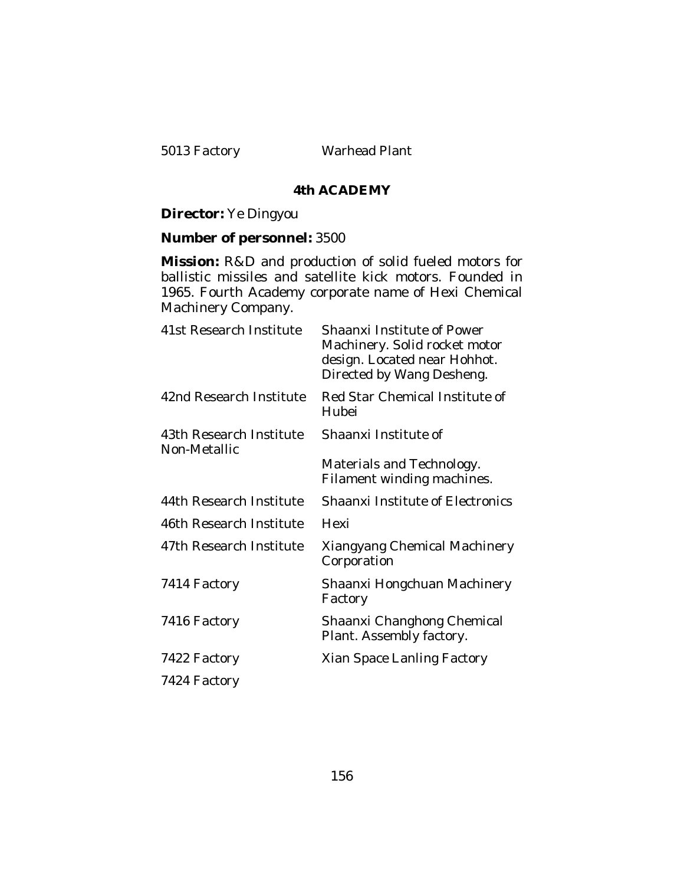| | |
|---|---|
| 5013 Factory | Warhead Plant |

## 4th ACADEMY

**Director:** Ye Dingyou

**Number of personnel:** 3500

**Mission:** R&D and production of solid fueled motors for ballistic missiles and satellite kick motors. Founded in 1965. Fourth Academy corporate name of Hexi Chemical Machinery Company.

| | |
|---|---|
| 41st Research Institute | Shaanxi Institute of Power Machinery. Solid rocket motor design. Located near Hohhot. Directed by Wang Desheng. |
| 42nd Research Institute | Red Star Chemical Institute of Hubei |
| 43th Research Institute Non-Metallic | Shaanxi Institute of Materials and Technology. Filament winding machines. |
| 44th Research Institute | Shaanxi Institute of Electronics |
| 46th Research Institute | Hexi |
| 47th Research Institute | Xiangyang Chemical Machinery Corporation |
| 7414 Factory | Shaanxi Hongchuan Machinery Factory |
| 7416 Factory | Shaanxi Changhong Chemical Plant. Assembly factory. |
| 7422 Factory | Xian Space Lanling Factory |
| 7424 Factory | |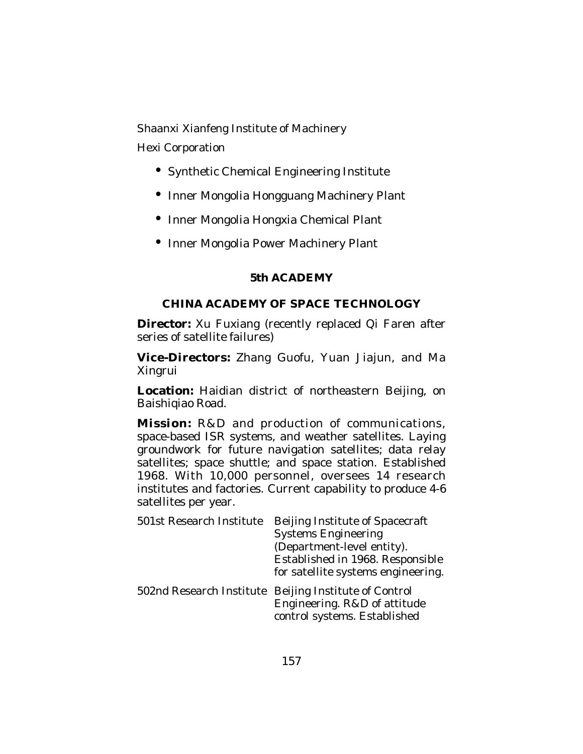Shaanxi Xianfeng Institute of Machinery

Hexi Corporation

- Synthetic Chemical Engineering Institute
- Inner Mongolia Hongguang Machinery Plant
- Inner Mongolia Hongxia Chemical Plant
- Inner Mongolia Power Machinery Plant

## 5th ACADEMY

### CHINA ACADEMY OF SPACE TECHNOLOGY

**Director:** Xu Fuxiang (recently replaced Qi Faren after series of satellite failures)

**Vice-Directors:** Zhang Guofu, Yuan Jiajun, and Ma Xingrui

**Location:** Haidian district of northeastern Beijing, on Baishiqiao Road.

**Mission:** R&D and production of communications, space-based ISR systems, and weather satellites. Laying groundwork for future navigation satellites; data relay satellites; space shuttle; and space station. Established 1968. With 10,000 personnel, oversees 14 research institutes and factories. Current capability to produce 4-6 satellites per year.

| | |
|---|---|
| 501st Research Institute | Beijing Institute of Spacecraft Systems Engineering (Department-level entity). Established in 1968. Responsible for satellite systems engineering. |
| 502nd Research Institute | Beijing Institute of Control Engineering. R&D of attitude control systems. Established |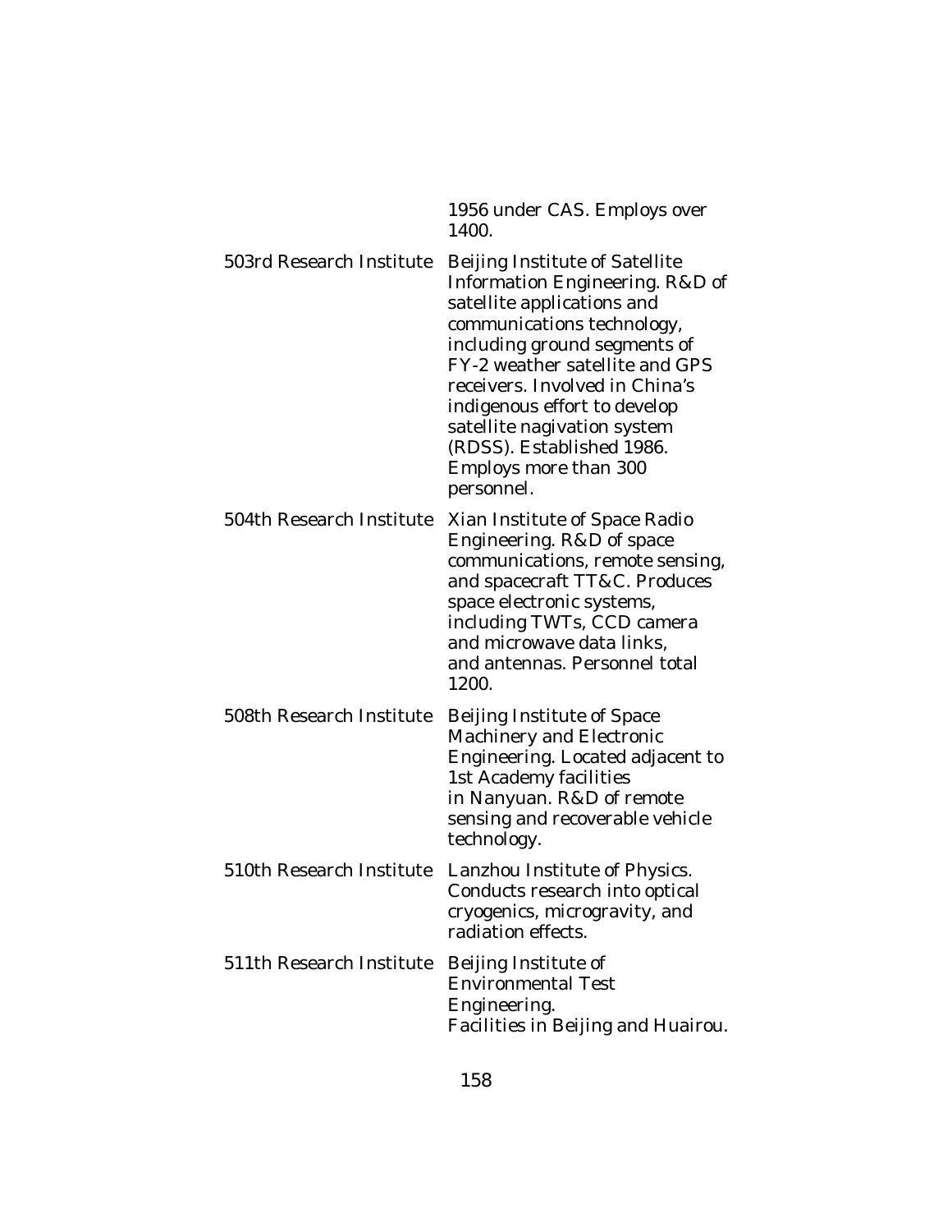| | |
|---|---|
| | 1956 under CAS. Employs over 1400. |
| 503rd Research Institute | Beijing Institute of Satellite Information Engineering. R&D of satellite applications and communications technology, including ground segments of FY-2 weather satellite and GPS receivers. Involved in China's indigenous effort to develop satellite nagivation system (RDSS). Established 1986. Employs more than 300 personnel. |
| 504th Research Institute | Xian Institute of Space Radio Engineering. R&D of space communications, remote sensing, and spacecraft TT&C. Produces space electronic systems, including TWTs, CCD camera and microwave data links, and antennas. Personnel total 1200. |
| 508th Research Institute | Beijing Institute of Space Machinery and Electronic Engineering. Located adjacent to 1st Academy facilities in Nanyuan. R&D of remote sensing and recoverable vehicle technology. |
| 510th Research Institute | Lanzhou Institute of Physics. Conducts research into optical cryogenics, microgravity, and radiation effects. |
| 511th Research Institute | Beijing Institute of Environmental Test Engineering. Facilities in Beijing and Huairou. |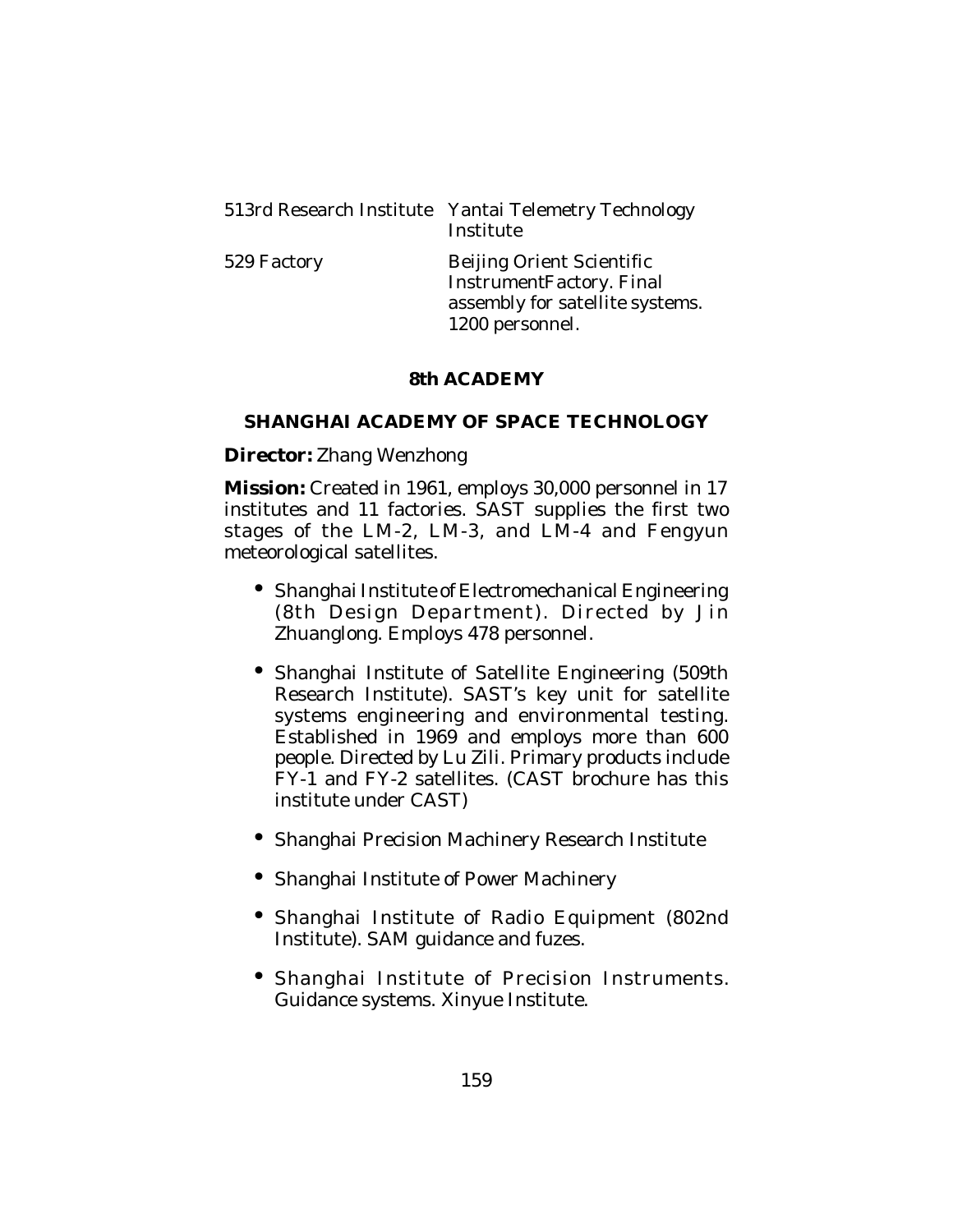| | |
|---|---|
| 513rd Research Institute | Yantai Telemetry Technology Institute |
| 529 Factory | Beijing Orient Scientific InstrumentFactory. Final assembly for satellite systems. 1200 personnel. |

## 8th ACADEMY

## SHANGHAI ACADEMY OF SPACE TECHNOLOGY

**Director:** Zhang Wenzhong

**Mission:** Created in 1961, employs 30,000 personnel in 17 institutes and 11 factories. SAST supplies the first two stages of the LM-2, LM-3, and LM-4 and Fengyun meteorological satellites.

- Shanghai Institute of Electromechanical Engineering (8th Design Department). Directed by Jin Zhuanglong. Employs 478 personnel.
- Shanghai Institute of Satellite Engineering (509th Research Institute). SAST's key unit for satellite systems engineering and environmental testing. Established in 1969 and employs more than 600 people. Directed by Lu Zili. Primary products include FY-1 and FY-2 satellites. (CAST brochure has this institute under CAST)
- Shanghai Precision Machinery Research Institute
- Shanghai Institute of Power Machinery
- Shanghai Institute of Radio Equipment (802nd Institute). SAM guidance and fuzes.
- Shanghai Institute of Precision Instruments. Guidance systems. Xinyue Institute.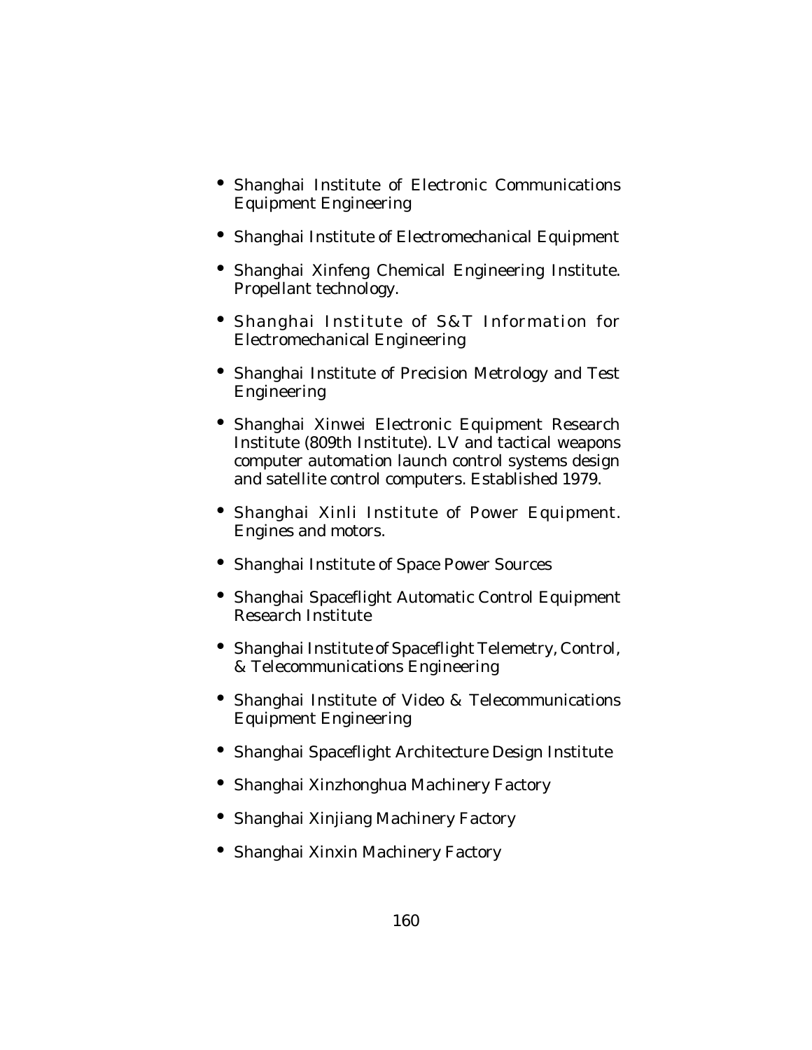- Shanghai Institute of Electronic Communications Equipment Engineering
- Shanghai Institute of Electromechanical Equipment
- Shanghai Xinfeng Chemical Engineering Institute. Propellant technology.
- Shanghai Institute of S&T Information for Electromechanical Engineering
- Shanghai Institute of Precision Metrology and Test Engineering
- Shanghai Xinwei Electronic Equipment Research Institute (809th Institute). LV and tactical weapons computer automation launch control systems design and satellite control computers. Established 1979.
- Shanghai Xinli Institute of Power Equipment. Engines and motors.
- Shanghai Institute of Space Power Sources
- Shanghai Spaceflight Automatic Control Equipment Research Institute
- Shanghai Institute of Spaceflight Telemetry, Control, & Telecommunications Engineering
- Shanghai Institute of Video & Telecommunications Equipment Engineering
- Shanghai Spaceflight Architecture Design Institute
- Shanghai Xinzhonghua Machinery Factory
- Shanghai Xinjiang Machinery Factory
- Shanghai Xinxin Machinery Factory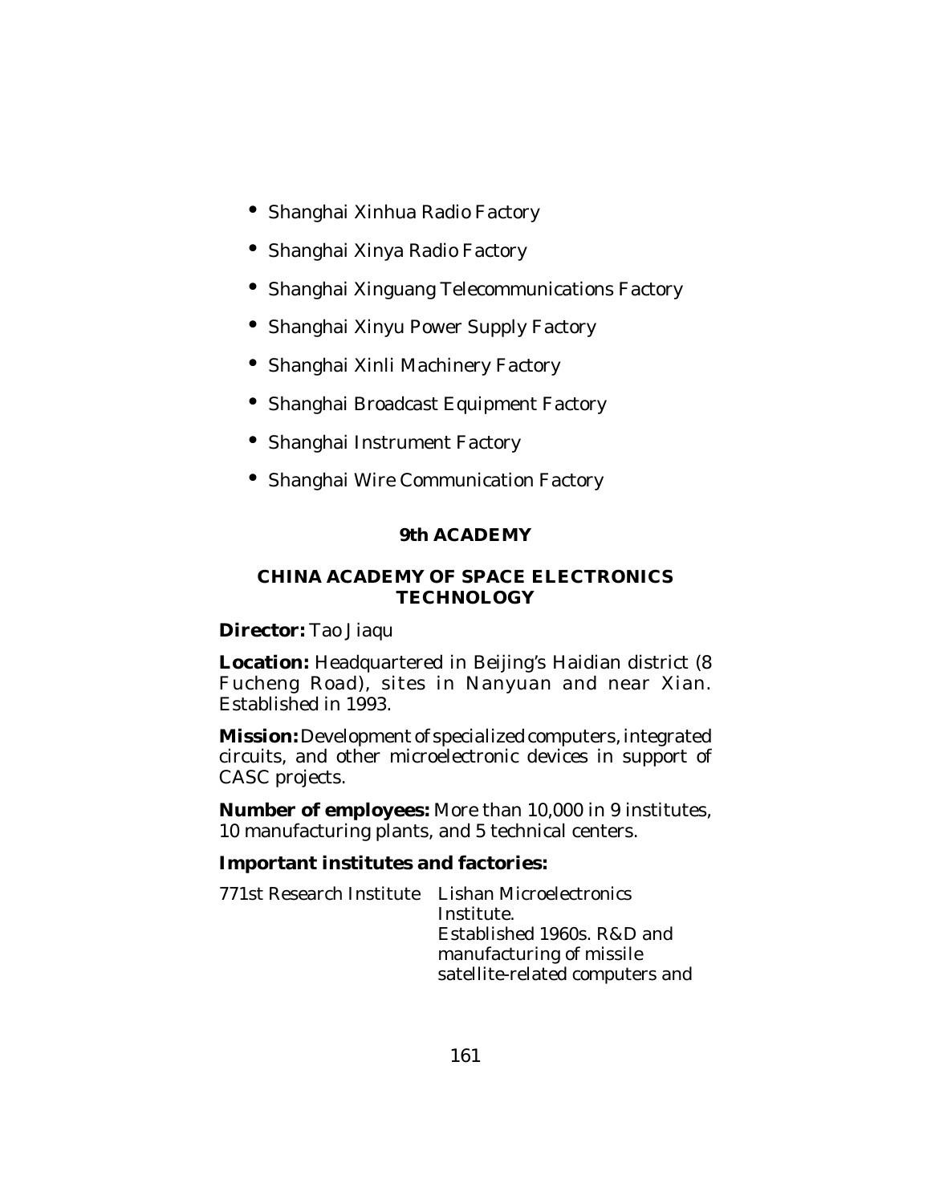- Shanghai Xinhua Radio Factory
- Shanghai Xinya Radio Factory
- Shanghai Xinguang Telecommunications Factory
- Shanghai Xinyu Power Supply Factory
- Shanghai Xinli Machinery Factory
- Shanghai Broadcast Equipment Factory
- Shanghai Instrument Factory
- Shanghai Wire Communication Factory

## 9th ACADEMY

## CHINA ACADEMY OF SPACE ELECTRONICS TECHNOLOGY

**Director:** Tao Jiaqu

**Location:** Headquartered in Beijing's Haidian district (8 Fucheng Road), sites in Nanyuan and near Xian. Established in 1993.

**Mission:** Development of specialized computers, integrated circuits, and other microelectronic devices in support of CASC projects.

**Number of employees:** More than 10,000 in 9 institutes, 10 manufacturing plants, and 5 technical centers.

**Important institutes and factories:**

| | |
|---|---|
| 771st Research Institute | Lishan Microelectronics Institute. Established 1960s. R&D and manufacturing of missile satellite-related computers and |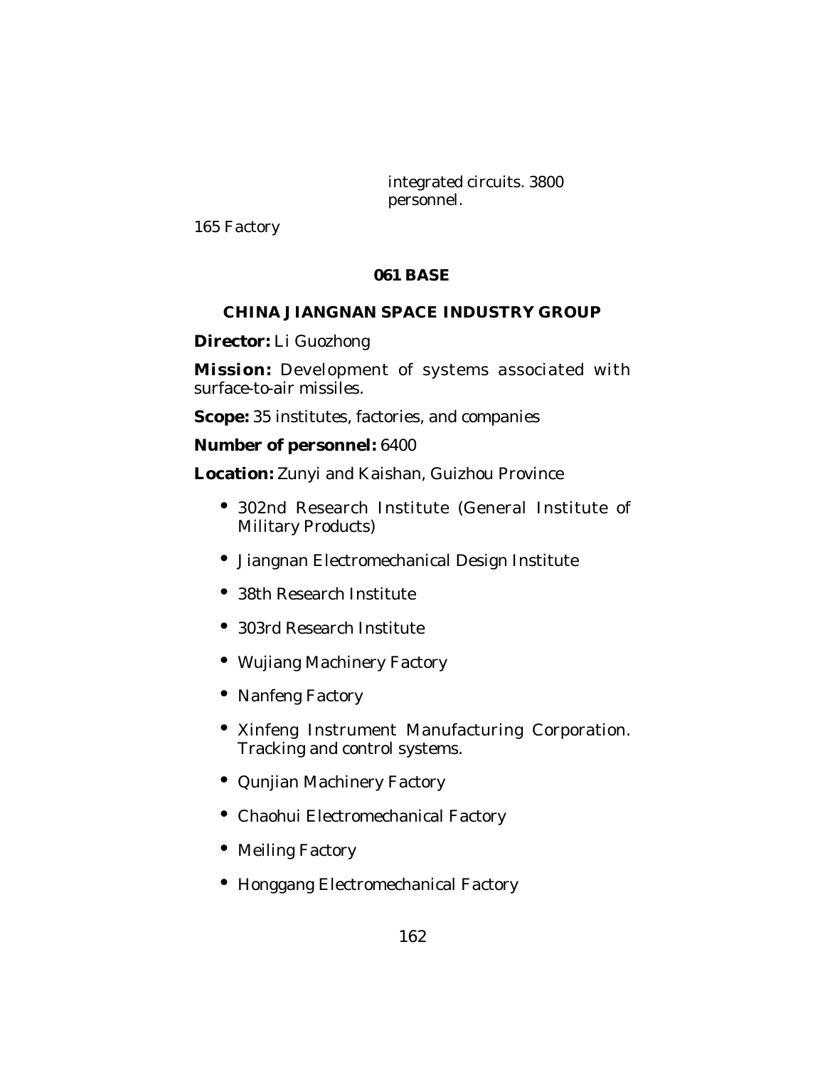integrated circuits. 3800 personnel.

165 Factory

## 061 BASE

### CHINA JIANGNAN SPACE INDUSTRY GROUP

**Director:** Li Guozhong

**Mission:** Development of systems associated with surface-to-air missiles.

**Scope:** 35 institutes, factories, and companies

**Number of personnel:** 6400

**Location:** Zunyi and Kaishan, Guizhou Province

- 302nd Research Institute (General Institute of Military Products)
- Jiangnan Electromechanical Design Institute
- 38th Research Institute
- 303rd Research Institute
- Wujiang Machinery Factory
- Nanfeng Factory
- Xinfeng Instrument Manufacturing Corporation. Tracking and control systems.
- Qunjian Machinery Factory
- Chaohui Electromechanical Factory
- Meiling Factory
- Honggang Electromechanical Factory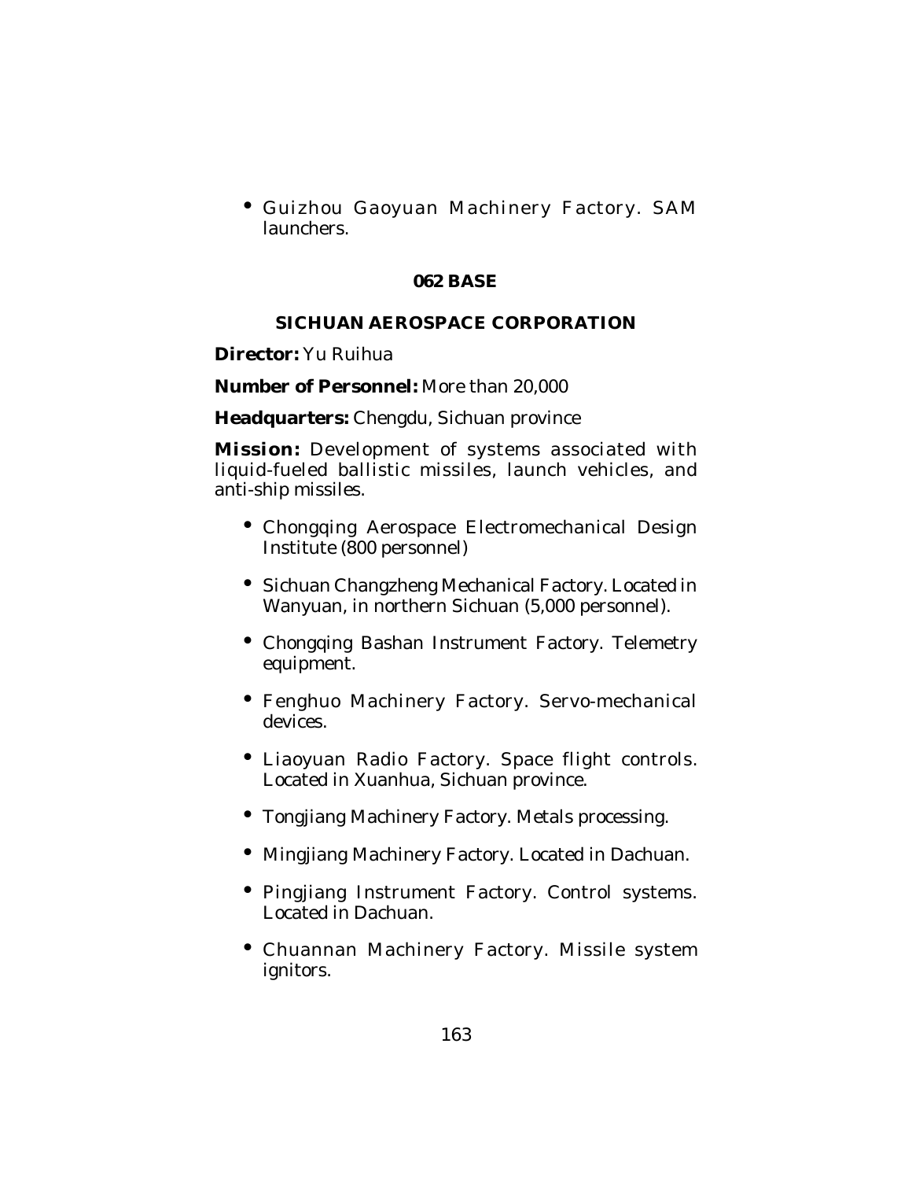- Guizhou Gaoyuan Machinery Factory. SAM launchers.

## 062 BASE

## SICHUAN AEROSPACE CORPORATION

**Director:** Yu Ruihua

**Number of Personnel:** More than 20,000

**Headquarters:** Chengdu, Sichuan province

**Mission:** Development of systems associated with liquid-fueled ballistic missiles, launch vehicles, and anti-ship missiles.

- Chongqing Aerospace Electromechanical Design Institute (800 personnel)
- Sichuan Changzheng Mechanical Factory. Located in Wanyuan, in northern Sichuan (5,000 personnel).
- Chongqing Bashan Instrument Factory. Telemetry equipment.
- Fenghuo Machinery Factory. Servo-mechanical devices.
- Liaoyuan Radio Factory. Space flight controls. Located in Xuanhua, Sichuan province.
- Tongjiang Machinery Factory. Metals processing.
- Mingjiang Machinery Factory. Located in Dachuan.
- Pingjiang Instrument Factory. Control systems. Located in Dachuan.
- Chuannan Machinery Factory. Missile system ignitors.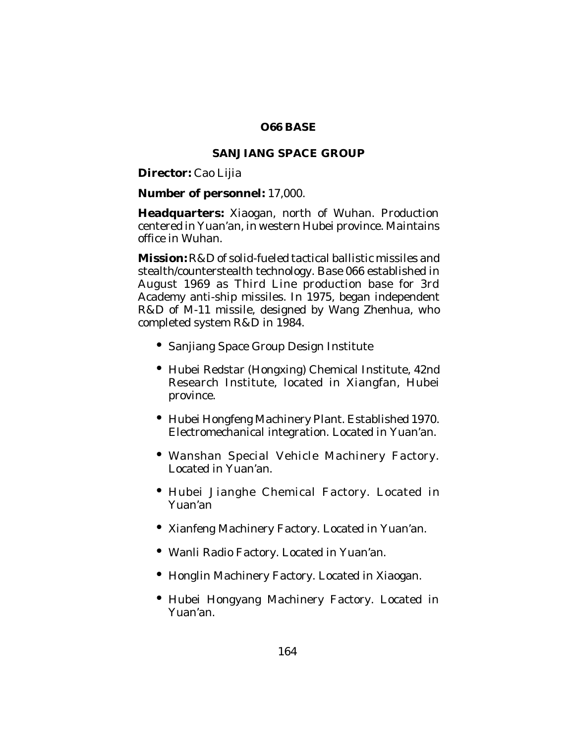## O66 BASE

## SANJIANG SPACE GROUP

**Director:** Cao Lijia

**Number of personnel:** 17,000.

**Headquarters:** Xiaogan, north of Wuhan. Production centered in Yuan'an, in western Hubei province. Maintains office in Wuhan.

**Mission:** R&D of solid-fueled tactical ballistic missiles and stealth/counterstealth technology. Base 066 established in August 1969 as Third Line production base for 3rd Academy anti-ship missiles. In 1975, began independent R&D of M-11 missile, designed by Wang Zhenhua, who completed system R&D in 1984.

- Sanjiang Space Group Design Institute
- Hubei Redstar (Hongxing) Chemical Institute, 42nd Research Institute, located in Xiangfan, Hubei province.
- Hubei Hongfeng Machinery Plant. Established 1970. Electromechanical integration. Located in Yuan'an.
- Wanshan Special Vehicle Machinery Factory. Located in Yuan'an.
- Hubei Jianghe Chemical Factory. Located in Yuan'an
- Xianfeng Machinery Factory. Located in Yuan'an.
- Wanli Radio Factory. Located in Yuan'an.
- Honglin Machinery Factory. Located in Xiaogan.
- Hubei Hongyang Machinery Factory. Located in Yuan'an.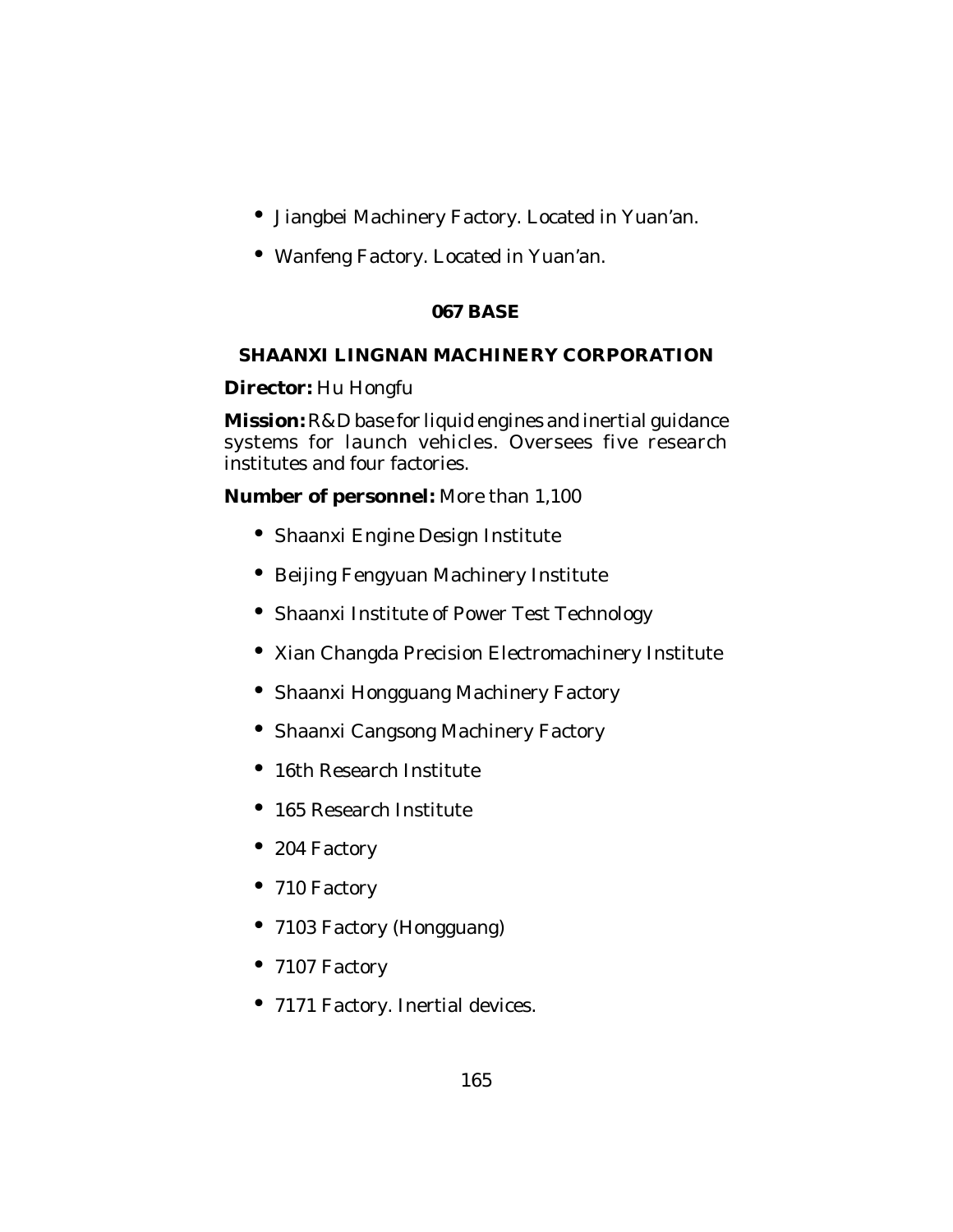- Jiangbei Machinery Factory. Located in Yuan'an.
- Wanfeng Factory. Located in Yuan'an.

### 067 BASE

### SHAANXI LINGNAN MACHINERY CORPORATION

**Director:** Hu Hongfu

**Mission:** R&D base for liquid engines and inertial guidance systems for launch vehicles. Oversees five research institutes and four factories.

**Number of personnel:** More than 1,100

- Shaanxi Engine Design Institute
- Beijing Fengyuan Machinery Institute
- Shaanxi Institute of Power Test Technology
- Xian Changda Precision Electromachinery Institute
- Shaanxi Hongguang Machinery Factory
- Shaanxi Cangsong Machinery Factory
- 16th Research Institute
- 165 Research Institute
- 204 Factory
- 710 Factory
- 7103 Factory (Hongguang)
- 7107 Factory
- 7171 Factory. Inertial devices.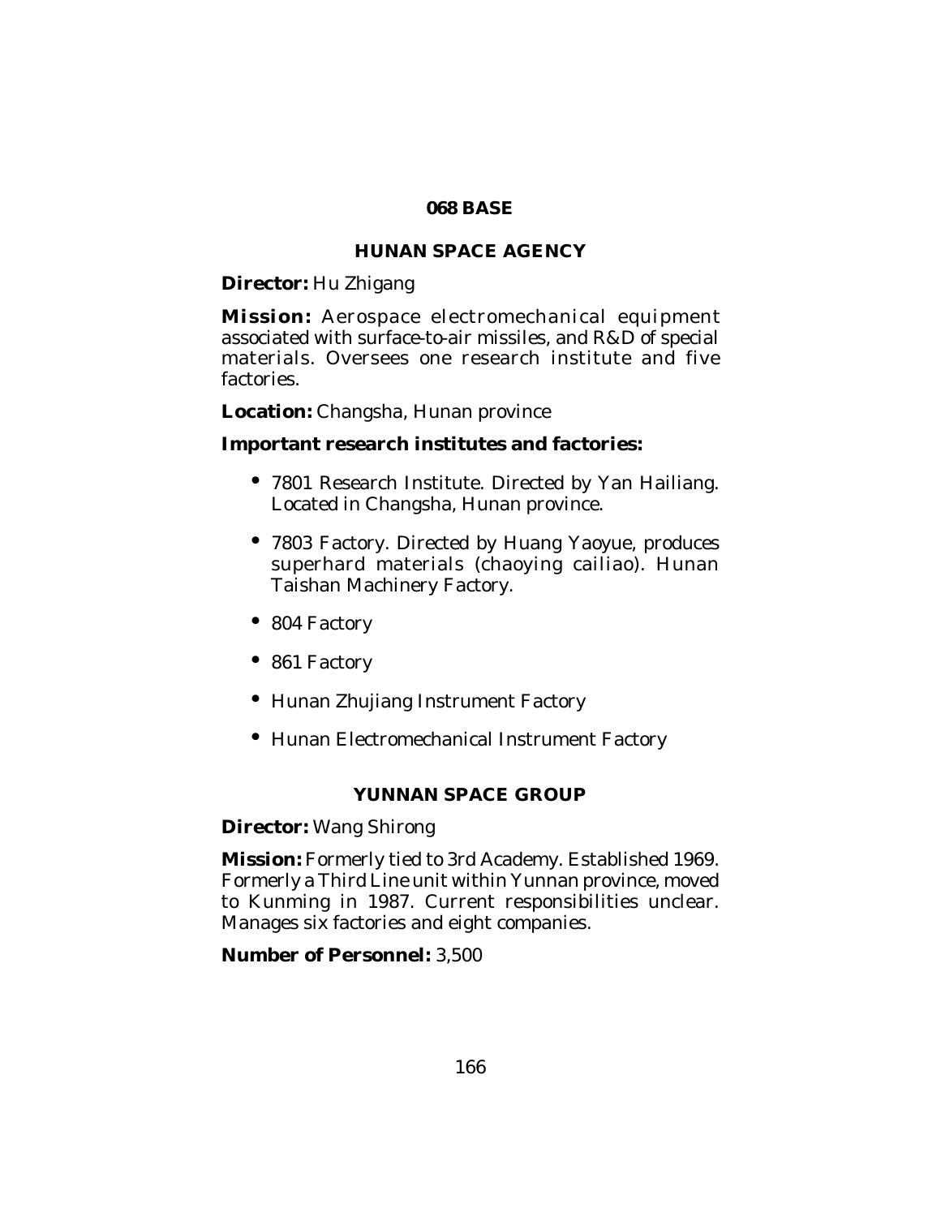## 068 BASE

### HUNAN SPACE AGENCY

**Director:** Hu Zhigang

**Mission:** Aerospace electromechanical equipment associated with surface-to-air missiles, and R&D of special materials. Oversees one research institute and five factories.

**Location:** Changsha, Hunan province

**Important research institutes and factories:**

- 7801 Research Institute. Directed by Yan Hailiang. Located in Changsha, Hunan province.
- 7803 Factory. Directed by Huang Yaoyue, produces superhard materials (chaoying cailiao). Hunan Taishan Machinery Factory.
- 804 Factory
- 861 Factory
- Hunan Zhujiang Instrument Factory
- Hunan Electromechanical Instrument Factory

### YUNNAN SPACE GROUP

**Director:** Wang Shirong

**Mission:** Formerly tied to 3rd Academy. Established 1969. Formerly a Third Line unit within Yunnan province, moved to Kunming in 1987. Current responsibilities unclear. Manages six factories and eight companies.

**Number of Personnel:** 3,500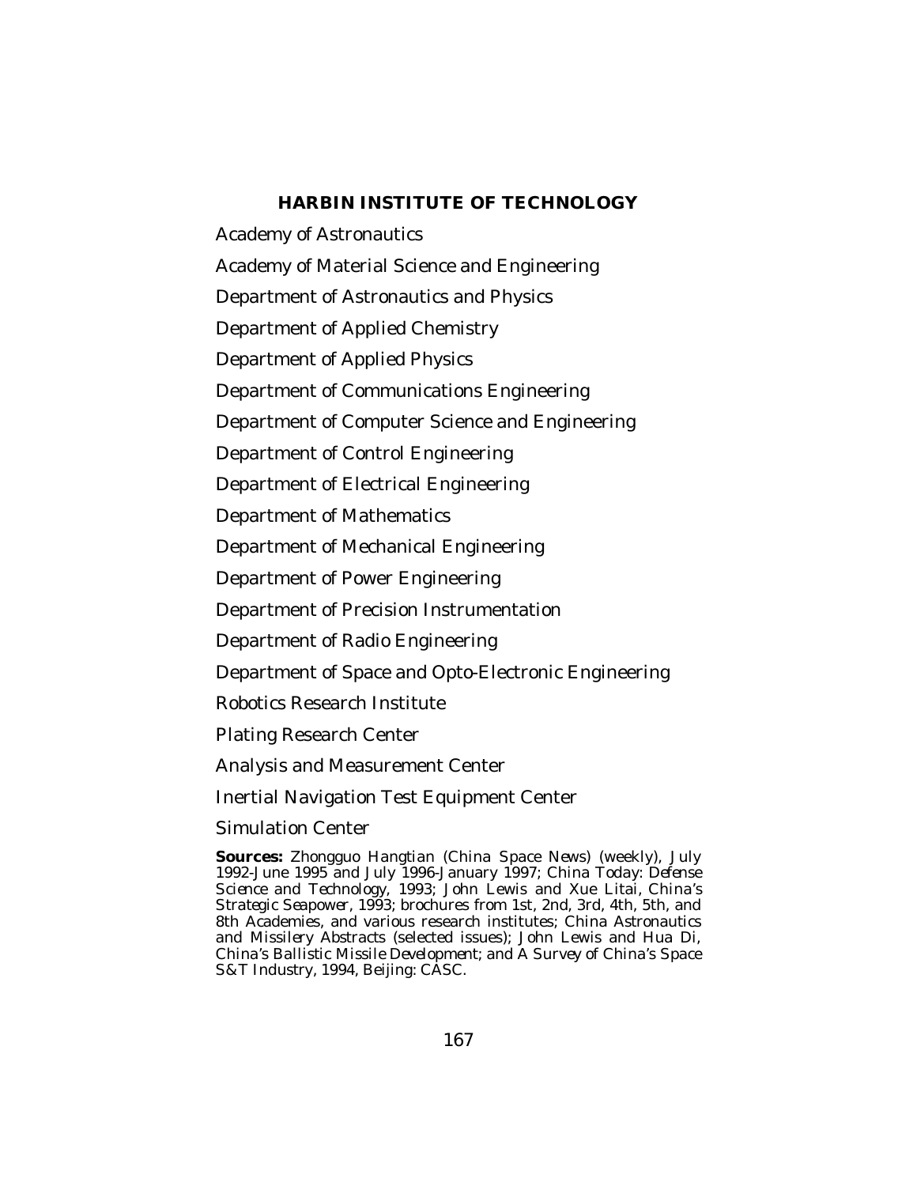## HARBIN INSTITUTE OF TECHNOLOGY

Academy of Astronautics

Academy of Material Science and Engineering

Department of Astronautics and Physics

Department of Applied Chemistry

Department of Applied Physics

Department of Communications Engineering

Department of Computer Science and Engineering

Department of Control Engineering

Department of Electrical Engineering

Department of Mathematics

Department of Mechanical Engineering

Department of Power Engineering

Department of Precision Instrumentation

Department of Radio Engineering

Department of Space and Opto-Electronic Engineering

Robotics Research Institute

Plating Research Center

Analysis and Measurement Center

Inertial Navigation Test Equipment Center

Simulation Center

**Sources:** *Zhongguo Hangtian* (*China Space News*) (weekly), July 1992-June 1995 and July 1996-January 1997; *China Today: Defense Science and Technology*, 1993; John Lewis and Xue Litai, *China's Strategic Seapower*, 1993; brochures from 1st, 2nd, 3rd, 4th, 5th, and 8th Academies, and various research institutes; *China Astronautics and Missilery Abstracts* (selected issues); John Lewis and Hua Di, *China's Ballistic Missile Development*; and *A Survey of China's Space S&T Industry*, 1994, Beijing: CASC.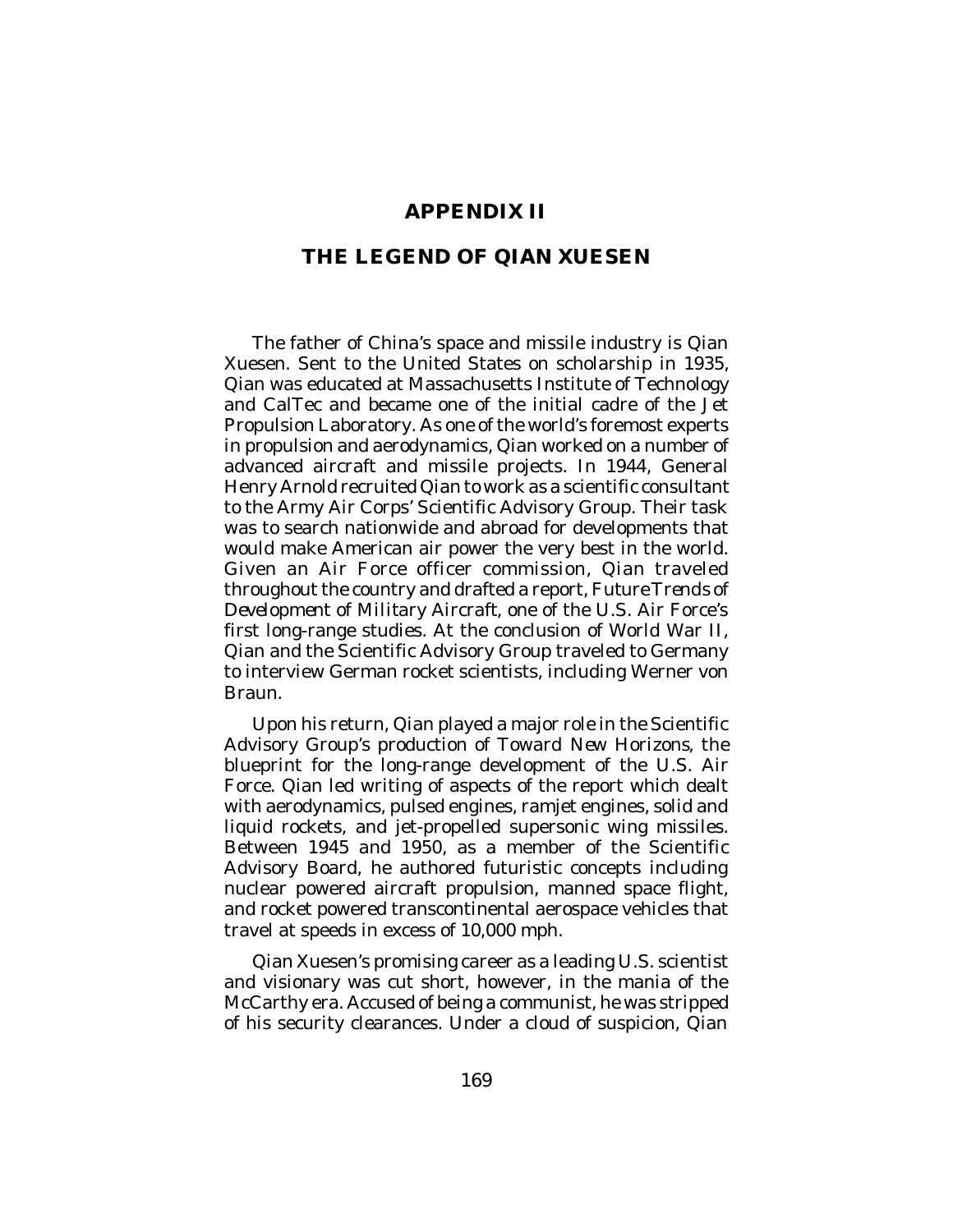# APPENDIX II

## THE LEGEND OF QIAN XUESEN

The father of China's space and missile industry is Qian Xuesen. Sent to the United States on scholarship in 1935, Qian was educated at Massachusetts Institute of Technology and CalTec and became one of the initial cadre of the Jet Propulsion Laboratory. As one of the world's foremost experts in propulsion and aerodynamics, Qian worked on a number of advanced aircraft and missile projects. In 1944, General Henry Arnold recruited Qian to work as a scientific consultant to the Army Air Corps' Scientific Advisory Group. Their task was to search nationwide and abroad for developments that would make American air power the very best in the world. Given an Air Force officer commission, Qian traveled throughout the country and drafted a report, *Future Trends of Development of Military Aircraft*, one of the U.S. Air Force's first long-range studies. At the conclusion of World War II, Qian and the Scientific Advisory Group traveled to Germany to interview German rocket scientists, including Werner von Braun.

Upon his return, Qian played a major role in the Scientific Advisory Group's production of *Toward New Horizons*, the blueprint for the long-range development of the U.S. Air Force. Qian led writing of aspects of the report which dealt with aerodynamics, pulsed engines, ramjet engines, solid and liquid rockets, and jet-propelled supersonic wing missiles. Between 1945 and 1950, as a member of the Scientific Advisory Board, he authored futuristic concepts including nuclear powered aircraft propulsion, manned space flight, and rocket powered transcontinental aerospace vehicles that travel at speeds in excess of 10,000 mph.

Qian Xuesen's promising career as a leading U.S. scientist and visionary was cut short, however, in the mania of the McCarthy era. Accused of being a communist, he was stripped of his security clearances. Under a cloud of suspicion, Qian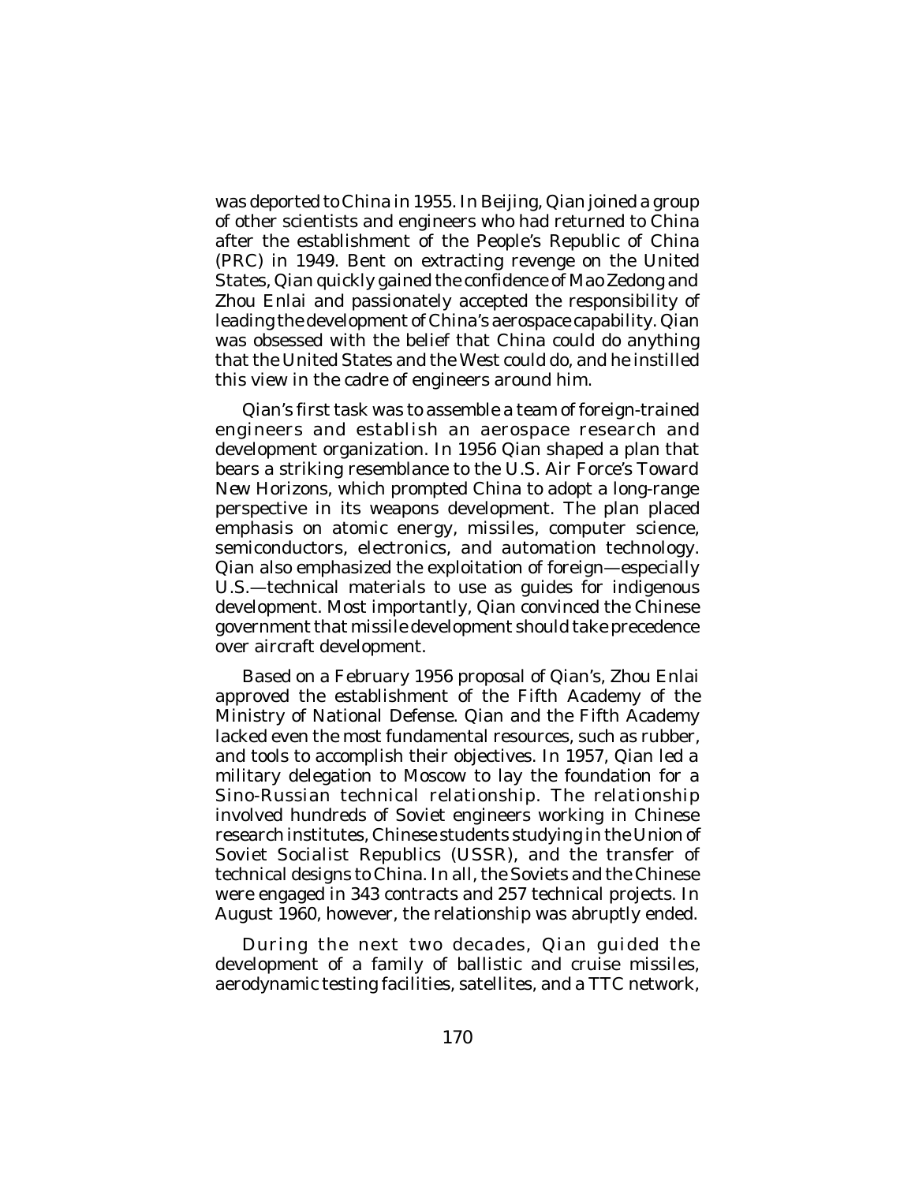was deported to China in 1955. In Beijing, Qian joined a group of other scientists and engineers who had returned to China after the establishment of the People's Republic of China (PRC) in 1949. Bent on extracting revenge on the United States, Qian quickly gained the confidence of Mao Zedong and Zhou Enlai and passionately accepted the responsibility of leading the development of China's aerospace capability. Qian was obsessed with the belief that China could do anything that the United States and the West could do, and he instilled this view in the cadre of engineers around him.

Qian's first task was to assemble a team of foreign-trained engineers and establish an aerospace research and development organization. In 1956 Qian shaped a plan that bears a striking resemblance to the U.S. Air Force's *Toward New Horizons*, which prompted China to adopt a long-range perspective in its weapons development. The plan placed emphasis on atomic energy, missiles, computer science, semiconductors, electronics, and automation technology. Qian also emphasized the exploitation of foreign—especially U.S.—technical materials to use as guides for indigenous development. Most importantly, Qian convinced the Chinese government that missile development should take precedence over aircraft development.

Based on a February 1956 proposal of Qian's, Zhou Enlai approved the establishment of the Fifth Academy of the Ministry of National Defense. Qian and the Fifth Academy lacked even the most fundamental resources, such as rubber, and tools to accomplish their objectives. In 1957, Qian led a military delegation to Moscow to lay the foundation for a Sino-Russian technical relationship. The relationship involved hundreds of Soviet engineers working in Chinese research institutes, Chinese students studying in the Union of Soviet Socialist Republics (USSR), and the transfer of technical designs to China. In all, the Soviets and the Chinese were engaged in 343 contracts and 257 technical projects. In August 1960, however, the relationship was abruptly ended.

During the next two decades, Qian guided the development of a family of ballistic and cruise missiles, aerodynamic testing facilities, satellites, and a TTC network,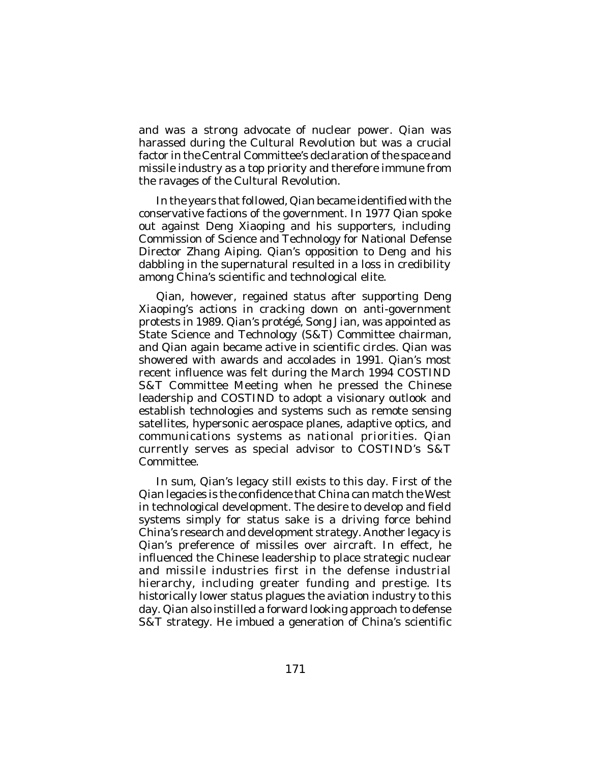and was a strong advocate of nuclear power. Qian was harassed during the Cultural Revolution but was a crucial factor in the Central Committee's declaration of the space and missile industry as a top priority and therefore immune from the ravages of the Cultural Revolution.

In the years that followed, Qian became identified with the conservative factions of the government. In 1977 Qian spoke out against Deng Xiaoping and his supporters, including Commission of Science and Technology for National Defense Director Zhang Aiping. Qian's opposition to Deng and his dabbling in the supernatural resulted in a loss in credibility among China's scientific and technological elite.

Qian, however, regained status after supporting Deng Xiaoping's actions in cracking down on anti-government protests in 1989. Qian's protégé, Song Jian, was appointed as State Science and Technology (S&T) Committee chairman, and Qian again became active in scientific circles. Qian was showered with awards and accolades in 1991. Qian's most recent influence was felt during the March 1994 COSTIND S&T Committee Meeting when he pressed the Chinese leadership and COSTIND to adopt a visionary outlook and establish technologies and systems such as remote sensing satellites, hypersonic aerospace planes, adaptive optics, and communications systems as national priorities. Qian currently serves as special advisor to COSTIND's S&T Committee.

In sum, Qian's legacy still exists to this day. First of the Qian legacies is the confidence that China can match the West in technological development. The desire to develop and field systems simply for status sake is a driving force behind China's research and development strategy. Another legacy is Qian's preference of missiles over aircraft. In effect, he influenced the Chinese leadership to place strategic nuclear and missile industries first in the defense industrial hierarchy, including greater funding and prestige. Its historically lower status plagues the aviation industry to this day. Qian also instilled a forward looking approach to defense S&T strategy. He imbued a generation of China's scientific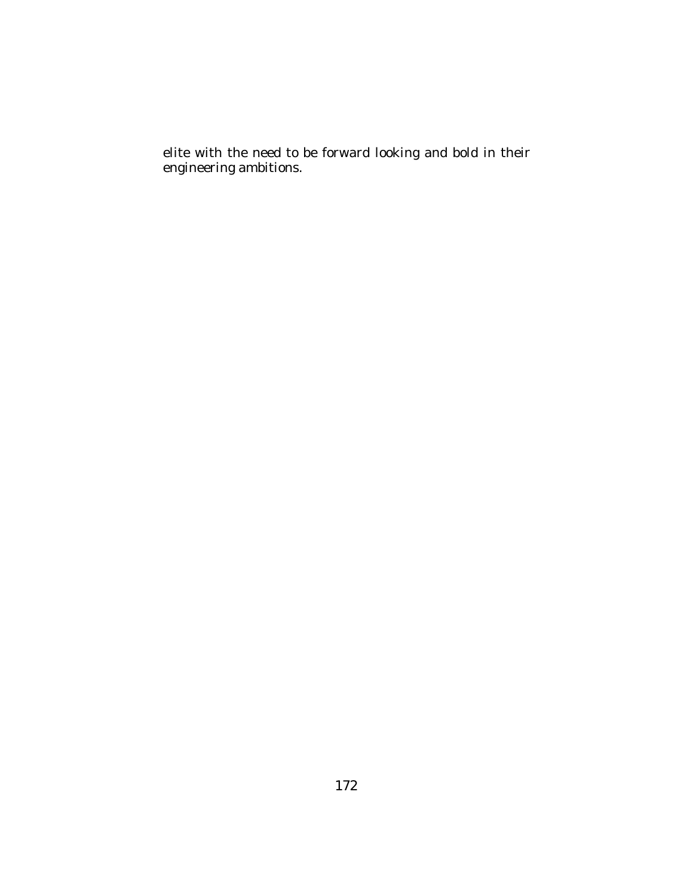elite with the need to be forward looking and bold in their engineering ambitions.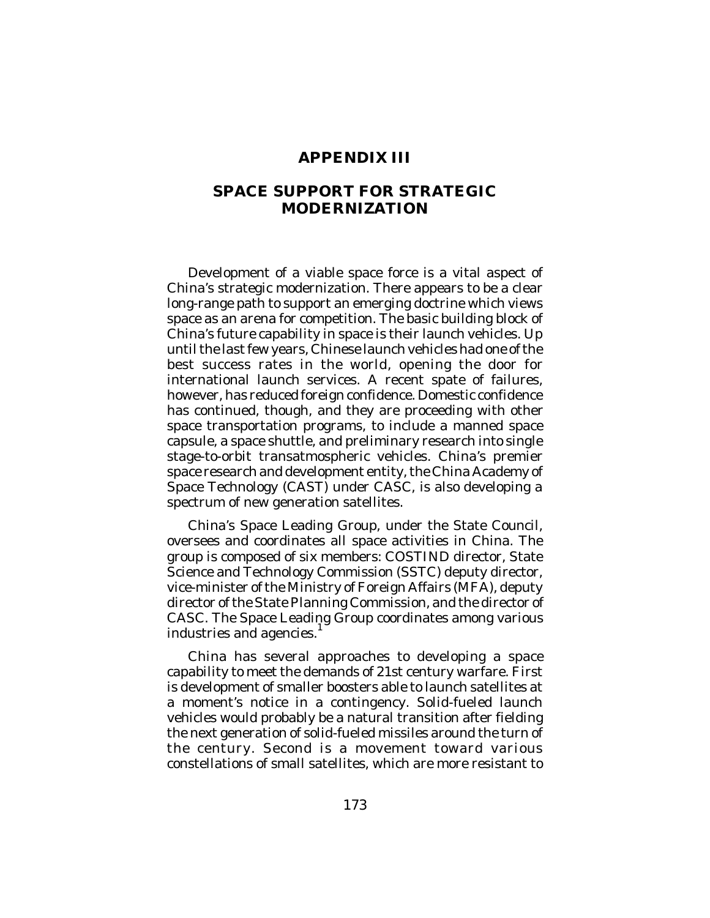# APPENDIX III

## SPACE SUPPORT FOR STRATEGIC MODERNIZATION

Development of a viable space force is a vital aspect of China's strategic modernization. There appears to be a clear long-range path to support an emerging doctrine which views space as an arena for competition. The basic building block of China's future capability in space is their launch vehicles. Up until the last few years, Chinese launch vehicles had one of the best success rates in the world, opening the door for international launch services. A recent spate of failures, however, has reduced foreign confidence. Domestic confidence has continued, though, and they are proceeding with other space transportation programs, to include a manned space capsule, a space shuttle, and preliminary research into single stage-to-orbit transatmospheric vehicles. China's premier space research and development entity, the China Academy of Space Technology (CAST) under CASC, is also developing a spectrum of new generation satellites.

China's Space Leading Group, under the State Council, oversees and coordinates all space activities in China. The group is composed of six members: COSTIND director, State Science and Technology Commission (SSTC) deputy director, vice-minister of the Ministry of Foreign Affairs (MFA), deputy director of the State Planning Commission, and the director of CASC. The Space Leading Group coordinates among various industries and agencies.[1]

China has several approaches to developing a space capability to meet the demands of 21st century warfare. First is development of smaller boosters able to launch satellites at a moment's notice in a contingency. Solid-fueled launch vehicles would probably be a natural transition after fielding the next generation of solid-fueled missiles around the turn of the century. Second is a movement toward various constellations of small satellites, which are more resistant to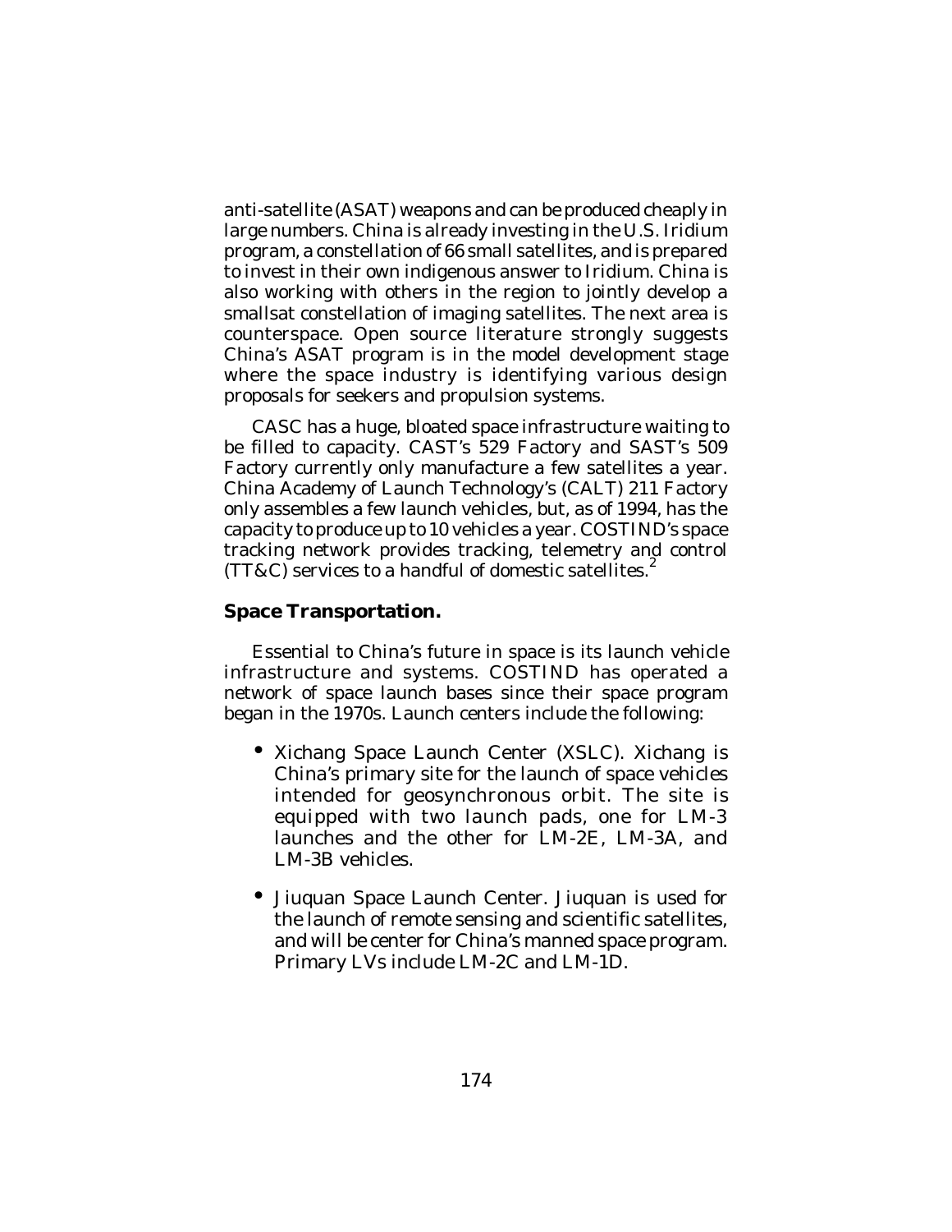anti-satellite (ASAT) weapons and can be produced cheaply in large numbers. China is already investing in the U.S. Iridium program, a constellation of 66 small satellites, and is prepared to invest in their own indigenous answer to Iridium. China is also working with others in the region to jointly develop a smallsat constellation of imaging satellites. The next area is counterspace. Open source literature strongly suggests China's ASAT program is in the model development stage where the space industry is identifying various design proposals for seekers and propulsion systems.

CASC has a huge, bloated space infrastructure waiting to be filled to capacity. CAST's 529 Factory and SAST's 509 Factory currently only manufacture a few satellites a year. China Academy of Launch Technology's (CALT) 211 Factory only assembles a few launch vehicles, but, as of 1994, has the capacity to produce up to 10 vehicles a year. COSTIND's space tracking network provides tracking, telemetry and control (TT&C) services to a handful of domestic satellites.[2]

**Space Transportation.**

Essential to China's future in space is its launch vehicle infrastructure and systems. COSTIND has operated a network of space launch bases since their space program began in the 1970s. Launch centers include the following:

- Xichang Space Launch Center (XSLC). Xichang is China's primary site for the launch of space vehicles intended for geosynchronous orbit. The site is equipped with two launch pads, one for LM-3 launches and the other for LM-2E, LM-3A, and LM-3B vehicles.
- Jiuquan Space Launch Center. Jiuquan is used for the launch of remote sensing and scientific satellites, and will be center for China's manned space program. Primary LVs include LM-2C and LM-1D.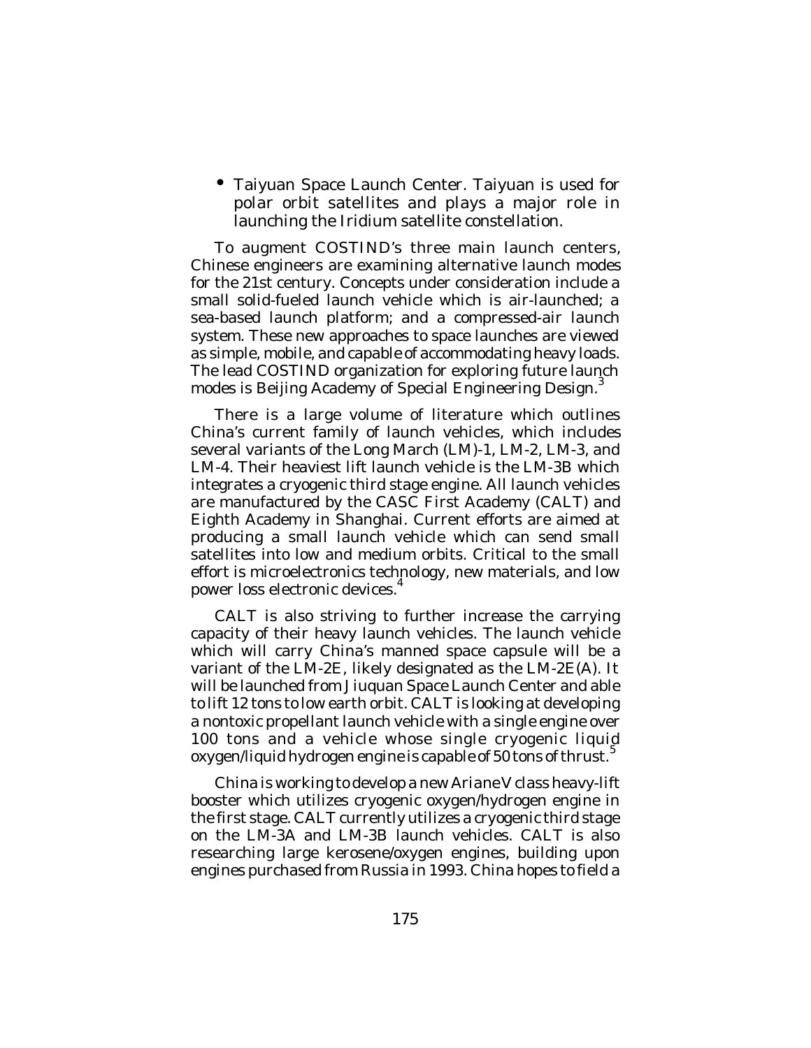- Taiyuan Space Launch Center. Taiyuan is used for polar orbit satellites and plays a major role in launching the Iridium satellite constellation.

To augment COSTIND's three main launch centers, Chinese engineers are examining alternative launch modes for the 21st century. Concepts under consideration include a small solid-fueled launch vehicle which is air-launched; a sea-based launch platform; and a compressed-air launch system. These new approaches to space launches are viewed as simple, mobile, and capable of accommodating heavy loads. The lead COSTIND organization for exploring future launch modes is Beijing Academy of Special Engineering Design.[3]

There is a large volume of literature which outlines China's current family of launch vehicles, which includes several variants of the Long March (LM)-1, LM-2, LM-3, and LM-4. Their heaviest lift launch vehicle is the LM-3B which integrates a cryogenic third stage engine. All launch vehicles are manufactured by the CASC First Academy (CALT) and Eighth Academy in Shanghai. Current efforts are aimed at producing a small launch vehicle which can send small satellites into low and medium orbits. Critical to the small effort is microelectronics technology, new materials, and low power loss electronic devices.[4]

CALT is also striving to further increase the carrying capacity of their heavy launch vehicles. The launch vehicle which will carry China's manned space capsule will be a variant of the LM-2E, likely designated as the LM-2E(A). It will be launched from Jiuquan Space Launch Center and able to lift 12 tons to low earth orbit. CALT is looking at developing a nontoxic propellant launch vehicle with a single engine over 100 tons and a vehicle whose single cryogenic liquid oxygen/liquid hydrogen engine is capable of 50 tons of thrust.[5]

China is working to develop a new Ariane V class heavy-lift booster which utilizes cryogenic oxygen/hydrogen engine in the first stage. CALT currently utilizes a cryogenic third stage on the LM-3A and LM-3B launch vehicles. CALT is also researching large kerosene/oxygen engines, building upon engines purchased from Russia in 1993. China hopes to field a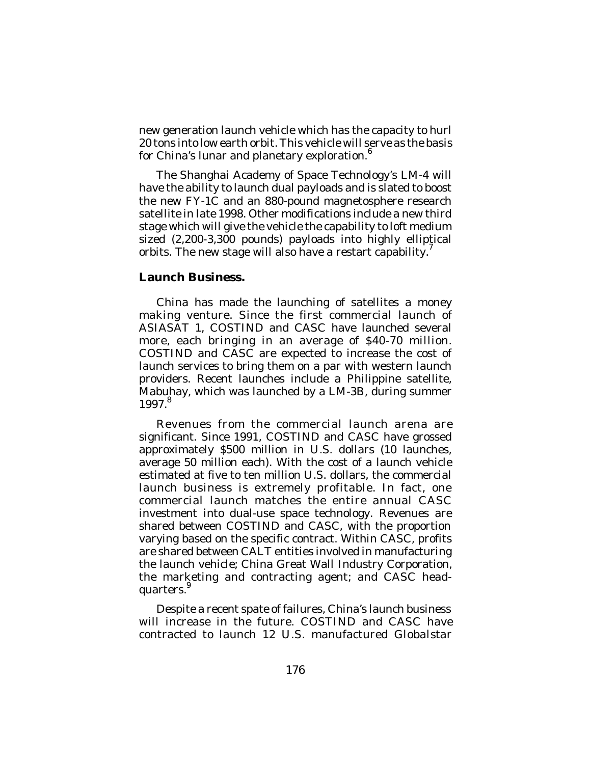new generation launch vehicle which has the capacity to hurl 20 tons into low earth orbit. This vehicle will serve as the basis for China's lunar and planetary exploration.[6]

The Shanghai Academy of Space Technology's LM-4 will have the ability to launch dual payloads and is slated to boost the new FY-1C and an 880-pound magnetosphere research satellite in late 1998. Other modifications include a new third stage which will give the vehicle the capability to loft medium sized (2,200-3,300 pounds) payloads into highly elliptical orbits. The new stage will also have a restart capability.[7]

**Launch Business.**

China has made the launching of satellites a money making venture. Since the first commercial launch of ASIASAT 1, COSTIND and CASC have launched several more, each bringing in an average of $40-70 million. COSTIND and CASC are expected to increase the cost of launch services to bring them on a par with western launch providers. Recent launches include a Philippine satellite, Mabuhay, which was launched by a LM-3B, during summer 1997.[8]

Revenues from the commercial launch arena are significant. Since 1991, COSTIND and CASC have grossed approximately $500 million in U.S. dollars (10 launches, average 50 million each). With the cost of a launch vehicle estimated at five to ten million U.S. dollars, the commercial launch business is extremely profitable. In fact, one commercial launch matches the entire annual CASC investment into dual-use space technology. Revenues are shared between COSTIND and CASC, with the proportion varying based on the specific contract. Within CASC, profits are shared between CALT entities involved in manufacturing the launch vehicle; China Great Wall Industry Corporation, the marketing and contracting agent; and CASC headquarters.[9]

Despite a recent spate of failures, China's launch business will increase in the future. COSTIND and CASC have contracted to launch 12 U.S. manufactured Globalstar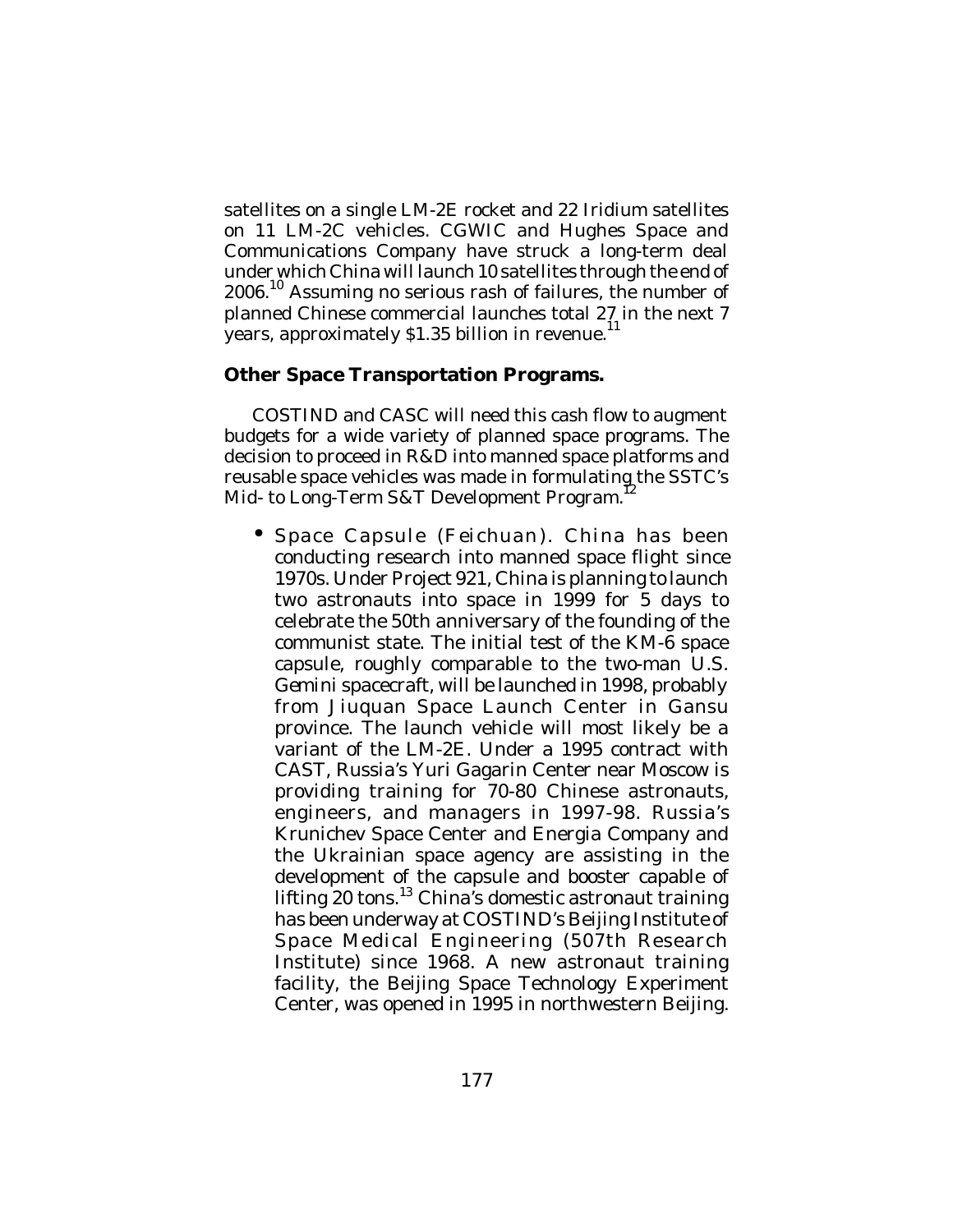satellites on a single LM-2E rocket and 22 Iridium satellites on 11 LM-2C vehicles. CGWIC and Hughes Space and Communications Company have struck a long-term deal under which China will launch 10 satellites through the end of 2006.[10] Assuming no serious rash of failures, the number of planned Chinese commercial launches total 27 in the next 7 years, approximately $1.35 billion in revenue.[11]

**Other Space Transportation Programs.**

COSTIND and CASC will need this cash flow to augment budgets for a wide variety of planned space programs. The decision to proceed in R&D into manned space platforms and reusable space vehicles was made in formulating the SSTC's Mid- to Long-Term S&T Development Program.[12]

- Space Capsule (Feichuan). China has been conducting research into manned space flight since 1970s. Under Project 921, China is planning to launch two astronauts into space in 1999 for 5 days to celebrate the 50th anniversary of the founding of the communist state. The initial test of the KM-6 space capsule, roughly comparable to the two-man U.S. Gemini spacecraft, will be launched in 1998, probably from Jiuquan Space Launch Center in Gansu province. The launch vehicle will most likely be a variant of the LM-2E. Under a 1995 contract with CAST, Russia's Yuri Gagarin Center near Moscow is providing training for 70-80 Chinese astronauts, engineers, and managers in 1997-98. Russia's Krunichev Space Center and Energia Company and the Ukrainian space agency are assisting in the development of the capsule and booster capable of lifting 20 tons.[13] China's domestic astronaut training has been underway at COSTIND's Beijing Institute of Space Medical Engineering (507th Research Institute) since 1968. A new astronaut training facility, the Beijing Space Technology Experiment Center, was opened in 1995 in northwestern Beijing.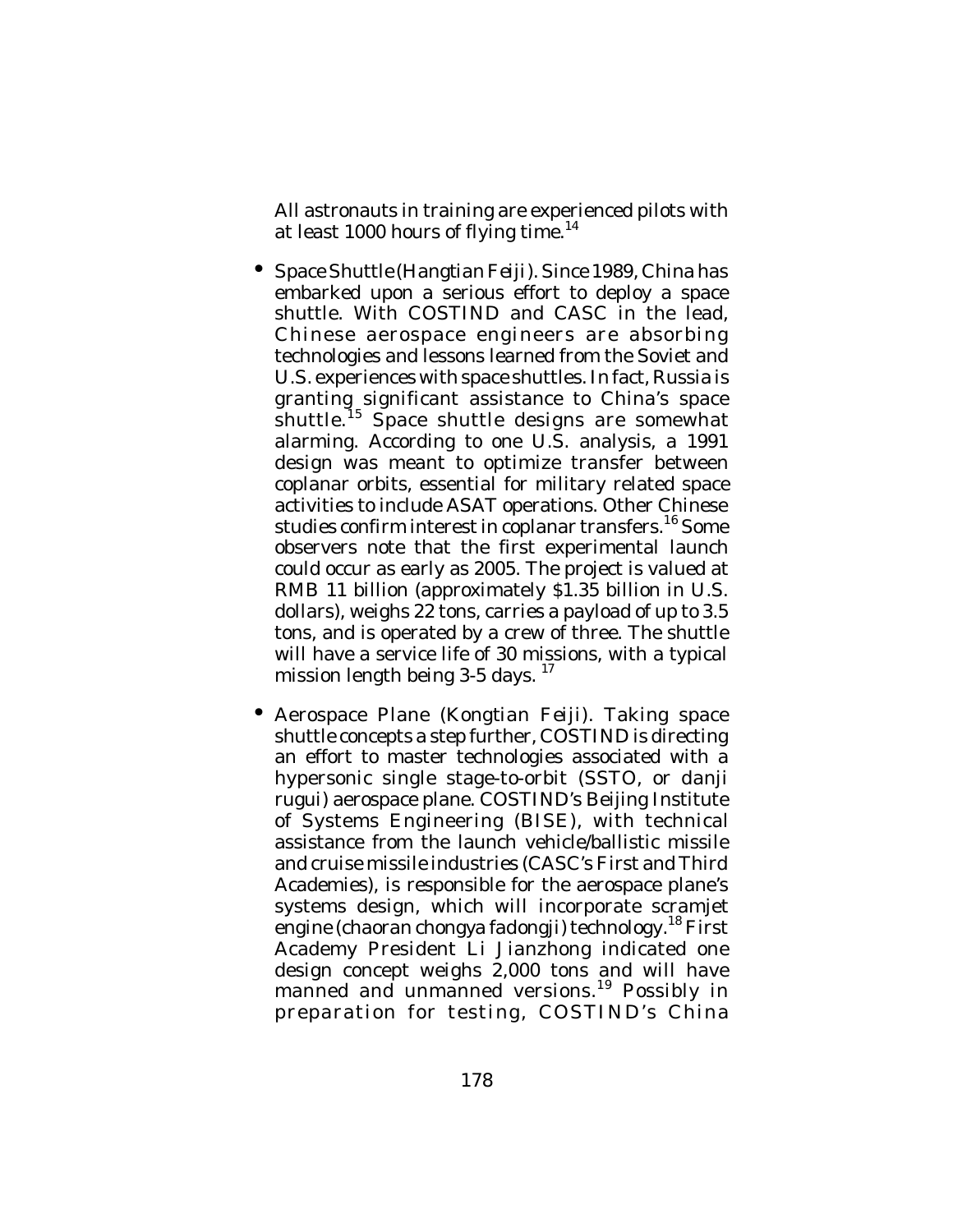All astronauts in training are experienced pilots with at least 1000 hours of flying time.[14]

- Space Shuttle (*Hangtian Feiji*). Since 1989, China has embarked upon a serious effort to deploy a space shuttle. With COSTIND and CASC in the lead, Chinese aerospace engineers are absorbing technologies and lessons learned from the Soviet and U.S. experiences with space shuttles. In fact, Russia is granting significant assistance to China's space shuttle.[15] Space shuttle designs are somewhat alarming. According to one U.S. analysis, a 1991 design was meant to optimize transfer between coplanar orbits, essential for military related space activities to include ASAT operations. Other Chinese studies confirm interest in coplanar transfers.[16] Some observers note that the first experimental launch could occur as early as 2005. The project is valued at RMB 11 billion (approximately $1.35 billion in U.S. dollars), weighs 22 tons, carries a payload of up to 3.5 tons, and is operated by a crew of three. The shuttle will have a service life of 30 missions, with a typical mission length being 3-5 days.[17]

- Aerospace Plane (*Kongtian Feiji*). Taking space shuttle concepts a step further, COSTIND is directing an effort to master technologies associated with a hypersonic single stage-to-orbit (SSTO, or *danji rugui*) aerospace plane. COSTIND's Beijing Institute of Systems Engineering (BISE), with technical assistance from the launch vehicle/ballistic missile and cruise missile industries (CASC's First and Third Academies), is responsible for the aerospace plane's systems design, which will incorporate scramjet engine (*chaoran chongya fadongji*) technology.[18] First Academy President Li Jianzhong indicated one design concept weighs 2,000 tons and will have manned and unmanned versions.[19] Possibly in preparation for testing, COSTIND's China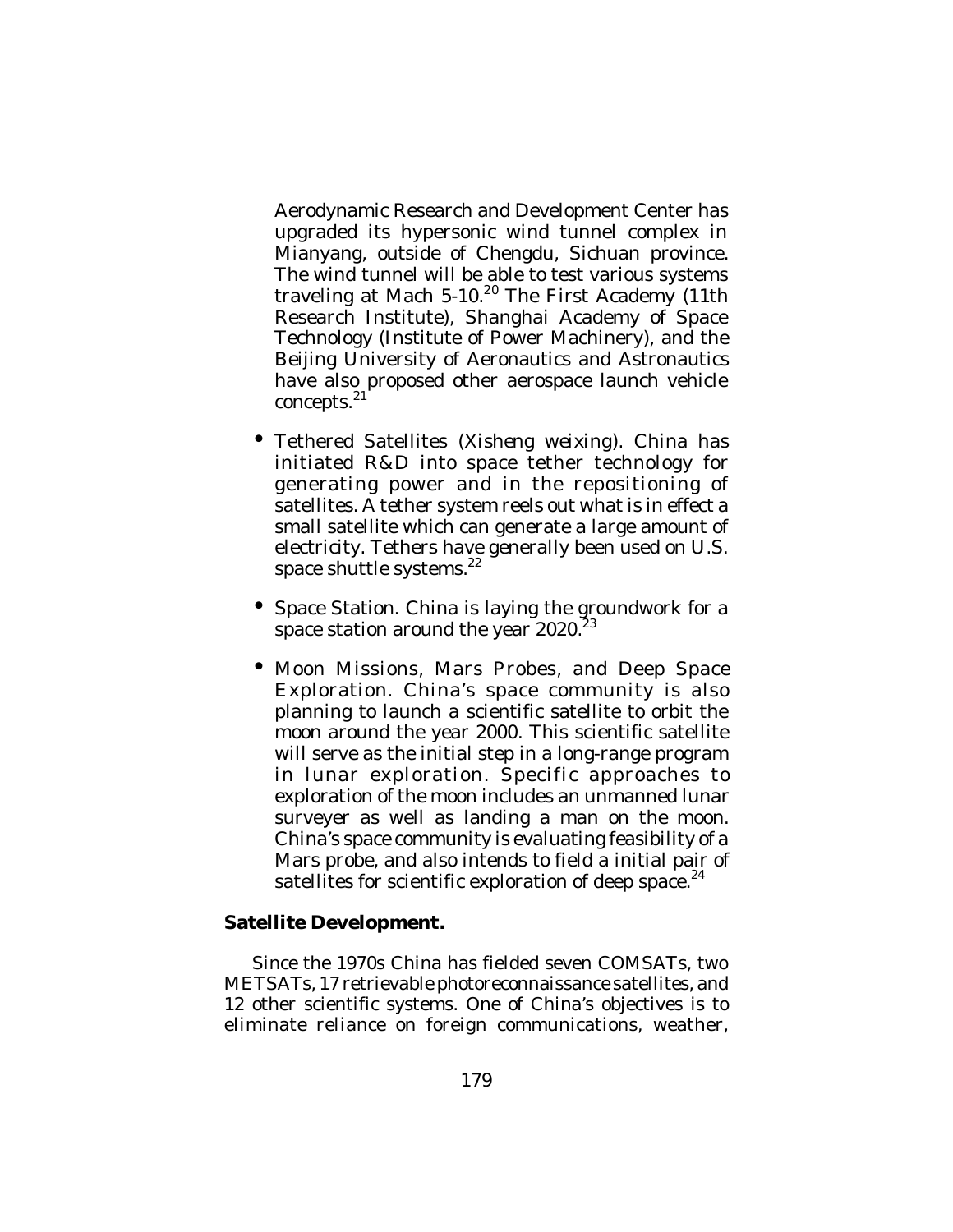Aerodynamic Research and Development Center has upgraded its hypersonic wind tunnel complex in Mianyang, outside of Chengdu, Sichuan province. The wind tunnel will be able to test various systems traveling at Mach 5-10.[20] The First Academy (11th Research Institute), Shanghai Academy of Space Technology (Institute of Power Machinery), and the Beijing University of Aeronautics and Astronautics have also proposed other aerospace launch vehicle concepts.[21]

- Tethered Satellites (*Xisheng weixing*). China has initiated R&D into space tether technology for generating power and in the repositioning of satellites. A tether system reels out what is in effect a small satellite which can generate a large amount of electricity. Tethers have generally been used on U.S. space shuttle systems.[22]

- Space Station. China is laying the groundwork for a space station around the year 2020.[23]

- Moon Missions, Mars Probes, and Deep Space Exploration. China's space community is also planning to launch a scientific satellite to orbit the moon around the year 2000. This scientific satellite will serve as the initial step in a long-range program in lunar exploration. Specific approaches to exploration of the moon includes an unmanned lunar surveyer as well as landing a man on the moon. China's space community is evaluating feasibility of a Mars probe, and also intends to field a initial pair of satellites for scientific exploration of deep space.[24]

**Satellite Development.**

Since the 1970s China has fielded seven COMSATs, two METSATs, 17 retrievable photoreconnaissance satellites, and 12 other scientific systems. One of China's objectives is to eliminate reliance on foreign communications, weather,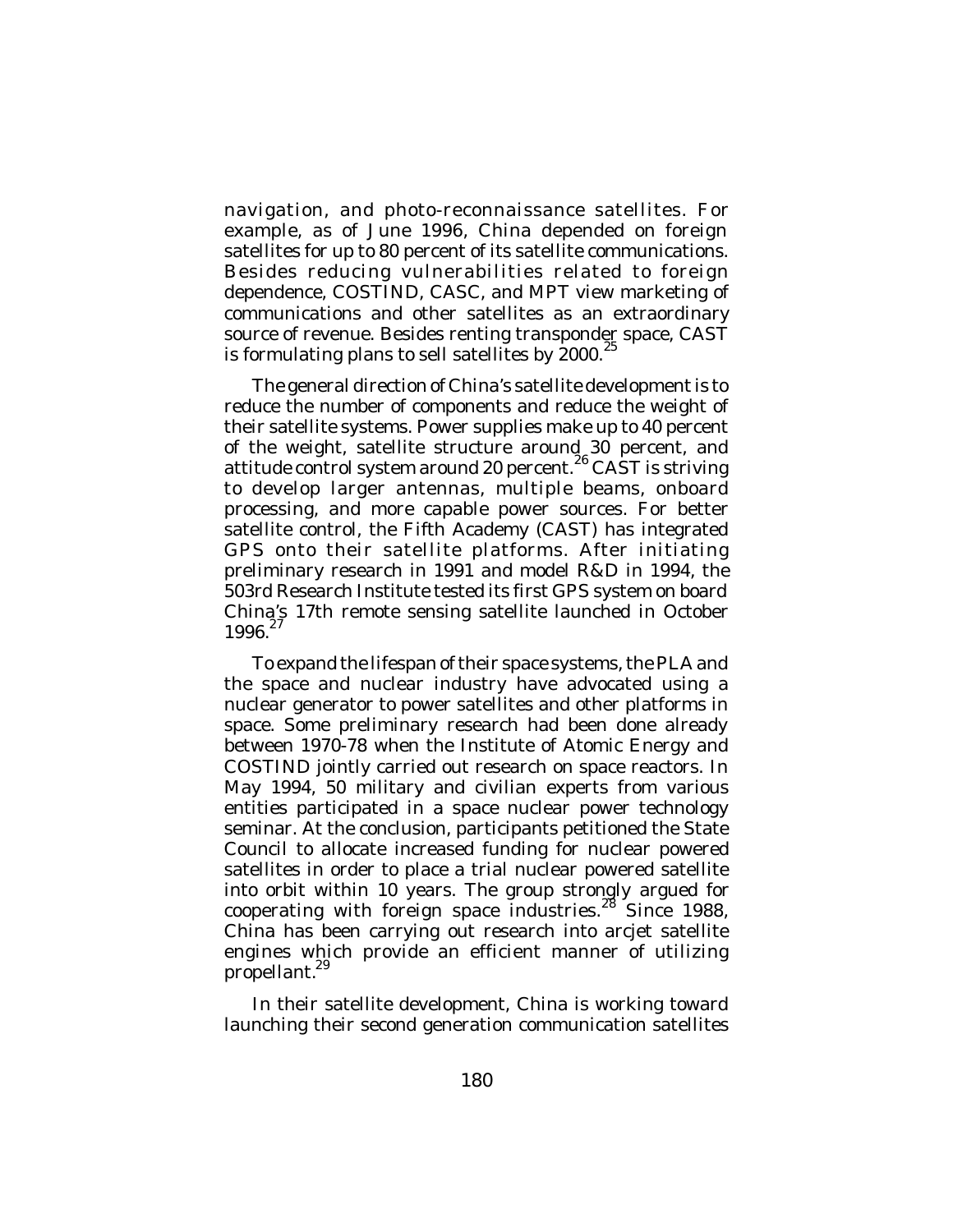navigation, and photo-reconnaissance satellites. For example, as of June 1996, China depended on foreign satellites for up to 80 percent of its satellite communications. Besides reducing vulnerabilities related to foreign dependence, COSTIND, CASC, and MPT view marketing of communications and other satellites as an extraordinary source of revenue. Besides renting transponder space, CAST is formulating plans to sell satellites by 2000.[25]

The general direction of China's satellite development is to reduce the number of components and reduce the weight of their satellite systems. Power supplies make up to 40 percent of the weight, satellite structure around 30 percent, and attitude control system around 20 percent.[26] CAST is striving to develop larger antennas, multiple beams, onboard processing, and more capable power sources. For better satellite control, the Fifth Academy (CAST) has integrated GPS onto their satellite platforms. After initiating preliminary research in 1991 and model R&D in 1994, the 503rd Research Institute tested its first GPS system on board China's 17th remote sensing satellite launched in October 1996.[27]

To expand the lifespan of their space systems, the PLA and the space and nuclear industry have advocated using a nuclear generator to power satellites and other platforms in space. Some preliminary research had been done already between 1970-78 when the Institute of Atomic Energy and COSTIND jointly carried out research on space reactors. In May 1994, 50 military and civilian experts from various entities participated in a space nuclear power technology seminar. At the conclusion, participants petitioned the State Council to allocate increased funding for nuclear powered satellites in order to place a trial nuclear powered satellite into orbit within 10 years. The group strongly argued for cooperating with foreign space industries.[28] Since 1988, China has been carrying out research into arcjet satellite engines which provide an efficient manner of utilizing propellant.[29]

In their satellite development, China is working toward launching their second generation communication satellites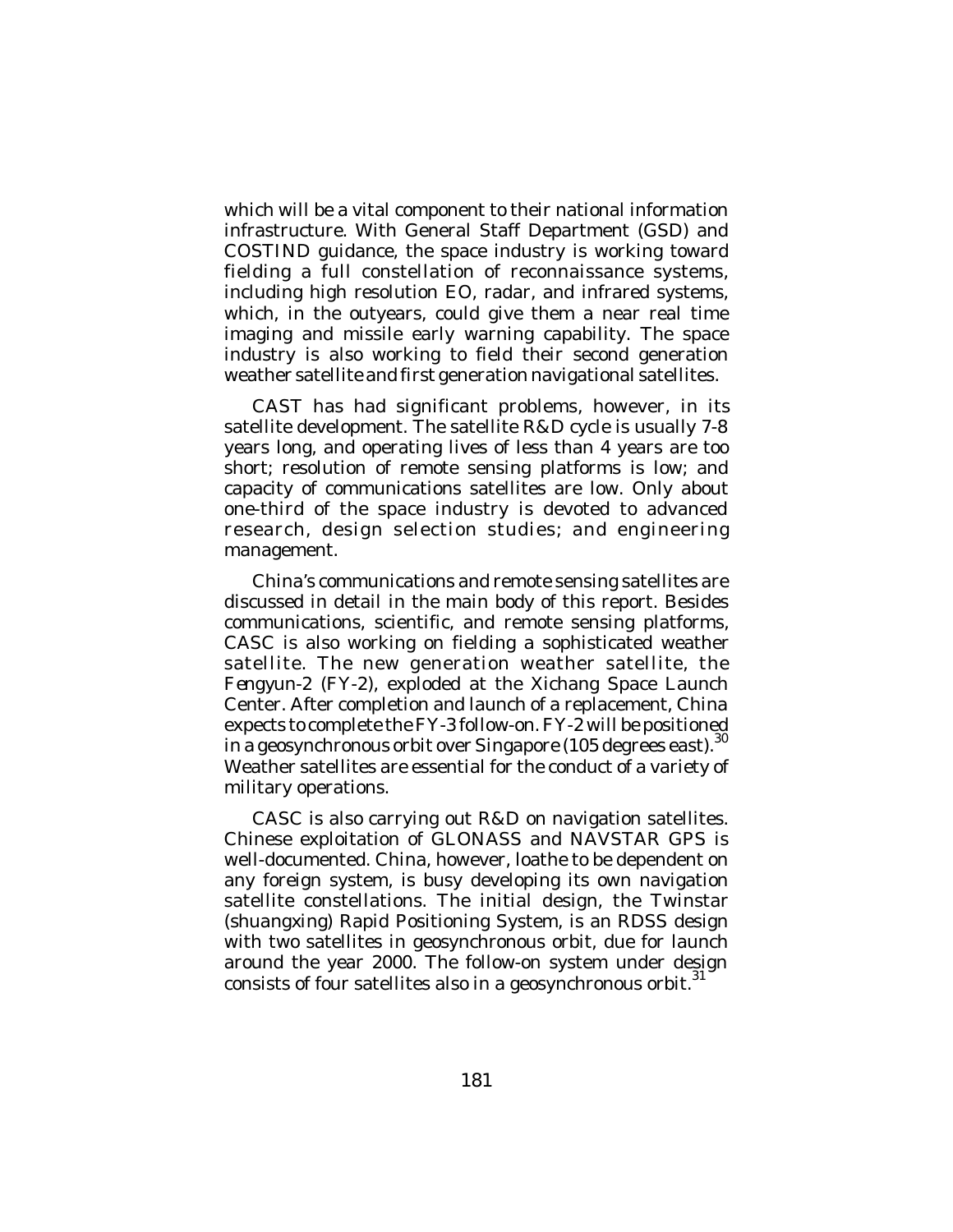which will be a vital component to their national information infrastructure. With General Staff Department (GSD) and COSTIND guidance, the space industry is working toward fielding a full constellation of reconnaissance systems, including high resolution EO, radar, and infrared systems, which, in the outyears, could give them a near real time imaging and missile early warning capability. The space industry is also working to field their second generation weather satellite and first generation navigational satellites.

CAST has had significant problems, however, in its satellite development. The satellite R&D cycle is usually 7-8 years long, and operating lives of less than 4 years are too short; resolution of remote sensing platforms is low; and capacity of communications satellites are low. Only about one-third of the space industry is devoted to advanced research, design selection studies; and engineering management.

China's communications and remote sensing satellites are discussed in detail in the main body of this report. Besides communications, scientific, and remote sensing platforms, CASC is also working on fielding a sophisticated weather satellite. The new generation weather satellite, the *Fengyun-2* (FY-2), exploded at the Xichang Space Launch Center. After completion and launch of a replacement, China expects to complete the FY-3 follow-on. FY-2 will be positioned in a geosynchronous orbit over Singapore (105 degrees east).[30] Weather satellites are essential for the conduct of a variety of military operations.

CASC is also carrying out R&D on navigation satellites. Chinese exploitation of GLONASS and NAVSTAR GPS is well-documented. China, however, loathe to be dependent on any foreign system, is busy developing its own navigation satellite constellations. The initial design, the Twinstar (*shuangxing*) Rapid Positioning System, is an RDSS design with two satellites in geosynchronous orbit, due for launch around the year 2000. The follow-on system under design consists of four satellites also in a geosynchronous orbit.[31]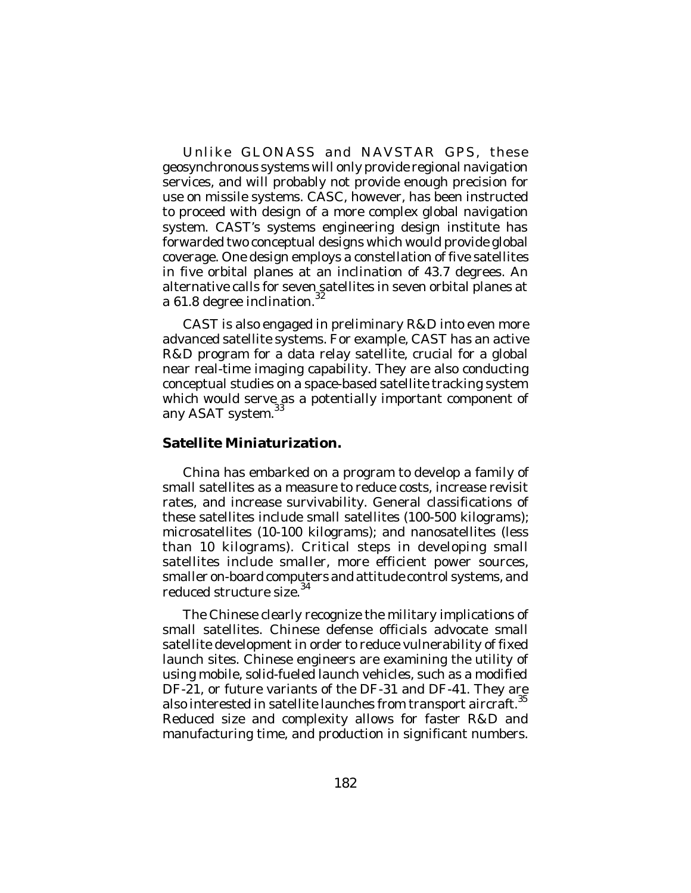Unlike GLONASS and NAVSTAR GPS, these geosynchronous systems will only provide regional navigation services, and will probably not provide enough precision for use on missile systems. CASC, however, has been instructed to proceed with design of a more complex global navigation system. CAST's systems engineering design institute has forwarded two conceptual designs which would provide global coverage. One design employs a constellation of five satellites in five orbital planes at an inclination of 43.7 degrees. An alternative calls for seven satellites in seven orbital planes at a 61.8 degree inclination.[32]

CAST is also engaged in preliminary R&D into even more advanced satellite systems. For example, CAST has an active R&D program for a data relay satellite, crucial for a global near real-time imaging capability. They are also conducting conceptual studies on a space-based satellite tracking system which would serve as a potentially important component of any ASAT system.[33]

**Satellite Miniaturization.**

China has embarked on a program to develop a family of small satellites as a measure to reduce costs, increase revisit rates, and increase survivability. General classifications of these satellites include small satellites (100-500 kilograms); microsatellites (10-100 kilograms); and nanosatellites (less than 10 kilograms). Critical steps in developing small satellites include smaller, more efficient power sources, smaller on-board computers and attitude control systems, and reduced structure size.[34]

The Chinese clearly recognize the military implications of small satellites. Chinese defense officials advocate small satellite development in order to reduce vulnerability of fixed launch sites. Chinese engineers are examining the utility of using mobile, solid-fueled launch vehicles, such as a modified DF-21, or future variants of the DF-31 and DF-41. They are also interested in satellite launches from transport aircraft.[35] Reduced size and complexity allows for faster R&D and manufacturing time, and production in significant numbers.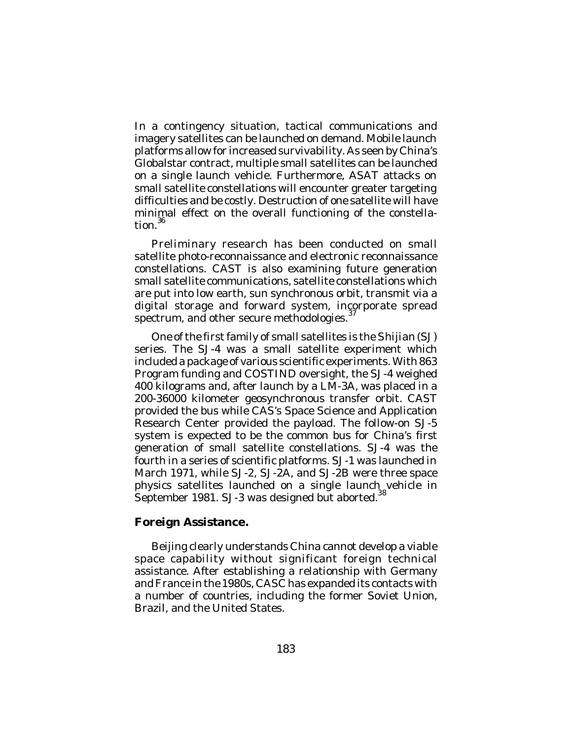In a contingency situation, tactical communications and imagery satellites can be launched on demand. Mobile launch platforms allow for increased survivability. As seen by China's Globalstar contract, multiple small satellites can be launched on a single launch vehicle. Furthermore, ASAT attacks on small satellite constellations will encounter greater targeting difficulties and be costly. Destruction of one satellite will have minimal effect on the overall functioning of the constellation.[36]

Preliminary research has been conducted on small satellite photo-reconnaissance and electronic reconnaissance constellations. CAST is also examining future generation small satellite communications, satellite constellations which are put into low earth, sun synchronous orbit, transmit via a digital storage and forward system, incorporate spread spectrum, and other secure methodologies.[37]

One of the first family of small satellites is the Shijian (SJ) series. The SJ-4 was a small satellite experiment which included a package of various scientific experiments. With 863 Program funding and COSTIND oversight, the SJ-4 weighed 400 kilograms and, after launch by a LM-3A, was placed in a 200-36000 kilometer geosynchronous transfer orbit. CAST provided the bus while CAS's Space Science and Application Research Center provided the payload. The follow-on SJ-5 system is expected to be the common bus for China's first generation of small satellite constellations. SJ-4 was the fourth in a series of scientific platforms. SJ-1 was launched in March 1971, while SJ-2, SJ-2A, and SJ-2B were three space physics satellites launched on a single launch vehicle in September 1981. SJ-3 was designed but aborted.[38]

**Foreign Assistance.**

Beijing clearly understands China cannot develop a viable space capability without significant foreign technical assistance. After establishing a relationship with Germany and France in the 1980s, CASC has expanded its contacts with a number of countries, including the former Soviet Union, Brazil, and the United States.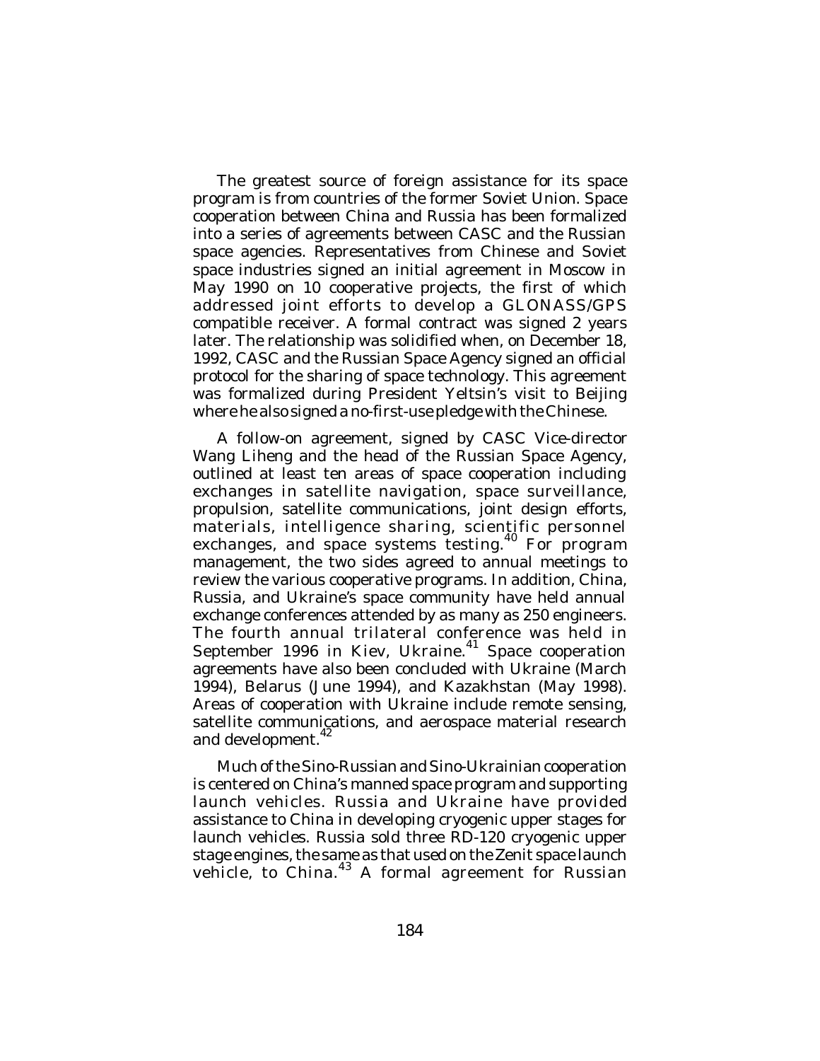The greatest source of foreign assistance for its space program is from countries of the former Soviet Union. Space cooperation between China and Russia has been formalized into a series of agreements between CASC and the Russian space agencies. Representatives from Chinese and Soviet space industries signed an initial agreement in Moscow in May 1990 on 10 cooperative projects, the first of which addressed joint efforts to develop a GLONASS/GPS compatible receiver. A formal contract was signed 2 years later. The relationship was solidified when, on December 18, 1992, CASC and the Russian Space Agency signed an official protocol for the sharing of space technology. This agreement was formalized during President Yeltsin's visit to Beijing where he also signed a no-first-use pledge with the Chinese.

A follow-on agreement, signed by CASC Vice-director Wang Liheng and the head of the Russian Space Agency, outlined at least ten areas of space cooperation including exchanges in satellite navigation, space surveillance, propulsion, satellite communications, joint design efforts, materials, intelligence sharing, scientific personnel exchanges, and space systems testing.[40] For program management, the two sides agreed to annual meetings to review the various cooperative programs. In addition, China, Russia, and Ukraine's space community have held annual exchange conferences attended by as many as 250 engineers. The fourth annual trilateral conference was held in September 1996 in Kiev, Ukraine.[41] Space cooperation agreements have also been concluded with Ukraine (March 1994), Belarus (June 1994), and Kazakhstan (May 1998). Areas of cooperation with Ukraine include remote sensing, satellite communications, and aerospace material research and development.[42]

Much of the Sino-Russian and Sino-Ukrainian cooperation is centered on China's manned space program and supporting launch vehicles. Russia and Ukraine have provided assistance to China in developing cryogenic upper stages for launch vehicles. Russia sold three RD-120 cryogenic upper stage engines, the same as that used on the Zenit space launch vehicle, to China.[43] A formal agreement for Russian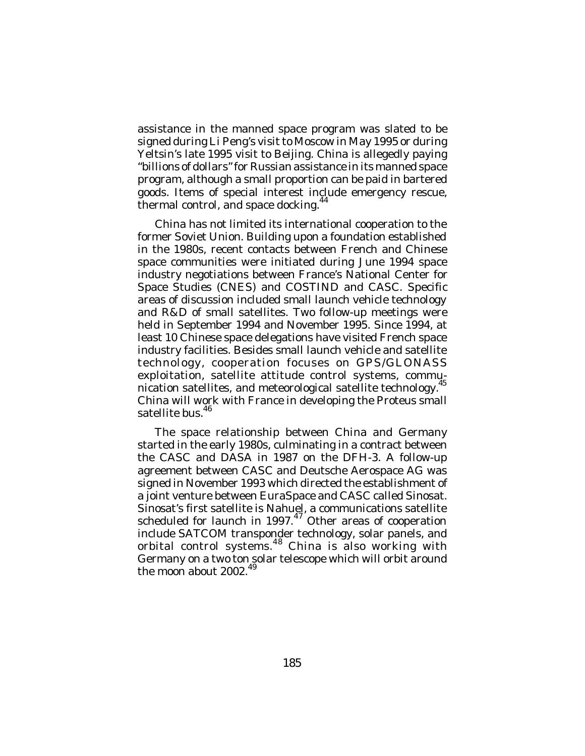assistance in the manned space program was slated to be signed during Li Peng's visit to Moscow in May 1995 or during Yeltsin's late 1995 visit to Beijing. China is allegedly paying "billions of dollars" for Russian assistance in its manned space program, although a small proportion can be paid in bartered goods. Items of special interest include emergency rescue, thermal control, and space docking.[44]

China has not limited its international cooperation to the former Soviet Union. Building upon a foundation established in the 1980s, recent contacts between French and Chinese space communities were initiated during June 1994 space industry negotiations between France's National Center for Space Studies (CNES) and COSTIND and CASC. Specific areas of discussion included small launch vehicle technology and R&D of small satellites. Two follow-up meetings were held in September 1994 and November 1995. Since 1994, at least 10 Chinese space delegations have visited French space industry facilities. Besides small launch vehicle and satellite technology, cooperation focuses on GPS/GLONASS exploitation, satellite attitude control systems, communication satellites, and meteorological satellite technology.[45] China will work with France in developing the Proteus small satellite bus.[46]

The space relationship between China and Germany started in the early 1980s, culminating in a contract between the CASC and DASA in 1987 on the DFH-3. A follow-up agreement between CASC and Deutsche Aerospace AG was signed in November 1993 which directed the establishment of a joint venture between EuraSpace and CASC called Sinosat. Sinosat's first satellite is Nahuel, a communications satellite scheduled for launch in 1997.[47] Other areas of cooperation include SATCOM transponder technology, solar panels, and orbital control systems.[48] China is also working with Germany on a two ton solar telescope which will orbit around the moon about 2002.[49]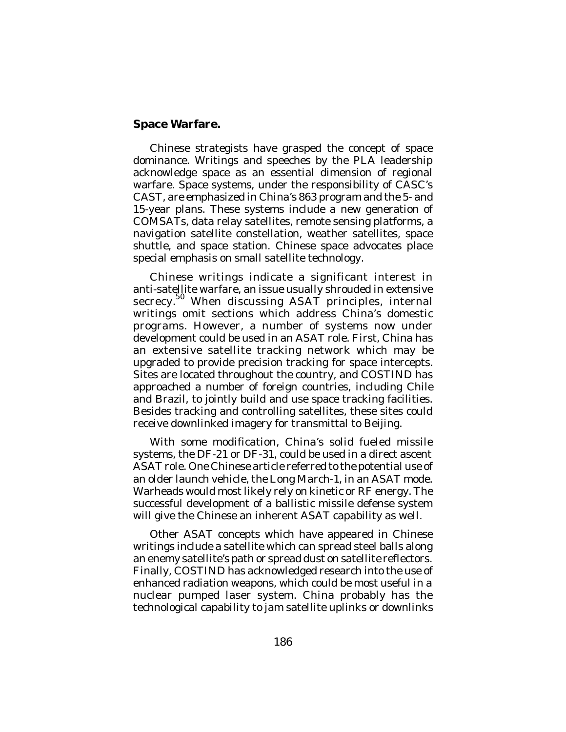**Space Warfare.**

Chinese strategists have grasped the concept of space dominance. Writings and speeches by the PLA leadership acknowledge space as an essential dimension of regional warfare. Space systems, under the responsibility of CASC's CAST, are emphasized in China's 863 program and the 5- and 15-year plans. These systems include a new generation of COMSATs, data relay satellites, remote sensing platforms, a navigation satellite constellation, weather satellites, space shuttle, and space station. Chinese space advocates place special emphasis on small satellite technology.

Chinese writings indicate a significant interest in anti-satellite warfare, an issue usually shrouded in extensive secrecy.[50] When discussing ASAT principles, internal writings omit sections which address China's domestic programs. However, a number of systems now under development could be used in an ASAT role. First, China has an extensive satellite tracking network which may be upgraded to provide precision tracking for space intercepts. Sites are located throughout the country, and COSTIND has approached a number of foreign countries, including Chile and Brazil, to jointly build and use space tracking facilities. Besides tracking and controlling satellites, these sites could receive downlinked imagery for transmittal to Beijing.

With some modification, China's solid fueled missile systems, the DF-21 or DF-31, could be used in a direct ascent ASAT role. One Chinese article referred to the potential use of an older launch vehicle, the Long March-1, in an ASAT mode. Warheads would most likely rely on kinetic or RF energy. The successful development of a ballistic missile defense system will give the Chinese an inherent ASAT capability as well.

Other ASAT concepts which have appeared in Chinese writings include a satellite which can spread steel balls along an enemy satellite's path or spread dust on satellite reflectors. Finally, COSTIND has acknowledged research into the use of enhanced radiation weapons, which could be most useful in a nuclear pumped laser system. China probably has the technological capability to jam satellite uplinks or downlinks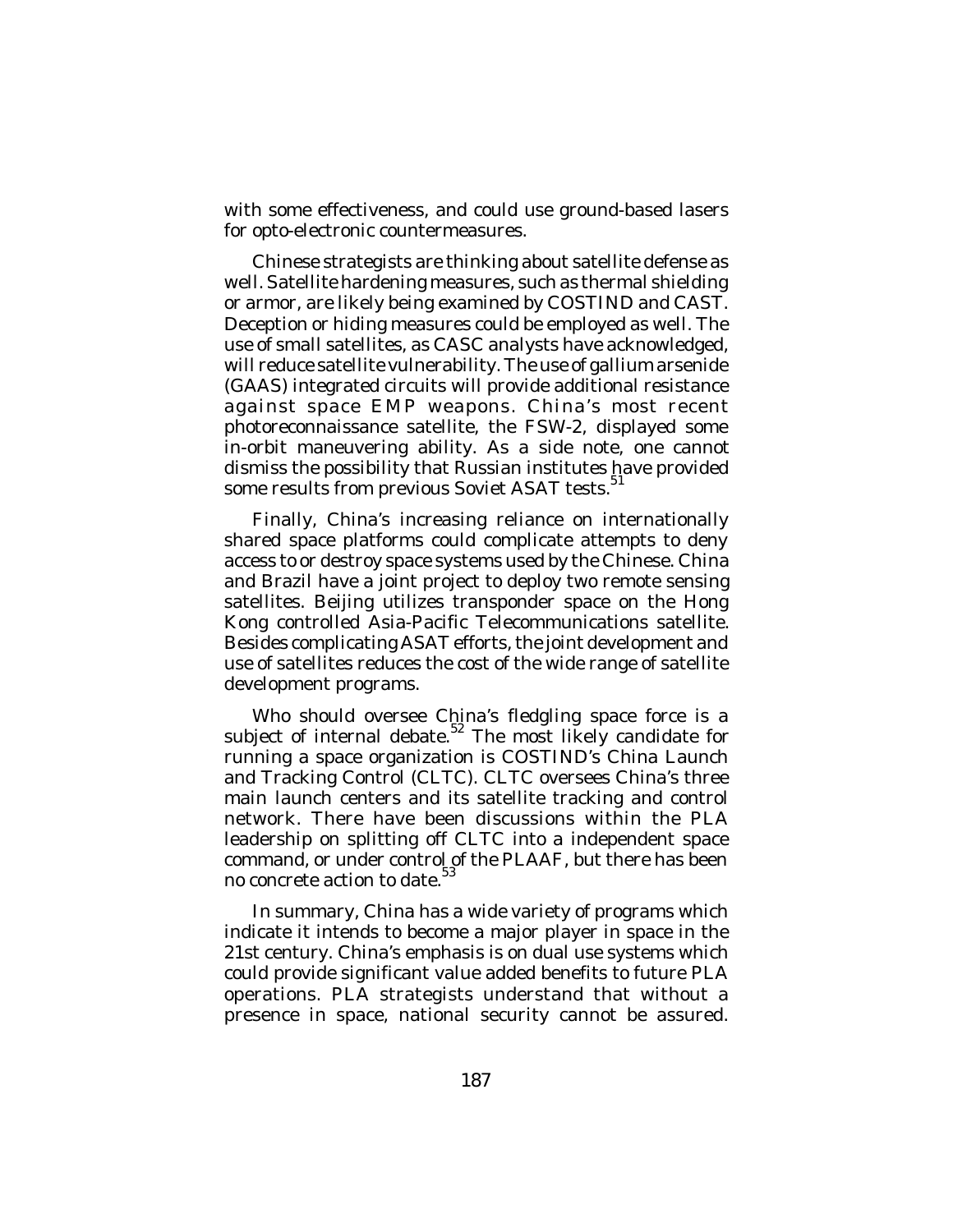with some effectiveness, and could use ground-based lasers for opto-electronic countermeasures.

Chinese strategists are thinking about satellite defense as well. Satellite hardening measures, such as thermal shielding or armor, are likely being examined by COSTIND and CAST. Deception or hiding measures could be employed as well. The use of small satellites, as CASC analysts have acknowledged, will reduce satellite vulnerability. The use of gallium arsenide (GAAS) integrated circuits will provide additional resistance against space EMP weapons. China's most recent photoreconnaissance satellite, the FSW-2, displayed some in-orbit maneuvering ability. As a side note, one cannot dismiss the possibility that Russian institutes have provided some results from previous Soviet ASAT tests.[51]

Finally, China's increasing reliance on internationally shared space platforms could complicate attempts to deny access to or destroy space systems used by the Chinese. China and Brazil have a joint project to deploy two remote sensing satellites. Beijing utilizes transponder space on the Hong Kong controlled Asia-Pacific Telecommunications satellite. Besides complicating ASAT efforts, the joint development and use of satellites reduces the cost of the wide range of satellite development programs.

Who should oversee China's fledgling space force is a subject of internal debate.[52] The most likely candidate for running a space organization is COSTIND's China Launch and Tracking Control (CLTC). CLTC oversees China's three main launch centers and its satellite tracking and control network. There have been discussions within the PLA leadership on splitting off CLTC into a independent space command, or under control of the PLAAF, but there has been no concrete action to date.[53]

In summary, China has a wide variety of programs which indicate it intends to become a major player in space in the 21st century. China's emphasis is on dual use systems which could provide significant value added benefits to future PLA operations. PLA strategists understand that without a presence in space, national security cannot be assured.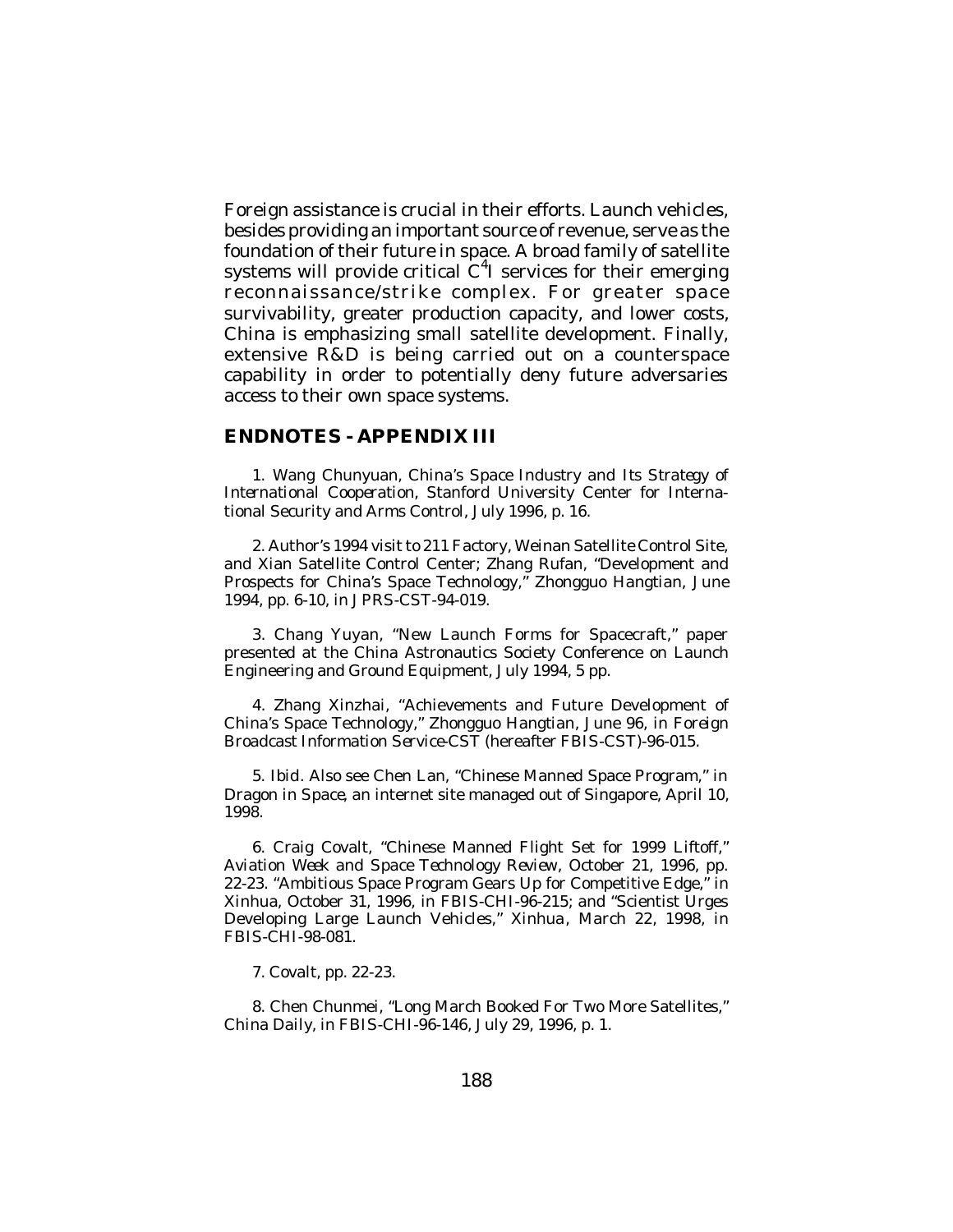Foreign assistance is crucial in their efforts. Launch vehicles, besides providing an important source of revenue, serve as the foundation of their future in space. A broad family of satellite systems will provide critical $C^4I$ services for their emerging reconnaissance/strike complex. For greater space survivability, greater production capacity, and lower costs, China is emphasizing small satellite development. Finally, extensive R&D is being carried out on a counterspace capability in order to potentially deny future adversaries access to their own space systems.

## ENDNOTES - APPENDIX III

1. Wang Chunyuan, *China's Space Industry and Its Strategy of International Cooperation*, Stanford University Center for International Security and Arms Control, July 1996, p. 16.

2. Author's 1994 visit to 211 Factory, Weinan Satellite Control Site, and Xian Satellite Control Center; Zhang Rufan, "Development and Prospects for China's Space Technology," *Zhongguo Hangtian*, June 1994, pp. 6-10, in JPRS-CST-94-019.

3. Chang Yuyan, "New Launch Forms for Spacecraft," paper presented at the China Astronautics Society Conference on Launch Engineering and Ground Equipment, July 1994, 5 pp.

4. Zhang Xinzhai, "Achievements and Future Development of China's Space Technology," *Zhongguo Hangtian*, June 96, in *Foreign Broadcast Information Service-CST* (hereafter FBIS-CST)-96-015.

5. Ibid. Also see Chen Lan, "Chinese Manned Space Program," in *Dragon in Space*, an internet site managed out of Singapore, April 10, 1998.

6. Craig Covalt, "Chinese Manned Flight Set for 1999 Liftoff," *Aviation Week and Space Technology Review*, October 21, 1996, pp. 22-23. "Ambitious Space Program Gears Up for Competitive Edge," in *Xinhua*, October 31, 1996, in FBIS-CHI-96-215; and "Scientist Urges Developing Large Launch Vehicles," *Xinhua*, March 22, 1998, in FBIS-CHI-98-081.

7. Covalt, pp. 22-23.

8. Chen Chunmei, "Long March Booked For Two More Satellites," *China Daily*, in FBIS-CHI-96-146, July 29, 1996, p. 1.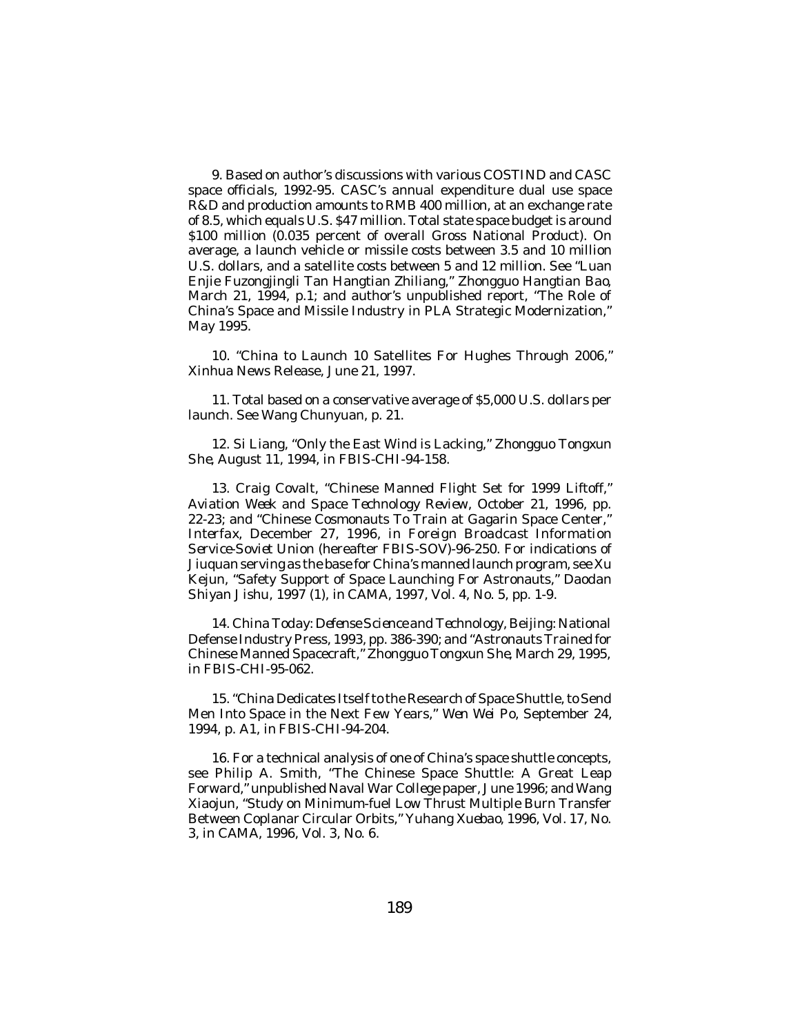9. Based on author's discussions with various COSTIND and CASC space officials, 1992-95. CASC's annual expenditure dual use space R&D and production amounts to RMB 400 million, at an exchange rate of 8.5, which equals U.S. $47 million. Total state space budget is around $100 million (0.035 percent of overall Gross National Product). On average, a launch vehicle or missile costs between 3.5 and 10 million U.S. dollars, and a satellite costs between 5 and 12 million. See "Luan Enjie Fuzongjingli Tan Hangtian Zhiliang," *Zhongguo Hangtian Bao*, March 21, 1994, p.1; and author's unpublished report, "The Role of China's Space and Missile Industry in PLA Strategic Modernization," May 1995.

10. "China to Launch 10 Satellites For Hughes Through 2006," Xinhua News Release, June 21, 1997.

11. Total based on a conservative average of $5,000 U.S. dollars per launch. See Wang Chunyuan, p. 21.

12. Si Liang, "Only the East Wind is Lacking," *Zhongguo Tongxun She*, August 11, 1994, in FBIS-CHI-94-158.

13. Craig Covalt, "Chinese Manned Flight Set for 1999 Liftoff," *Aviation Week and Space Technology Review*, October 21, 1996, pp. 22-23; and "Chinese Cosmonauts To Train at Gagarin Space Center," *Interfax*, December 27, 1996, in *Foreign Broadcast Information Service-Soviet Union* (hereafter FBIS-SOV)-96-250. For indications of Jiuquan serving as the base for China's manned launch program, see Xu Kejun, "Safety Support of Space Launching For Astronauts," *Daodan Shiyan Jishu*, 1997 (1), in CAMA, 1997, Vol. 4, No. 5, pp. 1-9.

14. *China Today: Defense Science and Technology*, Beijing: National Defense Industry Press, 1993, pp. 386-390; and "Astronauts Trained for Chinese Manned Spacecraft," *Zhongguo Tongxun She*, March 29, 1995, in FBIS-CHI-95-062.

15. "China Dedicates Itself to the Research of Space Shuttle, to Send Men Into Space in the Next Few Years," *Wen Wei Po*, September 24, 1994, p. A1, in FBIS-CHI-94-204.

16. For a technical analysis of one of China's space shuttle concepts, see Philip A. Smith, "The Chinese Space Shuttle: A Great Leap Forward," unpublished Naval War College paper, June 1996; and Wang Xiaojun, "Study on Minimum-fuel Low Thrust Multiple Burn Transfer Between Coplanar Circular Orbits," *Yuhang Xuebao*, 1996, Vol. 17, No. 3, in CAMA, 1996, Vol. 3, No. 6.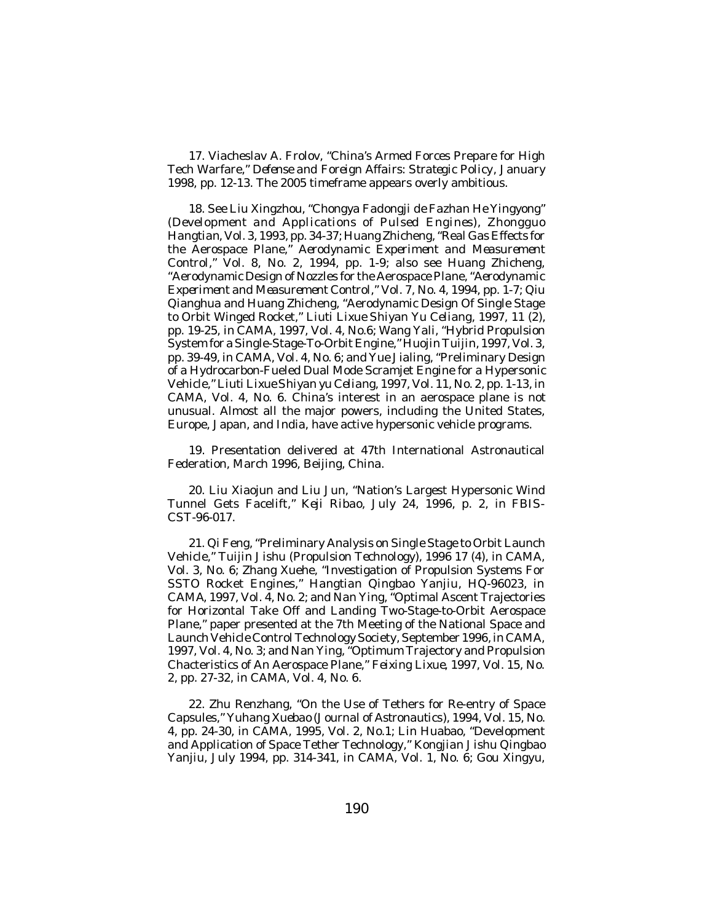17. Viacheslav A. Frolov, "China's Armed Forces Prepare for High Tech Warfare," *Defense and Foreign Affairs: Strategic Policy*, January 1998, pp. 12-13. The 2005 timeframe appears overly ambitious.

18. See Liu Xingzhou, "Chongya Fadongji de Fazhan He Yingyong" (Development and Applications of Pulsed Engines), *Zhongguo Hangtian*, Vol. 3, 1993, pp. 34-37; Huang Zhicheng, "Real Gas Effects for the Aerospace Plane," *Aerodynamic Experiment and Measurement Control*," Vol. 8, No. 2, 1994, pp. 1-9; also see Huang Zhicheng, "Aerodynamic Design of Nozzles for the Aerospace Plane, "*Aerodynamic Experiment and Measurement Control*," Vol. 7, No. 4, 1994, pp. 1-7; Qiu Qianghua and Huang Zhicheng, "Aerodynamic Design Of Single Stage to Orbit Winged Rocket," *Liuti Lixue Shiyan Yu Celiang*, 1997, 11 (2), pp. 19-25, in CAMA, 1997, Vol. 4, No.6; Wang Yali, "Hybrid Propulsion System for a Single-Stage-To-Orbit Engine," *Huojin Tuijin*, 1997, Vol. 3, pp. 39-49, in CAMA, Vol. 4, No. 6; and Yue Jialing, "Preliminary Design of a Hydrocarbon-Fueled Dual Mode Scramjet Engine for a Hypersonic Vehicle," *Liuti Lixue Shiyan yu Celiang*, 1997, Vol. 11, No. 2, pp. 1-13, in CAMA, Vol. 4, No. 6. China's interest in an aerospace plane is not unusual. Almost all the major powers, including the United States, Europe, Japan, and India, have active hypersonic vehicle programs.

19. Presentation delivered at 47th International Astronautical Federation, March 1996, Beijing, China.

20. Liu Xiaojun and Liu Jun, "Nation's Largest Hypersonic Wind Tunnel Gets Facelift," *Keji Ribao*, July 24, 1996, p. 2, in FBIS-CST-96-017.

21. Qi Feng, "Preliminary Analysis on Single Stage to Orbit Launch Vehicle," *Tuijin Jishu* (*Propulsion Technology*), 1996 17 (4), in CAMA, Vol. 3, No. 6; Zhang Xuehe, "Investigation of Propulsion Systems For SSTO Rocket Engines," *Hangtian Qingbao Yanjiu*, HQ-96023, in CAMA, 1997, Vol. 4, No. 2; and Nan Ying, "Optimal Ascent Trajectories for Horizontal Take Off and Landing Two-Stage-to-Orbit Aerospace Plane," paper presented at the 7th Meeting of the National Space and Launch Vehicle Control Technology Society, September 1996, in CAMA, 1997, Vol. 4, No. 3; and Nan Ying, "Optimum Trajectory and Propulsion Chacteristics of An Aerospace Plane," *Feixing Lixue*, 1997, Vol. 15, No. 2, pp. 27-32, in CAMA, Vol. 4, No. 6.

22. Zhu Renzhang, "On the Use of Tethers for Re-entry of Space Capsules," *Yuhang Xuebao* (*Journal of Astronautics*), 1994, Vol. 15, No. 4, pp. 24-30, in CAMA, 1995, Vol. 2, No.1; Lin Huabao, "Development and Application of Space Tether Technology," *Kongjian Jishu Qingbao Yanjiu*, July 1994, pp. 314-341, in CAMA, Vol. 1, No. 6; Gou Xingyu,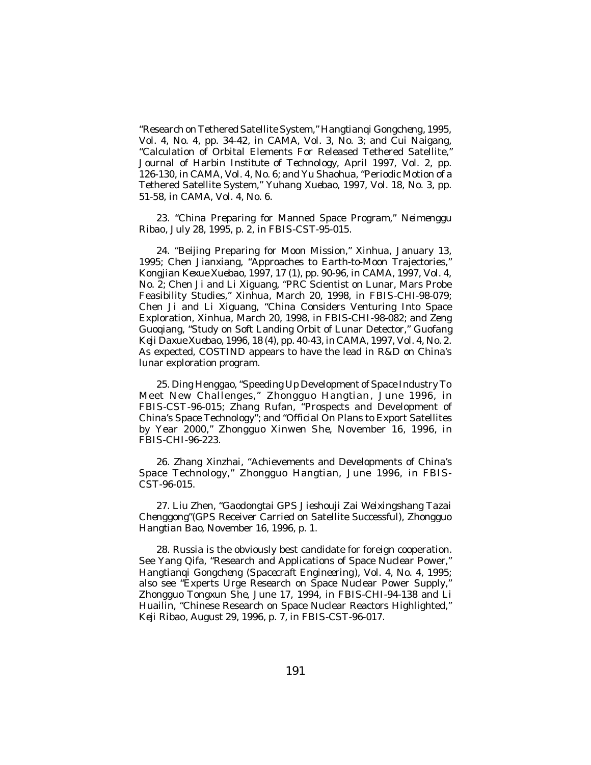"Research on Tethered Satellite System," *Hangtianqi Gongcheng*, 1995, Vol. 4, No. 4, pp. 34-42, in CAMA, Vol. 3, No. 3; and Cui Naigang, "Calculation of Orbital Elements For Released Tethered Satellite," *Journal of Harbin Institute of Technology*, April 1997, Vol. 2, pp. 126-130, in CAMA, Vol. 4, No. 6; and Yu Shaohua, "Periodic Motion of a Tethered Satellite System," *Yuhang Xuebao*, 1997, Vol. 18, No. 3, pp. 51-58, in CAMA, Vol. 4, No. 6.

23. "China Preparing for Manned Space Program," *Neimenggu Ribao*, July 28, 1995, p. 2, in FBIS-CST-95-015.

24. "Beijing Preparing for Moon Mission," *Xinhua*, January 13, 1995; Chen Jianxiang, "Approaches to Earth-to-Moon Trajectories," *Kongjian Kexue Xuebao*, 1997, 17 (1), pp. 90-96, in CAMA, 1997, Vol. 4, No. 2; Chen Ji and Li Xiguang, "PRC Scientist on Lunar, Mars Probe Feasibility Studies," *Xinhua*, March 20, 1998, in FBIS-CHI-98-079; Chen Ji and Li Xiguang, "China Considers Venturing Into Space Exploration, *Xinhua*, March 20, 1998, in FBIS-CHI-98-082; and Zeng Guoqiang, "Study on Soft Landing Orbit of Lunar Detector," *Guofang Keji Daxue Xuebao*, 1996, 18 (4), pp. 40-43, in CAMA, 1997, Vol. 4, No. 2. As expected, COSTIND appears to have the lead in R&D on China's lunar exploration program.

25. Ding Henggao, "Speeding Up Development of Space Industry To Meet New Challenges," *Zhongguo Hangtian*, June 1996, in FBIS-CST-96-015; Zhang Rufan, "Prospects and Development of China's Space Technology"; and "Official On Plans to Export Satellites by Year 2000," *Zhongguo Xinwen She*, November 16, 1996, in FBIS-CHI-96-223.

26. Zhang Xinzhai, "Achievements and Developments of China's Space Technology," *Zhongguo Hangtian*, June 1996, in FBIS-CST-96-015.

27. Liu Zhen, "Gaodongtai GPS Jieshouji Zai Weixingshang Tazai Chenggong"(GPS Receiver Carried on Satellite Successful), *Zhongguo Hangtian Bao*, November 16, 1996, p. 1.

28. Russia is the obviously best candidate for foreign cooperation. See Yang Qifa, "Research and Applications of Space Nuclear Power," *Hangtianqi Gongcheng (Spacecraft Engineering)*, Vol. 4, No. 4, 1995; also see "Experts Urge Research on Space Nuclear Power Supply," *Zhongguo Tongxun She*, June 17, 1994, in FBIS-CHI-94-138 and Li Huailin, "Chinese Research on Space Nuclear Reactors Highlighted," *Keji Ribao*, August 29, 1996, p. 7, in FBIS-CST-96-017.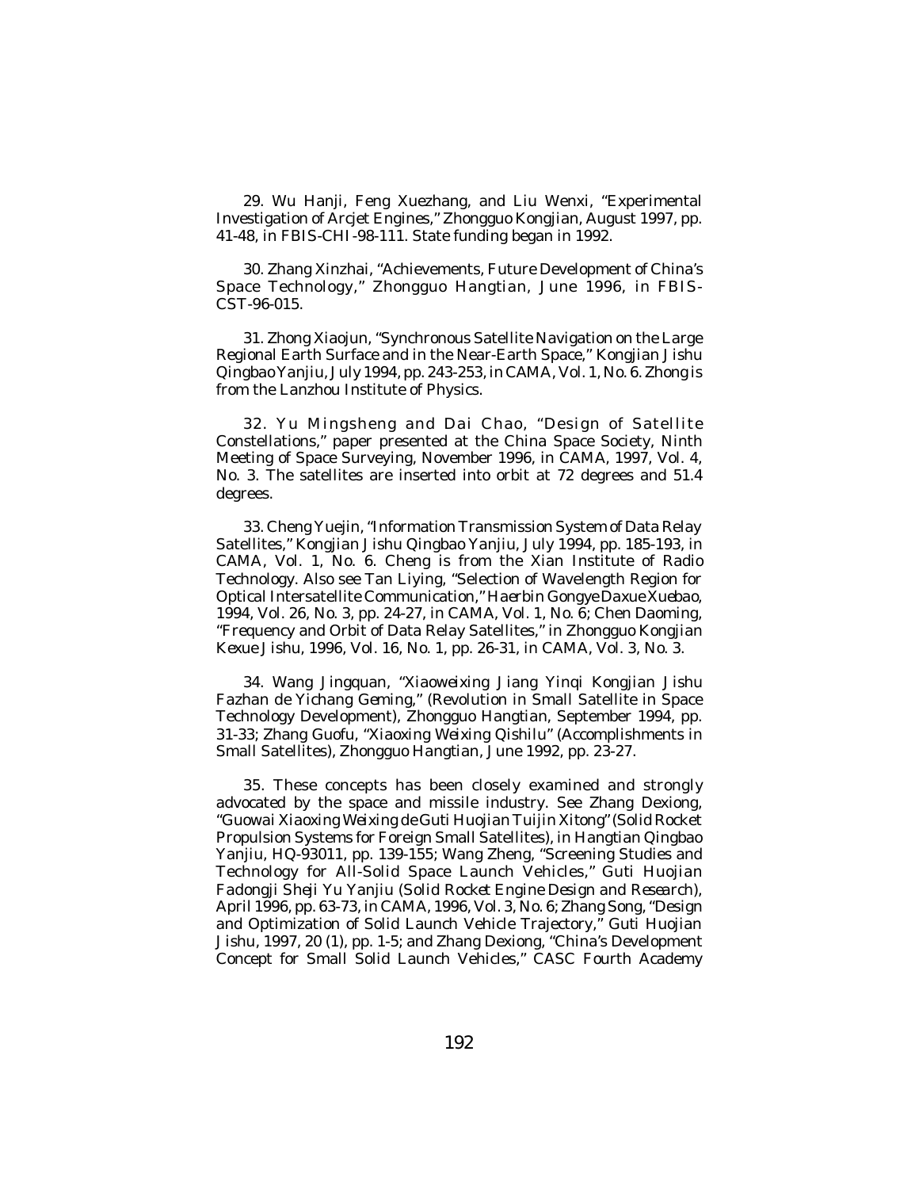29. Wu Hanji, Feng Xuezhang, and Liu Wenxi, "Experimental Investigation of Arcjet Engines," *Zhongguo Kongjian*, August 1997, pp. 41-48, in FBIS-CHI-98-111. State funding began in 1992.

30. Zhang Xinzhai, "Achievements, Future Development of China's Space Technology," *Zhongguo Hangtian*, June 1996, in FBIS-CST-96-015.

31. Zhong Xiaojun, "Synchronous Satellite Navigation on the Large Regional Earth Surface and in the Near-Earth Space," *Kongjian Jishu Qingbao Yanjiu*, July 1994, pp. 243-253, in CAMA, Vol. 1, No. 6. Zhong is from the Lanzhou Institute of Physics.

32. Yu Mingsheng and Dai Chao, "Design of Satellite Constellations," paper presented at the China Space Society, Ninth Meeting of Space Surveying, November 1996, in CAMA, 1997, Vol. 4, No. 3. The satellites are inserted into orbit at 72 degrees and 51.4 degrees.

33. Cheng Yuejin, "Information Transmission System of Data Relay Satellites," *Kongjian Jishu Qingbao Yanjiu*, July 1994, pp. 185-193, in CAMA, Vol. 1, No. 6. Cheng is from the Xian Institute of Radio Technology. Also see Tan Liying, "Selection of Wavelength Region for Optical Intersatellite Communication," *Haerbin Gongye Daxue Xuebao*, 1994, Vol. 26, No. 3, pp. 24-27, in CAMA, Vol. 1, No. 6; Chen Daoming, "Frequency and Orbit of Data Relay Satellites," in *Zhongguo Kongjian Kexue Jishu*, 1996, Vol. 16, No. 1, pp. 26-31, in CAMA, Vol. 3, No. 3.

34. Wang Jingquan, "Xiaoweixing Jiang Yinqi Kongjian Jishu Fazhan de Yichang Geming," (Revolution in Small Satellite in Space Technology Development), *Zhongguo Hangtian*, September 1994, pp. 31-33; Zhang Guofu, "Xiaoxing Weixing Qishilu" (Accomplishments in Small Satellites), *Zhongguo Hangtian*, June 1992, pp. 23-27.

35. These concepts has been closely examined and strongly advocated by the space and missile industry. See Zhang Dexiong, "Guowai Xiaoxing Weixing de Guti Huojian Tuijin Xitong" (Solid Rocket Propulsion Systems for Foreign Small Satellites), in *Hangtian Qingbao Yanjiu*, HQ-93011, pp. 139-155; Wang Zheng, "Screening Studies and Technology for All-Solid Space Launch Vehicles," *Guti Huojian Fadongji Sheji Yu Yanjiu (Solid Rocket Engine Design and Research)*, April 1996, pp. 63-73, in CAMA, 1996, Vol. 3, No. 6; Zhang Song, "Design and Optimization of Solid Launch Vehicle Trajectory," *Guti Huojian Jishu*, 1997, 20 (1), pp. 1-5; and Zhang Dexiong, "China's Development Concept for Small Solid Launch Vehicles," CASC Fourth Academy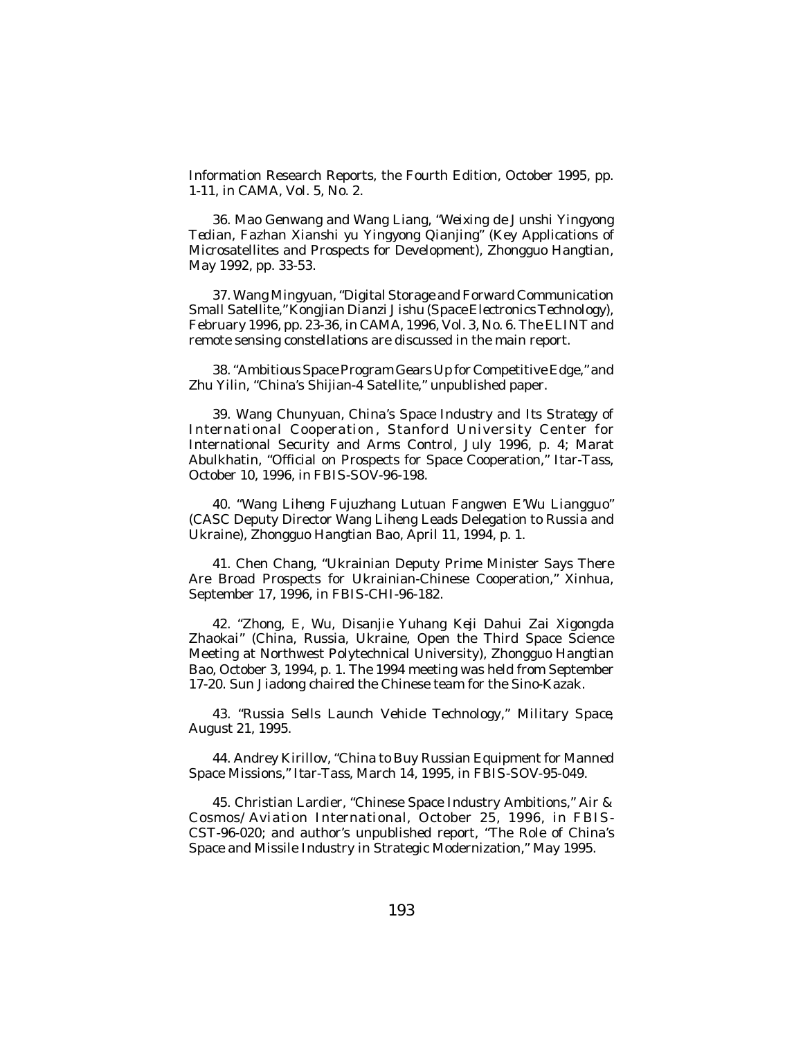Information Research Reports, the Fourth Edition, October 1995, pp. 1-11, in *CAMA*, Vol. 5, No. 2.

36. Mao Genwang and Wang Liang, "Weixing de Junshi Yingyong Tedian, Fazhan Xianshi yu Yingyong Qianjing" (Key Applications of Microsatellites and Prospects for Development), *Zhongguo Hangtian*, May 1992, pp. 33-53.

37. Wang Mingyuan, "Digital Storage and Forward Communication Small Satellite," *Kongjian Dianzi Jishu* (*Space Electronics Technology*), February 1996, pp. 23-36, in *CAMA*, 1996, Vol. 3, No. 6. The ELINT and remote sensing constellations are discussed in the main report.

38. "Ambitious Space Program Gears Up for Competitive Edge," and Zhu Yilin, "China's Shijian-4 Satellite," unpublished paper.

39. Wang Chunyuan, *China's Space Industry and Its Strategy of International Cooperation*, Stanford University Center for International Security and Arms Control, July 1996, p. 4; Marat Abulkhatin, "Official on Prospects for Space Cooperation," Itar-Tass, October 10, 1996, in FBIS-SOV-96-198.

40. "Wang Liheng Fujuzhang Lutuan Fangwen E'Wu Liangguo" (CASC Deputy Director Wang Liheng Leads Delegation to Russia and Ukraine), *Zhongguo Hangtian Bao*, April 11, 1994, p. 1.

41. Chen Chang, "Ukrainian Deputy Prime Minister Says There Are Broad Prospects for Ukrainian-Chinese Cooperation," Xinhua, September 17, 1996, in FBIS-CHI-96-182.

42. "Zhong, E, Wu, Disanjie Yuhang Keji Dahui Zai Xigongda Zhaokai" (China, Russia, Ukraine, Open the Third Space Science Meeting at Northwest Polytechnical University), *Zhongguo Hangtian Bao*, October 3, 1994, p. 1. The 1994 meeting was held from September 17-20. Sun Jiadong chaired the Chinese team for the Sino-Kazak.

43. "Russia Sells Launch Vehicle Technology," *Military Space*, August 21, 1995.

44. Andrey Kirillov, "China to Buy Russian Equipment for Manned Space Missions," Itar-Tass, March 14, 1995, in FBIS-SOV-95-049.

45. Christian Lardier, "Chinese Space Industry Ambitions," *Air & Cosmos/Aviation International*, October 25, 1996, in FBIS-CST-96-020; and author's unpublished report, "The Role of China's Space and Missile Industry in Strategic Modernization," May 1995.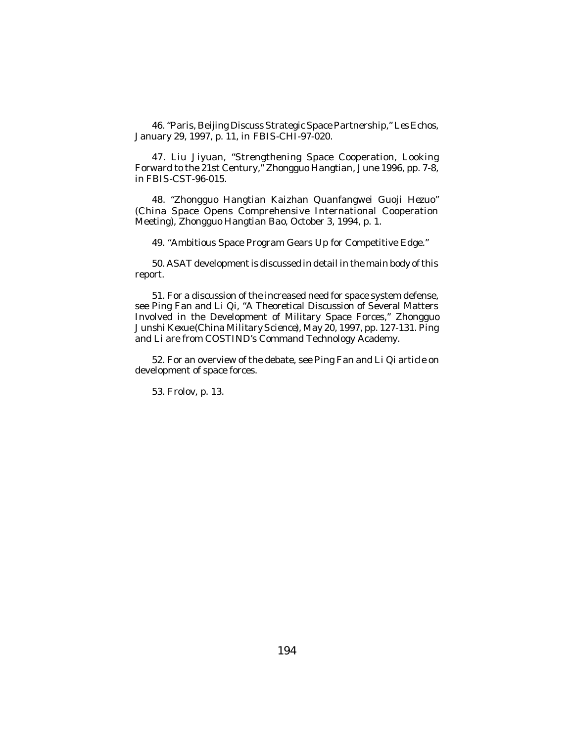46. "Paris, Beijing Discuss Strategic Space Partnership," *Les Echos*, January 29, 1997, p. 11, in FBIS-CHI-97-020.

47. Liu Jiyuan, "Strengthening Space Cooperation, Looking Forward to the 21st Century," *Zhongguo Hangtian*, June 1996, pp. 7-8, in FBIS-CST-96-015.

48. "Zhongguo Hangtian Kaizhan Quanfangwei Guoji Hezuo" (China Space Opens Comprehensive International Cooperation Meeting), *Zhongguo Hangtian Bao*, October 3, 1994, p. 1.

49. "Ambitious Space Program Gears Up for Competitive Edge."

50. ASAT development is discussed in detail in the main body of this report.

51. For a discussion of the increased need for space system defense, see Ping Fan and Li Qi, "A Theoretical Discussion of Several Matters Involved in the Development of Military Space Forces," *Zhongguo Junshi Kexue* (*China Military Science*), May 20, 1997, pp. 127-131. Ping and Li are from COSTIND's Command Technology Academy.

52. For an overview of the debate, see Ping Fan and Li Qi article on development of space forces.

53. Frolov, p. 13.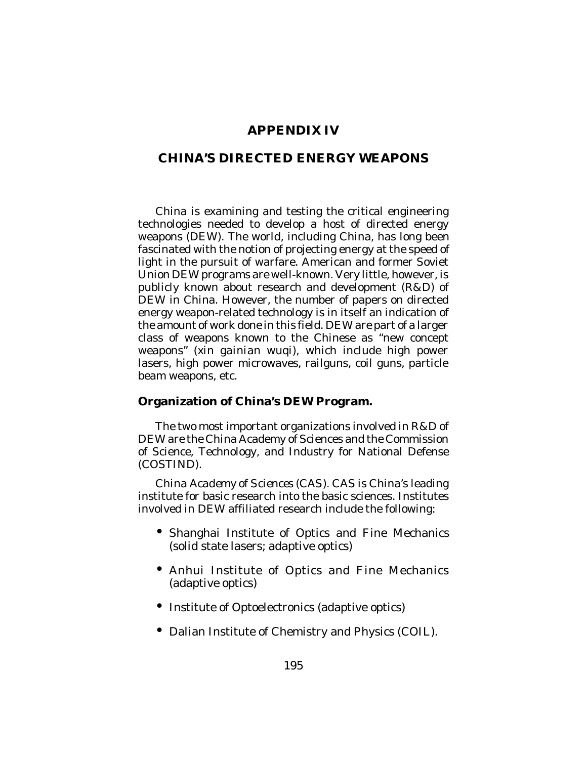# APPENDIX IV

# CHINA'S DIRECTED ENERGY WEAPONS

China is examining and testing the critical engineering technologies needed to develop a host of directed energy weapons (DEW). The world, including China, has long been fascinated with the notion of projecting energy at the speed of light in the pursuit of warfare. American and former Soviet Union DEW programs are well-known. Very little, however, is publicly known about research and development (R&D) of DEW in China. However, the number of papers on directed energy weapon-related technology is in itself an indication of the amount of work done in this field. DEW are part of a larger class of weapons known to the Chinese as "new concept weapons" (*xin gainian wuqi*), which include high power lasers, high power microwaves, railguns, coil guns, particle beam weapons, etc.

## Organization of China's DEW Program.

The two most important organizations involved in R&D of DEW are the China Academy of Sciences and the Commission of Science, Technology, and Industry for National Defense (COSTIND).

*China Academy of Sciences (CAS)*. CAS is China's leading institute for basic research into the basic sciences. Institutes involved in DEW affiliated research include the following:

- Shanghai Institute of Optics and Fine Mechanics (solid state lasers; adaptive optics)
- Anhui Institute of Optics and Fine Mechanics (adaptive optics)
- Institute of Optoelectronics (adaptive optics)
- Dalian Institute of Chemistry and Physics (COIL).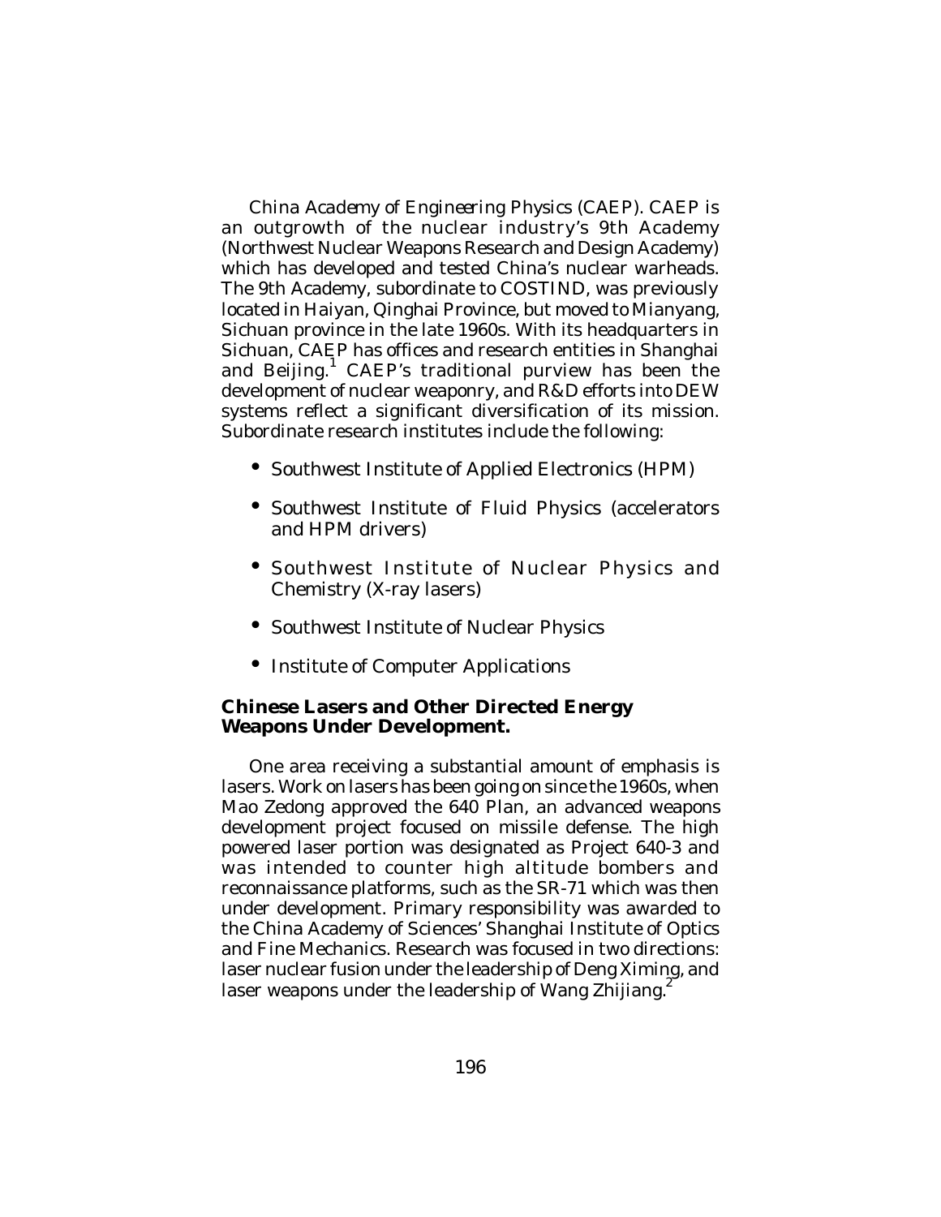*China Academy of Engineering Physics (CAEP)*. CAEP is an outgrowth of the nuclear industry's 9th Academy (Northwest Nuclear Weapons Research and Design Academy) which has developed and tested China's nuclear warheads. The 9th Academy, subordinate to COSTIND, was previously located in Haiyan, Qinghai Province, but moved to Mianyang, Sichuan province in the late 1960s. With its headquarters in Sichuan, CAEP has offices and research entities in Shanghai and Beijing.[1] CAEP's traditional purview has been the development of nuclear weaponry, and R&D efforts into DEW systems reflect a significant diversification of its mission. Subordinate research institutes include the following:

- Southwest Institute of Applied Electronics (HPM)
- Southwest Institute of Fluid Physics (accelerators and HPM drivers)
- Southwest Institute of Nuclear Physics and Chemistry (X-ray lasers)
- Southwest Institute of Nuclear Physics
- Institute of Computer Applications

**Chinese Lasers and Other Directed Energy Weapons Under Development.**

One area receiving a substantial amount of emphasis is lasers. Work on lasers has been going on since the 1960s, when Mao Zedong approved the 640 Plan, an advanced weapons development project focused on missile defense. The high powered laser portion was designated as Project 640-3 and was intended to counter high altitude bombers and reconnaissance platforms, such as the SR-71 which was then under development. Primary responsibility was awarded to the China Academy of Sciences' Shanghai Institute of Optics and Fine Mechanics. Research was focused in two directions: laser nuclear fusion under the leadership of Deng Ximing, and laser weapons under the leadership of Wang Zhijiang.[2]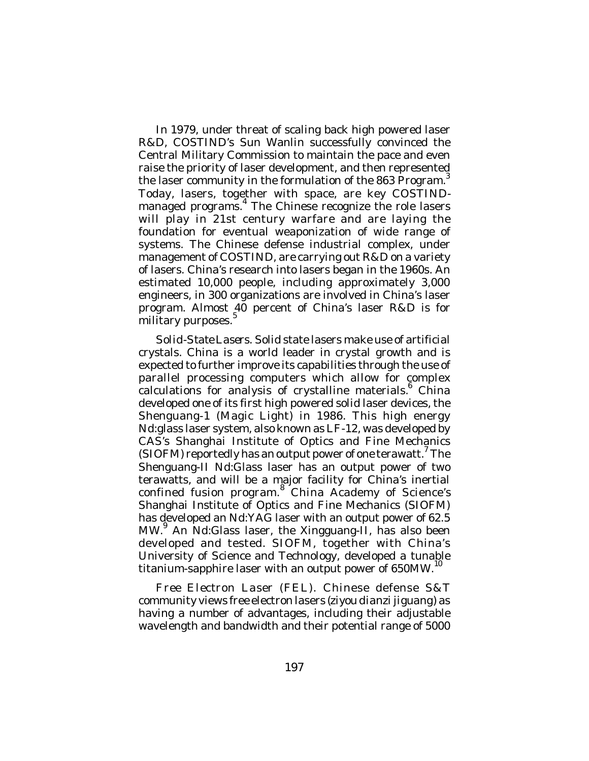In 1979, under threat of scaling back high powered laser R&D, COSTIND's Sun Wanlin successfully convinced the Central Military Commission to maintain the pace and even raise the priority of laser development, and then represented the laser community in the formulation of the 863 Program.[3] Today, lasers, together with space, are key COSTIND-managed programs.[4] The Chinese recognize the role lasers will play in 21st century warfare and are laying the foundation for eventual weaponization of wide range of systems. The Chinese defense industrial complex, under management of COSTIND, are carrying out R&D on a variety of lasers. China's research into lasers began in the 1960s. An estimated 10,000 people, including approximately 3,000 engineers, in 300 organizations are involved in China's laser program. Almost 40 percent of China's laser R&D is for military purposes.[5]

*Solid-State Lasers.* Solid state lasers make use of artificial crystals. China is a world leader in crystal growth and is expected to further improve its capabilities through the use of parallel processing computers which allow for complex calculations for analysis of crystalline materials.[6] China developed one of its first high powered solid laser devices, the Shenguang-1 (Magic Light) in 1986. This high energy Nd:glass laser system, also known as LF-12, was developed by CAS's Shanghai Institute of Optics and Fine Mechanics (SIOFM) reportedly has an output power of one terawatt.[7] The Shenguang-II Nd:Glass laser has an output power of two terawatts, and will be a major facility for China's inertial confined fusion program.[8] China Academy of Science's Shanghai Institute of Optics and Fine Mechanics (SIOFM) has developed an Nd:YAG laser with an output power of 62.5 MW.[9] An Nd:Glass laser, the Xingguang-II, has also been developed and tested. SIOFM, together with China's University of Science and Technology, developed a tunable titanium-sapphire laser with an output power of 650MW.[10]

*Free Electron Laser (FEL).* Chinese defense S&T community views free electron lasers (*ziyou dianzi jiguang*) as having a number of advantages, including their adjustable wavelength and bandwidth and their potential range of 5000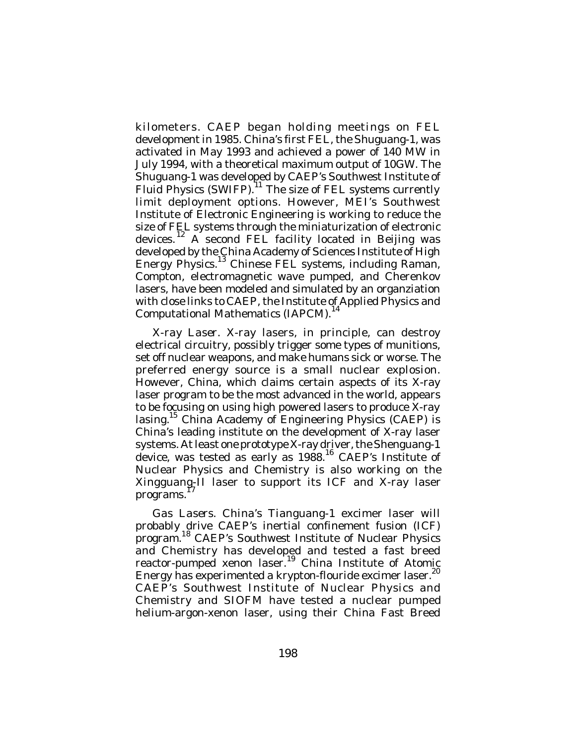kilometers. CAEP began holding meetings on FEL development in 1985. China's first FEL, the Shuguang-1, was activated in May 1993 and achieved a power of 140 MW in July 1994, with a theoretical maximum output of 10GW. The Shuguang-1 was developed by CAEP's Southwest Institute of Fluid Physics (SWIFP).[11] The size of FEL systems currently limit deployment options. However, MEI's Southwest Institute of Electronic Engineering is working to reduce the size of FEL systems through the miniaturization of electronic devices.[12] A second FEL facility located in Beijing was developed by the China Academy of Sciences Institute of High Energy Physics.[13] Chinese FEL systems, including Raman, Compton, electromagnetic wave pumped, and Cherenkov lasers, have been modeled and simulated by an organziation with close links to CAEP, the Institute of Applied Physics and Computational Mathematics (IAPCM).[14]

*X-ray Laser.* X-ray lasers, in principle, can destroy electrical circuitry, possibly trigger some types of munitions, set off nuclear weapons, and make humans sick or worse. The preferred energy source is a small nuclear explosion. However, China, which claims certain aspects of its X-ray laser program to be the most advanced in the world, appears to be focusing on using high powered lasers to produce X-ray lasing.[15] China Academy of Engineering Physics (CAEP) is China's leading institute on the development of X-ray laser systems. At least one prototype X-ray driver, the Shenguang-1 device, was tested as early as 1988.[16] CAEP's Institute of Nuclear Physics and Chemistry is also working on the Xingguang-II laser to support its ICF and X-ray laser programs.[17]

*Gas Lasers.* China's Tianguang-1 excimer laser will probably drive CAEP's inertial confinement fusion (ICF) program.[18] CAEP's Southwest Institute of Nuclear Physics and Chemistry has developed and tested a fast breed reactor-pumped xenon laser.[19] China Institute of Atomic Energy has experimented a krypton-flouride excimer laser.[20] CAEP's Southwest Institute of Nuclear Physics and Chemistry and SIOFM have tested a nuclear pumped helium-argon-xenon laser, using their China Fast Breed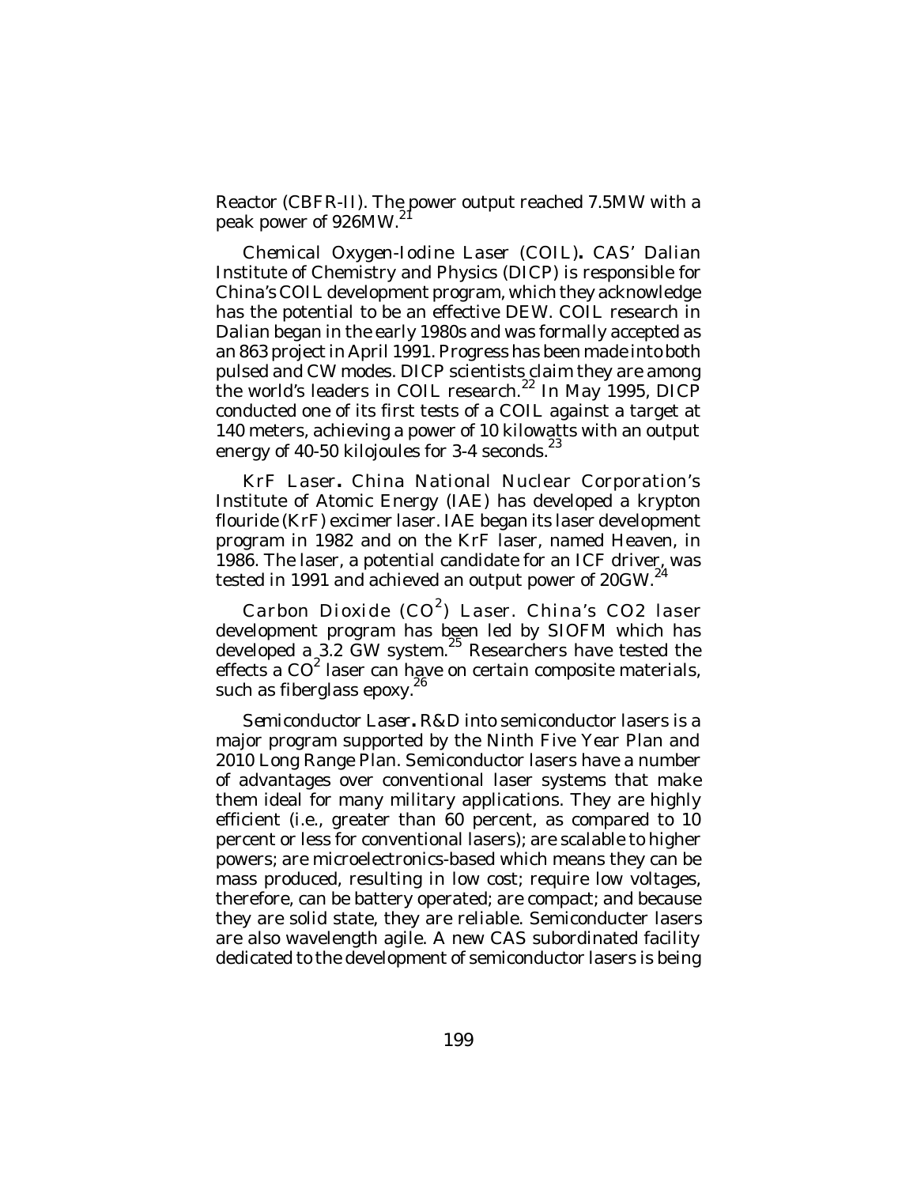Reactor (CBFR-II). The power output reached 7.5MW with a peak power of 926MW.[21]

*Chemical Oxygen-Iodine Laser (COIL)***.** CAS' Dalian Institute of Chemistry and Physics (DICP) is responsible for China's COIL development program, which they acknowledge has the potential to be an effective DEW. COIL research in Dalian began in the early 1980s and was formally accepted as an 863 project in April 1991. Progress has been made into both pulsed and CW modes. DICP scientists claim they are among the world's leaders in COIL research.[22] In May 1995, DICP conducted one of its first tests of a COIL against a target at 140 meters, achieving a power of 10 kilowatts with an output energy of 40-50 kilojoules for 3-4 seconds.[23]

*KrF Laser***.** China National Nuclear Corporation's Institute of Atomic Energy (IAE) has developed a krypton flouride (KrF) excimer laser. IAE began its laser development program in 1982 and on the KrF laser, named Heaven, in 1986. The laser, a potential candidate for an ICF driver, was tested in 1991 and achieved an output power of 20GW.[24]

*Carbon Dioxide ($CO^2$) Laser.* China's CO2 laser development program has been led by SIOFM which has developed a 3.2 GW system.[25] Researchers have tested the effects a $CO^2$ laser can have on certain composite materials, such as fiberglass epoxy.[26]

*Semiconductor Laser***.** R&D into semiconductor lasers is a major program supported by the Ninth Five Year Plan and 2010 Long Range Plan. Semiconductor lasers have a number of advantages over conventional laser systems that make them ideal for many military applications. They are highly efficient (i.e., greater than 60 percent, as compared to 10 percent or less for conventional lasers); are scalable to higher powers; are microelectronics-based which means they can be mass produced, resulting in low cost; require low voltages, therefore, can be battery operated; are compact; and because they are solid state, they are reliable. Semiconducter lasers are also wavelength agile. A new CAS subordinated facility dedicated to the development of semiconductor lasers is being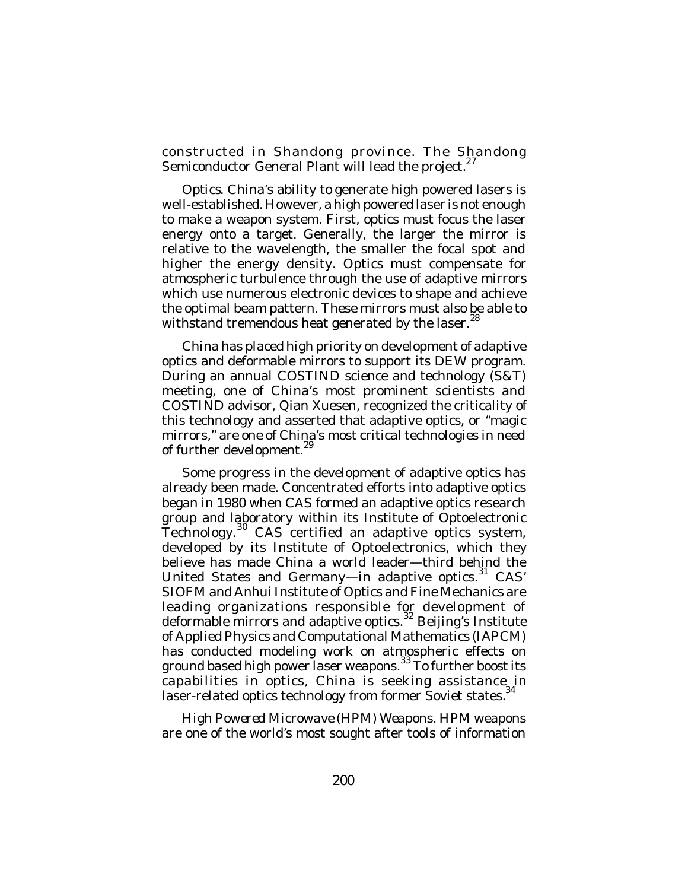constructed in Shandong province. The Shandong Semiconductor General Plant will lead the project.[27]

*Optics*. China's ability to generate high powered lasers is well-established. However, a high powered laser is not enough to make a weapon system. First, optics must focus the laser energy onto a target. Generally, the larger the mirror is relative to the wavelength, the smaller the focal spot and higher the energy density. Optics must compensate for atmospheric turbulence through the use of adaptive mirrors which use numerous electronic devices to shape and achieve the optimal beam pattern. These mirrors must also be able to withstand tremendous heat generated by the laser.[28]

China has placed high priority on development of adaptive optics and deformable mirrors to support its DEW program. During an annual COSTIND science and technology (S&T) meeting, one of China's most prominent scientists and COSTIND advisor, Qian Xuesen, recognized the criticality of this technology and asserted that adaptive optics, or "magic mirrors," are one of China's most critical technologies in need of further development.[29]

Some progress in the development of adaptive optics has already been made. Concentrated efforts into adaptive optics began in 1980 when CAS formed an adaptive optics research group and laboratory within its Institute of Optoelectronic Technology.[30] CAS certified an adaptive optics system, developed by its Institute of Optoelectronics, which they believe has made China a world leader—third behind the United States and Germany—in adaptive optics.[31] CAS' SIOFM and Anhui Institute of Optics and Fine Mechanics are leading organizations responsible for development of deformable mirrors and adaptive optics.[32] Beijing's Institute of Applied Physics and Computational Mathematics (IAPCM) has conducted modeling work on atmospheric effects on ground based high power laser weapons.[33] To further boost its capabilities in optics, China is seeking assistance in laser-related optics technology from former Soviet states.[34]

*High Powered Microwave (HPM) Weapons*. HPM weapons are one of the world's most sought after tools of information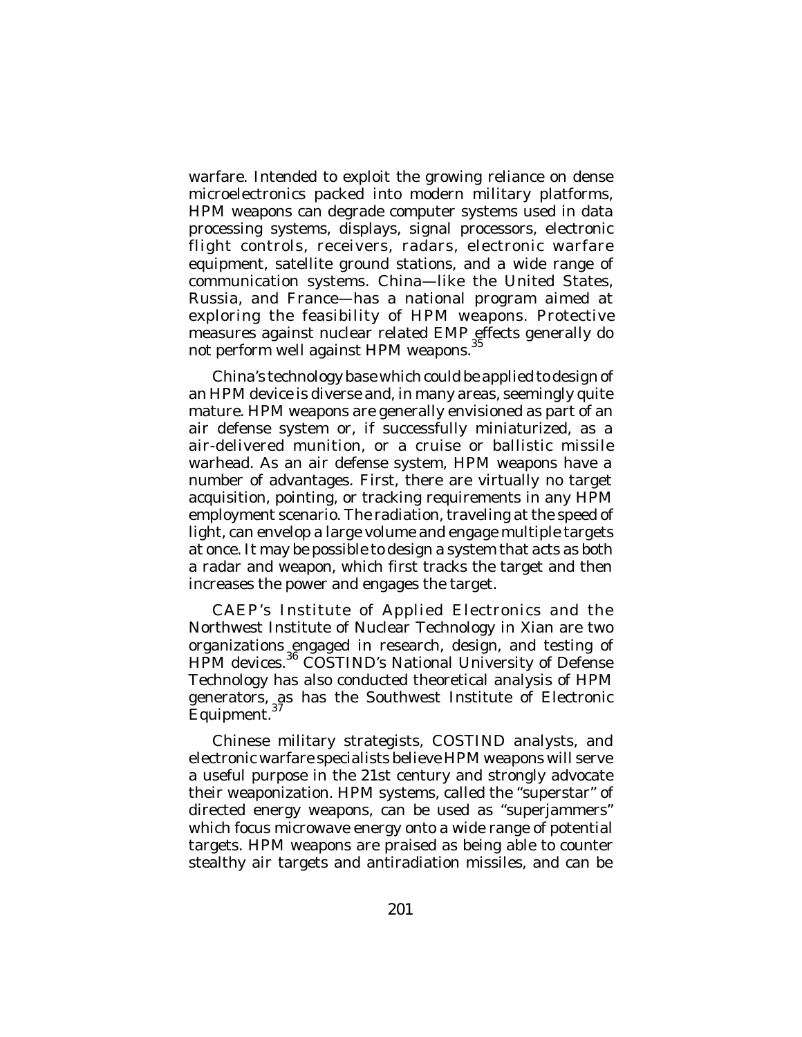warfare. Intended to exploit the growing reliance on dense microelectronics packed into modern military platforms, HPM weapons can degrade computer systems used in data processing systems, displays, signal processors, electronic flight controls, receivers, radars, electronic warfare equipment, satellite ground stations, and a wide range of communication systems. China—like the United States, Russia, and France—has a national program aimed at exploring the feasibility of HPM weapons. Protective measures against nuclear related EMP effects generally do not perform well against HPM weapons.[35]

China's technology base which could be applied to design of an HPM device is diverse and, in many areas, seemingly quite mature. HPM weapons are generally envisioned as part of an air defense system or, if successfully miniaturized, as a air-delivered munition, or a cruise or ballistic missile warhead. As an air defense system, HPM weapons have a number of advantages. First, there are virtually no target acquisition, pointing, or tracking requirements in any HPM employment scenario. The radiation, traveling at the speed of light, can envelop a large volume and engage multiple targets at once. It may be possible to design a system that acts as both a radar and weapon, which first tracks the target and then increases the power and engages the target.

CAEP's Institute of Applied Electronics and the Northwest Institute of Nuclear Technology in Xian are two organizations engaged in research, design, and testing of HPM devices.[36] COSTIND's National University of Defense Technology has also conducted theoretical analysis of HPM generators, as has the Southwest Institute of Electronic Equipment.[37]

Chinese military strategists, COSTIND analysts, and electronic warfare specialists believe HPM weapons will serve a useful purpose in the 21st century and strongly advocate their weaponization. HPM systems, called the "superstar" of directed energy weapons, can be used as "superjammers" which focus microwave energy onto a wide range of potential targets. HPM weapons are praised as being able to counter stealthy air targets and antiradiation missiles, and can be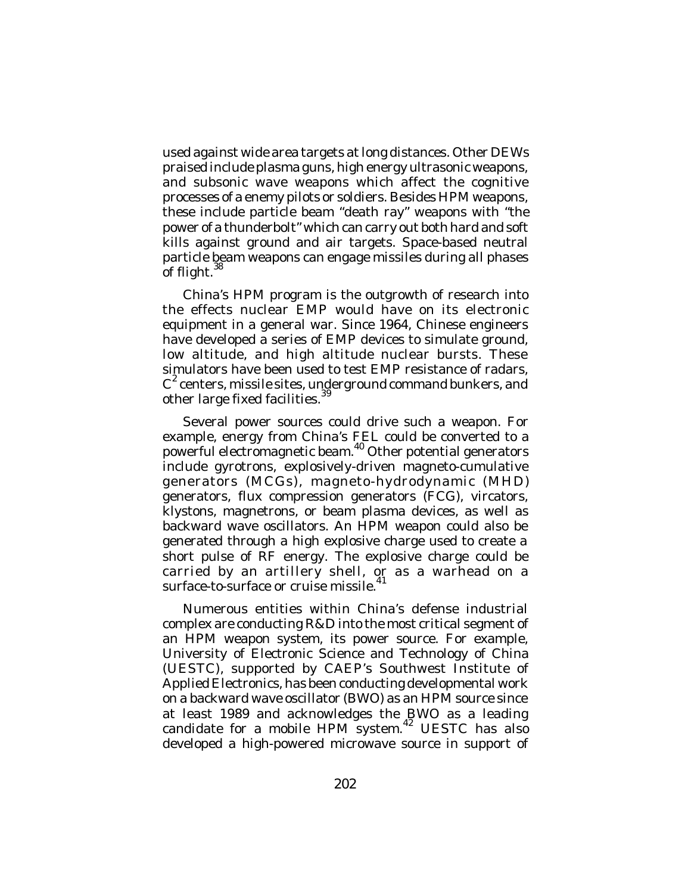used against wide area targets at long distances. Other DEWs praised include plasma guns, high energy ultrasonic weapons, and subsonic wave weapons which affect the cognitive processes of a enemy pilots or soldiers. Besides HPM weapons, these include particle beam "death ray" weapons with "the power of a thunderbolt" which can carry out both hard and soft kills against ground and air targets. Space-based neutral particle beam weapons can engage missiles during all phases of flight.[38]

China's HPM program is the outgrowth of research into the effects nuclear EMP would have on its electronic equipment in a general war. Since 1964, Chinese engineers have developed a series of EMP devices to simulate ground, low altitude, and high altitude nuclear bursts. These simulators have been used to test EMP resistance of radars, $C^2$ centers, missile sites, underground command bunkers, and other large fixed facilities.[39]

Several power sources could drive such a weapon. For example, energy from China's FEL could be converted to a powerful electromagnetic beam.[40] Other potential generators include gyrotrons, explosively-driven magneto-cumulative generators (MCGs), magneto-hydrodynamic (MHD) generators, flux compression generators (FCG), vircators, klystons, magnetrons, or beam plasma devices, as well as backward wave oscillators. An HPM weapon could also be generated through a high explosive charge used to create a short pulse of RF energy. The explosive charge could be carried by an artillery shell, or as a warhead on a surface-to-surface or cruise missile.[41]

Numerous entities within China's defense industrial complex are conducting R&D into the most critical segment of an HPM weapon system, its power source. For example, University of Electronic Science and Technology of China (UESTC), supported by CAEP's Southwest Institute of Applied Electronics, has been conducting developmental work on a backward wave oscillator (BWO) as an HPM source since at least 1989 and acknowledges the BWO as a leading candidate for a mobile HPM system.[42] UESTC has also developed a high-powered microwave source in support of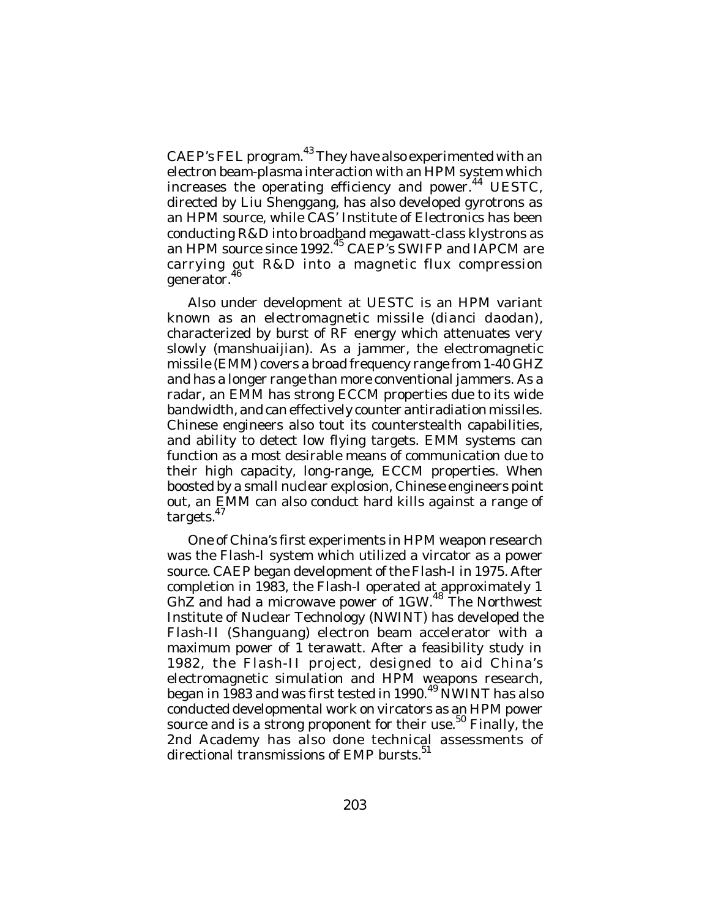CAEP's FEL program.[43] They have also experimented with an electron beam-plasma interaction with an HPM system which increases the operating efficiency and power.[44] UESTC, directed by Liu Shenggang, has also developed gyrotrons as an HPM source, while CAS' Institute of Electronics has been conducting R&D into broadband megawatt-class klystrons as an HPM source since 1992.[45] CAEP's SWIFP and IAPCM are carrying out R&D into a magnetic flux compression generator.[46]

Also under development at UESTC is an HPM variant known as an electromagnetic missile (*dianci daodan*), characterized by burst of RF energy which attenuates very slowly (*manshuaijian*). As a jammer, the electromagnetic missile (EMM) covers a broad frequency range from 1-40 GHZ and has a longer range than more conventional jammers. As a radar, an EMM has strong ECCM properties due to its wide bandwidth, and can effectively counter antiradiation missiles. Chinese engineers also tout its counterstealth capabilities, and ability to detect low flying targets. EMM systems can function as a most desirable means of communication due to their high capacity, long-range, ECCM properties. When boosted by a small nuclear explosion, Chinese engineers point out, an EMM can also conduct hard kills against a range of targets.[47]

One of China's first experiments in HPM weapon research was the Flash-I system which utilized a vircator as a power source. CAEP began development of the Flash-I in 1975. After completion in 1983, the Flash-I operated at approximately 1 GhZ and had a microwave power of 1GW.[48] The Northwest Institute of Nuclear Technology (NWINT) has developed the Flash-II (*Shanguang*) electron beam accelerator with a maximum power of 1 terawatt. After a feasibility study in 1982, the Flash-II project, designed to aid China's electromagnetic simulation and HPM weapons research, began in 1983 and was first tested in 1990.[49] NWINT has also conducted developmental work on vircators as an HPM power source and is a strong proponent for their use.[50] Finally, the 2nd Academy has also done technical assessments of directional transmissions of EMP bursts.[51]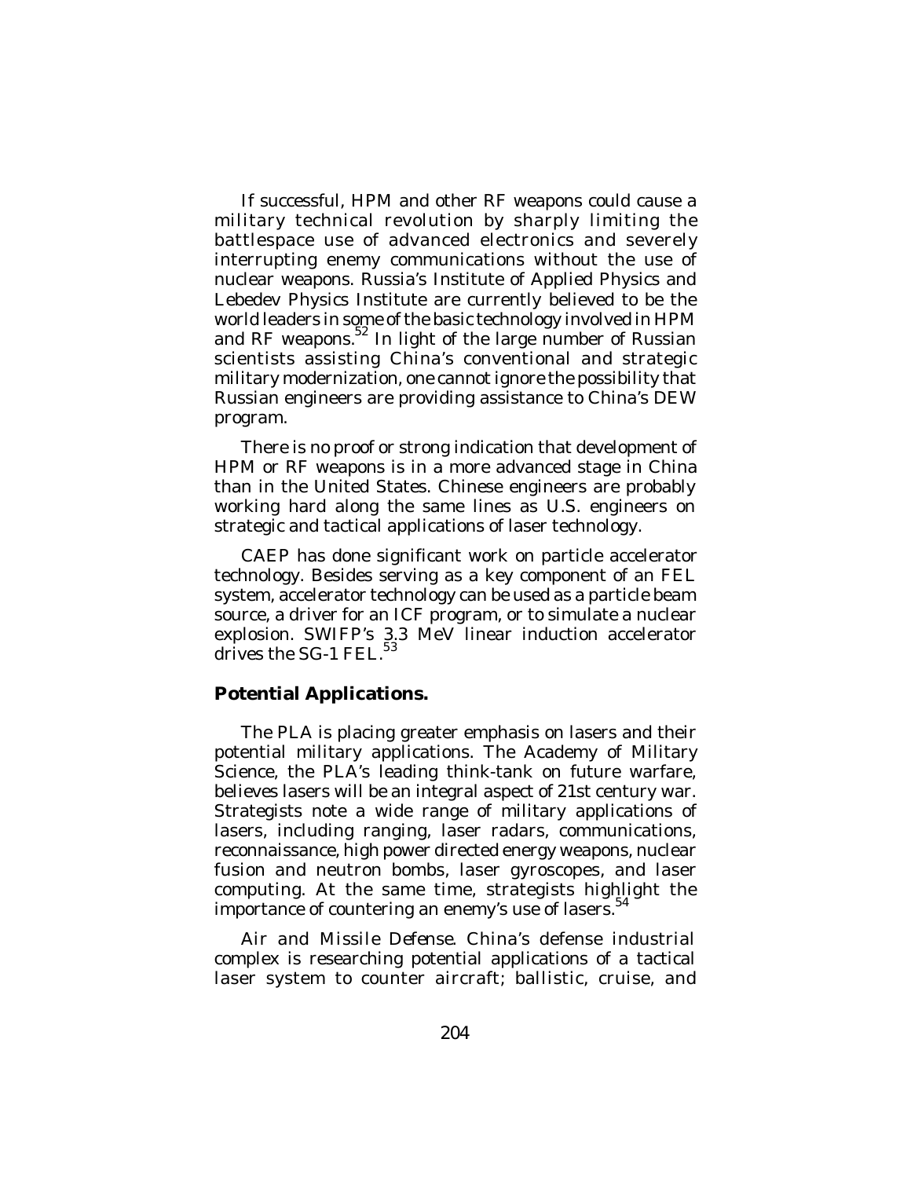If successful, HPM and other RF weapons could cause a military technical revolution by sharply limiting the battlespace use of advanced electronics and severely interrupting enemy communications without the use of nuclear weapons. Russia's Institute of Applied Physics and Lebedev Physics Institute are currently believed to be the world leaders in some of the basic technology involved in HPM and RF weapons.[52] In light of the large number of Russian scientists assisting China's conventional and strategic military modernization, one cannot ignore the possibility that Russian engineers are providing assistance to China's DEW program.

There is no proof or strong indication that development of HPM or RF weapons is in a more advanced stage in China than in the United States. Chinese engineers are probably working hard along the same lines as U.S. engineers on strategic and tactical applications of laser technology.

CAEP has done significant work on particle accelerator technology. Besides serving as a key component of an FEL system, accelerator technology can be used as a particle beam source, a driver for an ICF program, or to simulate a nuclear explosion. SWIFP's 3.3 MeV linear induction accelerator drives the SG-1 FEL.[53]

### Potential Applications.

The PLA is placing greater emphasis on lasers and their potential military applications. The Academy of Military Science, the PLA's leading think-tank on future warfare, believes lasers will be an integral aspect of 21st century war. Strategists note a wide range of military applications of lasers, including ranging, laser radars, communications, reconnaissance, high power directed energy weapons, nuclear fusion and neutron bombs, laser gyroscopes, and laser computing. At the same time, strategists highlight the importance of countering an enemy's use of lasers.[54]

*Air and Missile Defense.* China's defense industrial complex is researching potential applications of a tactical laser system to counter aircraft; ballistic, cruise, and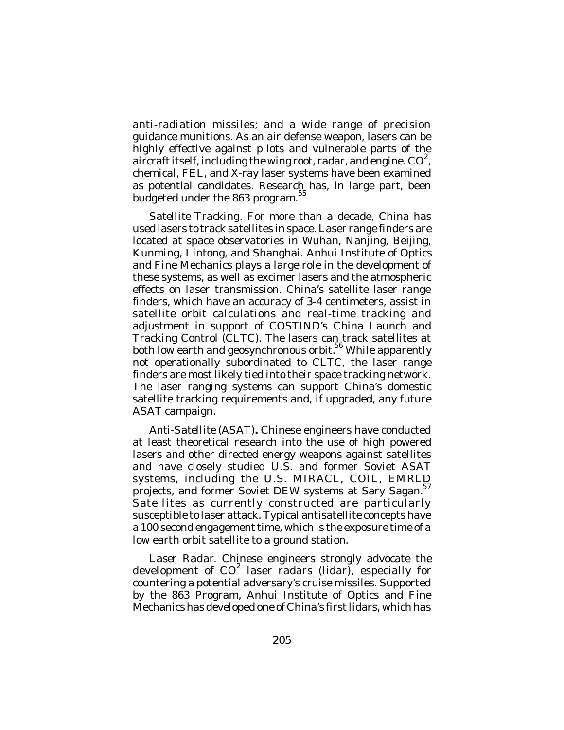anti-radiation missiles; and a wide range of precision guidance munitions. As an air defense weapon, lasers can be highly effective against pilots and vulnerable parts of the aircraft itself, including the wing root, radar, and engine. $CO^2$, chemical, FEL, and X-ray laser systems have been examined as potential candidates. Research has, in large part, been budgeted under the 863 program.[55]

*Satellite Tracking.* For more than a decade, China has used lasers to track satellites in space. Laser range finders are located at space observatories in Wuhan, Nanjing, Beijing, Kunming, Lintong, and Shanghai. Anhui Institute of Optics and Fine Mechanics plays a large role in the development of these systems, as well as excimer lasers and the atmospheric effects on laser transmission. China's satellite laser range finders, which have an accuracy of 3-4 centimeters, assist in satellite orbit calculations and real-time tracking and adjustment in support of COSTIND's China Launch and Tracking Control (CLTC). The lasers can track satellites at both low earth and geosynchronous orbit.[56] While apparently not operationally subordinated to CLTC, the laser range finders are most likely tied into their space tracking network. The laser ranging systems can support China's domestic satellite tracking requirements and, if upgraded, any future ASAT campaign.

*Anti-Satellite (ASAT)*. Chinese engineers have conducted at least theoretical research into the use of high powered lasers and other directed energy weapons against satellites and have closely studied U.S. and former Soviet ASAT systems, including the U.S. MIRACL, COIL, EMRLD projects, and former Soviet DEW systems at Sary Sagan.[57] Satellites as currently constructed are particularly susceptible to laser attack. Typical antisatellite concepts have a 100 second engagement time, which is the exposure time of a low earth orbit satellite to a ground station.

*Laser Radar.* Chinese engineers strongly advocate the development of $CO^2$ laser radars (lidar), especially for countering a potential adversary's cruise missiles. Supported by the 863 Program, Anhui Institute of Optics and Fine Mechanics has developed one of China's first lidars, which has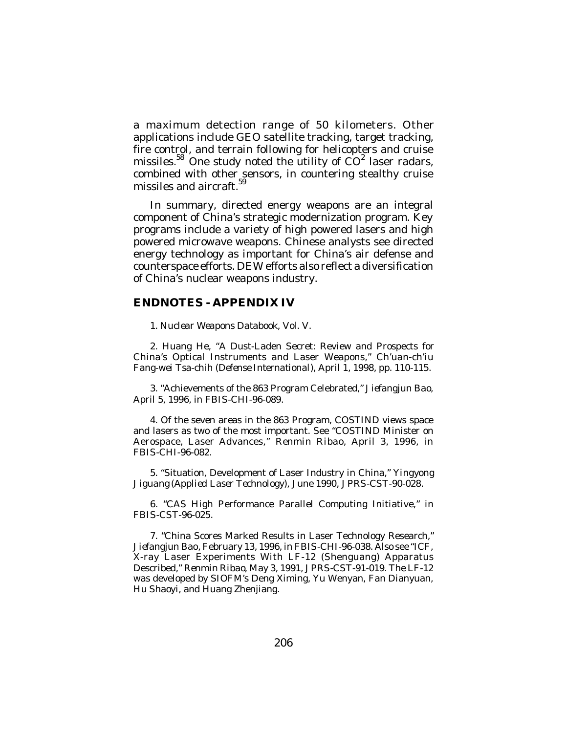a maximum detection range of 50 kilometers. Other applications include GEO satellite tracking, target tracking, fire control, and terrain following for helicopters and cruise missiles.[58] One study noted the utility of $CO^2$ laser radars, combined with other sensors, in countering stealthy cruise missiles and aircraft.[59]

In summary, directed energy weapons are an integral component of China's strategic modernization program. Key programs include a variety of high powered lasers and high powered microwave weapons. Chinese analysts see directed energy technology as important for China's air defense and counterspace efforts. DEW efforts also reflect a diversification of China's nuclear weapons industry.

## ENDNOTES - APPENDIX IV

1. *Nuclear Weapons Databook*, Vol. V.

2. Huang He, "A Dust-Laden Secret: Review and Prospects for China's Optical Instruments and Laser Weapons," *Ch'uan-ch'iu Fang-wei Tsa-chih* (*Defense International*), April 1, 1998, pp. 110-115.

3. "Achievements of the 863 Program Celebrated," *Jiefangjun Bao*, April 5, 1996, in FBIS-CHI-96-089.

4. Of the seven areas in the 863 Program, COSTIND views space and lasers as two of the most important. See "COSTIND Minister on Aerospace, Laser Advances," *Renmin Ribao*, April 3, 1996, in FBIS-CHI-96-082.

5. "Situation, Development of Laser Industry in China," *Yingyong Jiguang* (*Applied Laser Technology*), June 1990, JPRS-CST-90-028.

6. "CAS High Performance Parallel Computing Initiative," in FBIS-CST-96-025.

7. "China Scores Marked Results in Laser Technology Research," *Jiefangjun Bao*, February 13, 1996, in FBIS-CHI-96-038. Also see "ICF, X-ray Laser Experiments With LF-12 (Shenguang) Apparatus Described," *Renmin Ribao*, May 3, 1991, JPRS-CST-91-019. The LF-12 was developed by SIOFM's Deng Ximing, Yu Wenyan, Fan Dianyuan, Hu Shaoyi, and Huang Zhenjiang.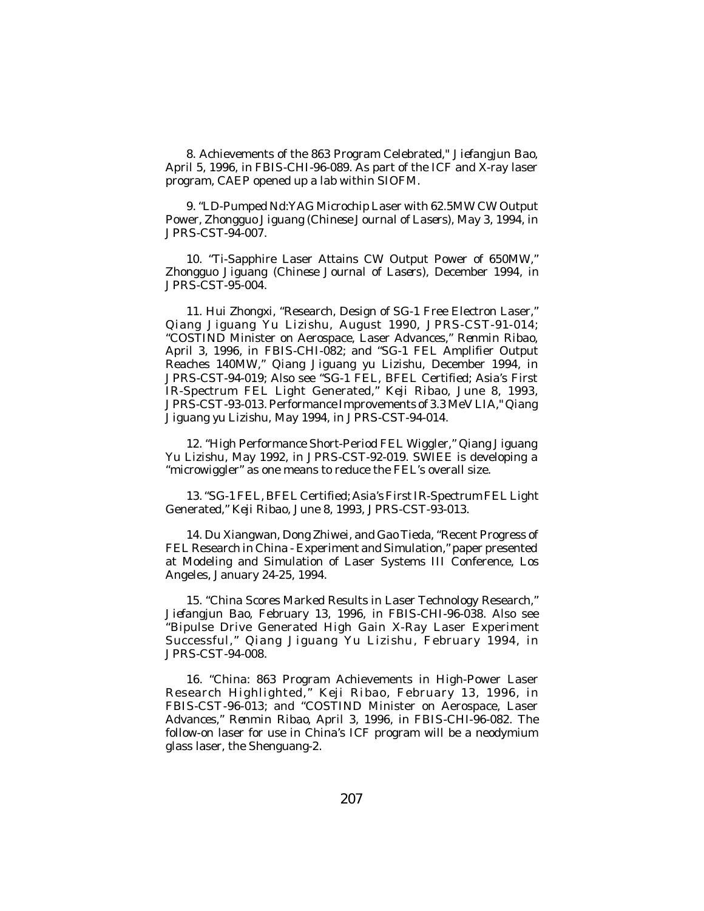8. Achievements of the 863 Program Celebrated," *Jiefangjun Bao*, April 5, 1996, in FBIS-CHI-96-089. As part of the ICF and X-ray laser program, CAEP opened up a lab within SIOFM.

9. "LD-Pumped Nd:YAG Microchip Laser with 62.5MW CW Output Power, *Zhongguo Jiguang (Chinese Journal of Lasers)*, May 3, 1994, in JPRS-CST-94-007.

10. "Ti-Sapphire Laser Attains CW Output Power of 650MW," *Zhongguo Jiguang (Chinese Journal of Lasers)*, December 1994, in JPRS-CST-95-004.

11. Hui Zhongxi, "Research, Design of SG-1 Free Electron Laser," *Qiang Jiguang Yu Lizishu*, August 1990, JPRS-CST-91-014; "COSTIND Minister on Aerospace, Laser Advances," *Renmin Ribao*, April 3, 1996, in FBIS-CHI-082; and "SG-1 FEL Amplifier Output Reaches 140MW," *Qiang Jiguang yu Lizishu*, December 1994, in JPRS-CST-94-019; Also see "SG-1 FEL, BFEL Certified; Asia's First IR-Spectrum FEL Light Generated," *Keji Ribao*, June 8, 1993, JPRS-CST-93-013. Performance Improvements of 3.3 MeV LIA," *Qiang Jiguang yu Lizishu*, May 1994, in JPRS-CST-94-014.

12. "High Performance Short-Period FEL Wiggler," *Qiang Jiguang Yu Lizishu*, May 1992, in JPRS-CST-92-019. SWIEE is developing a "microwiggler" as one means to reduce the FEL's overall size.

13. "SG-1 FEL, BFEL Certified; Asia's First IR-Spectrum FEL Light Generated," *Keji Ribao*, June 8, 1993, JPRS-CST-93-013.

14. Du Xiangwan, Dong Zhiwei, and Gao Tieda, "Recent Progress of FEL Research in China - Experiment and Simulation," paper presented at Modeling and Simulation of Laser Systems III Conference, Los Angeles, January 24-25, 1994.

15. "China Scores Marked Results in Laser Technology Research," *Jiefangjun Bao*, February 13, 1996, in FBIS-CHI-96-038. Also see "Bipulse Drive Generated High Gain X-Ray Laser Experiment Successful," *Qiang Jiguang Yu Lizishu*, February 1994, in JPRS-CST-94-008.

16. "China: 863 Program Achievements in High-Power Laser Research Highlighted," *Keji Ribao*, February 13, 1996, in FBIS-CST-96-013; and "COSTIND Minister on Aerospace, Laser Advances," *Renmin Ribao*, April 3, 1996, in FBIS-CHI-96-082. The follow-on laser for use in China's ICF program will be a neodymium glass laser, the Shenguang-2.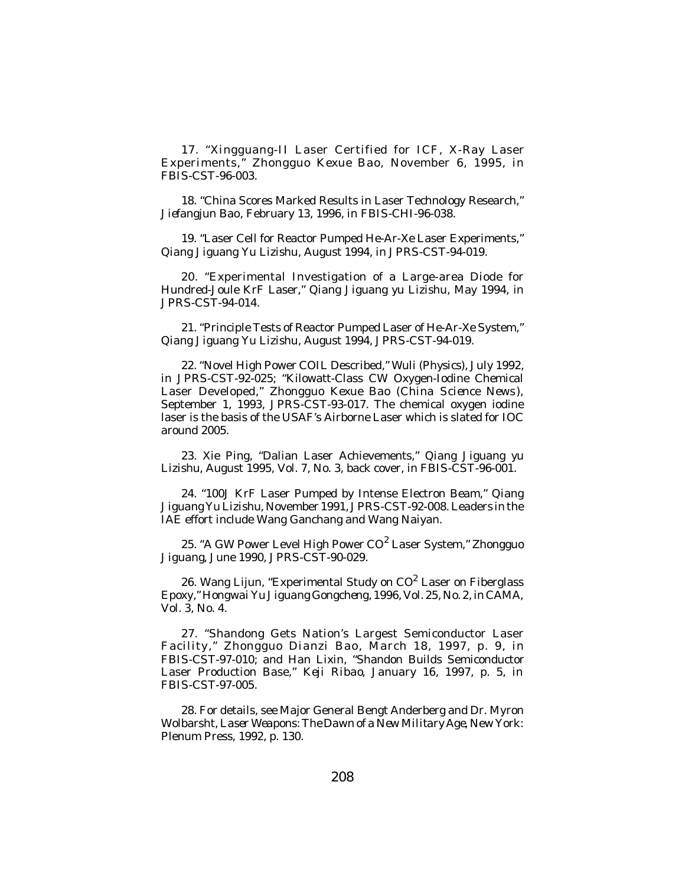17. "Xingguang-II Laser Certified for ICF, X-Ray Laser Experiments," Zhongguo Kexue Bao, November 6, 1995, in FBIS-CST-96-003.

18. "China Scores Marked Results in Laser Technology Research," Jiefangjun Bao, February 13, 1996, in FBIS-CHI-96-038.

19. "Laser Cell for Reactor Pumped He-Ar-Xe Laser Experiments," Qiang Jiguang Yu Lizishu, August 1994, in JPRS-CST-94-019.

20. "Experimental Investigation of a Large-area Diode for Hundred-Joule KrF Laser," Qiang Jiguang yu Lizishu, May 1994, in JPRS-CST-94-014.

21. "Principle Tests of Reactor Pumped Laser of He-Ar-Xe System," Qiang Jiguang Yu Lizishu, August 1994, JPRS-CST-94-019.

22. "Novel High Power COIL Described," Wuli (Physics), July 1992, in JPRS-CST-92-025; "Kilowatt-Class CW Oxygen-Iodine Chemical Laser Developed," Zhongguo Kexue Bao (China Science News), September 1, 1993, JPRS-CST-93-017. The chemical oxygen iodine laser is the basis of the USAF's Airborne Laser which is slated for IOC around 2005.

23. Xie Ping, "Dalian Laser Achievements," Qiang Jiguang yu Lizishu, August 1995, Vol. 7, No. 3, back cover, in FBIS-CST-96-001.

24. "100J KrF Laser Pumped by Intense Electron Beam," Qiang Jiguang Yu Lizishu, November 1991, JPRS-CST-92-008. Leaders in the IAE effort include Wang Ganchang and Wang Naiyan.

25. "A GW Power Level High Power $CO^2$ Laser System," Zhongguo Jiguang, June 1990, JPRS-CST-90-029.

26. Wang Lijun, "Experimental Study on $CO^2$ Laser on Fiberglass Epoxy," Hongwai Yu Jiguang Gongcheng, 1996, Vol. 25, No. 2, in CAMA, Vol. 3, No. 4.

27. "Shandong Gets Nation's Largest Semiconductor Laser Facility," Zhongguo Dianzi Bao, March 18, 1997, p. 9, in FBIS-CST-97-010; and Han Lixin, "Shandon Builds Semiconductor Laser Production Base," Keji Ribao, January 16, 1997, p. 5, in FBIS-CST-97-005.

28. For details, see Major General Bengt Anderberg and Dr. Myron Wolbarsht, *Laser Weapons: The Dawn of a New Military Age*, New York: Plenum Press, 1992, p. 130.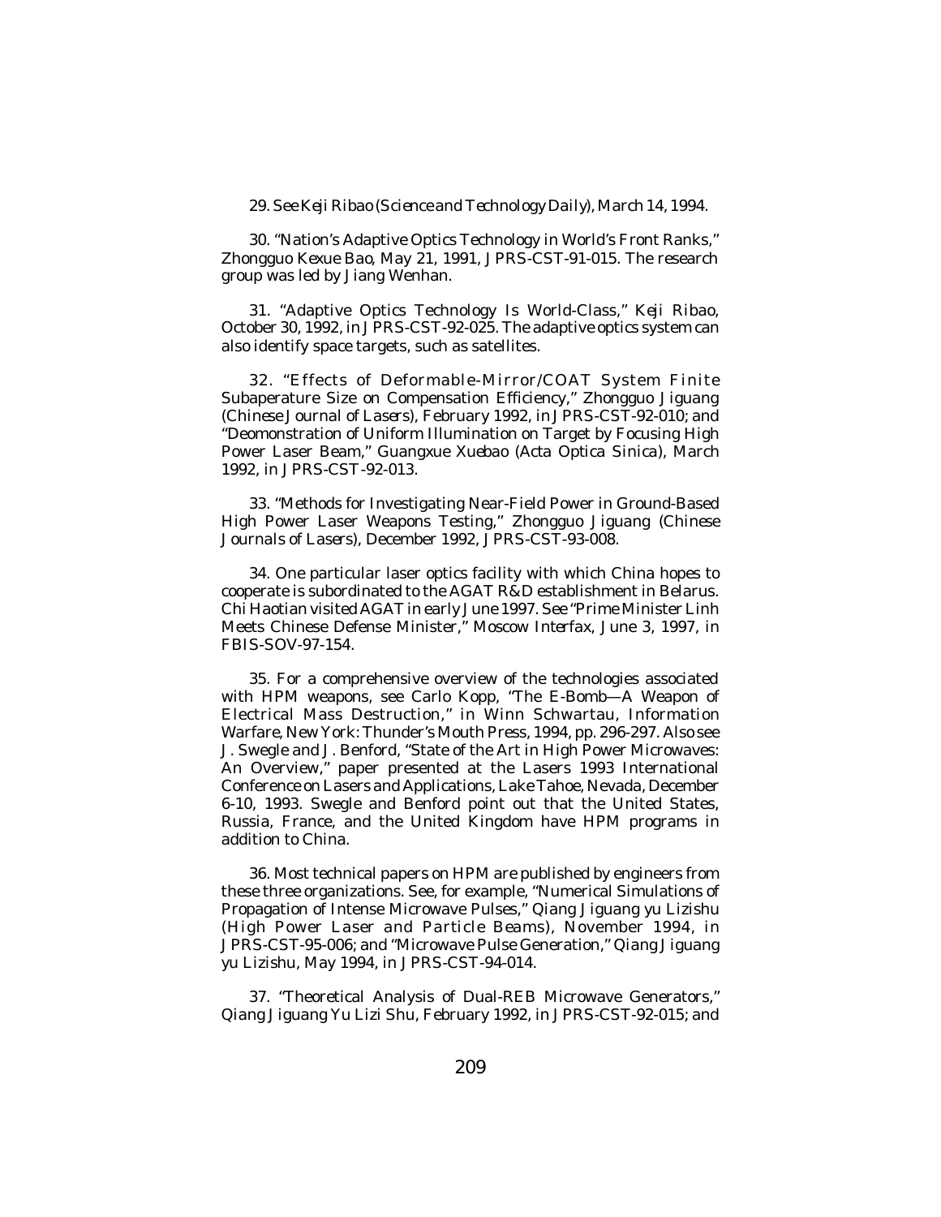29. See *Keji Ribao* (*Science and Technology Daily*), March 14, 1994.

30. "Nation's Adaptive Optics Technology in World's Front Ranks," *Zhongguo Kexue Bao*, May 21, 1991, JPRS-CST-91-015. The research group was led by Jiang Wenhan.

31. "Adaptive Optics Technology Is World-Class," *Keji Ribao*, October 30, 1992, in JPRS-CST-92-025. The adaptive optics system can also identify space targets, such as satellites.

32. "Effects of Deformable-Mirror/COAT System Finite Subaperature Size on Compensation Efficiency," *Zhongguo Jiguang* (*Chinese Journal of Lasers*), February 1992, in JPRS-CST-92-010; and "Deomonstration of Uniform Illumination on Target by Focusing High Power Laser Beam," *Guangxue Xuebao* (*Acta Optica Sinica*), March 1992, in JPRS-CST-92-013.

33. "Methods for Investigating Near-Field Power in Ground-Based High Power Laser Weapons Testing," *Zhongguo Jiguang* (*Chinese Journals of Lasers*), December 1992, JPRS-CST-93-008.

34. One particular laser optics facility with which China hopes to cooperate is subordinated to the AGAT R&D establishment in Belarus. Chi Haotian visited AGAT in early June 1997. See "Prime Minister Linh Meets Chinese Defense Minister," Moscow *Interfax*, June 3, 1997, in FBIS-SOV-97-154.

35. For a comprehensive overview of the technologies associated with HPM weapons, see Carlo Kopp, "The E-Bomb—A Weapon of Electrical Mass Destruction," in Winn Schwartau, *Information Warfare*, New York: Thunder's Mouth Press, 1994, pp. 296-297. Also see J. Swegle and J. Benford, "State of the Art in High Power Microwaves: An Overview," paper presented at the Lasers 1993 International Conference on Lasers and Applications, Lake Tahoe, Nevada, December 6-10, 1993. Swegle and Benford point out that the United States, Russia, France, and the United Kingdom have HPM programs in addition to China.

36. Most technical papers on HPM are published by engineers from these three organizations. See, for example, "Numerical Simulations of Propagation of Intense Microwave Pulses," *Qiang Jiguang yu Lizishu* (*High Power Laser and Particle Beams*), November 1994, in JPRS-CST-95-006; and "Microwave Pulse Generation," *Qiang Jiguang yu Lizishu*, May 1994, in JPRS-CST-94-014.

37. "Theoretical Analysis of Dual-REB Microwave Generators," *Qiang Jiguang Yu Lizi Shu*, February 1992, in JPRS-CST-92-015; and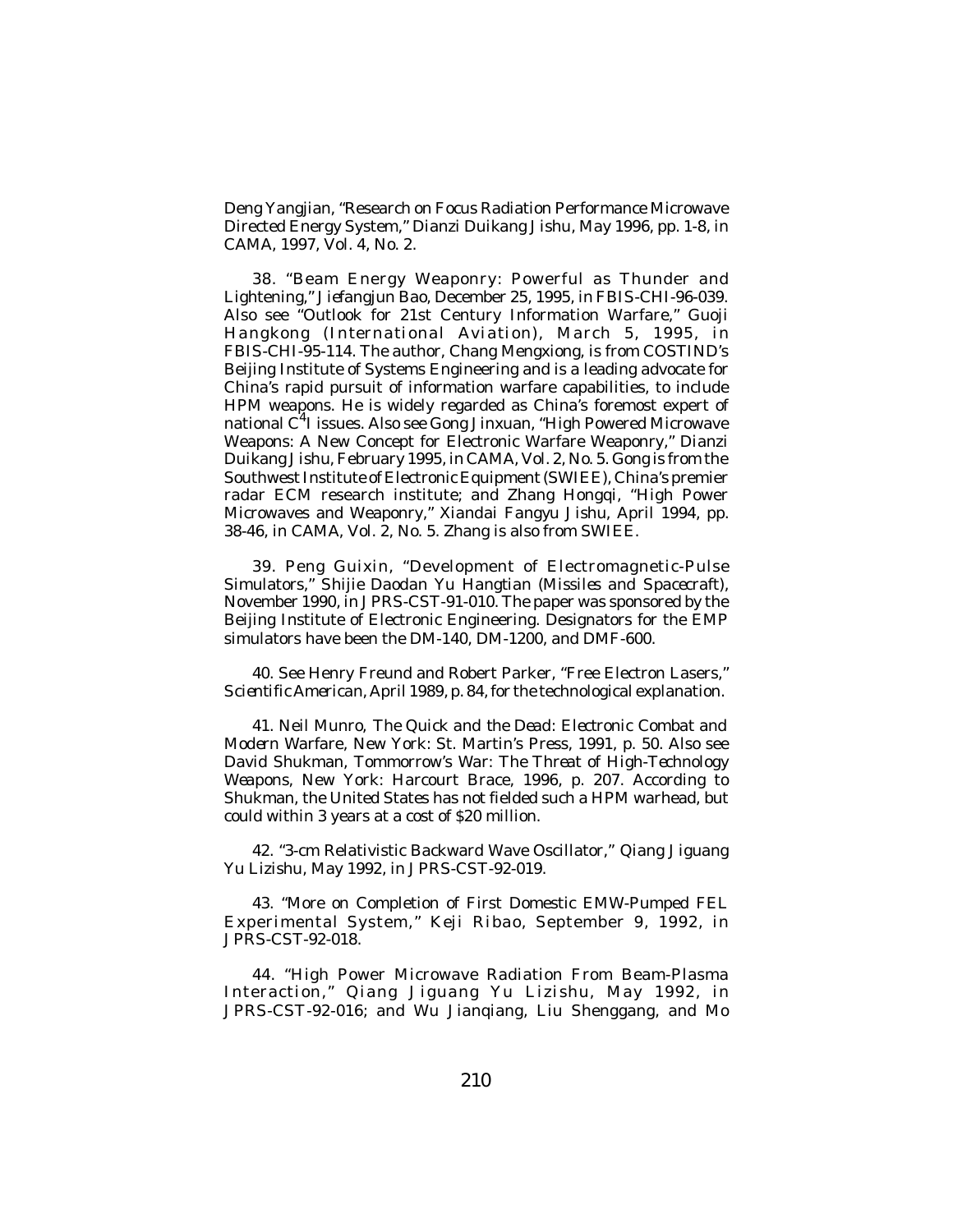Deng Yangjian, "Research on Focus Radiation Performance Microwave Directed Energy System," *Dianzi Duikang Jishu*, May 1996, pp. 1-8, in CAMA, 1997, Vol. 4, No. 2.

38. "Beam Energy Weaponry: Powerful as Thunder and Lightening," *Jiefangjun Bao*, December 25, 1995, in FBIS-CHI-96-039. Also see "Outlook for 21st Century Information Warfare," *Guoji Hangkong (International Aviation)*, March 5, 1995, in FBIS-CHI-95-114. The author, Chang Mengxiong, is from COSTIND's Beijing Institute of Systems Engineering and is a leading advocate for China's rapid pursuit of information warfare capabilities, to include HPM weapons. He is widely regarded as China's foremost expert of national $C^4$I issues. Also see Gong Jinxuan, "High Powered Microwave Weapons: A New Concept for Electronic Warfare Weaponry," *Dianzi Duikang Jishu*, February 1995, in CAMA, Vol. 2, No. 5. Gong is from the Southwest Institute of Electronic Equipment (SWIEE), China's premier radar ECM research institute; and Zhang Hongqi, "High Power Microwaves and Weaponry," *Xiandai Fangyu Jishu*, April 1994, pp. 38-46, in CAMA, Vol. 2, No. 5. Zhang is also from SWIEE.

39. Peng Guixin, "Development of Electromagnetic-Pulse Simulators," *Shijie Daodan Yu Hangtian (Missiles and Spacecraft)*, November 1990, in JPRS-CST-91-010. The paper was sponsored by the Beijing Institute of Electronic Engineering. Designators for the EMP simulators have been the DM-140, DM-1200, and DMF-600.

40. See Henry Freund and Robert Parker, "Free Electron Lasers," *Scientific American*, April 1989, p. 84, for the technological explanation.

41. Neil Munro, *The Quick and the Dead: Electronic Combat and Modern Warfare*, New York: St. Martin's Press, 1991, p. 50. Also see David Shukman, *Tommorrow's War: The Threat of High-Technology Weapons*, New York: Harcourt Brace, 1996, p. 207. According to Shukman, the United States has not fielded such a HPM warhead, but could within 3 years at a cost of $20 million.

42. "3-cm Relativistic Backward Wave Oscillator," *Qiang Jiguang Yu Lizishu*, May 1992, in JPRS-CST-92-019.

43. "More on Completion of First Domestic EMW-Pumped FEL Experimental System," *Keji Ribao*, September 9, 1992, in JPRS-CST-92-018.

44. "High Power Microwave Radiation From Beam-Plasma Interaction," *Qiang Jiguang Yu Lizishu*, May 1992, in JPRS-CST-92-016; and Wu Jianqiang, Liu Shenggang, and Mo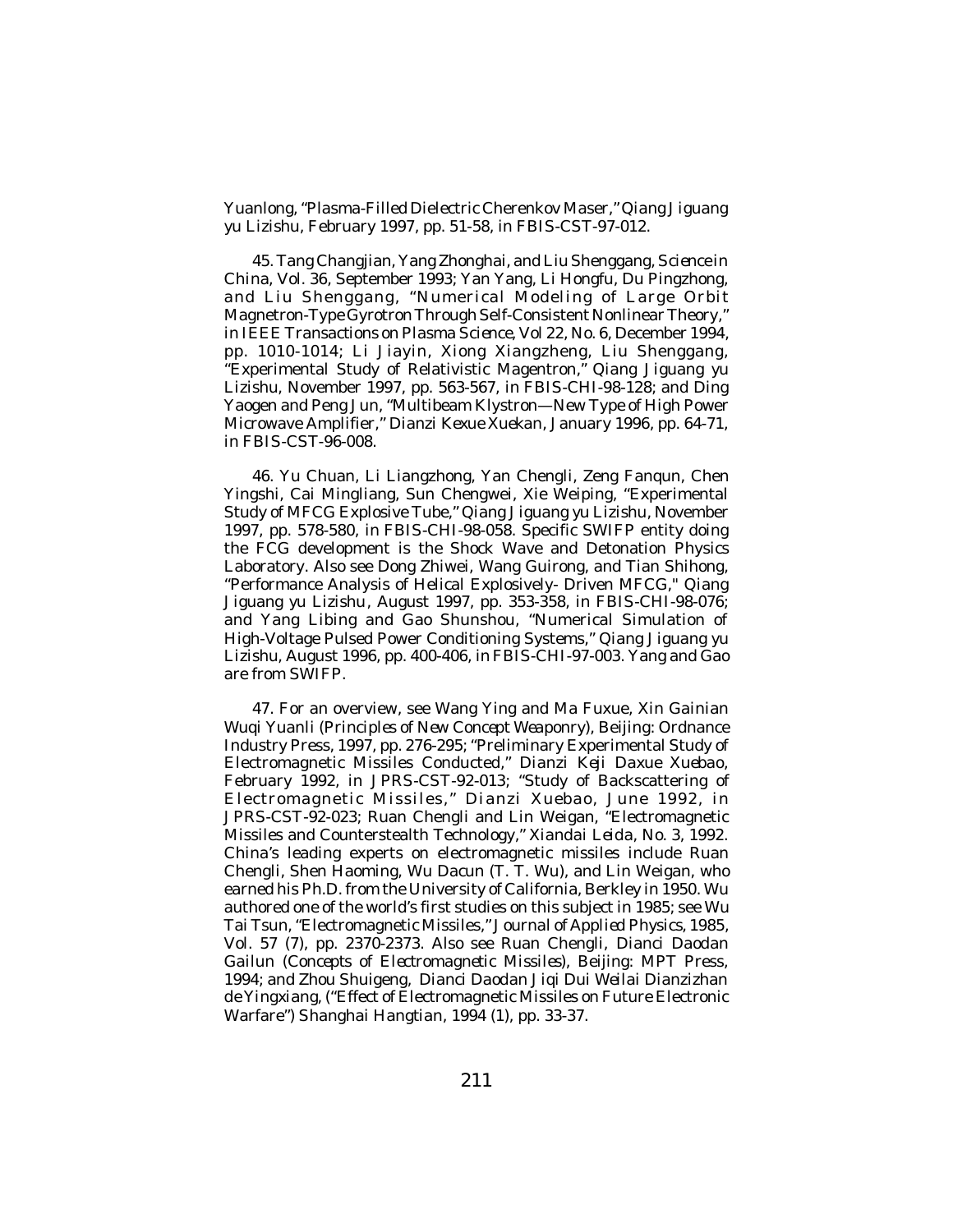Yuanlong, "Plasma-Filled Dielectric Cherenkov Maser," *Qiang Jiguang yu Lizishu*, February 1997, pp. 51-58, in FBIS-CST-97-012.

45. Tang Changjian, Yang Zhonghai, and Liu Shenggang, *Science in China*, Vol. 36, September 1993; Yan Yang, Li Hongfu, Du Pingzhong, and Liu Shenggang, "Numerical Modeling of Large Orbit Magnetron-Type Gyrotron Through Self-Consistent Nonlinear Theory," in *IEEE Transactions on Plasma Science*, Vol 22, No. 6, December 1994, pp. 1010-1014; Li Jiayin, Xiong Xiangzheng, Liu Shenggang, "Experimental Study of Relativistic Magentron," *Qiang Jiguang yu Lizishu*, November 1997, pp. 563-567, in FBIS-CHI-98-128; and Ding Yaogen and Peng Jun, "Multibeam Klystron—New Type of High Power Microwave Amplifier," *Dianzi Kexue Xuekan*, January 1996, pp. 64-71, in FBIS-CST-96-008.

46. Yu Chuan, Li Liangzhong, Yan Chengli, Zeng Fanqun, Chen Yingshi, Cai Mingliang, Sun Chengwei, Xie Weiping, "Experimental Study of MFCG Explosive Tube," *Qiang Jiguang yu Lizishu*, November 1997, pp. 578-580, in FBIS-CHI-98-058. Specific SWIFP entity doing the FCG development is the Shock Wave and Detonation Physics Laboratory. Also see Dong Zhiwei, Wang Guirong, and Tian Shihong, "Performance Analysis of Helical Explosively- Driven MFCG," *Qiang Jiguang yu Lizishu*, August 1997, pp. 353-358, in FBIS-CHI-98-076; and Yang Libing and Gao Shunshou, "Numerical Simulation of High-Voltage Pulsed Power Conditioning Systems," *Qiang Jiguang yu Lizishu*, August 1996, pp. 400-406, in FBIS-CHI-97-003. Yang and Gao are from SWIFP.

47. For an overview, see Wang Ying and Ma Fuxue, *Xin Gainian Wuqi Yuanli* (*Principles of New Concept Weaponry*), Beijing: Ordnance Industry Press, 1997, pp. 276-295; "Preliminary Experimental Study of Electromagnetic Missiles Conducted," *Dianzi Keji Daxue Xuebao*, February 1992, in JPRS-CST-92-013; "Study of Backscattering of Electromagnetic Missiles," *Dianzi Xuebao*, June 1992, in JPRS-CST-92-023; Ruan Chengli and Lin Weigan, "Electromagnetic Missiles and Counterstealth Technology," *Xiandai Leida*, No. 3, 1992. China's leading experts on electromagnetic missiles include Ruan Chengli, Shen Haoming, Wu Dacun (T. T. Wu), and Lin Weigan, who earned his Ph.D. from the University of California, Berkley in 1950. Wu authored one of the world's first studies on this subject in 1985; see Wu Tai Tsun, "Electromagnetic Missiles," *Journal of Applied Physics*, 1985, Vol. 57 (7), pp. 2370-2373. Also see Ruan Chengli, *Dianci Daodan Gailun* (*Concepts of Electromagnetic Missiles*), Beijing: MPT Press, 1994; and Zhou Shuigeng, *Dianci Daodan Jiqi Dui Weilai Dianzizhan de Yingxiang*, ("Effect of Electromagnetic Missiles on Future Electronic Warfare") *Shanghai Hangtian*, 1994 (1), pp. 33-37.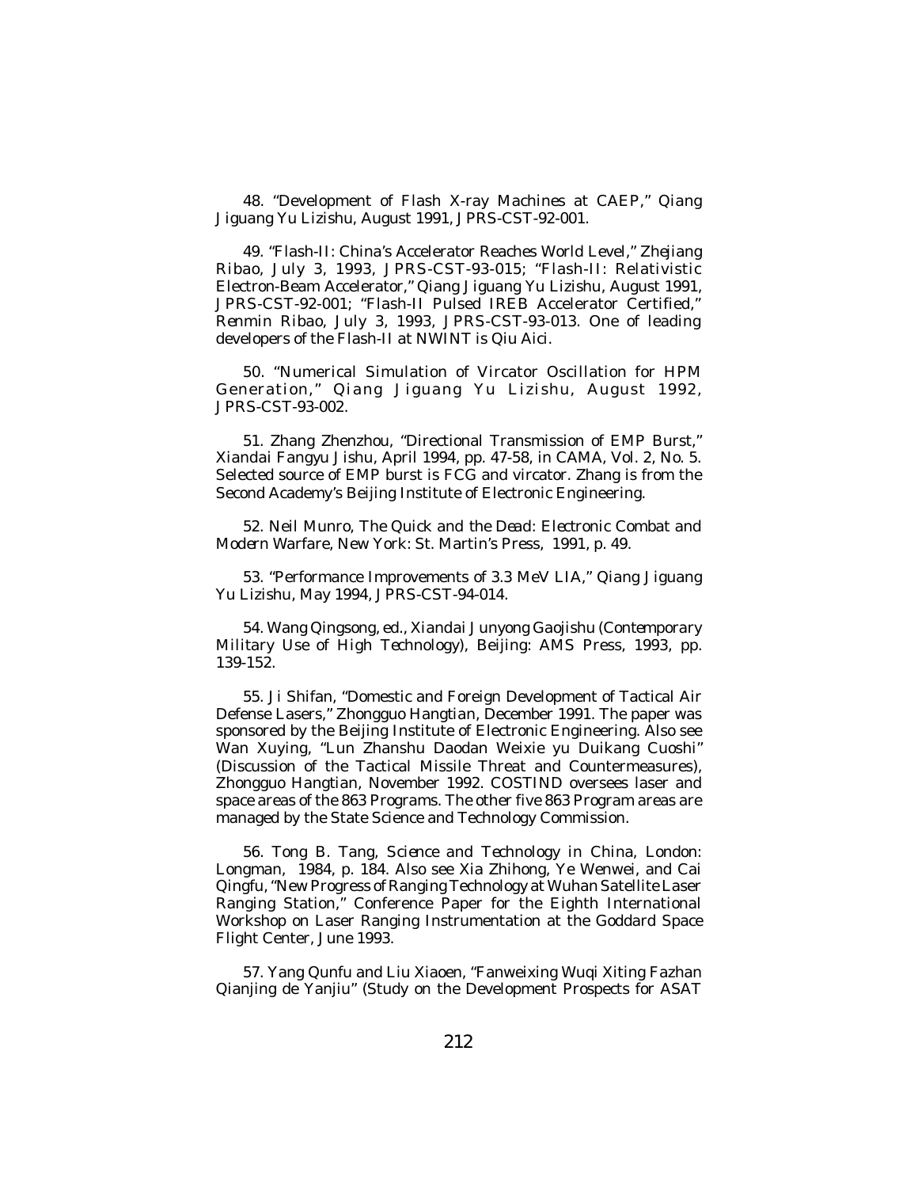48. "Development of Flash X-ray Machines at CAEP," *Qiang Jiguang Yu Lizishu*, August 1991, JPRS-CST-92-001.

49. "Flash-II: China's Accelerator Reaches World Level," *Zhejiang Ribao*, July 3, 1993, JPRS-CST-93-015; "Flash-II: Relativistic Electron-Beam Accelerator," *Qiang Jiguang Yu Lizishu*, August 1991, JPRS-CST-92-001; "Flash-II Pulsed IREB Accelerator Certified," *Renmin Ribao*, July 3, 1993, JPRS-CST-93-013. One of leading developers of the Flash-II at NWINT is Qiu Aici.

50. "Numerical Simulation of Vircator Oscillation for HPM Generation," *Qiang Jiguang Yu Lizishu*, August 1992, JPRS-CST-93-002.

51. Zhang Zhenzhou, "Directional Transmission of EMP Burst," *Xiandai Fangyu Jishu*, April 1994, pp. 47-58, in CAMA, Vol. 2, No. 5. Selected source of EMP burst is FCG and vircator. Zhang is from the Second Academy's Beijing Institute of Electronic Engineering.

52. Neil Munro, *The Quick and the Dead: Electronic Combat and Modern Warfare*, New York: St. Martin's Press, 1991, p. 49.

53. "Performance Improvements of 3.3 MeV LIA," *Qiang Jiguang Yu Lizishu*, May 1994, JPRS-CST-94-014.

54. Wang Qingsong, ed., *Xiandai Junyong Gaojishu (Contemporary Military Use of High Technology)*, Beijing: AMS Press, 1993, pp. 139-152.

55. Ji Shifan, "Domestic and Foreign Development of Tactical Air Defense Lasers," *Zhongguo Hangtian*, December 1991. The paper was sponsored by the Beijing Institute of Electronic Engineering. Also see Wan Xuying, "Lun Zhanshu Daodan Weixie yu Duikang Cuoshi" (Discussion of the Tactical Missile Threat and Countermeasures), *Zhongguo Hangtian*, November 1992. COSTIND oversees laser and space areas of the 863 Programs. The other five 863 Program areas are managed by the State Science and Technology Commission.

56. Tong B. Tang, *Science and Technology in China*, London: Longman, 1984, p. 184. Also see Xia Zhihong, Ye Wenwei, and Cai Qingfu, "New Progress of Ranging Technology at Wuhan Satellite Laser Ranging Station," Conference Paper for the Eighth International Workshop on Laser Ranging Instrumentation at the Goddard Space Flight Center, June 1993.

57. Yang Qunfu and Liu Xiaoen, "Fanweixing Wuqi Xiting Fazhan Qianjing de Yanjiu" (Study on the Development Prospects for ASAT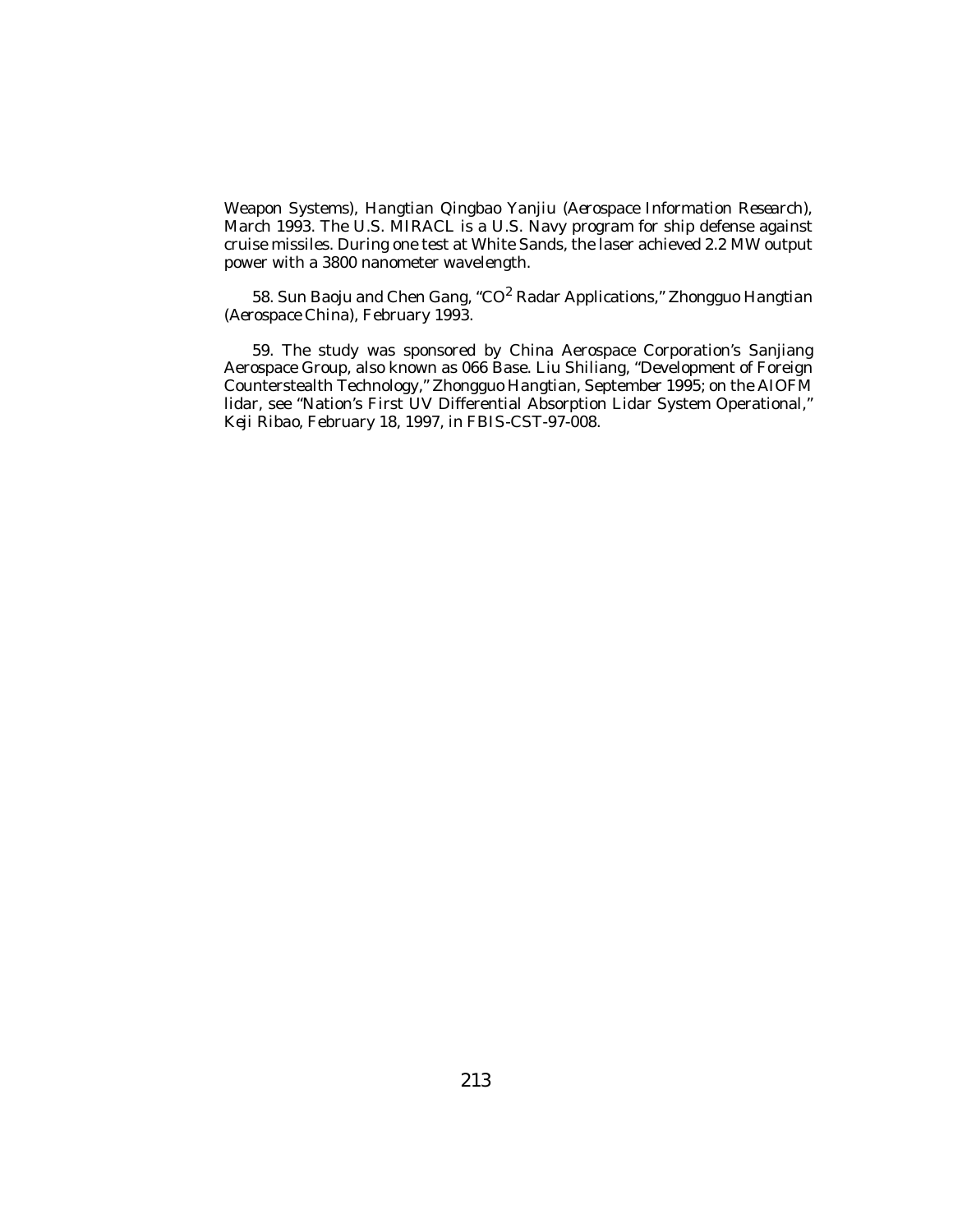Weapon Systems), *Hangtian Qingbao Yanjiu* (*Aerospace Information Research*), March 1993. The U.S. MIRACL is a U.S. Navy program for ship defense against cruise missiles. During one test at White Sands, the laser achieved 2.2 MW output power with a 3800 nanometer wavelength.

58. Sun Baoju and Chen Gang, "$CO^2$ Radar Applications," *Zhongguo Hangtian* (*Aerospace China*), February 1993.

59. The study was sponsored by China Aerospace Corporation's Sanjiang Aerospace Group, also known as 066 Base. Liu Shiliang, "Development of Foreign Counterstealth Technology," *Zhongguo Hangtian*, September 1995; on the AIOFM lidar, see "Nation's First UV Differential Absorption Lidar System Operational," *Keji Ribao*, February 18, 1997, in FBIS-CST-97-008.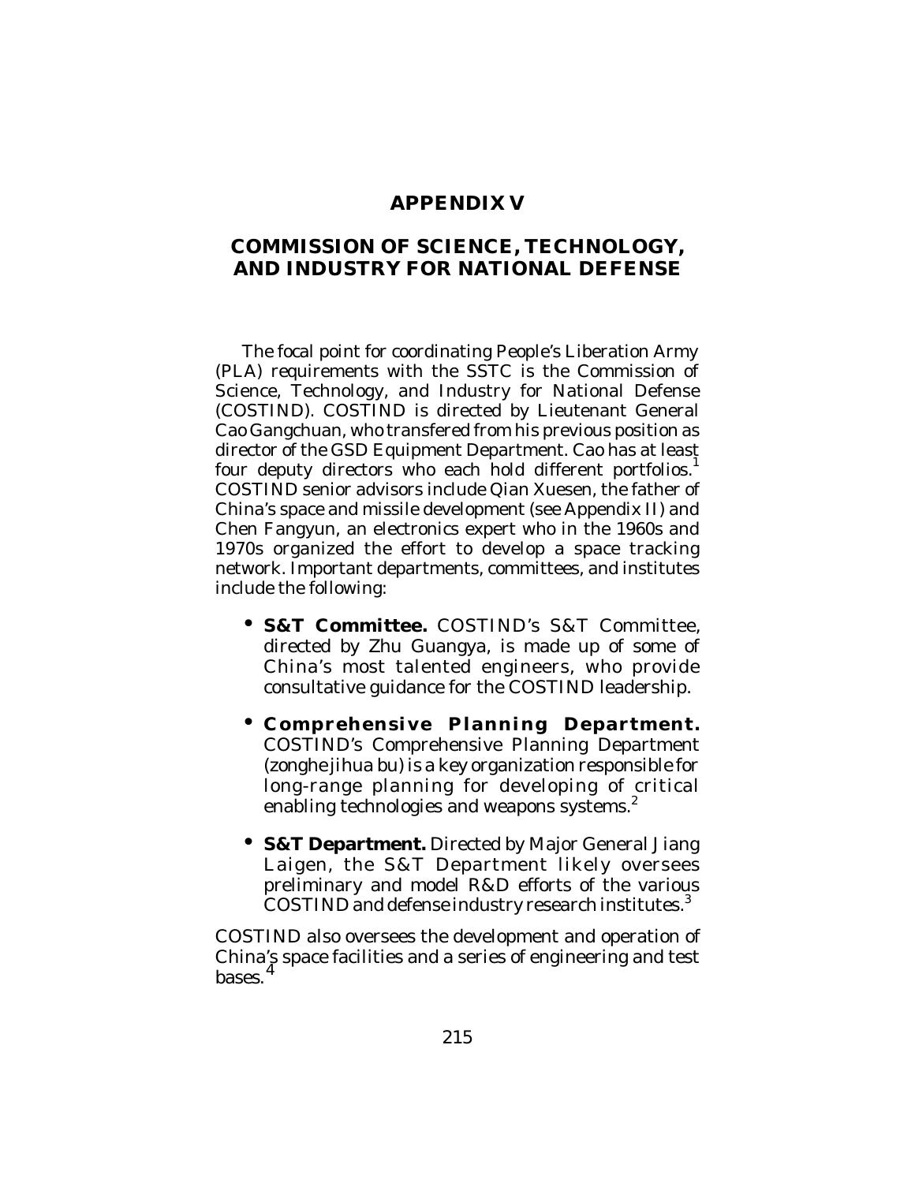# APPENDIX V

## COMMISSION OF SCIENCE, TECHNOLOGY, AND INDUSTRY FOR NATIONAL DEFENSE

The focal point for coordinating People's Liberation Army (PLA) requirements with the SSTC is the Commission of Science, Technology, and Industry for National Defense (COSTIND). COSTIND is directed by Lieutenant General Cao Gangchuan, who transfered from his previous position as director of the GSD Equipment Department. Cao has at least four deputy directors who each hold different portfolios.[1] COSTIND senior advisors include Qian Xuesen, the father of China's space and missile development (see Appendix II) and Chen Fangyun, an electronics expert who in the 1960s and 1970s organized the effort to develop a space tracking network. Important departments, committees, and institutes include the following:

- **S&T Committee.** COSTIND's S&T Committee, directed by Zhu Guangya, is made up of some of China's most talented engineers, who provide consultative guidance for the COSTIND leadership.
- **Comprehensive Planning Department.** COSTIND's Comprehensive Planning Department (zonghe jihua bu) is a key organization responsible for long-range planning for developing of critical enabling technologies and weapons systems.[2]
- **S&T Department.** Directed by Major General Jiang Laigen, the S&T Department likely oversees preliminary and model R&D efforts of the various COSTIND and defense industry research institutes.[3]

COSTIND also oversees the development and operation of China's space facilities and a series of engineering and test bases.[4]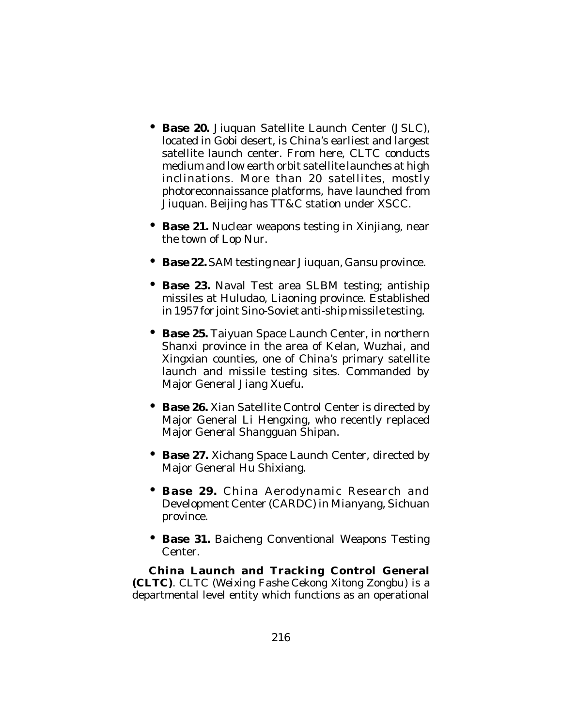- **Base 20.** Jiuquan Satellite Launch Center (JSLC), located in Gobi desert, is China's earliest and largest satellite launch center. From here, CLTC conducts medium and low earth orbit satellite launches at high inclinations. More than 20 satellites, mostly photoreconnaissance platforms, have launched from Jiuquan. Beijing has TT&C station under XSCC.
- **Base 21.** Nuclear weapons testing in Xinjiang, near the town of Lop Nur.
- **Base 22.** SAM testing near Jiuquan, Gansu province.
- **Base 23.** Naval Test area SLBM testing; antiship missiles at Huludao, Liaoning province. Established in 1957 for joint Sino-Soviet anti-ship missile testing.
- **Base 25.** Taiyuan Space Launch Center, in northern Shanxi province in the area of Kelan, Wuzhai, and Xingxian counties, one of China's primary satellite launch and missile testing sites. Commanded by Major General Jiang Xuefu.
- **Base 26.** Xian Satellite Control Center is directed by Major General Li Hengxing, who recently replaced Major General Shangguan Shipan.
- **Base 27.** Xichang Space Launch Center, directed by Major General Hu Shixiang.
- **Base 29.** China Aerodynamic Research and Development Center (CARDC) in Mianyang, Sichuan province.
- **Base 31.** Baicheng Conventional Weapons Testing Center.

**China Launch and Tracking Control General (CLTC)**. CLTC (*Weixing Fashe Cekong Xitong Zongbu*) is a departmental level entity which functions as an operational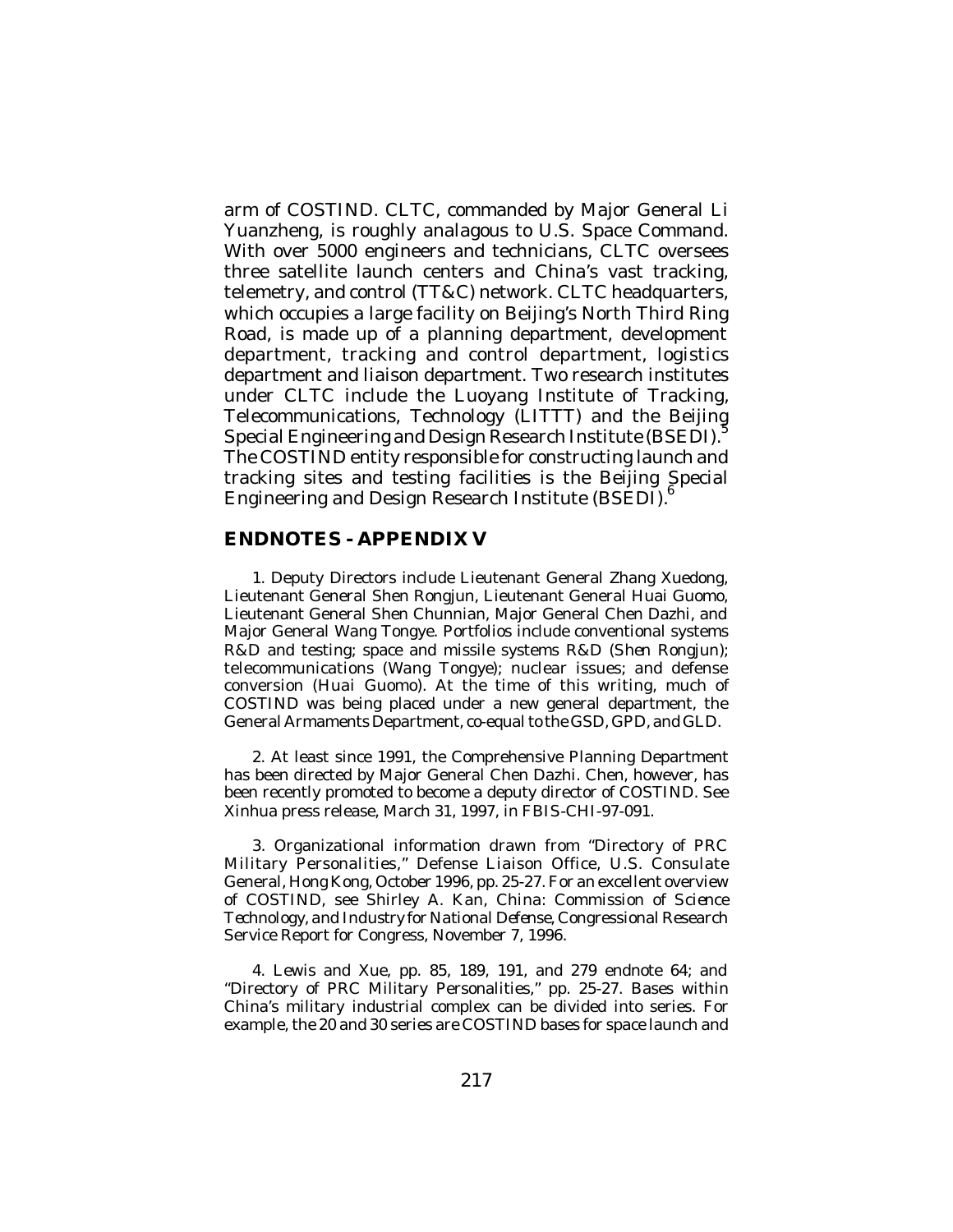arm of COSTIND. CLTC, commanded by Major General Li Yuanzheng, is roughly analagous to U.S. Space Command. With over 5000 engineers and technicians, CLTC oversees three satellite launch centers and China's vast tracking, telemetry, and control (TT&C) network. CLTC headquarters, which occupies a large facility on Beijing's North Third Ring Road, is made up of a planning department, development department, tracking and control department, logistics department and liaison department. Two research institutes under CLTC include the Luoyang Institute of Tracking, Telecommunications, Technology (LITTT) and the Beijing Special Engineering and Design Research Institute (BSEDI).[5] The COSTIND entity responsible for constructing launch and tracking sites and testing facilities is the Beijing Special Engineering and Design Research Institute (BSEDI).[6]

## ENDNOTES - APPENDIX V

1. Deputy Directors include Lieutenant General Zhang Xuedong, Lieutenant General Shen Rongjun, Lieutenant General Huai Guomo, Lieutenant General Shen Chunnian, Major General Chen Dazhi, and Major General Wang Tongye. Portfolios include conventional systems R&D and testing; space and missile systems R&D (Shen Rongjun); telecommunications (Wang Tongye); nuclear issues; and defense conversion (Huai Guomo). At the time of this writing, much of COSTIND was being placed under a new general department, the General Armaments Department, co-equal to the GSD, GPD, and GLD.

2. At least since 1991, the Comprehensive Planning Department has been directed by Major General Chen Dazhi. Chen, however, has been recently promoted to become a deputy director of COSTIND. See Xinhua press release, March 31, 1997, in FBIS-CHI-97-091.

3. Organizational information drawn from "Directory of PRC Military Personalities," Defense Liaison Office, U.S. Consulate General, Hong Kong, October 1996, pp. 25-27. For an excellent overview of COSTIND, see Shirley A. Kan, *China: Commission of Science Technology, and Industry for National Defense*, Congressional Research Service Report for Congress, November 7, 1996.

4. Lewis and Xue, pp. 85, 189, 191, and 279 endnote 64; and "Directory of PRC Military Personalities," pp. 25-27. Bases within China's military industrial complex can be divided into series. For example, the 20 and 30 series are COSTIND bases for space launch and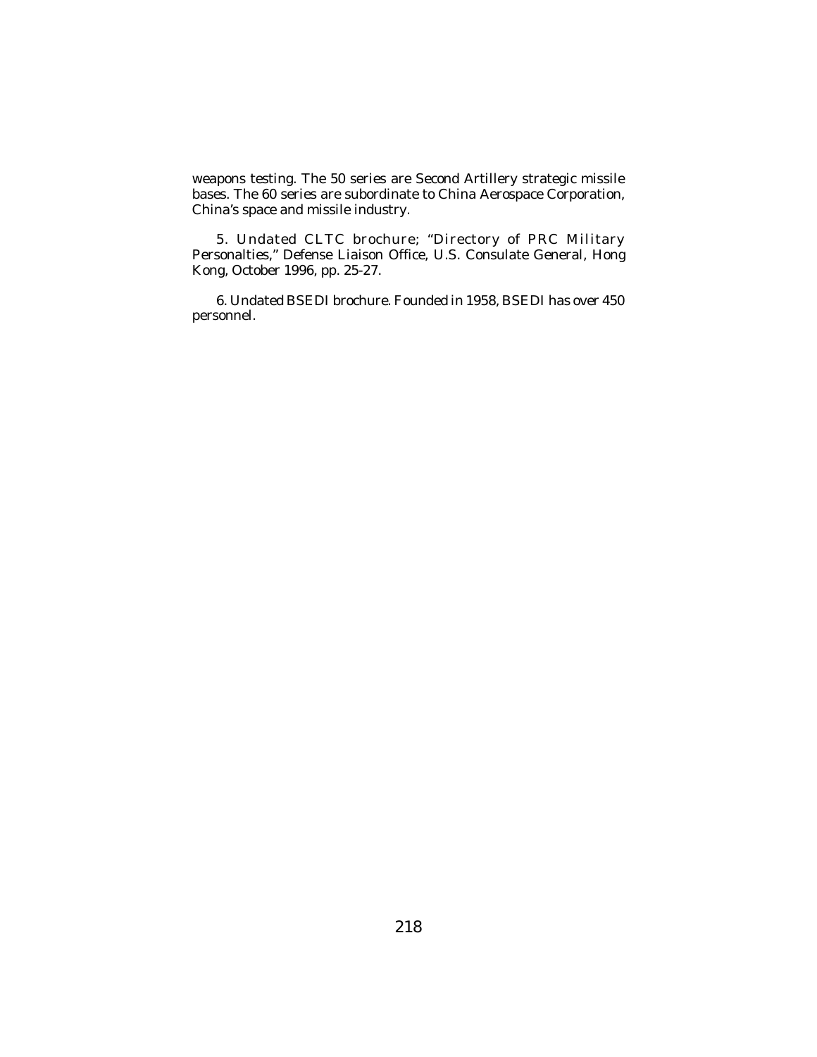weapons testing. The 50 series are Second Artillery strategic missile bases. The 60 series are subordinate to China Aerospace Corporation, China's space and missile industry.

5. Undated CLTC brochure; "Directory of PRC Military Personalties," Defense Liaison Office, U.S. Consulate General, Hong Kong, October 1996, pp. 25-27.

6. Undated BSEDI brochure. Founded in 1958, BSEDI has over 450 personnel.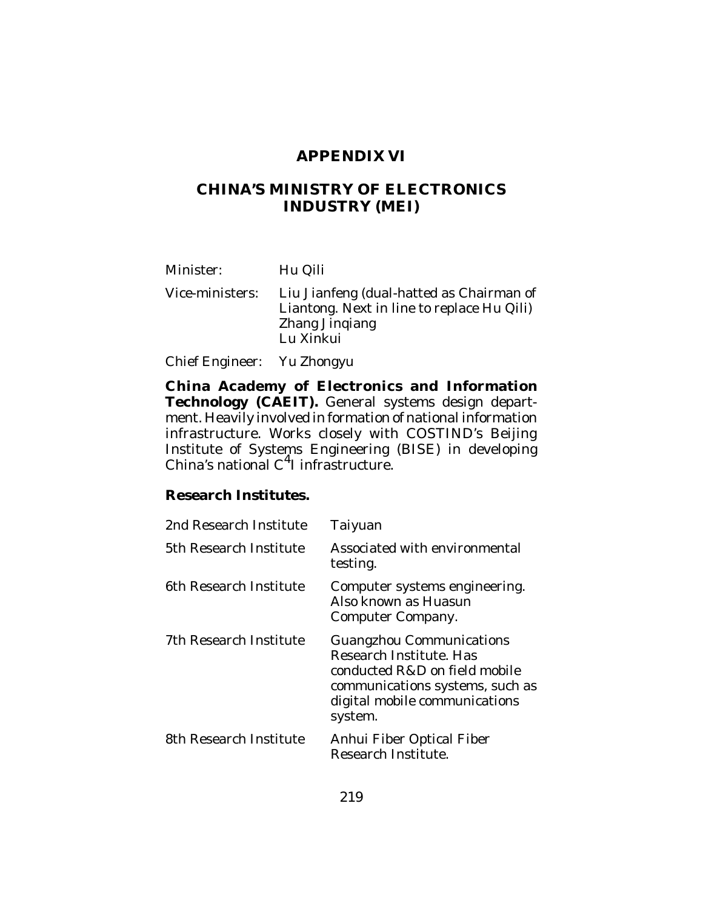# APPENDIX VI

## CHINA'S MINISTRY OF ELECTRONICS INDUSTRY (MEI)

| | |
|---|---|
| Minister: | Hu Qili |
| Vice-ministers: | Liu Jianfeng (dual-hatted as Chairman of Liantong. Next in line to replace Hu Qili)<br>Zhang Jinqiang<br>Lu Xinkui |
| Chief Engineer: | Yu Zhongyu |

**China Academy of Electronics and Information Technology (CAEIT).** General systems design department. Heavily involved in formation of national information infrastructure. Works closely with COSTIND's Beijing Institute of Systems Engineering (BISE) in developing China's national $C^4I$ infrastructure.

**Research Institutes.**

| | |
|---|---|
| 2nd Research Institute | Taiyuan |
| 5th Research Institute | Associated with environmental testing. |
| 6th Research Institute | Computer systems engineering. Also known as Huasun Computer Company. |
| 7th Research Institute | Guangzhou Communications Research Institute. Has conducted R&D on field mobile communications systems, such as digital mobile communications system. |
| 8th Research Institute | Anhui Fiber Optical Fiber Research Institute. |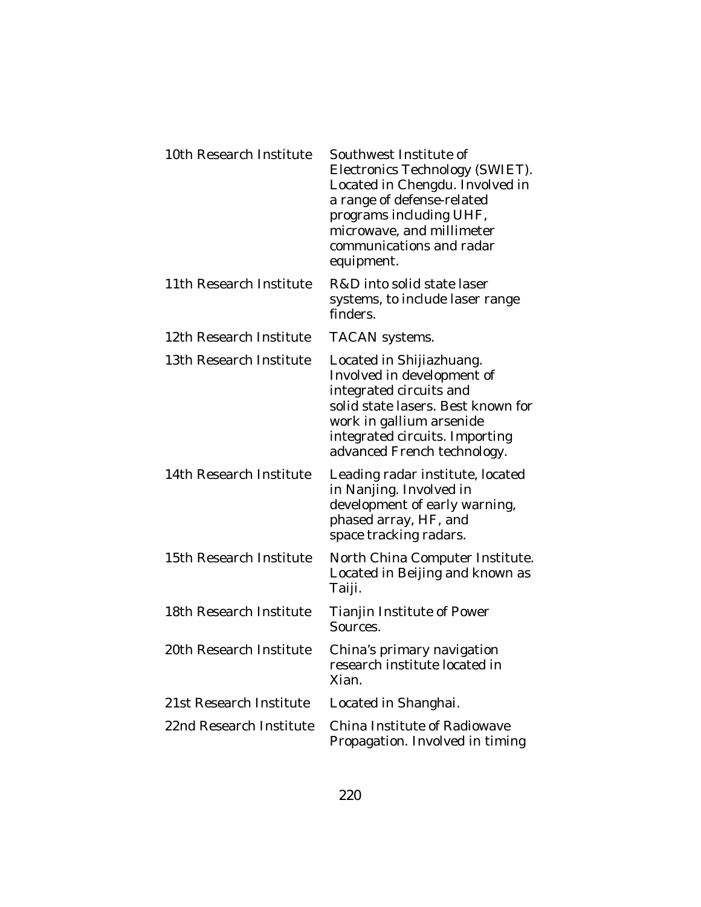| | |
|---|---|
| 10th Research Institute | Southwest Institute of Electronics Technology (SWIET). Located in Chengdu. Involved in a range of defense-related programs including UHF, microwave, and millimeter communications and radar equipment. |
| 11th Research Institute | R&D into solid state laser systems, to include laser range finders. |
| 12th Research Institute | TACAN systems. |
| 13th Research Institute | Located in Shijiazhuang. Involved in development of integrated circuits and solid state lasers. Best known for work in gallium arsenide integrated circuits. Importing advanced French technology. |
| 14th Research Institute | Leading radar institute, located in Nanjing. Involved in development of early warning, phased array, HF, and space tracking radars. |
| 15th Research Institute | North China Computer Institute. Located in Beijing and known as Taiji. |
| 18th Research Institute | Tianjin Institute of Power Sources. |
| 20th Research Institute | China's primary navigation research institute located in Xian. |
| 21st Research Institute | Located in Shanghai. |
| 22nd Research Institute | China Institute of Radiowave Propagation. Involved in timing |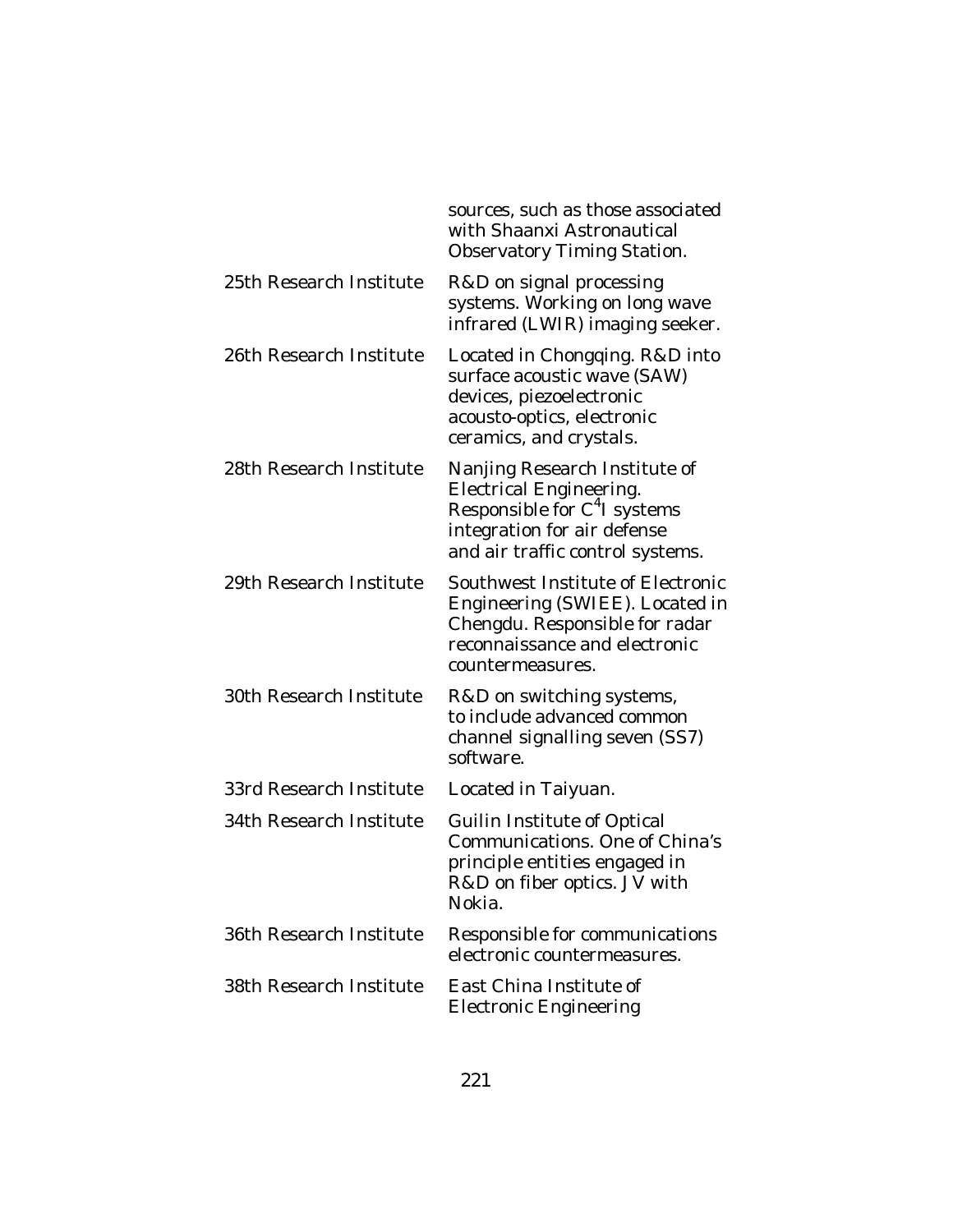| | |
|---|---|
| | sources, such as those associated with Shaanxi Astronautical Observatory Timing Station. |
| 25th Research Institute | R&D on signal processing systems. Working on long wave infrared (LWIR) imaging seeker. |
| 26th Research Institute | Located in Chongqing. R&D into surface acoustic wave (SAW) devices, piezoelectronic acousto-optics, electronic ceramics, and crystals. |
| 28th Research Institute | Nanjing Research Institute of Electrical Engineering. Responsible for $C^4I$ systems integration for air defense and air traffic control systems. |
| 29th Research Institute | Southwest Institute of Electronic Engineering (SWIEE). Located in Chengdu. Responsible for radar reconnaissance and electronic countermeasures. |
| 30th Research Institute | R&D on switching systems, to include advanced common channel signalling seven (SS7) software. |
| 33rd Research Institute | Located in Taiyuan. |
| 34th Research Institute | Guilin Institute of Optical Communications. One of China's principle entities engaged in R&D on fiber optics. JV with Nokia. |
| 36th Research Institute | Responsible for communications electronic countermeasures. |
| 38th Research Institute | East China Institute of Electronic Engineering |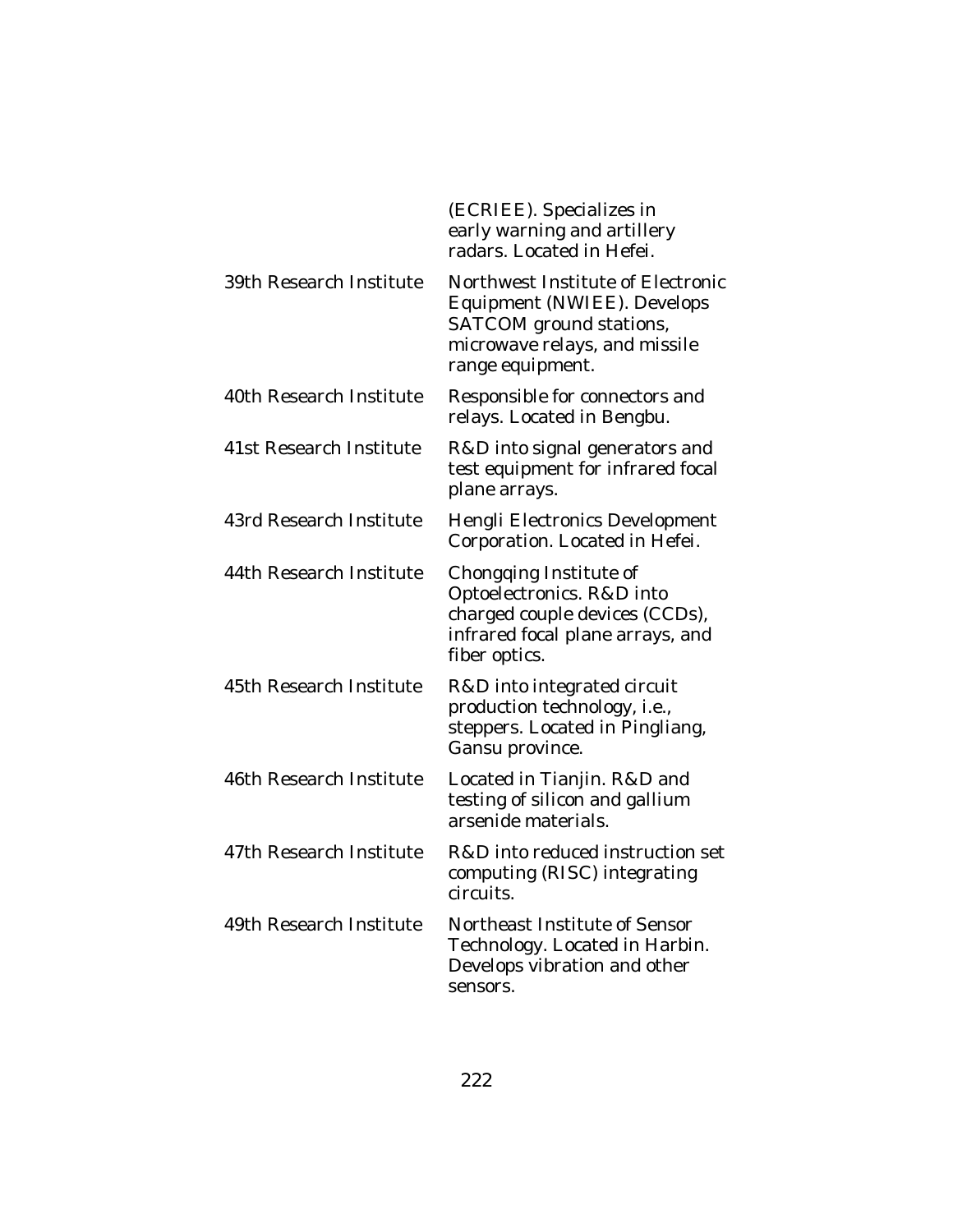| | |
|---|---|
| | (ECRIEE). Specializes in early warning and artillery radars. Located in Hefei. |
| 39th Research Institute | Northwest Institute of Electronic Equipment (NWIEE). Develops SATCOM ground stations, microwave relays, and missile range equipment. |
| 40th Research Institute | Responsible for connectors and relays. Located in Bengbu. |
| 41st Research Institute | R&D into signal generators and test equipment for infrared focal plane arrays. |
| 43rd Research Institute | Hengli Electronics Development Corporation. Located in Hefei. |
| 44th Research Institute | Chongqing Institute of Optoelectronics. R&D into charged couple devices (CCDs), infrared focal plane arrays, and fiber optics. |
| 45th Research Institute | R&D into integrated circuit production technology, i.e., steppers. Located in Pingliang, Gansu province. |
| 46th Research Institute | Located in Tianjin. R&D and testing of silicon and gallium arsenide materials. |
| 47th Research Institute | R&D into reduced instruction set computing (RISC) integrating circuits. |
| 49th Research Institute | Northeast Institute of Sensor Technology. Located in Harbin. Develops vibration and other sensors. |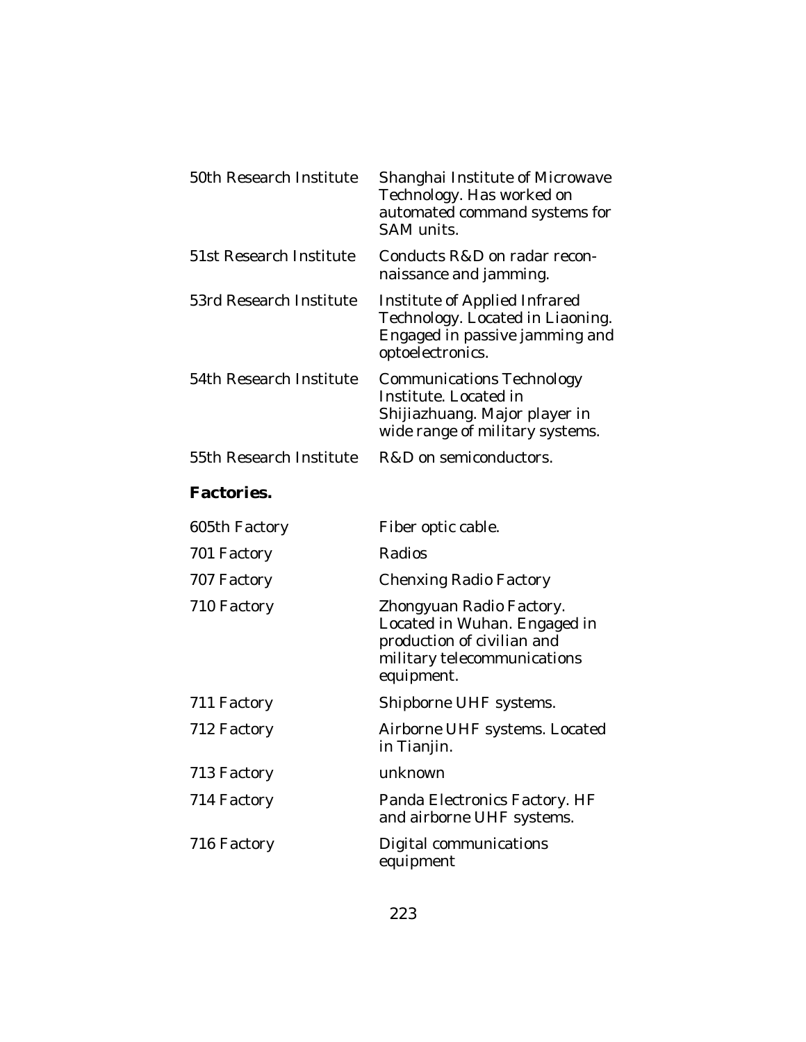| | |
|---|---|
| 50th Research Institute | Shanghai Institute of Microwave Technology. Has worked on automated command systems for SAM units. |
| 51st Research Institute | Conducts R&D on radar reconnaissance and jamming. |
| 53rd Research Institute | Institute of Applied Infrared Technology. Located in Liaoning. Engaged in passive jamming and optoelectronics. |
| 54th Research Institute | Communications Technology Institute. Located in Shijiazhuang. Major player in wide range of military systems. |
| 55th Research Institute | R&D on semiconductors. |

**Factories.**

| | |
|---|---|
| 605th Factory | Fiber optic cable. |
| 701 Factory | Radios |
| 707 Factory | Chenxing Radio Factory |
| 710 Factory | Zhongyuan Radio Factory. Located in Wuhan. Engaged in production of civilian and military telecommunications equipment. |
| 711 Factory | Shipborne UHF systems. |
| 712 Factory | Airborne UHF systems. Located in Tianjin. |
| 713 Factory | unknown |
| 714 Factory | Panda Electronics Factory. HF and airborne UHF systems. |
| 716 Factory | Digital communications equipment |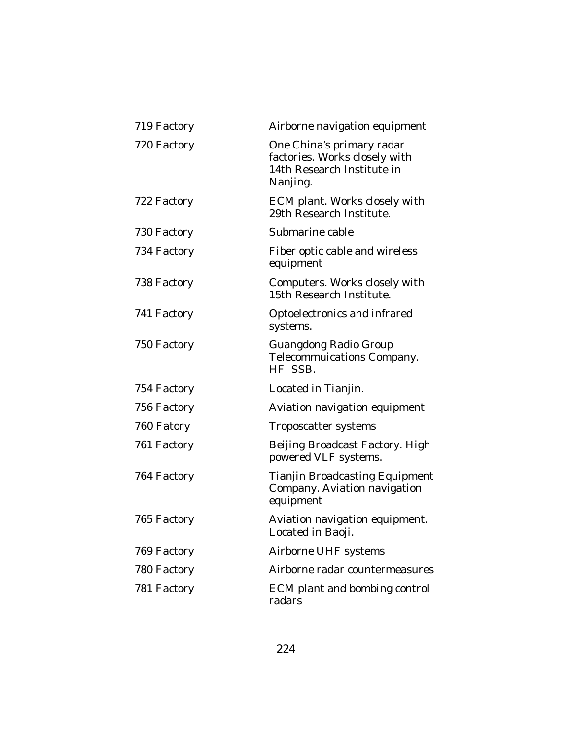| | |
|---|---|
| 719 Factory | Airborne navigation equipment |
| 720 Factory | One China's primary radar factories. Works closely with 14th Research Institute in Nanjing. |
| 722 Factory | ECM plant. Works closely with 29th Research Institute. |
| 730 Factory | Submarine cable |
| 734 Factory | Fiber optic cable and wireless equipment |
| 738 Factory | Computers. Works closely with 15th Research Institute. |
| 741 Factory | Optoelectronics and infrared systems. |
| 750 Factory | Guangdong Radio Group Telecommuications Company. HF SSB. |
| 754 Factory | Located in Tianjin. |
| 756 Factory | Aviation navigation equipment |
| 760 Fatory | Troposcatter systems |
| 761 Factory | Beijing Broadcast Factory. High powered VLF systems. |
| 764 Factory | Tianjin Broadcasting Equipment Company. Aviation navigation equipment |
| 765 Factory | Aviation navigation equipment. Located in Baoji. |
| 769 Factory | Airborne UHF systems |
| 780 Factory | Airborne radar countermeasures |
| 781 Factory | ECM plant and bombing control radars |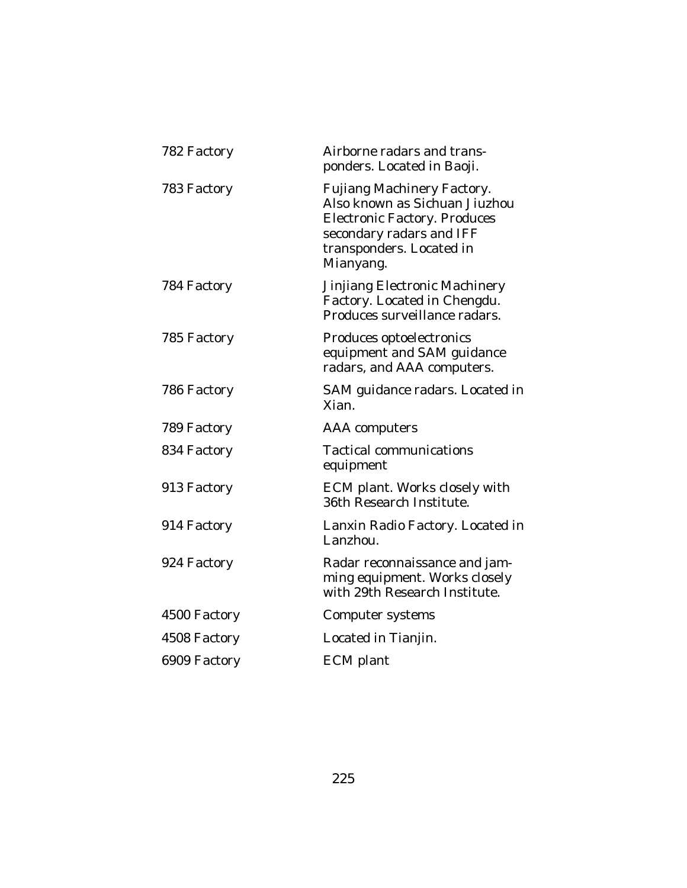| | |
|---|---|
| 782 Factory | Airborne radars and transponders. Located in Baoji. |
| 783 Factory | Fujiang Machinery Factory. Also known as Sichuan Jiuzhou Electronic Factory. Produces secondary radars and IFF transponders. Located in Mianyang. |
| 784 Factory | Jinjiang Electronic Machinery Factory. Located in Chengdu. Produces surveillance radars. |
| 785 Factory | Produces optoelectronics equipment and SAM guidance radars, and AAA computers. |
| 786 Factory | SAM guidance radars. Located in Xian. |
| 789 Factory | AAA computers |
| 834 Factory | Tactical communications equipment |
| 913 Factory | ECM plant. Works closely with 36th Research Institute. |
| 914 Factory | Lanxin Radio Factory. Located in Lanzhou. |
| 924 Factory | Radar reconnaissance and jamming equipment. Works closely with 29th Research Institute. |
| 4500 Factory | Computer systems |
| 4508 Factory | Located in Tianjin. |
| 6909 Factory | ECM plant |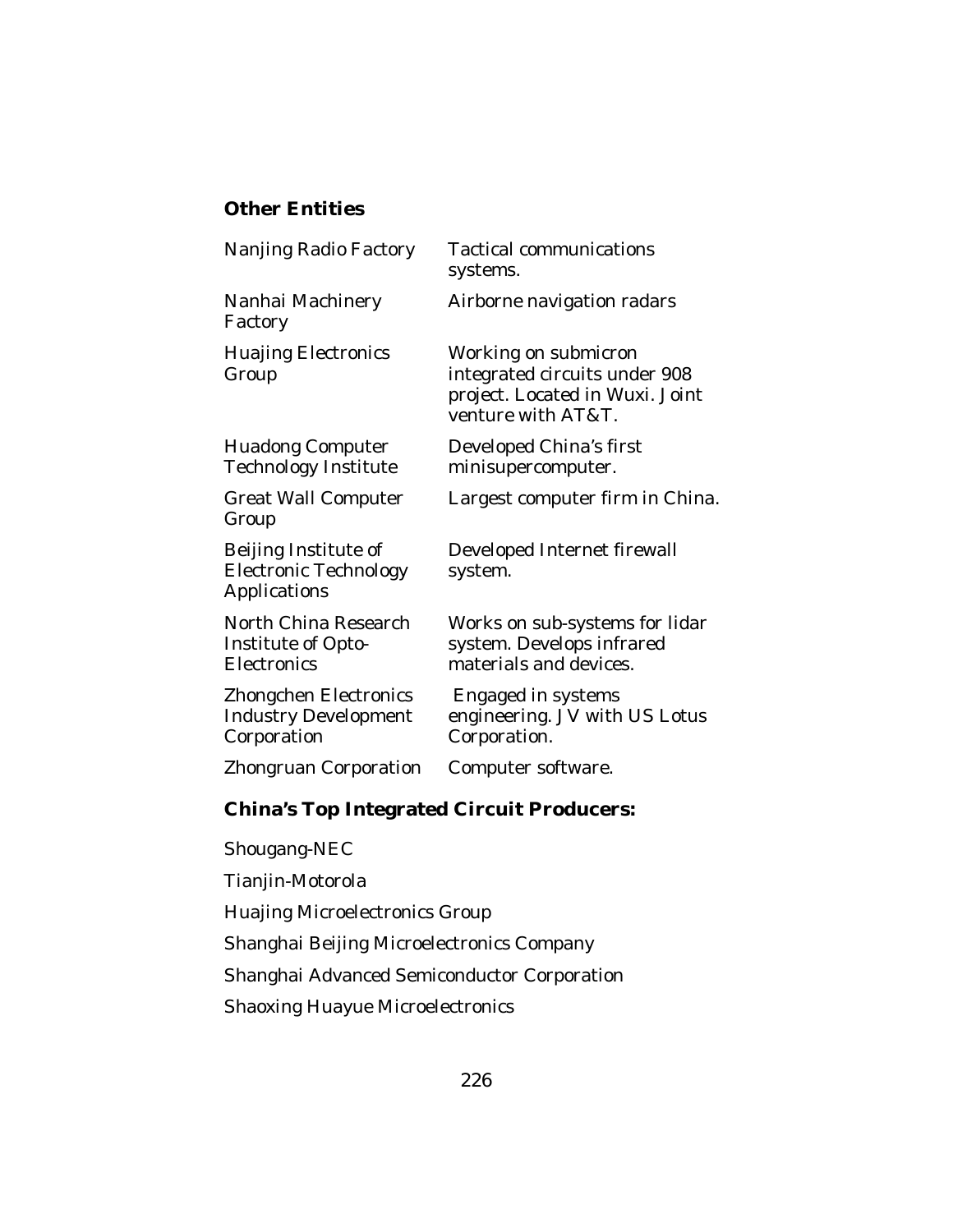### Other Entities

| | |
|---|---|
| Nanjing Radio Factory | Tactical communications systems. |
| Nanhai Machinery Factory | Airborne navigation radars |
| Huajing Electronics Group | Working on submicron integrated circuits under 908 project. Located in Wuxi. Joint venture with AT&T. |
| Huadong Computer Technology Institute | Developed China's first minisupercomputer. |
| Great Wall Computer Group | Largest computer firm in China. |
| Beijing Institute of Electronic Technology Applications | Developed Internet firewall system. |
| North China Research Institute of Opto-Electronics | Works on sub-systems for lidar system. Develops infrared materials and devices. |
| Zhongchen Electronics Industry Development Corporation | Engaged in systems engineering. JV with US Lotus Corporation. |
| Zhongruan Corporation | Computer software. |

### China's Top Integrated Circuit Producers:

Shougang-NEC

Tianjin-Motorola

Huajing Microelectronics Group

Shanghai Beijing Microelectronics Company

Shanghai Advanced Semiconductor Corporation

Shaoxing Huayue Microelectronics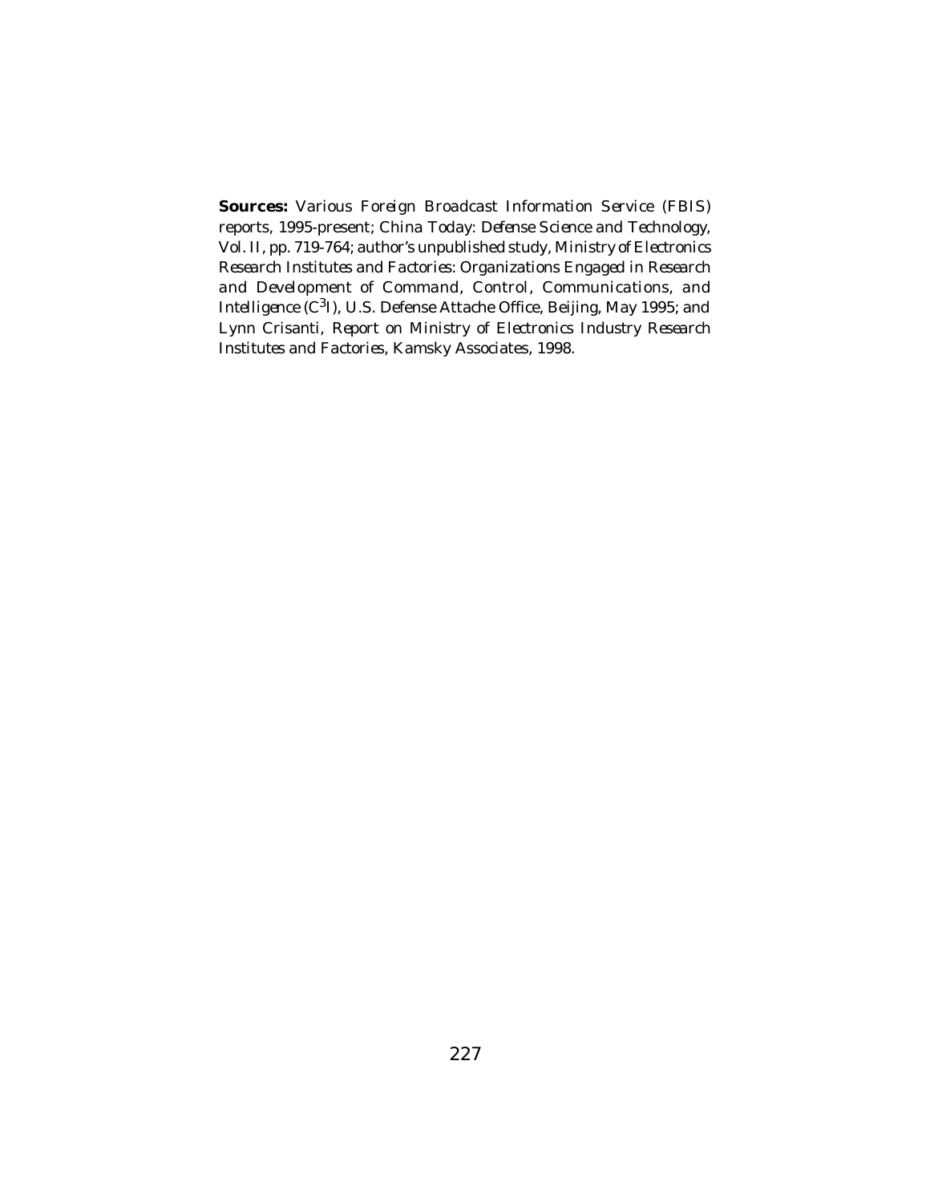**Sources:** Various Foreign Broadcast Information Service (FBIS) reports, 1995-present; *China Today: Defense Science and Technology*, Vol. II, pp. 719-764; author's unpublished study, *Ministry of Electronics Research Institutes and Factories: Organizations Engaged in Research and Development of Command, Control, Communications, and Intelligence ($C^3I$)*, U.S. Defense Attache Office, Beijing, May 1995; and Lynn Crisanti, *Report on Ministry of Electronics Industry Research Institutes and Factories*, Kamsky Associates, 1998.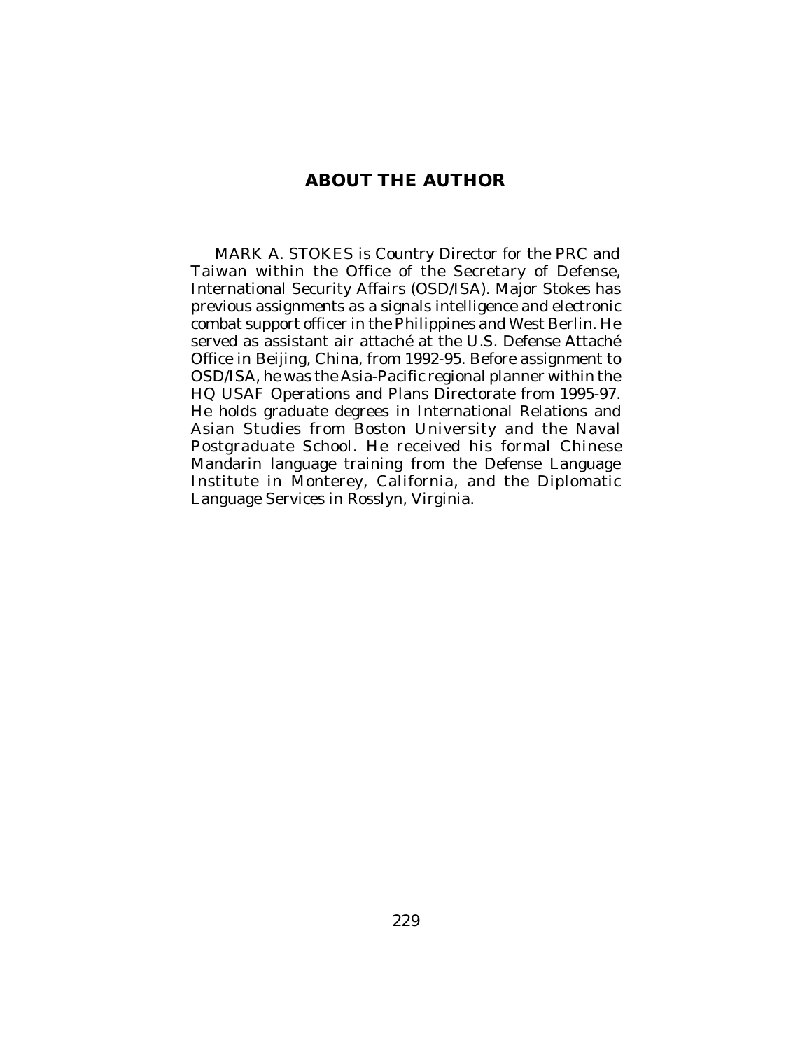## ABOUT THE AUTHOR

MARK A. STOKES is Country Director for the PRC and Taiwan within the Office of the Secretary of Defense, International Security Affairs (OSD/ISA). Major Stokes has previous assignments as a signals intelligence and electronic combat support officer in the Philippines and West Berlin. He served as assistant air attaché at the U.S. Defense Attaché Office in Beijing, China, from 1992-95. Before assignment to OSD/ISA, he was the Asia-Pacific regional planner within the HQ USAF Operations and Plans Directorate from 1995-97. He holds graduate degrees in International Relations and Asian Studies from Boston University and the Naval Postgraduate School. He received his formal Chinese Mandarin language training from the Defense Language Institute in Monterey, California, and the Diplomatic Language Services in Rosslyn, Virginia.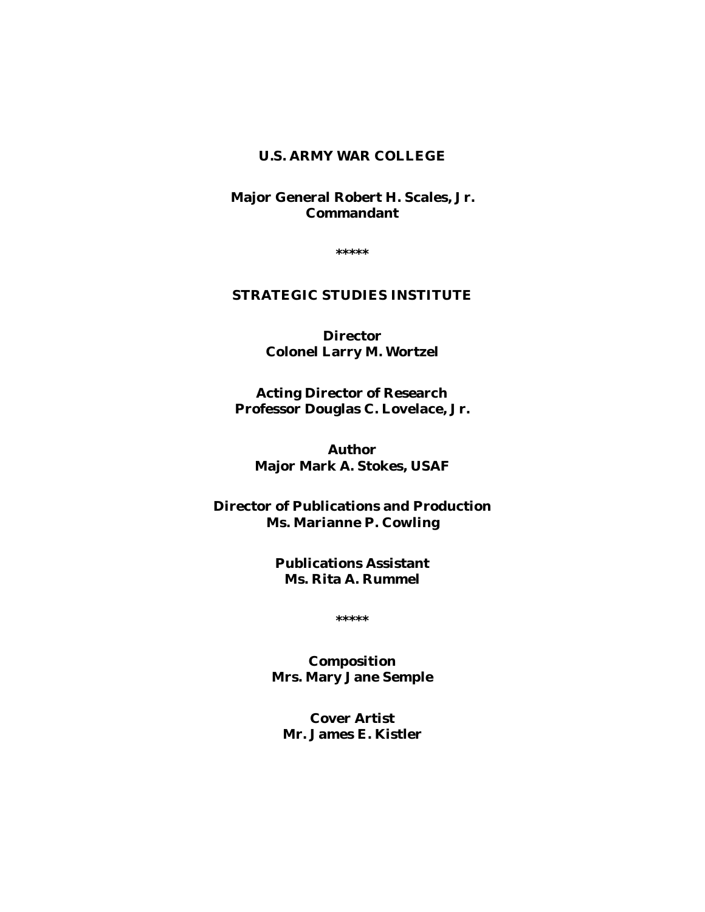**U.S. ARMY WAR COLLEGE**

**Major General Robert H. Scales, Jr.**
**Commandant**

**\*\*\*\*\***

**STRATEGIC STUDIES INSTITUTE**

**Director**
**Colonel Larry M. Wortzel**

**Acting Director of Research**
**Professor Douglas C. Lovelace, Jr.**

**Author**
**Major Mark A. Stokes, USAF**

**Director of Publications and Production**
**Ms. Marianne P. Cowling**

**Publications Assistant**
**Ms. Rita A. Rummel**

**\*\*\*\*\***

**Composition**
**Mrs. Mary Jane Semple**

**Cover Artist**
**Mr. James E. Kistler**